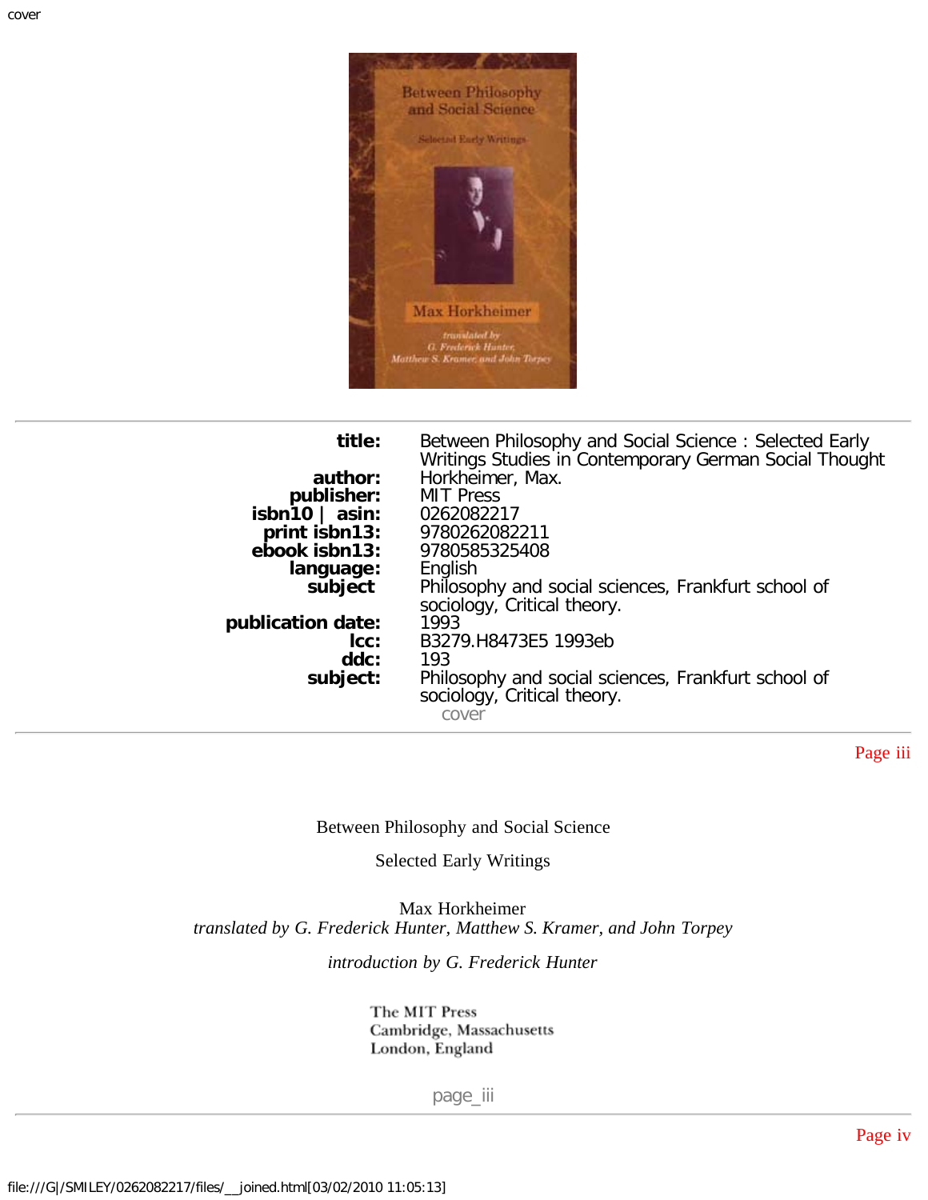| | |
|---|---|
| **title:** | Between Philosophy and Social Science : Selected Early Writings Studies in Contemporary German Social Thought |
| **author:** | Horkheimer, Max. |
| **publisher:** | MIT Press |
| **isbn10 \| asin:** | 0262082217 |
| **print isbn13:** | 9780262082211 |
| **ebook isbn13:** | 9780585325408 |
| **language:** | English |
| **subject** | Philosophy and social sciences, Frankfurt school of sociology, Critical theory. |
| **publication date:** | 1993 |
| **lcc:** | B3279.H8473E5 1993eb |
| **ddc:** | 193 |
| **subject:** | Philosophy and social sciences, Frankfurt school of sociology, Critical theory. |

# Between Philosophy and Social Science

## Selected Early Writings

Max Horkheimer

*translated by G. Frederick Hunter, Matthew S. Kramer, and John Torpey*

*introduction by G. Frederick Hunter*

The MIT Press
Cambridge, Massachusetts
London, England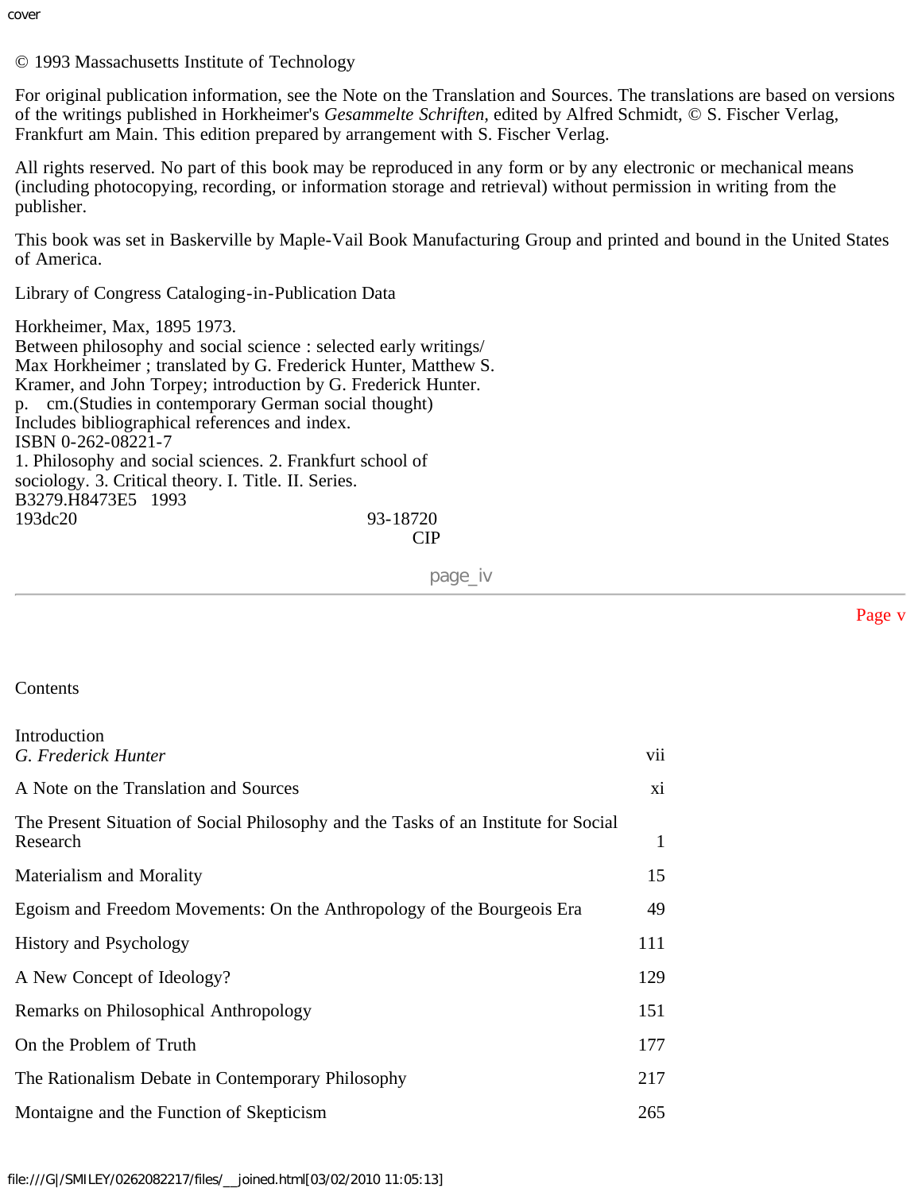© 1993 Massachusetts Institute of Technology

For original publication information, see the Note on the Translation and Sources. The translations are based on versions of the writings published in Horkheimer's *Gesammelte Schriften,* edited by Alfred Schmidt, © S. Fischer Verlag, Frankfurt am Main. This edition prepared by arrangement with S. Fischer Verlag.

All rights reserved. No part of this book may be reproduced in any form or by any electronic or mechanical means (including photocopying, recording, or information storage and retrieval) without permission in writing from the publisher.

This book was set in Baskerville by Maple-Vail Book Manufacturing Group and printed and bound in the United States of America.

Library of Congress Cataloging-in-Publication Data

Horkheimer, Max, 1895 1973.
Between philosophy and social science : selected early writings/
Max Horkheimer ; translated by G. Frederick Hunter, Matthew S.
Kramer, and John Torpey; introduction by G. Frederick Hunter.
p. cm.(Studies in contemporary German social thought)
Includes bibliographical references and index.
ISBN 0-262-08221-7
1. Philosophy and social sciences. 2. Frankfurt school of
sociology. 3. Critical theory. I. Title. II. Series.
B3279.H8473E5 1993
193dc20 93-18720
CIP

## Contents

| | |
|---|---|
| Introduction<br>*G. Frederick Hunter* | vii |
| A Note on the Translation and Sources | xi |
| The Present Situation of Social Philosophy and the Tasks of an Institute for Social Research | 1 |
| Materialism and Morality | 15 |
| Egoism and Freedom Movements: On the Anthropology of the Bourgeois Era | 49 |
| History and Psychology | 111 |
| A New Concept of Ideology? | 129 |
| Remarks on Philosophical Anthropology | 151 |
| On the Problem of Truth | 177 |
| The Rationalism Debate in Contemporary Philosophy | 217 |
| Montaigne and the Function of Skepticism | 265 |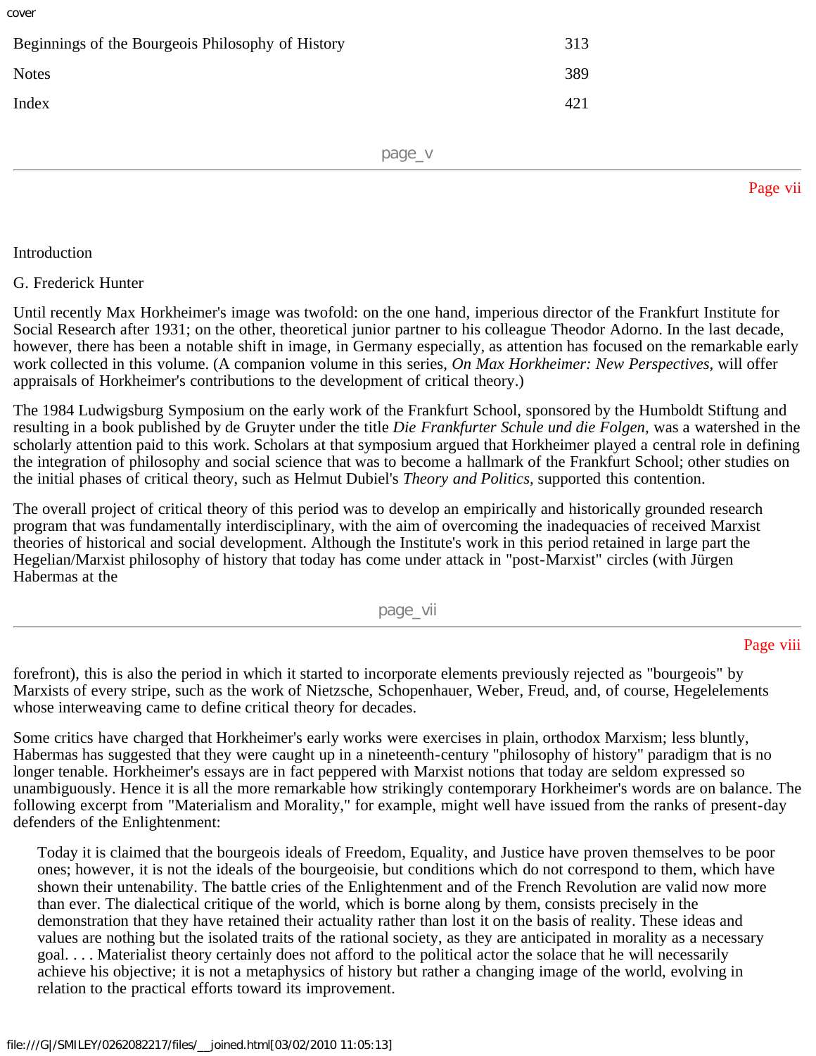| | |
|---|---|
| Beginnings of the Bourgeois Philosophy of History | 313 |
| Notes | 389 |
| Index | 421 |

## Introduction

G. Frederick Hunter

Until recently Max Horkheimer's image was twofold: on the one hand, imperious director of the Frankfurt Institute for Social Research after 1931; on the other, theoretical junior partner to his colleague Theodor Adorno. In the last decade, however, there has been a notable shift in image, in Germany especially, as attention has focused on the remarkable early work collected in this volume. (A companion volume in this series, *On Max Horkheimer: New Perspectives*, will offer appraisals of Horkheimer's contributions to the development of critical theory.)

The 1984 Ludwigsburg Symposium on the early work of the Frankfurt School, sponsored by the Humboldt Stiftung and resulting in a book published by de Gruyter under the title *Die Frankfurter Schule und die Folgen*, was a watershed in the scholarly attention paid to this work. Scholars at that symposium argued that Horkheimer played a central role in defining the integration of philosophy and social science that was to become a hallmark of the Frankfurt School; other studies on the initial phases of critical theory, such as Helmut Dubiel's *Theory and Politics*, supported this contention.

The overall project of critical theory of this period was to develop an empirically and historically grounded research program that was fundamentally interdisciplinary, with the aim of overcoming the inadequacies of received Marxist theories of historical and social development. Although the Institute's work in this period retained in large part the Hegelian/Marxist philosophy of history that today has come under attack in "post-Marxist" circles (with Jürgen Habermas at the forefront), this is also the period in which it started to incorporate elements previously rejected as "bourgeois" by Marxists of every stripe, such as the work of Nietzsche, Schopenhauer, Weber, Freud, and, of course, Hegelelements whose interweaving came to define critical theory for decades.

Some critics have charged that Horkheimer's early works were exercises in plain, orthodox Marxism; less bluntly, Habermas has suggested that they were caught up in a nineteenth-century "philosophy of history" paradigm that is no longer tenable. Horkheimer's essays are in fact peppered with Marxist notions that today are seldom expressed so unambiguously. Hence it is all the more remarkable how strikingly contemporary Horkheimer's words are on balance. The following excerpt from "Materialism and Morality," for example, might well have issued from the ranks of present-day defenders of the Enlightenment:

> Today it is claimed that the bourgeois ideals of Freedom, Equality, and Justice have proven themselves to be poor ones; however, it is not the ideals of the bourgeoisie, but conditions which do not correspond to them, which have shown their untenability. The battle cries of the Enlightenment and of the French Revolution are valid now more than ever. The dialectical critique of the world, which is borne along by them, consists precisely in the demonstration that they have retained their actuality rather than lost it on the basis of reality. These ideas and values are nothing but the isolated traits of the rational society, as they are anticipated in morality as a necessary goal. . . . Materialist theory certainly does not afford to the political actor the solace that he will necessarily achieve his objective; it is not a metaphysics of history but rather a changing image of the world, evolving in relation to the practical efforts toward its improvement.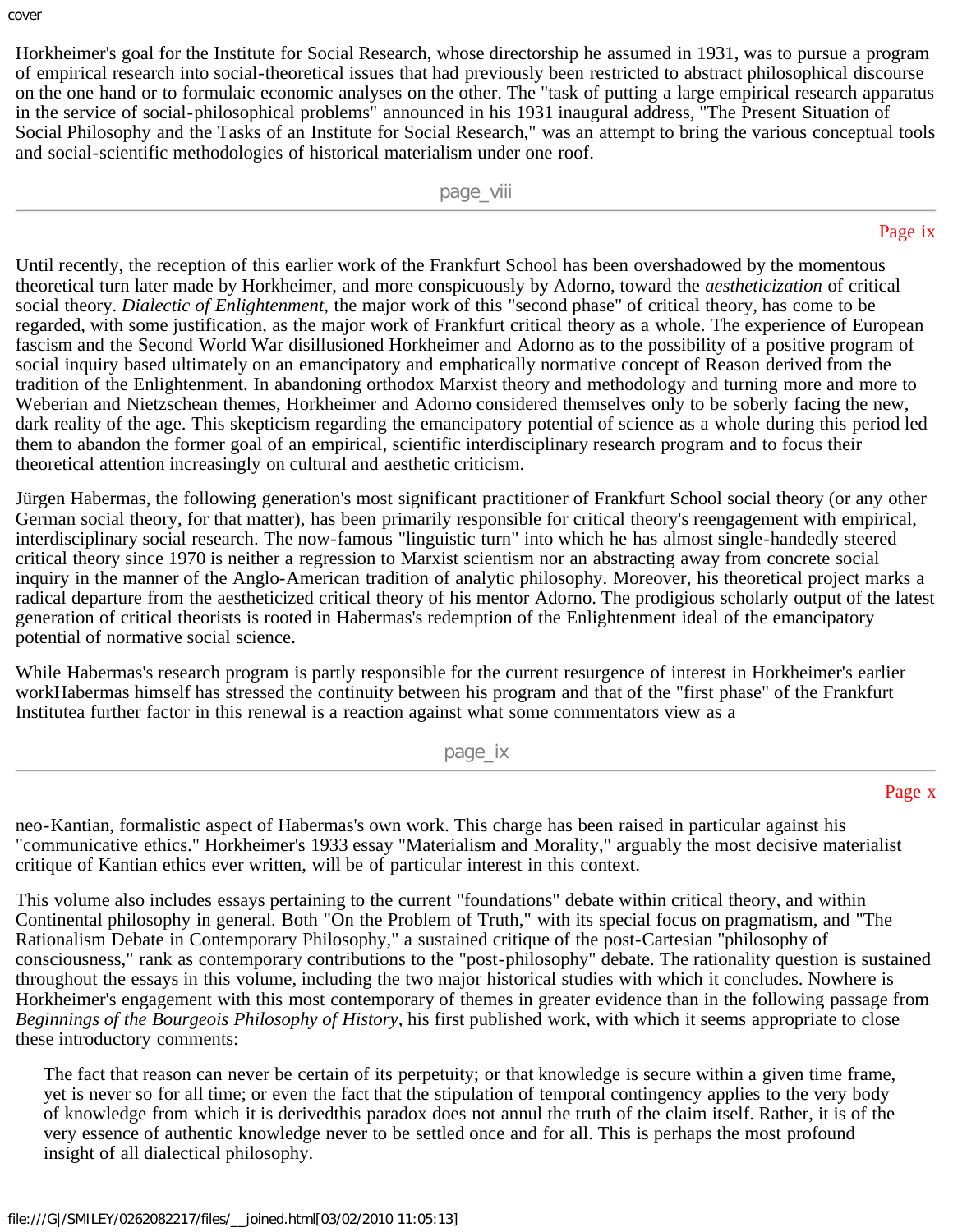Horkheimer's goal for the Institute for Social Research, whose directorship he assumed in 1931, was to pursue a program of empirical research into social-theoretical issues that had previously been restricted to abstract philosophical discourse on the one hand or to formulaic economic analyses on the other. The "task of putting a large empirical research apparatus in the service of social-philosophical problems" announced in his 1931 inaugural address, "The Present Situation of Social Philosophy and the Tasks of an Institute for Social Research," was an attempt to bring the various conceptual tools and social-scientific methodologies of historical materialism under one roof.

Until recently, the reception of this earlier work of the Frankfurt School has been overshadowed by the momentous theoretical turn later made by Horkheimer, and more conspicuously by Adorno, toward the *aestheticization* of critical social theory. *Dialectic of Enlightenment,* the major work of this "second phase" of critical theory, has come to be regarded, with some justification, as the major work of Frankfurt critical theory as a whole. The experience of European fascism and the Second World War disillusioned Horkheimer and Adorno as to the possibility of a positive program of social inquiry based ultimately on an emancipatory and emphatically normative concept of Reason derived from the tradition of the Enlightenment. In abandoning orthodox Marxist theory and methodology and turning more and more to Weberian and Nietzschean themes, Horkheimer and Adorno considered themselves only to be soberly facing the new, dark reality of the age. This skepticism regarding the emancipatory potential of science as a whole during this period led them to abandon the former goal of an empirical, scientific interdisciplinary research program and to focus their theoretical attention increasingly on cultural and aesthetic criticism.

Jürgen Habermas, the following generation's most significant practitioner of Frankfurt School social theory (or any other German social theory, for that matter), has been primarily responsible for critical theory's reengagement with empirical, interdisciplinary social research. The now-famous "linguistic turn" into which he has almost single-handedly steered critical theory since 1970 is neither a regression to Marxist scientism nor an abstracting away from concrete social inquiry in the manner of the Anglo-American tradition of analytic philosophy. Moreover, his theoretical project marks a radical departure from the aestheticized critical theory of his mentor Adorno. The prodigious scholarly output of the latest generation of critical theorists is rooted in Habermas's redemption of the Enlightenment ideal of the emancipatory potential of normative social science.

While Habermas's research program is partly responsible for the current resurgence of interest in Horkheimer's earlier workHabermas himself has stressed the continuity between his program and that of the "first phase" of the Frankfurt Institutea further factor in this renewal is a reaction against what some commentators view as a neo-Kantian, formalistic aspect of Habermas's own work. This charge has been raised in particular against his "communicative ethics." Horkheimer's 1933 essay "Materialism and Morality," arguably the most decisive materialist critique of Kantian ethics ever written, will be of particular interest in this context.

This volume also includes essays pertaining to the current "foundations" debate within critical theory, and within Continental philosophy in general. Both "On the Problem of Truth," with its special focus on pragmatism, and "The Rationalism Debate in Contemporary Philosophy," a sustained critique of the post-Cartesian "philosophy of consciousness," rank as contemporary contributions to the "post-philosophy" debate. The rationality question is sustained throughout the essays in this volume, including the two major historical studies with which it concludes. Nowhere is Horkheimer's engagement with this most contemporary of themes in greater evidence than in the following passage from *Beginnings of the Bourgeois Philosophy of History,* his first published work, with which it seems appropriate to close these introductory comments:

> The fact that reason can never be certain of its perpetuity; or that knowledge is secure within a given time frame, yet is never so for all time; or even the fact that the stipulation of temporal contingency applies to the very body of knowledge from which it is derivedthis paradox does not annul the truth of the claim itself. Rather, it is of the very essence of authentic knowledge never to be settled once and for all. This is perhaps the most profound insight of all dialectical philosophy.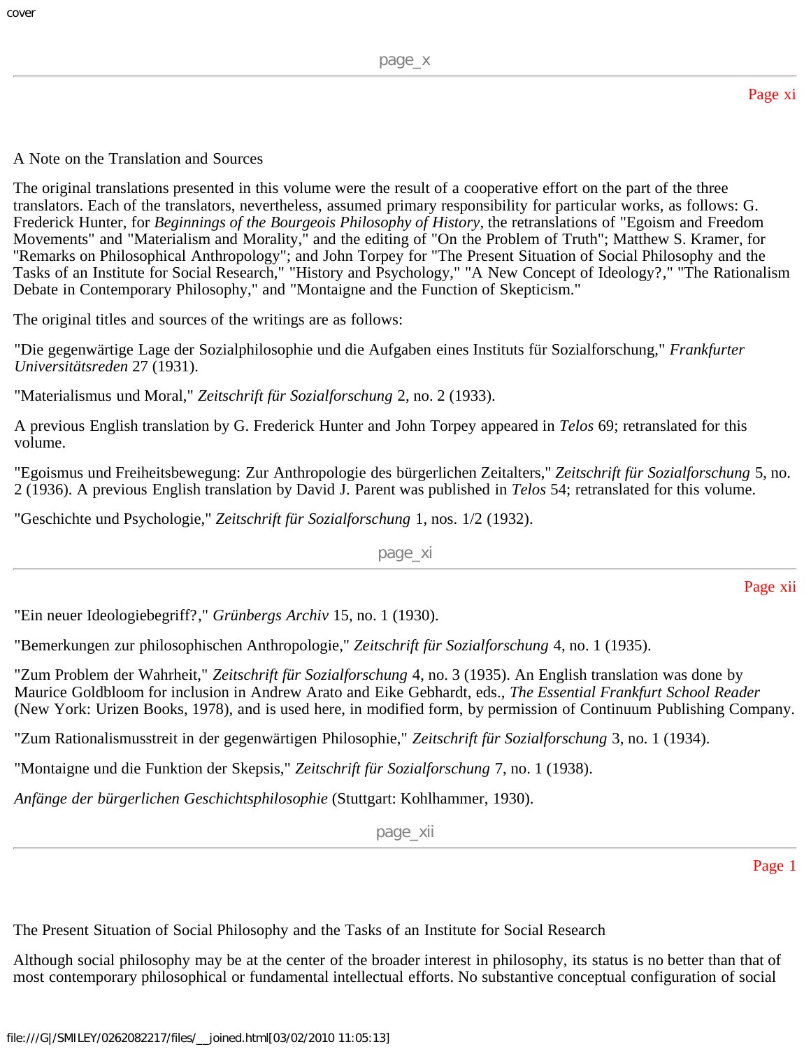## A Note on the Translation and Sources

The original translations presented in this volume were the result of a cooperative effort on the part of the three translators. Each of the translators, nevertheless, assumed primary responsibility for particular works, as follows: G. Frederick Hunter, for *Beginnings of the Bourgeois Philosophy of History*, the retranslations of "Egoism and Freedom Movements" and "Materialism and Morality," and the editing of "On the Problem of Truth"; Matthew S. Kramer, for "Remarks on Philosophical Anthropology"; and John Torpey for "The Present Situation of Social Philosophy and the Tasks of an Institute for Social Research," "History and Psychology," "A New Concept of Ideology?," "The Rationalism Debate in Contemporary Philosophy," and "Montaigne and the Function of Skepticism."

The original titles and sources of the writings are as follows:

"Die gegenwärtige Lage der Sozialphilosophie und die Aufgaben eines Instituts für Sozialforschung," *Frankfurter Universitätsreden* 27 (1931).

"Materialismus und Moral," *Zeitschrift für Sozialforschung* 2, no. 2 (1933).

A previous English translation by G. Frederick Hunter and John Torpey appeared in *Telos* 69; retranslated for this volume.

"Egoismus und Freiheitsbewegung: Zur Anthropologie des bürgerlichen Zeitalters," *Zeitschrift für Sozialforschung* 5, no. 2 (1936). A previous English translation by David J. Parent was published in *Telos* 54; retranslated for this volume.

"Geschichte und Psychologie," *Zeitschrift für Sozialforschung* 1, nos. 1/2 (1932).

"Ein neuer Ideologiebegriff?," *Grünbergs Archiv* 15, no. 1 (1930).

"Bemerkungen zur philosophischen Anthropologie," *Zeitschrift für Sozialforschung* 4, no. 1 (1935).

"Zum Problem der Wahrheit," *Zeitschrift für Sozialforschung* 4, no. 3 (1935). An English translation was done by Maurice Goldbloom for inclusion in Andrew Arato and Eike Gebhardt, eds., *The Essential Frankfurt School Reader* (New York: Urizen Books, 1978), and is used here, in modified form, by permission of Continuum Publishing Company.

"Zum Rationalismusstreit in der gegenwärtigen Philosophie," *Zeitschrift für Sozialforschung* 3, no. 1 (1934).

"Montaigne und die Funktion der Skepsis," *Zeitschrift für Sozialforschung* 7, no. 1 (1938).

*Anfänge der bürgerlichen Geschichtsphilosophie* (Stuttgart: Kohlhammer, 1930).

## The Present Situation of Social Philosophy and the Tasks of an Institute for Social Research

Although social philosophy may be at the center of the broader interest in philosophy, its status is no better than that of most contemporary philosophical or fundamental intellectual efforts. No substantive conceptual configuration of social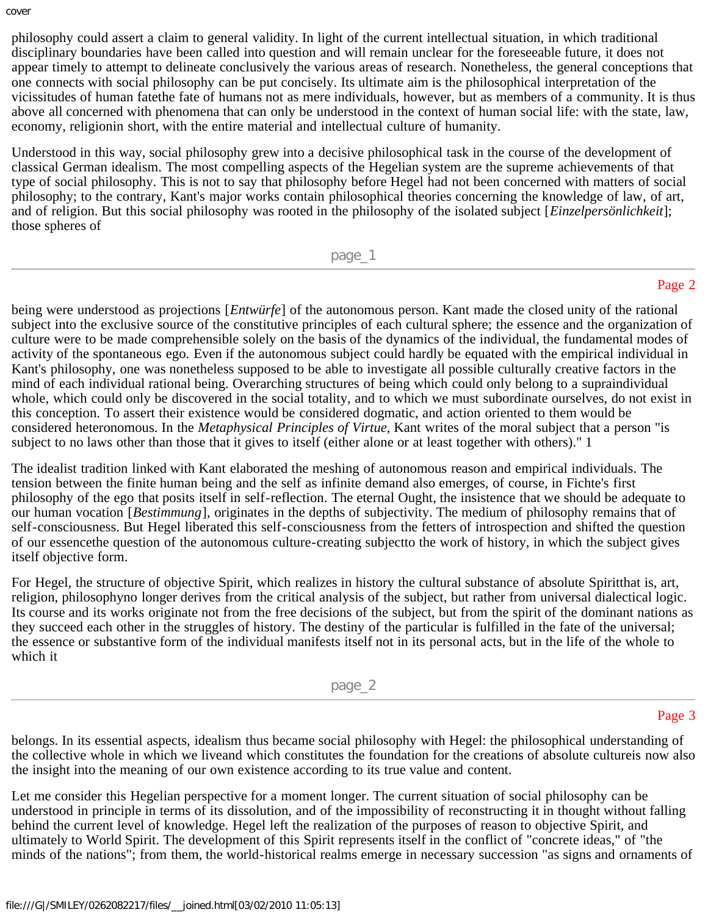philosophy could assert a claim to general validity. In light of the current intellectual situation, in which traditional disciplinary boundaries have been called into question and will remain unclear for the foreseeable future, it does not appear timely to attempt to delineate conclusively the various areas of research. Nonetheless, the general conceptions that one connects with social philosophy can be put concisely. Its ultimate aim is the philosophical interpretation of the vicissitudes of human fatethe fate of humans not as mere individuals, however, but as members of a community. It is thus above all concerned with phenomena that can only be understood in the context of human social life: with the state, law, economy, religionin short, with the entire material and intellectual culture of humanity.

Understood in this way, social philosophy grew into a decisive philosophical task in the course of the development of classical German idealism. The most compelling aspects of the Hegelian system are the supreme achievements of that type of social philosophy. This is not to say that philosophy before Hegel had not been concerned with matters of social philosophy; to the contrary, Kant's major works contain philosophical theories concerning the knowledge of law, of art, and of religion. But this social philosophy was rooted in the philosophy of the isolated subject [*Einzelpersönlichkeit*]; those spheres of being were understood as projections [*Entwürfe*] of the autonomous person. Kant made the closed unity of the rational subject into the exclusive source of the constitutive principles of each cultural sphere; the essence and the organization of culture were to be made comprehensible solely on the basis of the dynamics of the individual, the fundamental modes of activity of the spontaneous ego. Even if the autonomous subject could hardly be equated with the empirical individual in Kant's philosophy, one was nonetheless supposed to be able to investigate all possible culturally creative factors in the mind of each individual rational being. Overarching structures of being which could only belong to a supraindividual whole, which could only be discovered in the social totality, and to which we must subordinate ourselves, do not exist in this conception. To assert their existence would be considered dogmatic, and action oriented to them would be considered heteronomous. In the *Metaphysical Principles of Virtue,* Kant writes of the moral subject that a person "is subject to no laws other than those that it gives to itself (either alone or at least together with others)." 1

The idealist tradition linked with Kant elaborated the meshing of autonomous reason and empirical individuals. The tension between the finite human being and the self as infinite demand also emerges, of course, in Fichte's first philosophy of the ego that posits itself in self-reflection. The eternal Ought, the insistence that we should be adequate to our human vocation [*Bestimmung*], originates in the depths of subjectivity. The medium of philosophy remains that of self-consciousness. But Hegel liberated this self-consciousness from the fetters of introspection and shifted the question of our essencethe question of the autonomous culture-creating subjectto the work of history, in which the subject gives itself objective form.

For Hegel, the structure of objective Spirit, which realizes in history the cultural substance of absolute Spiritthat is, art, religion, philosophyno longer derives from the critical analysis of the subject, but rather from universal dialectical logic. Its course and its works originate not from the free decisions of the subject, but from the spirit of the dominant nations as they succeed each other in the struggles of history. The destiny of the particular is fulfilled in the fate of the universal; the essence or substantive form of the individual manifests itself not in its personal acts, but in the life of the whole to which it belongs. In its essential aspects, idealism thus became social philosophy with Hegel: the philosophical understanding of the collective whole in which we liveand which constitutes the foundation for the creations of absolute cultureis now also the insight into the meaning of our own existence according to its true value and content.

Let me consider this Hegelian perspective for a moment longer. The current situation of social philosophy can be understood in principle in terms of its dissolution, and of the impossibility of reconstructing it in thought without falling behind the current level of knowledge. Hegel left the realization of the purposes of reason to objective Spirit, and ultimately to World Spirit. The development of this Spirit represents itself in the conflict of "concrete ideas," of "the minds of the nations"; from them, the world-historical realms emerge in necessary succession "as signs and ornaments of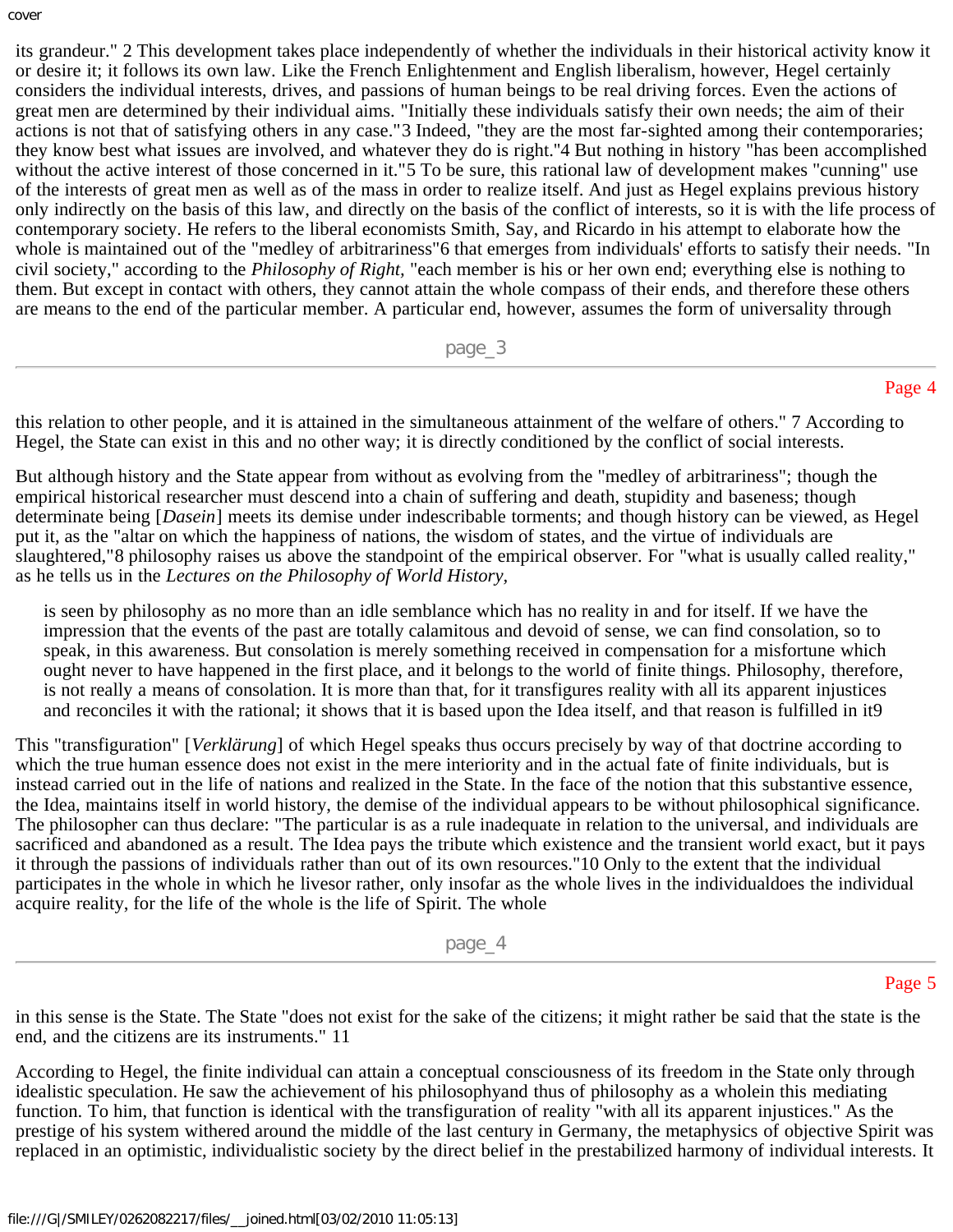its grandeur." 2 This development takes place independently of whether the individuals in their historical activity know it or desire it; it follows its own law. Like the French Enlightenment and English liberalism, however, Hegel certainly considers the individual interests, drives, and passions of human beings to be real driving forces. Even the actions of great men are determined by their individual aims. "Initially these individuals satisfy their own needs; the aim of their actions is not that of satisfying others in any case."3 Indeed, "they are the most far-sighted among their contemporaries; they know best what issues are involved, and whatever they do is right."4 But nothing in history "has been accomplished without the active interest of those concerned in it."5 To be sure, this rational law of development makes "cunning" use of the interests of great men as well as of the mass in order to realize itself. And just as Hegel explains previous history only indirectly on the basis of this law, and directly on the basis of the conflict of interests, so it is with the life process of contemporary society. He refers to the liberal economists Smith, Say, and Ricardo in his attempt to elaborate how the whole is maintained out of the "medley of arbitrariness"6 that emerges from individuals' efforts to satisfy their needs. "In civil society," according to the *Philosophy of Right*, "each member is his or her own end; everything else is nothing to them. But except in contact with others, they cannot attain the whole compass of their ends, and therefore these others are means to the end of the particular member. A particular end, however, assumes the form of universality through this relation to other people, and it is attained in the simultaneous attainment of the welfare of others." 7 According to Hegel, the State can exist in this and no other way; it is directly conditioned by the conflict of social interests.

But although history and the State appear from without as evolving from the "medley of arbitrariness"; though the empirical historical researcher must descend into a chain of suffering and death, stupidity and baseness; though determinate being [*Dasein*] meets its demise under indescribable torments; and though history can be viewed, as Hegel put it, as the "altar on which the happiness of nations, the wisdom of states, and the virtue of individuals are slaughtered,"8 philosophy raises us above the standpoint of the empirical observer. For "what is usually called reality," as he tells us in the *Lectures on the Philosophy of World History*,

> is seen by philosophy as no more than an idle semblance which has no reality in and for itself. If we have the impression that the events of the past are totally calamitous and devoid of sense, we can find consolation, so to speak, in this awareness. But consolation is merely something received in compensation for a misfortune which ought never to have happened in the first place, and it belongs to the world of finite things. Philosophy, therefore, is not really a means of consolation. It is more than that, for it transfigures reality with all its apparent injustices and reconciles it with the rational; it shows that it is based upon the Idea itself, and that reason is fulfilled in it9

This "transfiguration" [*Verklärung*] of which Hegel speaks thus occurs precisely by way of that doctrine according to which the true human essence does not exist in the mere interiority and in the actual fate of finite individuals, but is instead carried out in the life of nations and realized in the State. In the face of the notion that this substantive essence, the Idea, maintains itself in world history, the demise of the individual appears to be without philosophical significance. The philosopher can thus declare: "The particular is as a rule inadequate in relation to the universal, and individuals are sacrificed and abandoned as a result. The Idea pays the tribute which existence and the transient world exact, but it pays it through the passions of individuals rather than out of its own resources."10 Only to the extent that the individual participates in the whole in which he livesor rather, only insofar as the whole lives in the individualdoes the individual acquire reality, for the life of the whole is the life of Spirit. The whole in this sense is the State. The State "does not exist for the sake of the citizens; it might rather be said that the state is the end, and the citizens are its instruments." 11

According to Hegel, the finite individual can attain a conceptual consciousness of its freedom in the State only through idealistic speculation. He saw the achievement of his philosophyand thus of philosophy as a wholein this mediating function. To him, that function is identical with the transfiguration of reality "with all its apparent injustices." As the prestige of his system withered around the middle of the last century in Germany, the metaphysics of objective Spirit was replaced in an optimistic, individualistic society by the direct belief in the prestabilized harmony of individual interests. It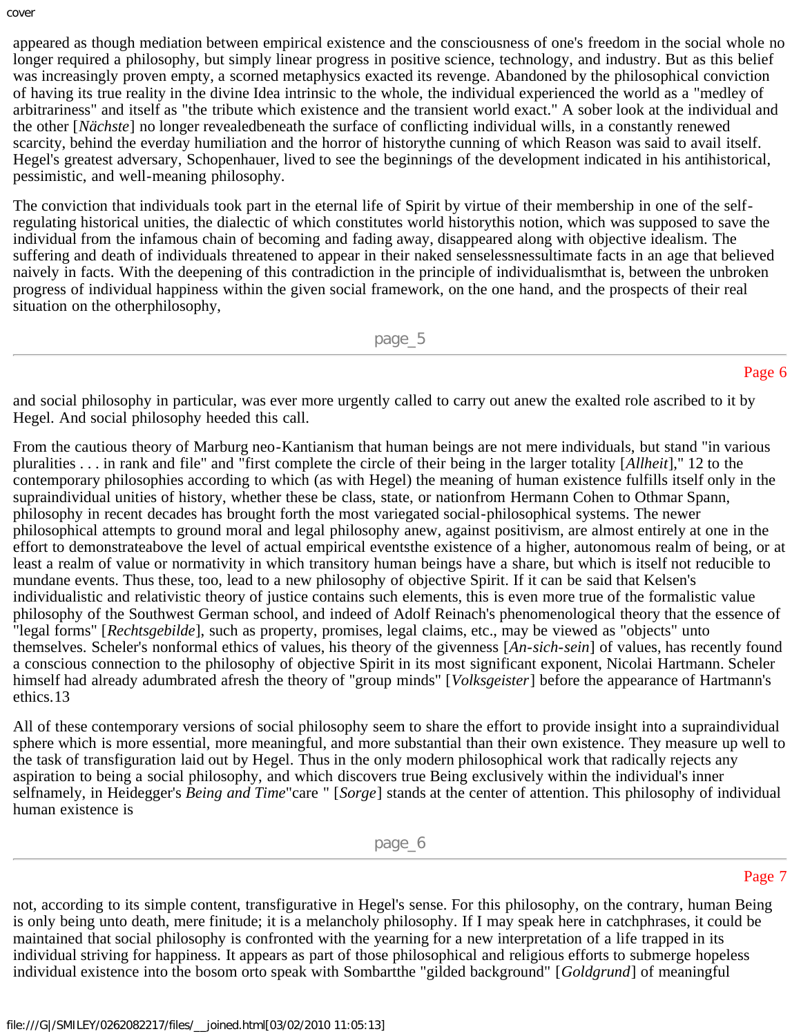appeared as though mediation between empirical existence and the consciousness of one's freedom in the social whole no longer required a philosophy, but simply linear progress in positive science, technology, and industry. But as this belief was increasingly proven empty, a scorned metaphysics exacted its revenge. Abandoned by the philosophical conviction of having its true reality in the divine Idea intrinsic to the whole, the individual experienced the world as a "medley of arbitrariness" and itself as "the tribute which existence and the transient world exact." A sober look at the individual and the other [*Nächste*] no longer revealedbeneath the surface of conflicting individual wills, in a constantly renewed scarcity, behind the everday humiliation and the horror of historythe cunning of which Reason was said to avail itself. Hegel's greatest adversary, Schopenhauer, lived to see the beginnings of the development indicated in his antihistorical, pessimistic, and well-meaning philosophy.

The conviction that individuals took part in the eternal life of Spirit by virtue of their membership in one of the self-regulating historical unities, the dialectic of which constitutes world historythis notion, which was supposed to save the individual from the infamous chain of becoming and fading away, disappeared along with objective idealism. The suffering and death of individuals threatened to appear in their naked senselessnessultimate facts in an age that believed naively in facts. With the deepening of this contradiction in the principle of individualismthat is, between the unbroken progress of individual happiness within the given social framework, on the one hand, and the prospects of their real situation on the otherphilosophy,

and social philosophy in particular, was ever more urgently called to carry out anew the exalted role ascribed to it by Hegel. And social philosophy heeded this call.

From the cautious theory of Marburg neo-Kantianism that human beings are not mere individuals, but stand "in various pluralities . . . in rank and file" and "first complete the circle of their being in the larger totality [*Allheit*]," 12 to the contemporary philosophies according to which (as with Hegel) the meaning of human existence fulfills itself only in the supraindividual unities of history, whether these be class, state, or nationfrom Hermann Cohen to Othmar Spann, philosophy in recent decades has brought forth the most variegated social-philosophical systems. The newer philosophical attempts to ground moral and legal philosophy anew, against positivism, are almost entirely at one in the effort to demonstrateabove the level of actual empirical eventsthe existence of a higher, autonomous realm of being, or at least a realm of value or normativity in which transitory human beings have a share, but which is itself not reducible to mundane events. Thus these, too, lead to a new philosophy of objective Spirit. If it can be said that Kelsen's individualistic and relativistic theory of justice contains such elements, this is even more true of the formalistic value philosophy of the Southwest German school, and indeed of Adolf Reinach's phenomenological theory that the essence of "legal forms" [*Rechtsgebilde*], such as property, promises, legal claims, etc., may be viewed as "objects" unto themselves. Scheler's nonformal ethics of values, his theory of the givenness [*An-sich-sein*] of values, has recently found a conscious connection to the philosophy of objective Spirit in its most significant exponent, Nicolai Hartmann. Scheler himself had already adumbrated afresh the theory of "group minds" [*Volksgeister*] before the appearance of Hartmann's ethics.13

All of these contemporary versions of social philosophy seem to share the effort to provide insight into a supraindividual sphere which is more essential, more meaningful, and more substantial than their own existence. They measure up well to the task of transfiguration laid out by Hegel. Thus in the only modern philosophical work that radically rejects any aspiration to being a social philosophy, and which discovers true Being exclusively within the individual's inner selfnamely, in Heidegger's *Being and Time*"care " [*Sorge*] stands at the center of attention. This philosophy of individual human existence is

not, according to its simple content, transfigurative in Hegel's sense. For this philosophy, on the contrary, human Being is only being unto death, mere finitude; it is a melancholy philosophy. If I may speak here in catchphrases, it could be maintained that social philosophy is confronted with the yearning for a new interpretation of a life trapped in its individual striving for happiness. It appears as part of those philosophical and religious efforts to submerge hopeless individual existence into the bosom orto speak with Sombartthe "gilded background" [*Goldgrund*] of meaningful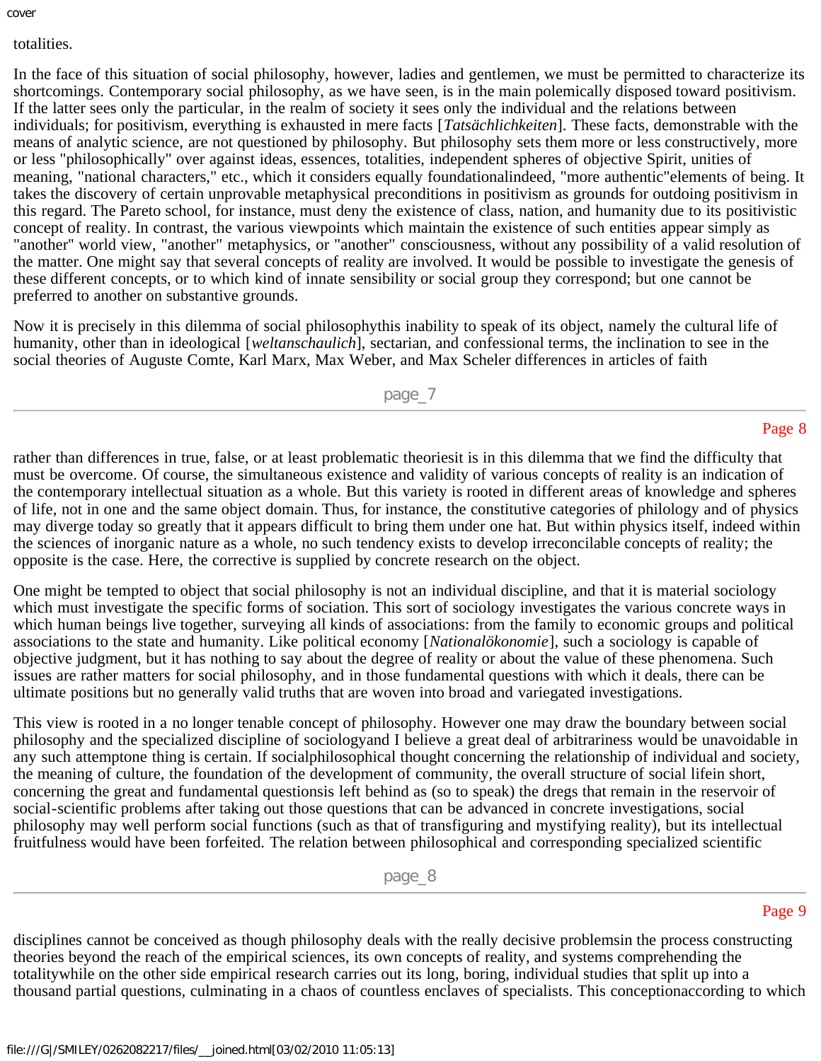totalities.

In the face of this situation of social philosophy, however, ladies and gentlemen, we must be permitted to characterize its shortcomings. Contemporary social philosophy, as we have seen, is in the main polemically disposed toward positivism. If the latter sees only the particular, in the realm of society it sees only the individual and the relations between individuals; for positivism, everything is exhausted in mere facts [*Tatsächlichkeiten*]. These facts, demonstrable with the means of analytic science, are not questioned by philosophy. But philosophy sets them more or less constructively, more or less "philosophically" over against ideas, essences, totalities, independent spheres of objective Spirit, unities of meaning, "national characters," etc., which it considers equally foundationalindeed, "more authentic"elements of being. It takes the discovery of certain unprovable metaphysical preconditions in positivism as grounds for outdoing positivism in this regard. The Pareto school, for instance, must deny the existence of class, nation, and humanity due to its positivistic concept of reality. In contrast, the various viewpoints which maintain the existence of such entities appear simply as "another" world view, "another" metaphysics, or "another" consciousness, without any possibility of a valid resolution of the matter. One might say that several concepts of reality are involved. It would be possible to investigate the genesis of these different concepts, or to which kind of innate sensibility or social group they correspond; but one cannot be preferred to another on substantive grounds.

Now it is precisely in this dilemma of social philosophythis inability to speak of its object, namely the cultural life of humanity, other than in ideological [*weltanschaulich*], sectarian, and confessional terms, the inclination to see in the social theories of Auguste Comte, Karl Marx, Max Weber, and Max Scheler differences in articles of faith rather than differences in true, false, or at least problematic theoriesit is in this dilemma that we find the difficulty that must be overcome. Of course, the simultaneous existence and validity of various concepts of reality is an indication of the contemporary intellectual situation as a whole. But this variety is rooted in different areas of knowledge and spheres of life, not in one and the same object domain. Thus, for instance, the constitutive categories of philology and of physics may diverge today so greatly that it appears difficult to bring them under one hat. But within physics itself, indeed within the sciences of inorganic nature as a whole, no such tendency exists to develop irreconcilable concepts of reality; the opposite is the case. Here, the corrective is supplied by concrete research on the object.

One might be tempted to object that social philosophy is not an individual discipline, and that it is material sociology which must investigate the specific forms of sociation. This sort of sociology investigates the various concrete ways in which human beings live together, surveying all kinds of associations: from the family to economic groups and political associations to the state and humanity. Like political economy [*Nationalökonomie*], such a sociology is capable of objective judgment, but it has nothing to say about the degree of reality or about the value of these phenomena. Such issues are rather matters for social philosophy, and in those fundamental questions with which it deals, there can be ultimate positions but no generally valid truths that are woven into broad and variegated investigations.

This view is rooted in a no longer tenable concept of philosophy. However one may draw the boundary between social philosophy and the specialized discipline of sociologyand I believe a great deal of arbitrariness would be unavoidable in any such attemptone thing is certain. If socialphilosophical thought concerning the relationship of individual and society, the meaning of culture, the foundation of the development of community, the overall structure of social lifein short, concerning the great and fundamental questionsis left behind as (so to speak) the dregs that remain in the reservoir of social-scientific problems after taking out those questions that can be advanced in concrete investigations, social philosophy may well perform social functions (such as that of transfiguring and mystifying reality), but its intellectual fruitfulness would have been forfeited. The relation between philosophical and corresponding specialized scientific disciplines cannot be conceived as though philosophy deals with the really decisive problemsin the process constructing theories beyond the reach of the empirical sciences, its own concepts of reality, and systems comprehending the totalitywhile on the other side empirical research carries out its long, boring, individual studies that split up into a thousand partial questions, culminating in a chaos of countless enclaves of specialists. This conceptionaccording to which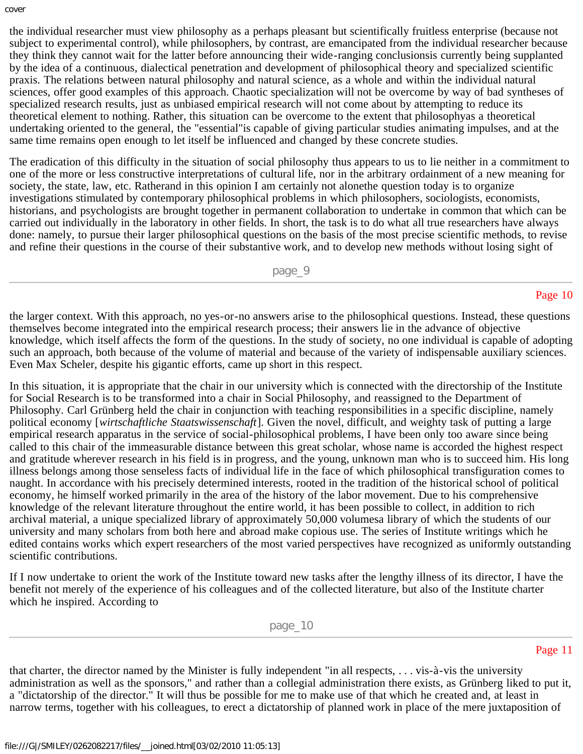the individual researcher must view philosophy as a perhaps pleasant but scientifically fruitless enterprise (because not subject to experimental control), while philosophers, by contrast, are emancipated from the individual researcher because they think they cannot wait for the latter before announcing their wide-ranging conclusionsis currently being supplanted by the idea of a continuous, dialectical penetration and development of philosophical theory and specialized scientific praxis. The relations between natural philosophy and natural science, as a whole and within the individual natural sciences, offer good examples of this approach. Chaotic specialization will not be overcome by way of bad syntheses of specialized research results, just as unbiased empirical research will not come about by attempting to reduce its theoretical element to nothing. Rather, this situation can be overcome to the extent that philosophyas a theoretical undertaking oriented to the general, the "essential"is capable of giving particular studies animating impulses, and at the same time remains open enough to let itself be influenced and changed by these concrete studies.

The eradication of this difficulty in the situation of social philosophy thus appears to us to lie neither in a commitment to one of the more or less constructive interpretations of cultural life, nor in the arbitrary ordainment of a new meaning for society, the state, law, etc. Ratherand in this opinion I am certainly not alonethe question today is to organize investigations stimulated by contemporary philosophical problems in which philosophers, sociologists, economists, historians, and psychologists are brought together in permanent collaboration to undertake in common that which can be carried out individually in the laboratory in other fields. In short, the task is to do what all true researchers have always done: namely, to pursue their larger philosophical questions on the basis of the most precise scientific methods, to revise and refine their questions in the course of their substantive work, and to develop new methods without losing sight of the larger context. With this approach, no yes-or-no answers arise to the philosophical questions. Instead, these questions themselves become integrated into the empirical research process; their answers lie in the advance of objective knowledge, which itself affects the form of the questions. In the study of society, no one individual is capable of adopting such an approach, both because of the volume of material and because of the variety of indispensable auxiliary sciences. Even Max Scheler, despite his gigantic efforts, came up short in this respect.

In this situation, it is appropriate that the chair in our university which is connected with the directorship of the Institute for Social Research is to be transformed into a chair in Social Philosophy, and reassigned to the Department of Philosophy. Carl Grünberg held the chair in conjunction with teaching responsibilities in a specific discipline, namely political economy [*wirtschaftliche Staatswissenschaft*]. Given the novel, difficult, and weighty task of putting a large empirical research apparatus in the service of social-philosophical problems, I have been only too aware since being called to this chair of the immeasurable distance between this great scholar, whose name is accorded the highest respect and gratitude wherever research in his field is in progress, and the young, unknown man who is to succeed him. His long illness belongs among those senseless facts of individual life in the face of which philosophical transfiguration comes to naught. In accordance with his precisely determined interests, rooted in the tradition of the historical school of political economy, he himself worked primarily in the area of the history of the labor movement. Due to his comprehensive knowledge of the relevant literature throughout the entire world, it has been possible to collect, in addition to rich archival material, a unique specialized library of approximately 50,000 volumesa library of which the students of our university and many scholars from both here and abroad make copious use. The series of Institute writings which he edited contains works which expert researchers of the most varied perspectives have recognized as uniformly outstanding scientific contributions.

If I now undertake to orient the work of the Institute toward new tasks after the lengthy illness of its director, I have the benefit not merely of the experience of his colleagues and of the collected literature, but also of the Institute charter which he inspired. According to that charter, the director named by the Minister is fully independent "in all respects, . . . vis-à-vis the university administration as well as the sponsors," and rather than a collegial administration there exists, as Grünberg liked to put it, a "dictatorship of the director." It will thus be possible for me to make use of that which he created and, at least in narrow terms, together with his colleagues, to erect a dictatorship of planned work in place of the mere juxtaposition of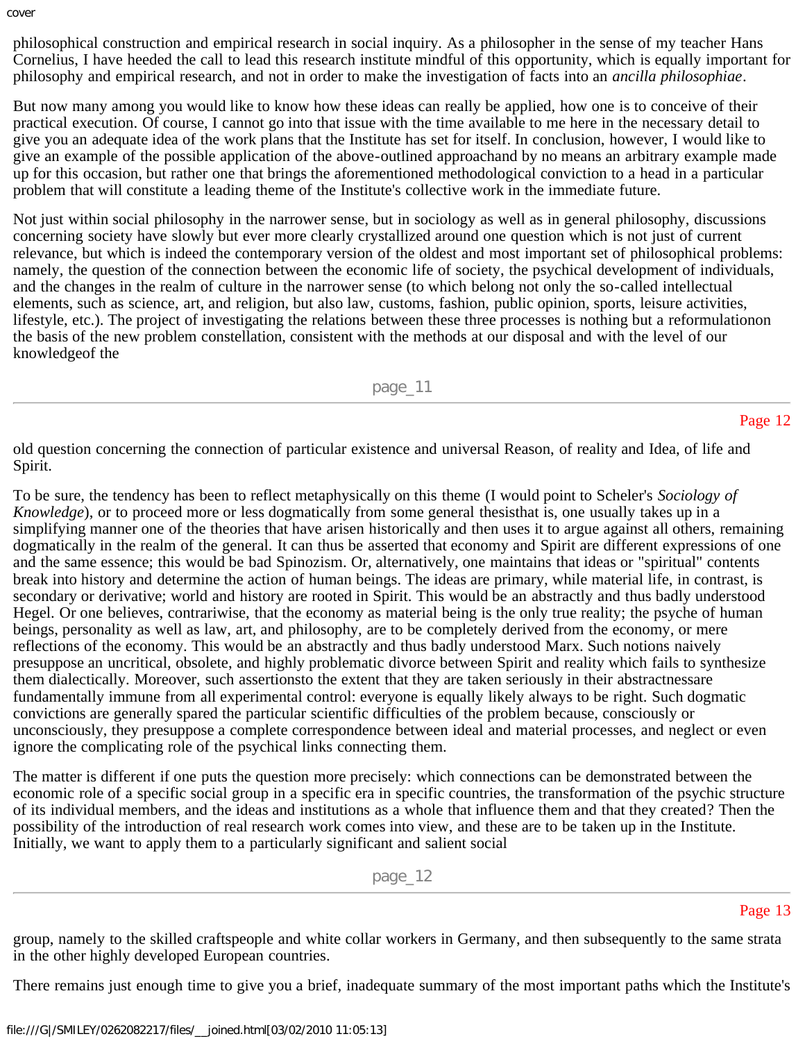philosophical construction and empirical research in social inquiry. As a philosopher in the sense of my teacher Hans Cornelius, I have heeded the call to lead this research institute mindful of this opportunity, which is equally important for philosophy and empirical research, and not in order to make the investigation of facts into an *ancilla philosophiae*.

But now many among you would like to know how these ideas can really be applied, how one is to conceive of their practical execution. Of course, I cannot go into that issue with the time available to me here in the necessary detail to give you an adequate idea of the work plans that the Institute has set for itself. In conclusion, however, I would like to give an example of the possible application of the above-outlined approachand by no means an arbitrary example made up for this occasion, but rather one that brings the aforementioned methodological conviction to a head in a particular problem that will constitute a leading theme of the Institute's collective work in the immediate future.

Not just within social philosophy in the narrower sense, but in sociology as well as in general philosophy, discussions concerning society have slowly but ever more clearly crystallized around one question which is not just of current relevance, but which is indeed the contemporary version of the oldest and most important set of philosophical problems: namely, the question of the connection between the economic life of society, the psychical development of individuals, and the changes in the realm of culture in the narrower sense (to which belong not only the so-called intellectual elements, such as science, art, and religion, but also law, customs, fashion, public opinion, sports, leisure activities, lifestyle, etc.). The project of investigating the relations between these three processes is nothing but a reformulationon the basis of the new problem constellation, consistent with the methods at our disposal and with the level of our knowledgeof the old question concerning the connection of particular existence and universal Reason, of reality and Idea, of life and Spirit.

To be sure, the tendency has been to reflect metaphysically on this theme (I would point to Scheler's *Sociology of Knowledge*), or to proceed more or less dogmatically from some general thesisthat is, one usually takes up in a simplifying manner one of the theories that have arisen historically and then uses it to argue against all others, remaining dogmatically in the realm of the general. It can thus be asserted that economy and Spirit are different expressions of one and the same essence; this would be bad Spinozism. Or, alternatively, one maintains that ideas or "spiritual" contents break into history and determine the action of human beings. The ideas are primary, while material life, in contrast, is secondary or derivative; world and history are rooted in Spirit. This would be an abstractly and thus badly understood Hegel. Or one believes, contrariwise, that the economy as material being is the only true reality; the psyche of human beings, personality as well as law, art, and philosophy, are to be completely derived from the economy, or mere reflections of the economy. This would be an abstractly and thus badly understood Marx. Such notions naively presuppose an uncritical, obsolete, and highly problematic divorce between Spirit and reality which fails to synthesize them dialectically. Moreover, such assertionsto the extent that they are taken seriously in their abstractnessare fundamentally immune from all experimental control: everyone is equally likely always to be right. Such dogmatic convictions are generally spared the particular scientific difficulties of the problem because, consciously or unconsciously, they presuppose a complete correspondence between ideal and material processes, and neglect or even ignore the complicating role of the psychical links connecting them.

The matter is different if one puts the question more precisely: which connections can be demonstrated between the economic role of a specific social group in a specific era in specific countries, the transformation of the psychic structure of its individual members, and the ideas and institutions as a whole that influence them and that they created? Then the possibility of the introduction of real research work comes into view, and these are to be taken up in the Institute. Initially, we want to apply them to a particularly significant and salient social group, namely to the skilled craftspeople and white collar workers in Germany, and then subsequently to the same strata in the other highly developed European countries.

There remains just enough time to give you a brief, inadequate summary of the most important paths which the Institute's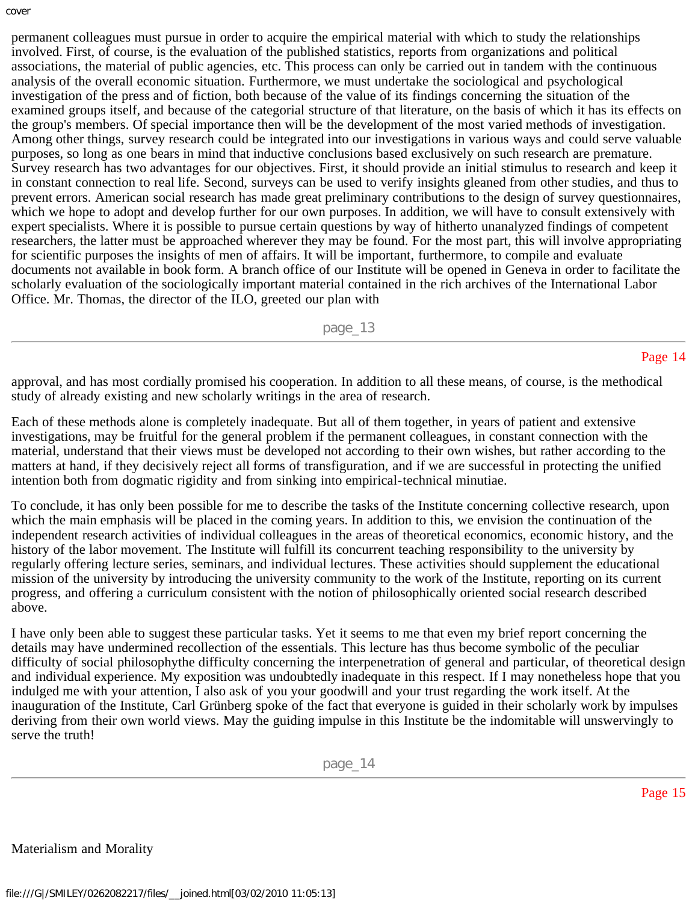permanent colleagues must pursue in order to acquire the empirical material with which to study the relationships involved. First, of course, is the evaluation of the published statistics, reports from organizations and political associations, the material of public agencies, etc. This process can only be carried out in tandem with the continuous analysis of the overall economic situation. Furthermore, we must undertake the sociological and psychological investigation of the press and of fiction, both because of the value of its findings concerning the situation of the examined groups itself, and because of the categorial structure of that literature, on the basis of which it has its effects on the group's members. Of special importance then will be the development of the most varied methods of investigation. Among other things, survey research could be integrated into our investigations in various ways and could serve valuable purposes, so long as one bears in mind that inductive conclusions based exclusively on such research are premature. Survey research has two advantages for our objectives. First, it should provide an initial stimulus to research and keep it in constant connection to real life. Second, surveys can be used to verify insights gleaned from other studies, and thus to prevent errors. American social research has made great preliminary contributions to the design of survey questionnaires, which we hope to adopt and develop further for our own purposes. In addition, we will have to consult extensively with expert specialists. Where it is possible to pursue certain questions by way of hitherto unanalyzed findings of competent researchers, the latter must be approached wherever they may be found. For the most part, this will involve appropriating for scientific purposes the insights of men of affairs. It will be important, furthermore, to compile and evaluate documents not available in book form. A branch office of our Institute will be opened in Geneva in order to facilitate the scholarly evaluation of the sociologically important material contained in the rich archives of the International Labor Office. Mr. Thomas, the director of the ILO, greeted our plan with approval, and has most cordially promised his cooperation. In addition to all these means, of course, is the methodical study of already existing and new scholarly writings in the area of research.

Each of these methods alone is completely inadequate. But all of them together, in years of patient and extensive investigations, may be fruitful for the general problem if the permanent colleagues, in constant connection with the material, understand that their views must be developed not according to their own wishes, but rather according to the matters at hand, if they decisively reject all forms of transfiguration, and if we are successful in protecting the unified intention both from dogmatic rigidity and from sinking into empirical-technical minutiae.

To conclude, it has only been possible for me to describe the tasks of the Institute concerning collective research, upon which the main emphasis will be placed in the coming years. In addition to this, we envision the continuation of the independent research activities of individual colleagues in the areas of theoretical economics, economic history, and the history of the labor movement. The Institute will fulfill its concurrent teaching responsibility to the university by regularly offering lecture series, seminars, and individual lectures. These activities should supplement the educational mission of the university by introducing the university community to the work of the Institute, reporting on its current progress, and offering a curriculum consistent with the notion of philosophically oriented social research described above.

I have only been able to suggest these particular tasks. Yet it seems to me that even my brief report concerning the details may have undermined recollection of the essentials. This lecture has thus become symbolic of the peculiar difficulty of social philosophythe difficulty concerning the interpenetration of general and particular, of theoretical design and individual experience. My exposition was undoubtedly inadequate in this respect. If I may nonetheless hope that you indulged me with your attention, I also ask of you your goodwill and your trust regarding the work itself. At the inauguration of the Institute, Carl Grünberg spoke of the fact that everyone is guided in their scholarly work by impulses deriving from their own world views. May the guiding impulse in this Institute be the indomitable will unswervingly to serve the truth!

# Materialism and Morality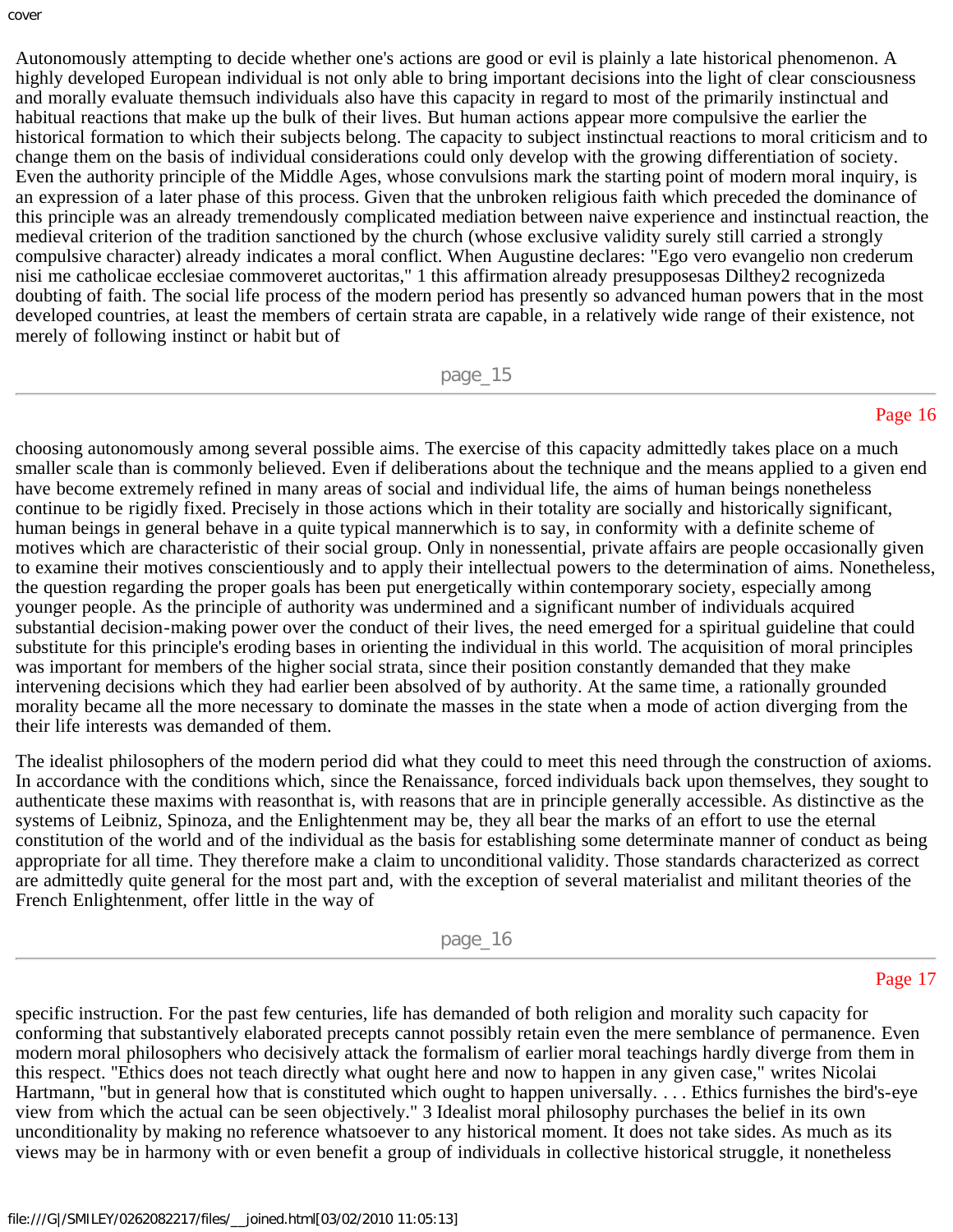Autonomously attempting to decide whether one's actions are good or evil is plainly a late historical phenomenon. A highly developed European individual is not only able to bring important decisions into the light of clear consciousness and morally evaluate themsuch individuals also have this capacity in regard to most of the primarily instinctual and habitual reactions that make up the bulk of their lives. But human actions appear more compulsive the earlier the historical formation to which their subjects belong. The capacity to subject instinctual reactions to moral criticism and to change them on the basis of individual considerations could only develop with the growing differentiation of society. Even the authority principle of the Middle Ages, whose convulsions mark the starting point of modern moral inquiry, is an expression of a later phase of this process. Given that the unbroken religious faith which preceded the dominance of this principle was an already tremendously complicated mediation between naive experience and instinctual reaction, the medieval criterion of the tradition sanctioned by the church (whose exclusive validity surely still carried a strongly compulsive character) already indicates a moral conflict. When Augustine declares: "Ego vero evangelio non crederum nisi me catholicae ecclesiae commoveret auctoritas," 1 this affirmation already presupposesas Dilthey2 recognizeda doubting of faith. The social life process of the modern period has presently so advanced human powers that in the most developed countries, at least the members of certain strata are capable, in a relatively wide range of their existence, not merely of following instinct or habit but of

choosing autonomously among several possible aims. The exercise of this capacity admittedly takes place on a much smaller scale than is commonly believed. Even if deliberations about the technique and the means applied to a given end have become extremely refined in many areas of social and individual life, the aims of human beings nonetheless continue to be rigidly fixed. Precisely in those actions which in their totality are socially and historically significant, human beings in general behave in a quite typical mannerwhich is to say, in conformity with a definite scheme of motives which are characteristic of their social group. Only in nonessential, private affairs are people occasionally given to examine their motives conscientiously and to apply their intellectual powers to the determination of aims. Nonetheless, the question regarding the proper goals has been put energetically within contemporary society, especially among younger people. As the principle of authority was undermined and a significant number of individuals acquired substantial decision-making power over the conduct of their lives, the need emerged for a spiritual guideline that could substitute for this principle's eroding bases in orienting the individual in this world. The acquisition of moral principles was important for members of the higher social strata, since their position constantly demanded that they make intervening decisions which they had earlier been absolved of by authority. At the same time, a rationally grounded morality became all the more necessary to dominate the masses in the state when a mode of action diverging from the their life interests was demanded of them.

The idealist philosophers of the modern period did what they could to meet this need through the construction of axioms. In accordance with the conditions which, since the Renaissance, forced individuals back upon themselves, they sought to authenticate these maxims with reasonthat is, with reasons that are in principle generally accessible. As distinctive as the systems of Leibniz, Spinoza, and the Enlightenment may be, they all bear the marks of an effort to use the eternal constitution of the world and of the individual as the basis for establishing some determinate manner of conduct as being appropriate for all time. They therefore make a claim to unconditional validity. Those standards characterized as correct are admittedly quite general for the most part and, with the exception of several materialist and militant theories of the French Enlightenment, offer little in the way of

specific instruction. For the past few centuries, life has demanded of both religion and morality such capacity for conforming that substantively elaborated precepts cannot possibly retain even the mere semblance of permanence. Even modern moral philosophers who decisively attack the formalism of earlier moral teachings hardly diverge from them in this respect. "Ethics does not teach directly what ought here and now to happen in any given case," writes Nicolai Hartmann, "but in general how that is constituted which ought to happen universally. . . . Ethics furnishes the bird's-eye view from which the actual can be seen objectively." 3 Idealist moral philosophy purchases the belief in its own unconditionality by making no reference whatsoever to any historical moment. It does not take sides. As much as its views may be in harmony with or even benefit a group of individuals in collective historical struggle, it nonetheless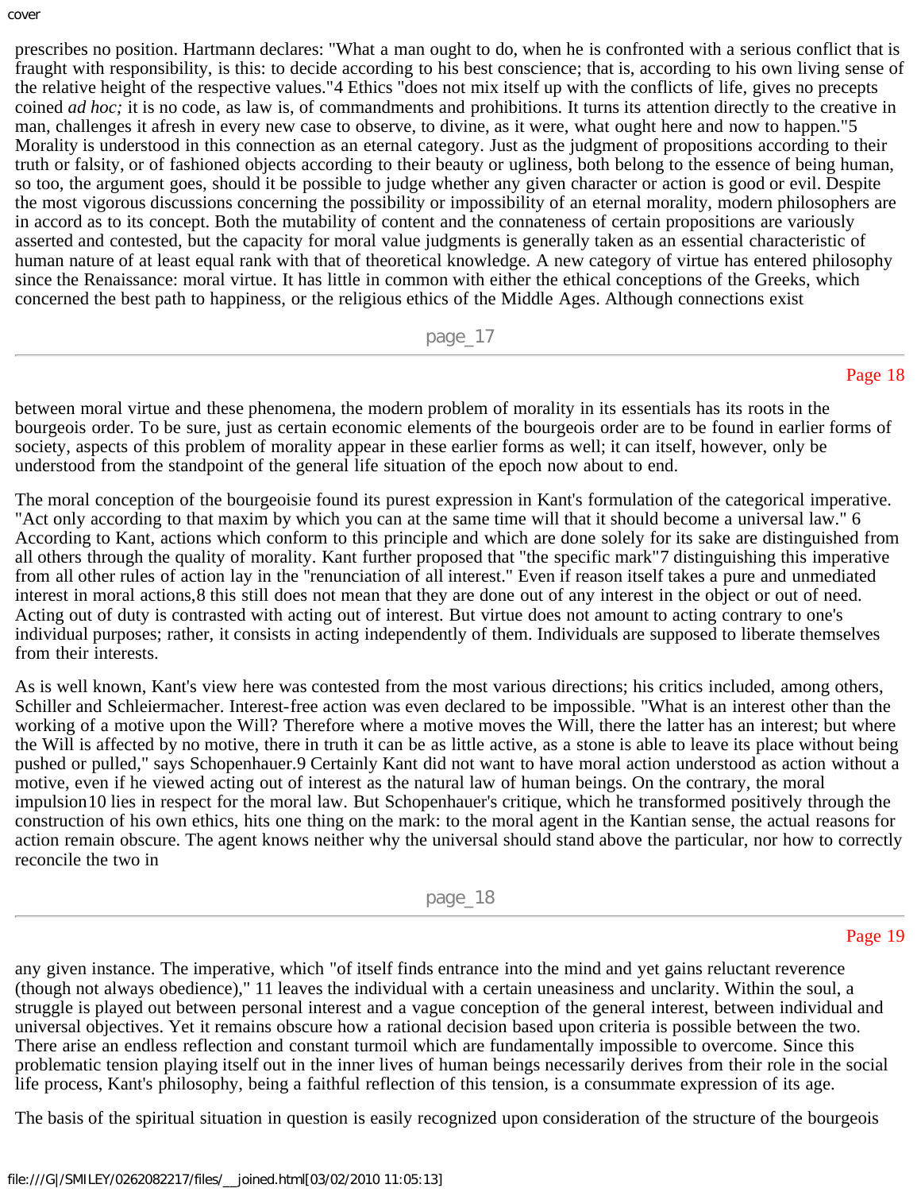prescribes no position. Hartmann declares: "What a man ought to do, when he is confronted with a serious conflict that is fraught with responsibility, is this: to decide according to his best conscience; that is, according to his own living sense of the relative height of the respective values."[4] Ethics "does not mix itself up with the conflicts of life, gives no precepts coined *ad hoc;* it is no code, as law is, of commandments and prohibitions. It turns its attention directly to the creative in man, challenges it afresh in every new case to observe, to divine, as it were, what ought here and now to happen."[5] Morality is understood in this connection as an eternal category. Just as the judgment of propositions according to their truth or falsity, or of fashioned objects according to their beauty or ugliness, both belong to the essence of being human, so too, the argument goes, should it be possible to judge whether any given character or action is good or evil. Despite the most vigorous discussions concerning the possibility or impossibility of an eternal morality, modern philosophers are in accord as to its concept. Both the mutability of content and the connateness of certain propositions are variously asserted and contested, but the capacity for moral value judgments is generally taken as an essential characteristic of human nature of at least equal rank with that of theoretical knowledge. A new category of virtue has entered philosophy since the Renaissance: moral virtue. It has little in common with either the ethical conceptions of the Greeks, which concerned the best path to happiness, or the religious ethics of the Middle Ages. Although connections exist between moral virtue and these phenomena, the modern problem of morality in its essentials has its roots in the bourgeois order. To be sure, just as certain economic elements of the bourgeois order are to be found in earlier forms of society, aspects of this problem of morality appear in these earlier forms as well; it can itself, however, only be understood from the standpoint of the general life situation of the epoch now about to end.

The moral conception of the bourgeoisie found its purest expression in Kant's formulation of the categorical imperative. "Act only according to that maxim by which you can at the same time will that it should become a universal law." [6] According to Kant, actions which conform to this principle and which are done solely for its sake are distinguished from all others through the quality of morality. Kant further proposed that "the specific mark"[7] distinguishing this imperative from all other rules of action lay in the "renunciation of all interest." Even if reason itself takes a pure and unmediated interest in moral actions,[8] this still does not mean that they are done out of any interest in the object or out of need. Acting out of duty is contrasted with acting out of interest. But virtue does not amount to acting contrary to one's individual purposes; rather, it consists in acting independently of them. Individuals are supposed to liberate themselves from their interests.

As is well known, Kant's view here was contested from the most various directions; his critics included, among others, Schiller and Schleiermacher. Interest-free action was even declared to be impossible. "What is an interest other than the working of a motive upon the Will? Therefore where a motive moves the Will, there the latter has an interest; but where the Will is affected by no motive, there in truth it can be as little active, as a stone is able to leave its place without being pushed or pulled," says Schopenhauer.[9] Certainly Kant did not want to have moral action understood as action without a motive, even if he viewed acting out of interest as the natural law of human beings. On the contrary, the moral impulsion[10] lies in respect for the moral law. But Schopenhauer's critique, which he transformed positively through the construction of his own ethics, hits one thing on the mark: to the moral agent in the Kantian sense, the actual reasons for action remain obscure. The agent knows neither why the universal should stand above the particular, nor how to correctly reconcile the two in any given instance. The imperative, which "of itself finds entrance into the mind and yet gains reluctant reverence (though not always obedience)," [11] leaves the individual with a certain uneasiness and unclarity. Within the soul, a struggle is played out between personal interest and a vague conception of the general interest, between individual and universal objectives. Yet it remains obscure how a rational decision based upon criteria is possible between the two. There arise an endless reflection and constant turmoil which are fundamentally impossible to overcome. Since this problematic tension playing itself out in the inner lives of human beings necessarily derives from their role in the social life process, Kant's philosophy, being a faithful reflection of this tension, is a consummate expression of its age.

The basis of the spiritual situation in question is easily recognized upon consideration of the structure of the bourgeois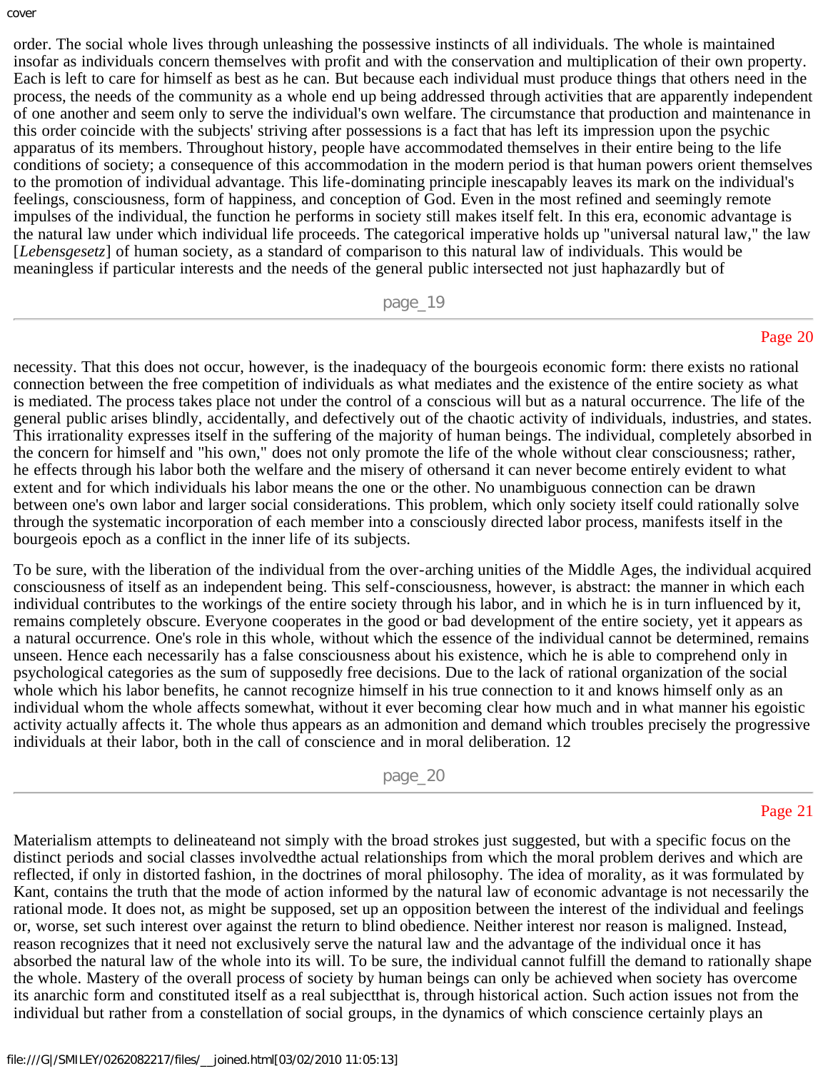order. The social whole lives through unleashing the possessive instincts of all individuals. The whole is maintained insofar as individuals concern themselves with profit and with the conservation and multiplication of their own property. Each is left to care for himself as best as he can. But because each individual must produce things that others need in the process, the needs of the community as a whole end up being addressed through activities that are apparently independent of one another and seem only to serve the individual's own welfare. The circumstance that production and maintenance in this order coincide with the subjects' striving after possessions is a fact that has left its impression upon the psychic apparatus of its members. Throughout history, people have accommodated themselves in their entire being to the life conditions of society; a consequence of this accommodation in the modern period is that human powers orient themselves to the promotion of individual advantage. This life-dominating principle inescapably leaves its mark on the individual's feelings, consciousness, form of happiness, and conception of God. Even in the most refined and seemingly remote impulses of the individual, the function he performs in society still makes itself felt. In this era, economic advantage is the natural law under which individual life proceeds. The categorical imperative holds up "universal natural law," the law [*Lebensgesetz*] of human society, as a standard of comparison to this natural law of individuals. This would be meaningless if particular interests and the needs of the general public intersected not just haphazardly but of necessity. That this does not occur, however, is the inadequacy of the bourgeois economic form: there exists no rational connection between the free competition of individuals as what mediates and the existence of the entire society as what is mediated. The process takes place not under the control of a conscious will but as a natural occurrence. The life of the general public arises blindly, accidentally, and defectively out of the chaotic activity of individuals, industries, and states. This irrationality expresses itself in the suffering of the majority of human beings. The individual, completely absorbed in the concern for himself and "his own," does not only promote the life of the whole without clear consciousness; rather, he effects through his labor both the welfare and the misery of othersand it can never become entirely evident to what extent and for which individuals his labor means the one or the other. No unambiguous connection can be drawn between one's own labor and larger social considerations. This problem, which only society itself could rationally solve through the systematic incorporation of each member into a consciously directed labor process, manifests itself in the bourgeois epoch as a conflict in the inner life of its subjects.

To be sure, with the liberation of the individual from the over-arching unities of the Middle Ages, the individual acquired consciousness of itself as an independent being. This self-consciousness, however, is abstract: the manner in which each individual contributes to the workings of the entire society through his labor, and in which he is in turn influenced by it, remains completely obscure. Everyone cooperates in the good or bad development of the entire society, yet it appears as a natural occurrence. One's role in this whole, without which the essence of the individual cannot be determined, remains unseen. Hence each necessarily has a false consciousness about his existence, which he is able to comprehend only in psychological categories as the sum of supposedly free decisions. Due to the lack of rational organization of the social whole which his labor benefits, he cannot recognize himself in his true connection to it and knows himself only as an individual whom the whole affects somewhat, without it ever becoming clear how much and in what manner his egoistic activity actually affects it. The whole thus appears as an admonition and demand which troubles precisely the progressive individuals at their labor, both in the call of conscience and in moral deliberation. 12

Materialism attempts to delineateand not simply with the broad strokes just suggested, but with a specific focus on the distinct periods and social classes involvedthe actual relationships from which the moral problem derives and which are reflected, if only in distorted fashion, in the doctrines of moral philosophy. The idea of morality, as it was formulated by Kant, contains the truth that the mode of action informed by the natural law of economic advantage is not necessarily the rational mode. It does not, as might be supposed, set up an opposition between the interest of the individual and feelings or, worse, set such interest over against the return to blind obedience. Neither interest nor reason is maligned. Instead, reason recognizes that it need not exclusively serve the natural law and the advantage of the individual once it has absorbed the natural law of the whole into its will. To be sure, the individual cannot fulfill the demand to rationally shape the whole. Mastery of the overall process of society by human beings can only be achieved when society has overcome its anarchic form and constituted itself as a real subjectthat is, through historical action. Such action issues not from the individual but rather from a constellation of social groups, in the dynamics of which conscience certainly plays an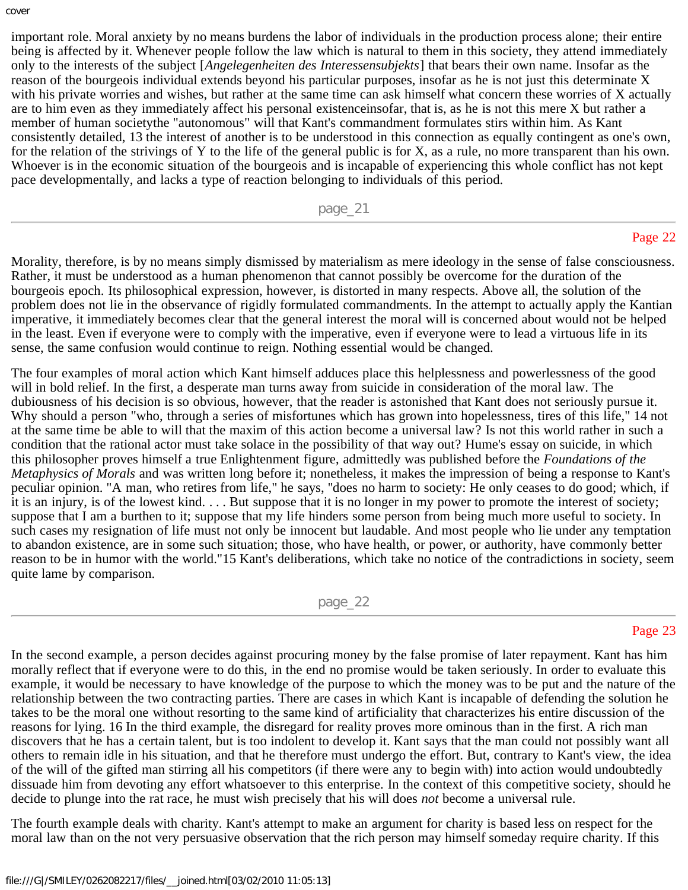important role. Moral anxiety by no means burdens the labor of individuals in the production process alone; their entire being is affected by it. Whenever people follow the law which is natural to them in this society, they attend immediately only to the interests of the subject [*Angelegenheiten des Interessensubjekts*] that bears their own name. Insofar as the reason of the bourgeois individual extends beyond his particular purposes, insofar as he is not just this determinate X with his private worries and wishes, but rather at the same time can ask himself what concern these worries of X actually are to him even as they immediately affect his personal existenceinsofar, that is, as he is not this mere X but rather a member of human societythe "autonomous" will that Kant's commandment formulates stirs within him. As Kant consistently detailed, 13 the interest of another is to be understood in this connection as equally contingent as one's own, for the relation of the strivings of Y to the life of the general public is for X, as a rule, no more transparent than his own. Whoever is in the economic situation of the bourgeois and is incapable of experiencing this whole conflict has not kept pace developmentally, and lacks a type of reaction belonging to individuals of this period.

Morality, therefore, is by no means simply dismissed by materialism as mere ideology in the sense of false consciousness. Rather, it must be understood as a human phenomenon that cannot possibly be overcome for the duration of the bourgeois epoch. Its philosophical expression, however, is distorted in many respects. Above all, the solution of the problem does not lie in the observance of rigidly formulated commandments. In the attempt to actually apply the Kantian imperative, it immediately becomes clear that the general interest the moral will is concerned about would not be helped in the least. Even if everyone were to comply with the imperative, even if everyone were to lead a virtuous life in its sense, the same confusion would continue to reign. Nothing essential would be changed.

The four examples of moral action which Kant himself adduces place this helplessness and powerlessness of the good will in bold relief. In the first, a desperate man turns away from suicide in consideration of the moral law. The dubiousness of his decision is so obvious, however, that the reader is astonished that Kant does not seriously pursue it. Why should a person "who, through a series of misfortunes which has grown into hopelessness, tires of this life," 14 not at the same time be able to will that the maxim of this action become a universal law? Is not this world rather in such a condition that the rational actor must take solace in the possibility of that way out? Hume's essay on suicide, in which this philosopher proves himself a true Enlightenment figure, admittedly was published before the *Foundations of the Metaphysics of Morals* and was written long before it; nonetheless, it makes the impression of being a response to Kant's peculiar opinion. "A man, who retires from life," he says, "does no harm to society: He only ceases to do good; which, if it is an injury, is of the lowest kind. . . . But suppose that it is no longer in my power to promote the interest of society; suppose that I am a burthen to it; suppose that my life hinders some person from being much more useful to society. In such cases my resignation of life must not only be innocent but laudable. And most people who lie under any temptation to abandon existence, are in some such situation; those, who have health, or power, or authority, have commonly better reason to be in humor with the world."15 Kant's deliberations, which take no notice of the contradictions in society, seem quite lame by comparison.

In the second example, a person decides against procuring money by the false promise of later repayment. Kant has him morally reflect that if everyone were to do this, in the end no promise would be taken seriously. In order to evaluate this example, it would be necessary to have knowledge of the purpose to which the money was to be put and the nature of the relationship between the two contracting parties. There are cases in which Kant is incapable of defending the solution he takes to be the moral one without resorting to the same kind of artificiality that characterizes his entire discussion of the reasons for lying. 16 In the third example, the disregard for reality proves more ominous than in the first. A rich man discovers that he has a certain talent, but is too indolent to develop it. Kant says that the man could not possibly want all others to remain idle in his situation, and that he therefore must undergo the effort. But, contrary to Kant's view, the idea of the will of the gifted man stirring all his competitors (if there were any to begin with) into action would undoubtedly dissuade him from devoting any effort whatsoever to this enterprise. In the context of this competitive society, should he decide to plunge into the rat race, he must wish precisely that his will does *not* become a universal rule.

The fourth example deals with charity. Kant's attempt to make an argument for charity is based less on respect for the moral law than on the not very persuasive observation that the rich person may himself someday require charity. If this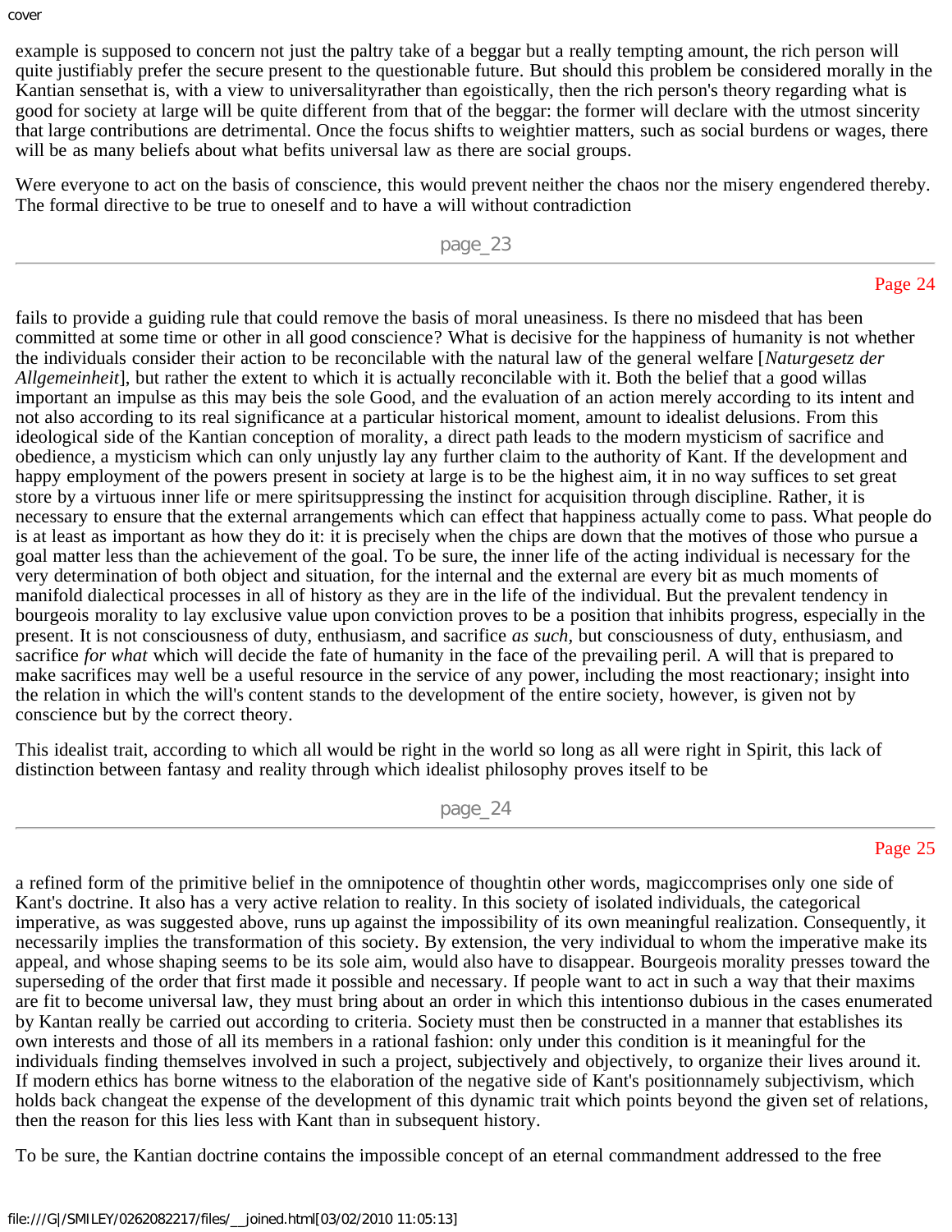example is supposed to concern not just the paltry take of a beggar but a really tempting amount, the rich person will quite justifiably prefer the secure present to the questionable future. But should this problem be considered morally in the Kantian sensethat is, with a view to universalityrather than egoistically, then the rich person's theory regarding what is good for society at large will be quite different from that of the beggar: the former will declare with the utmost sincerity that large contributions are detrimental. Once the focus shifts to weightier matters, such as social burdens or wages, there will be as many beliefs about what befits universal law as there are social groups.

Were everyone to act on the basis of conscience, this would prevent neither the chaos nor the misery engendered thereby. The formal directive to be true to oneself and to have a will without contradiction fails to provide a guiding rule that could remove the basis of moral uneasiness. Is there no misdeed that has been committed at some time or other in all good conscience? What is decisive for the happiness of humanity is not whether the individuals consider their action to be reconcilable with the natural law of the general welfare [*Naturgesetz der Allgemeinheit*], but rather the extent to which it is actually reconcilable with it. Both the belief that a good willas important an impulse as this may beis the sole Good, and the evaluation of an action merely according to its intent and not also according to its real significance at a particular historical moment, amount to idealist delusions. From this ideological side of the Kantian conception of morality, a direct path leads to the modern mysticism of sacrifice and obedience, a mysticism which can only unjustly lay any further claim to the authority of Kant. If the development and happy employment of the powers present in society at large is to be the highest aim, it in no way suffices to set great store by a virtuous inner life or mere spiritsuppressing the instinct for acquisition through discipline. Rather, it is necessary to ensure that the external arrangements which can effect that happiness actually come to pass. What people do is at least as important as how they do it: it is precisely when the chips are down that the motives of those who pursue a goal matter less than the achievement of the goal. To be sure, the inner life of the acting individual is necessary for the very determination of both object and situation, for the internal and the external are every bit as much moments of manifold dialectical processes in all of history as they are in the life of the individual. But the prevalent tendency in bourgeois morality to lay exclusive value upon conviction proves to be a position that inhibits progress, especially in the present. It is not consciousness of duty, enthusiasm, and sacrifice *as such*, but consciousness of duty, enthusiasm, and sacrifice *for what* which will decide the fate of humanity in the face of the prevailing peril. A will that is prepared to make sacrifices may well be a useful resource in the service of any power, including the most reactionary; insight into the relation in which the will's content stands to the development of the entire society, however, is given not by conscience but by the correct theory.

This idealist trait, according to which all would be right in the world so long as all were right in Spirit, this lack of distinction between fantasy and reality through which idealist philosophy proves itself to be a refined form of the primitive belief in the omnipotence of thoughtin other words, magiccomprises only one side of Kant's doctrine. It also has a very active relation to reality. In this society of isolated individuals, the categorical imperative, as was suggested above, runs up against the impossibility of its own meaningful realization. Consequently, it necessarily implies the transformation of this society. By extension, the very individual to whom the imperative make its appeal, and whose shaping seems to be its sole aim, would also have to disappear. Bourgeois morality presses toward the superseding of the order that first made it possible and necessary. If people want to act in such a way that their maxims are fit to become universal law, they must bring about an order in which this intentionso dubious in the cases enumerated by Kantan really be carried out according to criteria. Society must then be constructed in a manner that establishes its own interests and those of all its members in a rational fashion: only under this condition is it meaningful for the individuals finding themselves involved in such a project, subjectively and objectively, to organize their lives around it. If modern ethics has borne witness to the elaboration of the negative side of Kant's positionnamely subjectivism, which holds back changeat the expense of the development of this dynamic trait which points beyond the given set of relations, then the reason for this lies less with Kant than in subsequent history.

To be sure, the Kantian doctrine contains the impossible concept of an eternal commandment addressed to the free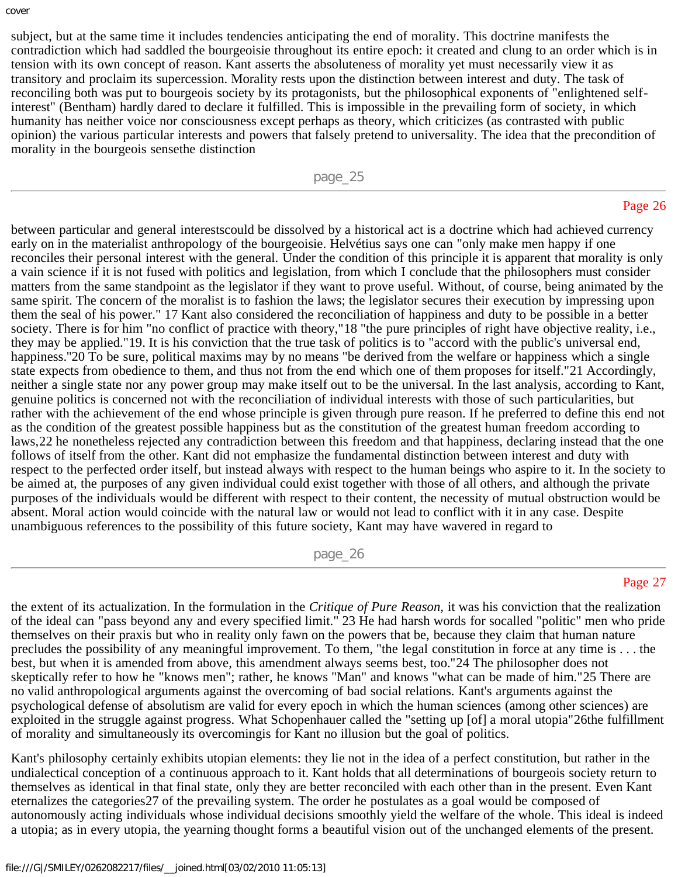subject, but at the same time it includes tendencies anticipating the end of morality. This doctrine manifests the contradiction which had saddled the bourgeoisie throughout its entire epoch: it created and clung to an order which is in tension with its own concept of reason. Kant asserts the absoluteness of morality yet must necessarily view it as transitory and proclaim its supercession. Morality rests upon the distinction between interest and duty. The task of reconciling both was put to bourgeois society by its protagonists, but the philosophical exponents of "enlightened self-interest" (Bentham) hardly dared to declare it fulfilled. This is impossible in the prevailing form of society, in which humanity has neither voice nor consciousness except perhaps as theory, which criticizes (as contrasted with public opinion) the various particular interests and powers that falsely pretend to universality. The idea that the precondition of morality in the bourgeois sensethe distinction between particular and general interestscould be dissolved by a historical act is a doctrine which had achieved currency early on in the materialist anthropology of the bourgeoisie. Helvétius says one can "only make men happy if one reconciles their personal interest with the general. Under the condition of this principle it is apparent that morality is only a vain science if it is not fused with politics and legislation, from which I conclude that the philosophers must consider matters from the same standpoint as the legislator if they want to prove useful. Without, of course, being animated by the same spirit. The concern of the moralist is to fashion the laws; the legislator secures their execution by impressing upon them the seal of his power." 17 Kant also considered the reconciliation of happiness and duty to be possible in a better society. There is for him "no conflict of practice with theory,"18 "the pure principles of right have objective reality, i.e., they may be applied."19. It is his conviction that the true task of politics is to "accord with the public's universal end, happiness."20 To be sure, political maxims may by no means "be derived from the welfare or happiness which a single state expects from obedience to them, and thus not from the end which one of them proposes for itself."21 Accordingly, neither a single state nor any power group may make itself out to be the universal. In the last analysis, according to Kant, genuine politics is concerned not with the reconciliation of individual interests with those of such particularities, but rather with the achievement of the end whose principle is given through pure reason. If he preferred to define this end not as the condition of the greatest possible happiness but as the constitution of the greatest human freedom according to laws,22 he nonetheless rejected any contradiction between this freedom and that happiness, declaring instead that the one follows of itself from the other. Kant did not emphasize the fundamental distinction between interest and duty with respect to the perfected order itself, but instead always with respect to the human beings who aspire to it. In the society to be aimed at, the purposes of any given individual could exist together with those of all others, and although the private purposes of the individuals would be different with respect to their content, the necessity of mutual obstruction would be absent. Moral action would coincide with the natural law or would not lead to conflict with it in any case. Despite unambiguous references to the possibility of this future society, Kant may have wavered in regard to the extent of its actualization. In the formulation in the *Critique of Pure Reason,* it was his conviction that the realization of the ideal can "pass beyond any and every specified limit." 23 He had harsh words for socalled "politic" men who pride themselves on their praxis but who in reality only fawn on the powers that be, because they claim that human nature precludes the possibility of any meaningful improvement. To them, "the legal constitution in force at any time is . . . the best, but when it is amended from above, this amendment always seems best, too."24 The philosopher does not skeptically refer to how he "knows men"; rather, he knows "Man" and knows "what can be made of him."25 There are no valid anthropological arguments against the overcoming of bad social relations. Kant's arguments against the psychological defense of absolutism are valid for every epoch in which the human sciences (among other sciences) are exploited in the struggle against progress. What Schopenhauer called the "setting up [of] a moral utopia"26the fulfillment of morality and simultaneously its overcomingis for Kant no illusion but the goal of politics.

Kant's philosophy certainly exhibits utopian elements: they lie not in the idea of a perfect constitution, but rather in the undialectical conception of a continuous approach to it. Kant holds that all determinations of bourgeois society return to themselves as identical in that final state, only they are better reconciled with each other than in the present. Even Kant eternalizes the categories27 of the prevailing system. The order he postulates as a goal would be composed of autonomously acting individuals whose individual decisions smoothly yield the welfare of the whole. This ideal is indeed a utopia; as in every utopia, the yearning thought forms a beautiful vision out of the unchanged elements of the present.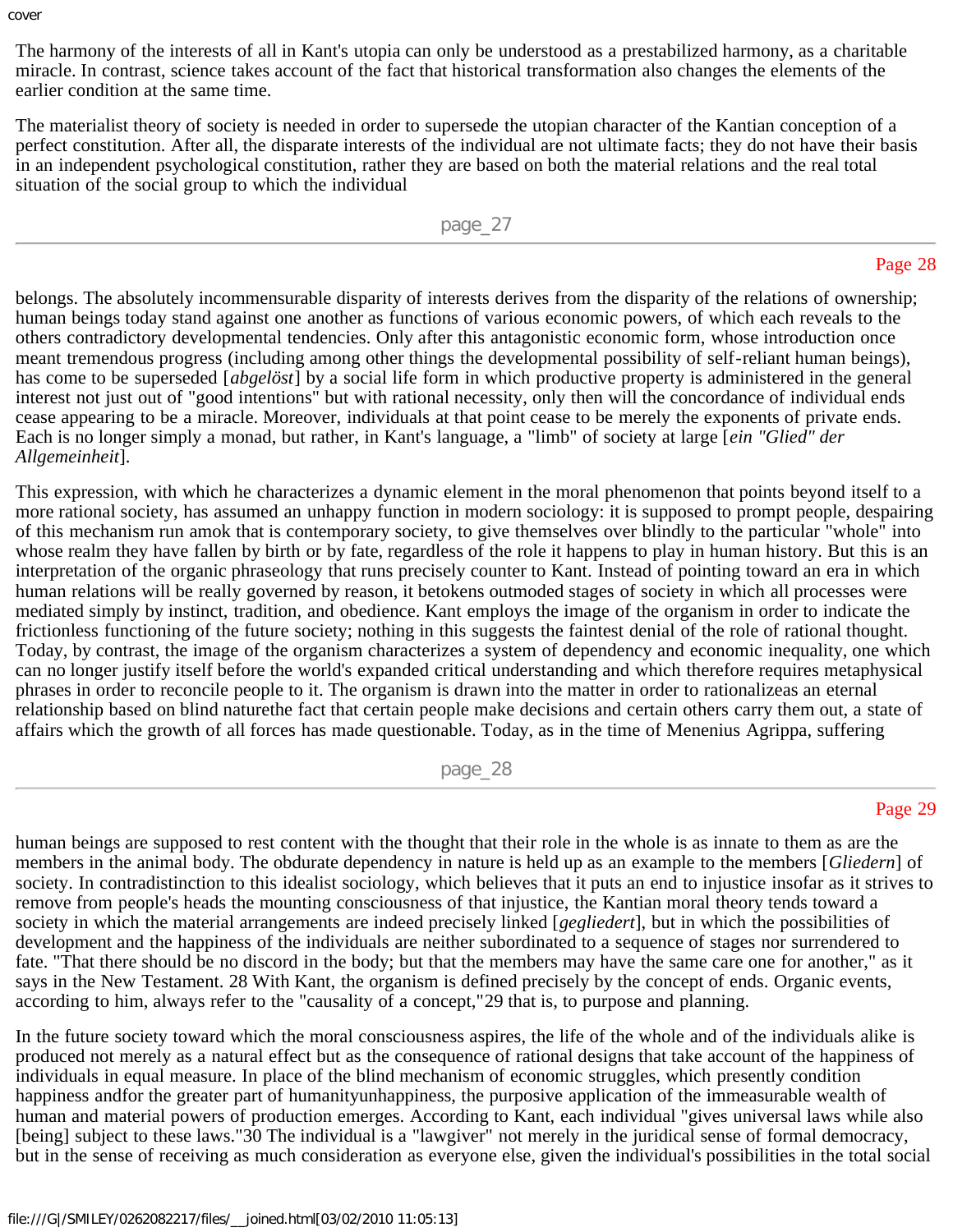The harmony of the interests of all in Kant's utopia can only be understood as a prestabilized harmony, as a charitable miracle. In contrast, science takes account of the fact that historical transformation also changes the elements of the earlier condition at the same time.

The materialist theory of society is needed in order to supersede the utopian character of the Kantian conception of a perfect constitution. After all, the disparate interests of the individual are not ultimate facts; they do not have their basis in an independent psychological constitution, rather they are based on both the material relations and the real total situation of the social group to which the individual belongs. The absolutely incommensurable disparity of interests derives from the disparity of the relations of ownership; human beings today stand against one another as functions of various economic powers, of which each reveals to the others contradictory developmental tendencies. Only after this antagonistic economic form, whose introduction once meant tremendous progress (including among other things the developmental possibility of self-reliant human beings), has come to be superseded [*abgelöst*] by a social life form in which productive property is administered in the general interest not just out of "good intentions" but with rational necessity, only then will the concordance of individual ends cease appearing to be a miracle. Moreover, individuals at that point cease to be merely the exponents of private ends. Each is no longer simply a monad, but rather, in Kant's language, a "limb" of society at large [*ein "Glied" der Allgemeinheit*].

This expression, with which he characterizes a dynamic element in the moral phenomenon that points beyond itself to a more rational society, has assumed an unhappy function in modern sociology: it is supposed to prompt people, despairing of this mechanism run amok that is contemporary society, to give themselves over blindly to the particular "whole" into whose realm they have fallen by birth or by fate, regardless of the role it happens to play in human history. But this is an interpretation of the organic phraseology that runs precisely counter to Kant. Instead of pointing toward an era in which human relations will be really governed by reason, it betokens outmoded stages of society in which all processes were mediated simply by instinct, tradition, and obedience. Kant employs the image of the organism in order to indicate the frictionless functioning of the future society; nothing in this suggests the faintest denial of the role of rational thought. Today, by contrast, the image of the organism characterizes a system of dependency and economic inequality, one which can no longer justify itself before the world's expanded critical understanding and which therefore requires metaphysical phrases in order to reconcile people to it. The organism is drawn into the matter in order to rationalizeas an eternal relationship based on blind naturethe fact that certain people make decisions and certain others carry them out, a state of affairs which the growth of all forces has made questionable. Today, as in the time of Menenius Agrippa, suffering human beings are supposed to rest content with the thought that their role in the whole is as innate to them as are the members in the animal body. The obdurate dependency in nature is held up as an example to the members [*Gliedern*] of society. In contradistinction to this idealist sociology, which believes that it puts an end to injustice insofar as it strives to remove from people's heads the mounting consciousness of that injustice, the Kantian moral theory tends toward a society in which the material arrangements are indeed precisely linked [*gegliedert*], but in which the possibilities of development and the happiness of the individuals are neither subordinated to a sequence of stages nor surrendered to fate. "That there should be no discord in the body; but that the members may have the same care one for another," as it says in the New Testament. 28 With Kant, the organism is defined precisely by the concept of ends. Organic events, according to him, always refer to the "causality of a concept,"29 that is, to purpose and planning.

In the future society toward which the moral consciousness aspires, the life of the whole and of the individuals alike is produced not merely as a natural effect but as the consequence of rational designs that take account of the happiness of individuals in equal measure. In place of the blind mechanism of economic struggles, which presently condition happiness andfor the greater part of humanityunhappiness, the purposive application of the immeasurable wealth of human and material powers of production emerges. According to Kant, each individual "gives universal laws while also [being] subject to these laws."30 The individual is a "lawgiver" not merely in the juridical sense of formal democracy, but in the sense of receiving as much consideration as everyone else, given the individual's possibilities in the total social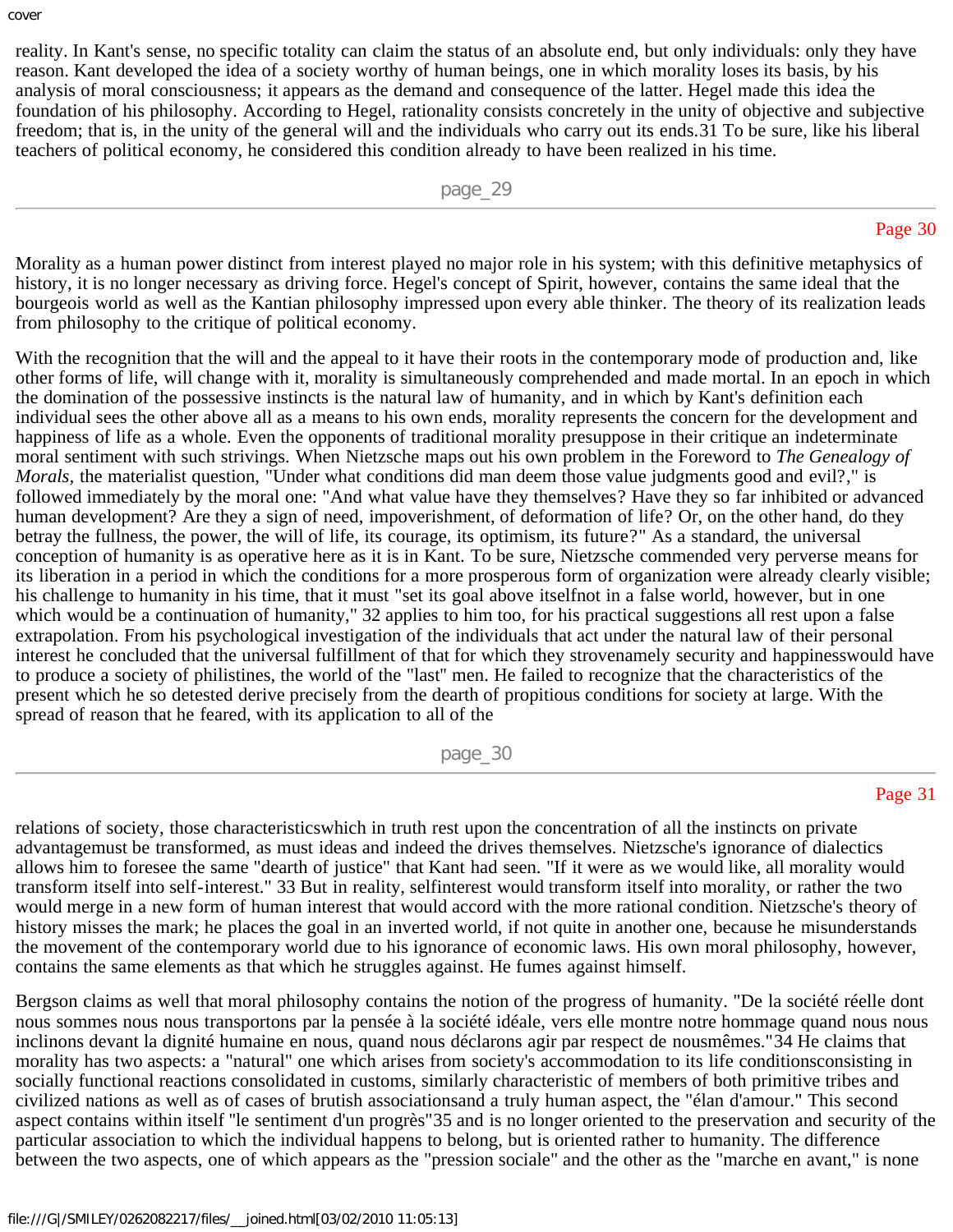reality. In Kant's sense, no specific totality can claim the status of an absolute end, but only individuals: only they have reason. Kant developed the idea of a society worthy of human beings, one in which morality loses its basis, by his analysis of moral consciousness; it appears as the demand and consequence of the latter. Hegel made this idea the foundation of his philosophy. According to Hegel, rationality consists concretely in the unity of objective and subjective freedom; that is, in the unity of the general will and the individuals who carry out its ends.31 To be sure, like his liberal teachers of political economy, he considered this condition already to have been realized in his time.

Morality as a human power distinct from interest played no major role in his system; with this definitive metaphysics of history, it is no longer necessary as driving force. Hegel's concept of Spirit, however, contains the same ideal that the bourgeois world as well as the Kantian philosophy impressed upon every able thinker. The theory of its realization leads from philosophy to the critique of political economy.

With the recognition that the will and the appeal to it have their roots in the contemporary mode of production and, like other forms of life, will change with it, morality is simultaneously comprehended and made mortal. In an epoch in which the domination of the possessive instincts is the natural law of humanity, and in which by Kant's definition each individual sees the other above all as a means to his own ends, morality represents the concern for the development and happiness of life as a whole. Even the opponents of traditional morality presuppose in their critique an indeterminate moral sentiment with such strivings. When Nietzsche maps out his own problem in the Foreword to *The Genealogy of Morals*, the materialist question, "Under what conditions did man deem those value judgments good and evil?," is followed immediately by the moral one: "And what value have they themselves? Have they so far inhibited or advanced human development? Are they a sign of need, impoverishment, of deformation of life? Or, on the other hand, do they betray the fullness, the power, the will of life, its courage, its optimism, its future?" As a standard, the universal conception of humanity is as operative here as it is in Kant. To be sure, Nietzsche commended very perverse means for its liberation in a period in which the conditions for a more prosperous form of organization were already clearly visible; his challenge to humanity in his time, that it must "set its goal above itselfnot in a false world, however, but in one which would be a continuation of humanity," 32 applies to him too, for his practical suggestions all rest upon a false extrapolation. From his psychological investigation of the individuals that act under the natural law of their personal interest he concluded that the universal fulfillment of that for which they strovenamely security and happinesswould have to produce a society of philistines, the world of the "last" men. He failed to recognize that the characteristics of the present which he so detested derive precisely from the dearth of propitious conditions for society at large. With the spread of reason that he feared, with its application to all of the relations of society, those characteristicswhich in truth rest upon the concentration of all the instincts on private advantagemust be transformed, as must ideas and indeed the drives themselves. Nietzsche's ignorance of dialectics allows him to foresee the same "dearth of justice" that Kant had seen. "If it were as we would like, all morality would transform itself into self-interest." 33 But in reality, selfinterest would transform itself into morality, or rather the two would merge in a new form of human interest that would accord with the more rational condition. Nietzsche's theory of history misses the mark; he places the goal in an inverted world, if not quite in another one, because he misunderstands the movement of the contemporary world due to his ignorance of economic laws. His own moral philosophy, however, contains the same elements as that which he struggles against. He fumes against himself.

Bergson claims as well that moral philosophy contains the notion of the progress of humanity. "De la société réelle dont nous sommes nous nous transportons par la pensée à la société idéale, vers elle montre notre hommage quand nous nous inclinons devant la dignité humaine en nous, quand nous déclarons agir par respect de nousmêmes."34 He claims that morality has two aspects: a "natural" one which arises from society's accommodation to its life conditionsconsisting in socially functional reactions consolidated in customs, similarly characteristic of members of both primitive tribes and civilized nations as well as of cases of brutish associationsand a truly human aspect, the "élan d'amour." This second aspect contains within itself "le sentiment d'un progrès"35 and is no longer oriented to the preservation and security of the particular association to which the individual happens to belong, but is oriented rather to humanity. The difference between the two aspects, one of which appears as the "pression sociale" and the other as the "marche en avant," is none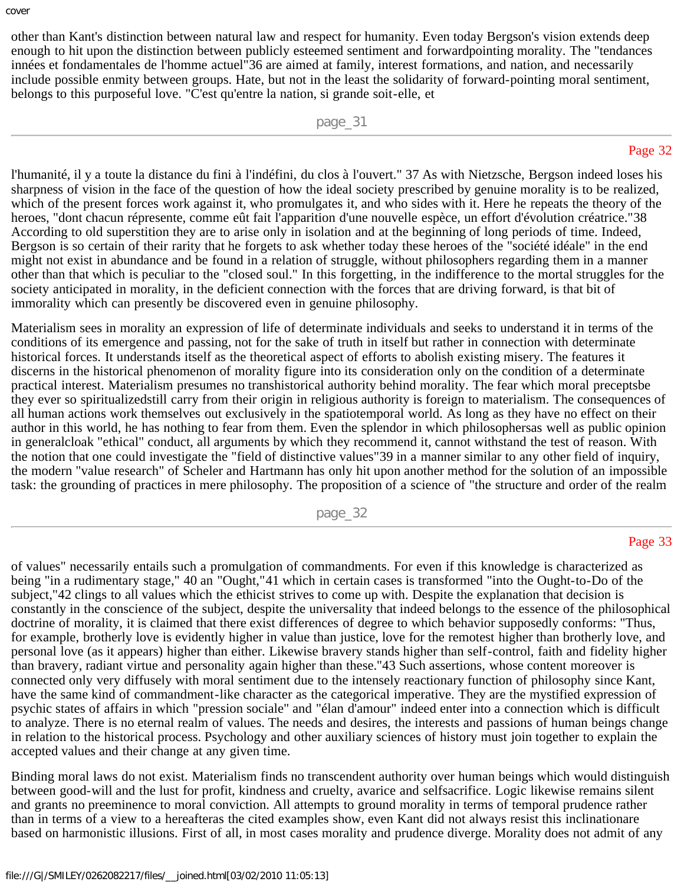other than Kant's distinction between natural law and respect for humanity. Even today Bergson's vision extends deep enough to hit upon the distinction between publicly esteemed sentiment and forwardpointing morality. The "tendances innées et fondamentales de l'homme actuel"36 are aimed at family, interest formations, and nation, and necessarily include possible enmity between groups. Hate, but not in the least the solidarity of forward-pointing moral sentiment, belongs to this purposeful love. "C'est qu'entre la nation, si grande soit-elle, et

l'humanité, il y a toute la distance du fini à l'indéfini, du clos à l'ouvert." 37 As with Nietzsche, Bergson indeed loses his sharpness of vision in the face of the question of how the ideal society prescribed by genuine morality is to be realized, which of the present forces work against it, who promulgates it, and who sides with it. Here he repeats the theory of the heroes, "dont chacun répresente, comme eût fait l'apparition d'une nouvelle espèce, un effort d'évolution créatrice."38 According to old superstition they are to arise only in isolation and at the beginning of long periods of time. Indeed, Bergson is so certain of their rarity that he forgets to ask whether today these heroes of the "société idéale" in the end might not exist in abundance and be found in a relation of struggle, without philosophers regarding them in a manner other than that which is peculiar to the "closed soul." In this forgetting, in the indifference to the mortal struggles for the society anticipated in morality, in the deficient connection with the forces that are driving forward, is that bit of immorality which can presently be discovered even in genuine philosophy.

Materialism sees in morality an expression of life of determinate individuals and seeks to understand it in terms of the conditions of its emergence and passing, not for the sake of truth in itself but rather in connection with determinate historical forces. It understands itself as the theoretical aspect of efforts to abolish existing misery. The features it discerns in the historical phenomenon of morality figure into its consideration only on the condition of a determinate practical interest. Materialism presumes no transhistorical authority behind morality. The fear which moral preceptsbe they ever so spiritualizedstill carry from their origin in religious authority is foreign to materialism. The consequences of all human actions work themselves out exclusively in the spatiotemporal world. As long as they have no effect on their author in this world, he has nothing to fear from them. Even the splendor in which philosophersas well as public opinion in generalcloak "ethical" conduct, all arguments by which they recommend it, cannot withstand the test of reason. With the notion that one could investigate the "field of distinctive values"39 in a manner similar to any other field of inquiry, the modern "value research" of Scheler and Hartmann has only hit upon another method for the solution of an impossible task: the grounding of practices in mere philosophy. The proposition of a science of "the structure and order of the realm

of values" necessarily entails such a promulgation of commandments. For even if this knowledge is characterized as being "in a rudimentary stage," 40 an "Ought,"41 which in certain cases is transformed "into the Ought-to-Do of the subject,"42 clings to all values which the ethicist strives to come up with. Despite the explanation that decision is constantly in the conscience of the subject, despite the universality that indeed belongs to the essence of the philosophical doctrine of morality, it is claimed that there exist differences of degree to which behavior supposedly conforms: "Thus, for example, brotherly love is evidently higher in value than justice, love for the remotest higher than brotherly love, and personal love (as it appears) higher than either. Likewise bravery stands higher than self-control, faith and fidelity higher than bravery, radiant virtue and personality again higher than these."43 Such assertions, whose content moreover is connected only very diffusely with moral sentiment due to the intensely reactionary function of philosophy since Kant, have the same kind of commandment-like character as the categorical imperative. They are the mystified expression of psychic states of affairs in which "pression sociale" and "élan d'amour" indeed enter into a connection which is difficult to analyze. There is no eternal realm of values. The needs and desires, the interests and passions of human beings change in relation to the historical process. Psychology and other auxiliary sciences of history must join together to explain the accepted values and their change at any given time.

Binding moral laws do not exist. Materialism finds no transcendent authority over human beings which would distinguish between good-will and the lust for profit, kindness and cruelty, avarice and selfsacrifice. Logic likewise remains silent and grants no preeminence to moral conviction. All attempts to ground morality in terms of temporal prudence rather than in terms of a view to a hereafteras the cited examples show, even Kant did not always resist this inclinationare based on harmonistic illusions. First of all, in most cases morality and prudence diverge. Morality does not admit of any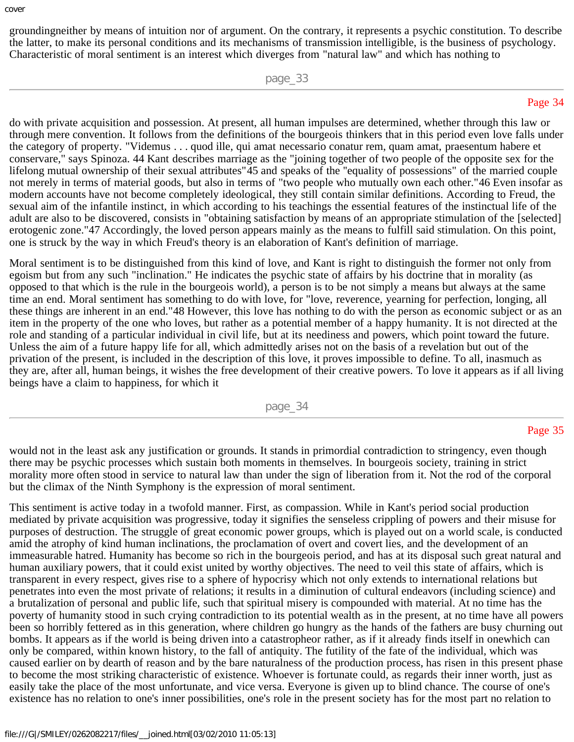groundingneither by means of intuition nor of argument. On the contrary, it represents a psychic constitution. To describe the latter, to make its personal conditions and its mechanisms of transmission intelligible, is the business of psychology. Characteristic of moral sentiment is an interest which diverges from "natural law" and which has nothing to

do with private acquisition and possession. At present, all human impulses are determined, whether through this law or through mere convention. It follows from the definitions of the bourgeois thinkers that in this period even love falls under the category of property. "Videmus . . . quod ille, qui amat necessario conatur rem, quam amat, praesentum habere et conservare," says Spinoza. 44 Kant describes marriage as the "joining together of two people of the opposite sex for the lifelong mutual ownership of their sexual attributes"45 and speaks of the "equality of possessions" of the married couple not merely in terms of material goods, but also in terms of "two people who mutually own each other."46 Even insofar as modern accounts have not become completely ideological, they still contain similar definitions. According to Freud, the sexual aim of the infantile instinct, in which according to his teachings the essential features of the instinctual life of the adult are also to be discovered, consists in "obtaining satisfaction by means of an appropriate stimulation of the [selected] erotogenic zone."47 Accordingly, the loved person appears mainly as the means to fulfill said stimulation. On this point, one is struck by the way in which Freud's theory is an elaboration of Kant's definition of marriage.

Moral sentiment is to be distinguished from this kind of love, and Kant is right to distinguish the former not only from egoism but from any such "inclination." He indicates the psychic state of affairs by his doctrine that in morality (as opposed to that which is the rule in the bourgeois world), a person is to be not simply a means but always at the same time an end. Moral sentiment has something to do with love, for "love, reverence, yearning for perfection, longing, all these things are inherent in an end."48 However, this love has nothing to do with the person as economic subject or as an item in the property of the one who loves, but rather as a potential member of a happy humanity. It is not directed at the role and standing of a particular individual in civil life, but at its neediness and powers, which point toward the future. Unless the aim of a future happy life for all, which admittedly arises not on the basis of a revelation but out of the privation of the present, is included in the description of this love, it proves impossible to define. To all, inasmuch as they are, after all, human beings, it wishes the free development of their creative powers. To love it appears as if all living beings have a claim to happiness, for which it

would not in the least ask any justification or grounds. It stands in primordial contradiction to stringency, even though there may be psychic processes which sustain both moments in themselves. In bourgeois society, training in strict morality more often stood in service to natural law than under the sign of liberation from it. Not the rod of the corporal but the climax of the Ninth Symphony is the expression of moral sentiment.

This sentiment is active today in a twofold manner. First, as compassion. While in Kant's period social production mediated by private acquisition was progressive, today it signifies the senseless crippling of powers and their misuse for purposes of destruction. The struggle of great economic power groups, which is played out on a world scale, is conducted amid the atrophy of kind human inclinations, the proclamation of overt and covert lies, and the development of an immeasurable hatred. Humanity has become so rich in the bourgeois period, and has at its disposal such great natural and human auxiliary powers, that it could exist united by worthy objectives. The need to veil this state of affairs, which is transparent in every respect, gives rise to a sphere of hypocrisy which not only extends to international relations but penetrates into even the most private of relations; it results in a diminution of cultural endeavors (including science) and a brutalization of personal and public life, such that spiritual misery is compounded with material. At no time has the poverty of humanity stood in such crying contradiction to its potential wealth as in the present, at no time have all powers been so horribly fettered as in this generation, where children go hungry as the hands of the fathers are busy churning out bombs. It appears as if the world is being driven into a catastropheor rather, as if it already finds itself in onewhich can only be compared, within known history, to the fall of antiquity. The futility of the fate of the individual, which was caused earlier on by dearth of reason and by the bare naturalness of the production process, has risen in this present phase to become the most striking characteristic of existence. Whoever is fortunate could, as regards their inner worth, just as easily take the place of the most unfortunate, and vice versa. Everyone is given up to blind chance. The course of one's existence has no relation to one's inner possibilities, one's role in the present society has for the most part no relation to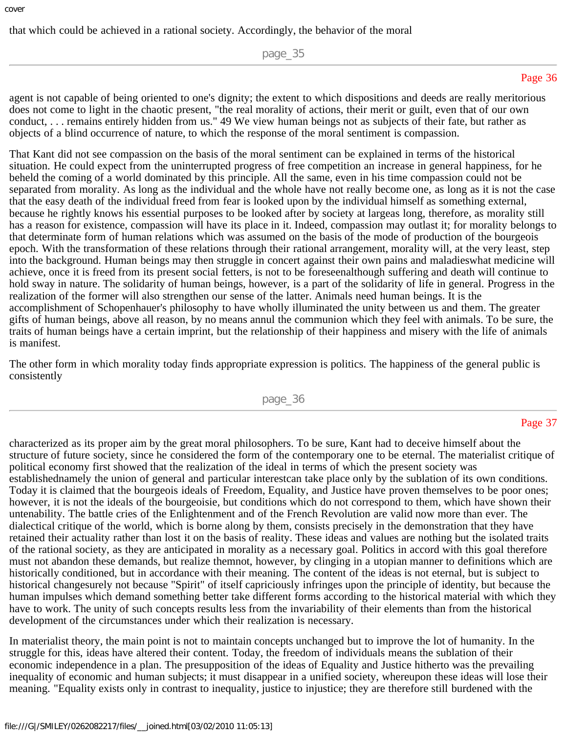that which could be achieved in a rational society. Accordingly, the behavior of the moral

agent is not capable of being oriented to one's dignity; the extent to which dispositions and deeds are really meritorious does not come to light in the chaotic present, "the real morality of actions, their merit or guilt, even that of our own conduct, . . . remains entirely hidden from us." 49 We view human beings not as subjects of their fate, but rather as objects of a blind occurrence of nature, to which the response of the moral sentiment is compassion.

That Kant did not see compassion on the basis of the moral sentiment can be explained in terms of the historical situation. He could expect from the uninterrupted progress of free competition an increase in general happiness, for he beheld the coming of a world dominated by this principle. All the same, even in his time compassion could not be separated from morality. As long as the individual and the whole have not really become one, as long as it is not the case that the easy death of the individual freed from fear is looked upon by the individual himself as something external, because he rightly knows his essential purposes to be looked after by society at largeas long, therefore, as morality still has a reason for existence, compassion will have its place in it. Indeed, compassion may outlast it; for morality belongs to that determinate form of human relations which was assumed on the basis of the mode of production of the bourgeois epoch. With the transformation of these relations through their rational arrangement, morality will, at the very least, step into the background. Human beings may then struggle in concert against their own pains and maladieswhat medicine will achieve, once it is freed from its present social fetters, is not to be foreseenalthough suffering and death will continue to hold sway in nature. The solidarity of human beings, however, is a part of the solidarity of life in general. Progress in the realization of the former will also strengthen our sense of the latter. Animals need human beings. It is the accomplishment of Schopenhauer's philosophy to have wholly illuminated the unity between us and them. The greater gifts of human beings, above all reason, by no means annul the communion which they feel with animals. To be sure, the traits of human beings have a certain imprint, but the relationship of their happiness and misery with the life of animals is manifest.

The other form in which morality today finds appropriate expression is politics. The happiness of the general public is consistently

characterized as its proper aim by the great moral philosophers. To be sure, Kant had to deceive himself about the structure of future society, since he considered the form of the contemporary one to be eternal. The materialist critique of political economy first showed that the realization of the ideal in terms of which the present society was establishednamely the union of general and particular interestcan take place only by the sublation of its own conditions. Today it is claimed that the bourgeois ideals of Freedom, Equality, and Justice have proven themselves to be poor ones; however, it is not the ideals of the bourgeoisie, but conditions which do not correspond to them, which have shown their untenability. The battle cries of the Enlightenment and of the French Revolution are valid now more than ever. The dialectical critique of the world, which is borne along by them, consists precisely in the demonstration that they have retained their actuality rather than lost it on the basis of reality. These ideas and values are nothing but the isolated traits of the rational society, as they are anticipated in morality as a necessary goal. Politics in accord with this goal therefore must not abandon these demands, but realize themnot, however, by clinging in a utopian manner to definitions which are historically conditioned, but in accordance with their meaning. The content of the ideas is not eternal, but is subject to historical changesurely not because "Spirit" of itself capriciously infringes upon the principle of identity, but because the human impulses which demand something better take different forms according to the historical material with which they have to work. The unity of such concepts results less from the invariability of their elements than from the historical development of the circumstances under which their realization is necessary.

In materialist theory, the main point is not to maintain concepts unchanged but to improve the lot of humanity. In the struggle for this, ideas have altered their content. Today, the freedom of individuals means the sublation of their economic independence in a plan. The presupposition of the ideas of Equality and Justice hitherto was the prevailing inequality of economic and human subjects; it must disappear in a unified society, whereupon these ideas will lose their meaning. "Equality exists only in contrast to inequality, justice to injustice; they are therefore still burdened with the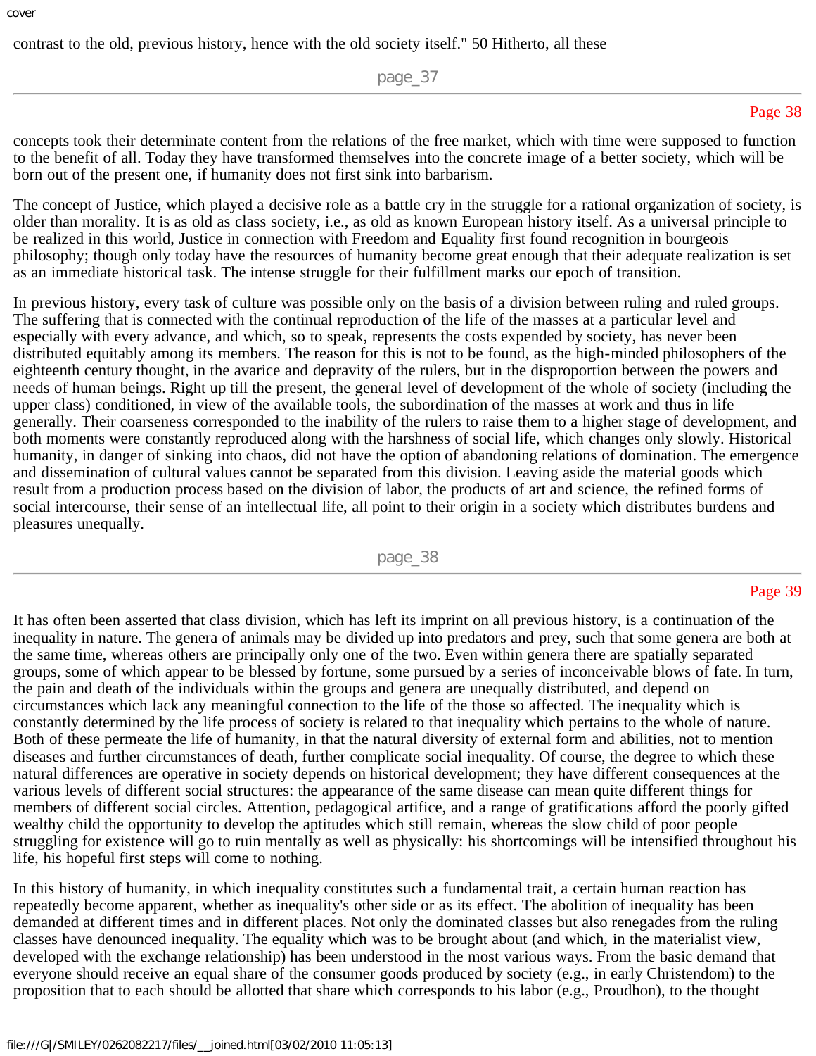contrast to the old, previous history, hence with the old society itself." 50 Hitherto, all these

concepts took their determinate content from the relations of the free market, which with time were supposed to function to the benefit of all. Today they have transformed themselves into the concrete image of a better society, which will be born out of the present one, if humanity does not first sink into barbarism.

The concept of Justice, which played a decisive role as a battle cry in the struggle for a rational organization of society, is older than morality. It is as old as class society, i.e., as old as known European history itself. As a universal principle to be realized in this world, Justice in connection with Freedom and Equality first found recognition in bourgeois philosophy; though only today have the resources of humanity become great enough that their adequate realization is set as an immediate historical task. The intense struggle for their fulfillment marks our epoch of transition.

In previous history, every task of culture was possible only on the basis of a division between ruling and ruled groups. The suffering that is connected with the continual reproduction of the life of the masses at a particular level and especially with every advance, and which, so to speak, represents the costs expended by society, has never been distributed equitably among its members. The reason for this is not to be found, as the high-minded philosophers of the eighteenth century thought, in the avarice and depravity of the rulers, but in the disproportion between the powers and needs of human beings. Right up till the present, the general level of development of the whole of society (including the upper class) conditioned, in view of the available tools, the subordination of the masses at work and thus in life generally. Their coarseness corresponded to the inability of the rulers to raise them to a higher stage of development, and both moments were constantly reproduced along with the harshness of social life, which changes only slowly. Historical humanity, in danger of sinking into chaos, did not have the option of abandoning relations of domination. The emergence and dissemination of cultural values cannot be separated from this division. Leaving aside the material goods which result from a production process based on the division of labor, the products of art and science, the refined forms of social intercourse, their sense of an intellectual life, all point to their origin in a society which distributes burdens and pleasures unequally.

It has often been asserted that class division, which has left its imprint on all previous history, is a continuation of the inequality in nature. The genera of animals may be divided up into predators and prey, such that some genera are both at the same time, whereas others are principally only one of the two. Even within genera there are spatially separated groups, some of which appear to be blessed by fortune, some pursued by a series of inconceivable blows of fate. In turn, the pain and death of the individuals within the groups and genera are unequally distributed, and depend on circumstances which lack any meaningful connection to the life of the those so affected. The inequality which is constantly determined by the life process of society is related to that inequality which pertains to the whole of nature. Both of these permeate the life of humanity, in that the natural diversity of external form and abilities, not to mention diseases and further circumstances of death, further complicate social inequality. Of course, the degree to which these natural differences are operative in society depends on historical development; they have different consequences at the various levels of different social structures: the appearance of the same disease can mean quite different things for members of different social circles. Attention, pedagogical artifice, and a range of gratifications afford the poorly gifted wealthy child the opportunity to develop the aptitudes which still remain, whereas the slow child of poor people struggling for existence will go to ruin mentally as well as physically: his shortcomings will be intensified throughout his life, his hopeful first steps will come to nothing.

In this history of humanity, in which inequality constitutes such a fundamental trait, a certain human reaction has repeatedly become apparent, whether as inequality's other side or as its effect. The abolition of inequality has been demanded at different times and in different places. Not only the dominated classes but also renegades from the ruling classes have denounced inequality. The equality which was to be brought about (and which, in the materialist view, developed with the exchange relationship) has been understood in the most various ways. From the basic demand that everyone should receive an equal share of the consumer goods produced by society (e.g., in early Christendom) to the proposition that to each should be allotted that share which corresponds to his labor (e.g., Proudhon), to the thought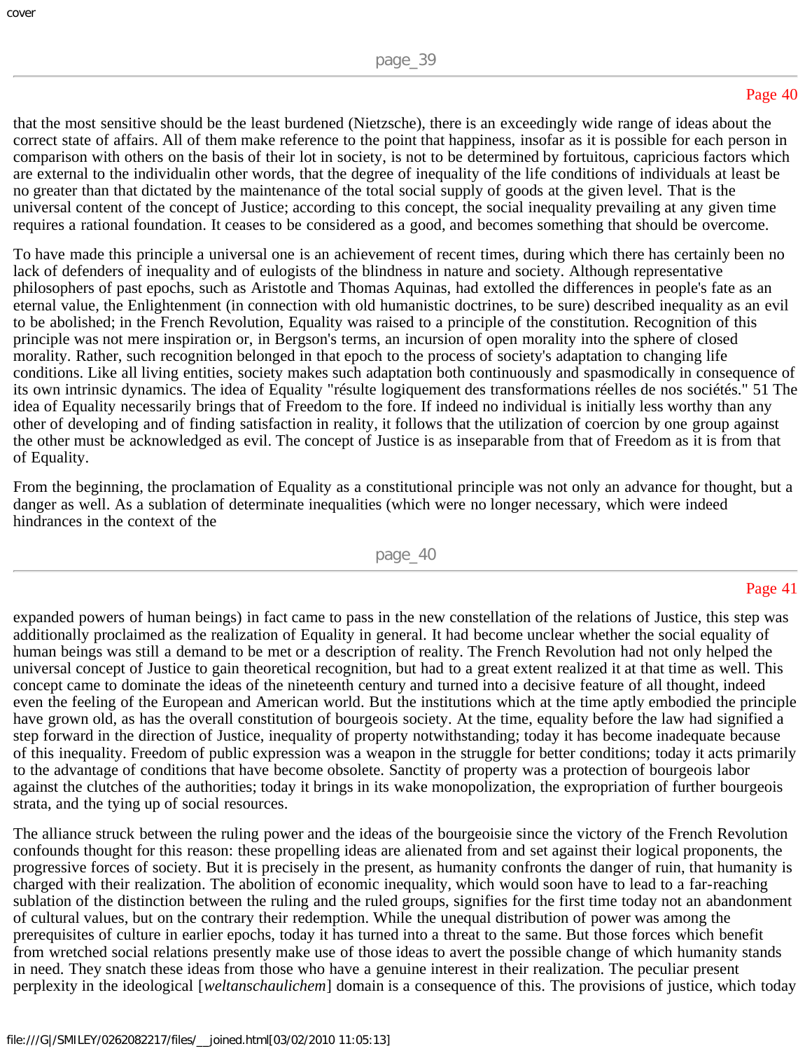that the most sensitive should be the least burdened (Nietzsche), there is an exceedingly wide range of ideas about the correct state of affairs. All of them make reference to the point that happiness, insofar as it is possible for each person in comparison with others on the basis of their lot in society, is not to be determined by fortuitous, capricious factors which are external to the individualin other words, that the degree of inequality of the life conditions of individuals at least be no greater than that dictated by the maintenance of the total social supply of goods at the given level. That is the universal content of the concept of Justice; according to this concept, the social inequality prevailing at any given time requires a rational foundation. It ceases to be considered as a good, and becomes something that should be overcome.

To have made this principle a universal one is an achievement of recent times, during which there has certainly been no lack of defenders of inequality and of eulogists of the blindness in nature and society. Although representative philosophers of past epochs, such as Aristotle and Thomas Aquinas, had extolled the differences in people's fate as an eternal value, the Enlightenment (in connection with old humanistic doctrines, to be sure) described inequality as an evil to be abolished; in the French Revolution, Equality was raised to a principle of the constitution. Recognition of this principle was not mere inspiration or, in Bergson's terms, an incursion of open morality into the sphere of closed morality. Rather, such recognition belonged in that epoch to the process of society's adaptation to changing life conditions. Like all living entities, society makes such adaptation both continuously and spasmodically in consequence of its own intrinsic dynamics. The idea of Equality "résulte logiquement des transformations réelles de nos sociétés." 51 The idea of Equality necessarily brings that of Freedom to the fore. If indeed no individual is initially less worthy than any other of developing and of finding satisfaction in reality, it follows that the utilization of coercion by one group against the other must be acknowledged as evil. The concept of Justice is as inseparable from that of Freedom as it is from that of Equality.

From the beginning, the proclamation of Equality as a constitutional principle was not only an advance for thought, but a danger as well. As a sublation of determinate inequalities (which were no longer necessary, which were indeed hindrances in the context of the expanded powers of human beings) in fact came to pass in the new constellation of the relations of Justice, this step was additionally proclaimed as the realization of Equality in general. It had become unclear whether the social equality of human beings was still a demand to be met or a description of reality. The French Revolution had not only helped the universal concept of Justice to gain theoretical recognition, but had to a great extent realized it at that time as well. This concept came to dominate the ideas of the nineteenth century and turned into a decisive feature of all thought, indeed even the feeling of the European and American world. But the institutions which at the time aptly embodied the principle have grown old, as has the overall constitution of bourgeois society. At the time, equality before the law had signified a step forward in the direction of Justice, inequality of property notwithstanding; today it has become inadequate because of this inequality. Freedom of public expression was a weapon in the struggle for better conditions; today it acts primarily to the advantage of conditions that have become obsolete. Sanctity of property was a protection of bourgeois labor against the clutches of the authorities; today it brings in its wake monopolization, the expropriation of further bourgeois strata, and the tying up of social resources.

The alliance struck between the ruling power and the ideas of the bourgeoisie since the victory of the French Revolution confounds thought for this reason: these propelling ideas are alienated from and set against their logical proponents, the progressive forces of society. But it is precisely in the present, as humanity confronts the danger of ruin, that humanity is charged with their realization. The abolition of economic inequality, which would soon have to lead to a far-reaching sublation of the distinction between the ruling and the ruled groups, signifies for the first time today not an abandonment of cultural values, but on the contrary their redemption. While the unequal distribution of power was among the prerequisites of culture in earlier epochs, today it has turned into a threat to the same. But those forces which benefit from wretched social relations presently make use of those ideas to avert the possible change of which humanity stands in need. They snatch these ideas from those who have a genuine interest in their realization. The peculiar present perplexity in the ideological [*weltanschaulichem*] domain is a consequence of this. The provisions of justice, which today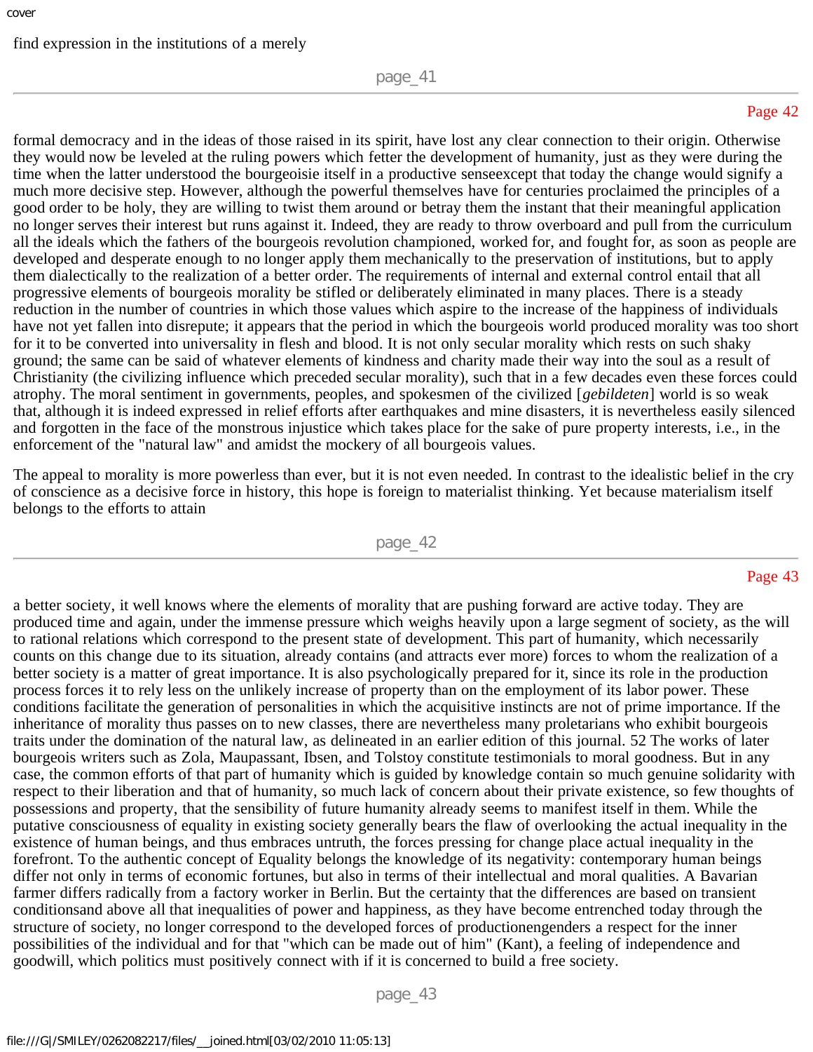find expression in the institutions of a merely

formal democracy and in the ideas of those raised in its spirit, have lost any clear connection to their origin. Otherwise they would now be leveled at the ruling powers which fetter the development of humanity, just as they were during the time when the latter understood the bourgeoisie itself in a productive senseexcept that today the change would signify a much more decisive step. However, although the powerful themselves have for centuries proclaimed the principles of a good order to be holy, they are willing to twist them around or betray them the instant that their meaningful application no longer serves their interest but runs against it. Indeed, they are ready to throw overboard and pull from the curriculum all the ideals which the fathers of the bourgeois revolution championed, worked for, and fought for, as soon as people are developed and desperate enough to no longer apply them mechanically to the preservation of institutions, but to apply them dialectically to the realization of a better order. The requirements of internal and external control entail that all progressive elements of bourgeois morality be stifled or deliberately eliminated in many places. There is a steady reduction in the number of countries in which those values which aspire to the increase of the happiness of individuals have not yet fallen into disrepute; it appears that the period in which the bourgeois world produced morality was too short for it to be converted into universality in flesh and blood. It is not only secular morality which rests on such shaky ground; the same can be said of whatever elements of kindness and charity made their way into the soul as a result of Christianity (the civilizing influence which preceded secular morality), such that in a few decades even these forces could atrophy. The moral sentiment in governments, peoples, and spokesmen of the civilized [*gebildeten*] world is so weak that, although it is indeed expressed in relief efforts after earthquakes and mine disasters, it is nevertheless easily silenced and forgotten in the face of the monstrous injustice which takes place for the sake of pure property interests, i.e., in the enforcement of the "natural law" and amidst the mockery of all bourgeois values.

The appeal to morality is more powerless than ever, but it is not even needed. In contrast to the idealistic belief in the cry of conscience as a decisive force in history, this hope is foreign to materialist thinking. Yet because materialism itself belongs to the efforts to attain

a better society, it well knows where the elements of morality that are pushing forward are active today. They are produced time and again, under the immense pressure which weighs heavily upon a large segment of society, as the will to rational relations which correspond to the present state of development. This part of humanity, which necessarily counts on this change due to its situation, already contains (and attracts ever more) forces to whom the realization of a better society is a matter of great importance. It is also psychologically prepared for it, since its role in the production process forces it to rely less on the unlikely increase of property than on the employment of its labor power. These conditions facilitate the generation of personalities in which the acquisitive instincts are not of prime importance. If the inheritance of morality thus passes on to new classes, there are nevertheless many proletarians who exhibit bourgeois traits under the domination of the natural law, as delineated in an earlier edition of this journal. 52 The works of later bourgeois writers such as Zola, Maupassant, Ibsen, and Tolstoy constitute testimonials to moral goodness. But in any case, the common efforts of that part of humanity which is guided by knowledge contain so much genuine solidarity with respect to their liberation and that of humanity, so much lack of concern about their private existence, so few thoughts of possessions and property, that the sensibility of future humanity already seems to manifest itself in them. While the putative consciousness of equality in existing society generally bears the flaw of overlooking the actual inequality in the existence of human beings, and thus embraces untruth, the forces pressing for change place actual inequality in the forefront. To the authentic concept of Equality belongs the knowledge of its negativity: contemporary human beings differ not only in terms of economic fortunes, but also in terms of their intellectual and moral qualities. A Bavarian farmer differs radically from a factory worker in Berlin. But the certainty that the differences are based on transient conditionsand above all that inequalities of power and happiness, as they have become entrenched today through the structure of society, no longer correspond to the developed forces of productionengenders a respect for the inner possibilities of the individual and for that "which can be made out of him" (Kant), a feeling of independence and goodwill, which politics must positively connect with if it is concerned to build a free society.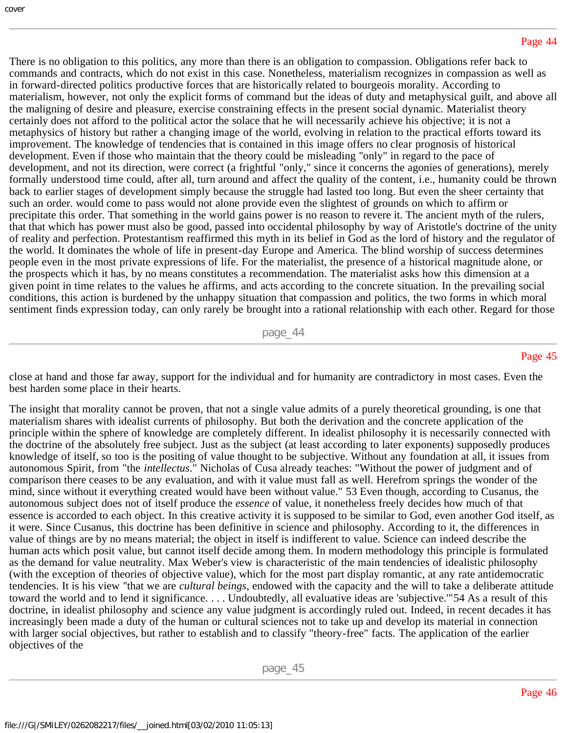There is no obligation to this politics, any more than there is an obligation to compassion. Obligations refer back to commands and contracts, which do not exist in this case. Nonetheless, materialism recognizes in compassion as well as in forward-directed politics productive forces that are historically related to bourgeois morality. According to materialism, however, not only the explicit forms of command but the ideas of duty and metaphysical guilt, and above all the maligning of desire and pleasure, exercise constraining effects in the present social dynamic. Materialist theory certainly does not afford to the political actor the solace that he will necessarily achieve his objective; it is not a metaphysics of history but rather a changing image of the world, evolving in relation to the practical efforts toward its improvement. The knowledge of tendencies that is contained in this image offers no clear prognosis of historical development. Even if those who maintain that the theory could be misleading "only" in regard to the pace of development, and not its direction, were correct (a frightful "only," since it concerns the agonies of generations), merely formally understood time could, after all, turn around and affect the quality of the content, i.e., humanity could be thrown back to earlier stages of development simply because the struggle had lasted too long. But even the sheer certainty that such an order. would come to pass would not alone provide even the slightest of grounds on which to affirm or precipitate this order. That something in the world gains power is no reason to revere it. The ancient myth of the rulers, that that which has power must also be good, passed into occidental philosophy by way of Aristotle's doctrine of the unity of reality and perfection. Protestantism reaffirmed this myth in its belief in God as the lord of history and the regulator of the world. It dominates the whole of life in present-day Europe and America. The blind worship of success determines people even in the most private expressions of life. For the materialist, the presence of a historical magnitude alone, or the prospects which it has, by no means constitutes a recommendation. The materialist asks how this dimension at a given point in time relates to the values he affirms, and acts according to the concrete situation. In the prevailing social conditions, this action is burdened by the unhappy situation that compassion and politics, the two forms in which moral sentiment finds expression today, can only rarely be brought into a rational relationship with each other. Regard for those close at hand and those far away, support for the individual and for humanity are contradictory in most cases. Even the best harden some place in their hearts.

The insight that morality cannot be proven, that not a single value admits of a purely theoretical grounding, is one that materialism shares with idealist currents of philosophy. But both the derivation and the concrete application of the principle within the sphere of knowledge are completely different. In idealist philosophy it is necessarily connected with the doctrine of the absolutely free subject. Just as the subject (at least according to later exponents) supposedly produces knowledge of itself, so too is the positing of value thought to be subjective. Without any foundation at all, it issues from autonomous Spirit, from "the *intellectus*." Nicholas of Cusa already teaches: "Without the power of judgment and of comparison there ceases to be any evaluation, and with it value must fall as well. Herefrom springs the wonder of the mind, since without it everything created would have been without value." 53 Even though, according to Cusanus, the autonomous subject does not of itself produce the *essence* of value, it nonetheless freely decides how much of that essence is accorded to each object. In this creative activity it is supposed to be similar to God, even another God itself, as it were. Since Cusanus, this doctrine has been definitive in science and philosophy. According to it, the differences in value of things are by no means material; the object in itself is indifferent to value. Science can indeed describe the human acts which posit value, but cannot itself decide among them. In modern methodology this principle is formulated as the demand for value neutrality. Max Weber's view is characteristic of the main tendencies of idealistic philosophy (with the exception of theories of objective value), which for the most part display romantic, at any rate antidemocratic tendencies. It is his view "that we are *cultural beings*, endowed with the capacity and the will to take a deliberate attitude toward the world and to lend it significance. . . . Undoubtedly, all evaluative ideas are 'subjective.'"54 As a result of this doctrine, in idealist philosophy and science any value judgment is accordingly ruled out. Indeed, in recent decades it has increasingly been made a duty of the human or cultural sciences not to take up and develop its material in connection with larger social objectives, but rather to establish and to classify "theory-free" facts. The application of the earlier objectives of the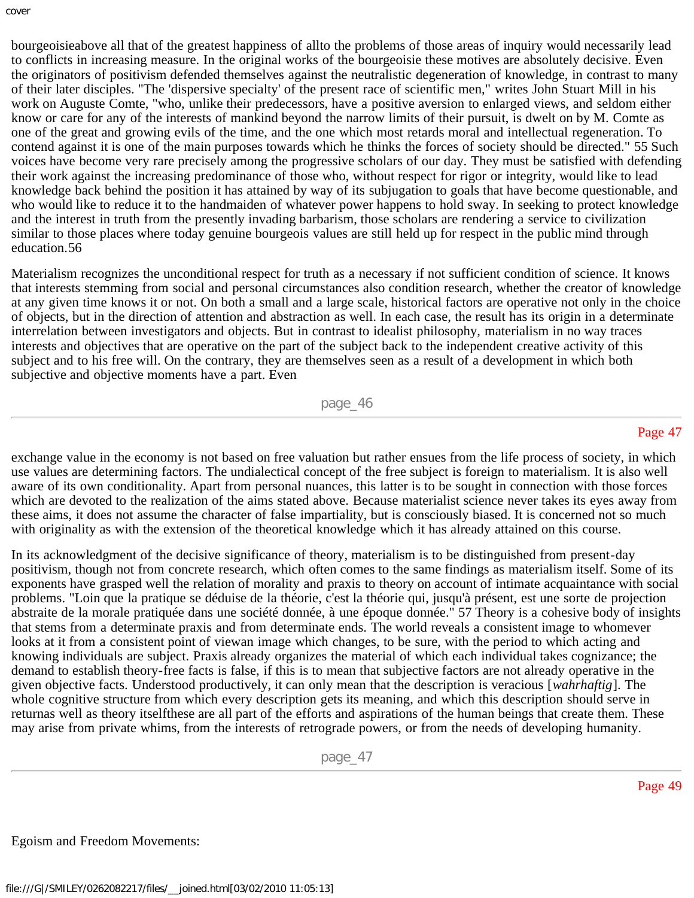bourgeoisieabove all that of the greatest happiness of allto the problems of those areas of inquiry would necessarily lead to conflicts in increasing measure. In the original works of the bourgeoisie these motives are absolutely decisive. Even the originators of positivism defended themselves against the neutralistic degeneration of knowledge, in contrast to many of their later disciples. "The 'dispersive specialty' of the present race of scientific men," writes John Stuart Mill in his work on Auguste Comte, "who, unlike their predecessors, have a positive aversion to enlarged views, and seldom either know or care for any of the interests of mankind beyond the narrow limits of their pursuit, is dwelt on by M. Comte as one of the great and growing evils of the time, and the one which most retards moral and intellectual regeneration. To contend against it is one of the main purposes towards which he thinks the forces of society should be directed." 55 Such voices have become very rare precisely among the progressive scholars of our day. They must be satisfied with defending their work against the increasing predominance of those who, without respect for rigor or integrity, would like to lead knowledge back behind the position it has attained by way of its subjugation to goals that have become questionable, and who would like to reduce it to the handmaiden of whatever power happens to hold sway. In seeking to protect knowledge and the interest in truth from the presently invading barbarism, those scholars are rendering a service to civilization similar to those places where today genuine bourgeois values are still held up for respect in the public mind through education.56

Materialism recognizes the unconditional respect for truth as a necessary if not sufficient condition of science. It knows that interests stemming from social and personal circumstances also condition research, whether the creator of knowledge at any given time knows it or not. On both a small and a large scale, historical factors are operative not only in the choice of objects, but in the direction of attention and abstraction as well. In each case, the result has its origin in a determinate interrelation between investigators and objects. But in contrast to idealist philosophy, materialism in no way traces interests and objectives that are operative on the part of the subject back to the independent creative activity of this subject and to his free will. On the contrary, they are themselves seen as a result of a development in which both subjective and objective moments have a part. Even exchange value in the economy is not based on free valuation but rather ensues from the life process of society, in which use values are determining factors. The undialectical concept of the free subject is foreign to materialism. It is also well aware of its own conditionality. Apart from personal nuances, this latter is to be sought in connection with those forces which are devoted to the realization of the aims stated above. Because materialist science never takes its eyes away from these aims, it does not assume the character of false impartiality, but is consciously biased. It is concerned not so much with originality as with the extension of the theoretical knowledge which it has already attained on this course.

In its acknowledgment of the decisive significance of theory, materialism is to be distinguished from present-day positivism, though not from concrete research, which often comes to the same findings as materialism itself. Some of its exponents have grasped well the relation of morality and praxis to theory on account of intimate acquaintance with social problems. "Loin que la pratique se déduise de la théorie, c'est la théorie qui, jusqu'à présent, est une sorte de projection abstraite de la morale pratiquée dans une société donnée, à une époque donnée." 57 Theory is a cohesive body of insights that stems from a determinate praxis and from determinate ends. The world reveals a consistent image to whomever looks at it from a consistent point of viewan image which changes, to be sure, with the period to which acting and knowing individuals are subject. Praxis already organizes the material of which each individual takes cognizance; the demand to establish theory-free facts is false, if this is to mean that subjective factors are not already operative in the given objective facts. Understood productively, it can only mean that the description is veracious [*wahrhaftig*]. The whole cognitive structure from which every description gets its meaning, and which this description should serve in returnas well as theory itselfthese are all part of the efforts and aspirations of the human beings that create them. These may arise from private whims, from the interests of retrograde powers, or from the needs of developing humanity.

## Egoism and Freedom Movements: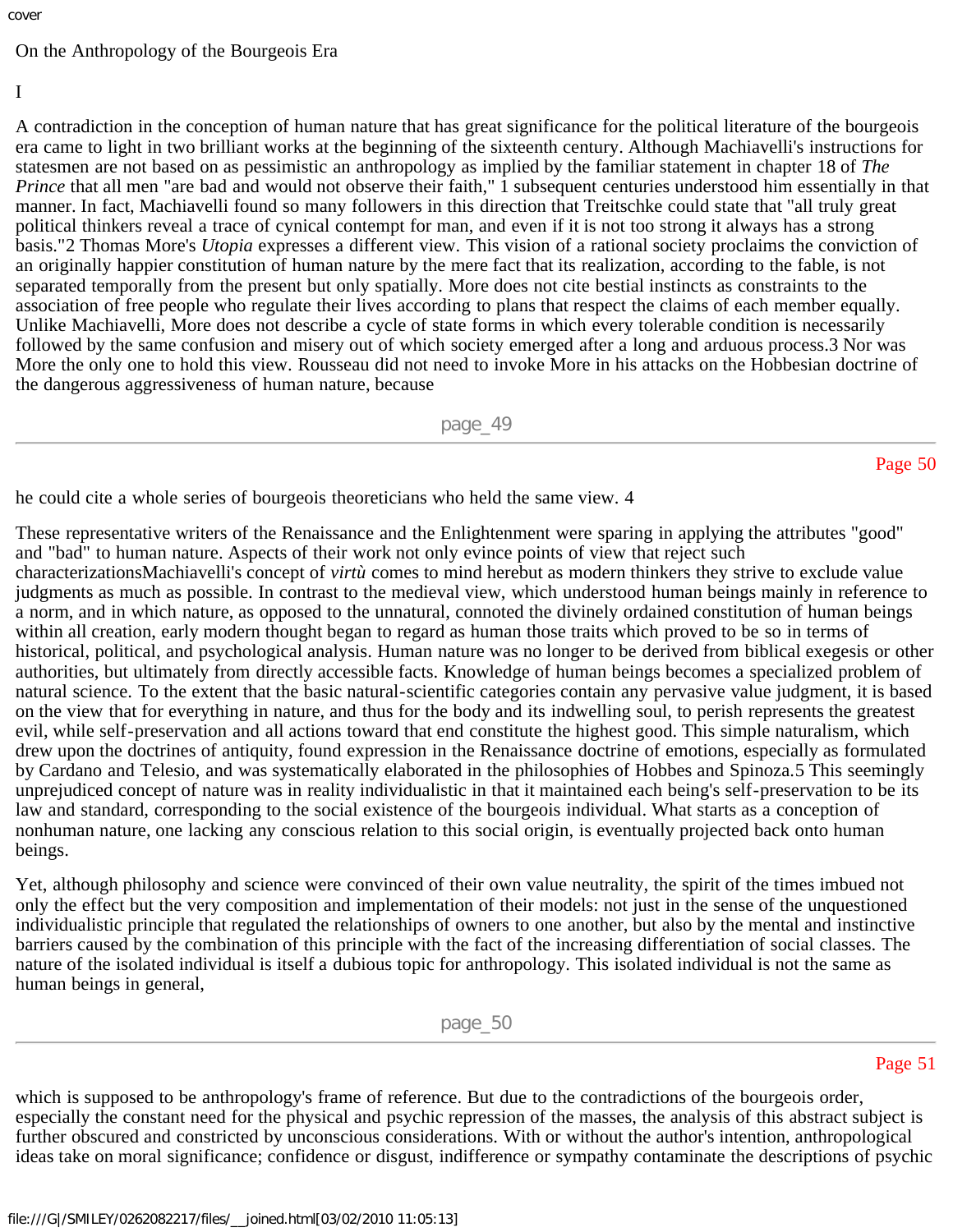# On the Anthropology of the Bourgeois Era

## I

A contradiction in the conception of human nature that has great significance for the political literature of the bourgeois era came to light in two brilliant works at the beginning of the sixteenth century. Although Machiavelli's instructions for statesmen are not based on as pessimistic an anthropology as implied by the familiar statement in chapter 18 of *The Prince* that all men "are bad and would not observe their faith," 1 subsequent centuries understood him essentially in that manner. In fact, Machiavelli found so many followers in this direction that Treitschke could state that "all truly great political thinkers reveal a trace of cynical contempt for man, and even if it is not too strong it always has a strong basis."2 Thomas More's *Utopia* expresses a different view. This vision of a rational society proclaims the conviction of an originally happier constitution of human nature by the mere fact that its realization, according to the fable, is not separated temporally from the present but only spatially. More does not cite bestial instincts as constraints to the association of free people who regulate their lives according to plans that respect the claims of each member equally. Unlike Machiavelli, More does not describe a cycle of state forms in which every tolerable condition is necessarily followed by the same confusion and misery out of which society emerged after a long and arduous process.3 Nor was More the only one to hold this view. Rousseau did not need to invoke More in his attacks on the Hobbesian doctrine of the dangerous aggressiveness of human nature, because he could cite a whole series of bourgeois theoreticians who held the same view. 4

These representative writers of the Renaissance and the Enlightenment were sparing in applying the attributes "good" and "bad" to human nature. Aspects of their work not only evince points of view that reject such characterizationsMachiavelli's concept of *virtù* comes to mind herebut as modern thinkers they strive to exclude value judgments as much as possible. In contrast to the medieval view, which understood human beings mainly in reference to a norm, and in which nature, as opposed to the unnatural, connoted the divinely ordained constitution of human beings within all creation, early modern thought began to regard as human those traits which proved to be so in terms of historical, political, and psychological analysis. Human nature was no longer to be derived from biblical exegesis or other authorities, but ultimately from directly accessible facts. Knowledge of human beings becomes a specialized problem of natural science. To the extent that the basic natural-scientific categories contain any pervasive value judgment, it is based on the view that for everything in nature, and thus for the body and its indwelling soul, to perish represents the greatest evil, while self-preservation and all actions toward that end constitute the highest good. This simple naturalism, which drew upon the doctrines of antiquity, found expression in the Renaissance doctrine of emotions, especially as formulated by Cardano and Telesio, and was systematically elaborated in the philosophies of Hobbes and Spinoza.5 This seemingly unprejudiced concept of nature was in reality individualistic in that it maintained each being's self-preservation to be its law and standard, corresponding to the social existence of the bourgeois individual. What starts as a conception of nonhuman nature, one lacking any conscious relation to this social origin, is eventually projected back onto human beings.

Yet, although philosophy and science were convinced of their own value neutrality, the spirit of the times imbued not only the effect but the very composition and implementation of their models: not just in the sense of the unquestioned individualistic principle that regulated the relationships of owners to one another, but also by the mental and instinctive barriers caused by the combination of this principle with the fact of the increasing differentiation of social classes. The nature of the isolated individual is itself a dubious topic for anthropology. This isolated individual is not the same as human beings in general, which is supposed to be anthropology's frame of reference. But due to the contradictions of the bourgeois order, especially the constant need for the physical and psychic repression of the masses, the analysis of this abstract subject is further obscured and constricted by unconscious considerations. With or without the author's intention, anthropological ideas take on moral significance; confidence or disgust, indifference or sympathy contaminate the descriptions of psychic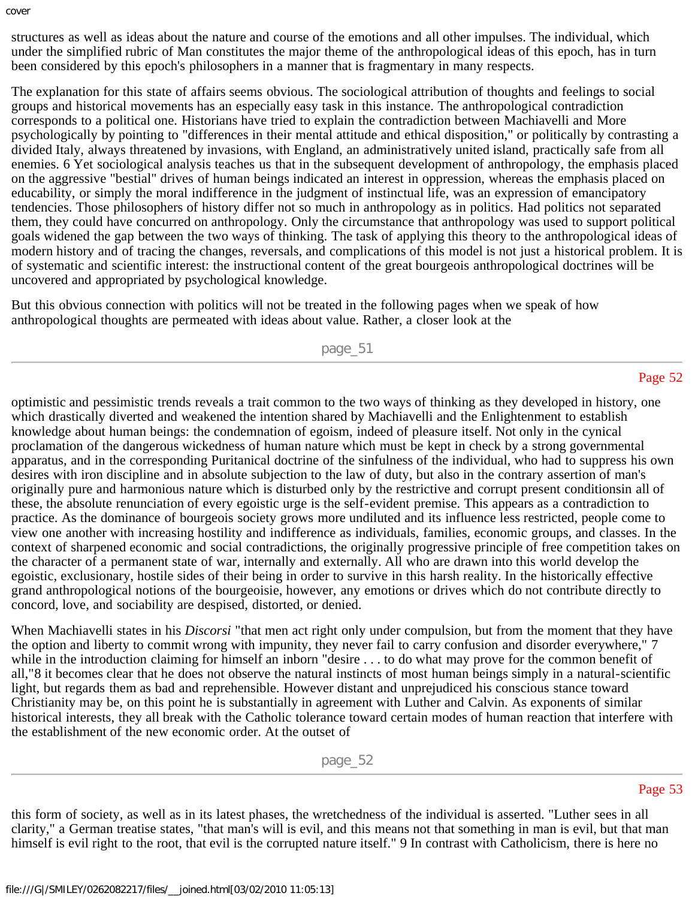structures as well as ideas about the nature and course of the emotions and all other impulses. The individual, which under the simplified rubric of Man constitutes the major theme of the anthropological ideas of this epoch, has in turn been considered by this epoch's philosophers in a manner that is fragmentary in many respects.

The explanation for this state of affairs seems obvious. The sociological attribution of thoughts and feelings to social groups and historical movements has an especially easy task in this instance. The anthropological contradiction corresponds to a political one. Historians have tried to explain the contradiction between Machiavelli and More psychologically by pointing to "differences in their mental attitude and ethical disposition," or politically by contrasting a divided Italy, always threatened by invasions, with England, an administratively united island, practically safe from all enemies. 6 Yet sociological analysis teaches us that in the subsequent development of anthropology, the emphasis placed on the aggressive "bestial" drives of human beings indicated an interest in oppression, whereas the emphasis placed on educability, or simply the moral indifference in the judgment of instinctual life, was an expression of emancipatory tendencies. Those philosophers of history differ not so much in anthropology as in politics. Had politics not separated them, they could have concurred on anthropology. Only the circumstance that anthropology was used to support political goals widened the gap between the two ways of thinking. The task of applying this theory to the anthropological ideas of modern history and of tracing the changes, reversals, and complications of this model is not just a historical problem. It is of systematic and scientific interest: the instructional content of the great bourgeois anthropological doctrines will be uncovered and appropriated by psychological knowledge.

But this obvious connection with politics will not be treated in the following pages when we speak of how anthropological thoughts are permeated with ideas about value. Rather, a closer look at the optimistic and pessimistic trends reveals a trait common to the two ways of thinking as they developed in history, one which drastically diverted and weakened the intention shared by Machiavelli and the Enlightenment to establish knowledge about human beings: the condemnation of egoism, indeed of pleasure itself. Not only in the cynical proclamation of the dangerous wickedness of human nature which must be kept in check by a strong governmental apparatus, and in the corresponding Puritanical doctrine of the sinfulness of the individual, who had to suppress his own desires with iron discipline and in absolute subjection to the law of duty, but also in the contrary assertion of man's originally pure and harmonious nature which is disturbed only by the restrictive and corrupt present conditionsin all of these, the absolute renunciation of every egoistic urge is the self-evident premise. This appears as a contradiction to practice. As the dominance of bourgeois society grows more undiluted and its influence less restricted, people come to view one another with increasing hostility and indifference as individuals, families, economic groups, and classes. In the context of sharpened economic and social contradictions, the originally progressive principle of free competition takes on the character of a permanent state of war, internally and externally. All who are drawn into this world develop the egoistic, exclusionary, hostile sides of their being in order to survive in this harsh reality. In the historically effective grand anthropological notions of the bourgeoisie, however, any emotions or drives which do not contribute directly to concord, love, and sociability are despised, distorted, or denied.

When Machiavelli states in his *Discorsi* "that men act right only under compulsion, but from the moment that they have the option and liberty to commit wrong with impunity, they never fail to carry confusion and disorder everywhere," 7 while in the introduction claiming for himself an inborn "desire . . . to do what may prove for the common benefit of all,"8 it becomes clear that he does not observe the natural instincts of most human beings simply in a natural-scientific light, but regards them as bad and reprehensible. However distant and unprejudiced his conscious stance toward Christianity may be, on this point he is substantially in agreement with Luther and Calvin. As exponents of similar historical interests, they all break with the Catholic tolerance toward certain modes of human reaction that interfere with the establishment of the new economic order. At the outset of this form of society, as well as in its latest phases, the wretchedness of the individual is asserted. "Luther sees in all clarity," a German treatise states, "that man's will is evil, and this means not that something in man is evil, but that man himself is evil right to the root, that evil is the corrupted nature itself." 9 In contrast with Catholicism, there is here no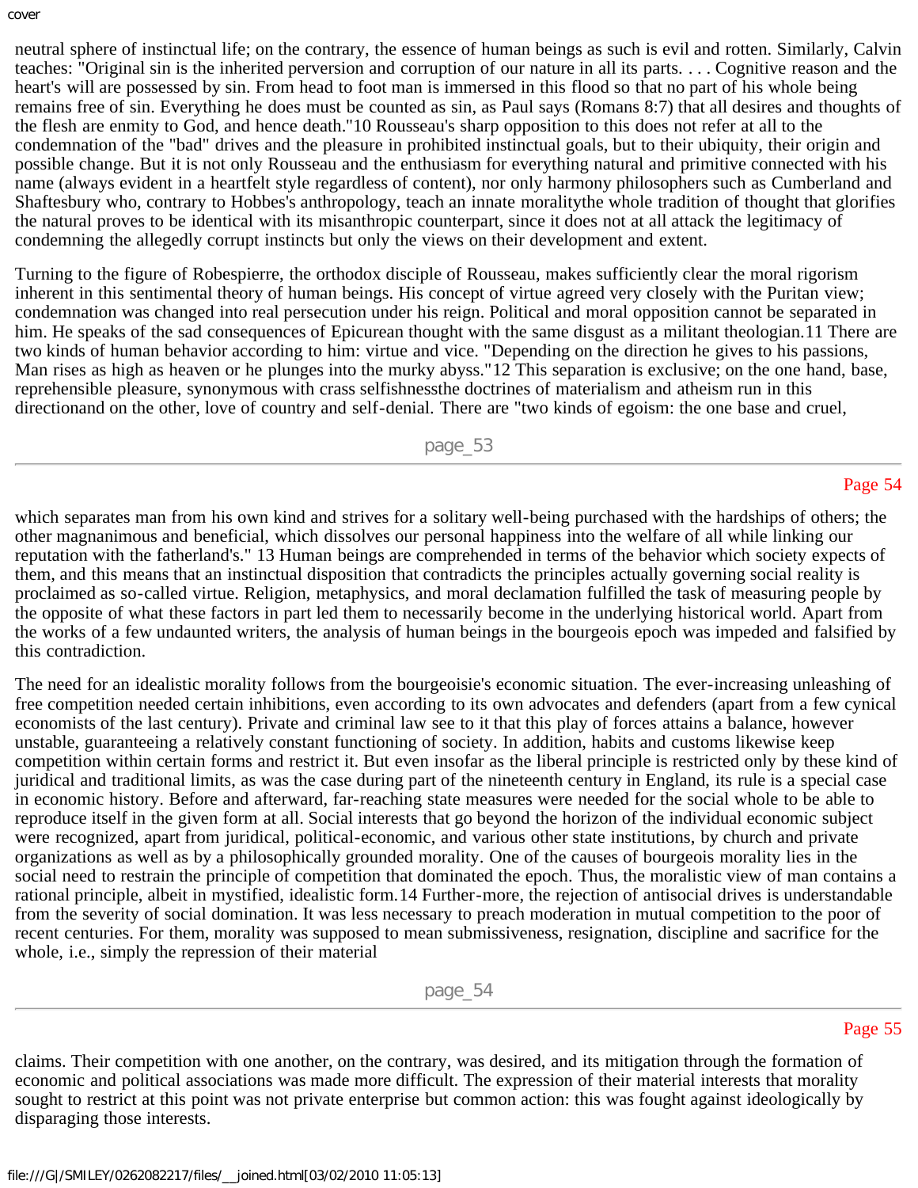neutral sphere of instinctual life; on the contrary, the essence of human beings as such is evil and rotten. Similarly, Calvin teaches: "Original sin is the inherited perversion and corruption of our nature in all its parts. . . . Cognitive reason and the heart's will are possessed by sin. From head to foot man is immersed in this flood so that no part of his whole being remains free of sin. Everything he does must be counted as sin, as Paul says (Romans 8:7) that all desires and thoughts of the flesh are enmity to God, and hence death."10 Rousseau's sharp opposition to this does not refer at all to the condemnation of the "bad" drives and the pleasure in prohibited instinctual goals, but to their ubiquity, their origin and possible change. But it is not only Rousseau and the enthusiasm for everything natural and primitive connected with his name (always evident in a heartfelt style regardless of content), nor only harmony philosophers such as Cumberland and Shaftesbury who, contrary to Hobbes's anthropology, teach an innate moralitythe whole tradition of thought that glorifies the natural proves to be identical with its misanthropic counterpart, since it does not at all attack the legitimacy of condemning the allegedly corrupt instincts but only the views on their development and extent.

Turning to the figure of Robespierre, the orthodox disciple of Rousseau, makes sufficiently clear the moral rigorism inherent in this sentimental theory of human beings. His concept of virtue agreed very closely with the Puritan view; condemnation was changed into real persecution under his reign. Political and moral opposition cannot be separated in him. He speaks of the sad consequences of Epicurean thought with the same disgust as a militant theologian.11 There are two kinds of human behavior according to him: virtue and vice. "Depending on the direction he gives to his passions, Man rises as high as heaven or he plunges into the murky abyss."12 This separation is exclusive; on the one hand, base, reprehensible pleasure, synonymous with crass selfishnessthe doctrines of materialism and atheism run in this directionand on the other, love of country and self-denial. There are "two kinds of egoism: the one base and cruel, which separates man from his own kind and strives for a solitary well-being purchased with the hardships of others; the other magnanimous and beneficial, which dissolves our personal happiness into the welfare of all while linking our reputation with the fatherland's." 13 Human beings are comprehended in terms of the behavior which society expects of them, and this means that an instinctual disposition that contradicts the principles actually governing social reality is proclaimed as so-called virtue. Religion, metaphysics, and moral declamation fulfilled the task of measuring people by the opposite of what these factors in part led them to necessarily become in the underlying historical world. Apart from the works of a few undaunted writers, the analysis of human beings in the bourgeois epoch was impeded and falsified by this contradiction.

The need for an idealistic morality follows from the bourgeoisie's economic situation. The ever-increasing unleashing of free competition needed certain inhibitions, even according to its own advocates and defenders (apart from a few cynical economists of the last century). Private and criminal law see to it that this play of forces attains a balance, however unstable, guaranteeing a relatively constant functioning of society. In addition, habits and customs likewise keep competition within certain forms and restrict it. But even insofar as the liberal principle is restricted only by these kind of juridical and traditional limits, as was the case during part of the nineteenth century in England, its rule is a special case in economic history. Before and afterward, far-reaching state measures were needed for the social whole to be able to reproduce itself in the given form at all. Social interests that go beyond the horizon of the individual economic subject were recognized, apart from juridical, political-economic, and various other state institutions, by church and private organizations as well as by a philosophically grounded morality. One of the causes of bourgeois morality lies in the social need to restrain the principle of competition that dominated the epoch. Thus, the moralistic view of man contains a rational principle, albeit in mystified, idealistic form.14 Further-more, the rejection of antisocial drives is understandable from the severity of social domination. It was less necessary to preach moderation in mutual competition to the poor of recent centuries. For them, morality was supposed to mean submissiveness, resignation, discipline and sacrifice for the whole, i.e., simply the repression of their material claims. Their competition with one another, on the contrary, was desired, and its mitigation through the formation of economic and political associations was made more difficult. The expression of their material interests that morality sought to restrict at this point was not private enterprise but common action: this was fought against ideologically by disparaging those interests.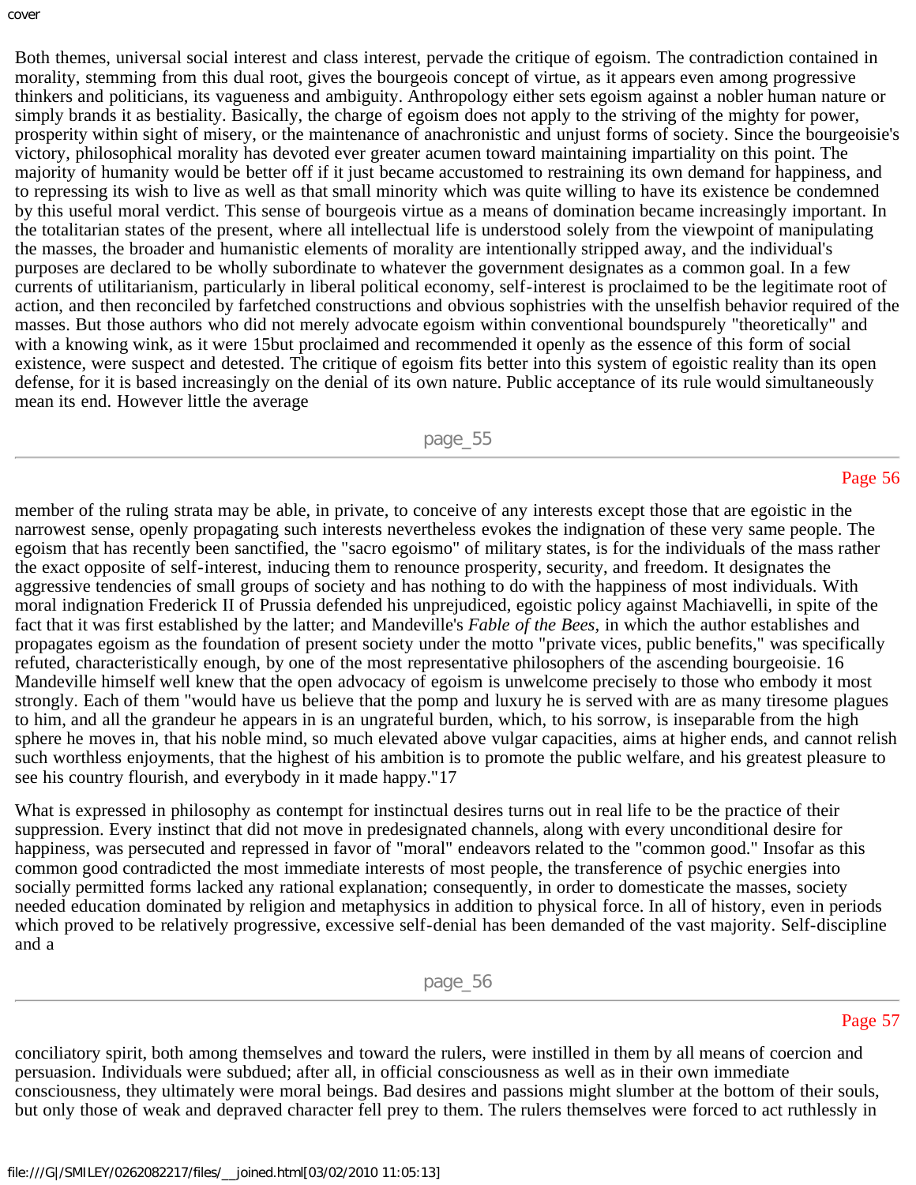Both themes, universal social interest and class interest, pervade the critique of egoism. The contradiction contained in morality, stemming from this dual root, gives the bourgeois concept of virtue, as it appears even among progressive thinkers and politicians, its vagueness and ambiguity. Anthropology either sets egoism against a nobler human nature or simply brands it as bestiality. Basically, the charge of egoism does not apply to the striving of the mighty for power, prosperity within sight of misery, or the maintenance of anachronistic and unjust forms of society. Since the bourgeoisie's victory, philosophical morality has devoted ever greater acumen toward maintaining impartiality on this point. The majority of humanity would be better off if it just became accustomed to restraining its own demand for happiness, and to repressing its wish to live as well as that small minority which was quite willing to have its existence be condemned by this useful moral verdict. This sense of bourgeois virtue as a means of domination became increasingly important. In the totalitarian states of the present, where all intellectual life is understood solely from the viewpoint of manipulating the masses, the broader and humanistic elements of morality are intentionally stripped away, and the individual's purposes are declared to be wholly subordinate to whatever the government designates as a common goal. In a few currents of utilitarianism, particularly in liberal political economy, self-interest is proclaimed to be the legitimate root of action, and then reconciled by farfetched constructions and obvious sophistries with the unselfish behavior required of the masses. But those authors who did not merely advocate egoism within conventional boundspurely "theoretically" and with a knowing wink, as it were 15but proclaimed and recommended it openly as the essence of this form of social existence, were suspect and detested. The critique of egoism fits better into this system of egoistic reality than its open defense, for it is based increasingly on the denial of its own nature. Public acceptance of its rule would simultaneously mean its end. However little the average member of the ruling strata may be able, in private, to conceive of any interests except those that are egoistic in the narrowest sense, openly propagating such interests nevertheless evokes the indignation of these very same people. The egoism that has recently been sanctified, the "sacro egoismo" of military states, is for the individuals of the mass rather the exact opposite of self-interest, inducing them to renounce prosperity, security, and freedom. It designates the aggressive tendencies of small groups of society and has nothing to do with the happiness of most individuals. With moral indignation Frederick II of Prussia defended his unprejudiced, egoistic policy against Machiavelli, in spite of the fact that it was first established by the latter; and Mandeville's *Fable of the Bees,* in which the author establishes and propagates egoism as the foundation of present society under the motto "private vices, public benefits," was specifically refuted, characteristically enough, by one of the most representative philosophers of the ascending bourgeoisie. 16 Mandeville himself well knew that the open advocacy of egoism is unwelcome precisely to those who embody it most strongly. Each of them "would have us believe that the pomp and luxury he is served with are as many tiresome plagues to him, and all the grandeur he appears in is an ungrateful burden, which, to his sorrow, is inseparable from the high sphere he moves in, that his noble mind, so much elevated above vulgar capacities, aims at higher ends, and cannot relish such worthless enjoyments, that the highest of his ambition is to promote the public welfare, and his greatest pleasure to see his country flourish, and everybody in it made happy."17

What is expressed in philosophy as contempt for instinctual desires turns out in real life to be the practice of their suppression. Every instinct that did not move in predesignated channels, along with every unconditional desire for happiness, was persecuted and repressed in favor of "moral" endeavors related to the "common good." Insofar as this common good contradicted the most immediate interests of most people, the transference of psychic energies into socially permitted forms lacked any rational explanation; consequently, in order to domesticate the masses, society needed education dominated by religion and metaphysics in addition to physical force. In all of history, even in periods which proved to be relatively progressive, excessive self-denial has been demanded of the vast majority. Self-discipline and a conciliatory spirit, both among themselves and toward the rulers, were instilled in them by all means of coercion and persuasion. Individuals were subdued; after all, in official consciousness as well as in their own immediate consciousness, they ultimately were moral beings. Bad desires and passions might slumber at the bottom of their souls, but only those of weak and depraved character fell prey to them. The rulers themselves were forced to act ruthlessly in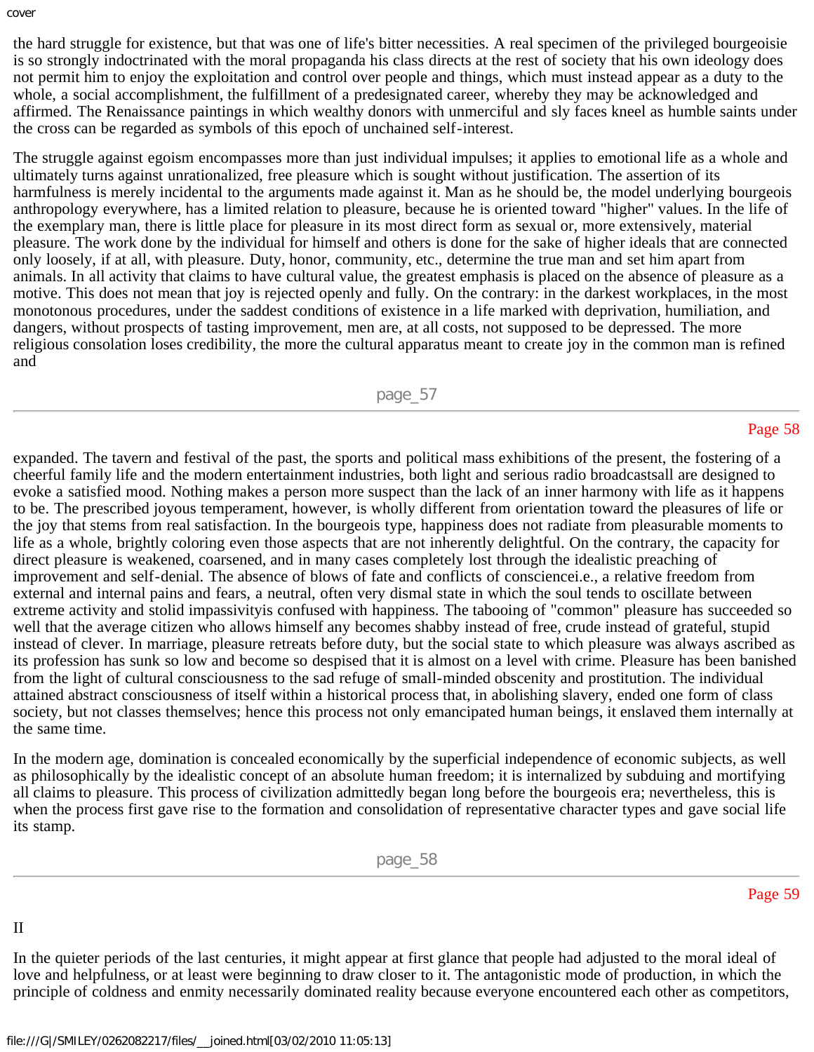the hard struggle for existence, but that was one of life's bitter necessities. A real specimen of the privileged bourgeoisie is so strongly indoctrinated with the moral propaganda his class directs at the rest of society that his own ideology does not permit him to enjoy the exploitation and control over people and things, which must instead appear as a duty to the whole, a social accomplishment, the fulfillment of a predesignated career, whereby they may be acknowledged and affirmed. The Renaissance paintings in which wealthy donors with unmerciful and sly faces kneel as humble saints under the cross can be regarded as symbols of this epoch of unchained self-interest.

The struggle against egoism encompasses more than just individual impulses; it applies to emotional life as a whole and ultimately turns against unrationalized, free pleasure which is sought without justification. The assertion of its harmfulness is merely incidental to the arguments made against it. Man as he should be, the model underlying bourgeois anthropology everywhere, has a limited relation to pleasure, because he is oriented toward "higher" values. In the life of the exemplary man, there is little place for pleasure in its most direct form as sexual or, more extensively, material pleasure. The work done by the individual for himself and others is done for the sake of higher ideals that are connected only loosely, if at all, with pleasure. Duty, honor, community, etc., determine the true man and set him apart from animals. In all activity that claims to have cultural value, the greatest emphasis is placed on the absence of pleasure as a motive. This does not mean that joy is rejected openly and fully. On the contrary: in the darkest workplaces, in the most monotonous procedures, under the saddest conditions of existence in a life marked with deprivation, humiliation, and dangers, without prospects of tasting improvement, men are, at all costs, not supposed to be depressed. The more religious consolation loses credibility, the more the cultural apparatus meant to create joy in the common man is refined and expanded. The tavern and festival of the past, the sports and political mass exhibitions of the present, the fostering of a cheerful family life and the modern entertainment industries, both light and serious radio broadcastsall are designed to evoke a satisfied mood. Nothing makes a person more suspect than the lack of an inner harmony with life as it happens to be. The prescribed joyous temperament, however, is wholly different from orientation toward the pleasures of life or the joy that stems from real satisfaction. In the bourgeois type, happiness does not radiate from pleasurable moments to life as a whole, brightly coloring even those aspects that are not inherently delightful. On the contrary, the capacity for direct pleasure is weakened, coarsened, and in many cases completely lost through the idealistic preaching of improvement and self-denial. The absence of blows of fate and conflicts of consciencei.e., a relative freedom from external and internal pains and fears, a neutral, often very dismal state in which the soul tends to oscillate between extreme activity and stolid impassivityis confused with happiness. The tabooing of "common" pleasure has succeeded so well that the average citizen who allows himself any becomes shabby instead of free, crude instead of grateful, stupid instead of clever. In marriage, pleasure retreats before duty, but the social state to which pleasure was always ascribed as its profession has sunk so low and become so despised that it is almost on a level with crime. Pleasure has been banished from the light of cultural consciousness to the sad refuge of small-minded obscenity and prostitution. The individual attained abstract consciousness of itself within a historical process that, in abolishing slavery, ended one form of class society, but not classes themselves; hence this process not only emancipated human beings, it enslaved them internally at the same time.

In the modern age, domination is concealed economically by the superficial independence of economic subjects, as well as philosophically by the idealistic concept of an absolute human freedom; it is internalized by subduing and mortifying all claims to pleasure. This process of civilization admittedly began long before the bourgeois era; nevertheless, this is when the process first gave rise to the formation and consolidation of representative character types and gave social life its stamp.

## II

In the quieter periods of the last centuries, it might appear at first glance that people had adjusted to the moral ideal of love and helpfulness, or at least were beginning to draw closer to it. The antagonistic mode of production, in which the principle of coldness and enmity necessarily dominated reality because everyone encountered each other as competitors,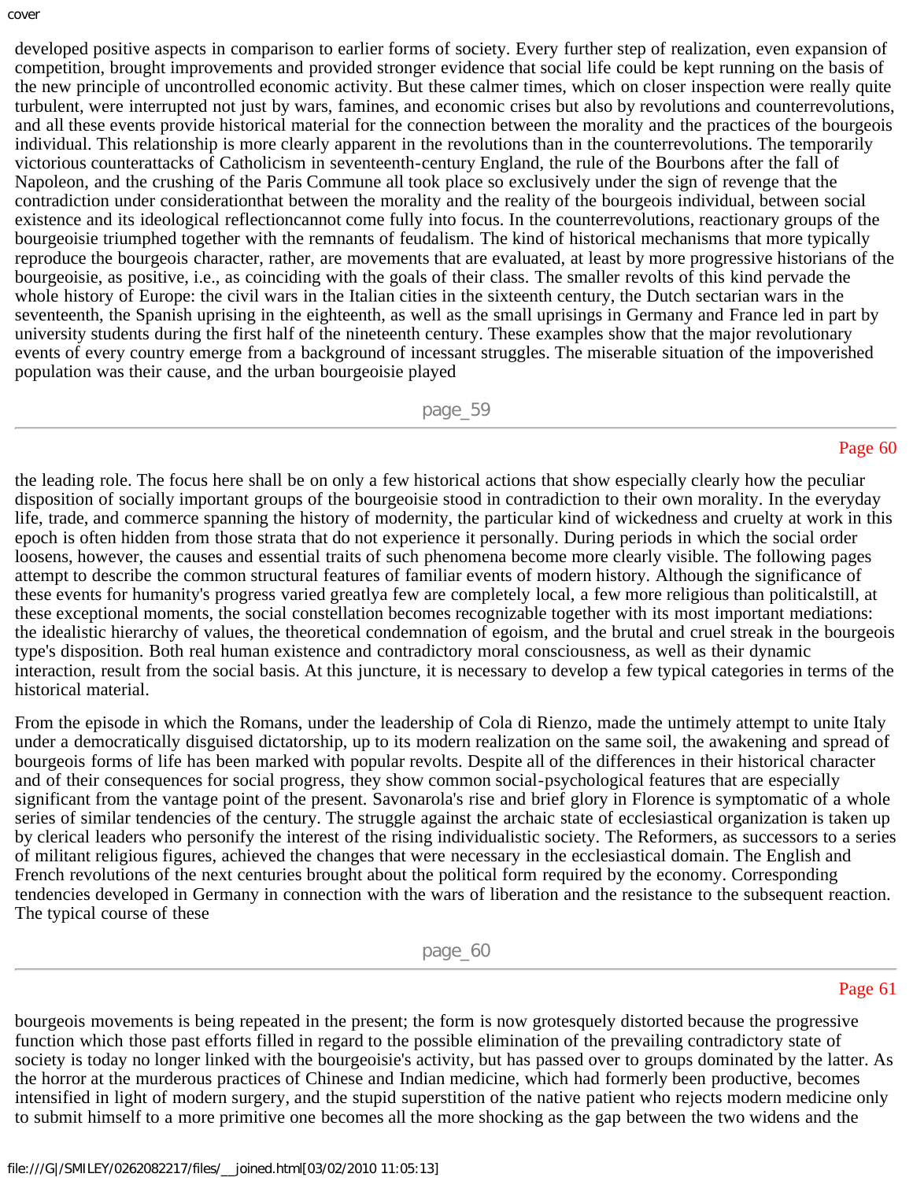developed positive aspects in comparison to earlier forms of society. Every further step of realization, even expansion of competition, brought improvements and provided stronger evidence that social life could be kept running on the basis of the new principle of uncontrolled economic activity. But these calmer times, which on closer inspection were really quite turbulent, were interrupted not just by wars, famines, and economic crises but also by revolutions and counterrevolutions, and all these events provide historical material for the connection between the morality and the practices of the bourgeois individual. This relationship is more clearly apparent in the revolutions than in the counterrevolutions. The temporarily victorious counterattacks of Catholicism in seventeenth-century England, the rule of the Bourbons after the fall of Napoleon, and the crushing of the Paris Commune all took place so exclusively under the sign of revenge that the contradiction under considerationthat between the morality and the reality of the bourgeois individual, between social existence and its ideological reflectioncannot come fully into focus. In the counterrevolutions, reactionary groups of the bourgeoisie triumphed together with the remnants of feudalism. The kind of historical mechanisms that more typically reproduce the bourgeois character, rather, are movements that are evaluated, at least by more progressive historians of the bourgeoisie, as positive, i.e., as coinciding with the goals of their class. The smaller revolts of this kind pervade the whole history of Europe: the civil wars in the Italian cities in the sixteenth century, the Dutch sectarian wars in the seventeenth, the Spanish uprising in the eighteenth, as well as the small uprisings in Germany and France led in part by university students during the first half of the nineteenth century. These examples show that the major revolutionary events of every country emerge from a background of incessant struggles. The miserable situation of the impoverished population was their cause, and the urban bourgeoisie played the leading role. The focus here shall be on only a few historical actions that show especially clearly how the peculiar disposition of socially important groups of the bourgeoisie stood in contradiction to their own morality. In the everyday life, trade, and commerce spanning the history of modernity, the particular kind of wickedness and cruelty at work in this epoch is often hidden from those strata that do not experience it personally. During periods in which the social order loosens, however, the causes and essential traits of such phenomena become more clearly visible. The following pages attempt to describe the common structural features of familiar events of modern history. Although the significance of these events for humanity's progress varied greatlya few are completely local, a few more religious than politicalstill, at these exceptional moments, the social constellation becomes recognizable together with its most important mediations: the idealistic hierarchy of values, the theoretical condemnation of egoism, and the brutal and cruel streak in the bourgeois type's disposition. Both real human existence and contradictory moral consciousness, as well as their dynamic interaction, result from the social basis. At this juncture, it is necessary to develop a few typical categories in terms of the historical material.

From the episode in which the Romans, under the leadership of Cola di Rienzo, made the untimely attempt to unite Italy under a democratically disguised dictatorship, up to its modern realization on the same soil, the awakening and spread of bourgeois forms of life has been marked with popular revolts. Despite all of the differences in their historical character and of their consequences for social progress, they show common social-psychological features that are especially significant from the vantage point of the present. Savonarola's rise and brief glory in Florence is symptomatic of a whole series of similar tendencies of the century. The struggle against the archaic state of ecclesiastical organization is taken up by clerical leaders who personify the interest of the rising individualistic society. The Reformers, as successors to a series of militant religious figures, achieved the changes that were necessary in the ecclesiastical domain. The English and French revolutions of the next centuries brought about the political form required by the economy. Corresponding tendencies developed in Germany in connection with the wars of liberation and the resistance to the subsequent reaction. The typical course of these bourgeois movements is being repeated in the present; the form is now grotesquely distorted because the progressive function which those past efforts filled in regard to the possible elimination of the prevailing contradictory state of society is today no longer linked with the bourgeoisie's activity, but has passed over to groups dominated by the latter. As the horror at the murderous practices of Chinese and Indian medicine, which had formerly been productive, becomes intensified in light of modern surgery, and the stupid superstition of the native patient who rejects modern medicine only to submit himself to a more primitive one becomes all the more shocking as the gap between the two widens and the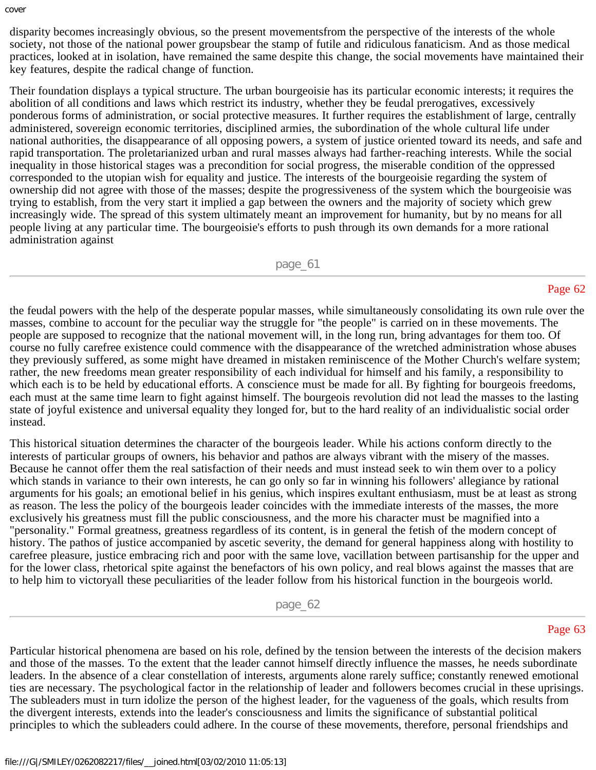disparity becomes increasingly obvious, so the present movementsfrom the perspective of the interests of the whole society, not those of the national power groupsbear the stamp of futile and ridiculous fanaticism. And as those medical practices, looked at in isolation, have remained the same despite this change, the social movements have maintained their key features, despite the radical change of function.

Their foundation displays a typical structure. The urban bourgeoisie has its particular economic interests; it requires the abolition of all conditions and laws which restrict its industry, whether they be feudal prerogatives, excessively ponderous forms of administration, or social protective measures. It further requires the establishment of large, centrally administered, sovereign economic territories, disciplined armies, the subordination of the whole cultural life under national authorities, the disappearance of all opposing powers, a system of justice oriented toward its needs, and safe and rapid transportation. The proletarianized urban and rural masses always had farther-reaching interests. While the social inequality in those historical stages was a precondition for social progress, the miserable condition of the oppressed corresponded to the utopian wish for equality and justice. The interests of the bourgeoisie regarding the system of ownership did not agree with those of the masses; despite the progressiveness of the system which the bourgeoisie was trying to establish, from the very start it implied a gap between the owners and the majority of society which grew increasingly wide. The spread of this system ultimately meant an improvement for humanity, but by no means for all people living at any particular time. The bourgeoisie's efforts to push through its own demands for a more rational administration against the feudal powers with the help of the desperate popular masses, while simultaneously consolidating its own rule over the masses, combine to account for the peculiar way the struggle for "the people" is carried on in these movements. The people are supposed to recognize that the national movement will, in the long run, bring advantages for them too. Of course no fully carefree existence could commence with the disappearance of the wretched administration whose abuses they previously suffered, as some might have dreamed in mistaken reminiscence of the Mother Church's welfare system; rather, the new freedoms mean greater responsibility of each individual for himself and his family, a responsibility to which each is to be held by educational efforts. A conscience must be made for all. By fighting for bourgeois freedoms, each must at the same time learn to fight against himself. The bourgeois revolution did not lead the masses to the lasting state of joyful existence and universal equality they longed for, but to the hard reality of an individualistic social order instead.

This historical situation determines the character of the bourgeois leader. While his actions conform directly to the interests of particular groups of owners, his behavior and pathos are always vibrant with the misery of the masses. Because he cannot offer them the real satisfaction of their needs and must instead seek to win them over to a policy which stands in variance to their own interests, he can go only so far in winning his followers' allegiance by rational arguments for his goals; an emotional belief in his genius, which inspires exultant enthusiasm, must be at least as strong as reason. The less the policy of the bourgeois leader coincides with the immediate interests of the masses, the more exclusively his greatness must fill the public consciousness, and the more his character must be magnified into a "personality." Formal greatness, greatness regardless of its content, is in general the fetish of the modern concept of history. The pathos of justice accompanied by ascetic severity, the demand for general happiness along with hostility to carefree pleasure, justice embracing rich and poor with the same love, vacillation between partisanship for the upper and for the lower class, rhetorical spite against the benefactors of his own policy, and real blows against the masses that are to help him to victoryall these peculiarities of the leader follow from his historical function in the bourgeois world.

Particular historical phenomena are based on his role, defined by the tension between the interests of the decision makers and those of the masses. To the extent that the leader cannot himself directly influence the masses, he needs subordinate leaders. In the absence of a clear constellation of interests, arguments alone rarely suffice; constantly renewed emotional ties are necessary. The psychological factor in the relationship of leader and followers becomes crucial in these uprisings. The subleaders must in turn idolize the person of the highest leader, for the vagueness of the goals, which results from the divergent interests, extends into the leader's consciousness and limits the significance of substantial political principles to which the subleaders could adhere. In the course of these movements, therefore, personal friendships and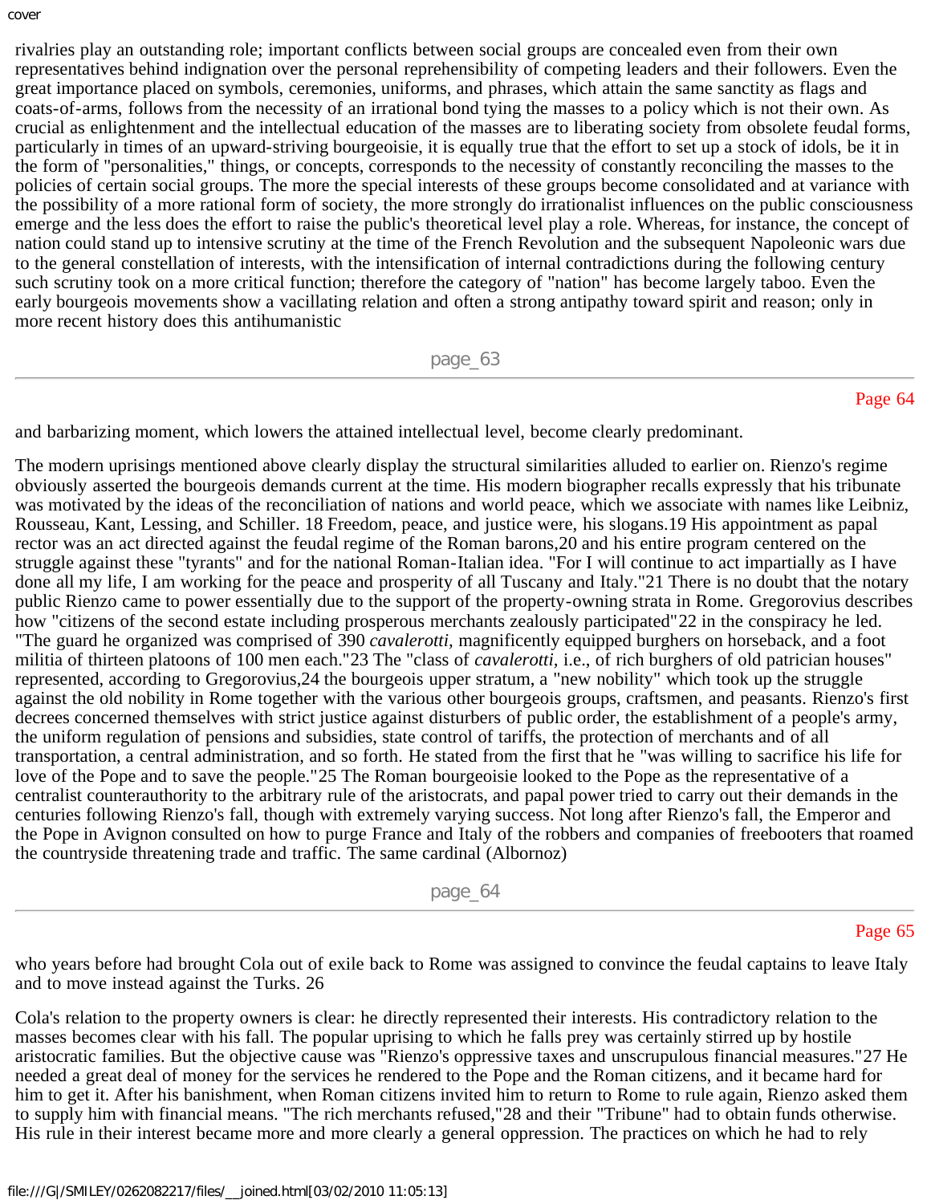rivalries play an outstanding role; important conflicts between social groups are concealed even from their own representatives behind indignation over the personal reprehensibility of competing leaders and their followers. Even the great importance placed on symbols, ceremonies, uniforms, and phrases, which attain the same sanctity as flags and coats-of-arms, follows from the necessity of an irrational bond tying the masses to a policy which is not their own. As crucial as enlightenment and the intellectual education of the masses are to liberating society from obsolete feudal forms, particularly in times of an upward-striving bourgeoisie, it is equally true that the effort to set up a stock of idols, be it in the form of "personalities," things, or concepts, corresponds to the necessity of constantly reconciling the masses to the policies of certain social groups. The more the special interests of these groups become consolidated and at variance with the possibility of a more rational form of society, the more strongly do irrationalist influences on the public consciousness emerge and the less does the effort to raise the public's theoretical level play a role. Whereas, for instance, the concept of nation could stand up to intensive scrutiny at the time of the French Revolution and the subsequent Napoleonic wars due to the general constellation of interests, with the intensification of internal contradictions during the following century such scrutiny took on a more critical function; therefore the category of "nation" has become largely taboo. Even the early bourgeois movements show a vacillating relation and often a strong antipathy toward spirit and reason; only in more recent history does this antihumanistic and barbarizing moment, which lowers the attained intellectual level, become clearly predominant.

The modern uprisings mentioned above clearly display the structural similarities alluded to earlier on. Rienzo's regime obviously asserted the bourgeois demands current at the time. His modern biographer recalls expressly that his tribunate was motivated by the ideas of the reconciliation of nations and world peace, which we associate with names like Leibniz, Rousseau, Kant, Lessing, and Schiller. [18] Freedom, peace, and justice were, his slogans.[19] His appointment as papal rector was an act directed against the feudal regime of the Roman barons,[20] and his entire program centered on the struggle against these "tyrants" and for the national Roman-Italian idea. "For I will continue to act impartially as I have done all my life, I am working for the peace and prosperity of all Tuscany and Italy."[21] There is no doubt that the notary public Rienzo came to power essentially due to the support of the property-owning strata in Rome. Gregorovius describes how "citizens of the second estate including prosperous merchants zealously participated"[22] in the conspiracy he led. "The guard he organized was comprised of 390 *cavalerotti,* magnificently equipped burghers on horseback, and a foot militia of thirteen platoons of 100 men each."[23] The "class of *cavalerotti,* i.e., of rich burghers of old patrician houses" represented, according to Gregorovius,[24] the bourgeois upper stratum, a "new nobility" which took up the struggle against the old nobility in Rome together with the various other bourgeois groups, craftsmen, and peasants. Rienzo's first decrees concerned themselves with strict justice against disturbers of public order, the establishment of a people's army, the uniform regulation of pensions and subsidies, state control of tariffs, the protection of merchants and of all transportation, a central administration, and so forth. He stated from the first that he "was willing to sacrifice his life for love of the Pope and to save the people."[25] The Roman bourgeoisie looked to the Pope as the representative of a centralist counterauthority to the arbitrary rule of the aristocrats, and papal power tried to carry out their demands in the centuries following Rienzo's fall, though with extremely varying success. Not long after Rienzo's fall, the Emperor and the Pope in Avignon consulted on how to purge France and Italy of the robbers and companies of freebooters that roamed the countryside threatening trade and traffic. The same cardinal (Albornoz) who years before had brought Cola out of exile back to Rome was assigned to convince the feudal captains to leave Italy and to move instead against the Turks. [26]

Cola's relation to the property owners is clear: he directly represented their interests. His contradictory relation to the masses becomes clear with his fall. The popular uprising to which he falls prey was certainly stirred up by hostile aristocratic families. But the objective cause was "Rienzo's oppressive taxes and unscrupulous financial measures."[27] He needed a great deal of money for the services he rendered to the Pope and the Roman citizens, and it became hard for him to get it. After his banishment, when Roman citizens invited him to return to Rome to rule again, Rienzo asked them to supply him with financial means. "The rich merchants refused,"[28] and their "Tribune" had to obtain funds otherwise. His rule in their interest became more and more clearly a general oppression. The practices on which he had to rely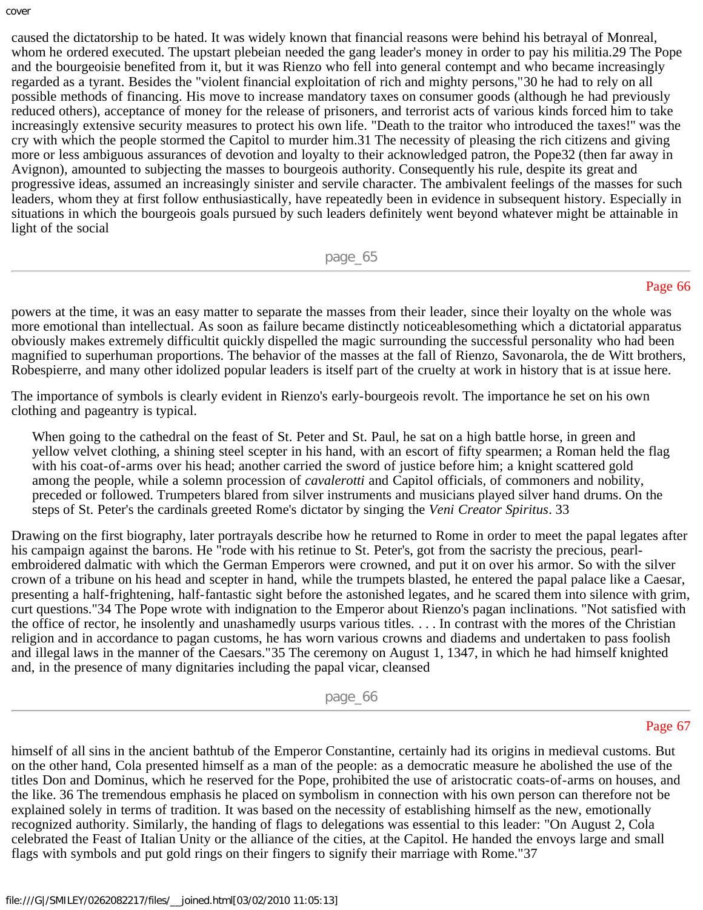caused the dictatorship to be hated. It was widely known that financial reasons were behind his betrayal of Monreal, whom he ordered executed. The upstart plebeian needed the gang leader's money in order to pay his militia.[29] The Pope and the bourgeoisie benefited from it, but it was Rienzo who fell into general contempt and who became increasingly regarded as a tyrant. Besides the "violent financial exploitation of rich and mighty persons,"[30] he had to rely on all possible methods of financing. His move to increase mandatory taxes on consumer goods (although he had previously reduced others), acceptance of money for the release of prisoners, and terrorist acts of various kinds forced him to take increasingly extensive security measures to protect his own life. "Death to the traitor who introduced the taxes!" was the cry with which the people stormed the Capitol to murder him.[31] The necessity of pleasing the rich citizens and giving more or less ambiguous assurances of devotion and loyalty to their acknowledged patron, the Pope[32] (then far away in Avignon), amounted to subjecting the masses to bourgeois authority. Consequently his rule, despite its great and progressive ideas, assumed an increasingly sinister and servile character. The ambivalent feelings of the masses for such leaders, whom they at first follow enthusiastically, have repeatedly been in evidence in subsequent history. Especially in situations in which the bourgeois goals pursued by such leaders definitely went beyond whatever might be attainable in light of the social powers at the time, it was an easy matter to separate the masses from their leader, since their loyalty on the whole was more emotional than intellectual. As soon as failure became distinctly noticeablesomething which a dictatorial apparatus obviously makes extremely difficultit quickly dispelled the magic surrounding the successful personality who had been magnified to superhuman proportions. The behavior of the masses at the fall of Rienzo, Savonarola, the de Witt brothers, Robespierre, and many other idolized popular leaders is itself part of the cruelty at work in history that is at issue here.

The importance of symbols is clearly evident in Rienzo's early-bourgeois revolt. The importance he set on his own clothing and pageantry is typical.

> When going to the cathedral on the feast of St. Peter and St. Paul, he sat on a high battle horse, in green and yellow velvet clothing, a shining steel scepter in his hand, with an escort of fifty spearmen; a Roman held the flag with his coat-of-arms over his head; another carried the sword of justice before him; a knight scattered gold among the people, while a solemn procession of *cavalerotti* and Capitol officials, of commoners and nobility, preceded or followed. Trumpeters blared from silver instruments and musicians played silver hand drums. On the steps of St. Peter's the cardinals greeted Rome's dictator by singing the *Veni Creator Spiritus*. [33]

Drawing on the first biography, later portrayals describe how he returned to Rome in order to meet the papal legates after his campaign against the barons. He "rode with his retinue to St. Peter's, got from the sacristy the precious, pearl-embroidered dalmatic with which the German Emperors were crowned, and put it on over his armor. So with the silver crown of a tribune on his head and scepter in hand, while the trumpets blasted, he entered the papal palace like a Caesar, presenting a half-frightening, half-fantastic sight before the astonished legates, and he scared them into silence with grim, curt questions."[34] The Pope wrote with indignation to the Emperor about Rienzo's pagan inclinations. "Not satisfied with the office of rector, he insolently and unashamedly usurps various titles. . . . In contrast with the mores of the Christian religion and in accordance to pagan customs, he has worn various crowns and diadems and undertaken to pass foolish and illegal laws in the manner of the Caesars."[35] The ceremony on August 1, 1347, in which he had himself knighted and, in the presence of many dignitaries including the papal vicar, cleansed himself of all sins in the ancient bathtub of the Emperor Constantine, certainly had its origins in medieval customs. But on the other hand, Cola presented himself as a man of the people: as a democratic measure he abolished the use of the titles Don and Dominus, which he reserved for the Pope, prohibited the use of aristocratic coats-of-arms on houses, and the like. [36] The tremendous emphasis he placed on symbolism in connection with his own person can therefore not be explained solely in terms of tradition. It was based on the necessity of establishing himself as the new, emotionally recognized authority. Similarly, the handing of flags to delegations was essential to this leader: "On August 2, Cola celebrated the Feast of Italian Unity or the alliance of the cities, at the Capitol. He handed the envoys large and small flags with symbols and put gold rings on their fingers to signify their marriage with Rome."[37]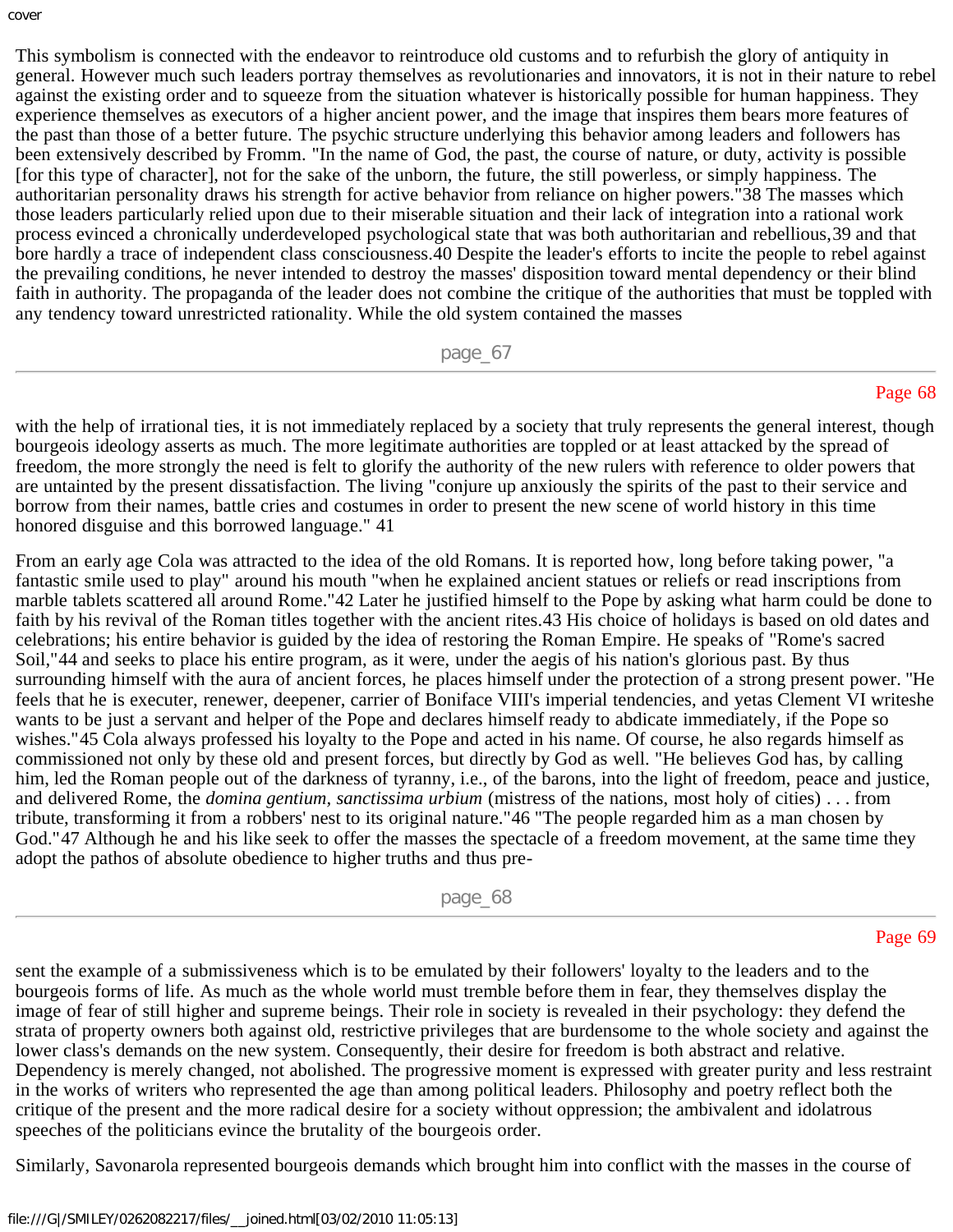This symbolism is connected with the endeavor to reintroduce old customs and to refurbish the glory of antiquity in general. However much such leaders portray themselves as revolutionaries and innovators, it is not in their nature to rebel against the existing order and to squeeze from the situation whatever is historically possible for human happiness. They experience themselves as executors of a higher ancient power, and the image that inspires them bears more features of the past than those of a better future. The psychic structure underlying this behavior among leaders and followers has been extensively described by Fromm. "In the name of God, the past, the course of nature, or duty, activity is possible [for this type of character], not for the sake of the unborn, the future, the still powerless, or simply happiness. The authoritarian personality draws his strength for active behavior from reliance on higher powers."38 The masses which those leaders particularly relied upon due to their miserable situation and their lack of integration into a rational work process evinced a chronically underdeveloped psychological state that was both authoritarian and rebellious,39 and that bore hardly a trace of independent class consciousness.40 Despite the leader's efforts to incite the people to rebel against the prevailing conditions, he never intended to destroy the masses' disposition toward mental dependency or their blind faith in authority. The propaganda of the leader does not combine the critique of the authorities that must be toppled with any tendency toward unrestricted rationality. While the old system contained the masses with the help of irrational ties, it is not immediately replaced by a society that truly represents the general interest, though bourgeois ideology asserts as much. The more legitimate authorities are toppled or at least attacked by the spread of freedom, the more strongly the need is felt to glorify the authority of the new rulers with reference to older powers that are untainted by the present dissatisfaction. The living "conjure up anxiously the spirits of the past to their service and borrow from their names, battle cries and costumes in order to present the new scene of world history in this time honored disguise and this borrowed language." 41

From an early age Cola was attracted to the idea of the old Romans. It is reported how, long before taking power, "a fantastic smile used to play" around his mouth "when he explained ancient statues or reliefs or read inscriptions from marble tablets scattered all around Rome."42 Later he justified himself to the Pope by asking what harm could be done to faith by his revival of the Roman titles together with the ancient rites.43 His choice of holidays is based on old dates and celebrations; his entire behavior is guided by the idea of restoring the Roman Empire. He speaks of "Rome's sacred Soil,"44 and seeks to place his entire program, as it were, under the aegis of his nation's glorious past. By thus surrounding himself with the aura of ancient forces, he places himself under the protection of a strong present power. "He feels that he is executer, renewer, deepener, carrier of Boniface VIII's imperial tendencies, and yetas Clement VI writeshe wants to be just a servant and helper of the Pope and declares himself ready to abdicate immediately, if the Pope so wishes."45 Cola always professed his loyalty to the Pope and acted in his name. Of course, he also regards himself as commissioned not only by these old and present forces, but directly by God as well. "He believes God has, by calling him, led the Roman people out of the darkness of tyranny, i.e., of the barons, into the light of freedom, peace and justice, and delivered Rome, the *domina gentium, sanctissima urbium* (mistress of the nations, most holy of cities) . . . from tribute, transforming it from a robbers' nest to its original nature."46 "The people regarded him as a man chosen by God."47 Although he and his like seek to offer the masses the spectacle of a freedom movement, at the same time they adopt the pathos of absolute obedience to higher truths and thus present the example of a submissiveness which is to be emulated by their followers' loyalty to the leaders and to the bourgeois forms of life. As much as the whole world must tremble before them in fear, they themselves display the image of fear of still higher and supreme beings. Their role in society is revealed in their psychology: they defend the strata of property owners both against old, restrictive privileges that are burdensome to the whole society and against the lower class's demands on the new system. Consequently, their desire for freedom is both abstract and relative. Dependency is merely changed, not abolished. The progressive moment is expressed with greater purity and less restraint in the works of writers who represented the age than among political leaders. Philosophy and poetry reflect both the critique of the present and the more radical desire for a society without oppression; the ambivalent and idolatrous speeches of the politicians evince the brutality of the bourgeois order.

Similarly, Savonarola represented bourgeois demands which brought him into conflict with the masses in the course of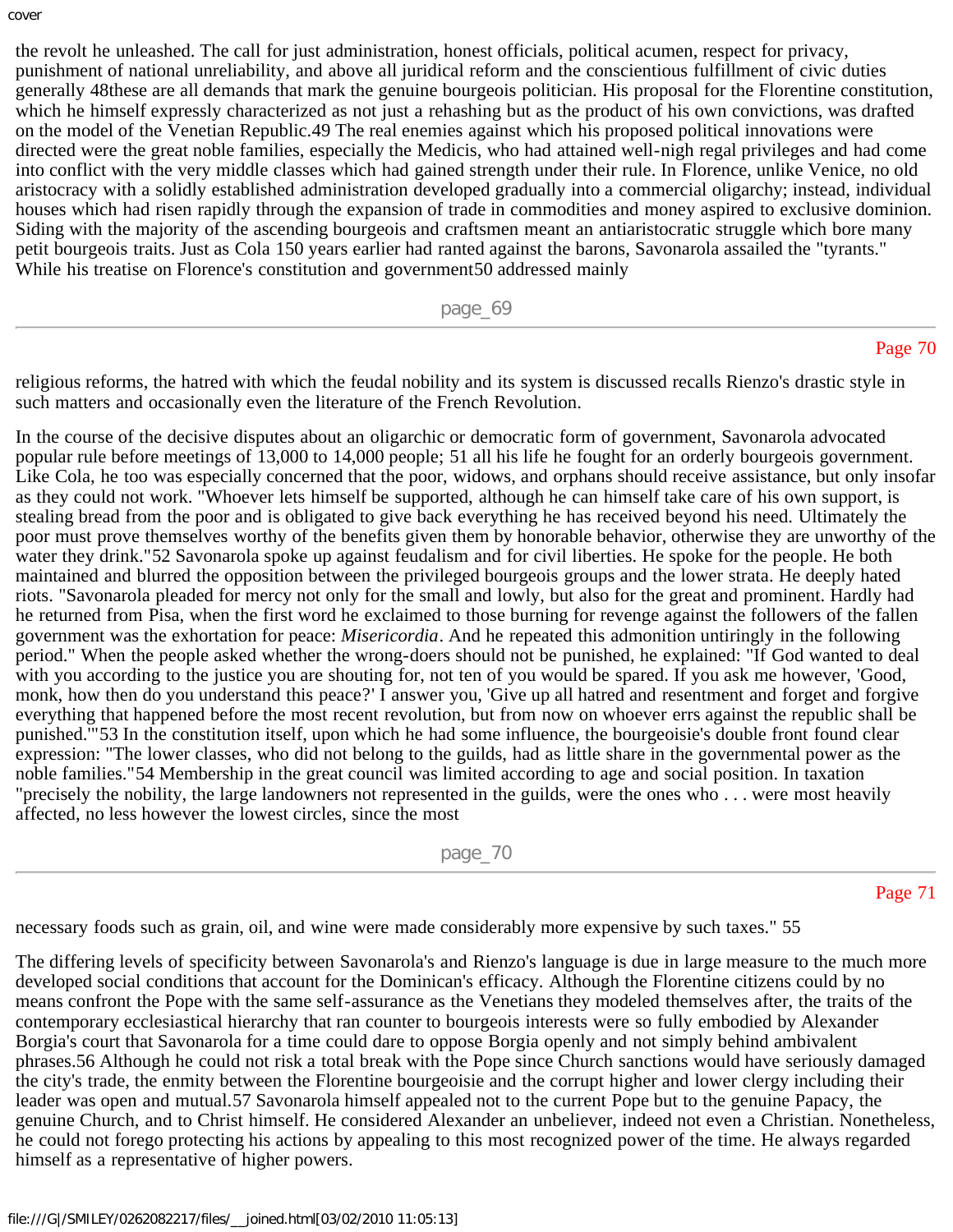the revolt he unleashed. The call for just administration, honest officials, political acumen, respect for privacy, punishment of national unreliability, and above all juridical reform and the conscientious fulfillment of civic duties generally [48]these are all demands that mark the genuine bourgeois politician. His proposal for the Florentine constitution, which he himself expressly characterized as not just a rehashing but as the product of his own convictions, was drafted on the model of the Venetian Republic.[49] The real enemies against which his proposed political innovations were directed were the great noble families, especially the Medicis, who had attained well-nigh regal privileges and had come into conflict with the very middle classes which had gained strength under their rule. In Florence, unlike Venice, no old aristocracy with a solidly established administration developed gradually into a commercial oligarchy; instead, individual houses which had risen rapidly through the expansion of trade in commodities and money aspired to exclusive dominion. Siding with the majority of the ascending bourgeois and craftsmen meant an antiaristocratic struggle which bore many petit bourgeois traits. Just as Cola 150 years earlier had ranted against the barons, Savonarola assailed the "tyrants." While his treatise on Florence's constitution and government[50] addressed mainly religious reforms, the hatred with which the feudal nobility and its system is discussed recalls Rienzo's drastic style in such matters and occasionally even the literature of the French Revolution.

In the course of the decisive disputes about an oligarchic or democratic form of government, Savonarola advocated popular rule before meetings of 13,000 to 14,000 people; [51] all his life he fought for an orderly bourgeois government. Like Cola, he too was especially concerned that the poor, widows, and orphans should receive assistance, but only insofar as they could not work. "Whoever lets himself be supported, although he can himself take care of his own support, is stealing bread from the poor and is obligated to give back everything he has received beyond his need. Ultimately the poor must prove themselves worthy of the benefits given them by honorable behavior, otherwise they are unworthy of the water they drink."[52] Savonarola spoke up against feudalism and for civil liberties. He spoke for the people. He both maintained and blurred the opposition between the privileged bourgeois groups and the lower strata. He deeply hated riots. "Savonarola pleaded for mercy not only for the small and lowly, but also for the great and prominent. Hardly had he returned from Pisa, when the first word he exclaimed to those burning for revenge against the followers of the fallen government was the exhortation for peace: *Misericordia*. And he repeated this admonition untiringly in the following period." When the people asked whether the wrong-doers should not be punished, he explained: "If God wanted to deal with you according to the justice you are shouting for, not ten of you would be spared. If you ask me however, 'Good, monk, how then do you understand this peace?' I answer you, 'Give up all hatred and resentment and forget and forgive everything that happened before the most recent revolution, but from now on whoever errs against the republic shall be punished.'"[53] In the constitution itself, upon which he had some influence, the bourgeoisie's double front found clear expression: "The lower classes, who did not belong to the guilds, had as little share in the governmental power as the noble families."[54] Membership in the great council was limited according to age and social position. In taxation "precisely the nobility, the large landowners not represented in the guilds, were the ones who . . . were most heavily affected, no less however the lowest circles, since the most necessary foods such as grain, oil, and wine were made considerably more expensive by such taxes." [55]

The differing levels of specificity between Savonarola's and Rienzo's language is due in large measure to the much more developed social conditions that account for the Dominican's efficacy. Although the Florentine citizens could by no means confront the Pope with the same self-assurance as the Venetians they modeled themselves after, the traits of the contemporary ecclesiastical hierarchy that ran counter to bourgeois interests were so fully embodied by Alexander Borgia's court that Savonarola for a time could dare to oppose Borgia openly and not simply behind ambivalent phrases.[56] Although he could not risk a total break with the Pope since Church sanctions would have seriously damaged the city's trade, the enmity between the Florentine bourgeoisie and the corrupt higher and lower clergy including their leader was open and mutual.[57] Savonarola himself appealed not to the current Pope but to the genuine Papacy, the genuine Church, and to Christ himself. He considered Alexander an unbeliever, indeed not even a Christian. Nonetheless, he could not forego protecting his actions by appealing to this most recognized power of the time. He always regarded himself as a representative of higher powers.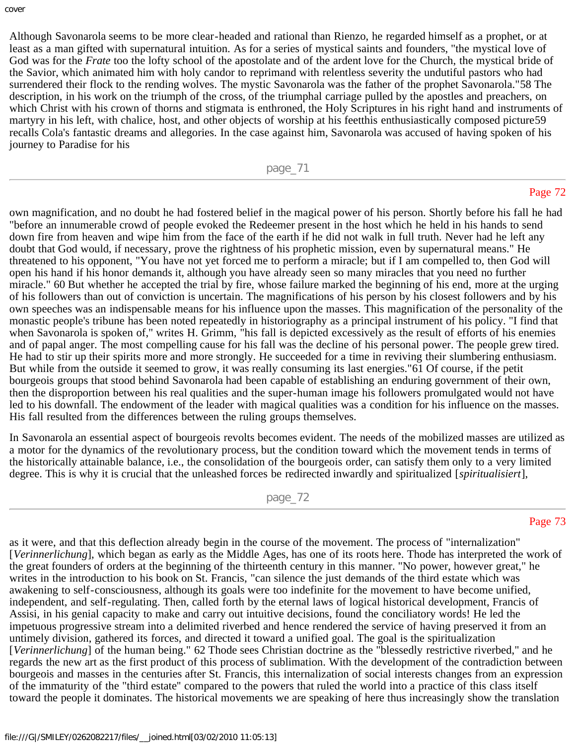Although Savonarola seems to be more clear-headed and rational than Rienzo, he regarded himself as a prophet, or at least as a man gifted with supernatural intuition. As for a series of mystical saints and founders, "the mystical love of God was for the *Frate* too the lofty school of the apostolate and of the ardent love for the Church, the mystical bride of the Savior, which animated him with holy candor to reprimand with relentless severity the undutiful pastors who had surrendered their flock to the rending wolves. The mystic Savonarola was the father of the prophet Savonarola."58 The description, in his work on the triumph of the cross, of the triumphal carriage pulled by the apostles and preachers, on which Christ with his crown of thorns and stigmata is enthroned, the Holy Scriptures in his right hand and instruments of martyry in his left, with chalice, host, and other objects of worship at his feetthis enthusiastically composed picture59 recalls Cola's fantastic dreams and allegories. In the case against him, Savonarola was accused of having spoken of his journey to Paradise for his own magnification, and no doubt he had fostered belief in the magical power of his person. Shortly before his fall he had "before an innumerable crowd of people evoked the Redeemer present in the host which he held in his hands to send down fire from heaven and wipe him from the face of the earth if he did not walk in full truth. Never had he left any doubt that God would, if necessary, prove the rightness of his prophetic mission, even by supernatural means." He threatened to his opponent, "You have not yet forced me to perform a miracle; but if I am compelled to, then God will open his hand if his honor demands it, although you have already seen so many miracles that you need no further miracle." 60 But whether he accepted the trial by fire, whose failure marked the beginning of his end, more at the urging of his followers than out of conviction is uncertain. The magnifications of his person by his closest followers and by his own speeches was an indispensable means for his influence upon the masses. This magnification of the personality of the monastic people's tribune has been noted repeatedly in historiography as a principal instrument of his policy. "I find that when Savonarola is spoken of," writes H. Grimm, "his fall is depicted excessively as the result of efforts of his enemies and of papal anger. The most compelling cause for his fall was the decline of his personal power. The people grew tired. He had to stir up their spirits more and more strongly. He succeeded for a time in reviving their slumbering enthusiasm. But while from the outside it seemed to grow, it was really consuming its last energies."61 Of course, if the petit bourgeois groups that stood behind Savonarola had been capable of establishing an enduring government of their own, then the disproportion between his real qualities and the super-human image his followers promulgated would not have led to his downfall. The endowment of the leader with magical qualities was a condition for his influence on the masses. His fall resulted from the differences between the ruling groups themselves.

In Savonarola an essential aspect of bourgeois revolts becomes evident. The needs of the mobilized masses are utilized as a motor for the dynamics of the revolutionary process, but the condition toward which the movement tends in terms of the historically attainable balance, i.e., the consolidation of the bourgeois order, can satisfy them only to a very limited degree. This is why it is crucial that the unleashed forces be redirected inwardly and spiritualized [*spiritualisiert*], as it were, and that this deflection already begin in the course of the movement. The process of "internalization" [*Verinnerlichung*], which began as early as the Middle Ages, has one of its roots here. Thode has interpreted the work of the great founders of orders at the beginning of the thirteenth century in this manner. "No power, however great," he writes in the introduction to his book on St. Francis, "can silence the just demands of the third estate which was awakening to self-consciousness, although its goals were too indefinite for the movement to have become unified, independent, and self-regulating. Then, called forth by the eternal laws of logical historical development, Francis of Assisi, in his genial capacity to make and carry out intuitive decisions, found the conciliatory words! He led the impetuous progressive stream into a delimited riverbed and hence rendered the service of having preserved it from an untimely division, gathered its forces, and directed it toward a unified goal. The goal is the spiritualization [*Verinnerlichung*] of the human being." 62 Thode sees Christian doctrine as the "blessedly restrictive riverbed," and he regards the new art as the first product of this process of sublimation. With the development of the contradiction between bourgeois and masses in the centuries after St. Francis, this internalization of social interests changes from an expression of the immaturity of the "third estate" compared to the powers that ruled the world into a practice of this class itself toward the people it dominates. The historical movements we are speaking of here thus increasingly show the translation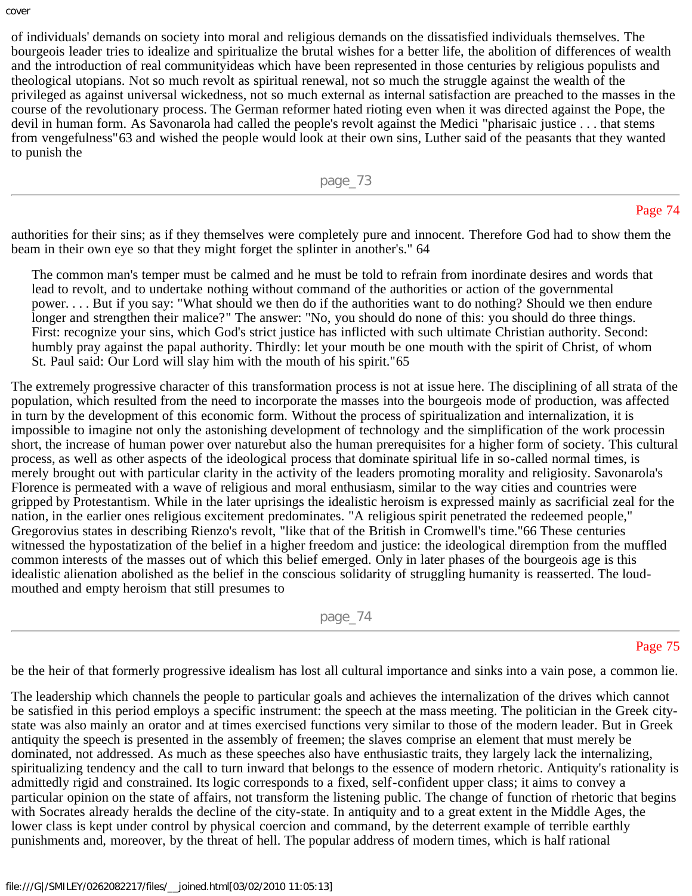of individuals' demands on society into moral and religious demands on the dissatisfied individuals themselves. The bourgeois leader tries to idealize and spiritualize the brutal wishes for a better life, the abolition of differences of wealth and the introduction of real communityideas which have been represented in those centuries by religious populists and theological utopians. Not so much revolt as spiritual renewal, not so much the struggle against the wealth of the privileged as against universal wickedness, not so much external as internal satisfaction are preached to the masses in the course of the revolutionary process. The German reformer hated rioting even when it was directed against the Pope, the devil in human form. As Savonarola had called the people's revolt against the Medici "pharisaic justice . . . that stems from vengefulness"63 and wished the people would look at their own sins, Luther said of the peasants that they wanted to punish the authorities for their sins; as if they themselves were completely pure and innocent. Therefore God had to show them the beam in their own eye so that they might forget the splinter in another's." 64

> The common man's temper must be calmed and he must be told to refrain from inordinate desires and words that lead to revolt, and to undertake nothing without command of the authorities or action of the governmental power. . . . But if you say: "What should we then do if the authorities want to do nothing? Should we then endure longer and strengthen their malice?" The answer: "No, you should do none of this: you should do three things. First: recognize your sins, which God's strict justice has inflicted with such ultimate Christian authority. Second: humbly pray against the papal authority. Thirdly: let your mouth be one mouth with the spirit of Christ, of whom St. Paul said: Our Lord will slay him with the mouth of his spirit."65

The extremely progressive character of this transformation process is not at issue here. The disciplining of all strata of the population, which resulted from the need to incorporate the masses into the bourgeois mode of production, was affected in turn by the development of this economic form. Without the process of spiritualization and internalization, it is impossible to imagine not only the astonishing development of technology and the simplification of the work processin short, the increase of human power over naturebut also the human prerequisites for a higher form of society. This cultural process, as well as other aspects of the ideological process that dominate spiritual life in so-called normal times, is merely brought out with particular clarity in the activity of the leaders promoting morality and religiosity. Savonarola's Florence is permeated with a wave of religious and moral enthusiasm, similar to the way cities and countries were gripped by Protestantism. While in the later uprisings the idealistic heroism is expressed mainly as sacrificial zeal for the nation, in the earlier ones religious excitement predominates. "A religious spirit penetrated the redeemed people," Gregorovius states in describing Rienzo's revolt, "like that of the British in Cromwell's time."66 These centuries witnessed the hypostatization of the belief in a higher freedom and justice: the ideological diremption from the muffled common interests of the masses out of which this belief emerged. Only in later phases of the bourgeois age is this idealistic alienation abolished as the belief in the conscious solidarity of struggling humanity is reasserted. The loud-mouthed and empty heroism that still presumes to be the heir of that formerly progressive idealism has lost all cultural importance and sinks into a vain pose, a common lie.

The leadership which channels the people to particular goals and achieves the internalization of the drives which cannot be satisfied in this period employs a specific instrument: the speech at the mass meeting. The politician in the Greek city-state was also mainly an orator and at times exercised functions very similar to those of the modern leader. But in Greek antiquity the speech is presented in the assembly of freemen; the slaves comprise an element that must merely be dominated, not addressed. As much as these speeches also have enthusiastic traits, they largely lack the internalizing, spiritualizing tendency and the call to turn inward that belongs to the essence of modern rhetoric. Antiquity's rationality is admittedly rigid and constrained. Its logic corresponds to a fixed, self-confident upper class; it aims to convey a particular opinion on the state of affairs, not transform the listening public. The change of function of rhetoric that begins with Socrates already heralds the decline of the city-state. In antiquity and to a great extent in the Middle Ages, the lower class is kept under control by physical coercion and command, by the deterrent example of terrible earthly punishments and, moreover, by the threat of hell. The popular address of modern times, which is half rational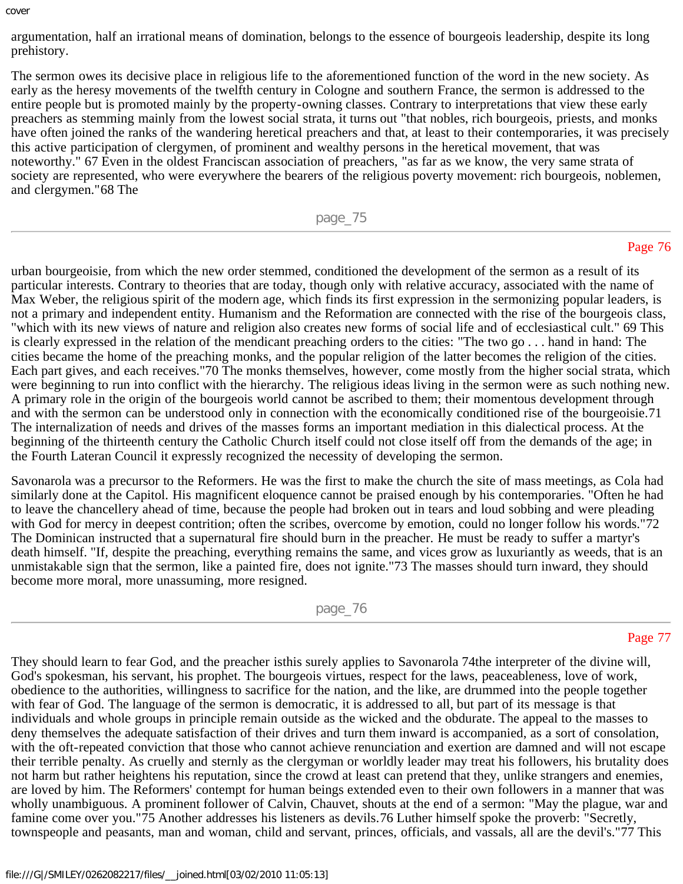argumentation, half an irrational means of domination, belongs to the essence of bourgeois leadership, despite its long prehistory.

The sermon owes its decisive place in religious life to the aforementioned function of the word in the new society. As early as the heresy movements of the twelfth century in Cologne and southern France, the sermon is addressed to the entire people but is promoted mainly by the property-owning classes. Contrary to interpretations that view these early preachers as stemming mainly from the lowest social strata, it turns out "that nobles, rich bourgeois, priests, and monks have often joined the ranks of the wandering heretical preachers and that, at least to their contemporaries, it was precisely this active participation of clergymen, of prominent and wealthy persons in the heretical movement, that was noteworthy." 67 Even in the oldest Franciscan association of preachers, "as far as we know, the very same strata of society are represented, who were everywhere the bearers of the religious poverty movement: rich bourgeois, noblemen, and clergymen."68 The urban bourgeoisie, from which the new order stemmed, conditioned the development of the sermon as a result of its particular interests. Contrary to theories that are today, though only with relative accuracy, associated with the name of Max Weber, the religious spirit of the modern age, which finds its first expression in the sermonizing popular leaders, is not a primary and independent entity. Humanism and the Reformation are connected with the rise of the bourgeois class, "which with its new views of nature and religion also creates new forms of social life and of ecclesiastical cult." 69 This is clearly expressed in the relation of the mendicant preaching orders to the cities: "The two go . . . hand in hand: The cities became the home of the preaching monks, and the popular religion of the latter becomes the religion of the cities. Each part gives, and each receives."70 The monks themselves, however, come mostly from the higher social strata, which were beginning to run into conflict with the hierarchy. The religious ideas living in the sermon were as such nothing new. A primary role in the origin of the bourgeois world cannot be ascribed to them; their momentous development through and with the sermon can be understood only in connection with the economically conditioned rise of the bourgeoisie.71 The internalization of needs and drives of the masses forms an important mediation in this dialectical process. At the beginning of the thirteenth century the Catholic Church itself could not close itself off from the demands of the age; in the Fourth Lateran Council it expressly recognized the necessity of developing the sermon.

Savonarola was a precursor to the Reformers. He was the first to make the church the site of mass meetings, as Cola had similarly done at the Capitol. His magnificent eloquence cannot be praised enough by his contemporaries. "Often he had to leave the chancellery ahead of time, because the people had broken out in tears and loud sobbing and were pleading with God for mercy in deepest contrition; often the scribes, overcome by emotion, could no longer follow his words."72 The Dominican instructed that a supernatural fire should burn in the preacher. He must be ready to suffer a martyr's death himself. "If, despite the preaching, everything remains the same, and vices grow as luxuriantly as weeds, that is an unmistakable sign that the sermon, like a painted fire, does not ignite."73 The masses should turn inward, they should become more moral, more unassuming, more resigned. They should learn to fear God, and the preacher isthis surely applies to Savonarola 74the interpreter of the divine will, God's spokesman, his servant, his prophet. The bourgeois virtues, respect for the laws, peaceableness, love of work, obedience to the authorities, willingness to sacrifice for the nation, and the like, are drummed into the people together with fear of God. The language of the sermon is democratic, it is addressed to all, but part of its message is that individuals and whole groups in principle remain outside as the wicked and the obdurate. The appeal to the masses to deny themselves the adequate satisfaction of their drives and turn them inward is accompanied, as a sort of consolation, with the oft-repeated conviction that those who cannot achieve renunciation and exertion are damned and will not escape their terrible penalty. As cruelly and sternly as the clergyman or worldly leader may treat his followers, his brutality does not harm but rather heightens his reputation, since the crowd at least can pretend that they, unlike strangers and enemies, are loved by him. The Reformers' contempt for human beings extended even to their own followers in a manner that was wholly unambiguous. A prominent follower of Calvin, Chauvet, shouts at the end of a sermon: "May the plague, war and famine come over you."75 Another addresses his listeners as devils.76 Luther himself spoke the proverb: "Secretly, townspeople and peasants, man and woman, child and servant, princes, officials, and vassals, all are the devil's."77 This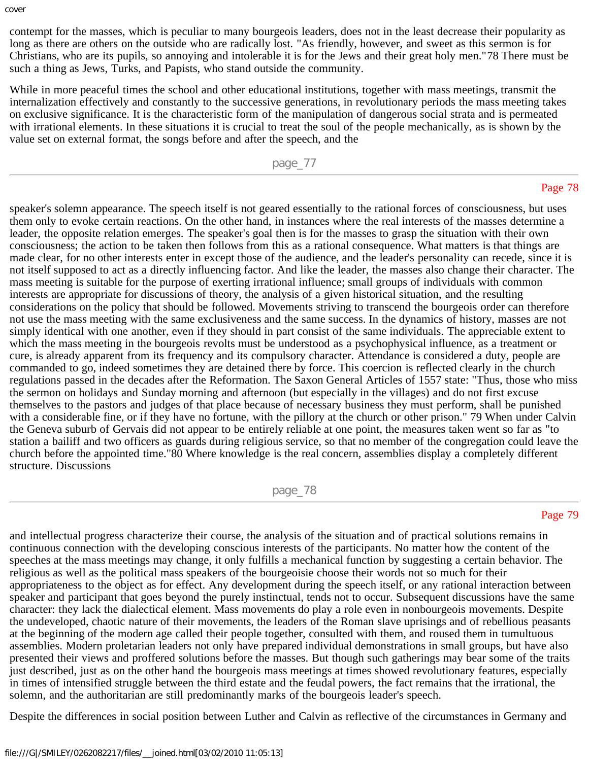contempt for the masses, which is peculiar to many bourgeois leaders, does not in the least decrease their popularity as long as there are others on the outside who are radically lost. "As friendly, however, and sweet as this sermon is for Christians, who are its pupils, so annoying and intolerable it is for the Jews and their great holy men."78 There must be such a thing as Jews, Turks, and Papists, who stand outside the community.

While in more peaceful times the school and other educational institutions, together with mass meetings, transmit the internalization effectively and constantly to the successive generations, in revolutionary periods the mass meeting takes on exclusive significance. It is the characteristic form of the manipulation of dangerous social strata and is permeated with irrational elements. In these situations it is crucial to treat the soul of the people mechanically, as is shown by the value set on external format, the songs before and after the speech, and the speaker's solemn appearance. The speech itself is not geared essentially to the rational forces of consciousness, but uses them only to evoke certain reactions. On the other hand, in instances where the real interests of the masses determine a leader, the opposite relation emerges. The speaker's goal then is for the masses to grasp the situation with their own consciousness; the action to be taken then follows from this as a rational consequence. What matters is that things are made clear, for no other interests enter in except those of the audience, and the leader's personality can recede, since it is not itself supposed to act as a directly influencing factor. And like the leader, the masses also change their character. The mass meeting is suitable for the purpose of exerting irrational influence; small groups of individuals with common interests are appropriate for discussions of theory, the analysis of a given historical situation, and the resulting considerations on the policy that should be followed. Movements striving to transcend the bourgeois order can therefore not use the mass meeting with the same exclusiveness and the same success. In the dynamics of history, masses are not simply identical with one another, even if they should in part consist of the same individuals. The appreciable extent to which the mass meeting in the bourgeois revolts must be understood as a psychophysical influence, as a treatment or cure, is already apparent from its frequency and its compulsory character. Attendance is considered a duty, people are commanded to go, indeed sometimes they are detained there by force. This coercion is reflected clearly in the church regulations passed in the decades after the Reformation. The Saxon General Articles of 1557 state: "Thus, those who miss the sermon on holidays and Sunday morning and afternoon (but especially in the villages) and do not first excuse themselves to the pastors and judges of that place because of necessary business they must perform, shall be punished with a considerable fine, or if they have no fortune, with the pillory at the church or other prison." 79 When under Calvin the Geneva suburb of Gervais did not appear to be entirely reliable at one point, the measures taken went so far as "to station a bailiff and two officers as guards during religious service, so that no member of the congregation could leave the church before the appointed time."80 Where knowledge is the real concern, assemblies display a completely different structure. Discussions and intellectual progress characterize their course, the analysis of the situation and of practical solutions remains in continuous connection with the developing conscious interests of the participants. No matter how the content of the speeches at the mass meetings may change, it only fulfills a mechanical function by suggesting a certain behavior. The religious as well as the political mass speakers of the bourgeoisie choose their words not so much for their appropriateness to the object as for effect. Any development during the speech itself, or any rational interaction between speaker and participant that goes beyond the purely instinctual, tends not to occur. Subsequent discussions have the same character: they lack the dialectical element. Mass movements do play a role even in nonbourgeois movements. Despite the undeveloped, chaotic nature of their movements, the leaders of the Roman slave uprisings and of rebellious peasants at the beginning of the modern age called their people together, consulted with them, and roused them in tumultuous assemblies. Modern proletarian leaders not only have prepared individual demonstrations in small groups, but have also presented their views and proffered solutions before the masses. But though such gatherings may bear some of the traits just described, just as on the other hand the bourgeois mass meetings at times showed revolutionary features, especially in times of intensified struggle between the third estate and the feudal powers, the fact remains that the irrational, the solemn, and the authoritarian are still predominantly marks of the bourgeois leader's speech.

Despite the differences in social position between Luther and Calvin as reflective of the circumstances in Germany and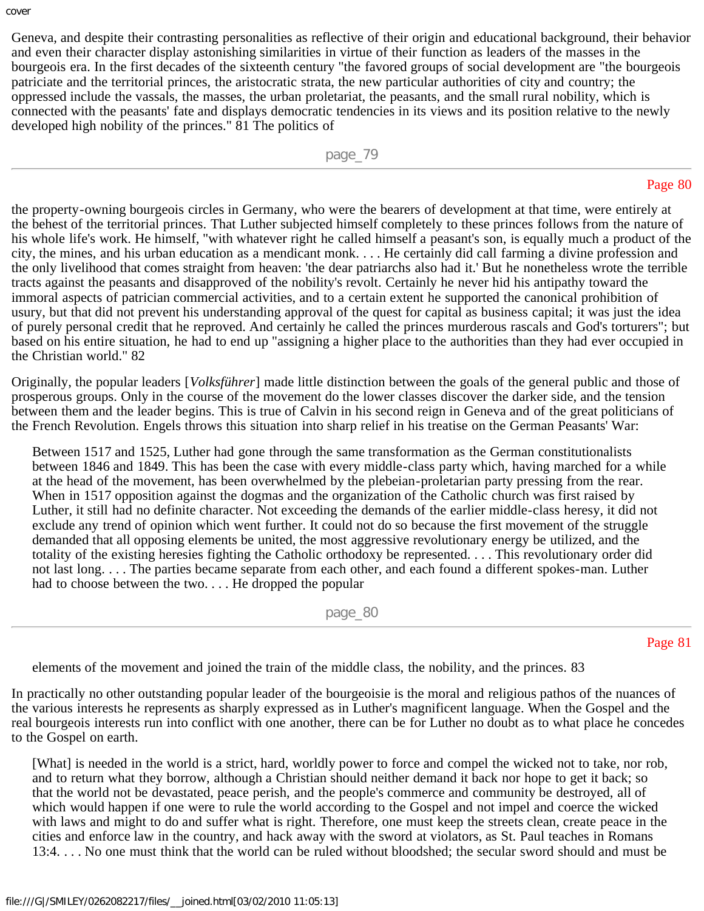Geneva, and despite their contrasting personalities as reflective of their origin and educational background, their behavior and even their character display astonishing similarities in virtue of their function as leaders of the masses in the bourgeois era. In the first decades of the sixteenth century "the favored groups of social development are "the bourgeois patriciate and the territorial princes, the aristocratic strata, the new particular authorities of city and country; the oppressed include the vassals, the masses, the urban proletariat, the peasants, and the small rural nobility, which is connected with the peasants' fate and displays democratic tendencies in its views and its position relative to the newly developed high nobility of the princes." 81 The politics of

the property-owning bourgeois circles in Germany, who were the bearers of development at that time, were entirely at the behest of the territorial princes. That Luther subjected himself completely to these princes follows from the nature of his whole life's work. He himself, "with whatever right he called himself a peasant's son, is equally much a product of the city, the mines, and his urban education as a mendicant monk. . . . He certainly did call farming a divine profession and the only livelihood that comes straight from heaven: 'the dear patriarchs also had it.' But he nonetheless wrote the terrible tracts against the peasants and disapproved of the nobility's revolt. Certainly he never hid his antipathy toward the immoral aspects of patrician commercial activities, and to a certain extent he supported the canonical prohibition of usury, but that did not prevent his understanding approval of the quest for capital as business capital; it was just the idea of purely personal credit that he reproved. And certainly he called the princes murderous rascals and God's torturers"; but based on his entire situation, he had to end up "assigning a higher place to the authorities than they had ever occupied in the Christian world." 82

Originally, the popular leaders [*Volksführer*] made little distinction between the goals of the general public and those of prosperous groups. Only in the course of the movement do the lower classes discover the darker side, and the tension between them and the leader begins. This is true of Calvin in his second reign in Geneva and of the great politicians of the French Revolution. Engels throws this situation into sharp relief in his treatise on the German Peasants' War:

> Between 1517 and 1525, Luther had gone through the same transformation as the German constitutionalists between 1846 and 1849. This has been the case with every middle-class party which, having marched for a while at the head of the movement, has been overwhelmed by the plebeian-proletarian party pressing from the rear. When in 1517 opposition against the dogmas and the organization of the Catholic church was first raised by Luther, it still had no definite character. Not exceeding the demands of the earlier middle-class heresy, it did not exclude any trend of opinion which went further. It could not do so because the first movement of the struggle demanded that all opposing elements be united, the most aggressive revolutionary energy be utilized, and the totality of the existing heresies fighting the Catholic orthodoxy be represented. . . . This revolutionary order did not last long. . . . The parties became separate from each other, and each found a different spokes-man. Luther had to choose between the two. . . . He dropped the popular elements of the movement and joined the train of the middle class, the nobility, and the princes. 83

In practically no other outstanding popular leader of the bourgeoisie is the moral and religious pathos of the nuances of the various interests he represents as sharply expressed as in Luther's magnificent language. When the Gospel and the real bourgeois interests run into conflict with one another, there can be for Luther no doubt as to what place he concedes to the Gospel on earth.

> [What] is needed in the world is a strict, hard, worldly power to force and compel the wicked not to take, nor rob, and to return what they borrow, although a Christian should neither demand it back nor hope to get it back; so that the world not be devastated, peace perish, and the people's commerce and community be destroyed, all of which would happen if one were to rule the world according to the Gospel and not impel and coerce the wicked with laws and might to do and suffer what is right. Therefore, one must keep the streets clean, create peace in the cities and enforce law in the country, and hack away with the sword at violators, as St. Paul teaches in Romans 13:4. . . . No one must think that the world can be ruled without bloodshed; the secular sword should and must be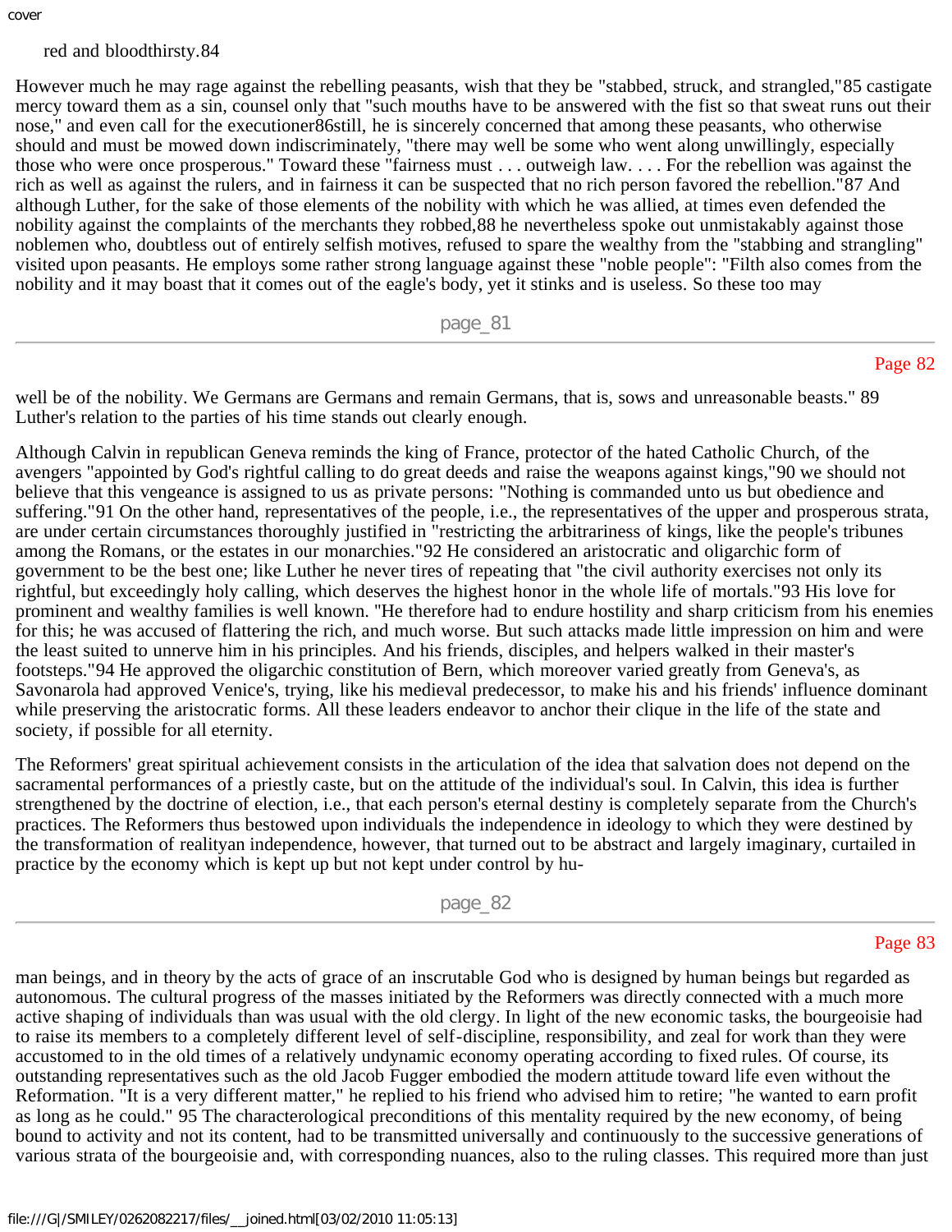red and bloodthirsty.[84]

However much he may rage against the rebelling peasants, wish that they be "stabbed, struck, and strangled,"[85] castigate mercy toward them as a sin, counsel only that "such mouths have to be answered with the fist so that sweat runs out their nose," and even call for the executioner[86]still, he is sincerely concerned that among these peasants, who otherwise should and must be mowed down indiscriminately, "there may well be some who went along unwillingly, especially those who were once prosperous." Toward these "fairness must . . . outweigh law. . . . For the rebellion was against the rich as well as against the rulers, and in fairness it can be suspected that no rich person favored the rebellion."[87] And although Luther, for the sake of those elements of the nobility with which he was allied, at times even defended the nobility against the complaints of the merchants they robbed,[88] he nevertheless spoke out unmistakably against those noblemen who, doubtless out of entirely selfish motives, refused to spare the wealthy from the "stabbing and strangling" visited upon peasants. He employs some rather strong language against these "noble people": "Filth also comes from the nobility and it may boast that it comes out of the eagle's body, yet it stinks and is useless. So these too may well be of the nobility. We Germans are Germans and remain Germans, that is, sows and unreasonable beasts." [89] Luther's relation to the parties of his time stands out clearly enough.

Although Calvin in republican Geneva reminds the king of France, protector of the hated Catholic Church, of the avengers "appointed by God's rightful calling to do great deeds and raise the weapons against kings,"[90] we should not believe that this vengeance is assigned to us as private persons: "Nothing is commanded unto us but obedience and suffering."[91] On the other hand, representatives of the people, i.e., the representatives of the upper and prosperous strata, are under certain circumstances thoroughly justified in "restricting the arbitrariness of kings, like the people's tribunes among the Romans, or the estates in our monarchies."[92] He considered an aristocratic and oligarchic form of government to be the best one; like Luther he never tires of repeating that "the civil authority exercises not only its rightful, but exceedingly holy calling, which deserves the highest honor in the whole life of mortals."[93] His love for prominent and wealthy families is well known. "He therefore had to endure hostility and sharp criticism from his enemies for this; he was accused of flattering the rich, and much worse. But such attacks made little impression on him and were the least suited to unnerve him in his principles. And his friends, disciples, and helpers walked in their master's footsteps."[94] He approved the oligarchic constitution of Bern, which moreover varied greatly from Geneva's, as Savonarola had approved Venice's, trying, like his medieval predecessor, to make his and his friends' influence dominant while preserving the aristocratic forms. All these leaders endeavor to anchor their clique in the life of the state and society, if possible for all eternity.

The Reformers' great spiritual achievement consists in the articulation of the idea that salvation does not depend on the sacramental performances of a priestly caste, but on the attitude of the individual's soul. In Calvin, this idea is further strengthened by the doctrine of election, i.e., that each person's eternal destiny is completely separate from the Church's practices. The Reformers thus bestowed upon individuals the independence in ideology to which they were destined by the transformation of realityan independence, however, that turned out to be abstract and largely imaginary, curtailed in practice by the economy which is kept up but not kept under control by human beings, and in theory by the acts of grace of an inscrutable God who is designed by human beings but regarded as autonomous. The cultural progress of the masses initiated by the Reformers was directly connected with a much more active shaping of individuals than was usual with the old clergy. In light of the new economic tasks, the bourgeoisie had to raise its members to a completely different level of self-discipline, responsibility, and zeal for work than they were accustomed to in the old times of a relatively undynamic economy operating according to fixed rules. Of course, its outstanding representatives such as the old Jacob Fugger embodied the modern attitude toward life even without the Reformation. "It is a very different matter," he replied to his friend who advised him to retire; "he wanted to earn profit as long as he could." [95] The characterological preconditions of this mentality required by the new economy, of being bound to activity and not its content, had to be transmitted universally and continuously to the successive generations of various strata of the bourgeoisie and, with corresponding nuances, also to the ruling classes. This required more than just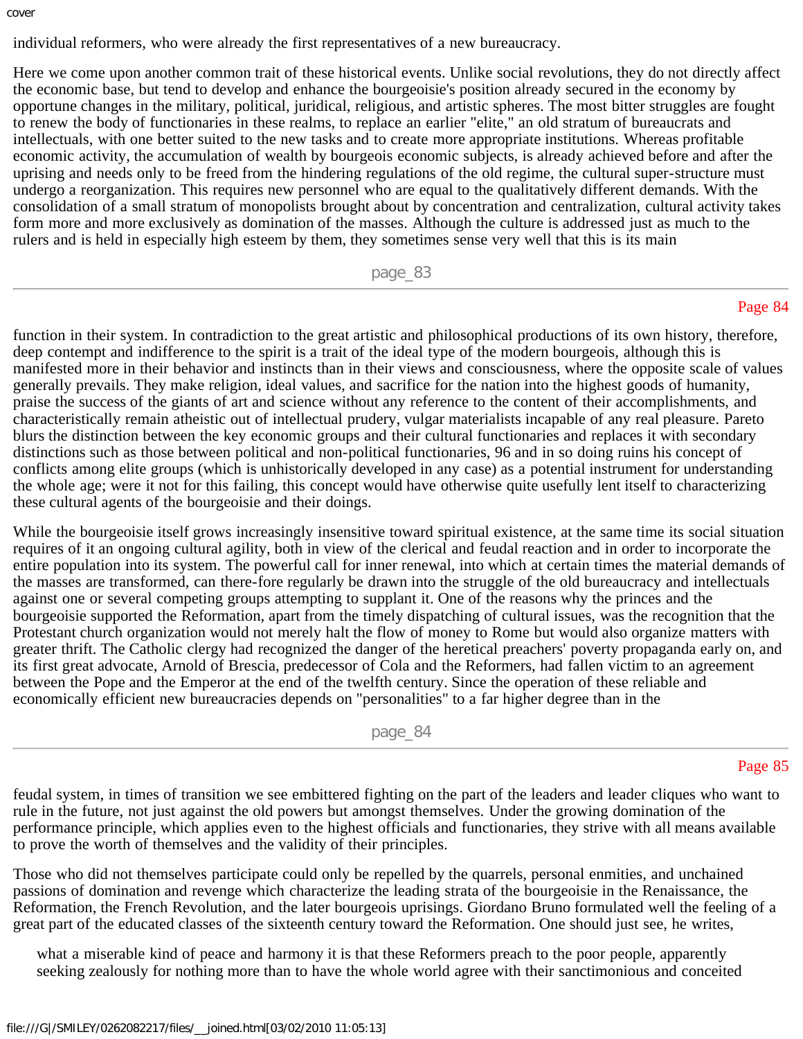individual reformers, who were already the first representatives of a new bureaucracy.

Here we come upon another common trait of these historical events. Unlike social revolutions, they do not directly affect the economic base, but tend to develop and enhance the bourgeoisie's position already secured in the economy by opportune changes in the military, political, juridical, religious, and artistic spheres. The most bitter struggles are fought to renew the body of functionaries in these realms, to replace an earlier "elite," an old stratum of bureaucrats and intellectuals, with one better suited to the new tasks and to create more appropriate institutions. Whereas profitable economic activity, the accumulation of wealth by bourgeois economic subjects, is already achieved before and after the uprising and needs only to be freed from the hindering regulations of the old regime, the cultural super-structure must undergo a reorganization. This requires new personnel who are equal to the qualitatively different demands. With the consolidation of a small stratum of monopolists brought about by concentration and centralization, cultural activity takes form more and more exclusively as domination of the masses. Although the culture is addressed just as much to the rulers and is held in especially high esteem by them, they sometimes sense very well that this is its main function in their system. In contradiction to the great artistic and philosophical productions of its own history, therefore, deep contempt and indifference to the spirit is a trait of the ideal type of the modern bourgeois, although this is manifested more in their behavior and instincts than in their views and consciousness, where the opposite scale of values generally prevails. They make religion, ideal values, and sacrifice for the nation into the highest goods of humanity, praise the success of the giants of art and science without any reference to the content of their accomplishments, and characteristically remain atheistic out of intellectual prudery, vulgar materialists incapable of any real pleasure. Pareto blurs the distinction between the key economic groups and their cultural functionaries and replaces it with secondary distinctions such as those between political and non-political functionaries, 96 and in so doing ruins his concept of conflicts among elite groups (which is unhistorically developed in any case) as a potential instrument for understanding the whole age; were it not for this failing, this concept would have otherwise quite usefully lent itself to characterizing these cultural agents of the bourgeoisie and their doings.

While the bourgeoisie itself grows increasingly insensitive toward spiritual existence, at the same time its social situation requires of it an ongoing cultural agility, both in view of the clerical and feudal reaction and in order to incorporate the entire population into its system. The powerful call for inner renewal, into which at certain times the material demands of the masses are transformed, can there-fore regularly be drawn into the struggle of the old bureaucracy and intellectuals against one or several competing groups attempting to supplant it. One of the reasons why the princes and the bourgeoisie supported the Reformation, apart from the timely dispatching of cultural issues, was the recognition that the Protestant church organization would not merely halt the flow of money to Rome but would also organize matters with greater thrift. The Catholic clergy had recognized the danger of the heretical preachers' poverty propaganda early on, and its first great advocate, Arnold of Brescia, predecessor of Cola and the Reformers, had fallen victim to an agreement between the Pope and the Emperor at the end of the twelfth century. Since the operation of these reliable and economically efficient new bureaucracies depends on "personalities" to a far higher degree than in the feudal system, in times of transition we see embittered fighting on the part of the leaders and leader cliques who want to rule in the future, not just against the old powers but amongst themselves. Under the growing domination of the performance principle, which applies even to the highest officials and functionaries, they strive with all means available to prove the worth of themselves and the validity of their principles.

Those who did not themselves participate could only be repelled by the quarrels, personal enmities, and unchained passions of domination and revenge which characterize the leading strata of the bourgeoisie in the Renaissance, the Reformation, the French Revolution, and the later bourgeois uprisings. Giordano Bruno formulated well the feeling of a great part of the educated classes of the sixteenth century toward the Reformation. One should just see, he writes,

> what a miserable kind of peace and harmony it is that these Reformers preach to the poor people, apparently seeking zealously for nothing more than to have the whole world agree with their sanctimonious and conceited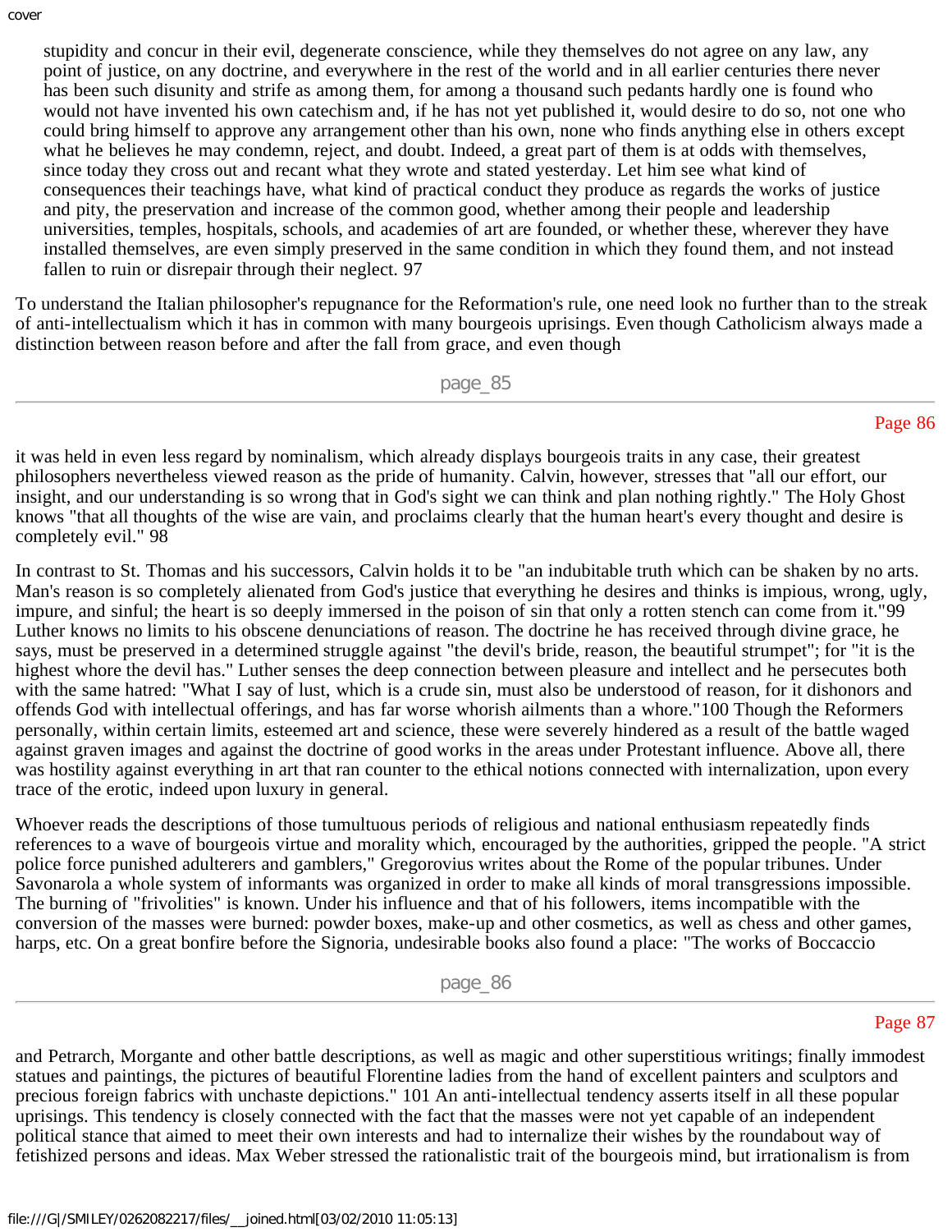stupidity and concur in their evil, degenerate conscience, while they themselves do not agree on any law, any point of justice, on any doctrine, and everywhere in the rest of the world and in all earlier centuries there never has been such disunity and strife as among them, for among a thousand such pedants hardly one is found who would not have invented his own catechism and, if he has not yet published it, would desire to do so, not one who could bring himself to approve any arrangement other than his own, none who finds anything else in others except what he believes he may condemn, reject, and doubt. Indeed, a great part of them is at odds with themselves, since today they cross out and recant what they wrote and stated yesterday. Let him see what kind of consequences their teachings have, what kind of practical conduct they produce as regards the works of justice and pity, the preservation and increase of the common good, whether among their people and leadership universities, temples, hospitals, schools, and academies of art are founded, or whether these, wherever they have installed themselves, are even simply preserved in the same condition in which they found them, and not instead fallen to ruin or disrepair through their neglect. 97

To understand the Italian philosopher's repugnance for the Reformation's rule, one need look no further than to the streak of anti-intellectualism which it has in common with many bourgeois uprisings. Even though Catholicism always made a distinction between reason before and after the fall from grace, and even though it was held in even less regard by nominalism, which already displays bourgeois traits in any case, their greatest philosophers nevertheless viewed reason as the pride of humanity. Calvin, however, stresses that "all our effort, our insight, and our understanding is so wrong that in God's sight we can think and plan nothing rightly." The Holy Ghost knows "that all thoughts of the wise are vain, and proclaims clearly that the human heart's every thought and desire is completely evil." 98

In contrast to St. Thomas and his successors, Calvin holds it to be "an indubitable truth which can be shaken by no arts. Man's reason is so completely alienated from God's justice that everything he desires and thinks is impious, wrong, ugly, impure, and sinful; the heart is so deeply immersed in the poison of sin that only a rotten stench can come from it."99 Luther knows no limits to his obscene denunciations of reason. The doctrine he has received through divine grace, he says, must be preserved in a determined struggle against "the devil's bride, reason, the beautiful strumpet"; for "it is the highest whore the devil has." Luther senses the deep connection between pleasure and intellect and he persecutes both with the same hatred: "What I say of lust, which is a crude sin, must also be understood of reason, for it dishonors and offends God with intellectual offerings, and has far worse whorish ailments than a whore."100 Though the Reformers personally, within certain limits, esteemed art and science, these were severely hindered as a result of the battle waged against graven images and against the doctrine of good works in the areas under Protestant influence. Above all, there was hostility against everything in art that ran counter to the ethical notions connected with internalization, upon every trace of the erotic, indeed upon luxury in general.

Whoever reads the descriptions of those tumultuous periods of religious and national enthusiasm repeatedly finds references to a wave of bourgeois virtue and morality which, encouraged by the authorities, gripped the people. "A strict police force punished adulterers and gamblers," Gregorovius writes about the Rome of the popular tribunes. Under Savonarola a whole system of informants was organized in order to make all kinds of moral transgressions impossible. The burning of "frivolities" is known. Under his influence and that of his followers, items incompatible with the conversion of the masses were burned: powder boxes, make-up and other cosmetics, as well as chess and other games, harps, etc. On a great bonfire before the Signoria, undesirable books also found a place: "The works of Boccaccio and Petrarch, Morgante and other battle descriptions, as well as magic and other superstitious writings; finally immodest statues and paintings, the pictures of beautiful Florentine ladies from the hand of excellent painters and sculptors and precious foreign fabrics with unchaste depictions." 101 An anti-intellectual tendency asserts itself in all these popular uprisings. This tendency is closely connected with the fact that the masses were not yet capable of an independent political stance that aimed to meet their own interests and had to internalize their wishes by the roundabout way of fetishized persons and ideas. Max Weber stressed the rationalistic trait of the bourgeois mind, but irrationalism is from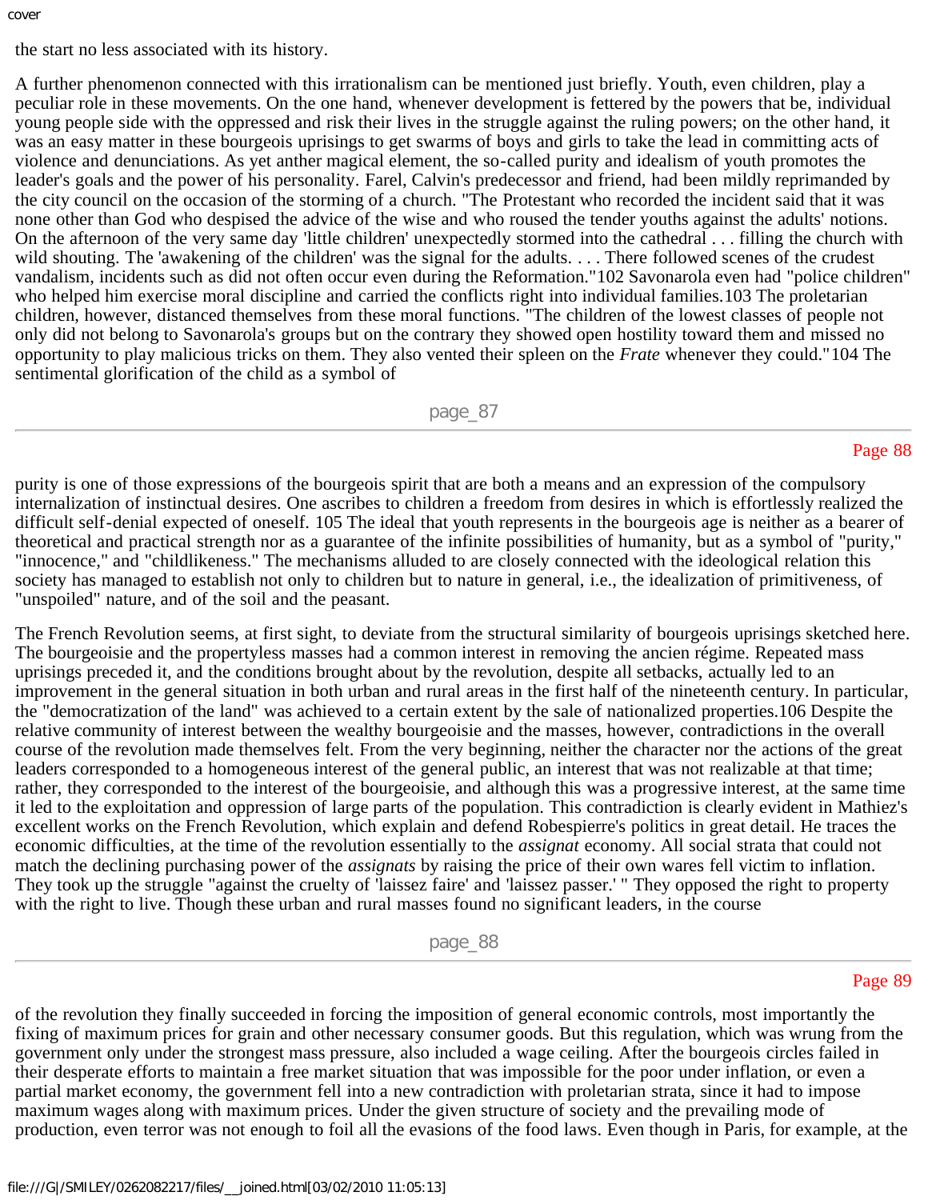the start no less associated with its history.

A further phenomenon connected with this irrationalism can be mentioned just briefly. Youth, even children, play a peculiar role in these movements. On the one hand, whenever development is fettered by the powers that be, individual young people side with the oppressed and risk their lives in the struggle against the ruling powers; on the other hand, it was an easy matter in these bourgeois uprisings to get swarms of boys and girls to take the lead in committing acts of violence and denunciations. As yet anther magical element, the so-called purity and idealism of youth promotes the leader's goals and the power of his personality. Farel, Calvin's predecessor and friend, had been mildly reprimanded by the city council on the occasion of the storming of a church. "The Protestant who recorded the incident said that it was none other than God who despised the advice of the wise and who roused the tender youths against the adults' notions. On the afternoon of the very same day 'little children' unexpectedly stormed into the cathedral . . . filling the church with wild shouting. The 'awakening of the children' was the signal for the adults. . . . There followed scenes of the crudest vandalism, incidents such as did not often occur even during the Reformation."102 Savonarola even had "police children" who helped him exercise moral discipline and carried the conflicts right into individual families.103 The proletarian children, however, distanced themselves from these moral functions. "The children of the lowest classes of people not only did not belong to Savonarola's groups but on the contrary they showed open hostility toward them and missed no opportunity to play malicious tricks on them. They also vented their spleen on the *Frate* whenever they could."104 The sentimental glorification of the child as a symbol of purity is one of those expressions of the bourgeois spirit that are both a means and an expression of the compulsory internalization of instinctual desires. One ascribes to children a freedom from desires in which is effortlessly realized the difficult self-denial expected of oneself. 105 The ideal that youth represents in the bourgeois age is neither as a bearer of theoretical and practical strength nor as a guarantee of the infinite possibilities of humanity, but as a symbol of "purity," "innocence," and "childlikeness." The mechanisms alluded to are closely connected with the ideological relation this society has managed to establish not only to children but to nature in general, i.e., the idealization of primitiveness, of "unspoiled" nature, and of the soil and the peasant.

The French Revolution seems, at first sight, to deviate from the structural similarity of bourgeois uprisings sketched here. The bourgeoisie and the propertyless masses had a common interest in removing the ancien régime. Repeated mass uprisings preceded it, and the conditions brought about by the revolution, despite all setbacks, actually led to an improvement in the general situation in both urban and rural areas in the first half of the nineteenth century. In particular, the "democratization of the land" was achieved to a certain extent by the sale of nationalized properties.106 Despite the relative community of interest between the wealthy bourgeoisie and the masses, however, contradictions in the overall course of the revolution made themselves felt. From the very beginning, neither the character nor the actions of the great leaders corresponded to a homogeneous interest of the general public, an interest that was not realizable at that time; rather, they corresponded to the interest of the bourgeoisie, and although this was a progressive interest, at the same time it led to the exploitation and oppression of large parts of the population. This contradiction is clearly evident in Mathiez's excellent works on the French Revolution, which explain and defend Robespierre's politics in great detail. He traces the economic difficulties, at the time of the revolution essentially to the *assignat* economy. All social strata that could not match the declining purchasing power of the *assignats* by raising the price of their own wares fell victim to inflation. They took up the struggle "against the cruelty of 'laissez faire' and 'laissez passer.' " They opposed the right to property with the right to live. Though these urban and rural masses found no significant leaders, in the course of the revolution they finally succeeded in forcing the imposition of general economic controls, most importantly the fixing of maximum prices for grain and other necessary consumer goods. But this regulation, which was wrung from the government only under the strongest mass pressure, also included a wage ceiling. After the bourgeois circles failed in their desperate efforts to maintain a free market situation that was impossible for the poor under inflation, or even a partial market economy, the government fell into a new contradiction with proletarian strata, since it had to impose maximum wages along with maximum prices. Under the given structure of society and the prevailing mode of production, even terror was not enough to foil all the evasions of the food laws. Even though in Paris, for example, at the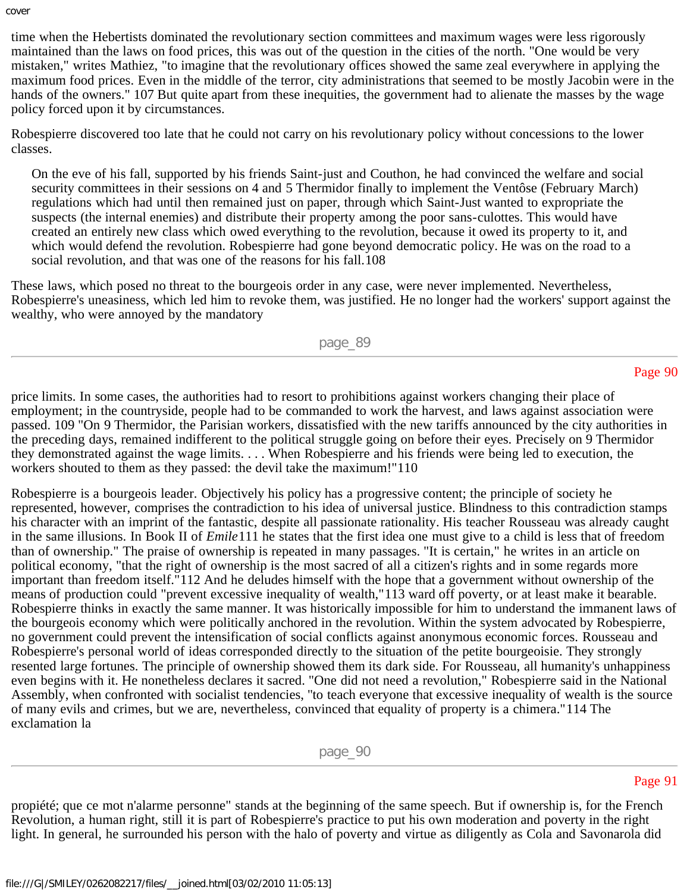time when the Hebertists dominated the revolutionary section committees and maximum wages were less rigorously maintained than the laws on food prices, this was out of the question in the cities of the north. "One would be very mistaken," writes Mathiez, "to imagine that the revolutionary offices showed the same zeal everywhere in applying the maximum food prices. Even in the middle of the terror, city administrations that seemed to be mostly Jacobin were in the hands of the owners." 107 But quite apart from these inequities, the government had to alienate the masses by the wage policy forced upon it by circumstances.

Robespierre discovered too late that he could not carry on his revolutionary policy without concessions to the lower classes.

> On the eve of his fall, supported by his friends Saint-just and Couthon, he had convinced the welfare and social security committees in their sessions on 4 and 5 Thermidor finally to implement the Ventôse (February March) regulations which had until then remained just on paper, through which Saint-Just wanted to expropriate the suspects (the internal enemies) and distribute their property among the poor sans-culottes. This would have created an entirely new class which owed everything to the revolution, because it owed its property to it, and which would defend the revolution. Robespierre had gone beyond democratic policy. He was on the road to a social revolution, and that was one of the reasons for his fall.108

These laws, which posed no threat to the bourgeois order in any case, were never implemented. Nevertheless, Robespierre's uneasiness, which led him to revoke them, was justified. He no longer had the workers' support against the wealthy, who were annoyed by the mandatory price limits. In some cases, the authorities had to resort to prohibitions against workers changing their place of employment; in the countryside, people had to be commanded to work the harvest, and laws against association were passed. 109 "On 9 Thermidor, the Parisian workers, dissatisfied with the new tariffs announced by the city authorities in the preceding days, remained indifferent to the political struggle going on before their eyes. Precisely on 9 Thermidor they demonstrated against the wage limits. . . . When Robespierre and his friends were being led to execution, the workers shouted to them as they passed: the devil take the maximum!"110

Robespierre is a bourgeois leader. Objectively his policy has a progressive content; the principle of society he represented, however, comprises the contradiction to his idea of universal justice. Blindness to this contradiction stamps his character with an imprint of the fantastic, despite all passionate rationality. His teacher Rousseau was already caught in the same illusions. In Book II of *Emile*111 he states that the first idea one must give to a child is less that of freedom than of ownership." The praise of ownership is repeated in many passages. "It is certain," he writes in an article on political economy, "that the right of ownership is the most sacred of all a citizen's rights and in some regards more important than freedom itself."112 And he deludes himself with the hope that a government without ownership of the means of production could "prevent excessive inequality of wealth,"113 ward off poverty, or at least make it bearable. Robespierre thinks in exactly the same manner. It was historically impossible for him to understand the immanent laws of the bourgeois economy which were politically anchored in the revolution. Within the system advocated by Robespierre, no government could prevent the intensification of social conflicts against anonymous economic forces. Rousseau and Robespierre's personal world of ideas corresponded directly to the situation of the petite bourgeoisie. They strongly resented large fortunes. The principle of ownership showed them its dark side. For Rousseau, all humanity's unhappiness even begins with it. He nonetheless declares it sacred. "One did not need a revolution," Robespierre said in the National Assembly, when confronted with socialist tendencies, "to teach everyone that excessive inequality of wealth is the source of many evils and crimes, but we are, nevertheless, convinced that equality of property is a chimera."114 The exclamation la propiété; que ce mot n'alarme personne" stands at the beginning of the same speech. But if ownership is, for the French Revolution, a human right, still it is part of Robespierre's practice to put his own moderation and poverty in the right light. In general, he surrounded his person with the halo of poverty and virtue as diligently as Cola and Savonarola did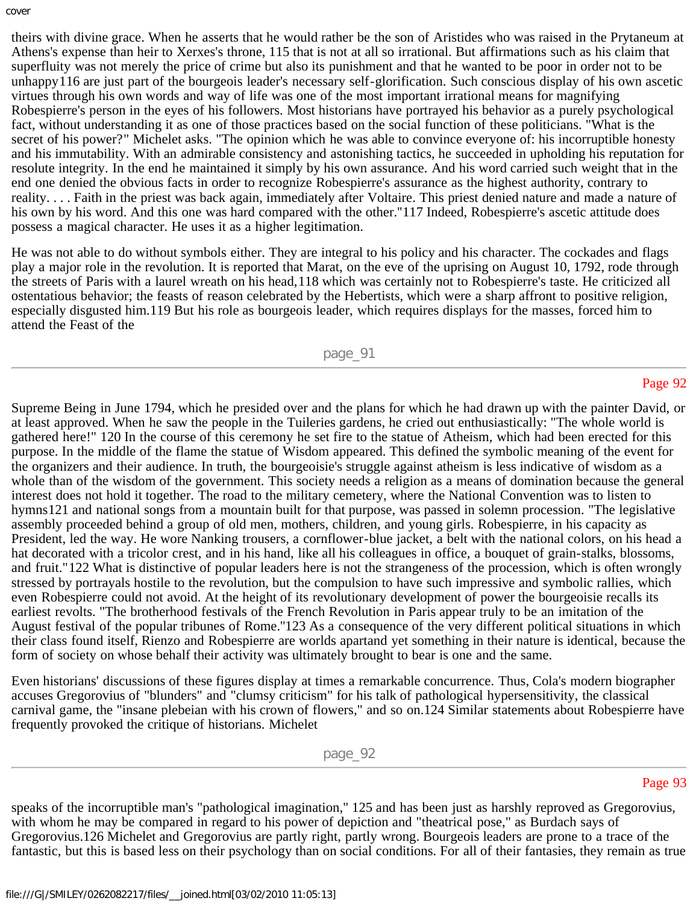theirs with divine grace. When he asserts that he would rather be the son of Aristides who was raised in the Prytaneum at Athens's expense than heir to Xerxes's throne, 115 that is not at all so irrational. But affirmations such as his claim that superfluity was not merely the price of crime but also its punishment and that he wanted to be poor in order not to be unhappy116 are just part of the bourgeois leader's necessary self-glorification. Such conscious display of his own ascetic virtues through his own words and way of life was one of the most important irrational means for magnifying Robespierre's person in the eyes of his followers. Most historians have portrayed his behavior as a purely psychological fact, without understanding it as one of those practices based on the social function of these politicians. "What is the secret of his power?" Michelet asks. "The opinion which he was able to convince everyone of: his incorruptible honesty and his immutability. With an admirable consistency and astonishing tactics, he succeeded in upholding his reputation for resolute integrity. In the end he maintained it simply by his own assurance. And his word carried such weight that in the end one denied the obvious facts in order to recognize Robespierre's assurance as the highest authority, contrary to reality. . . . Faith in the priest was back again, immediately after Voltaire. This priest denied nature and made a nature of his own by his word. And this one was hard compared with the other."117 Indeed, Robespierre's ascetic attitude does possess a magical character. He uses it as a higher legitimation.

He was not able to do without symbols either. They are integral to his policy and his character. The cockades and flags play a major role in the revolution. It is reported that Marat, on the eve of the uprising on August 10, 1792, rode through the streets of Paris with a laurel wreath on his head,118 which was certainly not to Robespierre's taste. He criticized all ostentatious behavior; the feasts of reason celebrated by the Hebertists, which were a sharp affront to positive religion, especially disgusted him.119 But his role as bourgeois leader, which requires displays for the masses, forced him to attend the Feast of the Supreme Being in June 1794, which he presided over and the plans for which he had drawn up with the painter David, or at least approved. When he saw the people in the Tuileries gardens, he cried out enthusiastically: "The whole world is gathered here!" 120 In the course of this ceremony he set fire to the statue of Atheism, which had been erected for this purpose. In the middle of the flame the statue of Wisdom appeared. This defined the symbolic meaning of the event for the organizers and their audience. In truth, the bourgeoisie's struggle against atheism is less indicative of wisdom as a whole than of the wisdom of the government. This society needs a religion as a means of domination because the general interest does not hold it together. The road to the military cemetery, where the National Convention was to listen to hymns121 and national songs from a mountain built for that purpose, was passed in solemn procession. "The legislative assembly proceeded behind a group of old men, mothers, children, and young girls. Robespierre, in his capacity as President, led the way. He wore Nanking trousers, a cornflower-blue jacket, a belt with the national colors, on his head a hat decorated with a tricolor crest, and in his hand, like all his colleagues in office, a bouquet of grain-stalks, blossoms, and fruit."122 What is distinctive of popular leaders here is not the strangeness of the procession, which is often wrongly stressed by portrayals hostile to the revolution, but the compulsion to have such impressive and symbolic rallies, which even Robespierre could not avoid. At the height of its revolutionary development of power the bourgeoisie recalls its earliest revolts. "The brotherhood festivals of the French Revolution in Paris appear truly to be an imitation of the August festival of the popular tribunes of Rome."123 As a consequence of the very different political situations in which their class found itself, Rienzo and Robespierre are worlds apartand yet something in their nature is identical, because the form of society on whose behalf their activity was ultimately brought to bear is one and the same.

Even historians' discussions of these figures display at times a remarkable concurrence. Thus, Cola's modern biographer accuses Gregorovius of "blunders" and "clumsy criticism" for his talk of pathological hypersensitivity, the classical carnival game, the "insane plebeian with his crown of flowers," and so on.124 Similar statements about Robespierre have frequently provoked the critique of historians. Michelet speaks of the incorruptible man's "pathological imagination," 125 and has been just as harshly reproved as Gregorovius, with whom he may be compared in regard to his power of depiction and "theatrical pose," as Burdach says of Gregorovius.126 Michelet and Gregorovius are partly right, partly wrong. Bourgeois leaders are prone to a trace of the fantastic, but this is based less on their psychology than on social conditions. For all of their fantasies, they remain as true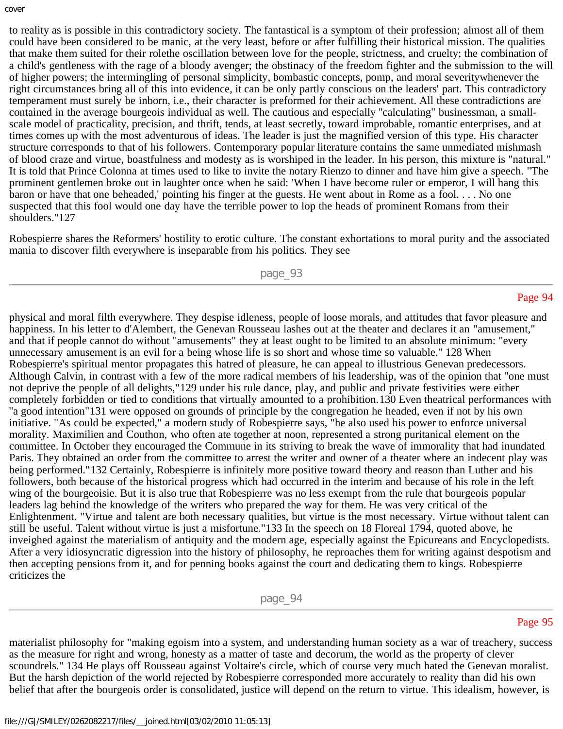to reality as is possible in this contradictory society. The fantastical is a symptom of their profession; almost all of them could have been considered to be manic, at the very least, before or after fulfilling their historical mission. The qualities that make them suited for their rolethe oscillation between love for the people, strictness, and cruelty; the combination of a child's gentleness with the rage of a bloody avenger; the obstinacy of the freedom fighter and the submission to the will of higher powers; the intermingling of personal simplicity, bombastic concepts, pomp, and moral severitywhenever the right circumstances bring all of this into evidence, it can be only partly conscious on the leaders' part. This contradictory temperament must surely be inborn, i.e., their character is preformed for their achievement. All these contradictions are contained in the average bourgeois individual as well. The cautious and especially "calculating" businessman, a small-scale model of practicality, precision, and thrift, tends, at least secretly, toward improbable, romantic enterprises, and at times comes up with the most adventurous of ideas. The leader is just the magnified version of this type. His character structure corresponds to that of his followers. Contemporary popular literature contains the same unmediated mishmash of blood craze and virtue, boastfulness and modesty as is worshiped in the leader. In his person, this mixture is "natural." It is told that Prince Colonna at times used to like to invite the notary Rienzo to dinner and have him give a speech. "The prominent gentlemen broke out in laughter once when he said: 'When I have become ruler or emperor, I will hang this baron or have that one beheaded,' pointing his finger at the guests. He went about in Rome as a fool. . . . No one suspected that this fool would one day have the terrible power to lop the heads of prominent Romans from their shoulders."127

Robespierre shares the Reformers' hostility to erotic culture. The constant exhortations to moral purity and the associated mania to discover filth everywhere is inseparable from his politics. They see physical and moral filth everywhere. They despise idleness, people of loose morals, and attitudes that favor pleasure and happiness. In his letter to d'Alembert, the Genevan Rousseau lashes out at the theater and declares it an "amusement," and that if people cannot do without "amusements" they at least ought to be limited to an absolute minimum: "every unnecessary amusement is an evil for a being whose life is so short and whose time so valuable." 128 When Robespierre's spiritual mentor propagates this hatred of pleasure, he can appeal to illustrious Genevan predecessors. Although Calvin, in contrast with a few of the more radical members of his leadership, was of the opinion that "one must not deprive the people of all delights,"129 under his rule dance, play, and public and private festivities were either completely forbidden or tied to conditions that virtually amounted to a prohibition.130 Even theatrical performances with "a good intention"131 were opposed on grounds of principle by the congregation he headed, even if not by his own initiative. "As could be expected," a modern study of Robespierre says, "he also used his power to enforce universal morality. Maximilien and Couthon, who often ate together at noon, represented a strong puritanical element on the committee. In October they encouraged the Commune in its striving to break the wave of immorality that had inundated Paris. They obtained an order from the committee to arrest the writer and owner of a theater where an indecent play was being performed."132 Certainly, Robespierre is infinitely more positive toward theory and reason than Luther and his followers, both because of the historical progress which had occurred in the interim and because of his role in the left wing of the bourgeoisie. But it is also true that Robespierre was no less exempt from the rule that bourgeois popular leaders lag behind the knowledge of the writers who prepared the way for them. He was very critical of the Enlightenment. "Virtue and talent are both necessary qualities, but virtue is the most necessary. Virtue without talent can still be useful. Talent without virtue is just a misfortune."133 In the speech on 18 Floreal 1794, quoted above, he inveighed against the materialism of antiquity and the modern age, especially against the Epicureans and Encyclopedists. After a very idiosyncratic digression into the history of philosophy, he reproaches them for writing against despotism and then accepting pensions from it, and for penning books against the court and dedicating them to kings. Robespierre criticizes the materialist philosophy for "making egoism into a system, and understanding human society as a war of treachery, success as the measure for right and wrong, honesty as a matter of taste and decorum, the world as the property of clever scoundrels." 134 He plays off Rousseau against Voltaire's circle, which of course very much hated the Genevan moralist. But the harsh depiction of the world rejected by Robespierre corresponded more accurately to reality than did his own belief that after the bourgeois order is consolidated, justice will depend on the return to virtue. This idealism, however, is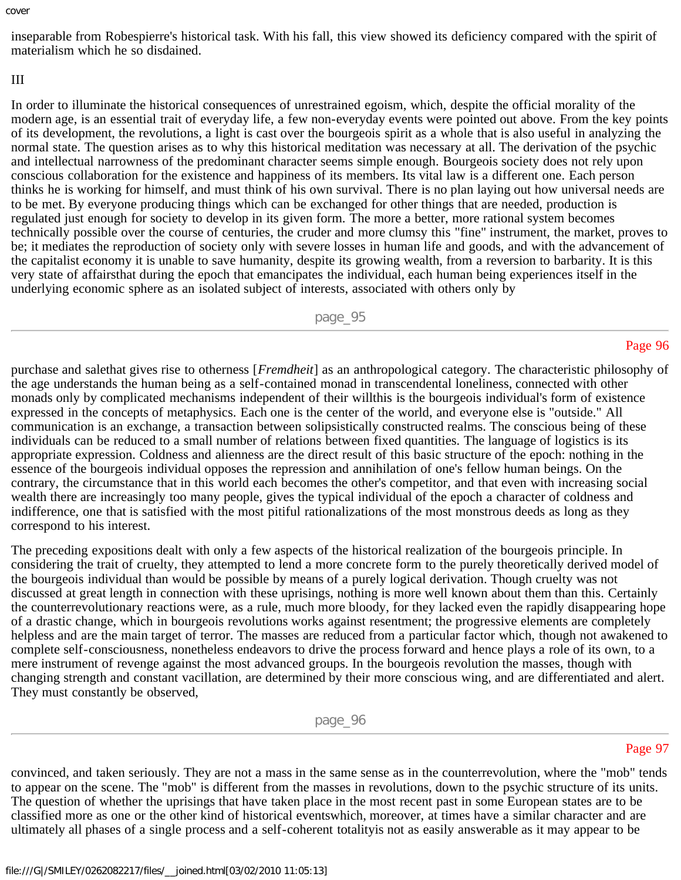inseparable from Robespierre's historical task. With his fall, this view showed its deficiency compared with the spirit of materialism which he so disdained.

III

In order to illuminate the historical consequences of unrestrained egoism, which, despite the official morality of the modern age, is an essential trait of everyday life, a few non-everyday events were pointed out above. From the key points of its development, the revolutions, a light is cast over the bourgeois spirit as a whole that is also useful in analyzing the normal state. The question arises as to why this historical meditation was necessary at all. The derivation of the psychic and intellectual narrowness of the predominant character seems simple enough. Bourgeois society does not rely upon conscious collaboration for the existence and happiness of its members. Its vital law is a different one. Each person thinks he is working for himself, and must think of his own survival. There is no plan laying out how universal needs are to be met. By everyone producing things which can be exchanged for other things that are needed, production is regulated just enough for society to develop in its given form. The more a better, more rational system becomes technically possible over the course of centuries, the cruder and more clumsy this "fine" instrument, the market, proves to be; it mediates the reproduction of society only with severe losses in human life and goods, and with the advancement of the capitalist economy it is unable to save humanity, despite its growing wealth, from a reversion to barbarity. It is this very state of affairsthat during the epoch that emancipates the individual, each human being experiences itself in the underlying economic sphere as an isolated subject of interests, associated with others only by purchase and salethat gives rise to otherness [*Fremdheit*] as an anthropological category. The characteristic philosophy of the age understands the human being as a self-contained monad in transcendental loneliness, connected with other monads only by complicated mechanisms independent of their willthis is the bourgeois individual's form of existence expressed in the concepts of metaphysics. Each one is the center of the world, and everyone else is "outside." All communication is an exchange, a transaction between solipsistically constructed realms. The conscious being of these individuals can be reduced to a small number of relations between fixed quantities. The language of logistics is its appropriate expression. Coldness and alienness are the direct result of this basic structure of the epoch: nothing in the essence of the bourgeois individual opposes the repression and annihilation of one's fellow human beings. On the contrary, the circumstance that in this world each becomes the other's competitor, and that even with increasing social wealth there are increasingly too many people, gives the typical individual of the epoch a character of coldness and indifference, one that is satisfied with the most pitiful rationalizations of the most monstrous deeds as long as they correspond to his interest.

The preceding expositions dealt with only a few aspects of the historical realization of the bourgeois principle. In considering the trait of cruelty, they attempted to lend a more concrete form to the purely theoretically derived model of the bourgeois individual than would be possible by means of a purely logical derivation. Though cruelty was not discussed at great length in connection with these uprisings, nothing is more well known about them than this. Certainly the counterrevolutionary reactions were, as a rule, much more bloody, for they lacked even the rapidly disappearing hope of a drastic change, which in bourgeois revolutions works against resentment; the progressive elements are completely helpless and are the main target of terror. The masses are reduced from a particular factor which, though not awakened to complete self-consciousness, nonetheless endeavors to drive the process forward and hence plays a role of its own, to a mere instrument of revenge against the most advanced groups. In the bourgeois revolution the masses, though with changing strength and constant vacillation, are determined by their more conscious wing, and are differentiated and alert. They must constantly be observed, convinced, and taken seriously. They are not a mass in the same sense as in the counterrevolution, where the "mob" tends to appear on the scene. The "mob" is different from the masses in revolutions, down to the psychic structure of its units. The question of whether the uprisings that have taken place in the most recent past in some European states are to be classified more as one or the other kind of historical eventswhich, moreover, at times have a similar character and are ultimately all phases of a single process and a self-coherent totalityis not as easily answerable as it may appear to be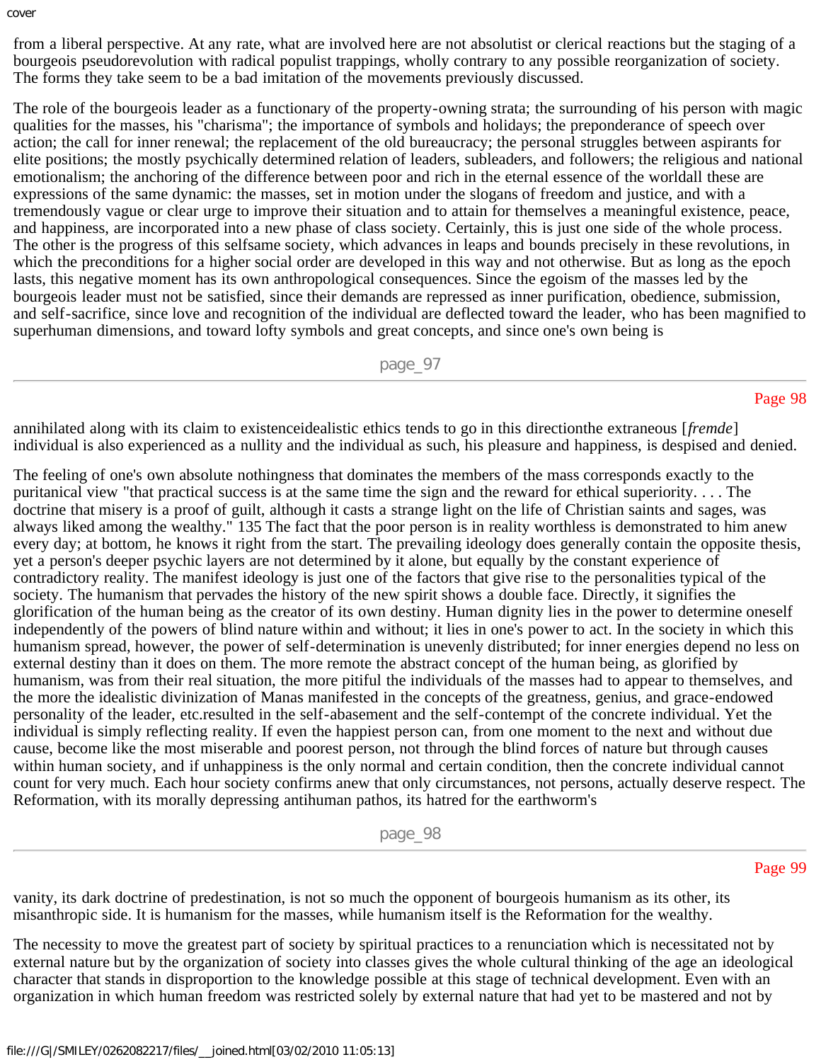from a liberal perspective. At any rate, what are involved here are not absolutist or clerical reactions but the staging of a bourgeois pseudorevolution with radical populist trappings, wholly contrary to any possible reorganization of society. The forms they take seem to be a bad imitation of the movements previously discussed.

The role of the bourgeois leader as a functionary of the property-owning strata; the surrounding of his person with magic qualities for the masses, his "charisma"; the importance of symbols and holidays; the preponderance of speech over action; the call for inner renewal; the replacement of the old bureaucracy; the personal struggles between aspirants for elite positions; the mostly psychically determined relation of leaders, subleaders, and followers; the religious and national emotionalism; the anchoring of the difference between poor and rich in the eternal essence of the worldall these are expressions of the same dynamic: the masses, set in motion under the slogans of freedom and justice, and with a tremendously vague or clear urge to improve their situation and to attain for themselves a meaningful existence, peace, and happiness, are incorporated into a new phase of class society. Certainly, this is just one side of the whole process. The other is the progress of this selfsame society, which advances in leaps and bounds precisely in these revolutions, in which the preconditions for a higher social order are developed in this way and not otherwise. But as long as the epoch lasts, this negative moment has its own anthropological consequences. Since the egoism of the masses led by the bourgeois leader must not be satisfied, since their demands are repressed as inner purification, obedience, submission, and self-sacrifice, since love and recognition of the individual are deflected toward the leader, who has been magnified to superhuman dimensions, and toward lofty symbols and great concepts, and since one's own being is annihilated along with its claim to existenceidealistic ethics tends to go in this directionthe extraneous [*fremde*] individual is also experienced as a nullity and the individual as such, his pleasure and happiness, is despised and denied.

The feeling of one's own absolute nothingness that dominates the members of the mass corresponds exactly to the puritanical view "that practical success is at the same time the sign and the reward for ethical superiority. . . . The doctrine that misery is a proof of guilt, although it casts a strange light on the life of Christian saints and sages, was always liked among the wealthy." 135 The fact that the poor person is in reality worthless is demonstrated to him anew every day; at bottom, he knows it right from the start. The prevailing ideology does generally contain the opposite thesis, yet a person's deeper psychic layers are not determined by it alone, but equally by the constant experience of contradictory reality. The manifest ideology is just one of the factors that give rise to the personalities typical of the society. The humanism that pervades the history of the new spirit shows a double face. Directly, it signifies the glorification of the human being as the creator of its own destiny. Human dignity lies in the power to determine oneself independently of the powers of blind nature within and without; it lies in one's power to act. In the society in which this humanism spread, however, the power of self-determination is unevenly distributed; for inner energies depend no less on external destiny than it does on them. The more remote the abstract concept of the human being, as glorified by humanism, was from their real situation, the more pitiful the individuals of the masses had to appear to themselves, and the more the idealistic divinization of Manas manifested in the concepts of the greatness, genius, and grace-endowed personality of the leader, etc.resulted in the self-abasement and the self-contempt of the concrete individual. Yet the individual is simply reflecting reality. If even the happiest person can, from one moment to the next and without due cause, become like the most miserable and poorest person, not through the blind forces of nature but through causes within human society, and if unhappiness is the only normal and certain condition, then the concrete individual cannot count for very much. Each hour society confirms anew that only circumstances, not persons, actually deserve respect. The Reformation, with its morally depressing antihuman pathos, its hatred for the earthworm's vanity, its dark doctrine of predestination, is not so much the opponent of bourgeois humanism as its other, its misanthropic side. It is humanism for the masses, while humanism itself is the Reformation for the wealthy.

The necessity to move the greatest part of society by spiritual practices to a renunciation which is necessitated not by external nature but by the organization of society into classes gives the whole cultural thinking of the age an ideological character that stands in disproportion to the knowledge possible at this stage of technical development. Even with an organization in which human freedom was restricted solely by external nature that had yet to be mastered and not by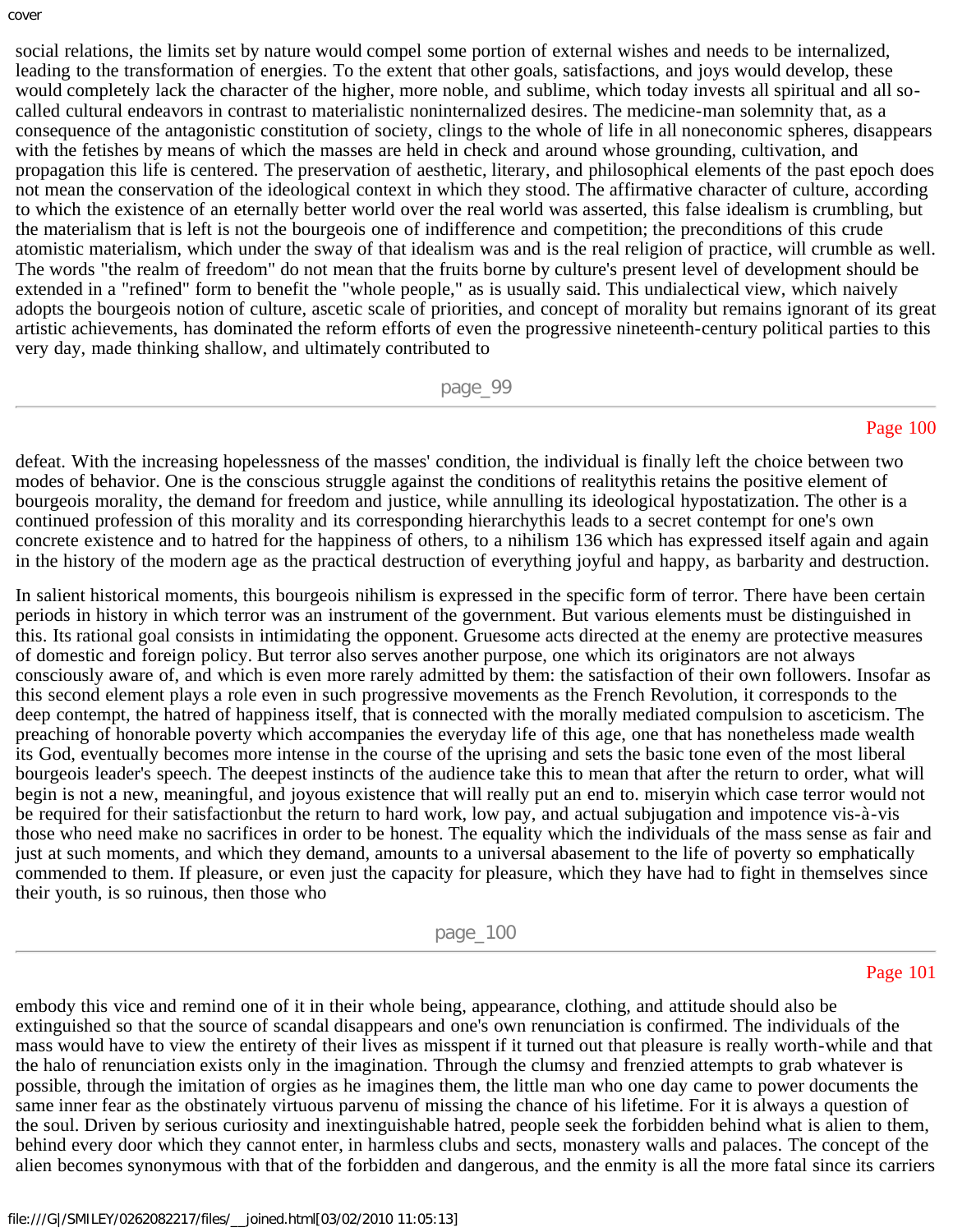social relations, the limits set by nature would compel some portion of external wishes and needs to be internalized, leading to the transformation of energies. To the extent that other goals, satisfactions, and joys would develop, these would completely lack the character of the higher, more noble, and sublime, which today invests all spiritual and all so-called cultural endeavors in contrast to materialistic noninternalized desires. The medicine-man solemnity that, as a consequence of the antagonistic constitution of society, clings to the whole of life in all noneconomic spheres, disappears with the fetishes by means of which the masses are held in check and around whose grounding, cultivation, and propagation this life is centered. The preservation of aesthetic, literary, and philosophical elements of the past epoch does not mean the conservation of the ideological context in which they stood. The affirmative character of culture, according to which the existence of an eternally better world over the real world was asserted, this false idealism is crumbling, but the materialism that is left is not the bourgeois one of indifference and competition; the preconditions of this crude atomistic materialism, which under the sway of that idealism was and is the real religion of practice, will crumble as well. The words "the realm of freedom" do not mean that the fruits borne by culture's present level of development should be extended in a "refined" form to benefit the "whole people," as is usually said. This undialectical view, which naively adopts the bourgeois notion of culture, ascetic scale of priorities, and concept of morality but remains ignorant of its great artistic achievements, has dominated the reform efforts of even the progressive nineteenth-century political parties to this very day, made thinking shallow, and ultimately contributed to defeat. With the increasing hopelessness of the masses' condition, the individual is finally left the choice between two modes of behavior. One is the conscious struggle against the conditions of realitythis retains the positive element of bourgeois morality, the demand for freedom and justice, while annulling its ideological hypostatization. The other is a continued profession of this morality and its corresponding hierarchythis leads to a secret contempt for one's own concrete existence and to hatred for the happiness of others, to a nihilism 136 which has expressed itself again and again in the history of the modern age as the practical destruction of everything joyful and happy, as barbarity and destruction.

In salient historical moments, this bourgeois nihilism is expressed in the specific form of terror. There have been certain periods in history in which terror was an instrument of the government. But various elements must be distinguished in this. Its rational goal consists in intimidating the opponent. Gruesome acts directed at the enemy are protective measures of domestic and foreign policy. But terror also serves another purpose, one which its originators are not always consciously aware of, and which is even more rarely admitted by them: the satisfaction of their own followers. Insofar as this second element plays a role even in such progressive movements as the French Revolution, it corresponds to the deep contempt, the hatred of happiness itself, that is connected with the morally mediated compulsion to asceticism. The preaching of honorable poverty which accompanies the everyday life of this age, one that has nonetheless made wealth its God, eventually becomes more intense in the course of the uprising and sets the basic tone even of the most liberal bourgeois leader's speech. The deepest instincts of the audience take this to mean that after the return to order, what will begin is not a new, meaningful, and joyous existence that will really put an end to. miseryin which case terror would not be required for their satisfactionbut the return to hard work, low pay, and actual subjugation and impotence vis-à-vis those who need make no sacrifices in order to be honest. The equality which the individuals of the mass sense as fair and just at such moments, and which they demand, amounts to a universal abasement to the life of poverty so emphatically commended to them. If pleasure, or even just the capacity for pleasure, which they have had to fight in themselves since their youth, is so ruinous, then those who embody this vice and remind one of it in their whole being, appearance, clothing, and attitude should also be extinguished so that the source of scandal disappears and one's own renunciation is confirmed. The individuals of the mass would have to view the entirety of their lives as misspent if it turned out that pleasure is really worth-while and that the halo of renunciation exists only in the imagination. Through the clumsy and frenzied attempts to grab whatever is possible, through the imitation of orgies as he imagines them, the little man who one day came to power documents the same inner fear as the obstinately virtuous parvenu of missing the chance of his lifetime. For it is always a question of the soul. Driven by serious curiosity and inextinguishable hatred, people seek the forbidden behind what is alien to them, behind every door which they cannot enter, in harmless clubs and sects, monastery walls and palaces. The concept of the alien becomes synonymous with that of the forbidden and dangerous, and the enmity is all the more fatal since its carriers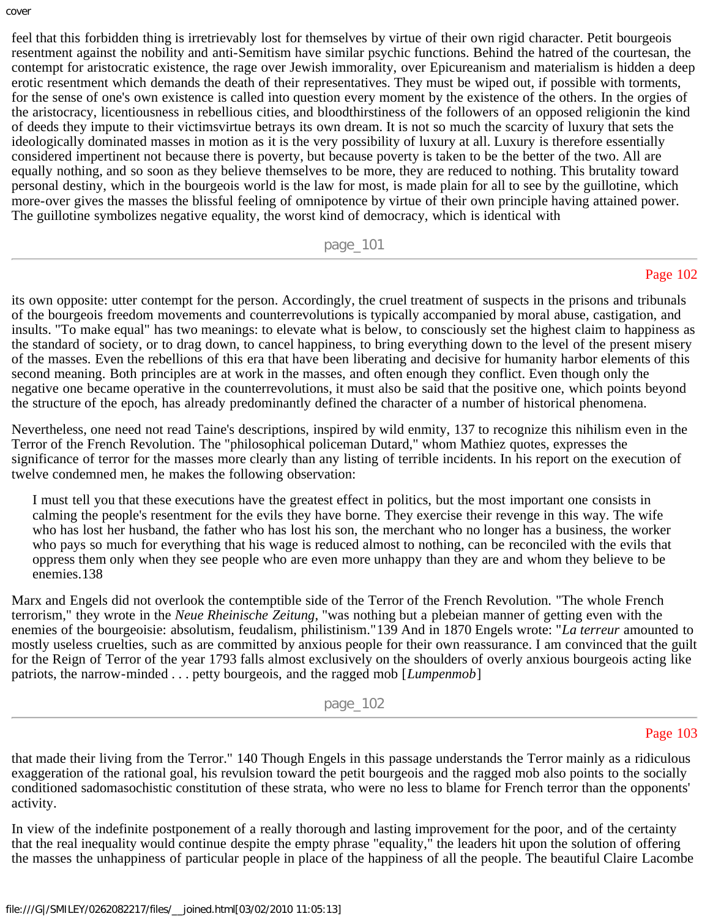feel that this forbidden thing is irretrievably lost for themselves by virtue of their own rigid character. Petit bourgeois resentment against the nobility and anti-Semitism have similar psychic functions. Behind the hatred of the courtesan, the contempt for aristocratic existence, the rage over Jewish immorality, over Epicureanism and materialism is hidden a deep erotic resentment which demands the death of their representatives. They must be wiped out, if possible with torments, for the sense of one's own existence is called into question every moment by the existence of the others. In the orgies of the aristocracy, licentiousness in rebellious cities, and bloodthirstiness of the followers of an opposed religionin the kind of deeds they impute to their victimsvirtue betrays its own dream. It is not so much the scarcity of luxury that sets the ideologically dominated masses in motion as it is the very possibility of luxury at all. Luxury is therefore essentially considered impertinent not because there is poverty, but because poverty is taken to be the better of the two. All are equally nothing, and so soon as they believe themselves to be more, they are reduced to nothing. This brutality toward personal destiny, which in the bourgeois world is the law for most, is made plain for all to see by the guillotine, which more-over gives the masses the blissful feeling of omnipotence by virtue of their own principle having attained power. The guillotine symbolizes negative equality, the worst kind of democracy, which is identical with its own opposite: utter contempt for the person. Accordingly, the cruel treatment of suspects in the prisons and tribunals of the bourgeois freedom movements and counterrevolutions is typically accompanied by moral abuse, castigation, and insults. "To make equal" has two meanings: to elevate what is below, to consciously set the highest claim to happiness as the standard of society, or to drag down, to cancel happiness, to bring everything down to the level of the present misery of the masses. Even the rebellions of this era that have been liberating and decisive for humanity harbor elements of this second meaning. Both principles are at work in the masses, and often enough they conflict. Even though only the negative one became operative in the counterrevolutions, it must also be said that the positive one, which points beyond the structure of the epoch, has already predominantly defined the character of a number of historical phenomena.

Nevertheless, one need not read Taine's descriptions, inspired by wild enmity, 137 to recognize this nihilism even in the Terror of the French Revolution. The "philosophical policeman Dutard," whom Mathiez quotes, expresses the significance of terror for the masses more clearly than any listing of terrible incidents. In his report on the execution of twelve condemned men, he makes the following observation:

> I must tell you that these executions have the greatest effect in politics, but the most important one consists in calming the people's resentment for the evils they have borne. They exercise their revenge in this way. The wife who has lost her husband, the father who has lost his son, the merchant who no longer has a business, the worker who pays so much for everything that his wage is reduced almost to nothing, can be reconciled with the evils that oppress them only when they see people who are even more unhappy than they are and whom they believe to be enemies.138

Marx and Engels did not overlook the contemptible side of the Terror of the French Revolution. "The whole French terrorism," they wrote in the *Neue Rheinische Zeitung*, "was nothing but a plebeian manner of getting even with the enemies of the bourgeoisie: absolutism, feudalism, philistinism."139 And in 1870 Engels wrote: "*La terreur* amounted to mostly useless cruelties, such as are committed by anxious people for their own reassurance. I am convinced that the guilt for the Reign of Terror of the year 1793 falls almost exclusively on the shoulders of overly anxious bourgeois acting like patriots, the narrow-minded . . . petty bourgeois, and the ragged mob [*Lumpenmob*] that made their living from the Terror." 140 Though Engels in this passage understands the Terror mainly as a ridiculous exaggeration of the rational goal, his revulsion toward the petit bourgeois and the ragged mob also points to the socially conditioned sadomasochistic constitution of these strata, who were no less to blame for French terror than the opponents' activity.

In view of the indefinite postponement of a really thorough and lasting improvement for the poor, and of the certainty that the real inequality would continue despite the empty phrase "equality," the leaders hit upon the solution of offering the masses the unhappiness of particular people in place of the happiness of all the people. The beautiful Claire Lacombe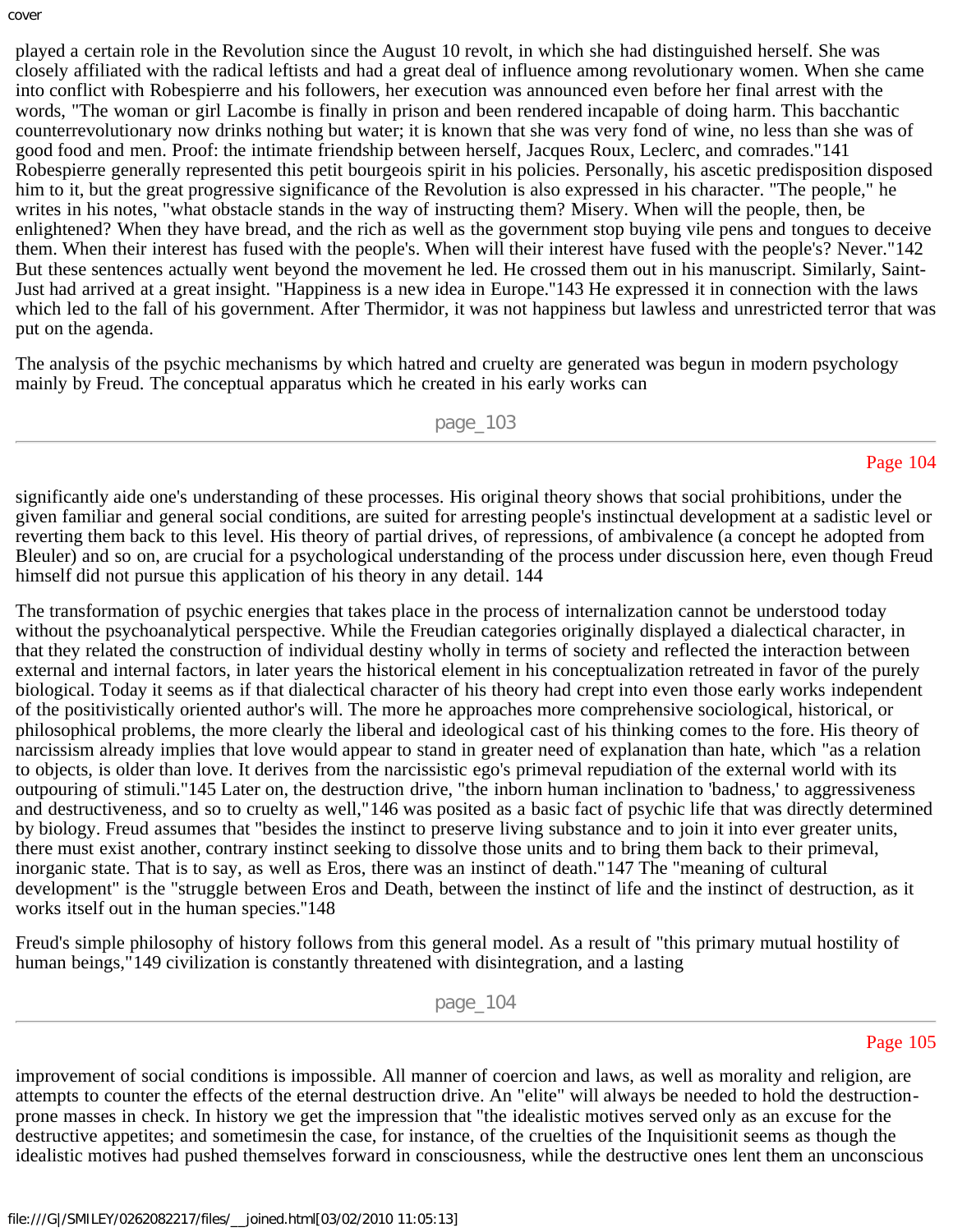played a certain role in the Revolution since the August 10 revolt, in which she had distinguished herself. She was closely affiliated with the radical leftists and had a great deal of influence among revolutionary women. When she came into conflict with Robespierre and his followers, her execution was announced even before her final arrest with the words, "The woman or girl Lacombe is finally in prison and been rendered incapable of doing harm. This bacchantic counterrevolutionary now drinks nothing but water; it is known that she was very fond of wine, no less than she was of good food and men. Proof: the intimate friendship between herself, Jacques Roux, Leclerc, and comrades."141 Robespierre generally represented this petit bourgeois spirit in his policies. Personally, his ascetic predisposition disposed him to it, but the great progressive significance of the Revolution is also expressed in his character. "The people," he writes in his notes, "what obstacle stands in the way of instructing them? Misery. When will the people, then, be enlightened? When they have bread, and the rich as well as the government stop buying vile pens and tongues to deceive them. When their interest has fused with the people's. When will their interest have fused with the people's? Never."142 But these sentences actually went beyond the movement he led. He crossed them out in his manuscript. Similarly, Saint-Just had arrived at a great insight. "Happiness is a new idea in Europe."143 He expressed it in connection with the laws which led to the fall of his government. After Thermidor, it was not happiness but lawless and unrestricted terror that was put on the agenda.

The analysis of the psychic mechanisms by which hatred and cruelty are generated was begun in modern psychology mainly by Freud. The conceptual apparatus which he created in his early works can significantly aide one's understanding of these processes. His original theory shows that social prohibitions, under the given familiar and general social conditions, are suited for arresting people's instinctual development at a sadistic level or reverting them back to this level. His theory of partial drives, of repressions, of ambivalence (a concept he adopted from Bleuler) and so on, are crucial for a psychological understanding of the process under discussion here, even though Freud himself did not pursue this application of his theory in any detail. 144

The transformation of psychic energies that takes place in the process of internalization cannot be understood today without the psychoanalytical perspective. While the Freudian categories originally displayed a dialectical character, in that they related the construction of individual destiny wholly in terms of society and reflected the interaction between external and internal factors, in later years the historical element in his conceptualization retreated in favor of the purely biological. Today it seems as if that dialectical character of his theory had crept into even those early works independent of the positivistically oriented author's will. The more he approaches more comprehensive sociological, historical, or philosophical problems, the more clearly the liberal and ideological cast of his thinking comes to the fore. His theory of narcissism already implies that love would appear to stand in greater need of explanation than hate, which "as a relation to objects, is older than love. It derives from the narcissistic ego's primeval repudiation of the external world with its outpouring of stimuli."145 Later on, the destruction drive, "the inborn human inclination to 'badness,' to aggressiveness and destructiveness, and so to cruelty as well,"146 was posited as a basic fact of psychic life that was directly determined by biology. Freud assumes that "besides the instinct to preserve living substance and to join it into ever greater units, there must exist another, contrary instinct seeking to dissolve those units and to bring them back to their primeval, inorganic state. That is to say, as well as Eros, there was an instinct of death."147 The "meaning of cultural development" is the "struggle between Eros and Death, between the instinct of life and the instinct of destruction, as it works itself out in the human species."148

Freud's simple philosophy of history follows from this general model. As a result of "this primary mutual hostility of human beings,"149 civilization is constantly threatened with disintegration, and a lasting improvement of social conditions is impossible. All manner of coercion and laws, as well as morality and religion, are attempts to counter the effects of the eternal destruction drive. An "elite" will always be needed to hold the destruction-prone masses in check. In history we get the impression that "the idealistic motives served only as an excuse for the destructive appetites; and sometimesin the case, for instance, of the cruelties of the Inquisitionit seems as though the idealistic motives had pushed themselves forward in consciousness, while the destructive ones lent them an unconscious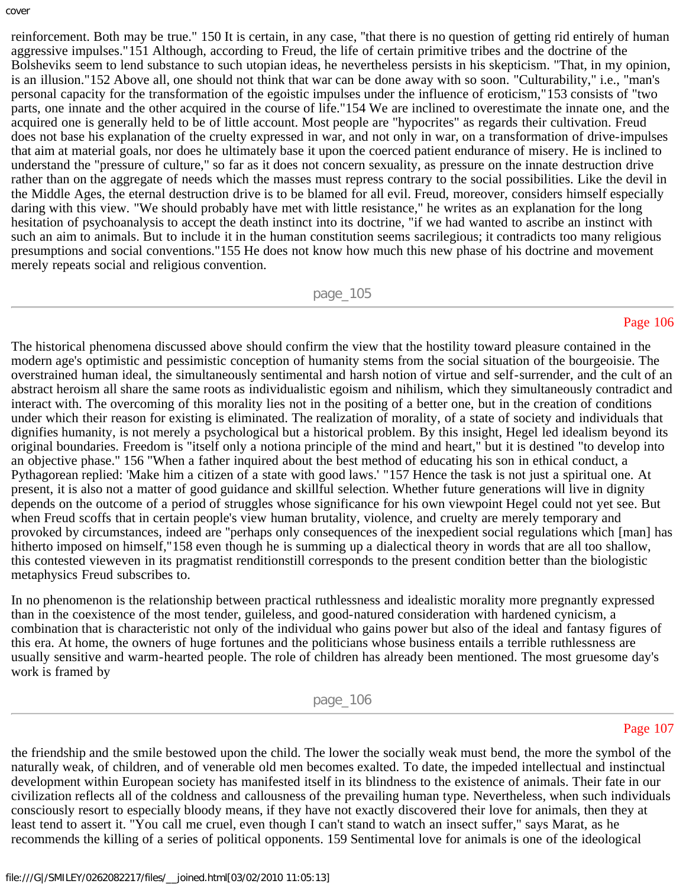reinforcement. Both may be true." 150 It is certain, in any case, "that there is no question of getting rid entirely of human aggressive impulses."151 Although, according to Freud, the life of certain primitive tribes and the doctrine of the Bolsheviks seem to lend substance to such utopian ideas, he nevertheless persists in his skepticism. "That, in my opinion, is an illusion."152 Above all, one should not think that war can be done away with so soon. "Culturability," i.e., "man's personal capacity for the transformation of the egoistic impulses under the influence of eroticism,"153 consists of "two parts, one innate and the other acquired in the course of life."154 We are inclined to overestimate the innate one, and the acquired one is generally held to be of little account. Most people are "hypocrites" as regards their cultivation. Freud does not base his explanation of the cruelty expressed in war, and not only in war, on a transformation of drive-impulses that aim at material goals, nor does he ultimately base it upon the coerced patient endurance of misery. He is inclined to understand the "pressure of culture," so far as it does not concern sexuality, as pressure on the innate destruction drive rather than on the aggregate of needs which the masses must repress contrary to the social possibilities. Like the devil in the Middle Ages, the eternal destruction drive is to be blamed for all evil. Freud, moreover, considers himself especially daring with this view. "We should probably have met with little resistance," he writes as an explanation for the long hesitation of psychoanalysis to accept the death instinct into its doctrine, "if we had wanted to ascribe an instinct with such an aim to animals. But to include it in the human constitution seems sacrilegious; it contradicts too many religious presumptions and social conventions."155 He does not know how much this new phase of his doctrine and movement merely repeats social and religious convention.

The historical phenomena discussed above should confirm the view that the hostility toward pleasure contained in the modern age's optimistic and pessimistic conception of humanity stems from the social situation of the bourgeoisie. The overstrained human ideal, the simultaneously sentimental and harsh notion of virtue and self-surrender, and the cult of an abstract heroism all share the same roots as individualistic egoism and nihilism, which they simultaneously contradict and interact with. The overcoming of this morality lies not in the positing of a better one, but in the creation of conditions under which their reason for existing is eliminated. The realization of morality, of a state of society and individuals that dignifies humanity, is not merely a psychological but a historical problem. By this insight, Hegel led idealism beyond its original boundaries. Freedom is "itself only a notiona principle of the mind and heart," but it is destined "to develop into an objective phase." 156 "When a father inquired about the best method of educating his son in ethical conduct, a Pythagorean replied: 'Make him a citizen of a state with good laws.' "157 Hence the task is not just a spiritual one. At present, it is also not a matter of good guidance and skillful selection. Whether future generations will live in dignity depends on the outcome of a period of struggles whose significance for his own viewpoint Hegel could not yet see. But when Freud scoffs that in certain people's view human brutality, violence, and cruelty are merely temporary and provoked by circumstances, indeed are "perhaps only consequences of the inexpedient social regulations which [man] has hitherto imposed on himself,"158 even though he is summing up a dialectical theory in words that are all too shallow, this contested vieweven in its pragmatist renditionstill corresponds to the present condition better than the biologistic metaphysics Freud subscribes to.

In no phenomenon is the relationship between practical ruthlessness and idealistic morality more pregnantly expressed than in the coexistence of the most tender, guileless, and good-natured consideration with hardened cynicism, a combination that is characteristic not only of the individual who gains power but also of the ideal and fantasy figures of this era. At home, the owners of huge fortunes and the politicians whose business entails a terrible ruthlessness are usually sensitive and warm-hearted people. The role of children has already been mentioned. The most gruesome day's work is framed by the friendship and the smile bestowed upon the child. The lower the socially weak must bend, the more the symbol of the naturally weak, of children, and of venerable old men becomes exalted. To date, the impeded intellectual and instinctual development within European society has manifested itself in its blindness to the existence of animals. Their fate in our civilization reflects all of the coldness and callousness of the prevailing human type. Nevertheless, when such individuals consciously resort to especially bloody means, if they have not exactly discovered their love for animals, then they at least tend to assert it. "You call me cruel, even though I can't stand to watch an insect suffer," says Marat, as he recommends the killing of a series of political opponents. 159 Sentimental love for animals is one of the ideological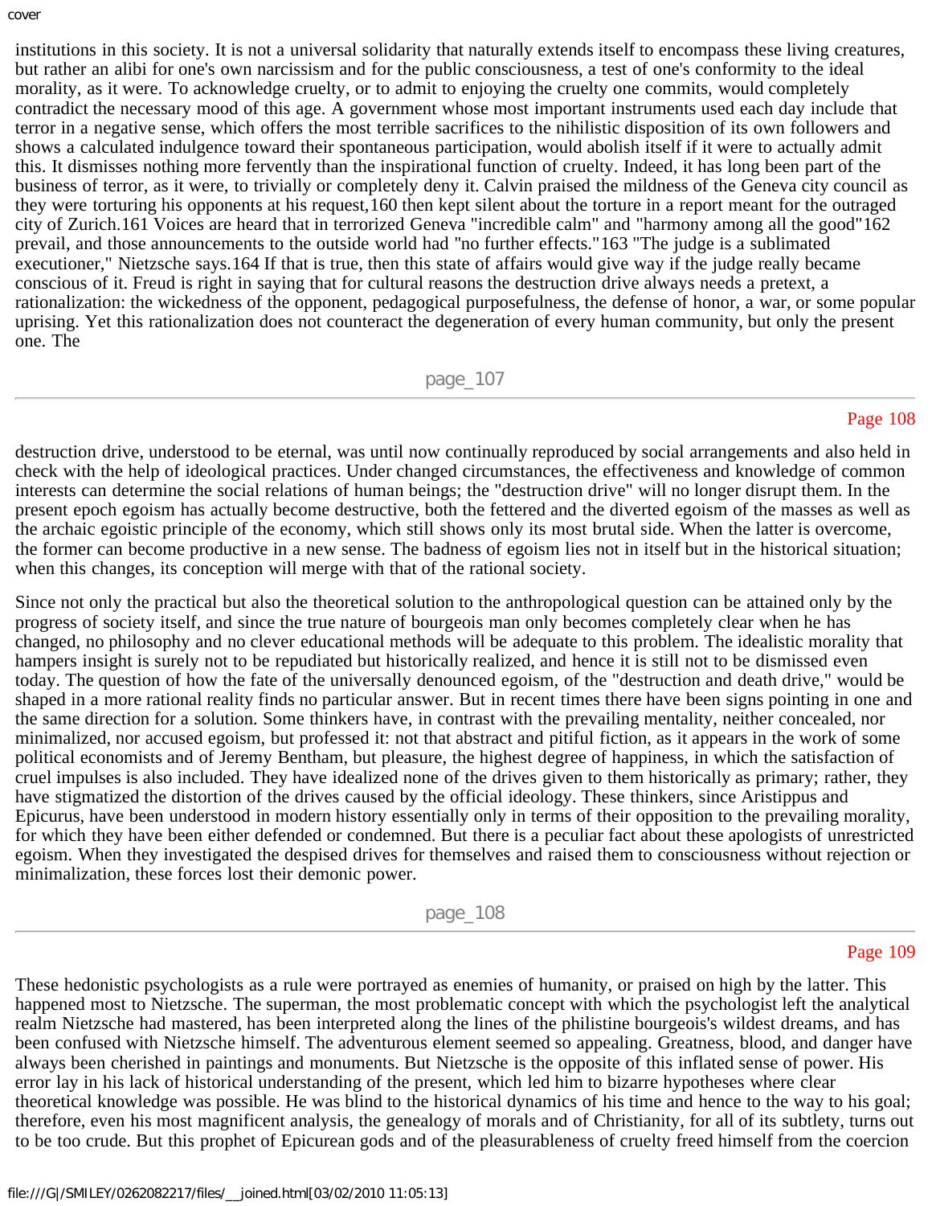institutions in this society. It is not a universal solidarity that naturally extends itself to encompass these living creatures, but rather an alibi for one's own narcissism and for the public consciousness, a test of one's conformity to the ideal morality, as it were. To acknowledge cruelty, or to admit to enjoying the cruelty one commits, would completely contradict the necessary mood of this age. A government whose most important instruments used each day include that terror in a negative sense, which offers the most terrible sacrifices to the nihilistic disposition of its own followers and shows a calculated indulgence toward their spontaneous participation, would abolish itself if it were to actually admit this. It dismisses nothing more fervently than the inspirational function of cruelty. Indeed, it has long been part of the business of terror, as it were, to trivially or completely deny it. Calvin praised the mildness of the Geneva city council as they were torturing his opponents at his request,[160] then kept silent about the torture in a report meant for the outraged city of Zurich.[161] Voices are heard that in terrorized Geneva "incredible calm" and "harmony among all the good"[162] prevail, and those announcements to the outside world had "no further effects."[163] "The judge is a sublimated executioner," Nietzsche says.[164] If that is true, then this state of affairs would give way if the judge really became conscious of it. Freud is right in saying that for cultural reasons the destruction drive always needs a pretext, a rationalization: the wickedness of the opponent, pedagogical purposefulness, the defense of honor, a war, or some popular uprising. Yet this rationalization does not counteract the degeneration of every human community, but only the present one. The destruction drive, understood to be eternal, was until now continually reproduced by social arrangements and also held in check with the help of ideological practices. Under changed circumstances, the effectiveness and knowledge of common interests can determine the social relations of human beings; the "destruction drive" will no longer disrupt them. In the present epoch egoism has actually become destructive, both the fettered and the diverted egoism of the masses as well as the archaic egoistic principle of the economy, which still shows only its most brutal side. When the latter is overcome, the former can become productive in a new sense. The badness of egoism lies not in itself but in the historical situation; when this changes, its conception will merge with that of the rational society.

Since not only the practical but also the theoretical solution to the anthropological question can be attained only by the progress of society itself, and since the true nature of bourgeois man only becomes completely clear when he has changed, no philosophy and no clever educational methods will be adequate to this problem. The idealistic morality that hampers insight is surely not to be repudiated but historically realized, and hence it is still not to be dismissed even today. The question of how the fate of the universally denounced egoism, of the "destruction and death drive," would be shaped in a more rational reality finds no particular answer. But in recent times there have been signs pointing in one and the same direction for a solution. Some thinkers have, in contrast with the prevailing mentality, neither concealed, nor minimalized, nor accused egoism, but professed it: not that abstract and pitiful fiction, as it appears in the work of some political economists and of Jeremy Bentham, but pleasure, the highest degree of happiness, in which the satisfaction of cruel impulses is also included. They have idealized none of the drives given to them historically as primary; rather, they have stigmatized the distortion of the drives caused by the official ideology. These thinkers, since Aristippus and Epicurus, have been understood in modern history essentially only in terms of their opposition to the prevailing morality, for which they have been either defended or condemned. But there is a peculiar fact about these apologists of unrestricted egoism. When they investigated the despised drives for themselves and raised them to consciousness without rejection or minimalization, these forces lost their demonic power.

These hedonistic psychologists as a rule were portrayed as enemies of humanity, or praised on high by the latter. This happened most to Nietzsche. The superman, the most problematic concept with which the psychologist left the analytical realm Nietzsche had mastered, has been interpreted along the lines of the philistine bourgeois's wildest dreams, and has been confused with Nietzsche himself. The adventurous element seemed so appealing. Greatness, blood, and danger have always been cherished in paintings and monuments. But Nietzsche is the opposite of this inflated sense of power. His error lay in his lack of historical understanding of the present, which led him to bizarre hypotheses where clear theoretical knowledge was possible. He was blind to the historical dynamics of his time and hence to the way to his goal; therefore, even his most magnificent analysis, the genealogy of morals and of Christianity, for all of its subtlety, turns out to be too crude. But this prophet of Epicurean gods and of the pleasurableness of cruelty freed himself from the coercion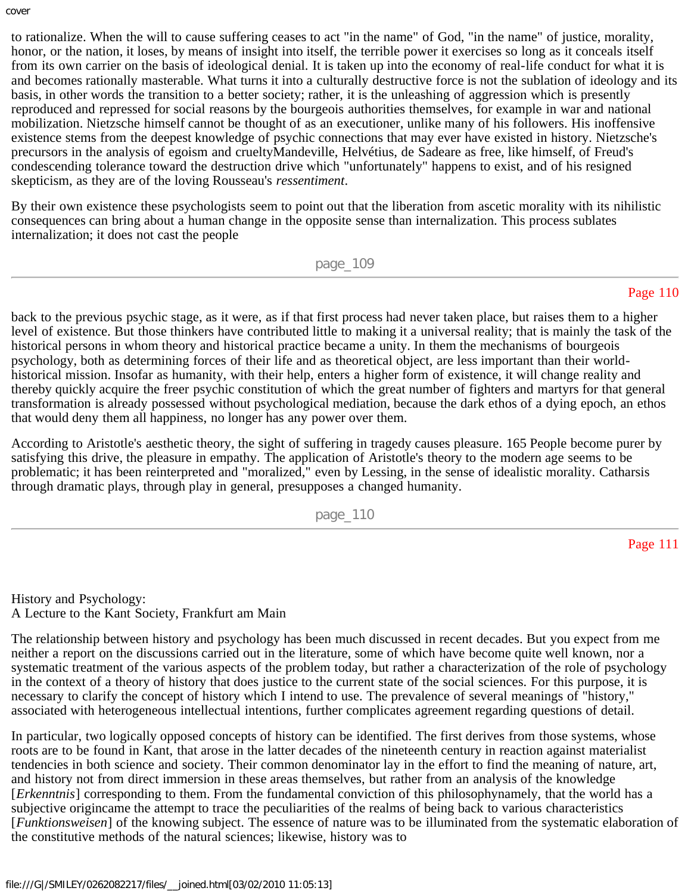to rationalize. When the will to cause suffering ceases to act "in the name" of God, "in the name" of justice, morality, honor, or the nation, it loses, by means of insight into itself, the terrible power it exercises so long as it conceals itself from its own carrier on the basis of ideological denial. It is taken up into the economy of real-life conduct for what it is and becomes rationally masterable. What turns it into a culturally destructive force is not the sublation of ideology and its basis, in other words the transition to a better society; rather, it is the unleashing of aggression which is presently reproduced and repressed for social reasons by the bourgeois authorities themselves, for example in war and national mobilization. Nietzsche himself cannot be thought of as an executioner, unlike many of his followers. His inoffensive existence stems from the deepest knowledge of psychic connections that may ever have existed in history. Nietzsche's precursors in the analysis of egoism and crueltyMandeville, Helvétius, de Sadeare as free, like himself, of Freud's condescending tolerance toward the destruction drive which "unfortunately" happens to exist, and of his resigned skepticism, as they are of the loving Rousseau's *ressentiment*.

By their own existence these psychologists seem to point out that the liberation from ascetic morality with its nihilistic consequences can bring about a human change in the opposite sense than internalization. This process sublates internalization; it does not cast the people back to the previous psychic stage, as it were, as if that first process had never taken place, but raises them to a higher level of existence. But those thinkers have contributed little to making it a universal reality; that is mainly the task of the historical persons in whom theory and historical practice became a unity. In them the mechanisms of bourgeois psychology, both as determining forces of their life and as theoretical object, are less important than their world-historical mission. Insofar as humanity, with their help, enters a higher form of existence, it will change reality and thereby quickly acquire the freer psychic constitution of which the great number of fighters and martyrs for that general transformation is already possessed without psychological mediation, because the dark ethos of a dying epoch, an ethos that would deny them all happiness, no longer has any power over them.

According to Aristotle's aesthetic theory, the sight of suffering in tragedy causes pleasure. 165 People become purer by satisfying this drive, the pleasure in empathy. The application of Aristotle's theory to the modern age seems to be problematic; it has been reinterpreted and "moralized," even by Lessing, in the sense of idealistic morality. Catharsis through dramatic plays, through play in general, presupposes a changed humanity.

# History and Psychology:
## A Lecture to the Kant Society, Frankfurt am Main

The relationship between history and psychology has been much discussed in recent decades. But you expect from me neither a report on the discussions carried out in the literature, some of which have become quite well known, nor a systematic treatment of the various aspects of the problem today, but rather a characterization of the role of psychology in the context of a theory of history that does justice to the current state of the social sciences. For this purpose, it is necessary to clarify the concept of history which I intend to use. The prevalence of several meanings of "history," associated with heterogeneous intellectual intentions, further complicates agreement regarding questions of detail.

In particular, two logically opposed concepts of history can be identified. The first derives from those systems, whose roots are to be found in Kant, that arose in the latter decades of the nineteenth century in reaction against materialist tendencies in both science and society. Their common denominator lay in the effort to find the meaning of nature, art, and history not from direct immersion in these areas themselves, but rather from an analysis of the knowledge [*Erkenntnis*] corresponding to them. From the fundamental conviction of this philosophynamely, that the world has a subjective origincame the attempt to trace the peculiarities of the realms of being back to various characteristics [*Funktionsweisen*] of the knowing subject. The essence of nature was to be illuminated from the systematic elaboration of the constitutive methods of the natural sciences; likewise, history was to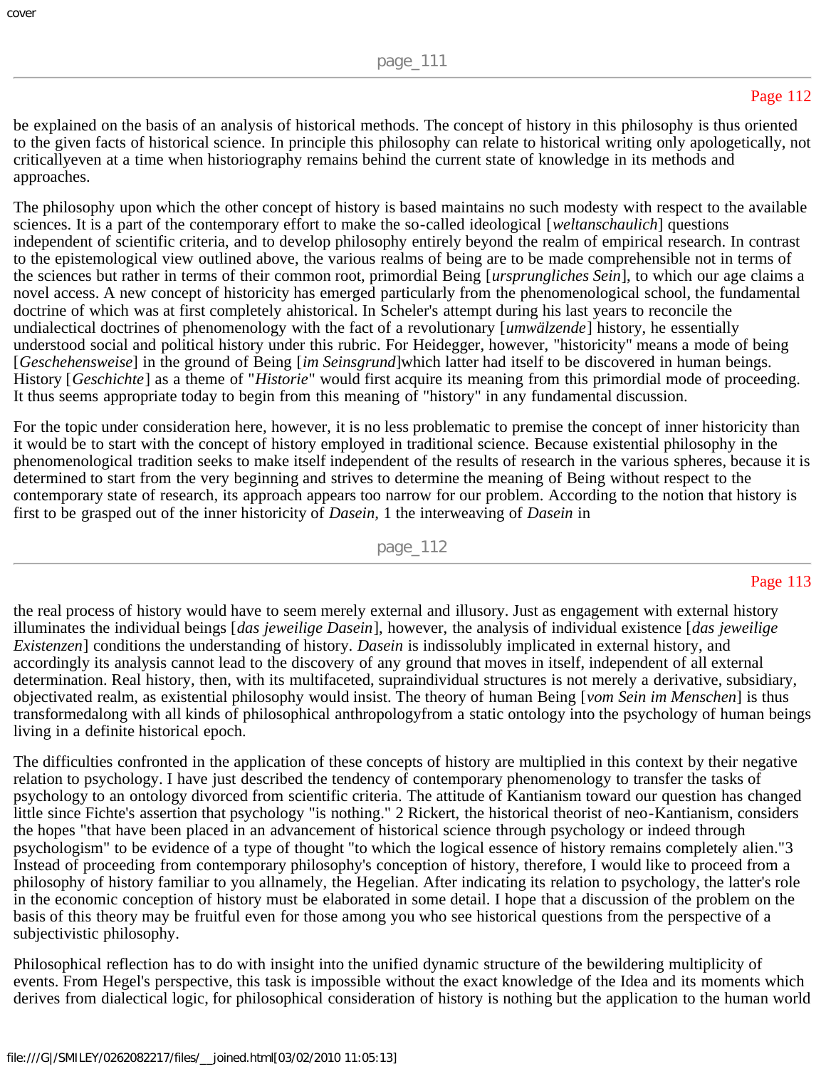be explained on the basis of an analysis of historical methods. The concept of history in this philosophy is thus oriented to the given facts of historical science. In principle this philosophy can relate to historical writing only apologetically, not criticallyeven at a time when historiography remains behind the current state of knowledge in its methods and approaches.

The philosophy upon which the other concept of history is based maintains no such modesty with respect to the available sciences. It is a part of the contemporary effort to make the so-called ideological [*weltanschaulich*] questions independent of scientific criteria, and to develop philosophy entirely beyond the realm of empirical research. In contrast to the epistemological view outlined above, the various realms of being are to be made comprehensible not in terms of the sciences but rather in terms of their common root, primordial Being [*ursprungliches Sein*], to which our age claims a novel access. A new concept of historicity has emerged particularly from the phenomenological school, the fundamental doctrine of which was at first completely ahistorical. In Scheler's attempt during his last years to reconcile the undialectical doctrines of phenomenology with the fact of a revolutionary [*umwälzende*] history, he essentially understood social and political history under this rubric. For Heidegger, however, "historicity" means a mode of being [*Geschehensweise*] in the ground of Being [*im Seinsgrund*]which latter had itself to be discovered in human beings. History [*Geschichte*] as a theme of "*Historie*" would first acquire its meaning from this primordial mode of proceeding. It thus seems appropriate today to begin from this meaning of "history" in any fundamental discussion.

For the topic under consideration here, however, it is no less problematic to premise the concept of inner historicity than it would be to start with the concept of history employed in traditional science. Because existential philosophy in the phenomenological tradition seeks to make itself independent of the results of research in the various spheres, because it is determined to start from the very beginning and strives to determine the meaning of Being without respect to the contemporary state of research, its approach appears too narrow for our problem. According to the notion that history is first to be grasped out of the inner historicity of *Dasein,* 1 the interweaving of *Dasein* in

the real process of history would have to seem merely external and illusory. Just as engagement with external history illuminates the individual beings [*das jeweilige Dasein*], however, the analysis of individual existence [*das jeweilige Existenzen*] conditions the understanding of history. *Dasein* is indissolubly implicated in external history, and accordingly its analysis cannot lead to the discovery of any ground that moves in itself, independent of all external determination. Real history, then, with its multifaceted, supraindividual structures is not merely a derivative, subsidiary, objectivated realm, as existential philosophy would insist. The theory of human Being [*vom Sein im Menschen*] is thus transformedalong with all kinds of philosophical anthropologyfrom a static ontology into the psychology of human beings living in a definite historical epoch.

The difficulties confronted in the application of these concepts of history are multiplied in this context by their negative relation to psychology. I have just described the tendency of contemporary phenomenology to transfer the tasks of psychology to an ontology divorced from scientific criteria. The attitude of Kantianism toward our question has changed little since Fichte's assertion that psychology "is nothing." 2 Rickert, the historical theorist of neo-Kantianism, considers the hopes "that have been placed in an advancement of historical science through psychology or indeed through psychologism" to be evidence of a type of thought "to which the logical essence of history remains completely alien."3 Instead of proceeding from contemporary philosophy's conception of history, therefore, I would like to proceed from a philosophy of history familiar to you allnamely, the Hegelian. After indicating its relation to psychology, the latter's role in the economic conception of history must be elaborated in some detail. I hope that a discussion of the problem on the basis of this theory may be fruitful even for those among you who see historical questions from the perspective of a subjectivistic philosophy.

Philosophical reflection has to do with insight into the unified dynamic structure of the bewildering multiplicity of events. From Hegel's perspective, this task is impossible without the exact knowledge of the Idea and its moments which derives from dialectical logic, for philosophical consideration of history is nothing but the application to the human world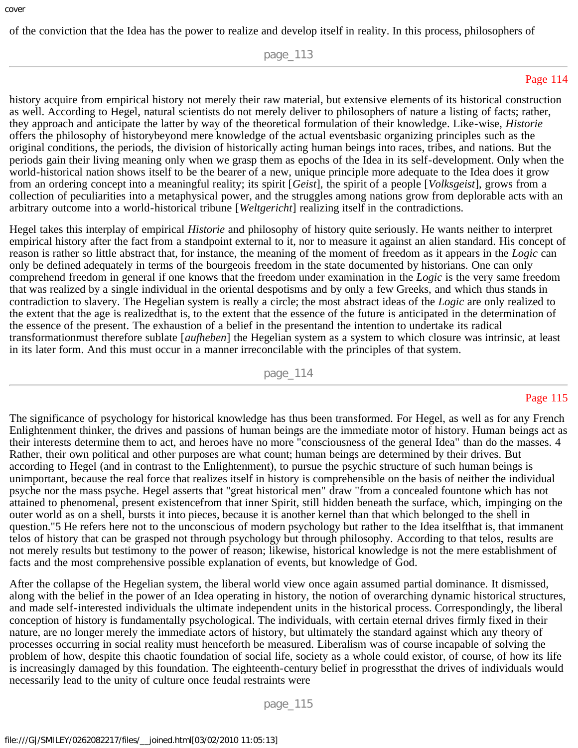of the conviction that the Idea has the power to realize and develop itself in reality. In this process, philosophers of history acquire from empirical history not merely their raw material, but extensive elements of its historical construction as well. According to Hegel, natural scientists do not merely deliver to philosophers of nature a listing of facts; rather, they approach and anticipate the latter by way of the theoretical formulation of their knowledge. Like-wise, *Historie* offers the philosophy of historybeyond mere knowledge of the actual eventsbasic organizing principles such as the original conditions, the periods, the division of historically acting human beings into races, tribes, and nations. But the periods gain their living meaning only when we grasp them as epochs of the Idea in its self-development. Only when the world-historical nation shows itself to be the bearer of a new, unique principle more adequate to the Idea does it grow from an ordering concept into a meaningful reality; its spirit [*Geist*], the spirit of a people [*Volksgeist*], grows from a collection of peculiarities into a metaphysical power, and the struggles among nations grow from deplorable acts with an arbitrary outcome into a world-historical tribune [*Weltgericht*] realizing itself in the contradictions.

Hegel takes this interplay of empirical *Historie* and philosophy of history quite seriously. He wants neither to interpret empirical history after the fact from a standpoint external to it, nor to measure it against an alien standard. His concept of reason is rather so little abstract that, for instance, the meaning of the moment of freedom as it appears in the *Logic* can only be defined adequately in terms of the bourgeois freedom in the state documented by historians. One can only comprehend freedom in general if one knows that the freedom under examination in the *Logic* is the very same freedom that was realized by a single individual in the oriental despotisms and by only a few Greeks, and which thus stands in contradiction to slavery. The Hegelian system is really a circle; the most abstract ideas of the *Logic* are only realized to the extent that the age is realizedthat is, to the extent that the essence of the future is anticipated in the determination of the essence of the present. The exhaustion of a belief in the presentand the intention to undertake its radical transformationmust therefore sublate [*aufheben*] the Hegelian system as a system to which closure was intrinsic, at least in its later form. And this must occur in a manner irreconcilable with the principles of that system.

The significance of psychology for historical knowledge has thus been transformed. For Hegel, as well as for any French Enlightenment thinker, the drives and passions of human beings are the immediate motor of history. Human beings act as their interests determine them to act, and heroes have no more "consciousness of the general Idea" than do the masses. 4 Rather, their own political and other purposes are what count; human beings are determined by their drives. But according to Hegel (and in contrast to the Enlightenment), to pursue the psychic structure of such human beings is unimportant, because the real force that realizes itself in history is comprehensible on the basis of neither the individual psyche nor the mass psyche. Hegel asserts that "great historical men" draw "from a concealed fountone which has not attained to phenomenal, present existencefrom that inner Spirit, still hidden beneath the surface, which, impinging on the outer world as on a shell, bursts it into pieces, because it is another kernel than that which belonged to the shell in question."5 He refers here not to the unconscious of modern psychology but rather to the Idea itselfthat is, that immanent telos of history that can be grasped not through psychology but through philosophy. According to that telos, results are not merely results but testimony to the power of reason; likewise, historical knowledge is not the mere establishment of facts and the most comprehensive possible explanation of events, but knowledge of God.

After the collapse of the Hegelian system, the liberal world view once again assumed partial dominance. It dismissed, along with the belief in the power of an Idea operating in history, the notion of overarching dynamic historical structures, and made self-interested individuals the ultimate independent units in the historical process. Correspondingly, the liberal conception of history is fundamentally psychological. The individuals, with certain eternal drives firmly fixed in their nature, are no longer merely the immediate actors of history, but ultimately the standard against which any theory of processes occurring in social reality must henceforth be measured. Liberalism was of course incapable of solving the problem of how, despite this chaotic foundation of social life, society as a whole could existor, of course, of how its life is increasingly damaged by this foundation. The eighteenth-century belief in progressthat the drives of individuals would necessarily lead to the unity of culture once feudal restraints were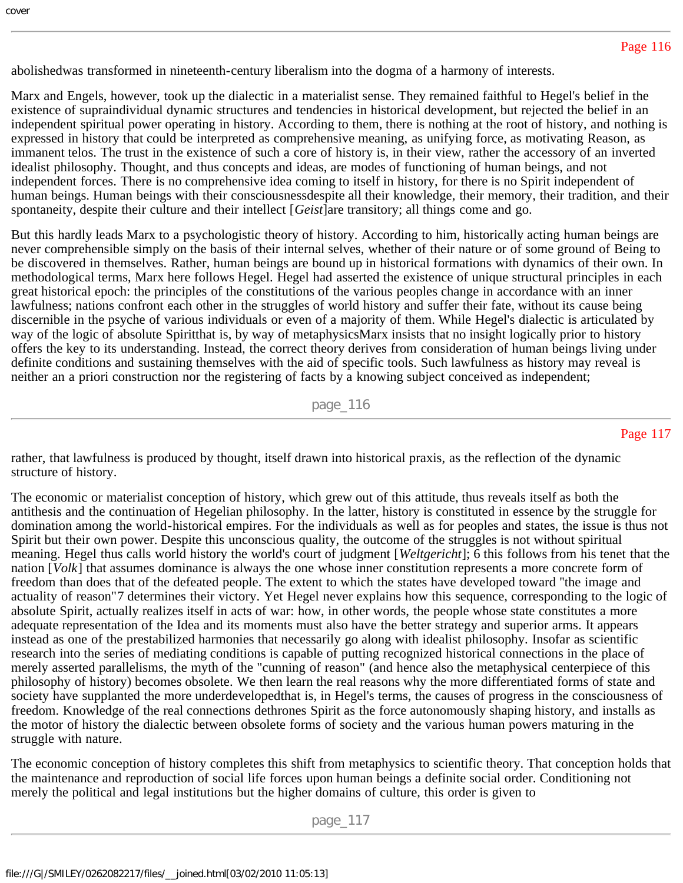abolishedwas transformed in nineteenth-century liberalism into the dogma of a harmony of interests.

Marx and Engels, however, took up the dialectic in a materialist sense. They remained faithful to Hegel's belief in the existence of supraindividual dynamic structures and tendencies in historical development, but rejected the belief in an independent spiritual power operating in history. According to them, there is nothing at the root of history, and nothing is expressed in history that could be interpreted as comprehensive meaning, as unifying force, as motivating Reason, as immanent telos. The trust in the existence of such a core of history is, in their view, rather the accessory of an inverted idealist philosophy. Thought, and thus concepts and ideas, are modes of functioning of human beings, and not independent forces. There is no comprehensive idea coming to itself in history, for there is no Spirit independent of human beings. Human beings with their consciousnessdespite all their knowledge, their memory, their tradition, and their spontaneity, despite their culture and their intellect [*Geist*]are transitory; all things come and go.

But this hardly leads Marx to a psychologistic theory of history. According to him, historically acting human beings are never comprehensible simply on the basis of their internal selves, whether of their nature or of some ground of Being to be discovered in themselves. Rather, human beings are bound up in historical formations with dynamics of their own. In methodological terms, Marx here follows Hegel. Hegel had asserted the existence of unique structural principles in each great historical epoch: the principles of the constitutions of the various peoples change in accordance with an inner lawfulness; nations confront each other in the struggles of world history and suffer their fate, without its cause being discernible in the psyche of various individuals or even of a majority of them. While Hegel's dialectic is articulated by way of the logic of absolute Spiritthat is, by way of metaphysicsMarx insists that no insight logically prior to history offers the key to its understanding. Instead, the correct theory derives from consideration of human beings living under definite conditions and sustaining themselves with the aid of specific tools. Such lawfulness as history may reveal is neither an a priori construction nor the registering of facts by a knowing subject conceived as independent; rather, that lawfulness is produced by thought, itself drawn into historical praxis, as the reflection of the dynamic structure of history.

The economic or materialist conception of history, which grew out of this attitude, thus reveals itself as both the antithesis and the continuation of Hegelian philosophy. In the latter, history is constituted in essence by the struggle for domination among the world-historical empires. For the individuals as well as for peoples and states, the issue is thus not Spirit but their own power. Despite this unconscious quality, the outcome of the struggles is not without spiritual meaning. Hegel thus calls world history the world's court of judgment [*Weltgericht*]; 6 this follows from his tenet that the nation [*Volk*] that assumes dominance is always the one whose inner constitution represents a more concrete form of freedom than does that of the defeated people. The extent to which the states have developed toward "the image and actuality of reason"7 determines their victory. Yet Hegel never explains how this sequence, corresponding to the logic of absolute Spirit, actually realizes itself in acts of war: how, in other words, the people whose state constitutes a more adequate representation of the Idea and its moments must also have the better strategy and superior arms. It appears instead as one of the prestabilized harmonies that necessarily go along with idealist philosophy. Insofar as scientific research into the series of mediating conditions is capable of putting recognized historical connections in the place of merely asserted parallelisms, the myth of the "cunning of reason" (and hence also the metaphysical centerpiece of this philosophy of history) becomes obsolete. We then learn the real reasons why the more differentiated forms of state and society have supplanted the more underdevelopedthat is, in Hegel's terms, the causes of progress in the consciousness of freedom. Knowledge of the real connections dethrones Spirit as the force autonomously shaping history, and installs as the motor of history the dialectic between obsolete forms of society and the various human powers maturing in the struggle with nature.

The economic conception of history completes this shift from metaphysics to scientific theory. That conception holds that the maintenance and reproduction of social life forces upon human beings a definite social order. Conditioning not merely the political and legal institutions but the higher domains of culture, this order is given to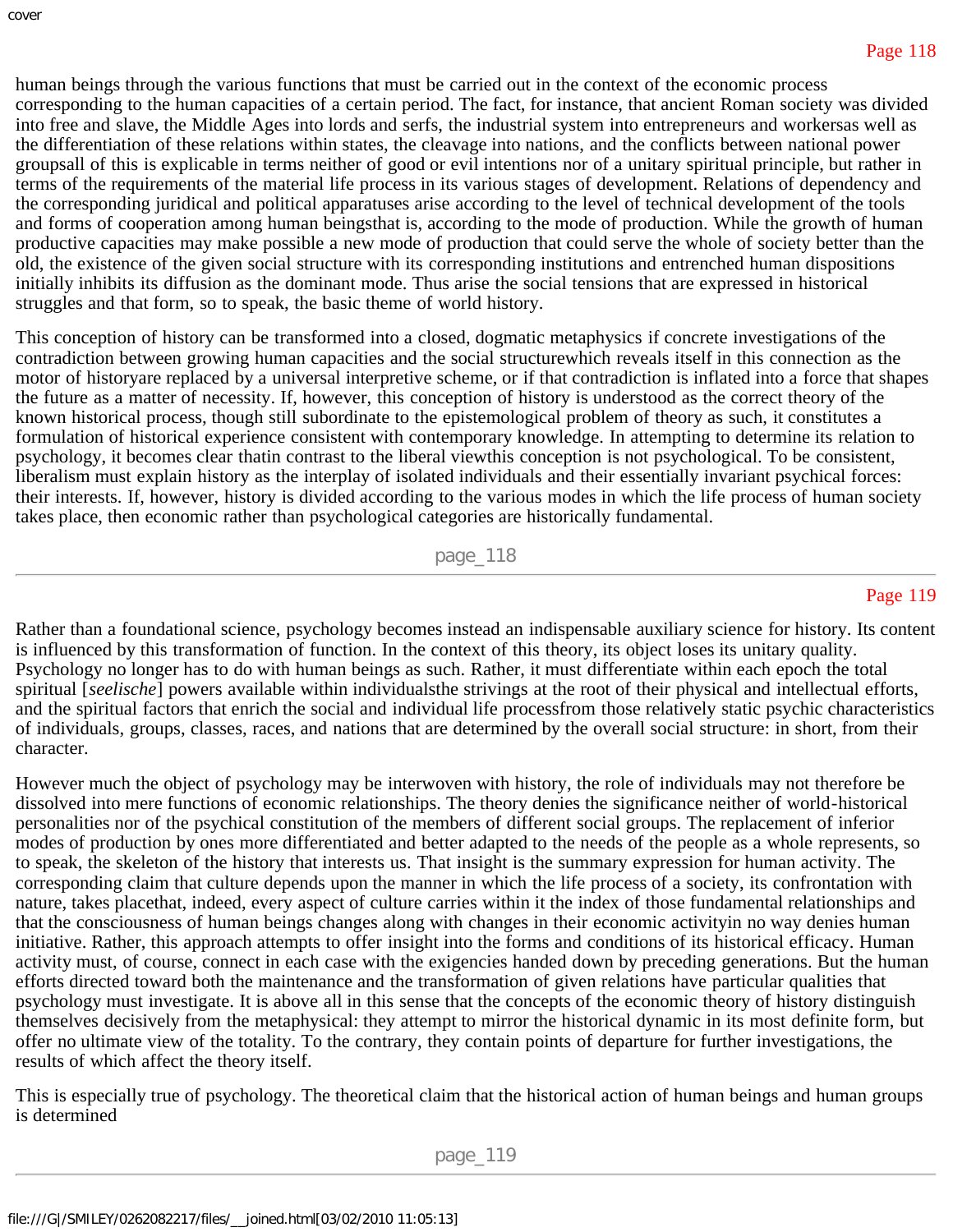human beings through the various functions that must be carried out in the context of the economic process corresponding to the human capacities of a certain period. The fact, for instance, that ancient Roman society was divided into free and slave, the Middle Ages into lords and serfs, the industrial system into entrepreneurs and workersas well as the differentiation of these relations within states, the cleavage into nations, and the conflicts between national power groupsall of this is explicable in terms neither of good or evil intentions nor of a unitary spiritual principle, but rather in terms of the requirements of the material life process in its various stages of development. Relations of dependency and the corresponding juridical and political apparatuses arise according to the level of technical development of the tools and forms of cooperation among human beingsthat is, according to the mode of production. While the growth of human productive capacities may make possible a new mode of production that could serve the whole of society better than the old, the existence of the given social structure with its corresponding institutions and entrenched human dispositions initially inhibits its diffusion as the dominant mode. Thus arise the social tensions that are expressed in historical struggles and that form, so to speak, the basic theme of world history.

This conception of history can be transformed into a closed, dogmatic metaphysics if concrete investigations of the contradiction between growing human capacities and the social structurewhich reveals itself in this connection as the motor of historyare replaced by a universal interpretive scheme, or if that contradiction is inflated into a force that shapes the future as a matter of necessity. If, however, this conception of history is understood as the correct theory of the known historical process, though still subordinate to the epistemological problem of theory as such, it constitutes a formulation of historical experience consistent with contemporary knowledge. In attempting to determine its relation to psychology, it becomes clear thatin contrast to the liberal viewthis conception is not psychological. To be consistent, liberalism must explain history as the interplay of isolated individuals and their essentially invariant psychical forces: their interests. If, however, history is divided according to the various modes in which the life process of human society takes place, then economic rather than psychological categories are historically fundamental.

Rather than a foundational science, psychology becomes instead an indispensable auxiliary science for history. Its content is influenced by this transformation of function. In the context of this theory, its object loses its unitary quality. Psychology no longer has to do with human beings as such. Rather, it must differentiate within each epoch the total spiritual [*seelische*] powers available within individualsthe strivings at the root of their physical and intellectual efforts, and the spiritual factors that enrich the social and individual life processfrom those relatively static psychic characteristics of individuals, groups, classes, races, and nations that are determined by the overall social structure: in short, from their character.

However much the object of psychology may be interwoven with history, the role of individuals may not therefore be dissolved into mere functions of economic relationships. The theory denies the significance neither of world-historical personalities nor of the psychical constitution of the members of different social groups. The replacement of inferior modes of production by ones more differentiated and better adapted to the needs of the people as a whole represents, so to speak, the skeleton of the history that interests us. That insight is the summary expression for human activity. The corresponding claim that culture depends upon the manner in which the life process of a society, its confrontation with nature, takes placethat, indeed, every aspect of culture carries within it the index of those fundamental relationships and that the consciousness of human beings changes along with changes in their economic activityin no way denies human initiative. Rather, this approach attempts to offer insight into the forms and conditions of its historical efficacy. Human activity must, of course, connect in each case with the exigencies handed down by preceding generations. But the human efforts directed toward both the maintenance and the transformation of given relations have particular qualities that psychology must investigate. It is above all in this sense that the concepts of the economic theory of history distinguish themselves decisively from the metaphysical: they attempt to mirror the historical dynamic in its most definite form, but offer no ultimate view of the totality. To the contrary, they contain points of departure for further investigations, the results of which affect the theory itself.

This is especially true of psychology. The theoretical claim that the historical action of human beings and human groups is determined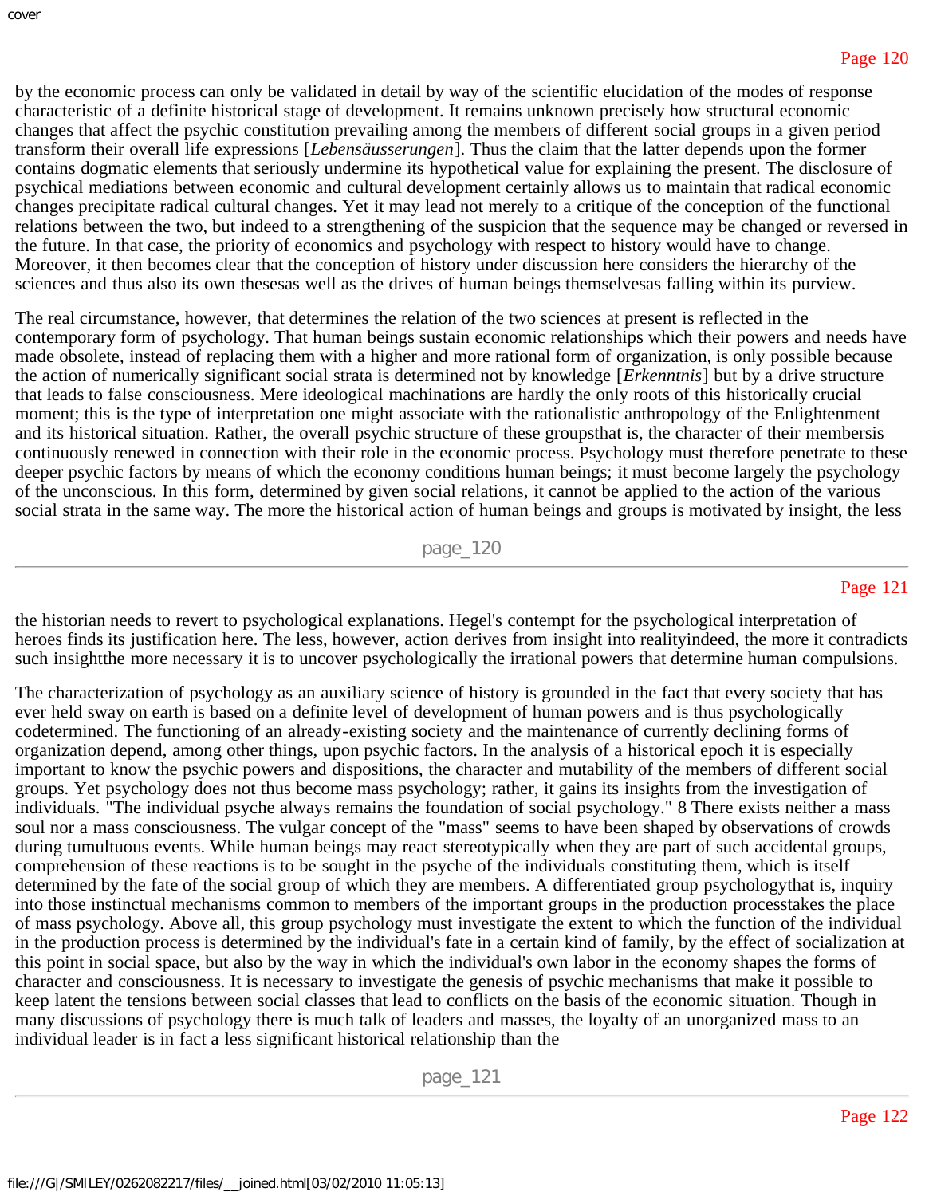by the economic process can only be validated in detail by way of the scientific elucidation of the modes of response characteristic of a definite historical stage of development. It remains unknown precisely how structural economic changes that affect the psychic constitution prevailing among the members of different social groups in a given period transform their overall life expressions [*Lebensäusserungen*]. Thus the claim that the latter depends upon the former contains dogmatic elements that seriously undermine its hypothetical value for explaining the present. The disclosure of psychical mediations between economic and cultural development certainly allows us to maintain that radical economic changes precipitate radical cultural changes. Yet it may lead not merely to a critique of the conception of the functional relations between the two, but indeed to a strengthening of the suspicion that the sequence may be changed or reversed in the future. In that case, the priority of economics and psychology with respect to history would have to change. Moreover, it then becomes clear that the conception of history under discussion here considers the hierarchy of the sciences and thus also its own thesesas well as the drives of human beings themselvesas falling within its purview.

The real circumstance, however, that determines the relation of the two sciences at present is reflected in the contemporary form of psychology. That human beings sustain economic relationships which their powers and needs have made obsolete, instead of replacing them with a higher and more rational form of organization, is only possible because the action of numerically significant social strata is determined not by knowledge [*Erkenntnis*] but by a drive structure that leads to false consciousness. Mere ideological machinations are hardly the only roots of this historically crucial moment; this is the type of interpretation one might associate with the rationalistic anthropology of the Enlightenment and its historical situation. Rather, the overall psychic structure of these groupsthat is, the character of their membersis continuously renewed in connection with their role in the economic process. Psychology must therefore penetrate to these deeper psychic factors by means of which the economy conditions human beings; it must become largely the psychology of the unconscious. In this form, determined by given social relations, it cannot be applied to the action of the various social strata in the same way. The more the historical action of human beings and groups is motivated by insight, the less the historian needs to revert to psychological explanations. Hegel's contempt for the psychological interpretation of heroes finds its justification here. The less, however, action derives from insight into realityindeed, the more it contradicts such insightthe more necessary it is to uncover psychologically the irrational powers that determine human compulsions.

The characterization of psychology as an auxiliary science of history is grounded in the fact that every society that has ever held sway on earth is based on a definite level of development of human powers and is thus psychologically codetermined. The functioning of an already-existing society and the maintenance of currently declining forms of organization depend, among other things, upon psychic factors. In the analysis of a historical epoch it is especially important to know the psychic powers and dispositions, the character and mutability of the members of different social groups. Yet psychology does not thus become mass psychology; rather, it gains its insights from the investigation of individuals. "The individual psyche always remains the foundation of social psychology." 8 There exists neither a mass soul nor a mass consciousness. The vulgar concept of the "mass" seems to have been shaped by observations of crowds during tumultuous events. While human beings may react stereotypically when they are part of such accidental groups, comprehension of these reactions is to be sought in the psyche of the individuals constituting them, which is itself determined by the fate of the social group of which they are members. A differentiated group psychologythat is, inquiry into those instinctual mechanisms common to members of the important groups in the production processtakes the place of mass psychology. Above all, this group psychology must investigate the extent to which the function of the individual in the production process is determined by the individual's fate in a certain kind of family, by the effect of socialization at this point in social space, but also by the way in which the individual's own labor in the economy shapes the forms of character and consciousness. It is necessary to investigate the genesis of psychic mechanisms that make it possible to keep latent the tensions between social classes that lead to conflicts on the basis of the economic situation. Though in many discussions of psychology there is much talk of leaders and masses, the loyalty of an unorganized mass to an individual leader is in fact a less significant historical relationship than the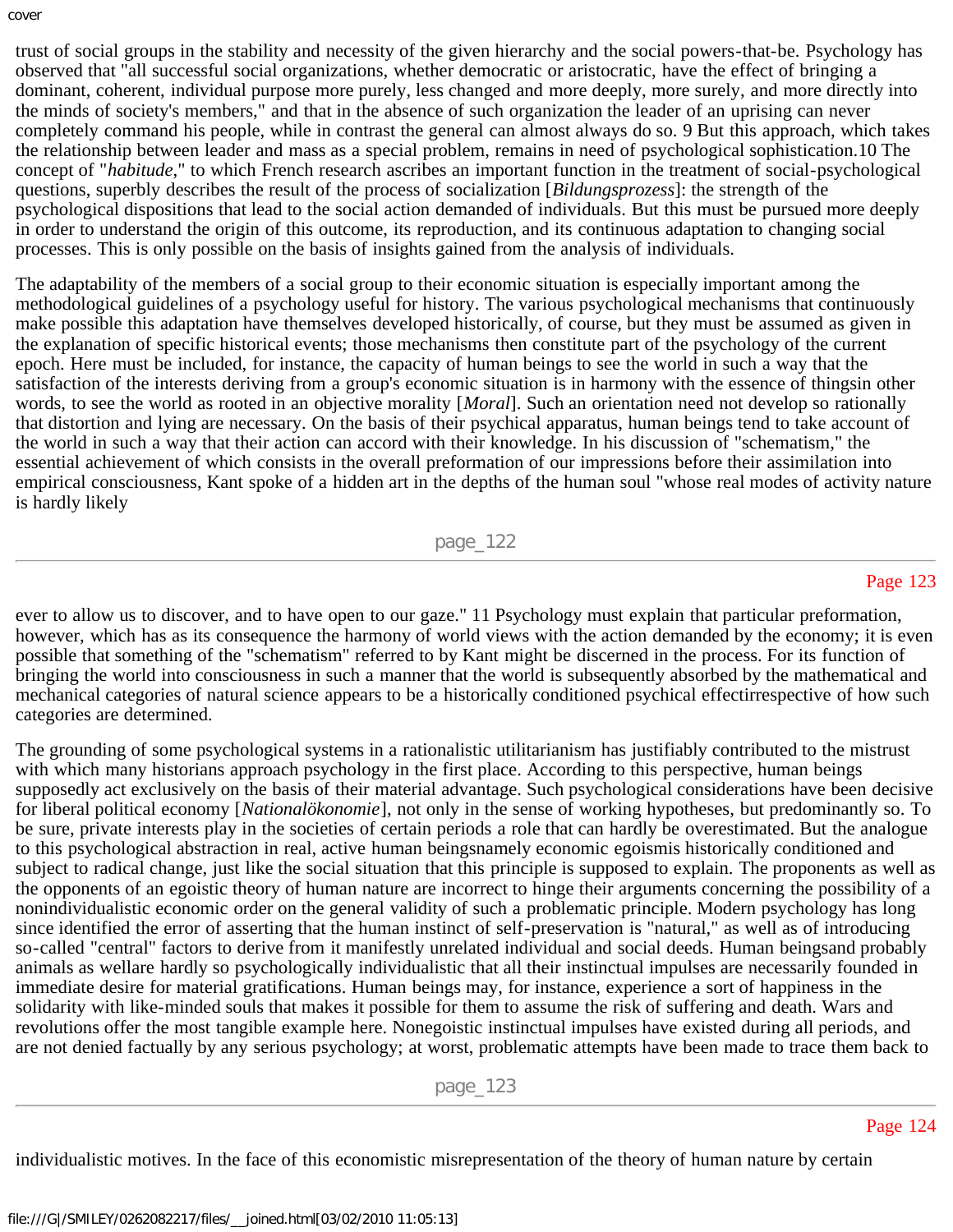trust of social groups in the stability and necessity of the given hierarchy and the social powers-that-be. Psychology has observed that "all successful social organizations, whether democratic or aristocratic, have the effect of bringing a dominant, coherent, individual purpose more purely, less changed and more deeply, more surely, and more directly into the minds of society's members," and that in the absence of such organization the leader of an uprising can never completely command his people, while in contrast the general can almost always do so. 9 But this approach, which takes the relationship between leader and mass as a special problem, remains in need of psychological sophistication.10 The concept of "*habitude*," to which French research ascribes an important function in the treatment of social-psychological questions, superbly describes the result of the process of socialization [*Bildungsprozess*]: the strength of the psychological dispositions that lead to the social action demanded of individuals. But this must be pursued more deeply in order to understand the origin of this outcome, its reproduction, and its continuous adaptation to changing social processes. This is only possible on the basis of insights gained from the analysis of individuals.

The adaptability of the members of a social group to their economic situation is especially important among the methodological guidelines of a psychology useful for history. The various psychological mechanisms that continuously make possible this adaptation have themselves developed historically, of course, but they must be assumed as given in the explanation of specific historical events; those mechanisms then constitute part of the psychology of the current epoch. Here must be included, for instance, the capacity of human beings to see the world in such a way that the satisfaction of the interests deriving from a group's economic situation is in harmony with the essence of thingsin other words, to see the world as rooted in an objective morality [*Moral*]. Such an orientation need not develop so rationally that distortion and lying are necessary. On the basis of their psychical apparatus, human beings tend to take account of the world in such a way that their action can accord with their knowledge. In his discussion of "schematism," the essential achievement of which consists in the overall preformation of our impressions before their assimilation into empirical consciousness, Kant spoke of a hidden art in the depths of the human soul "whose real modes of activity nature is hardly likely ever to allow us to discover, and to have open to our gaze." 11 Psychology must explain that particular preformation, however, which has as its consequence the harmony of world views with the action demanded by the economy; it is even possible that something of the "schematism" referred to by Kant might be discerned in the process. For its function of bringing the world into consciousness in such a manner that the world is subsequently absorbed by the mathematical and mechanical categories of natural science appears to be a historically conditioned psychical effectirrespective of how such categories are determined.

The grounding of some psychological systems in a rationalistic utilitarianism has justifiably contributed to the mistrust with which many historians approach psychology in the first place. According to this perspective, human beings supposedly act exclusively on the basis of their material advantage. Such psychological considerations have been decisive for liberal political economy [*Nationalökonomie*], not only in the sense of working hypotheses, but predominantly so. To be sure, private interests play in the societies of certain periods a role that can hardly be overestimated. But the analogue to this psychological abstraction in real, active human beingsnamely economic egoismis historically conditioned and subject to radical change, just like the social situation that this principle is supposed to explain. The proponents as well as the opponents of an egoistic theory of human nature are incorrect to hinge their arguments concerning the possibility of a nonindividualistic economic order on the general validity of such a problematic principle. Modern psychology has long since identified the error of asserting that the human instinct of self-preservation is "natural," as well as of introducing so-called "central" factors to derive from it manifestly unrelated individual and social deeds. Human beingsand probably animals as wellare hardly so psychologically individualistic that all their instinctual impulses are necessarily founded in immediate desire for material gratifications. Human beings may, for instance, experience a sort of happiness in the solidarity with like-minded souls that makes it possible for them to assume the risk of suffering and death. Wars and revolutions offer the most tangible example here. Nonegoistic instinctual impulses have existed during all periods, and are not denied factually by any serious psychology; at worst, problematic attempts have been made to trace them back to individualistic motives. In the face of this economistic misrepresentation of the theory of human nature by certain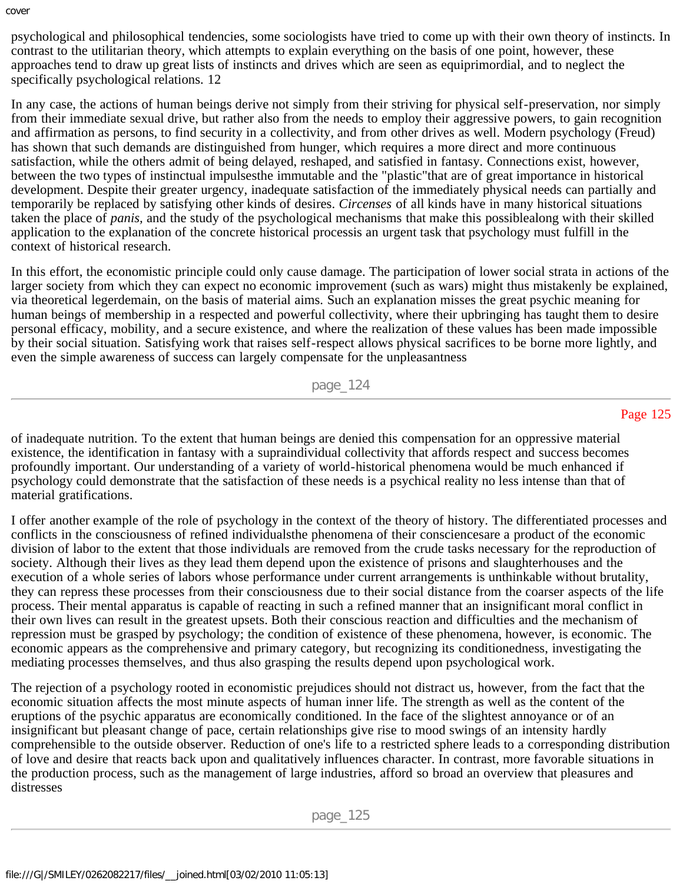psychological and philosophical tendencies, some sociologists have tried to come up with their own theory of instincts. In contrast to the utilitarian theory, which attempts to explain everything on the basis of one point, however, these approaches tend to draw up great lists of instincts and drives which are seen as equiprimordial, and to neglect the specifically psychological relations. 12

In any case, the actions of human beings derive not simply from their striving for physical self-preservation, nor simply from their immediate sexual drive, but rather also from the needs to employ their aggressive powers, to gain recognition and affirmation as persons, to find security in a collectivity, and from other drives as well. Modern psychology (Freud) has shown that such demands are distinguished from hunger, which requires a more direct and more continuous satisfaction, while the others admit of being delayed, reshaped, and satisfied in fantasy. Connections exist, however, between the two types of instinctual impulsesthe immutable and the "plastic"that are of great importance in historical development. Despite their greater urgency, inadequate satisfaction of the immediately physical needs can partially and temporarily be replaced by satisfying other kinds of desires. *Circenses* of all kinds have in many historical situations taken the place of *panis,* and the study of the psychological mechanisms that make this possiblealong with their skilled application to the explanation of the concrete historical processis an urgent task that psychology must fulfill in the context of historical research.

In this effort, the economistic principle could only cause damage. The participation of lower social strata in actions of the larger society from which they can expect no economic improvement (such as wars) might thus mistakenly be explained, via theoretical legerdemain, on the basis of material aims. Such an explanation misses the great psychic meaning for human beings of membership in a respected and powerful collectivity, where their upbringing has taught them to desire personal efficacy, mobility, and a secure existence, and where the realization of these values has been made impossible by their social situation. Satisfying work that raises self-respect allows physical sacrifices to be borne more lightly, and even the simple awareness of success can largely compensate for the unpleasantness of inadequate nutrition. To the extent that human beings are denied this compensation for an oppressive material existence, the identification in fantasy with a supraindividual collectivity that affords respect and success becomes profoundly important. Our understanding of a variety of world-historical phenomena would be much enhanced if psychology could demonstrate that the satisfaction of these needs is a psychical reality no less intense than that of material gratifications.

I offer another example of the role of psychology in the context of the theory of history. The differentiated processes and conflicts in the consciousness of refined individualsthe phenomena of their consciencesare a product of the economic division of labor to the extent that those individuals are removed from the crude tasks necessary for the reproduction of society. Although their lives as they lead them depend upon the existence of prisons and slaughterhouses and the execution of a whole series of labors whose performance under current arrangements is unthinkable without brutality, they can repress these processes from their consciousness due to their social distance from the coarser aspects of the life process. Their mental apparatus is capable of reacting in such a refined manner that an insignificant moral conflict in their own lives can result in the greatest upsets. Both their conscious reaction and difficulties and the mechanism of repression must be grasped by psychology; the condition of existence of these phenomena, however, is economic. The economic appears as the comprehensive and primary category, but recognizing its conditionedness, investigating the mediating processes themselves, and thus also grasping the results depend upon psychological work.

The rejection of a psychology rooted in economistic prejudices should not distract us, however, from the fact that the economic situation affects the most minute aspects of human inner life. The strength as well as the content of the eruptions of the psychic apparatus are economically conditioned. In the face of the slightest annoyance or of an insignificant but pleasant change of pace, certain relationships give rise to mood swings of an intensity hardly comprehensible to the outside observer. Reduction of one's life to a restricted sphere leads to a corresponding distribution of love and desire that reacts back upon and qualitatively influences character. In contrast, more favorable situations in the production process, such as the management of large industries, afford so broad an overview that pleasures and distresses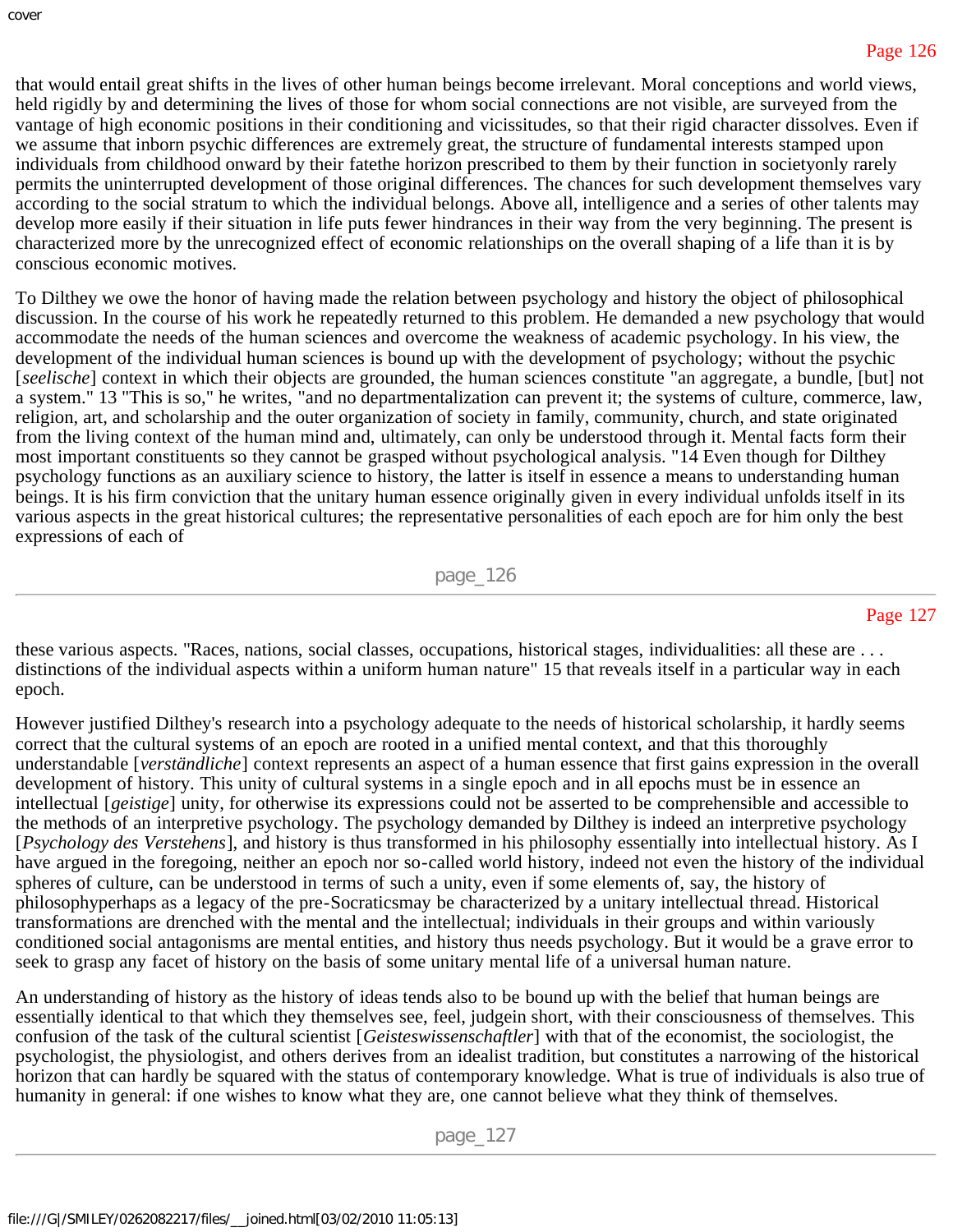that would entail great shifts in the lives of other human beings become irrelevant. Moral conceptions and world views, held rigidly by and determining the lives of those for whom social connections are not visible, are surveyed from the vantage of high economic positions in their conditioning and vicissitudes, so that their rigid character dissolves. Even if we assume that inborn psychic differences are extremely great, the structure of fundamental interests stamped upon individuals from childhood onward by their fatethe horizon prescribed to them by their function in societyonly rarely permits the uninterrupted development of those original differences. The chances for such development themselves vary according to the social stratum to which the individual belongs. Above all, intelligence and a series of other talents may develop more easily if their situation in life puts fewer hindrances in their way from the very beginning. The present is characterized more by the unrecognized effect of economic relationships on the overall shaping of a life than it is by conscious economic motives.

To Dilthey we owe the honor of having made the relation between psychology and history the object of philosophical discussion. In the course of his work he repeatedly returned to this problem. He demanded a new psychology that would accommodate the needs of the human sciences and overcome the weakness of academic psychology. In his view, the development of the individual human sciences is bound up with the development of psychology; without the psychic [*seelische*] context in which their objects are grounded, the human sciences constitute "an aggregate, a bundle, [but] not a system." 13 "This is so," he writes, "and no departmentalization can prevent it; the systems of culture, commerce, law, religion, art, and scholarship and the outer organization of society in family, community, church, and state originated from the living context of the human mind and, ultimately, can only be understood through it. Mental facts form their most important constituents so they cannot be grasped without psychological analysis. "14 Even though for Dilthey psychology functions as an auxiliary science to history, the latter is itself in essence a means to understanding human beings. It is his firm conviction that the unitary human essence originally given in every individual unfolds itself in its various aspects in the great historical cultures; the representative personalities of each epoch are for him only the best expressions of each of these various aspects. "Races, nations, social classes, occupations, historical stages, individualities: all these are . . . distinctions of the individual aspects within a uniform human nature" 15 that reveals itself in a particular way in each epoch.

However justified Dilthey's research into a psychology adequate to the needs of historical scholarship, it hardly seems correct that the cultural systems of an epoch are rooted in a unified mental context, and that this thoroughly understandable [*verständliche*] context represents an aspect of a human essence that first gains expression in the overall development of history. This unity of cultural systems in a single epoch and in all epochs must be in essence an intellectual [*geistige*] unity, for otherwise its expressions could not be asserted to be comprehensible and accessible to the methods of an interpretive psychology. The psychology demanded by Dilthey is indeed an interpretive psychology [*Psychology des Verstehens*], and history is thus transformed in his philosophy essentially into intellectual history. As I have argued in the foregoing, neither an epoch nor so-called world history, indeed not even the history of the individual spheres of culture, can be understood in terms of such a unity, even if some elements of, say, the history of philosophyperhaps as a legacy of the pre-Socraticsmay be characterized by a unitary intellectual thread. Historical transformations are drenched with the mental and the intellectual; individuals in their groups and within variously conditioned social antagonisms are mental entities, and history thus needs psychology. But it would be a grave error to seek to grasp any facet of history on the basis of some unitary mental life of a universal human nature.

An understanding of history as the history of ideas tends also to be bound up with the belief that human beings are essentially identical to that which they themselves see, feel, judgein short, with their consciousness of themselves. This confusion of the task of the cultural scientist [*Geisteswissenschaftler*] with that of the economist, the sociologist, the psychologist, the physiologist, and others derives from an idealist tradition, but constitutes a narrowing of the historical horizon that can hardly be squared with the status of contemporary knowledge. What is true of individuals is also true of humanity in general: if one wishes to know what they are, one cannot believe what they think of themselves.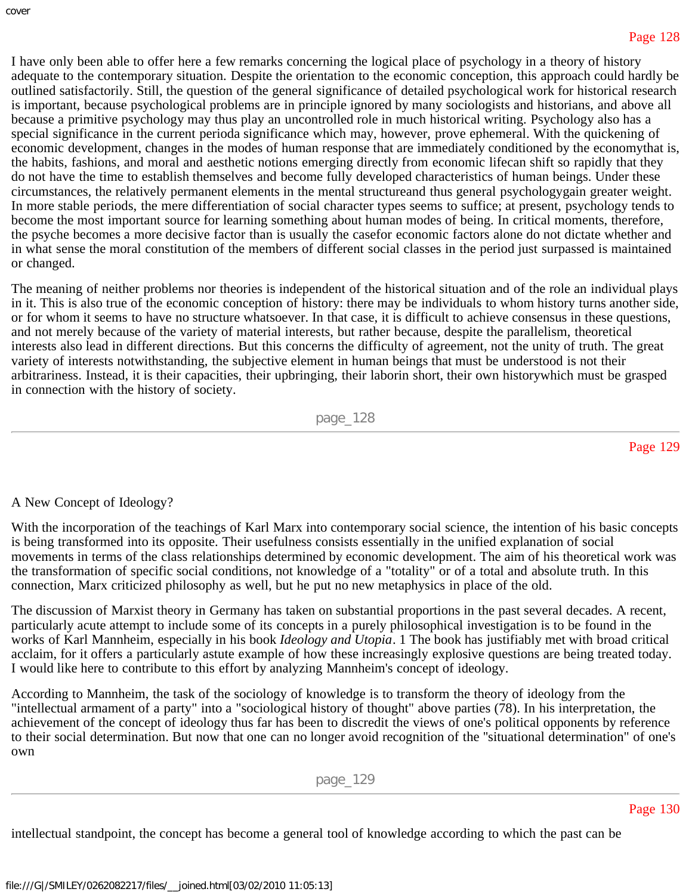I have only been able to offer here a few remarks concerning the logical place of psychology in a theory of history adequate to the contemporary situation. Despite the orientation to the economic conception, this approach could hardly be outlined satisfactorily. Still, the question of the general significance of detailed psychological work for historical research is important, because psychological problems are in principle ignored by many sociologists and historians, and above all because a primitive psychology may thus play an uncontrolled role in much historical writing. Psychology also has a special significance in the current perioda significance which may, however, prove ephemeral. With the quickening of economic development, changes in the modes of human response that are immediately conditioned by the economythat is, the habits, fashions, and moral and aesthetic notions emerging directly from economic lifecan shift so rapidly that they do not have the time to establish themselves and become fully developed characteristics of human beings. Under these circumstances, the relatively permanent elements in the mental structureand thus general psychologygain greater weight. In more stable periods, the mere differentiation of social character types seems to suffice; at present, psychology tends to become the most important source for learning something about human modes of being. In critical moments, therefore, the psyche becomes a more decisive factor than is usually the casefor economic factors alone do not dictate whether and in what sense the moral constitution of the members of different social classes in the period just surpassed is maintained or changed.

The meaning of neither problems nor theories is independent of the historical situation and of the role an individual plays in it. This is also true of the economic conception of history: there may be individuals to whom history turns another side, or for whom it seems to have no structure whatsoever. In that case, it is difficult to achieve consensus in these questions, and not merely because of the variety of material interests, but rather because, despite the parallelism, theoretical interests also lead in different directions. But this concerns the difficulty of agreement, not the unity of truth. The great variety of interests notwithstanding, the subjective element in human beings that must be understood is not their arbitrariness. Instead, it is their capacities, their upbringing, their laborin short, their own historywhich must be grasped in connection with the history of society.

## A New Concept of Ideology?

With the incorporation of the teachings of Karl Marx into contemporary social science, the intention of his basic concepts is being transformed into its opposite. Their usefulness consists essentially in the unified explanation of social movements in terms of the class relationships determined by economic development. The aim of his theoretical work was the transformation of specific social conditions, not knowledge of a "totality" or of a total and absolute truth. In this connection, Marx criticized philosophy as well, but he put no new metaphysics in place of the old.

The discussion of Marxist theory in Germany has taken on substantial proportions in the past several decades. A recent, particularly acute attempt to include some of its concepts in a purely philosophical investigation is to be found in the works of Karl Mannheim, especially in his book *Ideology and Utopia*. 1 The book has justifiably met with broad critical acclaim, for it offers a particularly astute example of how these increasingly explosive questions are being treated today. I would like here to contribute to this effort by analyzing Mannheim's concept of ideology.

According to Mannheim, the task of the sociology of knowledge is to transform the theory of ideology from the "intellectual armament of a party" into a "sociological history of thought" above parties (78). In his interpretation, the achievement of the concept of ideology thus far has been to discredit the views of one's political opponents by reference to their social determination. But now that one can no longer avoid recognition of the "situational determination" of one's own intellectual standpoint, the concept has become a general tool of knowledge according to which the past can be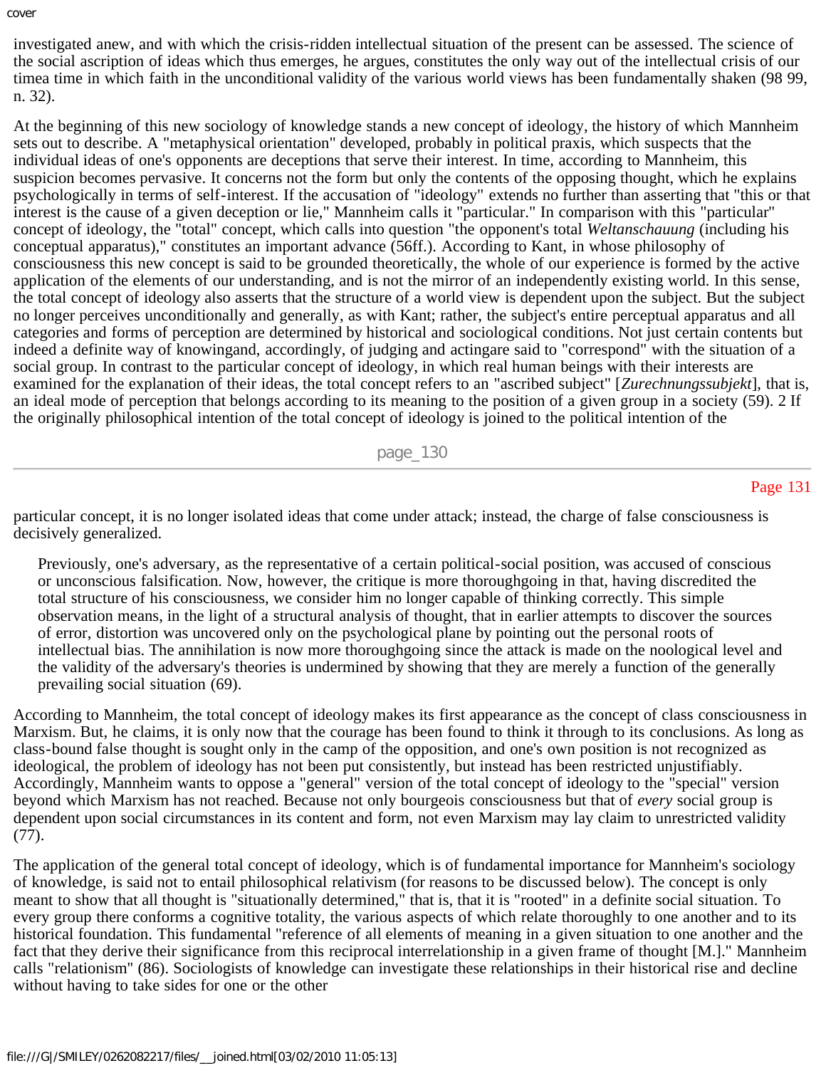investigated anew, and with which the crisis-ridden intellectual situation of the present can be assessed. The science of the social ascription of ideas which thus emerges, he argues, constitutes the only way out of the intellectual crisis of our timea time in which faith in the unconditional validity of the various world views has been fundamentally shaken (98 99, n. 32).

At the beginning of this new sociology of knowledge stands a new concept of ideology, the history of which Mannheim sets out to describe. A "metaphysical orientation" developed, probably in political praxis, which suspects that the individual ideas of one's opponents are deceptions that serve their interest. In time, according to Mannheim, this suspicion becomes pervasive. It concerns not the form but only the contents of the opposing thought, which he explains psychologically in terms of self-interest. If the accusation of "ideology" extends no further than asserting that "this or that interest is the cause of a given deception or lie," Mannheim calls it "particular." In comparison with this "particular" concept of ideology, the "total" concept, which calls into question "the opponent's total *Weltanschauung* (including his conceptual apparatus)," constitutes an important advance (56ff.). According to Kant, in whose philosophy of consciousness this new concept is said to be grounded theoretically, the whole of our experience is formed by the active application of the elements of our understanding, and is not the mirror of an independently existing world. In this sense, the total concept of ideology also asserts that the structure of a world view is dependent upon the subject. But the subject no longer perceives unconditionally and generally, as with Kant; rather, the subject's entire perceptual apparatus and all categories and forms of perception are determined by historical and sociological conditions. Not just certain contents but indeed a definite way of knowingand, accordingly, of judging and actingare said to "correspond" with the situation of a social group. In contrast to the particular concept of ideology, in which real human beings with their interests are examined for the explanation of their ideas, the total concept refers to an "ascribed subject" [*Zurechnungssubjekt*], that is, an ideal mode of perception that belongs according to its meaning to the position of a given group in a society (59). 2 If the originally philosophical intention of the total concept of ideology is joined to the political intention of the particular concept, it is no longer isolated ideas that come under attack; instead, the charge of false consciousness is decisively generalized.

> Previously, one's adversary, as the representative of a certain political-social position, was accused of conscious or unconscious falsification. Now, however, the critique is more thoroughgoing in that, having discredited the total structure of his consciousness, we consider him no longer capable of thinking correctly. This simple observation means, in the light of a structural analysis of thought, that in earlier attempts to discover the sources of error, distortion was uncovered only on the psychological plane by pointing out the personal roots of intellectual bias. The annihilation is now more thoroughgoing since the attack is made on the noological level and the validity of the adversary's theories is undermined by showing that they are merely a function of the generally prevailing social situation (69).

According to Mannheim, the total concept of ideology makes its first appearance as the concept of class consciousness in Marxism. But, he claims, it is only now that the courage has been found to think it through to its conclusions. As long as class-bound false thought is sought only in the camp of the opposition, and one's own position is not recognized as ideological, the problem of ideology has not been put consistently, but instead has been restricted unjustifiably. Accordingly, Mannheim wants to oppose a "general" version of the total concept of ideology to the "special" version beyond which Marxism has not reached. Because not only bourgeois consciousness but that of *every* social group is dependent upon social circumstances in its content and form, not even Marxism may lay claim to unrestricted validity (77).

The application of the general total concept of ideology, which is of fundamental importance for Mannheim's sociology of knowledge, is said not to entail philosophical relativism (for reasons to be discussed below). The concept is only meant to show that all thought is "situationally determined," that is, that it is "rooted" in a definite social situation. To every group there conforms a cognitive totality, the various aspects of which relate thoroughly to one another and to its historical foundation. This fundamental "reference of all elements of meaning in a given situation to one another and the fact that they derive their significance from this reciprocal interrelationship in a given frame of thought [M.]." Mannheim calls "relationism" (86). Sociologists of knowledge can investigate these relationships in their historical rise and decline without having to take sides for one or the other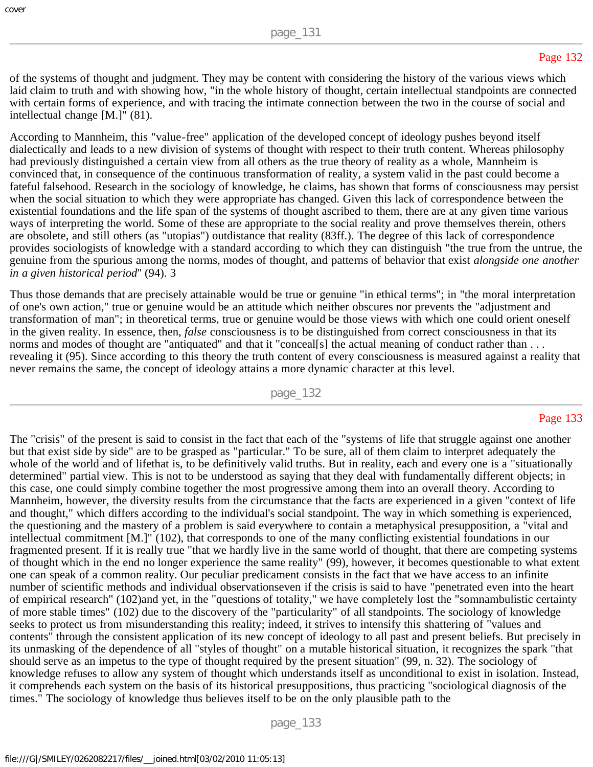of the systems of thought and judgment. They may be content with considering the history of the various views which laid claim to truth and with showing how, "in the whole history of thought, certain intellectual standpoints are connected with certain forms of experience, and with tracing the intimate connection between the two in the course of social and intellectual change [M.]" (81).

According to Mannheim, this "value-free" application of the developed concept of ideology pushes beyond itself dialectically and leads to a new division of systems of thought with respect to their truth content. Whereas philosophy had previously distinguished a certain view from all others as the true theory of reality as a whole, Mannheim is convinced that, in consequence of the continuous transformation of reality, a system valid in the past could become a fateful falsehood. Research in the sociology of knowledge, he claims, has shown that forms of consciousness may persist when the social situation to which they were appropriate has changed. Given this lack of correspondence between the existential foundations and the life span of the systems of thought ascribed to them, there are at any given time various ways of interpreting the world. Some of these are appropriate to the social reality and prove themselves therein, others are obsolete, and still others (as "utopias") outdistance that reality (83ff.). The degree of this lack of correspondence provides sociologists of knowledge with a standard according to which they can distinguish "the true from the untrue, the genuine from the spurious among the norms, modes of thought, and patterns of behavior that exist *alongside one another in a given historical period*" (94). 3

Thus those demands that are precisely attainable would be true or genuine "in ethical terms"; in "the moral interpretation of one's own action," true or genuine would be an attitude which neither obscures nor prevents the "adjustment and transformation of man"; in theoretical terms, true or genuine would be those views with which one could orient oneself in the given reality. In essence, then, *false* consciousness is to be distinguished from correct consciousness in that its norms and modes of thought are "antiquated" and that it "conceal[s] the actual meaning of conduct rather than . . . revealing it (95). Since according to this theory the truth content of every consciousness is measured against a reality that never remains the same, the concept of ideology attains a more dynamic character at this level.

The "crisis" of the present is said to consist in the fact that each of the "systems of life that struggle against one another but that exist side by side" are to be grasped as "particular." To be sure, all of them claim to interpret adequately the whole of the world and of lifethat is, to be definitively valid truths. But in reality, each and every one is a "situationally determined" partial view. This is not to be understood as saying that they deal with fundamentally different objects; in this case, one could simply combine together the most progressive among them into an overall theory. According to Mannheim, however, the diversity results from the circumstance that the facts are experienced in a given "context of life and thought," which differs according to the individual's social standpoint. The way in which something is experienced, the questioning and the mastery of a problem is said everywhere to contain a metaphysical presupposition, a "vital and intellectual commitment [M.]" (102), that corresponds to one of the many conflicting existential foundations in our fragmented present. If it is really true "that we hardly live in the same world of thought, that there are competing systems of thought which in the end no longer experience the same reality" (99), however, it becomes questionable to what extent one can speak of a common reality. Our peculiar predicament consists in the fact that we have access to an infinite number of scientific methods and individual observationseven if the crisis is said to have "penetrated even into the heart of empirical research" (102)and yet, in the "questions of totality," we have completely lost the "somnambulistic certainty of more stable times" (102) due to the discovery of the "particularity" of all standpoints. The sociology of knowledge seeks to protect us from misunderstanding this reality; indeed, it strives to intensify this shattering of "values and contents" through the consistent application of its new concept of ideology to all past and present beliefs. But precisely in its unmasking of the dependence of all "styles of thought" on a mutable historical situation, it recognizes the spark "that should serve as an impetus to the type of thought required by the present situation" (99, n. 32). The sociology of knowledge refuses to allow any system of thought which understands itself as unconditional to exist in isolation. Instead, it comprehends each system on the basis of its historical presuppositions, thus practicing "sociological diagnosis of the times." The sociology of knowledge thus believes itself to be on the only plausible path to the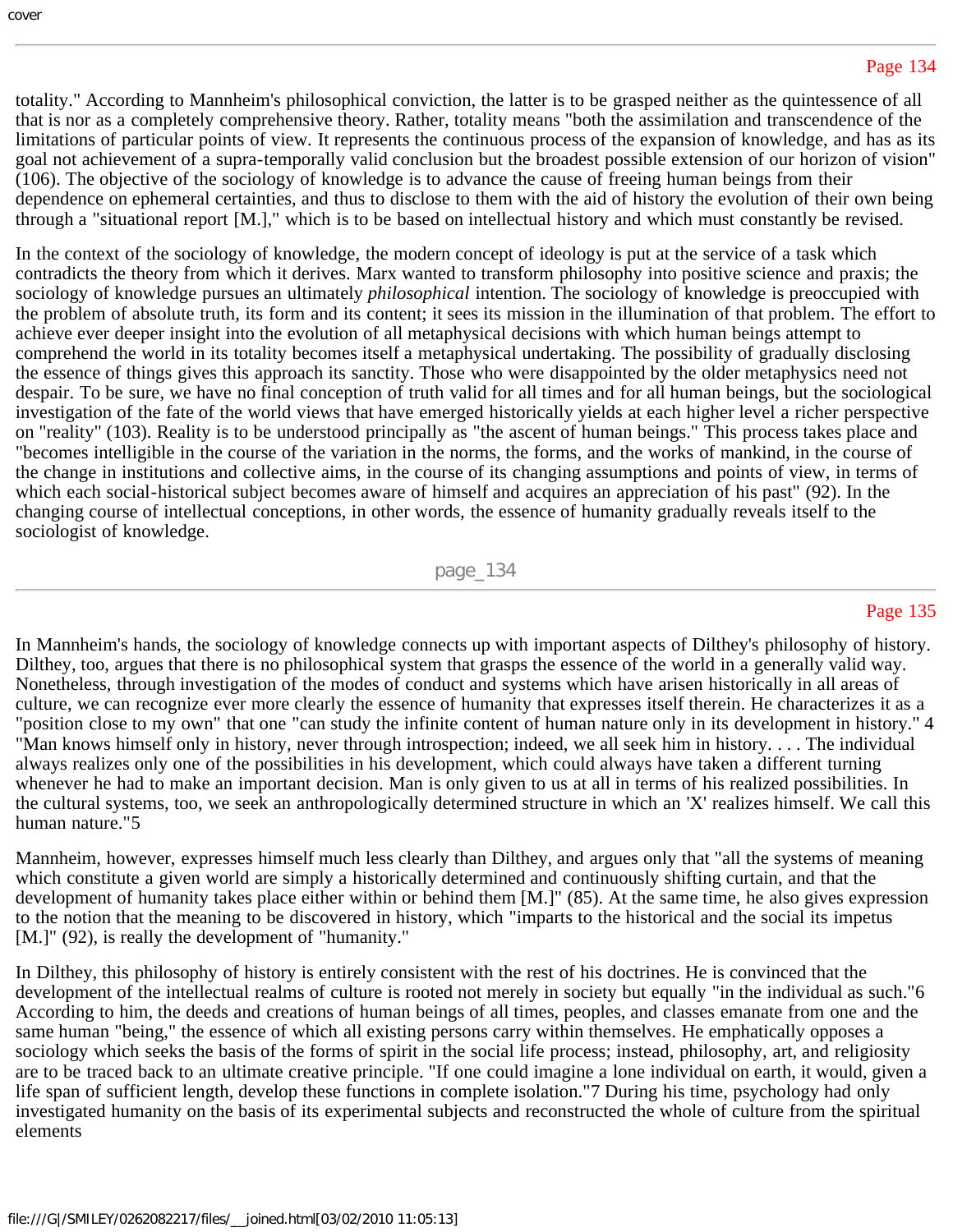totality." According to Mannheim's philosophical conviction, the latter is to be grasped neither as the quintessence of all that is nor as a completely comprehensive theory. Rather, totality means "both the assimilation and transcendence of the limitations of particular points of view. It represents the continuous process of the expansion of knowledge, and has as its goal not achievement of a supra-temporally valid conclusion but the broadest possible extension of our horizon of vision" (106). The objective of the sociology of knowledge is to advance the cause of freeing human beings from their dependence on ephemeral certainties, and thus to disclose to them with the aid of history the evolution of their own being through a "situational report [M.]," which is to be based on intellectual history and which must constantly be revised.

In the context of the sociology of knowledge, the modern concept of ideology is put at the service of a task which contradicts the theory from which it derives. Marx wanted to transform philosophy into positive science and praxis; the sociology of knowledge pursues an ultimately *philosophical* intention. The sociology of knowledge is preoccupied with the problem of absolute truth, its form and its content; it sees its mission in the illumination of that problem. The effort to achieve ever deeper insight into the evolution of all metaphysical decisions with which human beings attempt to comprehend the world in its totality becomes itself a metaphysical undertaking. The possibility of gradually disclosing the essence of things gives this approach its sanctity. Those who were disappointed by the older metaphysics need not despair. To be sure, we have no final conception of truth valid for all times and for all human beings, but the sociological investigation of the fate of the world views that have emerged historically yields at each higher level a richer perspective on "reality" (103). Reality is to be understood principally as "the ascent of human beings." This process takes place and "becomes intelligible in the course of the variation in the norms, the forms, and the works of mankind, in the course of the change in institutions and collective aims, in the course of its changing assumptions and points of view, in terms of which each social-historical subject becomes aware of himself and acquires an appreciation of his past" (92). In the changing course of intellectual conceptions, in other words, the essence of humanity gradually reveals itself to the sociologist of knowledge.

In Mannheim's hands, the sociology of knowledge connects up with important aspects of Dilthey's philosophy of history. Dilthey, too, argues that there is no philosophical system that grasps the essence of the world in a generally valid way. Nonetheless, through investigation of the modes of conduct and systems which have arisen historically in all areas of culture, we can recognize ever more clearly the essence of humanity that expresses itself therein. He characterizes it as a "position close to my own" that one "can study the infinite content of human nature only in its development in history." 4 "Man knows himself only in history, never through introspection; indeed, we all seek him in history. . . . The individual always realizes only one of the possibilities in his development, which could always have taken a different turning whenever he had to make an important decision. Man is only given to us at all in terms of his realized possibilities. In the cultural systems, too, we seek an anthropologically determined structure in which an 'X' realizes himself. We call this human nature."5

Mannheim, however, expresses himself much less clearly than Dilthey, and argues only that "all the systems of meaning which constitute a given world are simply a historically determined and continuously shifting curtain, and that the development of humanity takes place either within or behind them [M.]" (85). At the same time, he also gives expression to the notion that the meaning to be discovered in history, which "imparts to the historical and the social its impetus [M.]" (92), is really the development of "humanity."

In Dilthey, this philosophy of history is entirely consistent with the rest of his doctrines. He is convinced that the development of the intellectual realms of culture is rooted not merely in society but equally "in the individual as such."6 According to him, the deeds and creations of human beings of all times, peoples, and classes emanate from one and the same human "being," the essence of which all existing persons carry within themselves. He emphatically opposes a sociology which seeks the basis of the forms of spirit in the social life process; instead, philosophy, art, and religiosity are to be traced back to an ultimate creative principle. "If one could imagine a lone individual on earth, it would, given a life span of sufficient length, develop these functions in complete isolation."7 During his time, psychology had only investigated humanity on the basis of its experimental subjects and reconstructed the whole of culture from the spiritual elements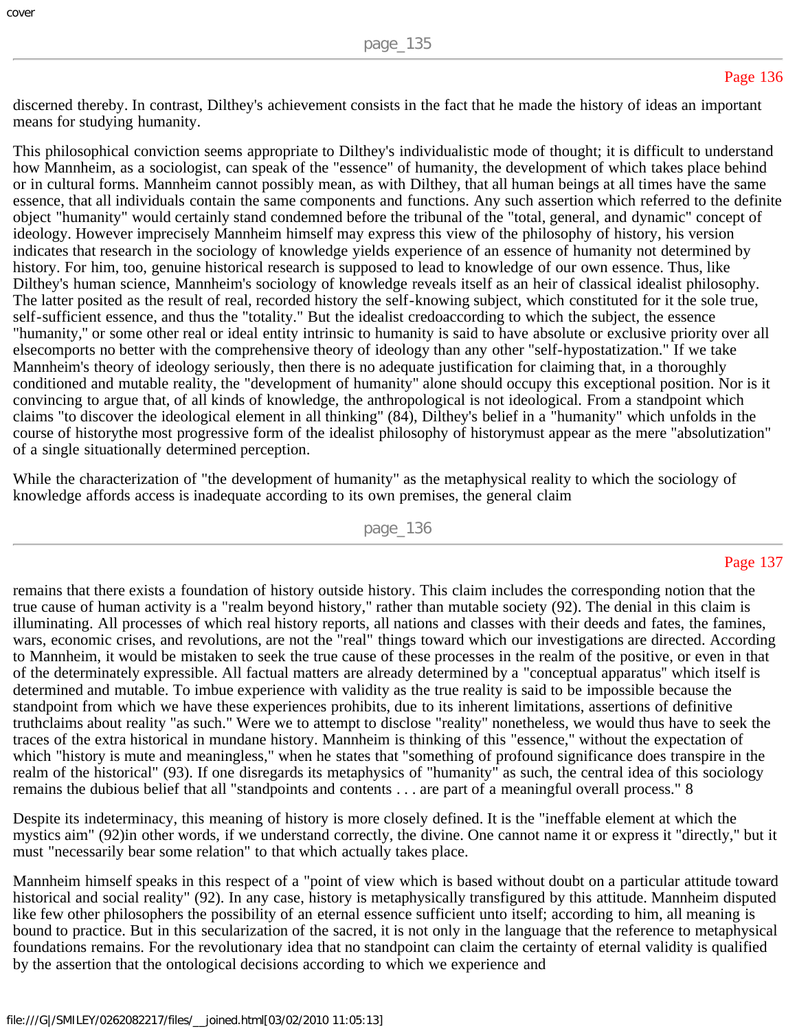discerned thereby. In contrast, Dilthey's achievement consists in the fact that he made the history of ideas an important means for studying humanity.

This philosophical conviction seems appropriate to Dilthey's individualistic mode of thought; it is difficult to understand how Mannheim, as a sociologist, can speak of the "essence" of humanity, the development of which takes place behind or in cultural forms. Mannheim cannot possibly mean, as with Dilthey, that all human beings at all times have the same essence, that all individuals contain the same components and functions. Any such assertion which referred to the definite object "humanity" would certainly stand condemned before the tribunal of the "total, general, and dynamic" concept of ideology. However imprecisely Mannheim himself may express this view of the philosophy of history, his version indicates that research in the sociology of knowledge yields experience of an essence of humanity not determined by history. For him, too, genuine historical research is supposed to lead to knowledge of our own essence. Thus, like Dilthey's human science, Mannheim's sociology of knowledge reveals itself as an heir of classical idealist philosophy. The latter posited as the result of real, recorded history the self-knowing subject, which constituted for it the sole true, self-sufficient essence, and thus the "totality." But the idealist credoaccording to which the subject, the essence "humanity," or some other real or ideal entity intrinsic to humanity is said to have absolute or exclusive priority over all elsecomports no better with the comprehensive theory of ideology than any other "self-hypostatization." If we take Mannheim's theory of ideology seriously, then there is no adequate justification for claiming that, in a thoroughly conditioned and mutable reality, the "development of humanity" alone should occupy this exceptional position. Nor is it convincing to argue that, of all kinds of knowledge, the anthropological is not ideological. From a standpoint which claims "to discover the ideological element in all thinking" (84), Dilthey's belief in a "humanity" which unfolds in the course of historythe most progressive form of the idealist philosophy of historymust appear as the mere "absolutization" of a single situationally determined perception.

While the characterization of "the development of humanity" as the metaphysical reality to which the sociology of knowledge affords access is inadequate according to its own premises, the general claim remains that there exists a foundation of history outside history. This claim includes the corresponding notion that the true cause of human activity is a "realm beyond history," rather than mutable society (92). The denial in this claim is illuminating. All processes of which real history reports, all nations and classes with their deeds and fates, the famines, wars, economic crises, and revolutions, are not the "real" things toward which our investigations are directed. According to Mannheim, it would be mistaken to seek the true cause of these processes in the realm of the positive, or even in that of the determinately expressible. All factual matters are already determined by a "conceptual apparatus" which itself is determined and mutable. To imbue experience with validity as the true reality is said to be impossible because the standpoint from which we have these experiences prohibits, due to its inherent limitations, assertions of definitive truthclaims about reality "as such." Were we to attempt to disclose "reality" nonetheless, we would thus have to seek the traces of the extra historical in mundane history. Mannheim is thinking of this "essence," without the expectation of which "history is mute and meaningless," when he states that "something of profound significance does transpire in the realm of the historical" (93). If one disregards its metaphysics of "humanity" as such, the central idea of this sociology remains the dubious belief that all "standpoints and contents . . . are part of a meaningful overall process." 8

Despite its indeterminacy, this meaning of history is more closely defined. It is the "ineffable element at which the mystics aim" (92)in other words, if we understand correctly, the divine. One cannot name it or express it "directly," but it must "necessarily bear some relation" to that which actually takes place.

Mannheim himself speaks in this respect of a "point of view which is based without doubt on a particular attitude toward historical and social reality" (92). In any case, history is metaphysically transfigured by this attitude. Mannheim disputed like few other philosophers the possibility of an eternal essence sufficient unto itself; according to him, all meaning is bound to practice. But in this secularization of the sacred, it is not only in the language that the reference to metaphysical foundations remains. For the revolutionary idea that no standpoint can claim the certainty of eternal validity is qualified by the assertion that the ontological decisions according to which we experience and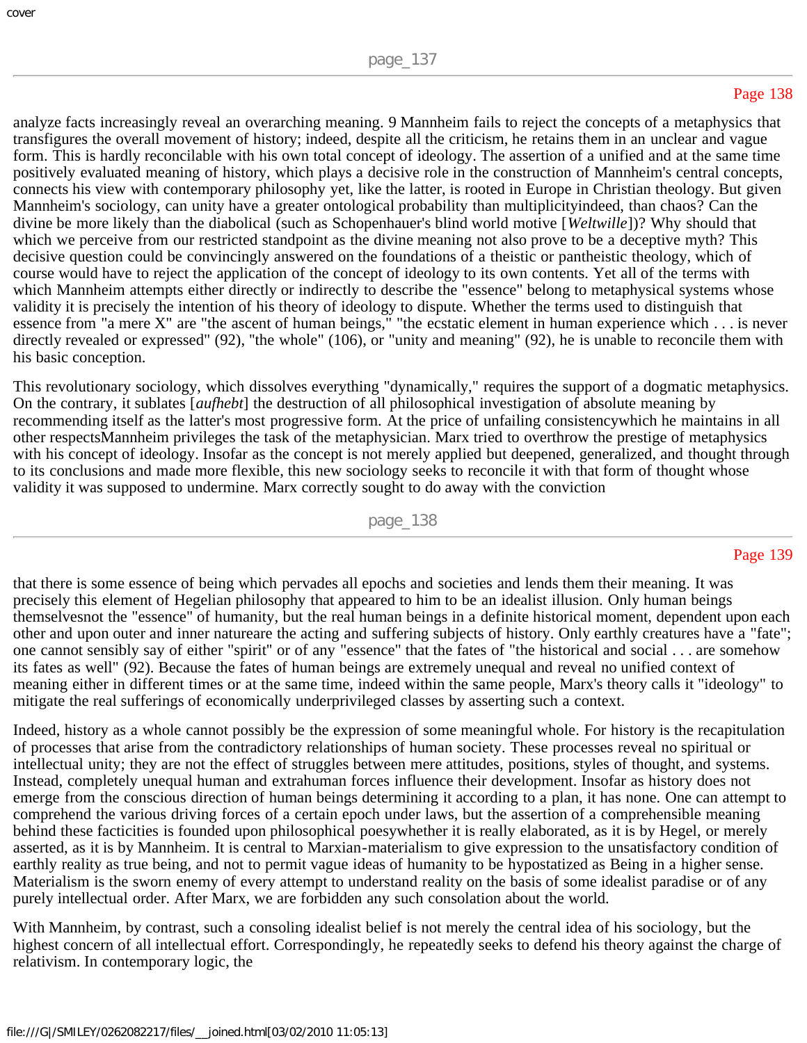analyze facts increasingly reveal an overarching meaning. 9 Mannheim fails to reject the concepts of a metaphysics that transfigures the overall movement of history; indeed, despite all the criticism, he retains them in an unclear and vague form. This is hardly reconcilable with his own total concept of ideology. The assertion of a unified and at the same time positively evaluated meaning of history, which plays a decisive role in the construction of Mannheim's central concepts, connects his view with contemporary philosophy yet, like the latter, is rooted in Europe in Christian theology. But given Mannheim's sociology, can unity have a greater ontological probability than multiplicityindeed, than chaos? Can the divine be more likely than the diabolical (such as Schopenhauer's blind world motive [*Weltwille*])? Why should that which we perceive from our restricted standpoint as the divine meaning not also prove to be a deceptive myth? This decisive question could be convincingly answered on the foundations of a theistic or pantheistic theology, which of course would have to reject the application of the concept of ideology to its own contents. Yet all of the terms with which Mannheim attempts either directly or indirectly to describe the "essence" belong to metaphysical systems whose validity it is precisely the intention of his theory of ideology to dispute. Whether the terms used to distinguish that essence from "a mere X" are "the ascent of human beings," "the ecstatic element in human experience which . . . is never directly revealed or expressed" (92), "the whole" (106), or "unity and meaning" (92), he is unable to reconcile them with his basic conception.

This revolutionary sociology, which dissolves everything "dynamically," requires the support of a dogmatic metaphysics. On the contrary, it sublates [*aufhebt*] the destruction of all philosophical investigation of absolute meaning by recommending itself as the latter's most progressive form. At the price of unfailing consistencywhich he maintains in all other respectsMannheim privileges the task of the metaphysician. Marx tried to overthrow the prestige of metaphysics with his concept of ideology. Insofar as the concept is not merely applied but deepened, generalized, and thought through to its conclusions and made more flexible, this new sociology seeks to reconcile it with that form of thought whose validity it was supposed to undermine. Marx correctly sought to do away with the conviction that there is some essence of being which pervades all epochs and societies and lends them their meaning. It was precisely this element of Hegelian philosophy that appeared to him to be an idealist illusion. Only human beings themselvesnot the "essence" of humanity, but the real human beings in a definite historical moment, dependent upon each other and upon outer and inner natureare the acting and suffering subjects of history. Only earthly creatures have a "fate"; one cannot sensibly say of either "spirit" or of any "essence" that the fates of "the historical and social . . . are somehow its fates as well" (92). Because the fates of human beings are extremely unequal and reveal no unified context of meaning either in different times or at the same time, indeed within the same people, Marx's theory calls it "ideology" to mitigate the real sufferings of economically underprivileged classes by asserting such a context.

Indeed, history as a whole cannot possibly be the expression of some meaningful whole. For history is the recapitulation of processes that arise from the contradictory relationships of human society. These processes reveal no spiritual or intellectual unity; they are not the effect of struggles between mere attitudes, positions, styles of thought, and systems. Instead, completely unequal human and extrahuman forces influence their development. Insofar as history does not emerge from the conscious direction of human beings determining it according to a plan, it has none. One can attempt to comprehend the various driving forces of a certain epoch under laws, but the assertion of a comprehensible meaning behind these facticities is founded upon philosophical poesywhether it is really elaborated, as it is by Hegel, or merely asserted, as it is by Mannheim. It is central to Marxian-materialism to give expression to the unsatisfactory condition of earthly reality as true being, and not to permit vague ideas of humanity to be hypostatized as Being in a higher sense. Materialism is the sworn enemy of every attempt to understand reality on the basis of some idealist paradise or of any purely intellectual order. After Marx, we are forbidden any such consolation about the world.

With Mannheim, by contrast, such a consoling idealist belief is not merely the central idea of his sociology, but the highest concern of all intellectual effort. Correspondingly, he repeatedly seeks to defend his theory against the charge of relativism. In contemporary logic, the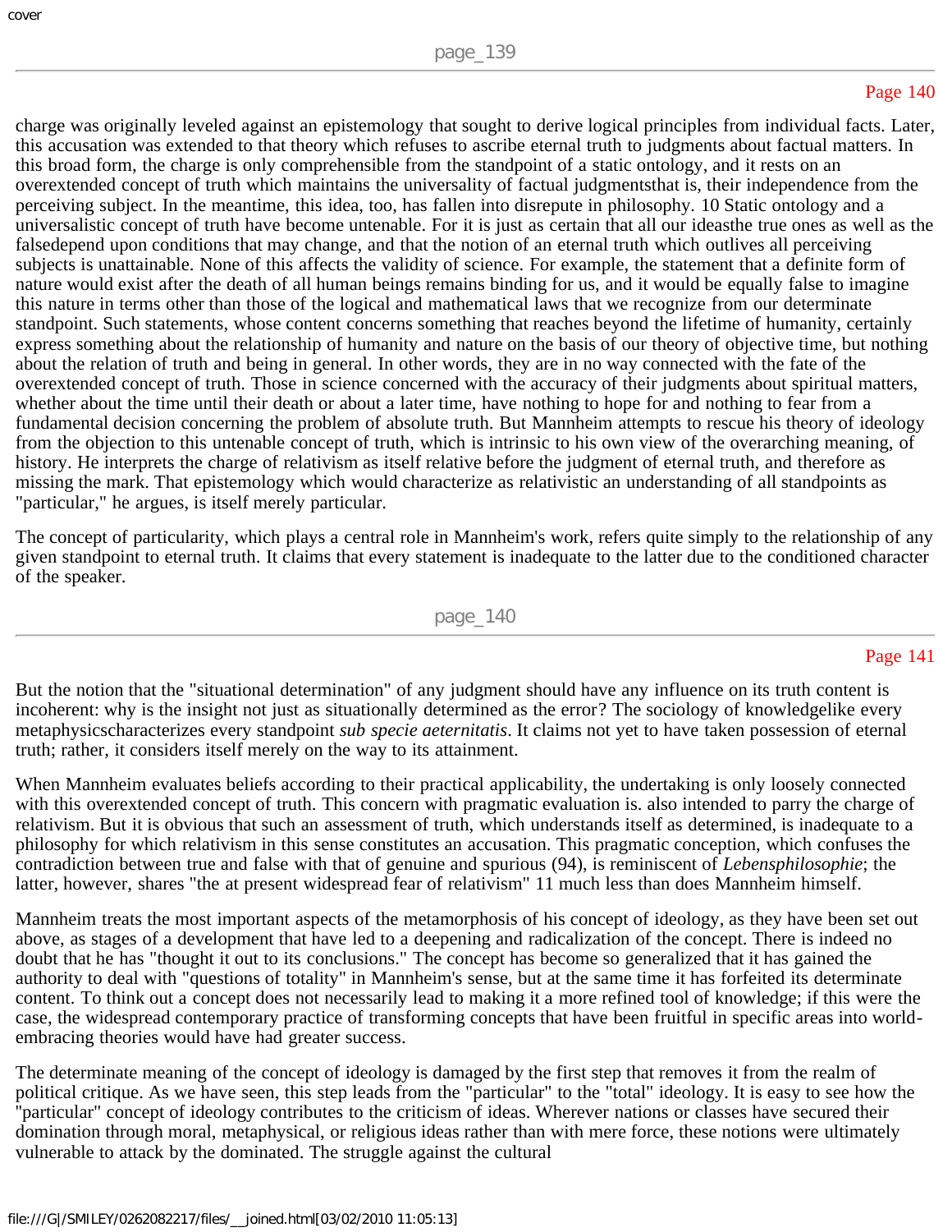charge was originally leveled against an epistemology that sought to derive logical principles from individual facts. Later, this accusation was extended to that theory which refuses to ascribe eternal truth to judgments about factual matters. In this broad form, the charge is only comprehensible from the standpoint of a static ontology, and it rests on an overextended concept of truth which maintains the universality of factual judgmentsthat is, their independence from the perceiving subject. In the meantime, this idea, too, has fallen into disrepute in philosophy. 10 Static ontology and a universalistic concept of truth have become untenable. For it is just as certain that all our ideasthe true ones as well as the falsedepend upon conditions that may change, and that the notion of an eternal truth which outlives all perceiving subjects is unattainable. None of this affects the validity of science. For example, the statement that a definite form of nature would exist after the death of all human beings remains binding for us, and it would be equally false to imagine this nature in terms other than those of the logical and mathematical laws that we recognize from our determinate standpoint. Such statements, whose content concerns something that reaches beyond the lifetime of humanity, certainly express something about the relationship of humanity and nature on the basis of our theory of objective time, but nothing about the relation of truth and being in general. In other words, they are in no way connected with the fate of the overextended concept of truth. Those in science concerned with the accuracy of their judgments about spiritual matters, whether about the time until their death or about a later time, have nothing to hope for and nothing to fear from a fundamental decision concerning the problem of absolute truth. But Mannheim attempts to rescue his theory of ideology from the objection to this untenable concept of truth, which is intrinsic to his own view of the overarching meaning, of history. He interprets the charge of relativism as itself relative before the judgment of eternal truth, and therefore as missing the mark. That epistemology which would characterize as relativistic an understanding of all standpoints as "particular," he argues, is itself merely particular.

The concept of particularity, which plays a central role in Mannheim's work, refers quite simply to the relationship of any given standpoint to eternal truth. It claims that every statement is inadequate to the latter due to the conditioned character of the speaker.

But the notion that the "situational determination" of any judgment should have any influence on its truth content is incoherent: why is the insight not just as situationally determined as the error? The sociology of knowledgelike every metaphysicscharacterizes every standpoint *sub specie aeternitatis*. It claims not yet to have taken possession of eternal truth; rather, it considers itself merely on the way to its attainment.

When Mannheim evaluates beliefs according to their practical applicability, the undertaking is only loosely connected with this overextended concept of truth. This concern with pragmatic evaluation is. also intended to parry the charge of relativism. But it is obvious that such an assessment of truth, which understands itself as determined, is inadequate to a philosophy for which relativism in this sense constitutes an accusation. This pragmatic conception, which confuses the contradiction between true and false with that of genuine and spurious (94), is reminiscent of *Lebensphilosophie*; the latter, however, shares "the at present widespread fear of relativism" 11 much less than does Mannheim himself.

Mannheim treats the most important aspects of the metamorphosis of his concept of ideology, as they have been set out above, as stages of a development that have led to a deepening and radicalization of the concept. There is indeed no doubt that he has "thought it out to its conclusions." The concept has become so generalized that it has gained the authority to deal with "questions of totality" in Mannheim's sense, but at the same time it has forfeited its determinate content. To think out a concept does not necessarily lead to making it a more refined tool of knowledge; if this were the case, the widespread contemporary practice of transforming concepts that have been fruitful in specific areas into world-embracing theories would have had greater success.

The determinate meaning of the concept of ideology is damaged by the first step that removes it from the realm of political critique. As we have seen, this step leads from the "particular" to the "total" ideology. It is easy to see how the "particular" concept of ideology contributes to the criticism of ideas. Wherever nations or classes have secured their domination through moral, metaphysical, or religious ideas rather than with mere force, these notions were ultimately vulnerable to attack by the dominated. The struggle against the cultural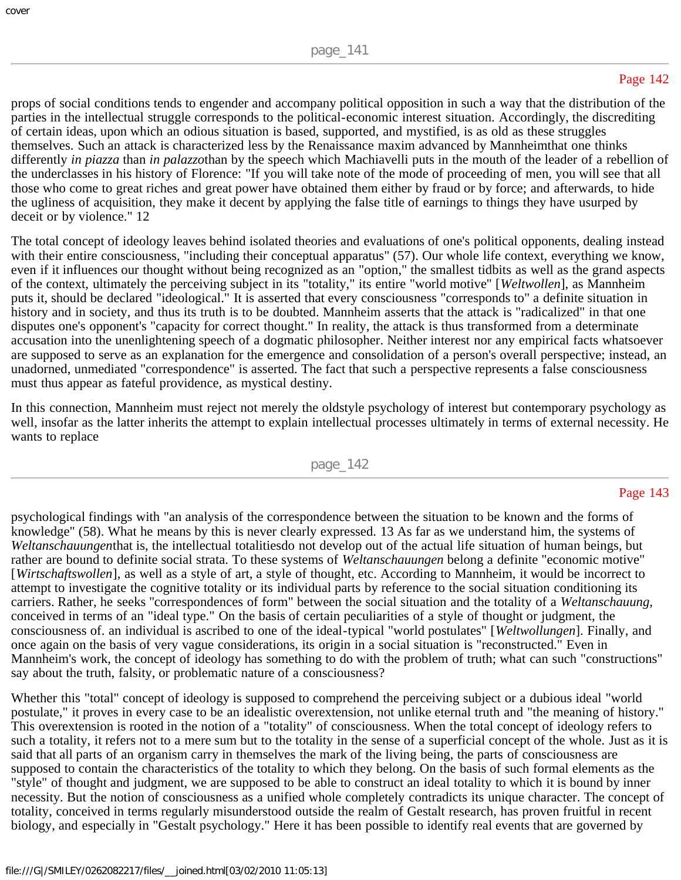props of social conditions tends to engender and accompany political opposition in such a way that the distribution of the parties in the intellectual struggle corresponds to the political-economic interest situation. Accordingly, the discrediting of certain ideas, upon which an odious situation is based, supported, and mystified, is as old as these struggles themselves. Such an attack is characterized less by the Renaissance maxim advanced by Mannheimthat one thinks differently *in piazza* than *in palazzo*than by the speech which Machiavelli puts in the mouth of the leader of a rebellion of the underclasses in his history of Florence: "If you will take note of the mode of proceeding of men, you will see that all those who come to great riches and great power have obtained them either by fraud or by force; and afterwards, to hide the ugliness of acquisition, they make it decent by applying the false title of earnings to things they have usurped by deceit or by violence." 12

The total concept of ideology leaves behind isolated theories and evaluations of one's political opponents, dealing instead with their entire consciousness, "including their conceptual apparatus" (57). Our whole life context, everything we know, even if it influences our thought without being recognized as an "option," the smallest tidbits as well as the grand aspects of the context, ultimately the perceiving subject in its "totality," its entire "world motive" [*Weltwollen*], as Mannheim puts it, should be declared "ideological." It is asserted that every consciousness "corresponds to" a definite situation in history and in society, and thus its truth is to be doubted. Mannheim asserts that the attack is "radicalized" in that one disputes one's opponent's "capacity for correct thought." In reality, the attack is thus transformed from a determinate accusation into the unenlightening speech of a dogmatic philosopher. Neither interest nor any empirical facts whatsoever are supposed to serve as an explanation for the emergence and consolidation of a person's overall perspective; instead, an unadorned, unmediated "correspondence" is asserted. The fact that such a perspective represents a false consciousness must thus appear as fateful providence, as mystical destiny.

In this connection, Mannheim must reject not merely the oldstyle psychology of interest but contemporary psychology as well, insofar as the latter inherits the attempt to explain intellectual processes ultimately in terms of external necessity. He wants to replace psychological findings with "an analysis of the correspondence between the situation to be known and the forms of knowledge" (58). What he means by this is never clearly expressed. 13 As far as we understand him, the systems of *Weltanschauungen*that is, the intellectual totalitiesdo not develop out of the actual life situation of human beings, but rather are bound to definite social strata. To these systems of *Weltanschauungen* belong a definite "economic motive" [*Wirtschaftswollen*], as well as a style of art, a style of thought, etc. According to Mannheim, it would be incorrect to attempt to investigate the cognitive totality or its individual parts by reference to the social situation conditioning its carriers. Rather, he seeks "correspondences of form" between the social situation and the totality of a *Weltanschauung*, conceived in terms of an "ideal type." On the basis of certain peculiarities of a style of thought or judgment, the consciousness of. an individual is ascribed to one of the ideal-typical "world postulates" [*Weltwollungen*]. Finally, and once again on the basis of very vague considerations, its origin in a social situation is "reconstructed." Even in Mannheim's work, the concept of ideology has something to do with the problem of truth; what can such "constructions" say about the truth, falsity, or problematic nature of a consciousness?

Whether this "total" concept of ideology is supposed to comprehend the perceiving subject or a dubious ideal "world postulate," it proves in every case to be an idealistic overextension, not unlike eternal truth and "the meaning of history." This overextension is rooted in the notion of a "totality" of consciousness. When the total concept of ideology refers to such a totality, it refers not to a mere sum but to the totality in the sense of a superficial concept of the whole. Just as it is said that all parts of an organism carry in themselves the mark of the living being, the parts of consciousness are supposed to contain the characteristics of the totality to which they belong. On the basis of such formal elements as the "style" of thought and judgment, we are supposed to be able to construct an ideal totality to which it is bound by inner necessity. But the notion of consciousness as a unified whole completely contradicts its unique character. The concept of totality, conceived in terms regularly misunderstood outside the realm of Gestalt research, has proven fruitful in recent biology, and especially in "Gestalt psychology." Here it has been possible to identify real events that are governed by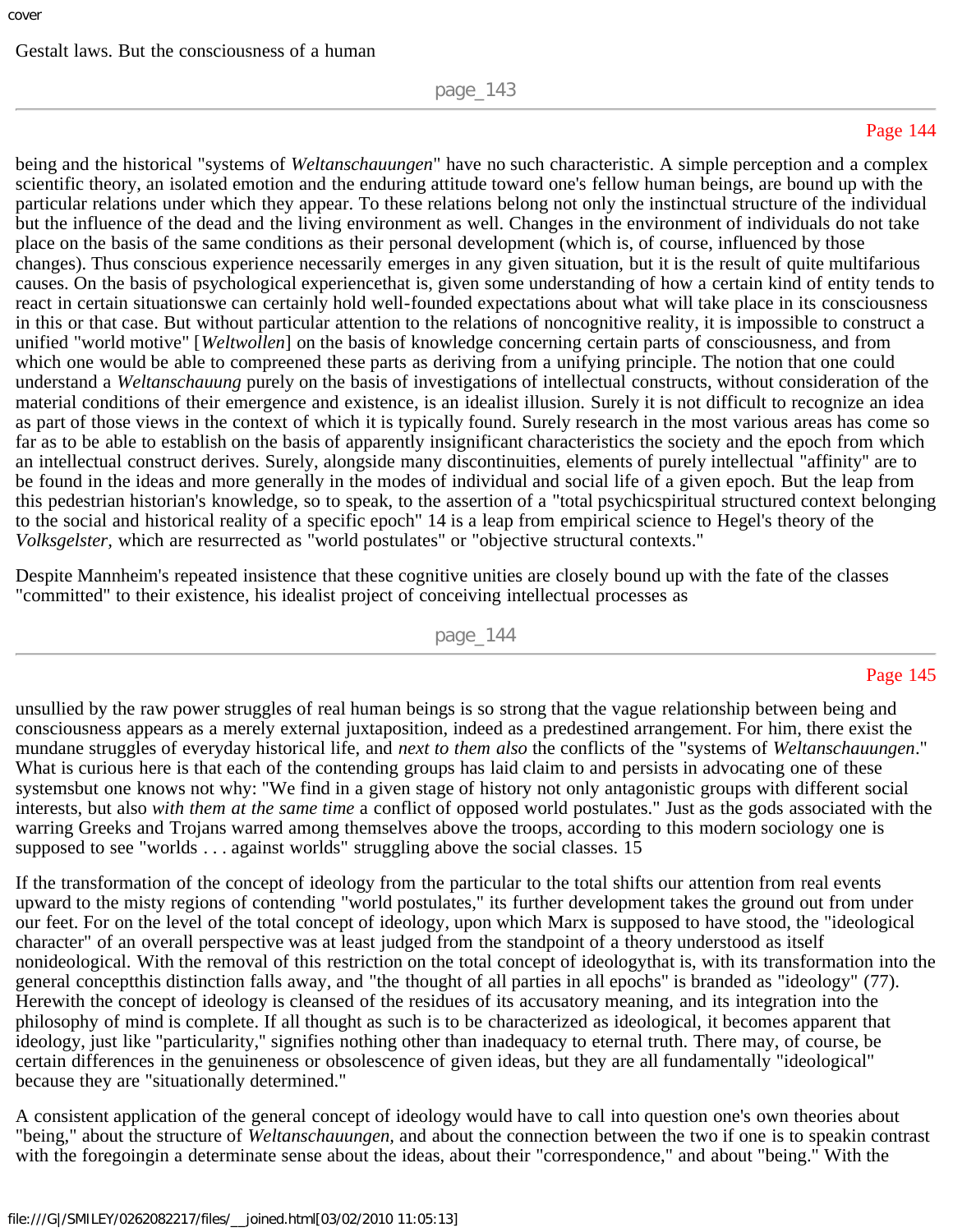Gestalt laws. But the consciousness of a human

being and the historical "systems of *Weltanschauungen*" have no such characteristic. A simple perception and a complex scientific theory, an isolated emotion and the enduring attitude toward one's fellow human beings, are bound up with the particular relations under which they appear. To these relations belong not only the instinctual structure of the individual but the influence of the dead and the living environment as well. Changes in the environment of individuals do not take place on the basis of the same conditions as their personal development (which is, of course, influenced by those changes). Thus conscious experience necessarily emerges in any given situation, but it is the result of quite multifarious causes. On the basis of psychological experiencethat is, given some understanding of how a certain kind of entity tends to react in certain situationswe can certainly hold well-founded expectations about what will take place in its consciousness in this or that case. But without particular attention to the relations of noncognitive reality, it is impossible to construct a unified "world motive" [*Weltwollen*] on the basis of knowledge concerning certain parts of consciousness, and from which one would be able to compreened these parts as deriving from a unifying principle. The notion that one could understand a *Weltanschauung* purely on the basis of investigations of intellectual constructs, without consideration of the material conditions of their emergence and existence, is an idealist illusion. Surely it is not difficult to recognize an idea as part of those views in the context of which it is typically found. Surely research in the most various areas has come so far as to be able to establish on the basis of apparently insignificant characteristics the society and the epoch from which an intellectual construct derives. Surely, alongside many discontinuities, elements of purely intellectual "affinity" are to be found in the ideas and more generally in the modes of individual and social life of a given epoch. But the leap from this pedestrian historian's knowledge, so to speak, to the assertion of a "total psychicspiritual structured context belonging to the social and historical reality of a specific epoch" 14 is a leap from empirical science to Hegel's theory of the *Volksgelster*, which are resurrected as "world postulates" or "objective structural contexts."

Despite Mannheim's repeated insistence that these cognitive unities are closely bound up with the fate of the classes "committed" to their existence, his idealist project of conceiving intellectual processes as

unsullied by the raw power struggles of real human beings is so strong that the vague relationship between being and consciousness appears as a merely external juxtaposition, indeed as a predestined arrangement. For him, there exist the mundane struggles of everyday historical life, and *next to them also* the conflicts of the "systems of *Weltanschauungen*." What is curious here is that each of the contending groups has laid claim to and persists in advocating one of these systemsbut one knows not why: "We find in a given stage of history not only antagonistic groups with different social interests, but also *with them at the same time* a conflict of opposed world postulates." Just as the gods associated with the warring Greeks and Trojans warred among themselves above the troops, according to this modern sociology one is supposed to see "worlds . . . against worlds" struggling above the social classes. 15

If the transformation of the concept of ideology from the particular to the total shifts our attention from real events upward to the misty regions of contending "world postulates," its further development takes the ground out from under our feet. For on the level of the total concept of ideology, upon which Marx is supposed to have stood, the "ideological character" of an overall perspective was at least judged from the standpoint of a theory understood as itself nonideological. With the removal of this restriction on the total concept of ideologythat is, with its transformation into the general conceptthis distinction falls away, and "the thought of all parties in all epochs" is branded as "ideology" (77). Herewith the concept of ideology is cleansed of the residues of its accusatory meaning, and its integration into the philosophy of mind is complete. If all thought as such is to be characterized as ideological, it becomes apparent that ideology, just like "particularity," signifies nothing other than inadequacy to eternal truth. There may, of course, be certain differences in the genuineness or obsolescence of given ideas, but they are all fundamentally "ideological" because they are "situationally determined."

A consistent application of the general concept of ideology would have to call into question one's own theories about "being," about the structure of *Weltanschauungen*, and about the connection between the two if one is to speakin contrast with the foregoingin a determinate sense about the ideas, about their "correspondence," and about "being." With the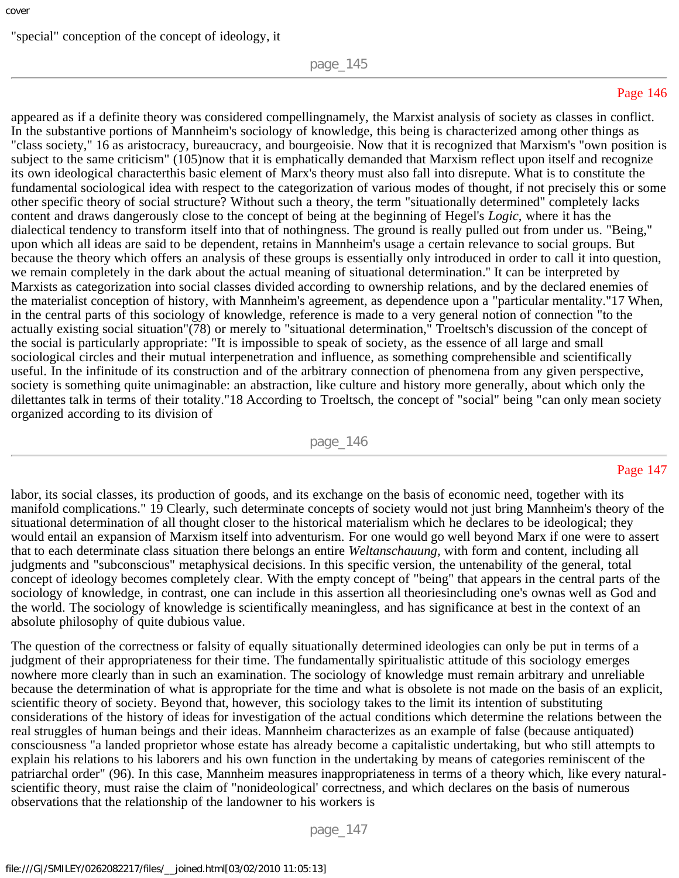"special" conception of the concept of ideology, it

appeared as if a definite theory was considered compellingnamely, the Marxist analysis of society as classes in conflict. In the substantive portions of Mannheim's sociology of knowledge, this being is characterized among other things as "class society," 16 as aristocracy, bureaucracy, and bourgeoisie. Now that it is recognized that Marxism's "own position is subject to the same criticism" (105)now that it is emphatically demanded that Marxism reflect upon itself and recognize its own ideological characterthis basic element of Marx's theory must also fall into disrepute. What is to constitute the fundamental sociological idea with respect to the categorization of various modes of thought, if not precisely this or some other specific theory of social structure? Without such a theory, the term "situationally determined" completely lacks content and draws dangerously close to the concept of being at the beginning of Hegel's *Logic*, where it has the dialectical tendency to transform itself into that of nothingness. The ground is really pulled out from under us. "Being," upon which all ideas are said to be dependent, retains in Mannheim's usage a certain relevance to social groups. But because the theory which offers an analysis of these groups is essentially only introduced in order to call it into question, we remain completely in the dark about the actual meaning of situational determination." It can be interpreted by Marxists as categorization into social classes divided according to ownership relations, and by the declared enemies of the materialist conception of history, with Mannheim's agreement, as dependence upon a "particular mentality."17 When, in the central parts of this sociology of knowledge, reference is made to a very general notion of connection "to the actually existing social situation"(78) or merely to "situational determination," Troeltsch's discussion of the concept of the social is particularly appropriate: "It is impossible to speak of society, as the essence of all large and small sociological circles and their mutual interpenetration and influence, as something comprehensible and scientifically useful. In the infinitude of its construction and of the arbitrary connection of phenomena from any given perspective, society is something quite unimaginable: an abstraction, like culture and history more generally, about which only the dilettantes talk in terms of their totality."18 According to Troeltsch, the concept of "social" being "can only mean society organized according to its division of

labor, its social classes, its production of goods, and its exchange on the basis of economic need, together with its manifold complications." 19 Clearly, such determinate concepts of society would not just bring Mannheim's theory of the situational determination of all thought closer to the historical materialism which he declares to be ideological; they would entail an expansion of Marxism itself into adventurism. For one would go well beyond Marx if one were to assert that to each determinate class situation there belongs an entire *Weltanschauung*, with form and content, including all judgments and "subconscious" metaphysical decisions. In this specific version, the untenability of the general, total concept of ideology becomes completely clear. With the empty concept of "being" that appears in the central parts of the sociology of knowledge, in contrast, one can include in this assertion all theoriesincluding one's ownas well as God and the world. The sociology of knowledge is scientifically meaningless, and has significance at best in the context of an absolute philosophy of quite dubious value.

The question of the correctness or falsity of equally situationally determined ideologies can only be put in terms of a judgment of their appropriateness for their time. The fundamentally spiritualistic attitude of this sociology emerges nowhere more clearly than in such an examination. The sociology of knowledge must remain arbitrary and unreliable because the determination of what is appropriate for the time and what is obsolete is not made on the basis of an explicit, scientific theory of society. Beyond that, however, this sociology takes to the limit its intention of substituting considerations of the history of ideas for investigation of the actual conditions which determine the relations between the real struggles of human beings and their ideas. Mannheim characterizes as an example of false (because antiquated) consciousness "a landed proprietor whose estate has already become a capitalistic undertaking, but who still attempts to explain his relations to his laborers and his own function in the undertaking by means of categories reminiscent of the patriarchal order" (96). In this case, Mannheim measures inappropriateness in terms of a theory which, like every natural-scientific theory, must raise the claim of "nonideological' correctness, and which declares on the basis of numerous observations that the relationship of the landowner to his workers is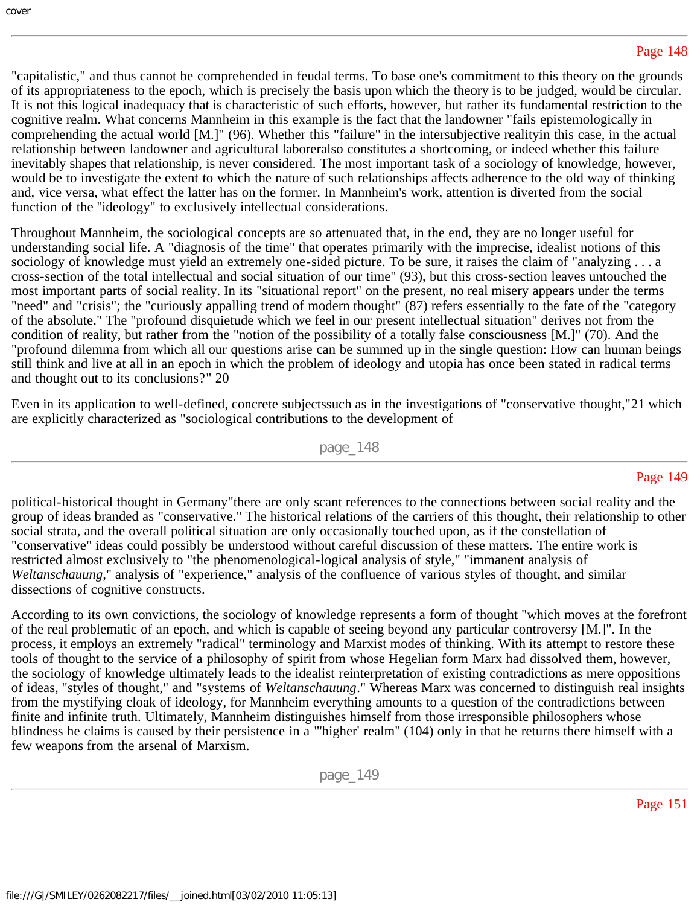"capitalistic," and thus cannot be comprehended in feudal terms. To base one's commitment to this theory on the grounds of its appropriateness to the epoch, which is precisely the basis upon which the theory is to be judged, would be circular. It is not this logical inadequacy that is characteristic of such efforts, however, but rather its fundamental restriction to the cognitive realm. What concerns Mannheim in this example is the fact that the landowner "fails epistemologically in comprehending the actual world [M.]" (96). Whether this "failure" in the intersubjective realityin this case, in the actual relationship between landowner and agricultural laboreralso constitutes a shortcoming, or indeed whether this failure inevitably shapes that relationship, is never considered. The most important task of a sociology of knowledge, however, would be to investigate the extent to which the nature of such relationships affects adherence to the old way of thinking and, vice versa, what effect the latter has on the former. In Mannheim's work, attention is diverted from the social function of the "ideology" to exclusively intellectual considerations.

Throughout Mannheim, the sociological concepts are so attenuated that, in the end, they are no longer useful for understanding social life. A "diagnosis of the time" that operates primarily with the imprecise, idealist notions of this sociology of knowledge must yield an extremely one-sided picture. To be sure, it raises the claim of "analyzing . . . a cross-section of the total intellectual and social situation of our time" (93), but this cross-section leaves untouched the most important parts of social reality. In its "situational report" on the present, no real misery appears under the terms "need" and "crisis"; the "curiously appalling trend of modern thought" (87) refers essentially to the fate of the "category of the absolute." The "profound disquietude which we feel in our present intellectual situation" derives not from the condition of reality, but rather from the "notion of the possibility of a totally false consciousness [M.]" (70). And the "profound dilemma from which all our questions arise can be summed up in the single question: How can human beings still think and live at all in an epoch in which the problem of ideology and utopia has once been stated in radical terms and thought out to its conclusions?" 20

Even in its application to well-defined, concrete subjectssuch as in the investigations of "conservative thought,"21 which are explicitly characterized as "sociological contributions to the development of political-historical thought in Germany"there are only scant references to the connections between social reality and the group of ideas branded as "conservative." The historical relations of the carriers of this thought, their relationship to other social strata, and the overall political situation are only occasionally touched upon, as if the constellation of "conservative" ideas could possibly be understood without careful discussion of these matters. The entire work is restricted almost exclusively to "the phenomenological-logical analysis of style," "immanent analysis of *Weltanschauung*," analysis of "experience," analysis of the confluence of various styles of thought, and similar dissections of cognitive constructs.

According to its own convictions, the sociology of knowledge represents a form of thought "which moves at the forefront of the real problematic of an epoch, and which is capable of seeing beyond any particular controversy [M.]". In the process, it employs an extremely "radical" terminology and Marxist modes of thinking. With its attempt to restore these tools of thought to the service of a philosophy of spirit from whose Hegelian form Marx had dissolved them, however, the sociology of knowledge ultimately leads to the idealist reinterpretation of existing contradictions as mere oppositions of ideas, "styles of thought," and "systems of *Weltanschauung*." Whereas Marx was concerned to distinguish real insights from the mystifying cloak of ideology, for Mannheim everything amounts to a question of the contradictions between finite and infinite truth. Ultimately, Mannheim distinguishes himself from those irresponsible philosophers whose blindness he claims is caused by their persistence in a "'higher' realm" (104) only in that he returns there himself with a few weapons from the arsenal of Marxism.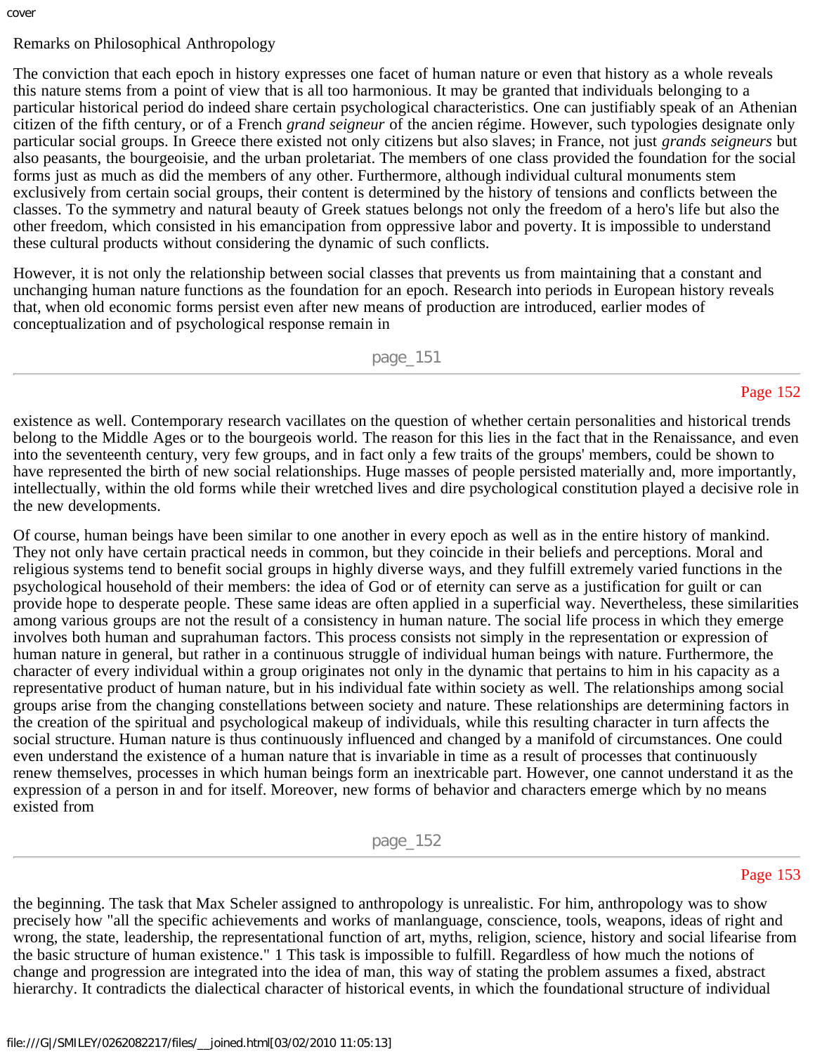# Remarks on Philosophical Anthropology

The conviction that each epoch in history expresses one facet of human nature or even that history as a whole reveals this nature stems from a point of view that is all too harmonious. It may be granted that individuals belonging to a particular historical period do indeed share certain psychological characteristics. One can justifiably speak of an Athenian citizen of the fifth century, or of a French *grand seigneur* of the ancien régime. However, such typologies designate only particular social groups. In Greece there existed not only citizens but also slaves; in France, not just *grands seigneurs* but also peasants, the bourgeoisie, and the urban proletariat. The members of one class provided the foundation for the social forms just as much as did the members of any other. Furthermore, although individual cultural monuments stem exclusively from certain social groups, their content is determined by the history of tensions and conflicts between the classes. To the symmetry and natural beauty of Greek statues belongs not only the freedom of a hero's life but also the other freedom, which consisted in his emancipation from oppressive labor and poverty. It is impossible to understand these cultural products without considering the dynamic of such conflicts.

However, it is not only the relationship between social classes that prevents us from maintaining that a constant and unchanging human nature functions as the foundation for an epoch. Research into periods in European history reveals that, when old economic forms persist even after new means of production are introduced, earlier modes of conceptualization and of psychological response remain in existence as well. Contemporary research vacillates on the question of whether certain personalities and historical trends belong to the Middle Ages or to the bourgeois world. The reason for this lies in the fact that in the Renaissance, and even into the seventeenth century, very few groups, and in fact only a few traits of the groups' members, could be shown to have represented the birth of new social relationships. Huge masses of people persisted materially and, more importantly, intellectually, within the old forms while their wretched lives and dire psychological constitution played a decisive role in the new developments.

Of course, human beings have been similar to one another in every epoch as well as in the entire history of mankind. They not only have certain practical needs in common, but they coincide in their beliefs and perceptions. Moral and religious systems tend to benefit social groups in highly diverse ways, and they fulfill extremely varied functions in the psychological household of their members: the idea of God or of eternity can serve as a justification for guilt or can provide hope to desperate people. These same ideas are often applied in a superficial way. Nevertheless, these similarities among various groups are not the result of a consistency in human nature. The social life process in which they emerge involves both human and suprahuman factors. This process consists not simply in the representation or expression of human nature in general, but rather in a continuous struggle of individual human beings with nature. Furthermore, the character of every individual within a group originates not only in the dynamic that pertains to him in his capacity as a representative product of human nature, but in his individual fate within society as well. The relationships among social groups arise from the changing constellations between society and nature. These relationships are determining factors in the creation of the spiritual and psychological makeup of individuals, while this resulting character in turn affects the social structure. Human nature is thus continuously influenced and changed by a manifold of circumstances. One could even understand the existence of a human nature that is invariable in time as a result of processes that continuously renew themselves, processes in which human beings form an inextricable part. However, one cannot understand it as the expression of a person in and for itself. Moreover, new forms of behavior and characters emerge which by no means existed from the beginning. The task that Max Scheler assigned to anthropology is unrealistic. For him, anthropology was to show precisely how "all the specific achievements and works of manlanguage, conscience, tools, weapons, ideas of right and wrong, the state, leadership, the representational function of art, myths, religion, science, history and social lifearise from the basic structure of human existence." 1 This task is impossible to fulfill. Regardless of how much the notions of change and progression are integrated into the idea of man, this way of stating the problem assumes a fixed, abstract hierarchy. It contradicts the dialectical character of historical events, in which the foundational structure of individual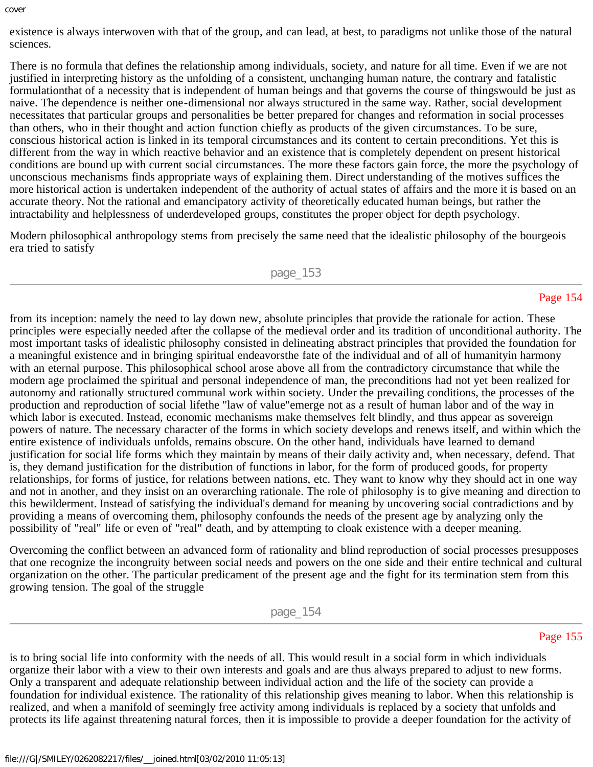existence is always interwoven with that of the group, and can lead, at best, to paradigms not unlike those of the natural sciences.

There is no formula that defines the relationship among individuals, society, and nature for all time. Even if we are not justified in interpreting history as the unfolding of a consistent, unchanging human nature, the contrary and fatalistic formulationthat of a necessity that is independent of human beings and that governs the course of thingswould be just as naive. The dependence is neither one-dimensional nor always structured in the same way. Rather, social development necessitates that particular groups and personalities be better prepared for changes and reformation in social processes than others, who in their thought and action function chiefly as products of the given circumstances. To be sure, conscious historical action is linked in its temporal circumstances and its content to certain preconditions. Yet this is different from the way in which reactive behavior and an existence that is completely dependent on present historical conditions are bound up with current social circumstances. The more these factors gain force, the more the psychology of unconscious mechanisms finds appropriate ways of explaining them. Direct understanding of the motives suffices the more historical action is undertaken independent of the authority of actual states of affairs and the more it is based on an accurate theory. Not the rational and emancipatory activity of theoretically educated human beings, but rather the intractability and helplessness of underdeveloped groups, constitutes the proper object for depth psychology.

Modern philosophical anthropology stems from precisely the same need that the idealistic philosophy of the bourgeois era tried to satisfy from its inception: namely the need to lay down new, absolute principles that provide the rationale for action. These principles were especially needed after the collapse of the medieval order and its tradition of unconditional authority. The most important tasks of idealistic philosophy consisted in delineating abstract principles that provided the foundation for a meaningful existence and in bringing spiritual endeavorsthe fate of the individual and of all of humanityin harmony with an eternal purpose. This philosophical school arose above all from the contradictory circumstance that while the modern age proclaimed the spiritual and personal independence of man, the preconditions had not yet been realized for autonomy and rationally structured communal work within society. Under the prevailing conditions, the processes of the production and reproduction of social lifethe "law of value"emerge not as a result of human labor and of the way in which labor is executed. Instead, economic mechanisms make themselves felt blindly, and thus appear as sovereign powers of nature. The necessary character of the forms in which society develops and renews itself, and within which the entire existence of individuals unfolds, remains obscure. On the other hand, individuals have learned to demand justification for social life forms which they maintain by means of their daily activity and, when necessary, defend. That is, they demand justification for the distribution of functions in labor, for the form of produced goods, for property relationships, for forms of justice, for relations between nations, etc. They want to know why they should act in one way and not in another, and they insist on an overarching rationale. The role of philosophy is to give meaning and direction to this bewilderment. Instead of satisfying the individual's demand for meaning by uncovering social contradictions and by providing a means of overcoming them, philosophy confounds the needs of the present age by analyzing only the possibility of "real" life or even of "real" death, and by attempting to cloak existence with a deeper meaning.

Overcoming the conflict between an advanced form of rationality and blind reproduction of social processes presupposes that one recognize the incongruity between social needs and powers on the one side and their entire technical and cultural organization on the other. The particular predicament of the present age and the fight for its termination stem from this growing tension. The goal of the struggle is to bring social life into conformity with the needs of all. This would result in a social form in which individuals organize their labor with a view to their own interests and goals and are thus always prepared to adjust to new forms. Only a transparent and adequate relationship between individual action and the life of the society can provide a foundation for individual existence. The rationality of this relationship gives meaning to labor. When this relationship is realized, and when a manifold of seemingly free activity among individuals is replaced by a society that unfolds and protects its life against threatening natural forces, then it is impossible to provide a deeper foundation for the activity of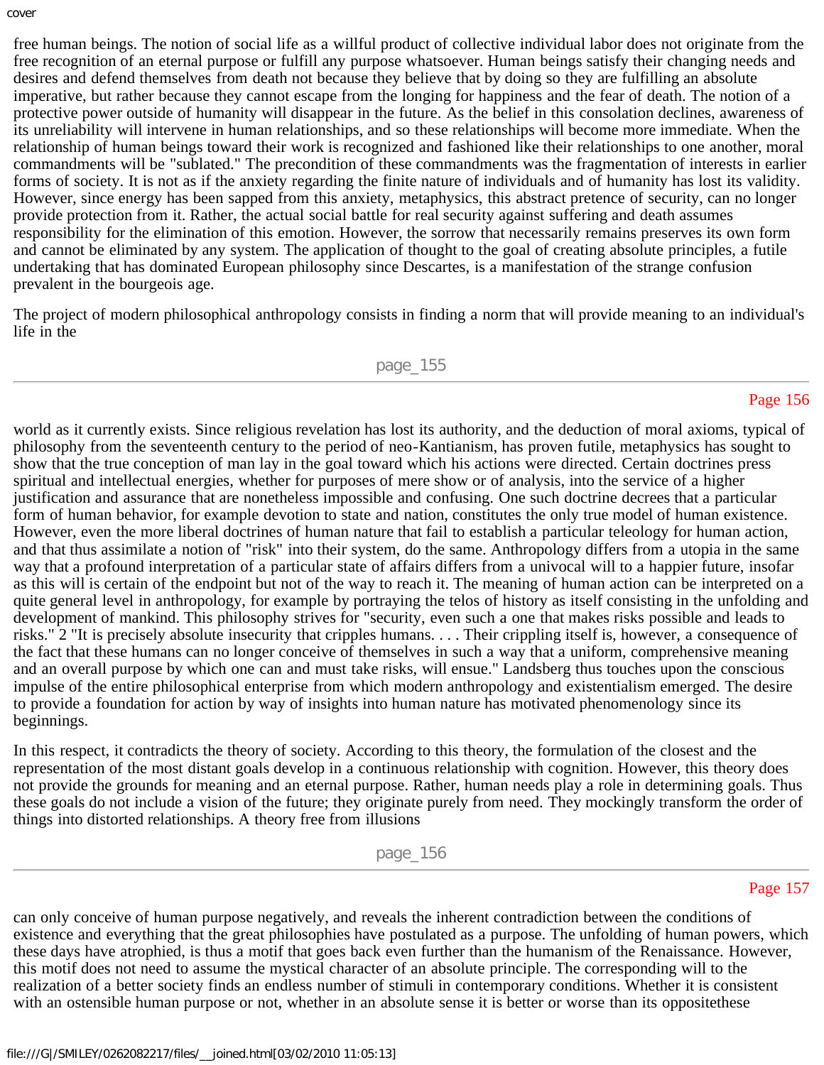free human beings. The notion of social life as a willful product of collective individual labor does not originate from the free recognition of an eternal purpose or fulfill any purpose whatsoever. Human beings satisfy their changing needs and desires and defend themselves from death not because they believe that by doing so they are fulfilling an absolute imperative, but rather because they cannot escape from the longing for happiness and the fear of death. The notion of a protective power outside of humanity will disappear in the future. As the belief in this consolation declines, awareness of its unreliability will intervene in human relationships, and so these relationships will become more immediate. When the relationship of human beings toward their work is recognized and fashioned like their relationships to one another, moral commandments will be "sublated." The precondition of these commandments was the fragmentation of interests in earlier forms of society. It is not as if the anxiety regarding the finite nature of individuals and of humanity has lost its validity. However, since energy has been sapped from this anxiety, metaphysics, this abstract pretence of security, can no longer provide protection from it. Rather, the actual social battle for real security against suffering and death assumes responsibility for the elimination of this emotion. However, the sorrow that necessarily remains preserves its own form and cannot be eliminated by any system. The application of thought to the goal of creating absolute principles, a futile undertaking that has dominated European philosophy since Descartes, is a manifestation of the strange confusion prevalent in the bourgeois age.

The project of modern philosophical anthropology consists in finding a norm that will provide meaning to an individual's life in the world as it currently exists. Since religious revelation has lost its authority, and the deduction of moral axioms, typical of philosophy from the seventeenth century to the period of neo-Kantianism, has proven futile, metaphysics has sought to show that the true conception of man lay in the goal toward which his actions were directed. Certain doctrines press spiritual and intellectual energies, whether for purposes of mere show or of analysis, into the service of a higher justification and assurance that are nonetheless impossible and confusing. One such doctrine decrees that a particular form of human behavior, for example devotion to state and nation, constitutes the only true model of human existence. However, even the more liberal doctrines of human nature that fail to establish a particular teleology for human action, and that thus assimilate a notion of "risk" into their system, do the same. Anthropology differs from a utopia in the same way that a profound interpretation of a particular state of affairs differs from a univocal will to a happier future, insofar as this will is certain of the endpoint but not of the way to reach it. The meaning of human action can be interpreted on a quite general level in anthropology, for example by portraying the telos of history as itself consisting in the unfolding and development of mankind. This philosophy strives for "security, even such a one that makes risks possible and leads to risks." 2 "It is precisely absolute insecurity that cripples humans. . . . Their crippling itself is, however, a consequence of the fact that these humans can no longer conceive of themselves in such a way that a uniform, comprehensive meaning and an overall purpose by which one can and must take risks, will ensue." Landsberg thus touches upon the conscious impulse of the entire philosophical enterprise from which modern anthropology and existentialism emerged. The desire to provide a foundation for action by way of insights into human nature has motivated phenomenology since its beginnings.

In this respect, it contradicts the theory of society. According to this theory, the formulation of the closest and the representation of the most distant goals develop in a continuous relationship with cognition. However, this theory does not provide the grounds for meaning and an eternal purpose. Rather, human needs play a role in determining goals. Thus these goals do not include a vision of the future; they originate purely from need. They mockingly transform the order of things into distorted relationships. A theory free from illusions can only conceive of human purpose negatively, and reveals the inherent contradiction between the conditions of existence and everything that the great philosophies have postulated as a purpose. The unfolding of human powers, which these days have atrophied, is thus a motif that goes back even further than the humanism of the Renaissance. However, this motif does not need to assume the mystical character of an absolute principle. The corresponding will to the realization of a better society finds an endless number of stimuli in contemporary conditions. Whether it is consistent with an ostensible human purpose or not, whether in an absolute sense it is better or worse than its oppositethese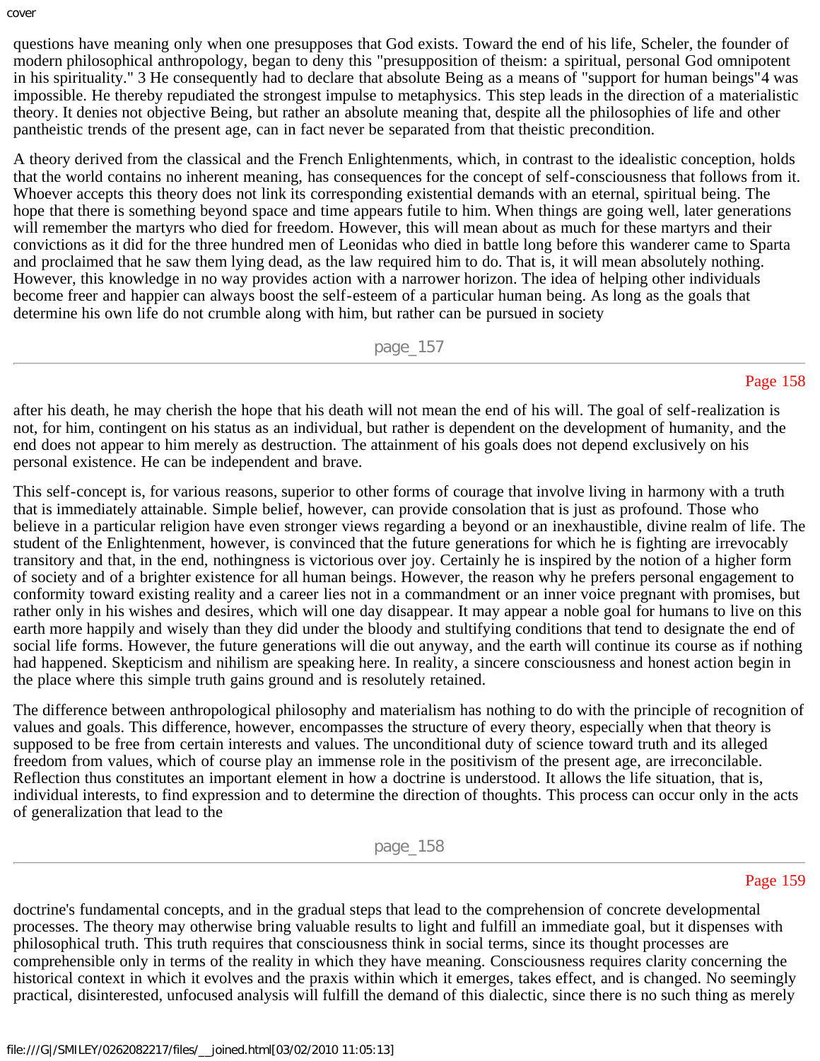questions have meaning only when one presupposes that God exists. Toward the end of his life, Scheler, the founder of modern philosophical anthropology, began to deny this "presupposition of theism: a spiritual, personal God omnipotent in his spirituality." 3 He consequently had to declare that absolute Being as a means of "support for human beings"4 was impossible. He thereby repudiated the strongest impulse to metaphysics. This step leads in the direction of a materialistic theory. It denies not objective Being, but rather an absolute meaning that, despite all the philosophies of life and other pantheistic trends of the present age, can in fact never be separated from that theistic precondition.

A theory derived from the classical and the French Enlightenments, which, in contrast to the idealistic conception, holds that the world contains no inherent meaning, has consequences for the concept of self-consciousness that follows from it. Whoever accepts this theory does not link its corresponding existential demands with an eternal, spiritual being. The hope that there is something beyond space and time appears futile to him. When things are going well, later generations will remember the martyrs who died for freedom. However, this will mean about as much for these martyrs and their convictions as it did for the three hundred men of Leonidas who died in battle long before this wanderer came to Sparta and proclaimed that he saw them lying dead, as the law required him to do. That is, it will mean absolutely nothing. However, this knowledge in no way provides action with a narrower horizon. The idea of helping other individuals become freer and happier can always boost the self-esteem of a particular human being. As long as the goals that determine his own life do not crumble along with him, but rather can be pursued in society

after his death, he may cherish the hope that his death will not mean the end of his will. The goal of self-realization is not, for him, contingent on his status as an individual, but rather is dependent on the development of humanity, and the end does not appear to him merely as destruction. The attainment of his goals does not depend exclusively on his personal existence. He can be independent and brave.

This self-concept is, for various reasons, superior to other forms of courage that involve living in harmony with a truth that is immediately attainable. Simple belief, however, can provide consolation that is just as profound. Those who believe in a particular religion have even stronger views regarding a beyond or an inexhaustible, divine realm of life. The student of the Enlightenment, however, is convinced that the future generations for which he is fighting are irrevocably transitory and that, in the end, nothingness is victorious over joy. Certainly he is inspired by the notion of a higher form of society and of a brighter existence for all human beings. However, the reason why he prefers personal engagement to conformity toward existing reality and a career lies not in a commandment or an inner voice pregnant with promises, but rather only in his wishes and desires, which will one day disappear. It may appear a noble goal for humans to live on this earth more happily and wisely than they did under the bloody and stultifying conditions that tend to designate the end of social life forms. However, the future generations will die out anyway, and the earth will continue its course as if nothing had happened. Skepticism and nihilism are speaking here. In reality, a sincere consciousness and honest action begin in the place where this simple truth gains ground and is resolutely retained.

The difference between anthropological philosophy and materialism has nothing to do with the principle of recognition of values and goals. This difference, however, encompasses the structure of every theory, especially when that theory is supposed to be free from certain interests and values. The unconditional duty of science toward truth and its alleged freedom from values, which of course play an immense role in the positivism of the present age, are irreconcilable. Reflection thus constitutes an important element in how a doctrine is understood. It allows the life situation, that is, individual interests, to find expression and to determine the direction of thoughts. This process can occur only in the acts of generalization that lead to the

doctrine's fundamental concepts, and in the gradual steps that lead to the comprehension of concrete developmental processes. The theory may otherwise bring valuable results to light and fulfill an immediate goal, but it dispenses with philosophical truth. This truth requires that consciousness think in social terms, since its thought processes are comprehensible only in terms of the reality in which they have meaning. Consciousness requires clarity concerning the historical context in which it evolves and the praxis within which it emerges, takes effect, and is changed. No seemingly practical, disinterested, unfocused analysis will fulfill the demand of this dialectic, since there is no such thing as merely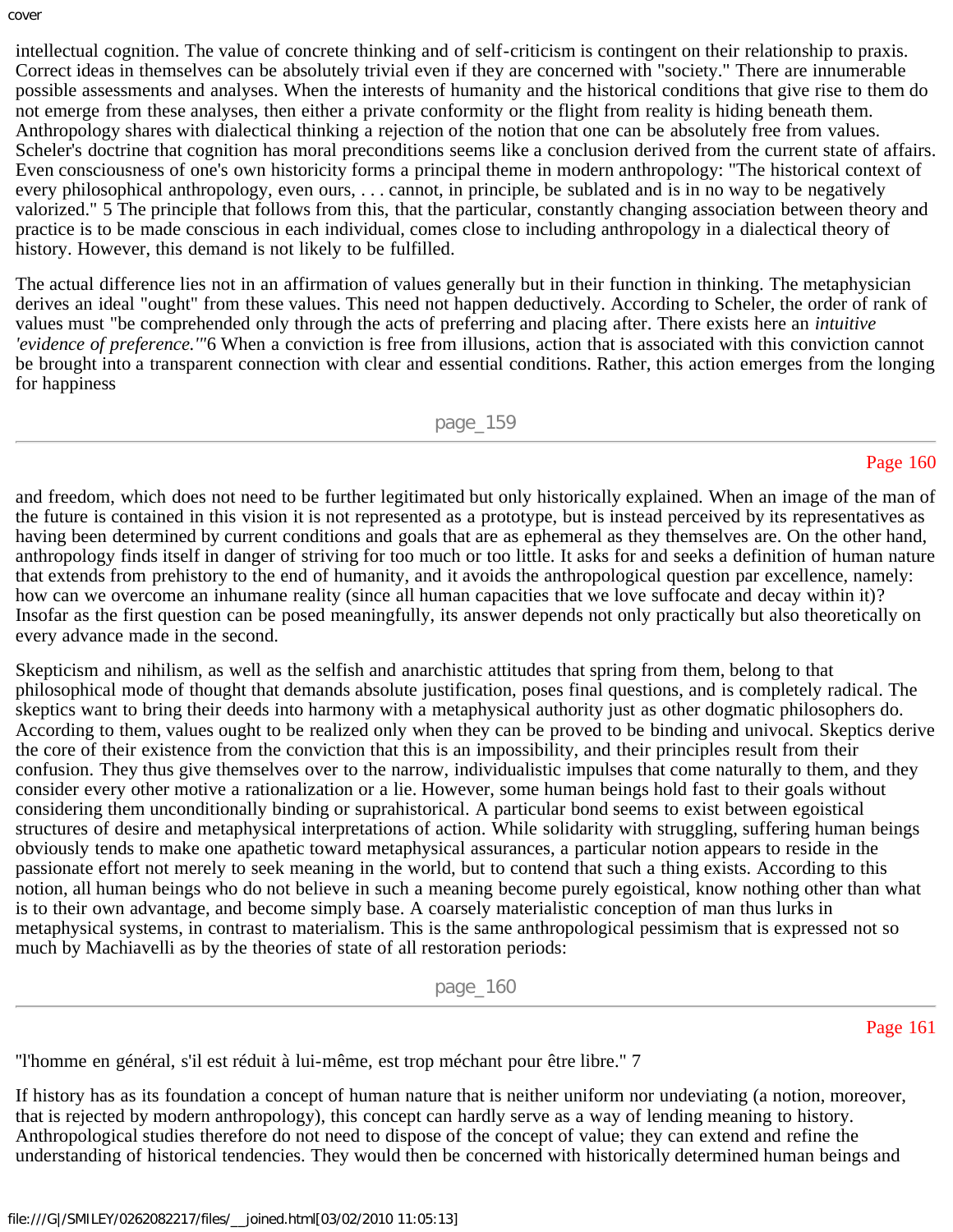intellectual cognition. The value of concrete thinking and of self-criticism is contingent on their relationship to praxis. Correct ideas in themselves can be absolutely trivial even if they are concerned with "society." There are innumerable possible assessments and analyses. When the interests of humanity and the historical conditions that give rise to them do not emerge from these analyses, then either a private conformity or the flight from reality is hiding beneath them. Anthropology shares with dialectical thinking a rejection of the notion that one can be absolutely free from values. Scheler's doctrine that cognition has moral preconditions seems like a conclusion derived from the current state of affairs. Even consciousness of one's own historicity forms a principal theme in modern anthropology: "The historical context of every philosophical anthropology, even ours, . . . cannot, in principle, be sublated and is in no way to be negatively valorized." 5 The principle that follows from this, that the particular, constantly changing association between theory and practice is to be made conscious in each individual, comes close to including anthropology in a dialectical theory of history. However, this demand is not likely to be fulfilled.

The actual difference lies not in an affirmation of values generally but in their function in thinking. The metaphysician derives an ideal "ought" from these values. This need not happen deductively. According to Scheler, the order of rank of values must "be comprehended only through the acts of preferring and placing after. There exists here an *intuitive 'evidence of preference.'*"6 When a conviction is free from illusions, action that is associated with this conviction cannot be brought into a transparent connection with clear and essential conditions. Rather, this action emerges from the longing for happiness and freedom, which does not need to be further legitimated but only historically explained. When an image of the man of the future is contained in this vision it is not represented as a prototype, but is instead perceived by its representatives as having been determined by current conditions and goals that are as ephemeral as they themselves are. On the other hand, anthropology finds itself in danger of striving for too much or too little. It asks for and seeks a definition of human nature that extends from prehistory to the end of humanity, and it avoids the anthropological question par excellence, namely: how can we overcome an inhumane reality (since all human capacities that we love suffocate and decay within it)? Insofar as the first question can be posed meaningfully, its answer depends not only practically but also theoretically on every advance made in the second.

Skepticism and nihilism, as well as the selfish and anarchistic attitudes that spring from them, belong to that philosophical mode of thought that demands absolute justification, poses final questions, and is completely radical. The skeptics want to bring their deeds into harmony with a metaphysical authority just as other dogmatic philosophers do. According to them, values ought to be realized only when they can be proved to be binding and univocal. Skeptics derive the core of their existence from the conviction that this is an impossibility, and their principles result from their confusion. They thus give themselves over to the narrow, individualistic impulses that come naturally to them, and they consider every other motive a rationalization or a lie. However, some human beings hold fast to their goals without considering them unconditionally binding or suprahistorical. A particular bond seems to exist between egoistical structures of desire and metaphysical interpretations of action. While solidarity with struggling, suffering human beings obviously tends to make one apathetic toward metaphysical assurances, a particular notion appears to reside in the passionate effort not merely to seek meaning in the world, but to contend that such a thing exists. According to this notion, all human beings who do not believe in such a meaning become purely egoistical, know nothing other than what is to their own advantage, and become simply base. A coarsely materialistic conception of man thus lurks in metaphysical systems, in contrast to materialism. This is the same anthropological pessimism that is expressed not so much by Machiavelli as by the theories of state of all restoration periods:

"l'homme en général, s'il est réduit à lui-même, est trop méchant pour être libre." 7

If history has as its foundation a concept of human nature that is neither uniform nor undeviating (a notion, moreover, that is rejected by modern anthropology), this concept can hardly serve as a way of lending meaning to history. Anthropological studies therefore do not need to dispose of the concept of value; they can extend and refine the understanding of historical tendencies. They would then be concerned with historically determined human beings and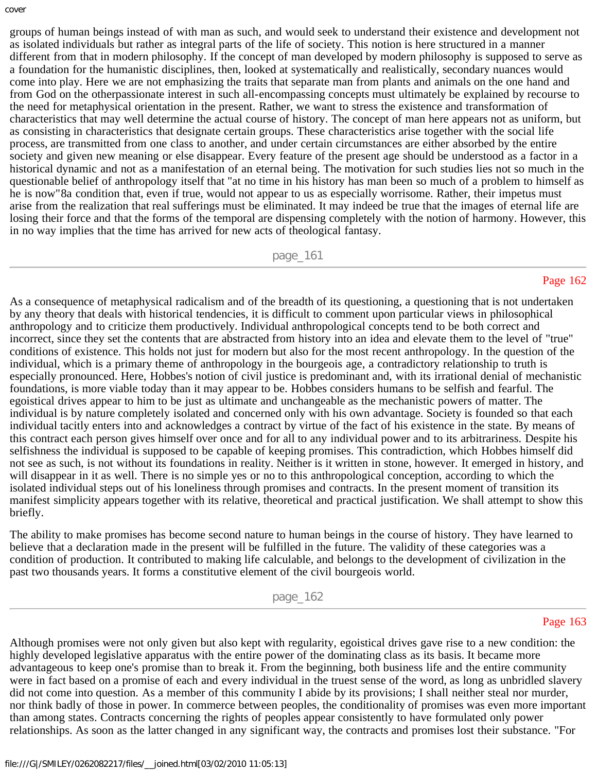groups of human beings instead of with man as such, and would seek to understand their existence and development not as isolated individuals but rather as integral parts of the life of society. This notion is here structured in a manner different from that in modern philosophy. If the concept of man developed by modern philosophy is supposed to serve as a foundation for the humanistic disciplines, then, looked at systematically and realistically, secondary nuances would come into play. Here we are not emphasizing the traits that separate man from plants and animals on the one hand and from God on the otherpassionate interest in such all-encompassing concepts must ultimately be explained by recourse to the need for metaphysical orientation in the present. Rather, we want to stress the existence and transformation of characteristics that may well determine the actual course of history. The concept of man here appears not as uniform, but as consisting in characteristics that designate certain groups. These characteristics arise together with the social life process, are transmitted from one class to another, and under certain circumstances are either absorbed by the entire society and given new meaning or else disappear. Every feature of the present age should be understood as a factor in a historical dynamic and not as a manifestation of an eternal being. The motivation for such studies lies not so much in the questionable belief of anthropology itself that "at no time in his history has man been so much of a problem to himself as he is now"8a condition that, even if true, would not appear to us as especially worrisome. Rather, their impetus must arise from the realization that real sufferings must be eliminated. It may indeed be true that the images of eternal life are losing their force and that the forms of the temporal are dispensing completely with the notion of harmony. However, this in no way implies that the time has arrived for new acts of theological fantasy.

As a consequence of metaphysical radicalism and of the breadth of its questioning, a questioning that is not undertaken by any theory that deals with historical tendencies, it is difficult to comment upon particular views in philosophical anthropology and to criticize them productively. Individual anthropological concepts tend to be both correct and incorrect, since they set the contents that are abstracted from history into an idea and elevate them to the level of "true" conditions of existence. This holds not just for modern but also for the most recent anthropology. In the question of the individual, which is a primary theme of anthropology in the bourgeois age, a contradictory relationship to truth is especially pronounced. Here, Hobbes's notion of civil justice is predominant and, with its irrational denial of mechanistic foundations, is more viable today than it may appear to be. Hobbes considers humans to be selfish and fearful. The egoistical drives appear to him to be just as ultimate and unchangeable as the mechanistic powers of matter. The individual is by nature completely isolated and concerned only with his own advantage. Society is founded so that each individual tacitly enters into and acknowledges a contract by virtue of the fact of his existence in the state. By means of this contract each person gives himself over once and for all to any individual power and to its arbitrariness. Despite his selfishness the individual is supposed to be capable of keeping promises. This contradiction, which Hobbes himself did not see as such, is not without its foundations in reality. Neither is it written in stone, however. It emerged in history, and will disappear in it as well. There is no simple yes or no to this anthropological conception, according to which the isolated individual steps out of his loneliness through promises and contracts. In the present moment of transition its manifest simplicity appears together with its relative, theoretical and practical justification. We shall attempt to show this briefly.

The ability to make promises has become second nature to human beings in the course of history. They have learned to believe that a declaration made in the present will be fulfilled in the future. The validity of these categories was a condition of production. It contributed to making life calculable, and belongs to the development of civilization in the past two thousands years. It forms a constitutive element of the civil bourgeois world.

Although promises were not only given but also kept with regularity, egoistical drives gave rise to a new condition: the highly developed legislative apparatus with the entire power of the dominating class as its basis. It became more advantageous to keep one's promise than to break it. From the beginning, both business life and the entire community were in fact based on a promise of each and every individual in the truest sense of the word, as long as unbridled slavery did not come into question. As a member of this community I abide by its provisions; I shall neither steal nor murder, nor think badly of those in power. In commerce between peoples, the conditionality of promises was even more important than among states. Contracts concerning the rights of peoples appear consistently to have formulated only power relationships. As soon as the latter changed in any significant way, the contracts and promises lost their substance. "For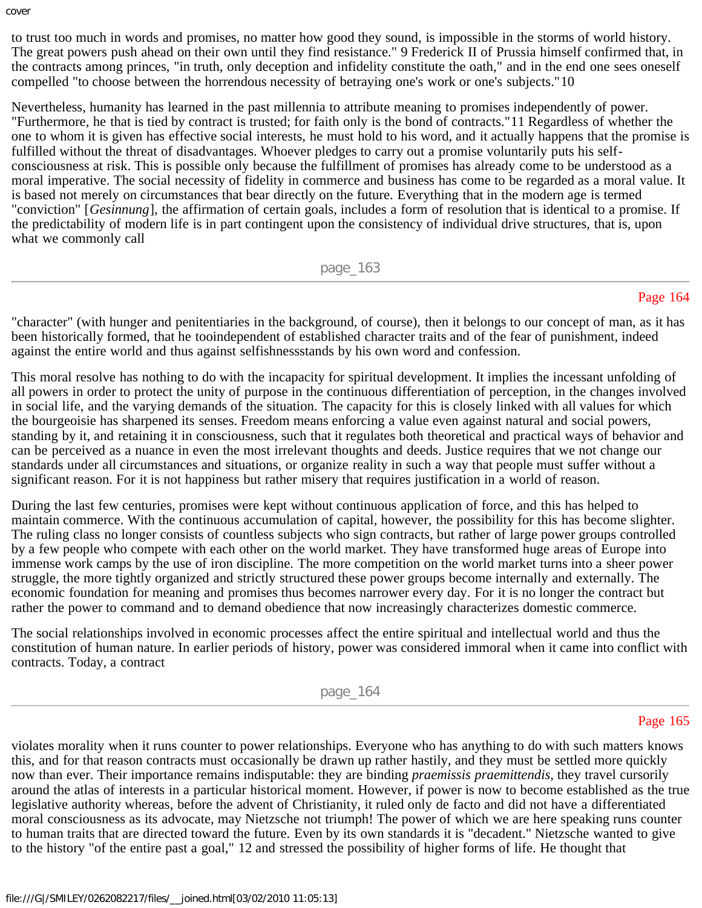to trust too much in words and promises, no matter how good they sound, is impossible in the storms of world history. The great powers push ahead on their own until they find resistance." 9 Frederick II of Prussia himself confirmed that, in the contracts among princes, "in truth, only deception and infidelity constitute the oath," and in the end one sees oneself compelled "to choose between the horrendous necessity of betraying one's work or one's subjects."10

Nevertheless, humanity has learned in the past millennia to attribute meaning to promises independently of power. "Furthermore, he that is tied by contract is trusted; for faith only is the bond of contracts."11 Regardless of whether the one to whom it is given has effective social interests, he must hold to his word, and it actually happens that the promise is fulfilled without the threat of disadvantages. Whoever pledges to carry out a promise voluntarily puts his self-consciousness at risk. This is possible only because the fulfillment of promises has already come to be understood as a moral imperative. The social necessity of fidelity in commerce and business has come to be regarded as a moral value. It is based not merely on circumstances that bear directly on the future. Everything that in the modern age is termed "conviction" [*Gesinnung*], the affirmation of certain goals, includes a form of resolution that is identical to a promise. If the predictability of modern life is in part contingent upon the consistency of individual drive structures, that is, upon what we commonly call "character" (with hunger and penitentiaries in the background, of course), then it belongs to our concept of man, as it has been historically formed, that he tooindependent of established character traits and of the fear of punishment, indeed against the entire world and thus against selfishnessstands by his own word and confession.

This moral resolve has nothing to do with the incapacity for spiritual development. It implies the incessant unfolding of all powers in order to protect the unity of purpose in the continuous differentiation of perception, in the changes involved in social life, and the varying demands of the situation. The capacity for this is closely linked with all values for which the bourgeoisie has sharpened its senses. Freedom means enforcing a value even against natural and social powers, standing by it, and retaining it in consciousness, such that it regulates both theoretical and practical ways of behavior and can be perceived as a nuance in even the most irrelevant thoughts and deeds. Justice requires that we not change our standards under all circumstances and situations, or organize reality in such a way that people must suffer without a significant reason. For it is not happiness but rather misery that requires justification in a world of reason.

During the last few centuries, promises were kept without continuous application of force, and this has helped to maintain commerce. With the continuous accumulation of capital, however, the possibility for this has become slighter. The ruling class no longer consists of countless subjects who sign contracts, but rather of large power groups controlled by a few people who compete with each other on the world market. They have transformed huge areas of Europe into immense work camps by the use of iron discipline. The more competition on the world market turns into a sheer power struggle, the more tightly organized and strictly structured these power groups become internally and externally. The economic foundation for meaning and promises thus becomes narrower every day. For it is no longer the contract but rather the power to command and to demand obedience that now increasingly characterizes domestic commerce.

The social relationships involved in economic processes affect the entire spiritual and intellectual world and thus the constitution of human nature. In earlier periods of history, power was considered immoral when it came into conflict with contracts. Today, a contract violates morality when it runs counter to power relationships. Everyone who has anything to do with such matters knows this, and for that reason contracts must occasionally be drawn up rather hastily, and they must be settled more quickly now than ever. Their importance remains indisputable: they are binding *praemissis praemittendis*, they travel cursorily around the atlas of interests in a particular historical moment. However, if power is now to become established as the true legislative authority whereas, before the advent of Christianity, it ruled only de facto and did not have a differentiated moral consciousness as its advocate, may Nietzsche not triumph! The power of which we are here speaking runs counter to human traits that are directed toward the future. Even by its own standards it is "decadent." Nietzsche wanted to give to the history "of the entire past a goal," 12 and stressed the possibility of higher forms of life. He thought that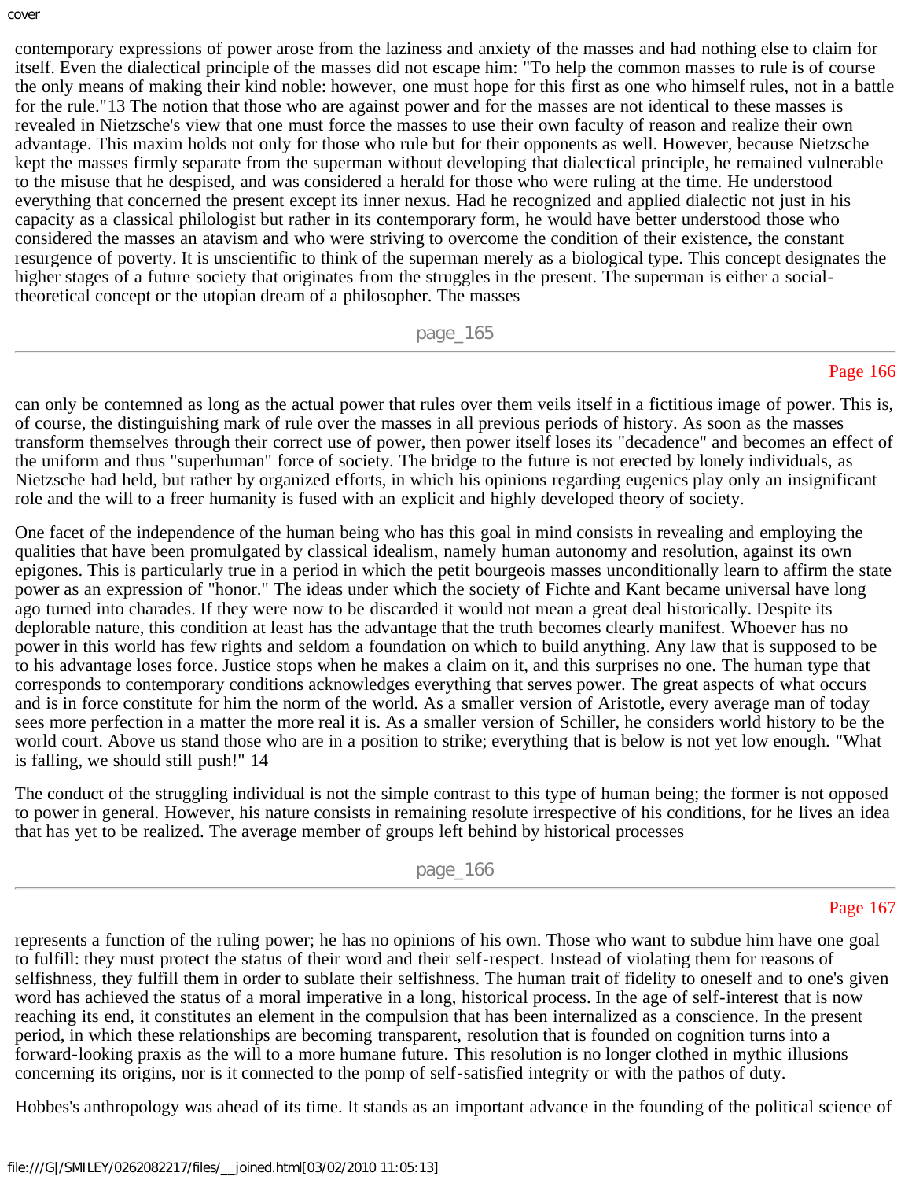contemporary expressions of power arose from the laziness and anxiety of the masses and had nothing else to claim for itself. Even the dialectical principle of the masses did not escape him: "To help the common masses to rule is of course the only means of making their kind noble: however, one must hope for this first as one who himself rules, not in a battle for the rule."[13] The notion that those who are against power and for the masses are not identical to these masses is revealed in Nietzsche's view that one must force the masses to use their own faculty of reason and realize their own advantage. This maxim holds not only for those who rule but for their opponents as well. However, because Nietzsche kept the masses firmly separate from the superman without developing that dialectical principle, he remained vulnerable to the misuse that he despised, and was considered a herald for those who were ruling at the time. He understood everything that concerned the present except its inner nexus. Had he recognized and applied dialectic not just in his capacity as a classical philologist but rather in its contemporary form, he would have better understood those who considered the masses an atavism and who were striving to overcome the condition of their existence, the constant resurgence of poverty. It is unscientific to think of the superman merely as a biological type. This concept designates the higher stages of a future society that originates from the struggles in the present. The superman is either a social-theoretical concept or the utopian dream of a philosopher. The masses can only be contemned as long as the actual power that rules over them veils itself in a fictitious image of power. This is, of course, the distinguishing mark of rule over the masses in all previous periods of history. As soon as the masses transform themselves through their correct use of power, then power itself loses its "decadence" and becomes an effect of the uniform and thus "superhuman" force of society. The bridge to the future is not erected by lonely individuals, as Nietzsche had held, but rather by organized efforts, in which his opinions regarding eugenics play only an insignificant role and the will to a freer humanity is fused with an explicit and highly developed theory of society.

One facet of the independence of the human being who has this goal in mind consists in revealing and employing the qualities that have been promulgated by classical idealism, namely human autonomy and resolution, against its own epigones. This is particularly true in a period in which the petit bourgeois masses unconditionally learn to affirm the state power as an expression of "honor." The ideas under which the society of Fichte and Kant became universal have long ago turned into charades. If they were now to be discarded it would not mean a great deal historically. Despite its deplorable nature, this condition at least has the advantage that the truth becomes clearly manifest. Whoever has no power in this world has few rights and seldom a foundation on which to build anything. Any law that is supposed to be to his advantage loses force. Justice stops when he makes a claim on it, and this surprises no one. The human type that corresponds to contemporary conditions acknowledges everything that serves power. The great aspects of what occurs and is in force constitute for him the norm of the world. As a smaller version of Aristotle, every average man of today sees more perfection in a matter the more real it is. As a smaller version of Schiller, he considers world history to be the world court. Above us stand those who are in a position to strike; everything that is below is not yet low enough. "What is falling, we should still push!" [14]

The conduct of the struggling individual is not the simple contrast to this type of human being; the former is not opposed to power in general. However, his nature consists in remaining resolute irrespective of his conditions, for he lives an idea that has yet to be realized. The average member of groups left behind by historical processes represents a function of the ruling power; he has no opinions of his own. Those who want to subdue him have one goal to fulfill: they must protect the status of their word and their self-respect. Instead of violating them for reasons of selfishness, they fulfill them in order to sublate their selfishness. The human trait of fidelity to oneself and to one's given word has achieved the status of a moral imperative in a long, historical process. In the age of self-interest that is now reaching its end, it constitutes an element in the compulsion that has been internalized as a conscience. In the present period, in which these relationships are becoming transparent, resolution that is founded on cognition turns into a forward-looking praxis as the will to a more humane future. This resolution is no longer clothed in mythic illusions concerning its origins, nor is it connected to the pomp of self-satisfied integrity or with the pathos of duty.

Hobbes's anthropology was ahead of its time. It stands as an important advance in the founding of the political science of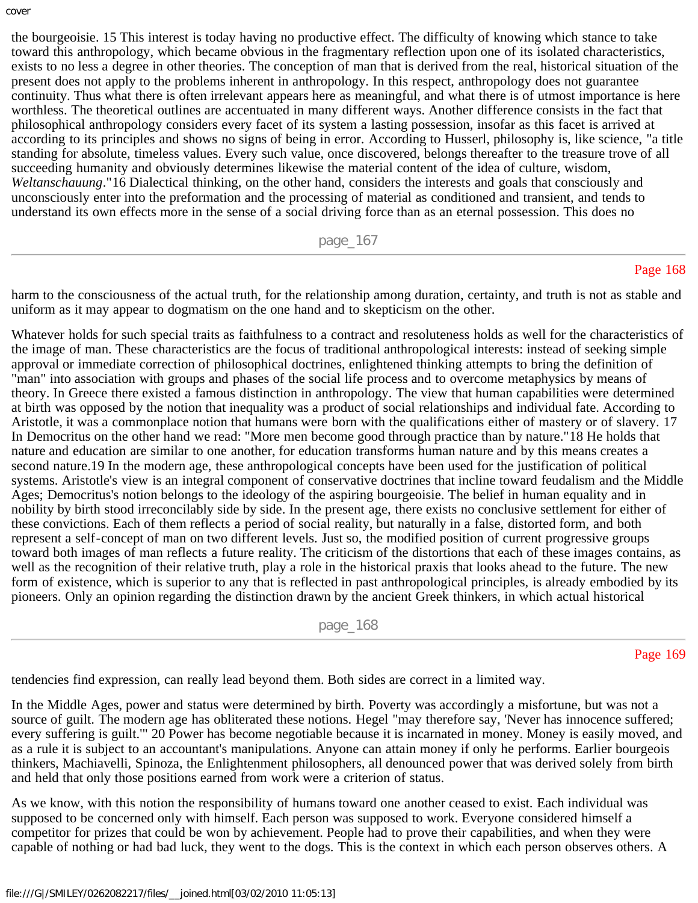the bourgeoisie. 15 This interest is today having no productive effect. The difficulty of knowing which stance to take toward this anthropology, which became obvious in the fragmentary reflection upon one of its isolated characteristics, exists to no less a degree in other theories. The conception of man that is derived from the real, historical situation of the present does not apply to the problems inherent in anthropology. In this respect, anthropology does not guarantee continuity. Thus what there is often irrelevant appears here as meaningful, and what there is of utmost importance is here worthless. The theoretical outlines are accentuated in many different ways. Another difference consists in the fact that philosophical anthropology considers every facet of its system a lasting possession, insofar as this facet is arrived at according to its principles and shows no signs of being in error. According to Husserl, philosophy is, like science, "a title standing for absolute, timeless values. Every such value, once discovered, belongs thereafter to the treasure trove of all succeeding humanity and obviously determines likewise the material content of the idea of culture, wisdom, *Weltanschauung*."16 Dialectical thinking, on the other hand, considers the interests and goals that consciously and unconsciously enter into the preformation and the processing of material as conditioned and transient, and tends to understand its own effects more in the sense of a social driving force than as an eternal possession. This does no harm to the consciousness of the actual truth, for the relationship among duration, certainty, and truth is not as stable and uniform as it may appear to dogmatism on the one hand and to skepticism on the other.

Whatever holds for such special traits as faithfulness to a contract and resoluteness holds as well for the characteristics of the image of man. These characteristics are the focus of traditional anthropological interests: instead of seeking simple approval or immediate correction of philosophical doctrines, enlightened thinking attempts to bring the definition of "man" into association with groups and phases of the social life process and to overcome metaphysics by means of theory. In Greece there existed a famous distinction in anthropology. The view that human capabilities were determined at birth was opposed by the notion that inequality was a product of social relationships and individual fate. According to Aristotle, it was a commonplace notion that humans were born with the qualifications either of mastery or of slavery. 17 In Democritus on the other hand we read: "More men become good through practice than by nature."18 He holds that nature and education are similar to one another, for education transforms human nature and by this means creates a second nature.19 In the modern age, these anthropological concepts have been used for the justification of political systems. Aristotle's view is an integral component of conservative doctrines that incline toward feudalism and the Middle Ages; Democritus's notion belongs to the ideology of the aspiring bourgeoisie. The belief in human equality and in nobility by birth stood irreconcilably side by side. In the present age, there exists no conclusive settlement for either of these convictions. Each of them reflects a period of social reality, but naturally in a false, distorted form, and both represent a self-concept of man on two different levels. Just so, the modified position of current progressive groups toward both images of man reflects a future reality. The criticism of the distortions that each of these images contains, as well as the recognition of their relative truth, play a role in the historical praxis that looks ahead to the future. The new form of existence, which is superior to any that is reflected in past anthropological principles, is already embodied by its pioneers. Only an opinion regarding the distinction drawn by the ancient Greek thinkers, in which actual historical tendencies find expression, can really lead beyond them. Both sides are correct in a limited way.

In the Middle Ages, power and status were determined by birth. Poverty was accordingly a misfortune, but was not a source of guilt. The modern age has obliterated these notions. Hegel "may therefore say, 'Never has innocence suffered; every suffering is guilt.'" 20 Power has become negotiable because it is incarnated in money. Money is easily moved, and as a rule it is subject to an accountant's manipulations. Anyone can attain money if only he performs. Earlier bourgeois thinkers, Machiavelli, Spinoza, the Enlightenment philosophers, all denounced power that was derived solely from birth and held that only those positions earned from work were a criterion of status.

As we know, with this notion the responsibility of humans toward one another ceased to exist. Each individual was supposed to be concerned only with himself. Each person was supposed to work. Everyone considered himself a competitor for prizes that could be won by achievement. People had to prove their capabilities, and when they were capable of nothing or had bad luck, they went to the dogs. This is the context in which each person observes others. A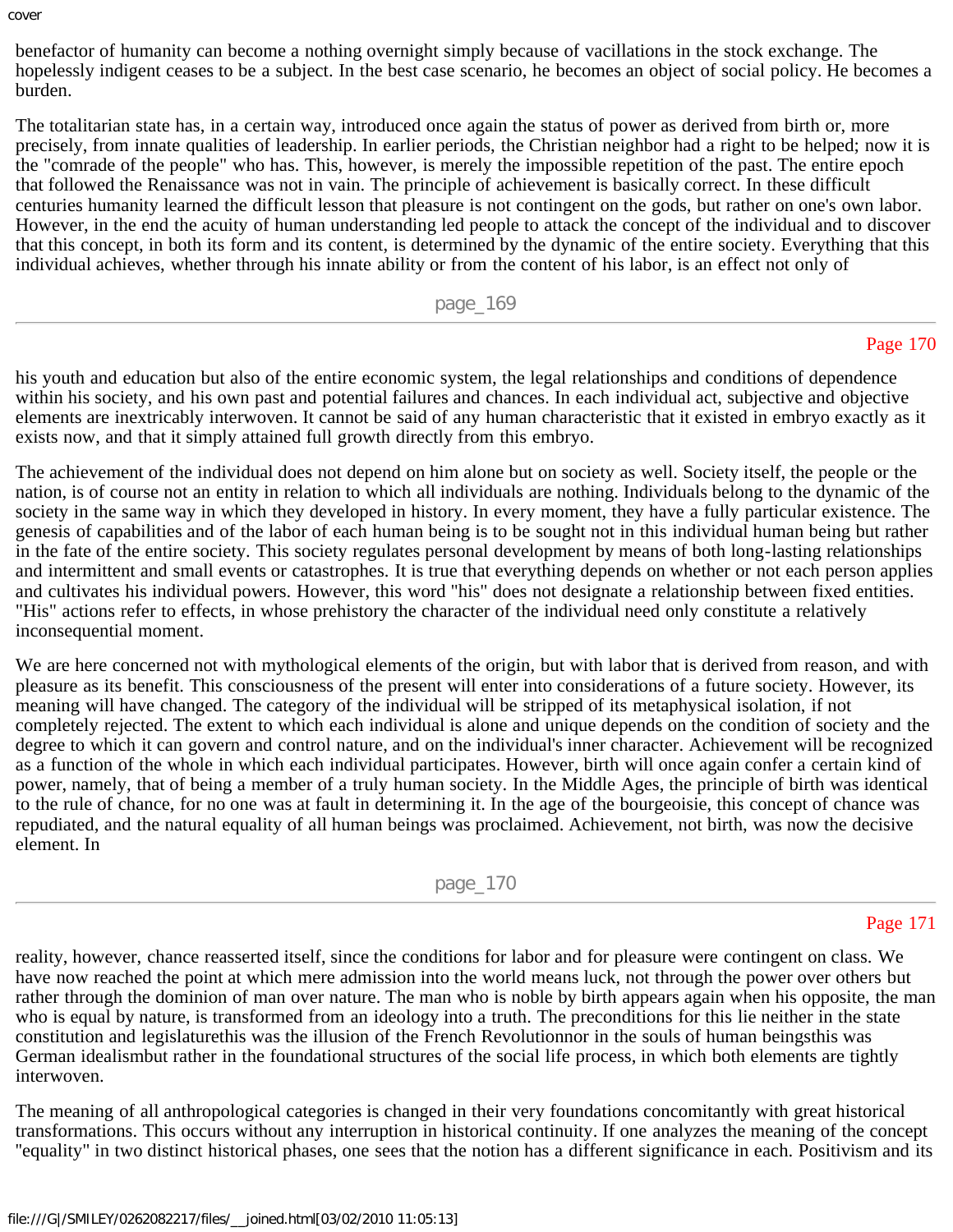benefactor of humanity can become a nothing overnight simply because of vacillations in the stock exchange. The hopelessly indigent ceases to be a subject. In the best case scenario, he becomes an object of social policy. He becomes a burden.

The totalitarian state has, in a certain way, introduced once again the status of power as derived from birth or, more precisely, from innate qualities of leadership. In earlier periods, the Christian neighbor had a right to be helped; now it is the "comrade of the people" who has. This, however, is merely the impossible repetition of the past. The entire epoch that followed the Renaissance was not in vain. The principle of achievement is basically correct. In these difficult centuries humanity learned the difficult lesson that pleasure is not contingent on the gods, but rather on one's own labor. However, in the end the acuity of human understanding led people to attack the concept of the individual and to discover that this concept, in both its form and its content, is determined by the dynamic of the entire society. Everything that this individual achieves, whether through his innate ability or from the content of his labor, is an effect not only of his youth and education but also of the entire economic system, the legal relationships and conditions of dependence within his society, and his own past and potential failures and chances. In each individual act, subjective and objective elements are inextricably interwoven. It cannot be said of any human characteristic that it existed in embryo exactly as it exists now, and that it simply attained full growth directly from this embryo.

The achievement of the individual does not depend on him alone but on society as well. Society itself, the people or the nation, is of course not an entity in relation to which all individuals are nothing. Individuals belong to the dynamic of the society in the same way in which they developed in history. In every moment, they have a fully particular existence. The genesis of capabilities and of the labor of each human being is to be sought not in this individual human being but rather in the fate of the entire society. This society regulates personal development by means of both long-lasting relationships and intermittent and small events or catastrophes. It is true that everything depends on whether or not each person applies and cultivates his individual powers. However, this word "his" does not designate a relationship between fixed entities. "His" actions refer to effects, in whose prehistory the character of the individual need only constitute a relatively inconsequential moment.

We are here concerned not with mythological elements of the origin, but with labor that is derived from reason, and with pleasure as its benefit. This consciousness of the present will enter into considerations of a future society. However, its meaning will have changed. The category of the individual will be stripped of its metaphysical isolation, if not completely rejected. The extent to which each individual is alone and unique depends on the condition of society and the degree to which it can govern and control nature, and on the individual's inner character. Achievement will be recognized as a function of the whole in which each individual participates. However, birth will once again confer a certain kind of power, namely, that of being a member of a truly human society. In the Middle Ages, the principle of birth was identical to the rule of chance, for no one was at fault in determining it. In the age of the bourgeoisie, this concept of chance was repudiated, and the natural equality of all human beings was proclaimed. Achievement, not birth, was now the decisive element. In reality, however, chance reasserted itself, since the conditions for labor and for pleasure were contingent on class. We have now reached the point at which mere admission into the world means luck, not through the power over others but rather through the dominion of man over nature. The man who is noble by birth appears again when his opposite, the man who is equal by nature, is transformed from an ideology into a truth. The preconditions for this lie neither in the state constitution and legislaturethis was the illusion of the French Revolutionnor in the souls of human beingsthis was German idealismbut rather in the foundational structures of the social life process, in which both elements are tightly interwoven.

The meaning of all anthropological categories is changed in their very foundations concomitantly with great historical transformations. This occurs without any interruption in historical continuity. If one analyzes the meaning of the concept "equality" in two distinct historical phases, one sees that the notion has a different significance in each. Positivism and its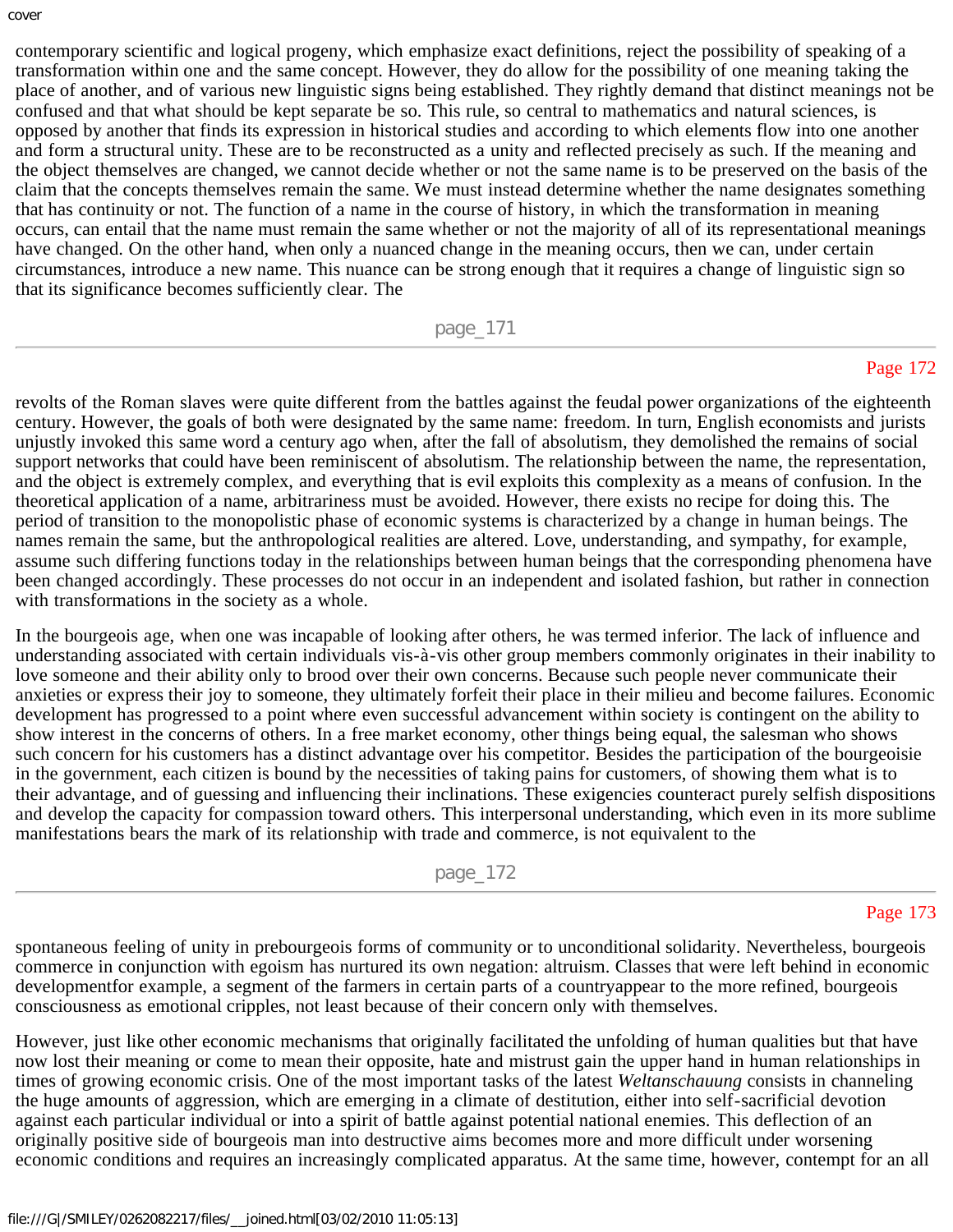contemporary scientific and logical progeny, which emphasize exact definitions, reject the possibility of speaking of a transformation within one and the same concept. However, they do allow for the possibility of one meaning taking the place of another, and of various new linguistic signs being established. They rightly demand that distinct meanings not be confused and that what should be kept separate be so. This rule, so central to mathematics and natural sciences, is opposed by another that finds its expression in historical studies and according to which elements flow into one another and form a structural unity. These are to be reconstructed as a unity and reflected precisely as such. If the meaning and the object themselves are changed, we cannot decide whether or not the same name is to be preserved on the basis of the claim that the concepts themselves remain the same. We must instead determine whether the name designates something that has continuity or not. The function of a name in the course of history, in which the transformation in meaning occurs, can entail that the name must remain the same whether or not the majority of all of its representational meanings have changed. On the other hand, when only a nuanced change in the meaning occurs, then we can, under certain circumstances, introduce a new name. This nuance can be strong enough that it requires a change of linguistic sign so that its significance becomes sufficiently clear. The revolts of the Roman slaves were quite different from the battles against the feudal power organizations of the eighteenth century. However, the goals of both were designated by the same name: freedom. In turn, English economists and jurists unjustly invoked this same word a century ago when, after the fall of absolutism, they demolished the remains of social support networks that could have been reminiscent of absolutism. The relationship between the name, the representation, and the object is extremely complex, and everything that is evil exploits this complexity as a means of confusion. In the theoretical application of a name, arbitrariness must be avoided. However, there exists no recipe for doing this. The period of transition to the monopolistic phase of economic systems is characterized by a change in human beings. The names remain the same, but the anthropological realities are altered. Love, understanding, and sympathy, for example, assume such differing functions today in the relationships between human beings that the corresponding phenomena have been changed accordingly. These processes do not occur in an independent and isolated fashion, but rather in connection with transformations in the society as a whole.

In the bourgeois age, when one was incapable of looking after others, he was termed inferior. The lack of influence and understanding associated with certain individuals vis-à-vis other group members commonly originates in their inability to love someone and their ability only to brood over their own concerns. Because such people never communicate their anxieties or express their joy to someone, they ultimately forfeit their place in their milieu and become failures. Economic development has progressed to a point where even successful advancement within society is contingent on the ability to show interest in the concerns of others. In a free market economy, other things being equal, the salesman who shows such concern for his customers has a distinct advantage over his competitor. Besides the participation of the bourgeoisie in the government, each citizen is bound by the necessities of taking pains for customers, of showing them what is to their advantage, and of guessing and influencing their inclinations. These exigencies counteract purely selfish dispositions and develop the capacity for compassion toward others. This interpersonal understanding, which even in its more sublime manifestations bears the mark of its relationship with trade and commerce, is not equivalent to the spontaneous feeling of unity in prebourgeois forms of community or to unconditional solidarity. Nevertheless, bourgeois commerce in conjunction with egoism has nurtured its own negation: altruism. Classes that were left behind in economic developmentfor example, a segment of the farmers in certain parts of a countryappear to the more refined, bourgeois consciousness as emotional cripples, not least because of their concern only with themselves.

However, just like other economic mechanisms that originally facilitated the unfolding of human qualities but that have now lost their meaning or come to mean their opposite, hate and mistrust gain the upper hand in human relationships in times of growing economic crisis. One of the most important tasks of the latest *Weltanschauung* consists in channeling the huge amounts of aggression, which are emerging in a climate of destitution, either into self-sacrificial devotion against each particular individual or into a spirit of battle against potential national enemies. This deflection of an originally positive side of bourgeois man into destructive aims becomes more and more difficult under worsening economic conditions and requires an increasingly complicated apparatus. At the same time, however, contempt for an all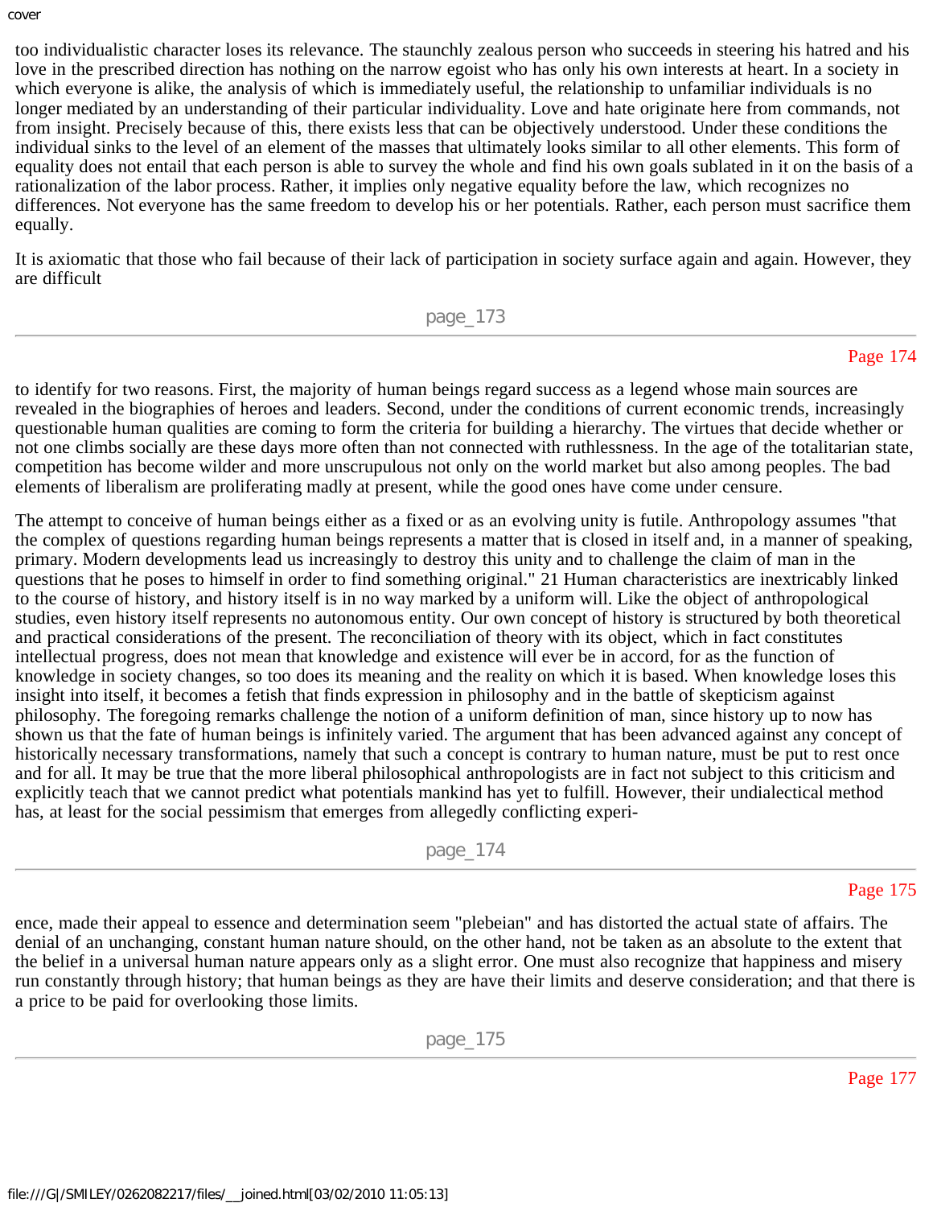too individualistic character loses its relevance. The staunchly zealous person who succeeds in steering his hatred and his love in the prescribed direction has nothing on the narrow egoist who has only his own interests at heart. In a society in which everyone is alike, the analysis of which is immediately useful, the relationship to unfamiliar individuals is no longer mediated by an understanding of their particular individuality. Love and hate originate here from commands, not from insight. Precisely because of this, there exists less that can be objectively understood. Under these conditions the individual sinks to the level of an element of the masses that ultimately looks similar to all other elements. This form of equality does not entail that each person is able to survey the whole and find his own goals sublated in it on the basis of a rationalization of the labor process. Rather, it implies only negative equality before the law, which recognizes no differences. Not everyone has the same freedom to develop his or her potentials. Rather, each person must sacrifice them equally.

It is axiomatic that those who fail because of their lack of participation in society surface again and again. However, they are difficult to identify for two reasons. First, the majority of human beings regard success as a legend whose main sources are revealed in the biographies of heroes and leaders. Second, under the conditions of current economic trends, increasingly questionable human qualities are coming to form the criteria for building a hierarchy. The virtues that decide whether or not one climbs socially are these days more often than not connected with ruthlessness. In the age of the totalitarian state, competition has become wilder and more unscrupulous not only on the world market but also among peoples. The bad elements of liberalism are proliferating madly at present, while the good ones have come under censure.

The attempt to conceive of human beings either as a fixed or as an evolving unity is futile. Anthropology assumes "that the complex of questions regarding human beings represents a matter that is closed in itself and, in a manner of speaking, primary. Modern developments lead us increasingly to destroy this unity and to challenge the claim of man in the questions that he poses to himself in order to find something original." 21 Human characteristics are inextricably linked to the course of history, and history itself is in no way marked by a uniform will. Like the object of anthropological studies, even history itself represents no autonomous entity. Our own concept of history is structured by both theoretical and practical considerations of the present. The reconciliation of theory with its object, which in fact constitutes intellectual progress, does not mean that knowledge and existence will ever be in accord, for as the function of knowledge in society changes, so too does its meaning and the reality on which it is based. When knowledge loses this insight into itself, it becomes a fetish that finds expression in philosophy and in the battle of skepticism against philosophy. The foregoing remarks challenge the notion of a uniform definition of man, since history up to now has shown us that the fate of human beings is infinitely varied. The argument that has been advanced against any concept of historically necessary transformations, namely that such a concept is contrary to human nature, must be put to rest once and for all. It may be true that the more liberal philosophical anthropologists are in fact not subject to this criticism and explicitly teach that we cannot predict what potentials mankind has yet to fulfill. However, their undialectical method has, at least for the social pessimism that emerges from allegedly conflicting experience, made their appeal to essence and determination seem "plebeian" and has distorted the actual state of affairs. The denial of an unchanging, constant human nature should, on the other hand, not be taken as an absolute to the extent that the belief in a universal human nature appears only as a slight error. One must also recognize that happiness and misery run constantly through history; that human beings as they are have their limits and deserve consideration; and that there is a price to be paid for overlooking those limits.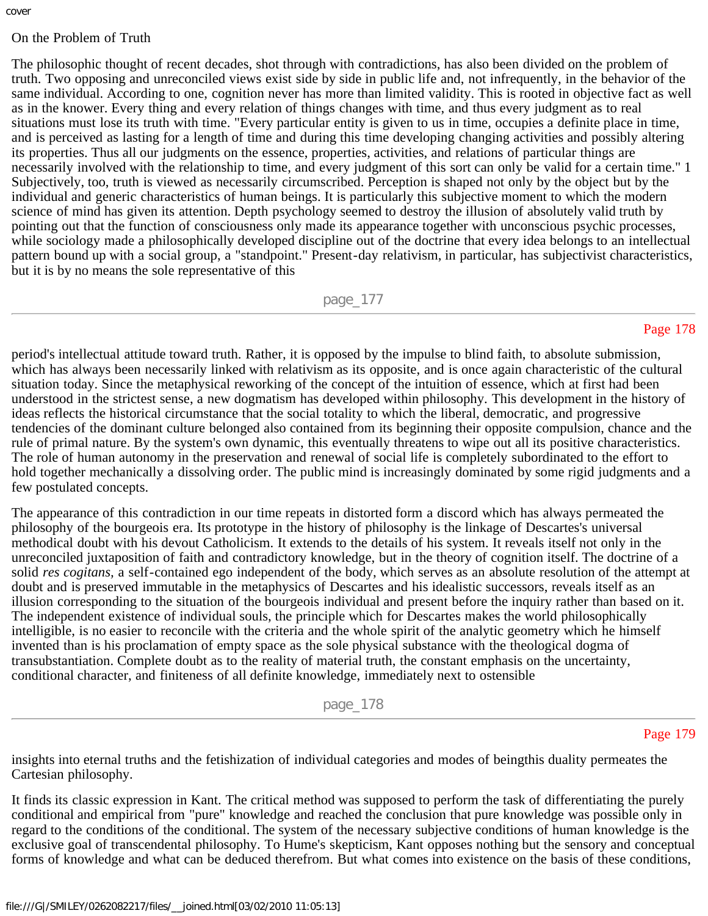## On the Problem of Truth

The philosophic thought of recent decades, shot through with contradictions, has also been divided on the problem of truth. Two opposing and unreconciled views exist side by side in public life and, not infrequently, in the behavior of the same individual. According to one, cognition never has more than limited validity. This is rooted in objective fact as well as in the knower. Every thing and every relation of things changes with time, and thus every judgment as to real situations must lose its truth with time. "Every particular entity is given to us in time, occupies a definite place in time, and is perceived as lasting for a length of time and during this time developing changing activities and possibly altering its properties. Thus all our judgments on the essence, properties, activities, and relations of particular things are necessarily involved with the relationship to time, and every judgment of this sort can only be valid for a certain time." [1] Subjectively, too, truth is viewed as necessarily circumscribed. Perception is shaped not only by the object but by the individual and generic characteristics of human beings. It is particularly this subjective moment to which the modern science of mind has given its attention. Depth psychology seemed to destroy the illusion of absolutely valid truth by pointing out that the function of consciousness only made its appearance together with unconscious psychic processes, while sociology made a philosophically developed discipline out of the doctrine that every idea belongs to an intellectual pattern bound up with a social group, a "standpoint." Present-day relativism, in particular, has subjectivist characteristics, but it is by no means the sole representative of this period's intellectual attitude toward truth. Rather, it is opposed by the impulse to blind faith, to absolute submission, which has always been necessarily linked with relativism as its opposite, and is once again characteristic of the cultural situation today. Since the metaphysical reworking of the concept of the intuition of essence, which at first had been understood in the strictest sense, a new dogmatism has developed within philosophy. This development in the history of ideas reflects the historical circumstance that the social totality to which the liberal, democratic, and progressive tendencies of the dominant culture belonged also contained from its beginning their opposite compulsion, chance and the rule of primal nature. By the system's own dynamic, this eventually threatens to wipe out all its positive characteristics. The role of human autonomy in the preservation and renewal of social life is completely subordinated to the effort to hold together mechanically a dissolving order. The public mind is increasingly dominated by some rigid judgments and a few postulated concepts.

The appearance of this contradiction in our time repeats in distorted form a discord which has always permeated the philosophy of the bourgeois era. Its prototype in the history of philosophy is the linkage of Descartes's universal methodical doubt with his devout Catholicism. It extends to the details of his system. It reveals itself not only in the unreconciled juxtaposition of faith and contradictory knowledge, but in the theory of cognition itself. The doctrine of a solid *res cogitans,* a self-contained ego independent of the body, which serves as an absolute resolution of the attempt at doubt and is preserved immutable in the metaphysics of Descartes and his idealistic successors, reveals itself as an illusion corresponding to the situation of the bourgeois individual and present before the inquiry rather than based on it. The independent existence of individual souls, the principle which for Descartes makes the world philosophically intelligible, is no easier to reconcile with the criteria and the whole spirit of the analytic geometry which he himself invented than is his proclamation of empty space as the sole physical substance with the theological dogma of transubstantiation. Complete doubt as to the reality of material truth, the constant emphasis on the uncertainty, conditional character, and finiteness of all definite knowledge, immediately next to ostensible insights into eternal truths and the fetishization of individual categories and modes of beingthis duality permeates the Cartesian philosophy.

It finds its classic expression in Kant. The critical method was supposed to perform the task of differentiating the purely conditional and empirical from "pure" knowledge and reached the conclusion that pure knowledge was possible only in regard to the conditions of the conditional. The system of the necessary subjective conditions of human knowledge is the exclusive goal of transcendental philosophy. To Hume's skepticism, Kant opposes nothing but the sensory and conceptual forms of knowledge and what can be deduced therefrom. But what comes into existence on the basis of these conditions,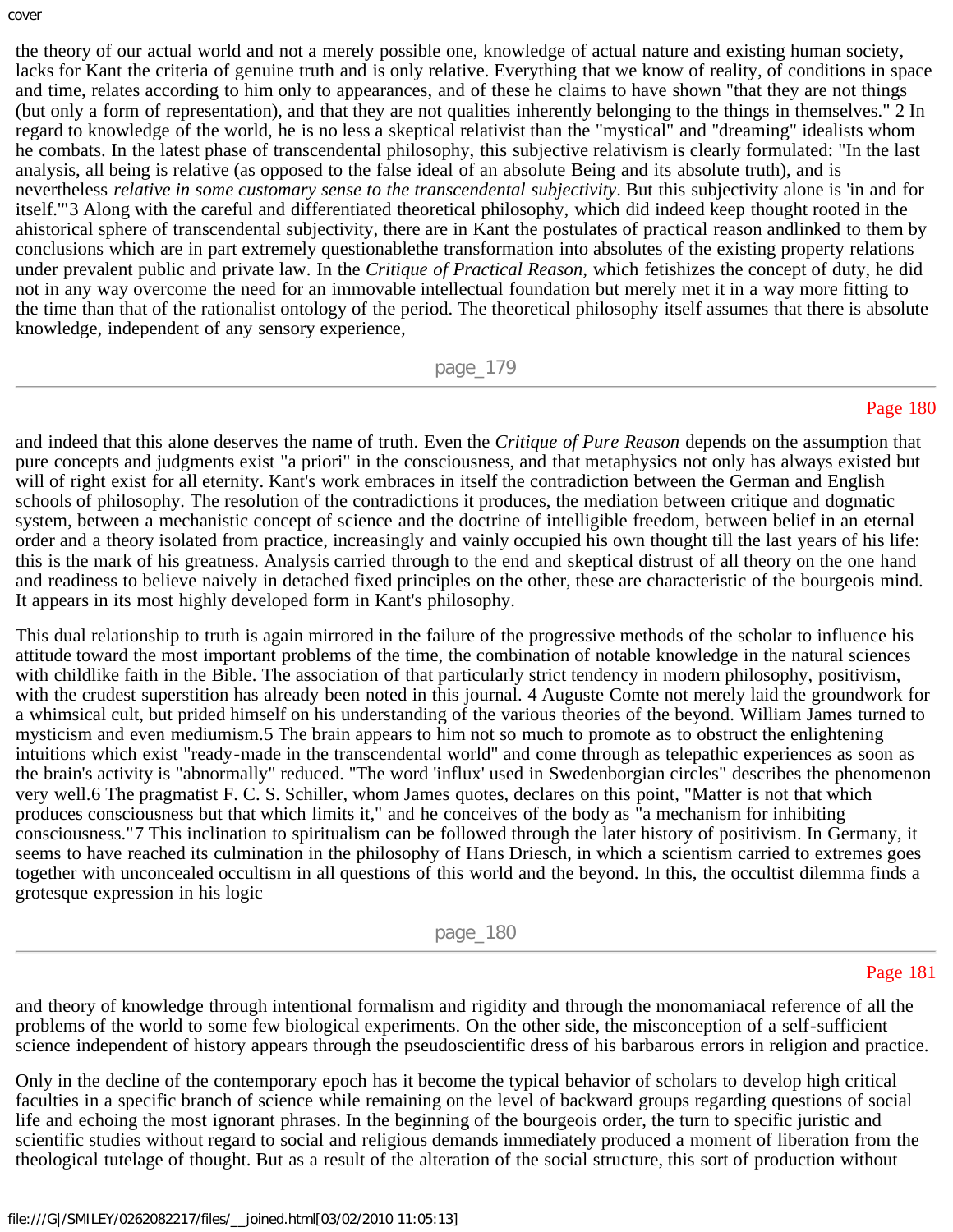the theory of our actual world and not a merely possible one, knowledge of actual nature and existing human society, lacks for Kant the criteria of genuine truth and is only relative. Everything that we know of reality, of conditions in space and time, relates according to him only to appearances, and of these he claims to have shown "that they are not things (but only a form of representation), and that they are not qualities inherently belonging to the things in themselves." 2 In regard to knowledge of the world, he is no less a skeptical relativist than the "mystical" and "dreaming" idealists whom he combats. In the latest phase of transcendental philosophy, this subjective relativism is clearly formulated: "In the last analysis, all being is relative (as opposed to the false ideal of an absolute Being and its absolute truth), and is nevertheless *relative in some customary sense to the transcendental subjectivity*. But this subjectivity alone is 'in and for itself.'"3 Along with the careful and differentiated theoretical philosophy, which did indeed keep thought rooted in the ahistorical sphere of transcendental subjectivity, there are in Kant the postulates of practical reason andlinked to them by conclusions which are in part extremely questionablethe transformation into absolutes of the existing property relations under prevalent public and private law. In the *Critique of Practical Reason*, which fetishizes the concept of duty, he did not in any way overcome the need for an immovable intellectual foundation but merely met it in a way more fitting to the time than that of the rationalist ontology of the period. The theoretical philosophy itself assumes that there is absolute knowledge, independent of any sensory experience,

and indeed that this alone deserves the name of truth. Even the *Critique of Pure Reason* depends on the assumption that pure concepts and judgments exist "a priori" in the consciousness, and that metaphysics not only has always existed but will of right exist for all eternity. Kant's work embraces in itself the contradiction between the German and English schools of philosophy. The resolution of the contradictions it produces, the mediation between critique and dogmatic system, between a mechanistic concept of science and the doctrine of intelligible freedom, between belief in an eternal order and a theory isolated from practice, increasingly and vainly occupied his own thought till the last years of his life: this is the mark of his greatness. Analysis carried through to the end and skeptical distrust of all theory on the one hand and readiness to believe naively in detached fixed principles on the other, these are characteristic of the bourgeois mind. It appears in its most highly developed form in Kant's philosophy.

This dual relationship to truth is again mirrored in the failure of the progressive methods of the scholar to influence his attitude toward the most important problems of the time, the combination of notable knowledge in the natural sciences with childlike faith in the Bible. The association of that particularly strict tendency in modern philosophy, positivism, with the crudest superstition has already been noted in this journal. 4 Auguste Comte not merely laid the groundwork for a whimsical cult, but prided himself on his understanding of the various theories of the beyond. William James turned to mysticism and even mediumism.5 The brain appears to him not so much to promote as to obstruct the enlightening intuitions which exist "ready-made in the transcendental world" and come through as telepathic experiences as soon as the brain's activity is "abnormally" reduced. "The word 'influx' used in Swedenborgian circles" describes the phenomenon very well.6 The pragmatist F. C. S. Schiller, whom James quotes, declares on this point, "Matter is not that which produces consciousness but that which limits it," and he conceives of the body as "a mechanism for inhibiting consciousness."7 This inclination to spiritualism can be followed through the later history of positivism. In Germany, it seems to have reached its culmination in the philosophy of Hans Driesch, in which a scientism carried to extremes goes together with unconcealed occultism in all questions of this world and the beyond. In this, the occultist dilemma finds a grotesque expression in his logic

and theory of knowledge through intentional formalism and rigidity and through the monomaniacal reference of all the problems of the world to some few biological experiments. On the other side, the misconception of a self-sufficient science independent of history appears through the pseudoscientific dress of his barbarous errors in religion and practice.

Only in the decline of the contemporary epoch has it become the typical behavior of scholars to develop high critical faculties in a specific branch of science while remaining on the level of backward groups regarding questions of social life and echoing the most ignorant phrases. In the beginning of the bourgeois order, the turn to specific juristic and scientific studies without regard to social and religious demands immediately produced a moment of liberation from the theological tutelage of thought. But as a result of the alteration of the social structure, this sort of production without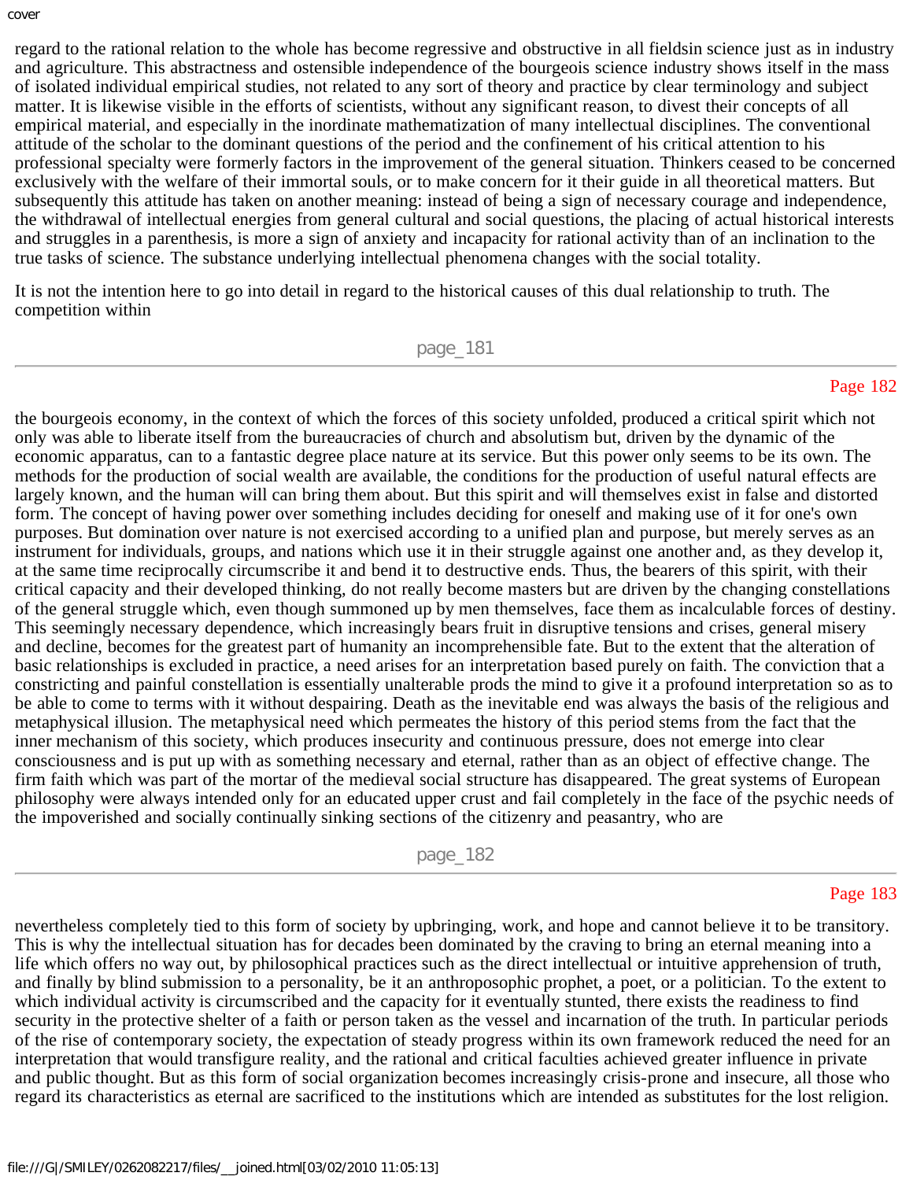regard to the rational relation to the whole has become regressive and obstructive in all fieldsin science just as in industry and agriculture. This abstractness and ostensible independence of the bourgeois science industry shows itself in the mass of isolated individual empirical studies, not related to any sort of theory and practice by clear terminology and subject matter. It is likewise visible in the efforts of scientists, without any significant reason, to divest their concepts of all empirical material, and especially in the inordinate mathematization of many intellectual disciplines. The conventional attitude of the scholar to the dominant questions of the period and the confinement of his critical attention to his professional specialty were formerly factors in the improvement of the general situation. Thinkers ceased to be concerned exclusively with the welfare of their immortal souls, or to make concern for it their guide in all theoretical matters. But subsequently this attitude has taken on another meaning: instead of being a sign of necessary courage and independence, the withdrawal of intellectual energies from general cultural and social questions, the placing of actual historical interests and struggles in a parenthesis, is more a sign of anxiety and incapacity for rational activity than of an inclination to the true tasks of science. The substance underlying intellectual phenomena changes with the social totality.

It is not the intention here to go into detail in regard to the historical causes of this dual relationship to truth. The competition within the bourgeois economy, in the context of which the forces of this society unfolded, produced a critical spirit which not only was able to liberate itself from the bureaucracies of church and absolutism but, driven by the dynamic of the economic apparatus, can to a fantastic degree place nature at its service. But this power only seems to be its own. The methods for the production of social wealth are available, the conditions for the production of useful natural effects are largely known, and the human will can bring them about. But this spirit and will themselves exist in false and distorted form. The concept of having power over something includes deciding for oneself and making use of it for one's own purposes. But domination over nature is not exercised according to a unified plan and purpose, but merely serves as an instrument for individuals, groups, and nations which use it in their struggle against one another and, as they develop it, at the same time reciprocally circumscribe it and bend it to destructive ends. Thus, the bearers of this spirit, with their critical capacity and their developed thinking, do not really become masters but are driven by the changing constellations of the general struggle which, even though summoned up by men themselves, face them as incalculable forces of destiny. This seemingly necessary dependence, which increasingly bears fruit in disruptive tensions and crises, general misery and decline, becomes for the greatest part of humanity an incomprehensible fate. But to the extent that the alteration of basic relationships is excluded in practice, a need arises for an interpretation based purely on faith. The conviction that a constricting and painful constellation is essentially unalterable prods the mind to give it a profound interpretation so as to be able to come to terms with it without despairing. Death as the inevitable end was always the basis of the religious and metaphysical illusion. The metaphysical need which permeates the history of this period stems from the fact that the inner mechanism of this society, which produces insecurity and continuous pressure, does not emerge into clear consciousness and is put up with as something necessary and eternal, rather than as an object of effective change. The firm faith which was part of the mortar of the medieval social structure has disappeared. The great systems of European philosophy were always intended only for an educated upper crust and fail completely in the face of the psychic needs of the impoverished and socially continually sinking sections of the citizenry and peasantry, who are nevertheless completely tied to this form of society by upbringing, work, and hope and cannot believe it to be transitory. This is why the intellectual situation has for decades been dominated by the craving to bring an eternal meaning into a life which offers no way out, by philosophical practices such as the direct intellectual or intuitive apprehension of truth, and finally by blind submission to a personality, be it an anthroposophic prophet, a poet, or a politician. To the extent to which individual activity is circumscribed and the capacity for it eventually stunted, there exists the readiness to find security in the protective shelter of a faith or person taken as the vessel and incarnation of the truth. In particular periods of the rise of contemporary society, the expectation of steady progress within its own framework reduced the need for an interpretation that would transfigure reality, and the rational and critical faculties achieved greater influence in private and public thought. But as this form of social organization becomes increasingly crisis-prone and insecure, all those who regard its characteristics as eternal are sacrificed to the institutions which are intended as substitutes for the lost religion.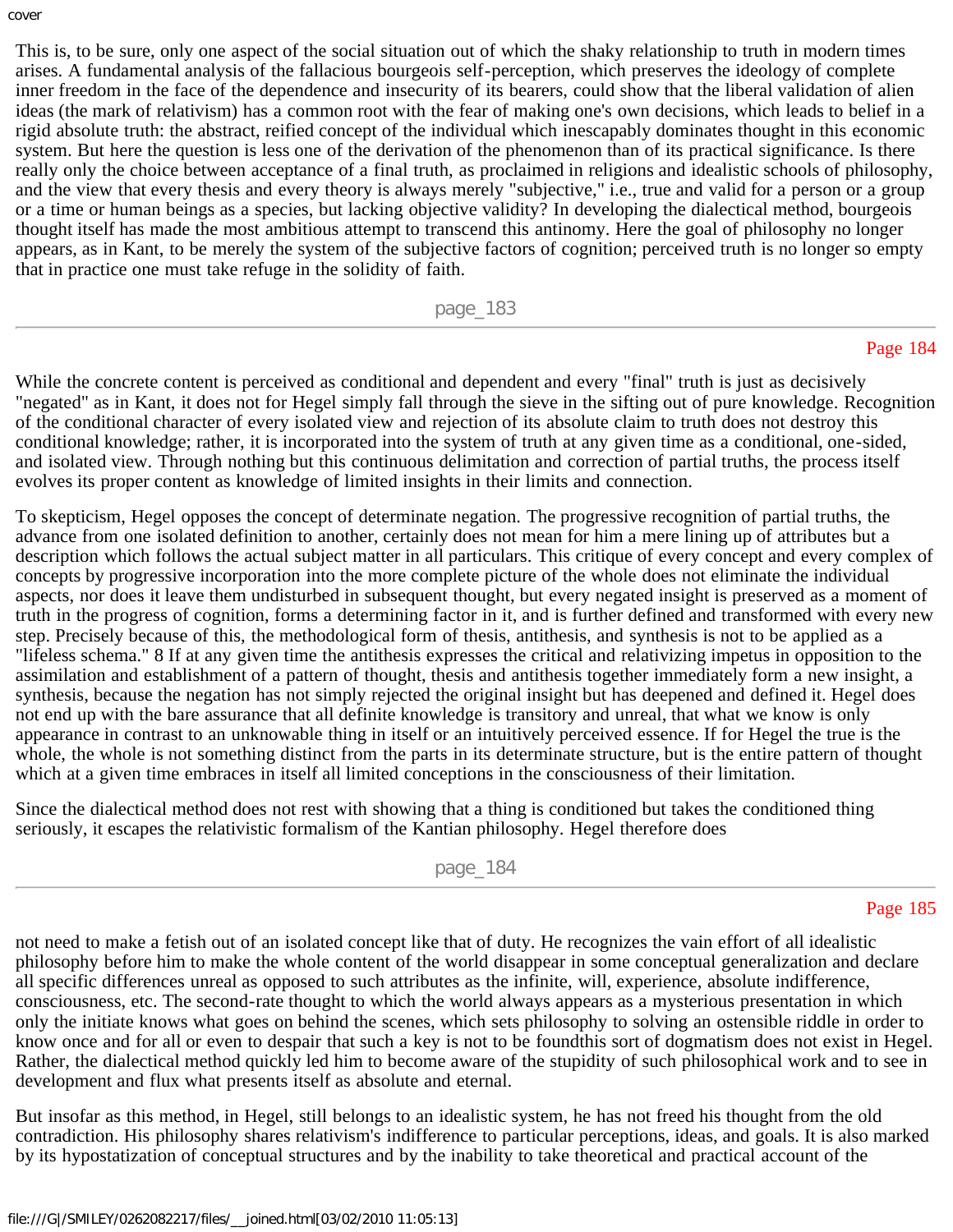This is, to be sure, only one aspect of the social situation out of which the shaky relationship to truth in modern times arises. A fundamental analysis of the fallacious bourgeois self-perception, which preserves the ideology of complete inner freedom in the face of the dependence and insecurity of its bearers, could show that the liberal validation of alien ideas (the mark of relativism) has a common root with the fear of making one's own decisions, which leads to belief in a rigid absolute truth: the abstract, reified concept of the individual which inescapably dominates thought in this economic system. But here the question is less one of the derivation of the phenomenon than of its practical significance. Is there really only the choice between acceptance of a final truth, as proclaimed in religions and idealistic schools of philosophy, and the view that every thesis and every theory is always merely "subjective," i.e., true and valid for a person or a group or a time or human beings as a species, but lacking objective validity? In developing the dialectical method, bourgeois thought itself has made the most ambitious attempt to transcend this antinomy. Here the goal of philosophy no longer appears, as in Kant, to be merely the system of the subjective factors of cognition; perceived truth is no longer so empty that in practice one must take refuge in the solidity of faith.

While the concrete content is perceived as conditional and dependent and every "final" truth is just as decisively "negated" as in Kant, it does not for Hegel simply fall through the sieve in the sifting out of pure knowledge. Recognition of the conditional character of every isolated view and rejection of its absolute claim to truth does not destroy this conditional knowledge; rather, it is incorporated into the system of truth at any given time as a conditional, one-sided, and isolated view. Through nothing but this continuous delimitation and correction of partial truths, the process itself evolves its proper content as knowledge of limited insights in their limits and connection.

To skepticism, Hegel opposes the concept of determinate negation. The progressive recognition of partial truths, the advance from one isolated definition to another, certainly does not mean for him a mere lining up of attributes but a description which follows the actual subject matter in all particulars. This critique of every concept and every complex of concepts by progressive incorporation into the more complete picture of the whole does not eliminate the individual aspects, nor does it leave them undisturbed in subsequent thought, but every negated insight is preserved as a moment of truth in the progress of cognition, forms a determining factor in it, and is further defined and transformed with every new step. Precisely because of this, the methodological form of thesis, antithesis, and synthesis is not to be applied as a "lifeless schema." 8 If at any given time the antithesis expresses the critical and relativizing impetus in opposition to the assimilation and establishment of a pattern of thought, thesis and antithesis together immediately form a new insight, a synthesis, because the negation has not simply rejected the original insight but has deepened and defined it. Hegel does not end up with the bare assurance that all definite knowledge is transitory and unreal, that what we know is only appearance in contrast to an unknowable thing in itself or an intuitively perceived essence. If for Hegel the true is the whole, the whole is not something distinct from the parts in its determinate structure, but is the entire pattern of thought which at a given time embraces in itself all limited conceptions in the consciousness of their limitation.

Since the dialectical method does not rest with showing that a thing is conditioned but takes the conditioned thing seriously, it escapes the relativistic formalism of the Kantian philosophy. Hegel therefore does not need to make a fetish out of an isolated concept like that of duty. He recognizes the vain effort of all idealistic philosophy before him to make the whole content of the world disappear in some conceptual generalization and declare all specific differences unreal as opposed to such attributes as the infinite, will, experience, absolute indifference, consciousness, etc. The second-rate thought to which the world always appears as a mysterious presentation in which only the initiate knows what goes on behind the scenes, which sets philosophy to solving an ostensible riddle in order to know once and for all or even to despair that such a key is not to be foundthis sort of dogmatism does not exist in Hegel. Rather, the dialectical method quickly led him to become aware of the stupidity of such philosophical work and to see in development and flux what presents itself as absolute and eternal.

But insofar as this method, in Hegel, still belongs to an idealistic system, he has not freed his thought from the old contradiction. His philosophy shares relativism's indifference to particular perceptions, ideas, and goals. It is also marked by its hypostatization of conceptual structures and by the inability to take theoretical and practical account of the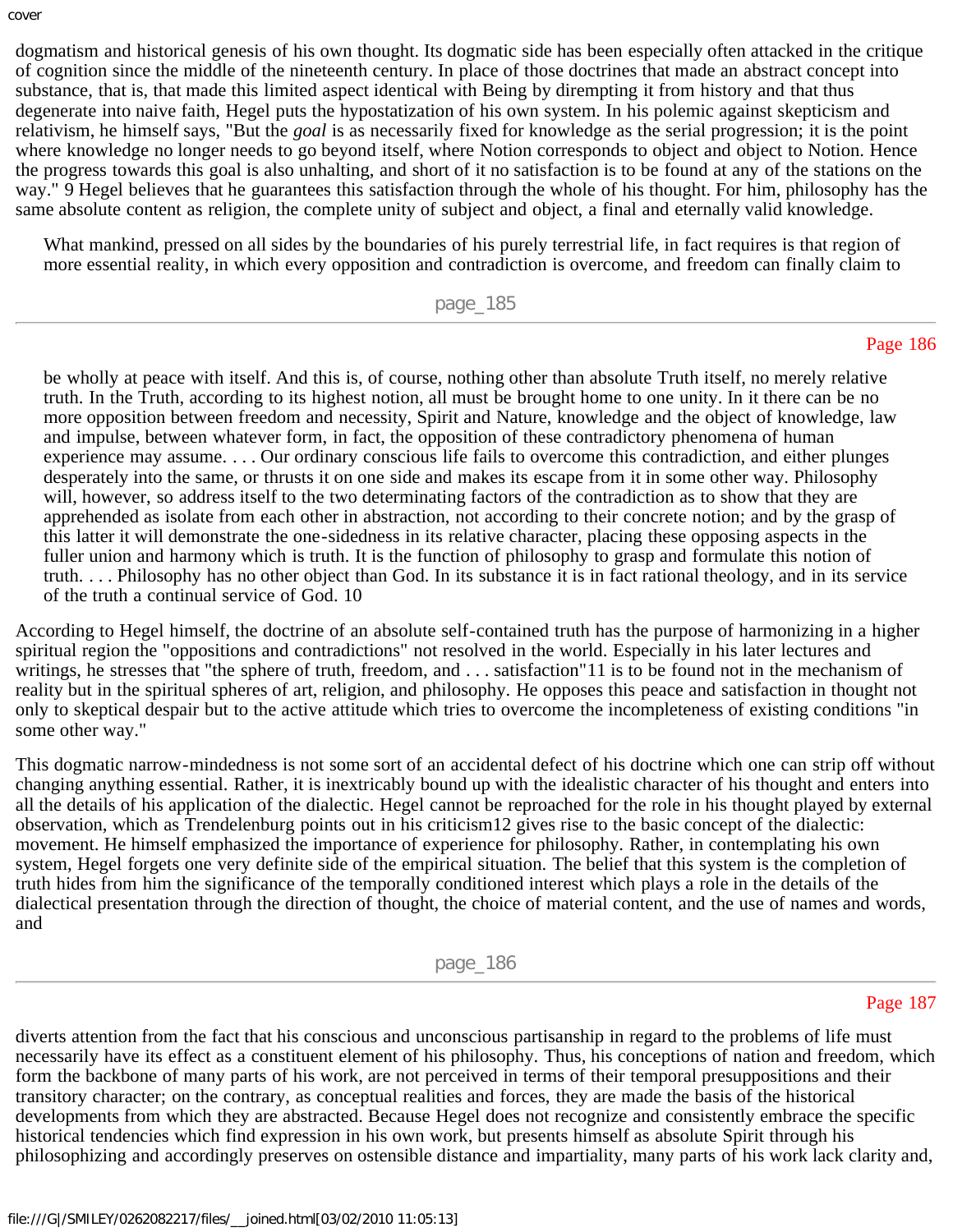dogmatism and historical genesis of his own thought. Its dogmatic side has been especially often attacked in the critique of cognition since the middle of the nineteenth century. In place of those doctrines that made an abstract concept into substance, that is, that made this limited aspect identical with Being by dirempting it from history and that thus degenerate into naive faith, Hegel puts the hypostatization of his own system. In his polemic against skepticism and relativism, he himself says, "But the *goal* is as necessarily fixed for knowledge as the serial progression; it is the point where knowledge no longer needs to go beyond itself, where Notion corresponds to object and object to Notion. Hence the progress towards this goal is also unhalting, and short of it no satisfaction is to be found at any of the stations on the way." 9 Hegel believes that he guarantees this satisfaction through the whole of his thought. For him, philosophy has the same absolute content as religion, the complete unity of subject and object, a final and eternally valid knowledge.

> What mankind, pressed on all sides by the boundaries of his purely terrestrial life, in fact requires is that region of more essential reality, in which every opposition and contradiction is overcome, and freedom can finally claim to be wholly at peace with itself. And this is, of course, nothing other than absolute Truth itself, no merely relative truth. In the Truth, according to its highest notion, all must be brought home to one unity. In it there can be no more opposition between freedom and necessity, Spirit and Nature, knowledge and the object of knowledge, law and impulse, between whatever form, in fact, the opposition of these contradictory phenomena of human experience may assume. . . . Our ordinary conscious life fails to overcome this contradiction, and either plunges desperately into the same, or thrusts it on one side and makes its escape from it in some other way. Philosophy will, however, so address itself to the two determinating factors of the contradiction as to show that they are apprehended as isolate from each other in abstraction, not according to their concrete notion; and by the grasp of this latter it will demonstrate the one-sidedness in its relative character, placing these opposing aspects in the fuller union and harmony which is truth. It is the function of philosophy to grasp and formulate this notion of truth. . . . Philosophy has no other object than God. In its substance it is in fact rational theology, and in its service of the truth a continual service of God. 10

According to Hegel himself, the doctrine of an absolute self-contained truth has the purpose of harmonizing in a higher spiritual region the "oppositions and contradictions" not resolved in the world. Especially in his later lectures and writings, he stresses that "the sphere of truth, freedom, and . . . satisfaction"11 is to be found not in the mechanism of reality but in the spiritual spheres of art, religion, and philosophy. He opposes this peace and satisfaction in thought not only to skeptical despair but to the active attitude which tries to overcome the incompleteness of existing conditions "in some other way."

This dogmatic narrow-mindedness is not some sort of an accidental defect of his doctrine which one can strip off without changing anything essential. Rather, it is inextricably bound up with the idealistic character of his thought and enters into all the details of his application of the dialectic. Hegel cannot be reproached for the role in his thought played by external observation, which as Trendelenburg points out in his criticism12 gives rise to the basic concept of the dialectic: movement. He himself emphasized the importance of experience for philosophy. Rather, in contemplating his own system, Hegel forgets one very definite side of the empirical situation. The belief that this system is the completion of truth hides from him the significance of the temporally conditioned interest which plays a role in the details of the dialectical presentation through the direction of thought, the choice of material content, and the use of names and words, and diverts attention from the fact that his conscious and unconscious partisanship in regard to the problems of life must necessarily have its effect as a constituent element of his philosophy. Thus, his conceptions of nation and freedom, which form the backbone of many parts of his work, are not perceived in terms of their temporal presuppositions and their transitory character; on the contrary, as conceptual realities and forces, they are made the basis of the historical developments from which they are abstracted. Because Hegel does not recognize and consistently embrace the specific historical tendencies which find expression in his own work, but presents himself as absolute Spirit through his philosophizing and accordingly preserves on ostensible distance and impartiality, many parts of his work lack clarity and,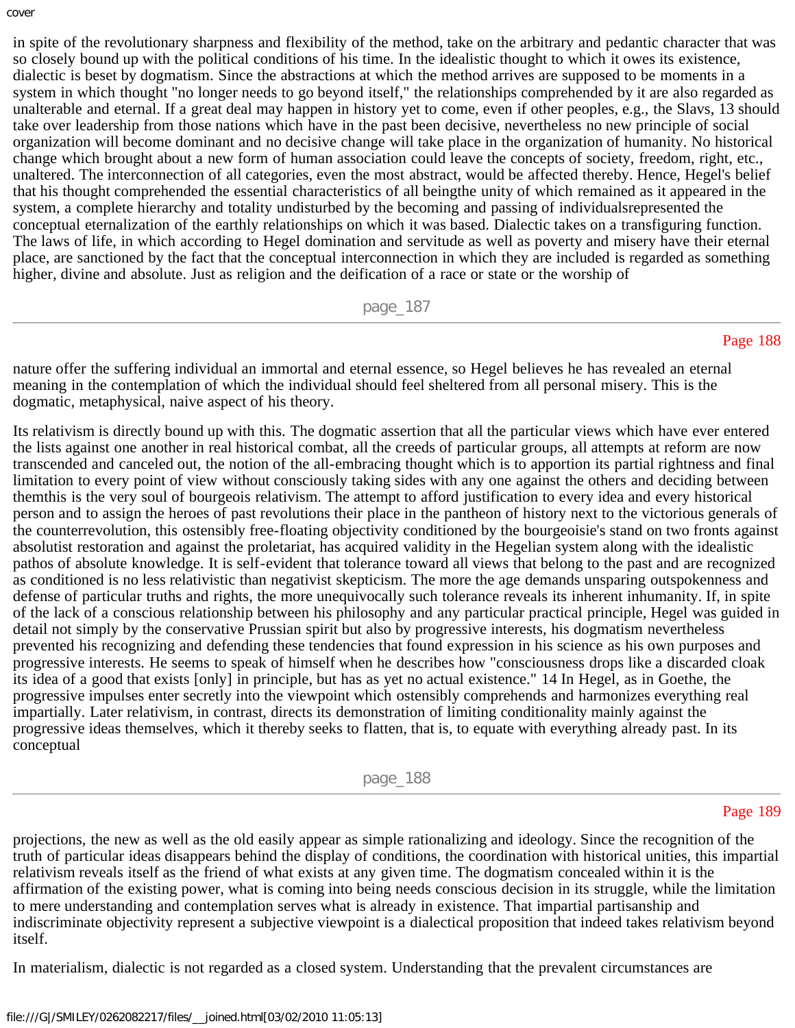in spite of the revolutionary sharpness and flexibility of the method, take on the arbitrary and pedantic character that was so closely bound up with the political conditions of his time. In the idealistic thought to which it owes its existence, dialectic is beset by dogmatism. Since the abstractions at which the method arrives are supposed to be moments in a system in which thought "no longer needs to go beyond itself," the relationships comprehended by it are also regarded as unalterable and eternal. If a great deal may happen in history yet to come, even if other peoples, e.g., the Slavs, 13 should take over leadership from those nations which have in the past been decisive, nevertheless no new principle of social organization will become dominant and no decisive change will take place in the organization of humanity. No historical change which brought about a new form of human association could leave the concepts of society, freedom, right, etc., unaltered. The interconnection of all categories, even the most abstract, would be affected thereby. Hence, Hegel's belief that his thought comprehended the essential characteristics of all beingthe unity of which remained as it appeared in the system, a complete hierarchy and totality undisturbed by the becoming and passing of individualsrepresented the conceptual eternalization of the earthly relationships on which it was based. Dialectic takes on a transfiguring function. The laws of life, in which according to Hegel domination and servitude as well as poverty and misery have their eternal place, are sanctioned by the fact that the conceptual interconnection in which they are included is regarded as something higher, divine and absolute. Just as religion and the deification of a race or state or the worship of

nature offer the suffering individual an immortal and eternal essence, so Hegel believes he has revealed an eternal meaning in the contemplation of which the individual should feel sheltered from all personal misery. This is the dogmatic, metaphysical, naive aspect of his theory.

Its relativism is directly bound up with this. The dogmatic assertion that all the particular views which have ever entered the lists against one another in real historical combat, all the creeds of particular groups, all attempts at reform are now transcended and canceled out, the notion of the all-embracing thought which is to apportion its partial rightness and final limitation to every point of view without consciously taking sides with any one against the others and deciding between themthis is the very soul of bourgeois relativism. The attempt to afford justification to every idea and every historical person and to assign the heroes of past revolutions their place in the pantheon of history next to the victorious generals of the counterrevolution, this ostensibly free-floating objectivity conditioned by the bourgeoisie's stand on two fronts against absolutist restoration and against the proletariat, has acquired validity in the Hegelian system along with the idealistic pathos of absolute knowledge. It is self-evident that tolerance toward all views that belong to the past and are recognized as conditioned is no less relativistic than negativist skepticism. The more the age demands unsparing outspokenness and defense of particular truths and rights, the more unequivocally such tolerance reveals its inherent inhumanity. If, in spite of the lack of a conscious relationship between his philosophy and any particular practical principle, Hegel was guided in detail not simply by the conservative Prussian spirit but also by progressive interests, his dogmatism nevertheless prevented his recognizing and defending these tendencies that found expression in his science as his own purposes and progressive interests. He seems to speak of himself when he describes how "consciousness drops like a discarded cloak its idea of a good that exists [only] in principle, but has as yet no actual existence." 14 In Hegel, as in Goethe, the progressive impulses enter secretly into the viewpoint which ostensibly comprehends and harmonizes everything real impartially. Later relativism, in contrast, directs its demonstration of limiting conditionality mainly against the progressive ideas themselves, which it thereby seeks to flatten, that is, to equate with everything already past. In its conceptual

projections, the new as well as the old easily appear as simple rationalizing and ideology. Since the recognition of the truth of particular ideas disappears behind the display of conditions, the coordination with historical unities, this impartial relativism reveals itself as the friend of what exists at any given time. The dogmatism concealed within it is the affirmation of the existing power, what is coming into being needs conscious decision in its struggle, while the limitation to mere understanding and contemplation serves what is already in existence. That impartial partisanship and indiscriminate objectivity represent a subjective viewpoint is a dialectical proposition that indeed takes relativism beyond itself.

In materialism, dialectic is not regarded as a closed system. Understanding that the prevalent circumstances are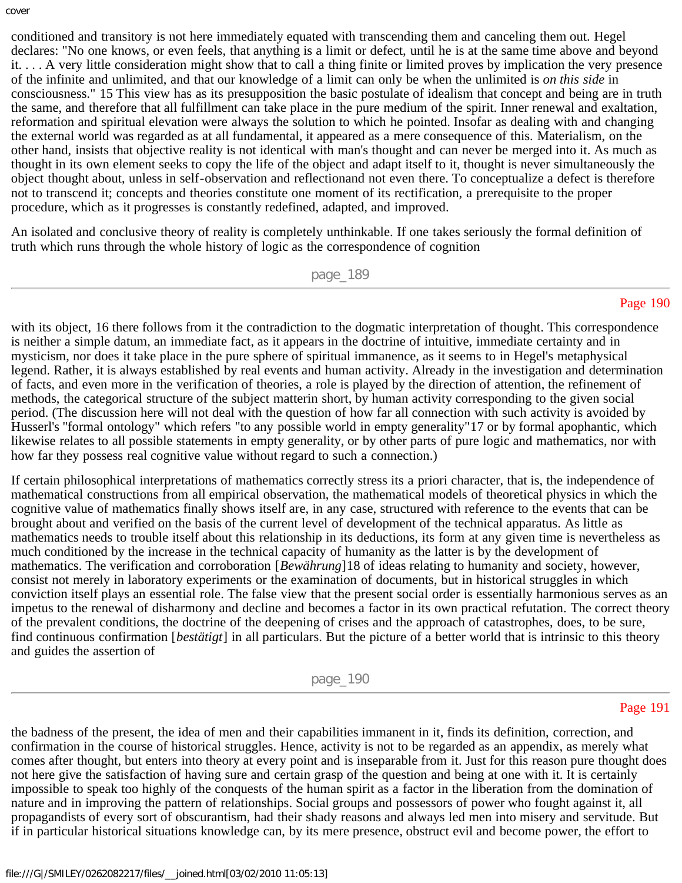conditioned and transitory is not here immediately equated with transcending them and canceling them out. Hegel declares: "No one knows, or even feels, that anything is a limit or defect, until he is at the same time above and beyond it. . . . A very little consideration might show that to call a thing finite or limited proves by implication the very presence of the infinite and unlimited, and that our knowledge of a limit can only be when the unlimited is *on this side* in consciousness." 15 This view has as its presupposition the basic postulate of idealism that concept and being are in truth the same, and therefore that all fulfillment can take place in the pure medium of the spirit. Inner renewal and exaltation, reformation and spiritual elevation were always the solution to which he pointed. Insofar as dealing with and changing the external world was regarded as at all fundamental, it appeared as a mere consequence of this. Materialism, on the other hand, insists that objective reality is not identical with man's thought and can never be merged into it. As much as thought in its own element seeks to copy the life of the object and adapt itself to it, thought is never simultaneously the object thought about, unless in self-observation and reflectionand not even there. To conceptualize a defect is therefore not to transcend it; concepts and theories constitute one moment of its rectification, a prerequisite to the proper procedure, which as it progresses is constantly redefined, adapted, and improved.

An isolated and conclusive theory of reality is completely unthinkable. If one takes seriously the formal definition of truth which runs through the whole history of logic as the correspondence of cognition with its object, 16 there follows from it the contradiction to the dogmatic interpretation of thought. This correspondence is neither a simple datum, an immediate fact, as it appears in the doctrine of intuitive, immediate certainty and in mysticism, nor does it take place in the pure sphere of spiritual immanence, as it seems to in Hegel's metaphysical legend. Rather, it is always established by real events and human activity. Already in the investigation and determination of facts, and even more in the verification of theories, a role is played by the direction of attention, the refinement of methods, the categorical structure of the subject matterin short, by human activity corresponding to the given social period. (The discussion here will not deal with the question of how far all connection with such activity is avoided by Husserl's "formal ontology" which refers "to any possible world in empty generality"17 or by formal apophantic, which likewise relates to all possible statements in empty generality, or by other parts of pure logic and mathematics, nor with how far they possess real cognitive value without regard to such a connection.)

If certain philosophical interpretations of mathematics correctly stress its a priori character, that is, the independence of mathematical constructions from all empirical observation, the mathematical models of theoretical physics in which the cognitive value of mathematics finally shows itself are, in any case, structured with reference to the events that can be brought about and verified on the basis of the current level of development of the technical apparatus. As little as mathematics needs to trouble itself about this relationship in its deductions, its form at any given time is nevertheless as much conditioned by the increase in the technical capacity of humanity as the latter is by the development of mathematics. The verification and corroboration [*Bewährung*]18 of ideas relating to humanity and society, however, consist not merely in laboratory experiments or the examination of documents, but in historical struggles in which conviction itself plays an essential role. The false view that the present social order is essentially harmonious serves as an impetus to the renewal of disharmony and decline and becomes a factor in its own practical refutation. The correct theory of the prevalent conditions, the doctrine of the deepening of crises and the approach of catastrophes, does, to be sure, find continuous confirmation [*bestätigt*] in all particulars. But the picture of a better world that is intrinsic to this theory and guides the assertion of the badness of the present, the idea of men and their capabilities immanent in it, finds its definition, correction, and confirmation in the course of historical struggles. Hence, activity is not to be regarded as an appendix, as merely what comes after thought, but enters into theory at every point and is inseparable from it. Just for this reason pure thought does not here give the satisfaction of having sure and certain grasp of the question and being at one with it. It is certainly impossible to speak too highly of the conquests of the human spirit as a factor in the liberation from the domination of nature and in improving the pattern of relationships. Social groups and possessors of power who fought against it, all propagandists of every sort of obscurantism, had their shady reasons and always led men into misery and servitude. But if in particular historical situations knowledge can, by its mere presence, obstruct evil and become power, the effort to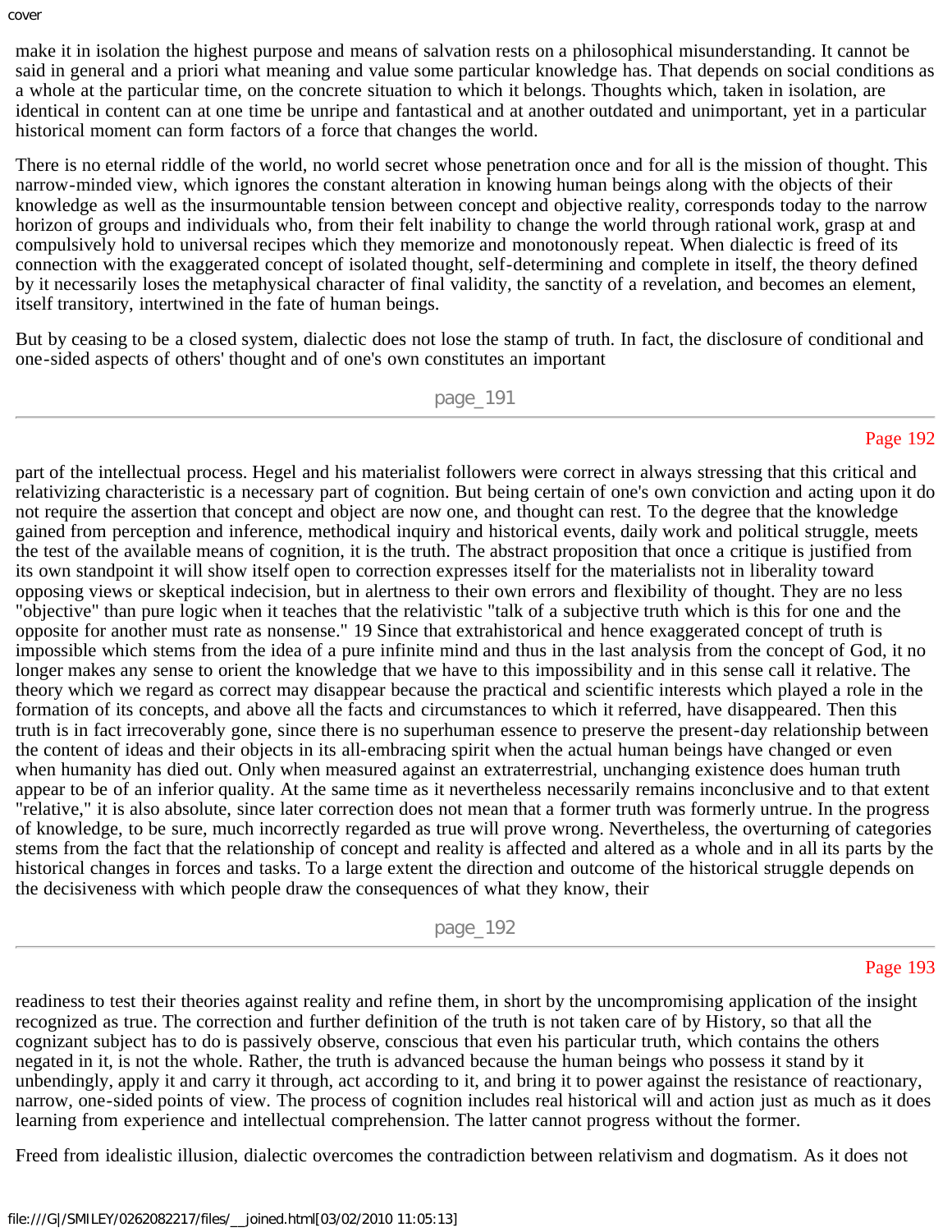make it in isolation the highest purpose and means of salvation rests on a philosophical misunderstanding. It cannot be said in general and a priori what meaning and value some particular knowledge has. That depends on social conditions as a whole at the particular time, on the concrete situation to which it belongs. Thoughts which, taken in isolation, are identical in content can at one time be unripe and fantastical and at another outdated and unimportant, yet in a particular historical moment can form factors of a force that changes the world.

There is no eternal riddle of the world, no world secret whose penetration once and for all is the mission of thought. This narrow-minded view, which ignores the constant alteration in knowing human beings along with the objects of their knowledge as well as the insurmountable tension between concept and objective reality, corresponds today to the narrow horizon of groups and individuals who, from their felt inability to change the world through rational work, grasp at and compulsively hold to universal recipes which they memorize and monotonously repeat. When dialectic is freed of its connection with the exaggerated concept of isolated thought, self-determining and complete in itself, the theory defined by it necessarily loses the metaphysical character of final validity, the sanctity of a revelation, and becomes an element, itself transitory, intertwined in the fate of human beings.

But by ceasing to be a closed system, dialectic does not lose the stamp of truth. In fact, the disclosure of conditional and one-sided aspects of others' thought and of one's own constitutes an important part of the intellectual process. Hegel and his materialist followers were correct in always stressing that this critical and relativizing characteristic is a necessary part of cognition. But being certain of one's own conviction and acting upon it do not require the assertion that concept and object are now one, and thought can rest. To the degree that the knowledge gained from perception and inference, methodical inquiry and historical events, daily work and political struggle, meets the test of the available means of cognition, it is the truth. The abstract proposition that once a critique is justified from its own standpoint it will show itself open to correction expresses itself for the materialists not in liberality toward opposing views or skeptical indecision, but in alertness to their own errors and flexibility of thought. They are no less "objective" than pure logic when it teaches that the relativistic "talk of a subjective truth which is this for one and the opposite for another must rate as nonsense." 19 Since that extrahistorical and hence exaggerated concept of truth is impossible which stems from the idea of a pure infinite mind and thus in the last analysis from the concept of God, it no longer makes any sense to orient the knowledge that we have to this impossibility and in this sense call it relative. The theory which we regard as correct may disappear because the practical and scientific interests which played a role in the formation of its concepts, and above all the facts and circumstances to which it referred, have disappeared. Then this truth is in fact irrecoverably gone, since there is no superhuman essence to preserve the present-day relationship between the content of ideas and their objects in its all-embracing spirit when the actual human beings have changed or even when humanity has died out. Only when measured against an extraterrestrial, unchanging existence does human truth appear to be of an inferior quality. At the same time as it nevertheless necessarily remains inconclusive and to that extent "relative," it is also absolute, since later correction does not mean that a former truth was formerly untrue. In the progress of knowledge, to be sure, much incorrectly regarded as true will prove wrong. Nevertheless, the overturning of categories stems from the fact that the relationship of concept and reality is affected and altered as a whole and in all its parts by the historical changes in forces and tasks. To a large extent the direction and outcome of the historical struggle depends on the decisiveness with which people draw the consequences of what they know, their readiness to test their theories against reality and refine them, in short by the uncompromising application of the insight recognized as true. The correction and further definition of the truth is not taken care of by History, so that all the cognizant subject has to do is passively observe, conscious that even his particular truth, which contains the others negated in it, is not the whole. Rather, the truth is advanced because the human beings who possess it stand by it unbendingly, apply it and carry it through, act according to it, and bring it to power against the resistance of reactionary, narrow, one-sided points of view. The process of cognition includes real historical will and action just as much as it does learning from experience and intellectual comprehension. The latter cannot progress without the former.

Freed from idealistic illusion, dialectic overcomes the contradiction between relativism and dogmatism. As it does not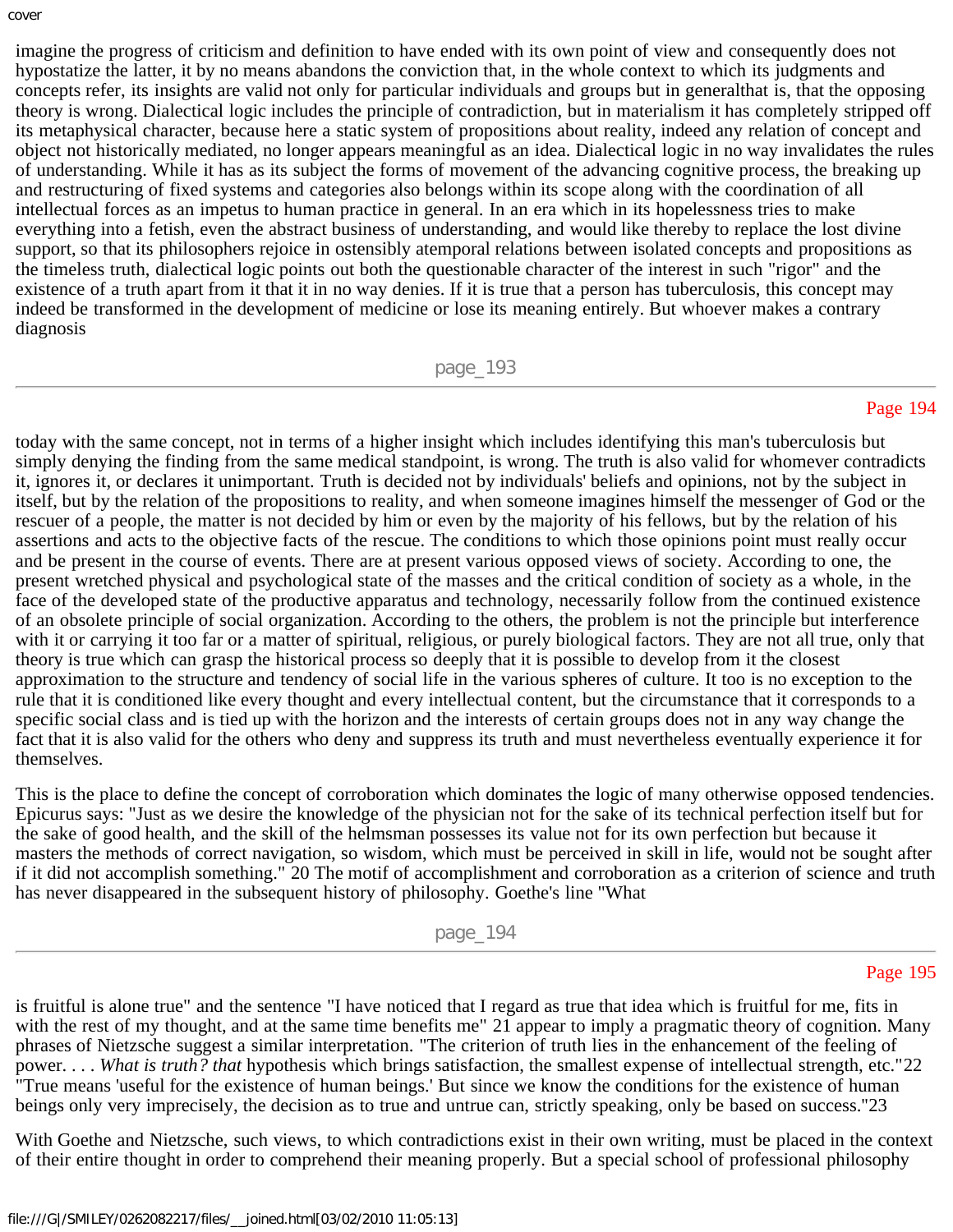imagine the progress of criticism and definition to have ended with its own point of view and consequently does not hypostatize the latter, it by no means abandons the conviction that, in the whole context to which its judgments and concepts refer, its insights are valid not only for particular individuals and groups but in generalthat is, that the opposing theory is wrong. Dialectical logic includes the principle of contradiction, but in materialism it has completely stripped off its metaphysical character, because here a static system of propositions about reality, indeed any relation of concept and object not historically mediated, no longer appears meaningful as an idea. Dialectical logic in no way invalidates the rules of understanding. While it has as its subject the forms of movement of the advancing cognitive process, the breaking up and restructuring of fixed systems and categories also belongs within its scope along with the coordination of all intellectual forces as an impetus to human practice in general. In an era which in its hopelessness tries to make everything into a fetish, even the abstract business of understanding, and would like thereby to replace the lost divine support, so that its philosophers rejoice in ostensibly atemporal relations between isolated concepts and propositions as the timeless truth, dialectical logic points out both the questionable character of the interest in such "rigor" and the existence of a truth apart from it that it in no way denies. If it is true that a person has tuberculosis, this concept may indeed be transformed in the development of medicine or lose its meaning entirely. But whoever makes a contrary diagnosis today with the same concept, not in terms of a higher insight which includes identifying this man's tuberculosis but simply denying the finding from the same medical standpoint, is wrong. The truth is also valid for whomever contradicts it, ignores it, or declares it unimportant. Truth is decided not by individuals' beliefs and opinions, not by the subject in itself, but by the relation of the propositions to reality, and when someone imagines himself the messenger of God or the rescuer of a people, the matter is not decided by him or even by the majority of his fellows, but by the relation of his assertions and acts to the objective facts of the rescue. The conditions to which those opinions point must really occur and be present in the course of events. There are at present various opposed views of society. According to one, the present wretched physical and psychological state of the masses and the critical condition of society as a whole, in the face of the developed state of the productive apparatus and technology, necessarily follow from the continued existence of an obsolete principle of social organization. According to the others, the problem is not the principle but interference with it or carrying it too far or a matter of spiritual, religious, or purely biological factors. They are not all true, only that theory is true which can grasp the historical process so deeply that it is possible to develop from it the closest approximation to the structure and tendency of social life in the various spheres of culture. It too is no exception to the rule that it is conditioned like every thought and every intellectual content, but the circumstance that it corresponds to a specific social class and is tied up with the horizon and the interests of certain groups does not in any way change the fact that it is also valid for the others who deny and suppress its truth and must nevertheless eventually experience it for themselves.

This is the place to define the concept of corroboration which dominates the logic of many otherwise opposed tendencies. Epicurus says: "Just as we desire the knowledge of the physician not for the sake of its technical perfection itself but for the sake of good health, and the skill of the helmsman possesses its value not for its own perfection but because it masters the methods of correct navigation, so wisdom, which must be perceived in skill in life, would not be sought after if it did not accomplish something." 20 The motif of accomplishment and corroboration as a criterion of science and truth has never disappeared in the subsequent history of philosophy. Goethe's line "What is fruitful is alone true" and the sentence "I have noticed that I regard as true that idea which is fruitful for me, fits in with the rest of my thought, and at the same time benefits me" 21 appear to imply a pragmatic theory of cognition. Many phrases of Nietzsche suggest a similar interpretation. "The criterion of truth lies in the enhancement of the feeling of power. . . . *What is truth? that* hypothesis which brings satisfaction, the smallest expense of intellectual strength, etc."22 "True means 'useful for the existence of human beings.' But since we know the conditions for the existence of human beings only very imprecisely, the decision as to true and untrue can, strictly speaking, only be based on success."23

With Goethe and Nietzsche, such views, to which contradictions exist in their own writing, must be placed in the context of their entire thought in order to comprehend their meaning properly. But a special school of professional philosophy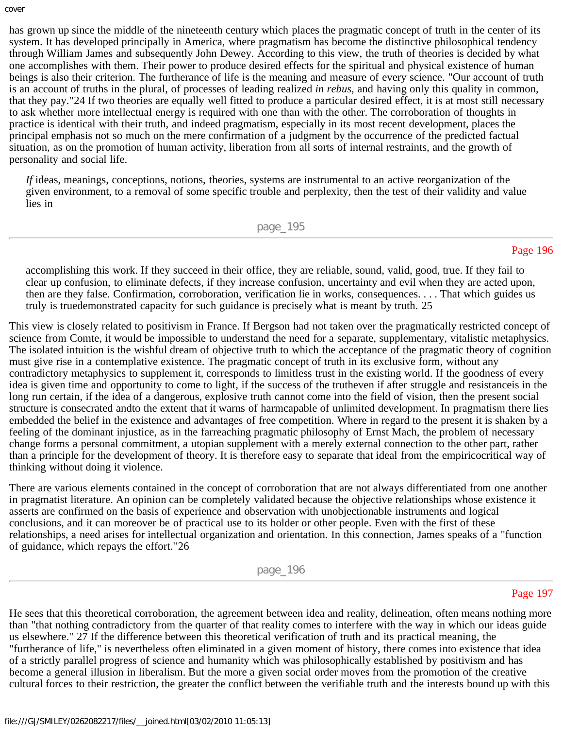has grown up since the middle of the nineteenth century which places the pragmatic concept of truth in the center of its system. It has developed principally in America, where pragmatism has become the distinctive philosophical tendency through William James and subsequently John Dewey. According to this view, the truth of theories is decided by what one accomplishes with them. Their power to produce desired effects for the spiritual and physical existence of human beings is also their criterion. The furtherance of life is the meaning and measure of every science. "Our account of truth is an account of truths in the plural, of processes of leading realized *in rebus*, and having only this quality in common, that they pay."24 If two theories are equally well fitted to produce a particular desired effect, it is at most still necessary to ask whether more intellectual energy is required with one than with the other. The corroboration of thoughts in practice is identical with their truth, and indeed pragmatism, especially in its most recent development, places the principal emphasis not so much on the mere confirmation of a judgment by the occurrence of the predicted factual situation, as on the promotion of human activity, liberation from all sorts of internal restraints, and the growth of personality and social life.

> *If* ideas, meanings, conceptions, notions, theories, systems are instrumental to an active reorganization of the given environment, to a removal of some specific trouble and perplexity, then the test of their validity and value lies in accomplishing this work. If they succeed in their office, they are reliable, sound, valid, good, true. If they fail to clear up confusion, to eliminate defects, if they increase confusion, uncertainty and evil when they are acted upon, then are they false. Confirmation, corroboration, verification lie in works, consequences. . . . That which guides us truly is truedemonstrated capacity for such guidance is precisely what is meant by truth. 25

This view is closely related to positivism in France. If Bergson had not taken over the pragmatically restricted concept of science from Comte, it would be impossible to understand the need for a separate, supplementary, vitalistic metaphysics. The isolated intuition is the wishful dream of objective truth to which the acceptance of the pragmatic theory of cognition must give rise in a contemplative existence. The pragmatic concept of truth in its exclusive form, without any contradictory metaphysics to supplement it, corresponds to limitless trust in the existing world. If the goodness of every idea is given time and opportunity to come to light, if the success of the trutheven if after struggle and resistanceis in the long run certain, if the idea of a dangerous, explosive truth cannot come into the field of vision, then the present social structure is consecrated andto the extent that it warns of harmcapable of unlimited development. In pragmatism there lies embedded the belief in the existence and advantages of free competition. Where in regard to the present it is shaken by a feeling of the dominant injustice, as in the farreaching pragmatic philosophy of Ernst Mach, the problem of necessary change forms a personal commitment, a utopian supplement with a merely external connection to the other part, rather than a principle for the development of theory. It is therefore easy to separate that ideal from the empiricocritical way of thinking without doing it violence.

There are various elements contained in the concept of corroboration that are not always differentiated from one another in pragmatist literature. An opinion can be completely validated because the objective relationships whose existence it asserts are confirmed on the basis of experience and observation with unobjectionable instruments and logical conclusions, and it can moreover be of practical use to its holder or other people. Even with the first of these relationships, a need arises for intellectual organization and orientation. In this connection, James speaks of a "function of guidance, which repays the effort."26 He sees that this theoretical corroboration, the agreement between idea and reality, delineation, often means nothing more than "that nothing contradictory from the quarter of that reality comes to interfere with the way in which our ideas guide us elsewhere." 27 If the difference between this theoretical verification of truth and its practical meaning, the "furtherance of life," is nevertheless often eliminated in a given moment of history, there comes into existence that idea of a strictly parallel progress of science and humanity which was philosophically established by positivism and has become a general illusion in liberalism. But the more a given social order moves from the promotion of the creative cultural forces to their restriction, the greater the conflict between the verifiable truth and the interests bound up with this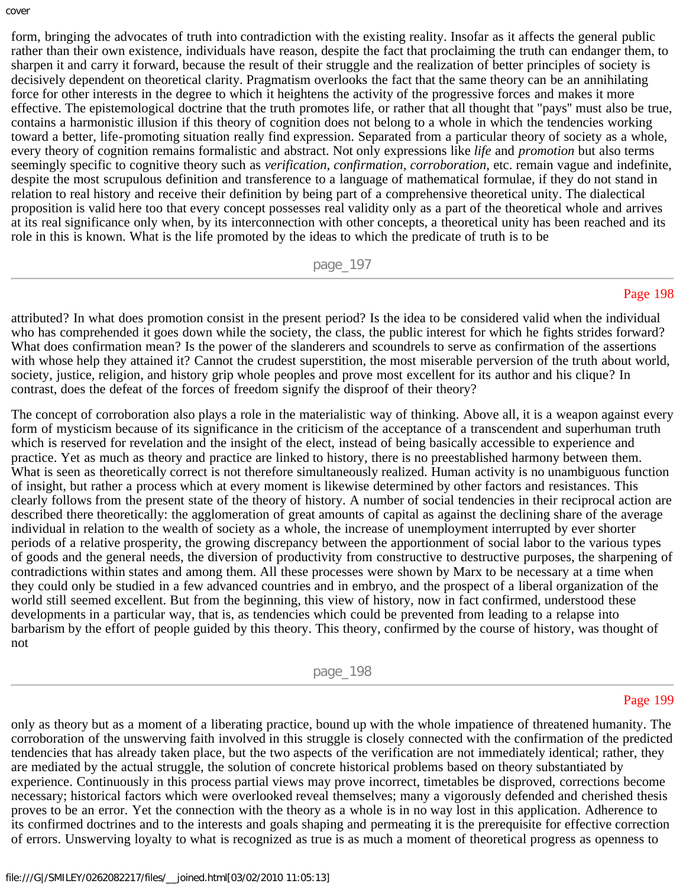form, bringing the advocates of truth into contradiction with the existing reality. Insofar as it affects the general public rather than their own existence, individuals have reason, despite the fact that proclaiming the truth can endanger them, to sharpen it and carry it forward, because the result of their struggle and the realization of better principles of society is decisively dependent on theoretical clarity. Pragmatism overlooks the fact that the same theory can be an annihilating force for other interests in the degree to which it heightens the activity of the progressive forces and makes it more effective. The epistemological doctrine that the truth promotes life, or rather that all thought that "pays" must also be true, contains a harmonistic illusion if this theory of cognition does not belong to a whole in which the tendencies working toward a better, life-promoting situation really find expression. Separated from a particular theory of society as a whole, every theory of cognition remains formalistic and abstract. Not only expressions like *life* and *promotion* but also terms seemingly specific to cognitive theory such as *verification, confirmation, corroboration,* etc. remain vague and indefinite, despite the most scrupulous definition and transference to a language of mathematical formulae, if they do not stand in relation to real history and receive their definition by being part of a comprehensive theoretical unity. The dialectical proposition is valid here too that every concept possesses real validity only as a part of the theoretical whole and arrives at its real significance only when, by its interconnection with other concepts, a theoretical unity has been reached and its role in this is known. What is the life promoted by the ideas to which the predicate of truth is to be attributed? In what does promotion consist in the present period? Is the idea to be considered valid when the individual who has comprehended it goes down while the society, the class, the public interest for which he fights strides forward? What does confirmation mean? Is the power of the slanderers and scoundrels to serve as confirmation of the assertions with whose help they attained it? Cannot the crudest superstition, the most miserable perversion of the truth about world, society, justice, religion, and history grip whole peoples and prove most excellent for its author and his clique? In contrast, does the defeat of the forces of freedom signify the disproof of their theory?

The concept of corroboration also plays a role in the materialistic way of thinking. Above all, it is a weapon against every form of mysticism because of its significance in the criticism of the acceptance of a transcendent and superhuman truth which is reserved for revelation and the insight of the elect, instead of being basically accessible to experience and practice. Yet as much as theory and practice are linked to history, there is no preestablished harmony between them. What is seen as theoretically correct is not therefore simultaneously realized. Human activity is no unambiguous function of insight, but rather a process which at every moment is likewise determined by other factors and resistances. This clearly follows from the present state of the theory of history. A number of social tendencies in their reciprocal action are described there theoretically: the agglomeration of great amounts of capital as against the declining share of the average individual in relation to the wealth of society as a whole, the increase of unemployment interrupted by ever shorter periods of a relative prosperity, the growing discrepancy between the apportionment of social labor to the various types of goods and the general needs, the diversion of productivity from constructive to destructive purposes, the sharpening of contradictions within states and among them. All these processes were shown by Marx to be necessary at a time when they could only be studied in a few advanced countries and in embryo, and the prospect of a liberal organization of the world still seemed excellent. But from the beginning, this view of history, now in fact confirmed, understood these developments in a particular way, that is, as tendencies which could be prevented from leading to a relapse into barbarism by the effort of people guided by this theory. This theory, confirmed by the course of history, was thought of not only as theory but as a moment of a liberating practice, bound up with the whole impatience of threatened humanity. The corroboration of the unswerving faith involved in this struggle is closely connected with the confirmation of the predicted tendencies that has already taken place, but the two aspects of the verification are not immediately identical; rather, they are mediated by the actual struggle, the solution of concrete historical problems based on theory substantiated by experience. Continuously in this process partial views may prove incorrect, timetables be disproved, corrections become necessary; historical factors which were overlooked reveal themselves; many a vigorously defended and cherished thesis proves to be an error. Yet the connection with the theory as a whole is in no way lost in this application. Adherence to its confirmed doctrines and to the interests and goals shaping and permeating it is the prerequisite for effective correction of errors. Unswerving loyalty to what is recognized as true is as much a moment of theoretical progress as openness to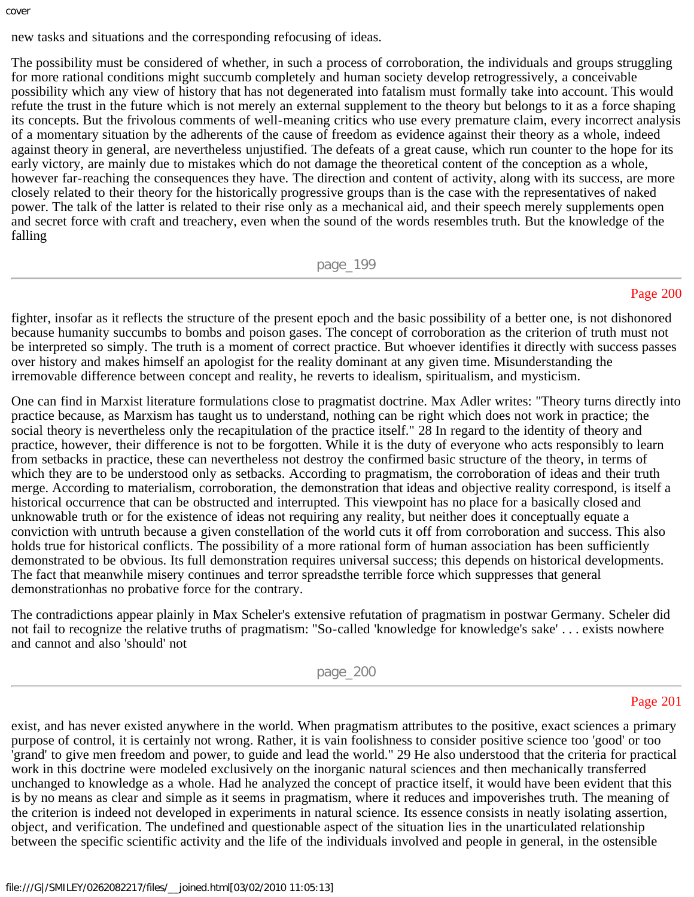new tasks and situations and the corresponding refocusing of ideas.

The possibility must be considered of whether, in such a process of corroboration, the individuals and groups struggling for more rational conditions might succumb completely and human society develop retrogressively, a conceivable possibility which any view of history that has not degenerated into fatalism must formally take into account. This would refute the trust in the future which is not merely an external supplement to the theory but belongs to it as a force shaping its concepts. But the frivolous comments of well-meaning critics who use every premature claim, every incorrect analysis of a momentary situation by the adherents of the cause of freedom as evidence against their theory as a whole, indeed against theory in general, are nevertheless unjustified. The defeats of a great cause, which run counter to the hope for its early victory, are mainly due to mistakes which do not damage the theoretical content of the conception as a whole, however far-reaching the consequences they have. The direction and content of activity, along with its success, are more closely related to their theory for the historically progressive groups than is the case with the representatives of naked power. The talk of the latter is related to their rise only as a mechanical aid, and their speech merely supplements open and secret force with craft and treachery, even when the sound of the words resembles truth. But the knowledge of the falling fighter, insofar as it reflects the structure of the present epoch and the basic possibility of a better one, is not dishonored because humanity succumbs to bombs and poison gases. The concept of corroboration as the criterion of truth must not be interpreted so simply. The truth is a moment of correct practice. But whoever identifies it directly with success passes over history and makes himself an apologist for the reality dominant at any given time. Misunderstanding the irremovable difference between concept and reality, he reverts to idealism, spiritualism, and mysticism.

One can find in Marxist literature formulations close to pragmatist doctrine. Max Adler writes: "Theory turns directly into practice because, as Marxism has taught us to understand, nothing can be right which does not work in practice; the social theory is nevertheless only the recapitulation of the practice itself." 28 In regard to the identity of theory and practice, however, their difference is not to be forgotten. While it is the duty of everyone who acts responsibly to learn from setbacks in practice, these can nevertheless not destroy the confirmed basic structure of the theory, in terms of which they are to be understood only as setbacks. According to pragmatism, the corroboration of ideas and their truth merge. According to materialism, corroboration, the demonstration that ideas and objective reality correspond, is itself a historical occurrence that can be obstructed and interrupted. This viewpoint has no place for a basically closed and unknowable truth or for the existence of ideas not requiring any reality, but neither does it conceptually equate a conviction with untruth because a given constellation of the world cuts it off from corroboration and success. This also holds true for historical conflicts. The possibility of a more rational form of human association has been sufficiently demonstrated to be obvious. Its full demonstration requires universal success; this depends on historical developments. The fact that meanwhile misery continues and terror spreadsthe terrible force which suppresses that general demonstrationhas no probative force for the contrary.

The contradictions appear plainly in Max Scheler's extensive refutation of pragmatism in postwar Germany. Scheler did not fail to recognize the relative truths of pragmatism: "So-called 'knowledge for knowledge's sake' . . . exists nowhere and cannot and also 'should' not exist, and has never existed anywhere in the world. When pragmatism attributes to the positive, exact sciences a primary purpose of control, it is certainly not wrong. Rather, it is vain foolishness to consider positive science too 'good' or too 'grand' to give men freedom and power, to guide and lead the world." 29 He also understood that the criteria for practical work in this doctrine were modeled exclusively on the inorganic natural sciences and then mechanically transferred unchanged to knowledge as a whole. Had he analyzed the concept of practice itself, it would have been evident that this is by no means as clear and simple as it seems in pragmatism, where it reduces and impoverishes truth. The meaning of the criterion is indeed not developed in experiments in natural science. Its essence consists in neatly isolating assertion, object, and verification. The undefined and questionable aspect of the situation lies in the unarticulated relationship between the specific scientific activity and the life of the individuals involved and people in general, in the ostensible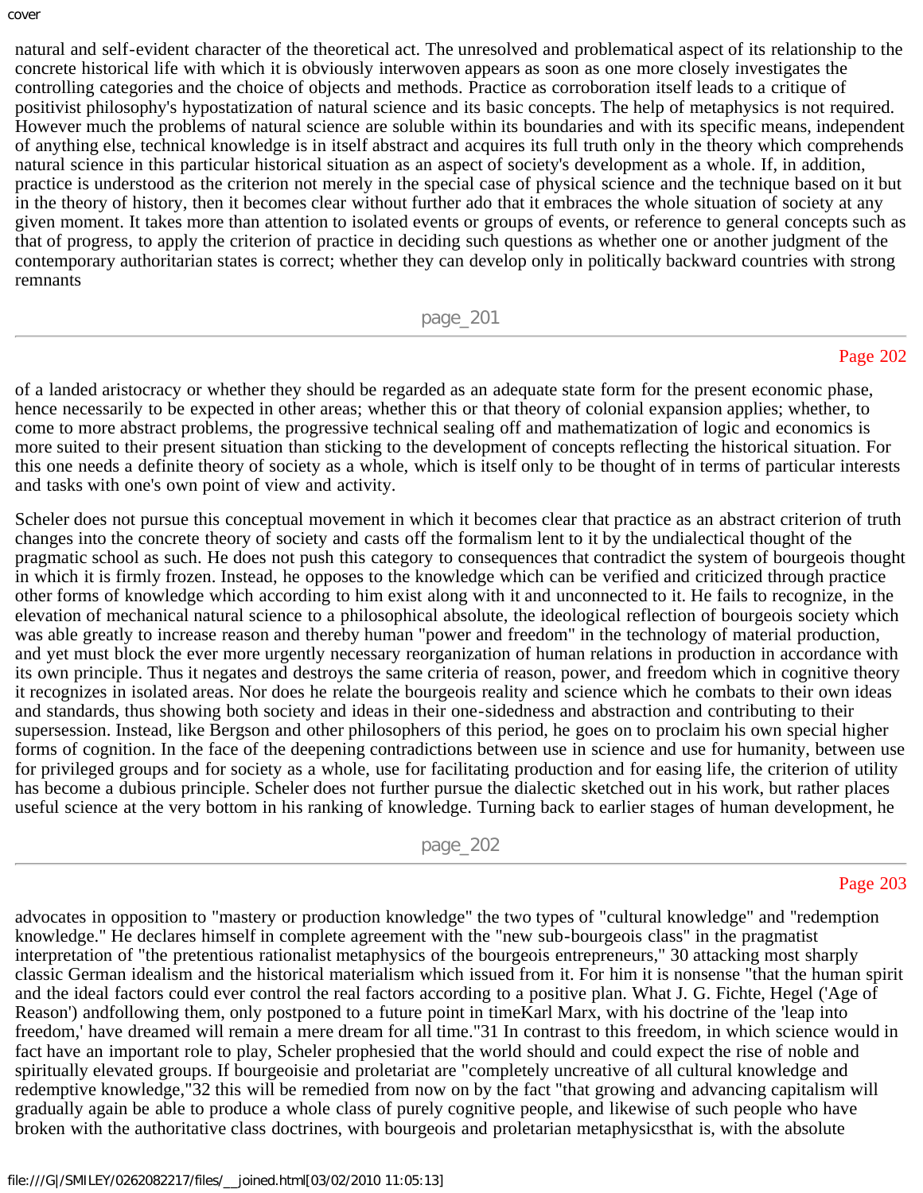natural and self-evident character of the theoretical act. The unresolved and problematical aspect of its relationship to the concrete historical life with which it is obviously interwoven appears as soon as one more closely investigates the controlling categories and the choice of objects and methods. Practice as corroboration itself leads to a critique of positivist philosophy's hypostatization of natural science and its basic concepts. The help of metaphysics is not required. However much the problems of natural science are soluble within its boundaries and with its specific means, independent of anything else, technical knowledge is in itself abstract and acquires its full truth only in the theory which comprehends natural science in this particular historical situation as an aspect of society's development as a whole. If, in addition, practice is understood as the criterion not merely in the special case of physical science and the technique based on it but in the theory of history, then it becomes clear without further ado that it embraces the whole situation of society at any given moment. It takes more than attention to isolated events or groups of events, or reference to general concepts such as that of progress, to apply the criterion of practice in deciding such questions as whether one or another judgment of the contemporary authoritarian states is correct; whether they can develop only in politically backward countries with strong remnants of a landed aristocracy or whether they should be regarded as an adequate state form for the present economic phase, hence necessarily to be expected in other areas; whether this or that theory of colonial expansion applies; whether, to come to more abstract problems, the progressive technical sealing off and mathematization of logic and economics is more suited to their present situation than sticking to the development of concepts reflecting the historical situation. For this one needs a definite theory of society as a whole, which is itself only to be thought of in terms of particular interests and tasks with one's own point of view and activity.

Scheler does not pursue this conceptual movement in which it becomes clear that practice as an abstract criterion of truth changes into the concrete theory of society and casts off the formalism lent to it by the undialectical thought of the pragmatic school as such. He does not push this category to consequences that contradict the system of bourgeois thought in which it is firmly frozen. Instead, he opposes to the knowledge which can be verified and criticized through practice other forms of knowledge which according to him exist along with it and unconnected to it. He fails to recognize, in the elevation of mechanical natural science to a philosophical absolute, the ideological reflection of bourgeois society which was able greatly to increase reason and thereby human "power and freedom" in the technology of material production, and yet must block the ever more urgently necessary reorganization of human relations in production in accordance with its own principle. Thus it negates and destroys the same criteria of reason, power, and freedom which in cognitive theory it recognizes in isolated areas. Nor does he relate the bourgeois reality and science which he combats to their own ideas and standards, thus showing both society and ideas in their one-sidedness and abstraction and contributing to their supersession. Instead, like Bergson and other philosophers of this period, he goes on to proclaim his own special higher forms of cognition. In the face of the deepening contradictions between use in science and use for humanity, between use for privileged groups and for society as a whole, use for facilitating production and for easing life, the criterion of utility has become a dubious principle. Scheler does not further pursue the dialectic sketched out in his work, but rather places useful science at the very bottom in his ranking of knowledge. Turning back to earlier stages of human development, he advocates in opposition to "mastery or production knowledge" the two types of "cultural knowledge" and "redemption knowledge." He declares himself in complete agreement with the "new sub-bourgeois class" in the pragmatist interpretation of "the pretentious rationalist metaphysics of the bourgeois entrepreneurs," 30 attacking most sharply classic German idealism and the historical materialism which issued from it. For him it is nonsense "that the human spirit and the ideal factors could ever control the real factors according to a positive plan. What J. G. Fichte, Hegel ('Age of Reason') andfollowing them, only postponed to a future point in timeKarl Marx, with his doctrine of the 'leap into freedom,' have dreamed will remain a mere dream for all time."31 In contrast to this freedom, in which science would in fact have an important role to play, Scheler prophesied that the world should and could expect the rise of noble and spiritually elevated groups. If bourgeoisie and proletariat are "completely uncreative of all cultural knowledge and redemptive knowledge,"32 this will be remedied from now on by the fact "that growing and advancing capitalism will gradually again be able to produce a whole class of purely cognitive people, and likewise of such people who have broken with the authoritative class doctrines, with bourgeois and proletarian metaphysicsthat is, with the absolute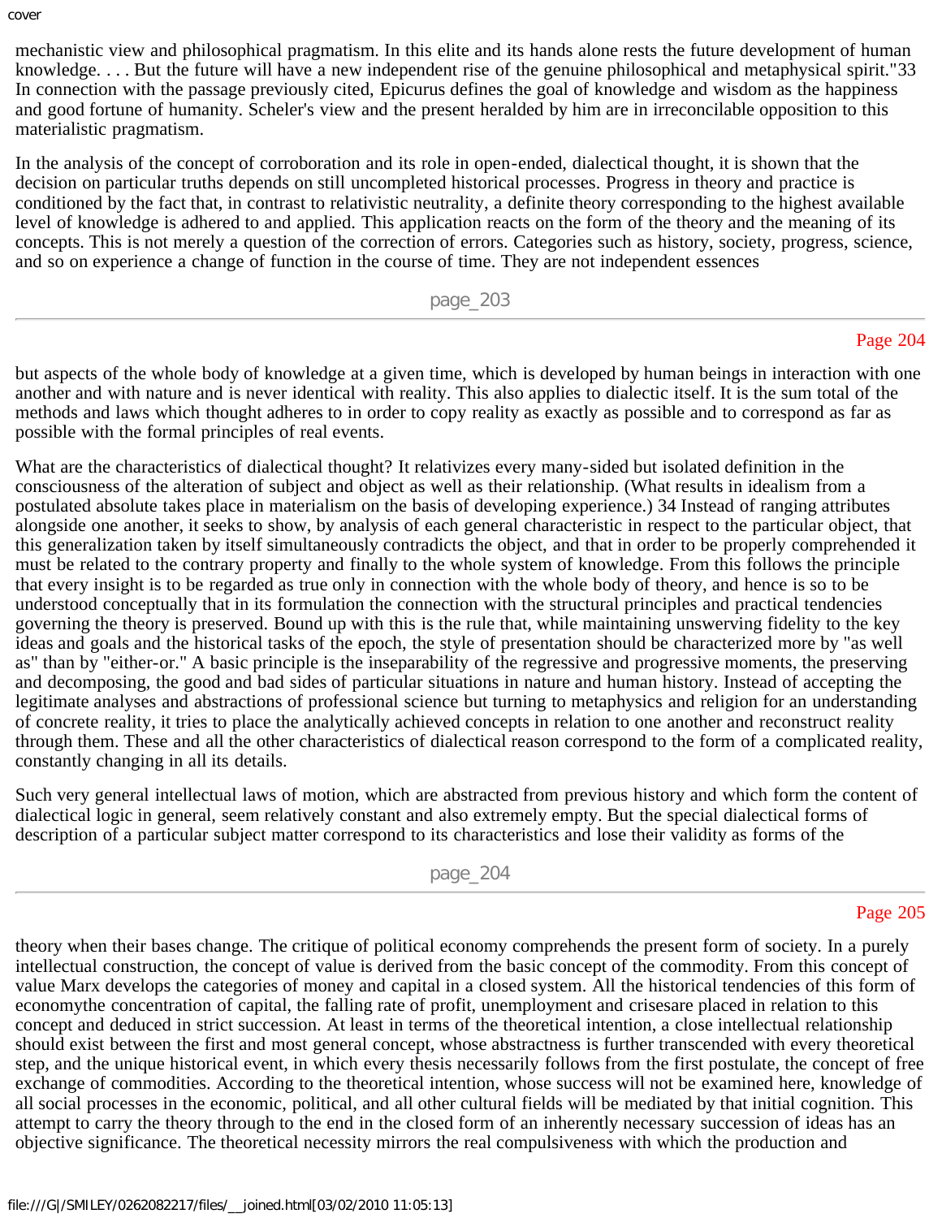mechanistic view and philosophical pragmatism. In this elite and its hands alone rests the future development of human knowledge. . . . But the future will have a new independent rise of the genuine philosophical and metaphysical spirit."33 In connection with the passage previously cited, Epicurus defines the goal of knowledge and wisdom as the happiness and good fortune of humanity. Scheler's view and the present heralded by him are in irreconcilable opposition to this materialistic pragmatism.

In the analysis of the concept of corroboration and its role in open-ended, dialectical thought, it is shown that the decision on particular truths depends on still uncompleted historical processes. Progress in theory and practice is conditioned by the fact that, in contrast to relativistic neutrality, a definite theory corresponding to the highest available level of knowledge is adhered to and applied. This application reacts on the form of the theory and the meaning of its concepts. This is not merely a question of the correction of errors. Categories such as history, society, progress, science, and so on experience a change of function in the course of time. They are not independent essences but aspects of the whole body of knowledge at a given time, which is developed by human beings in interaction with one another and with nature and is never identical with reality. This also applies to dialectic itself. It is the sum total of the methods and laws which thought adheres to in order to copy reality as exactly as possible and to correspond as far as possible with the formal principles of real events.

What are the characteristics of dialectical thought? It relativizes every many-sided but isolated definition in the consciousness of the alteration of subject and object as well as their relationship. (What results in idealism from a postulated absolute takes place in materialism on the basis of developing experience.) 34 Instead of ranging attributes alongside one another, it seeks to show, by analysis of each general characteristic in respect to the particular object, that this generalization taken by itself simultaneously contradicts the object, and that in order to be properly comprehended it must be related to the contrary property and finally to the whole system of knowledge. From this follows the principle that every insight is to be regarded as true only in connection with the whole body of theory, and hence is so to be understood conceptually that in its formulation the connection with the structural principles and practical tendencies governing the theory is preserved. Bound up with this is the rule that, while maintaining unswerving fidelity to the key ideas and goals and the historical tasks of the epoch, the style of presentation should be characterized more by "as well as" than by "either-or." A basic principle is the inseparability of the regressive and progressive moments, the preserving and decomposing, the good and bad sides of particular situations in nature and human history. Instead of accepting the legitimate analyses and abstractions of professional science but turning to metaphysics and religion for an understanding of concrete reality, it tries to place the analytically achieved concepts in relation to one another and reconstruct reality through them. These and all the other characteristics of dialectical reason correspond to the form of a complicated reality, constantly changing in all its details.

Such very general intellectual laws of motion, which are abstracted from previous history and which form the content of dialectical logic in general, seem relatively constant and also extremely empty. But the special dialectical forms of description of a particular subject matter correspond to its characteristics and lose their validity as forms of the theory when their bases change. The critique of political economy comprehends the present form of society. In a purely intellectual construction, the concept of value is derived from the basic concept of the commodity. From this concept of value Marx develops the categories of money and capital in a closed system. All the historical tendencies of this form of economythe concentration of capital, the falling rate of profit, unemployment and crisesare placed in relation to this concept and deduced in strict succession. At least in terms of the theoretical intention, a close intellectual relationship should exist between the first and most general concept, whose abstractness is further transcended with every theoretical step, and the unique historical event, in which every thesis necessarily follows from the first postulate, the concept of free exchange of commodities. According to the theoretical intention, whose success will not be examined here, knowledge of all social processes in the economic, political, and all other cultural fields will be mediated by that initial cognition. This attempt to carry the theory through to the end in the closed form of an inherently necessary succession of ideas has an objective significance. The theoretical necessity mirrors the real compulsiveness with which the production and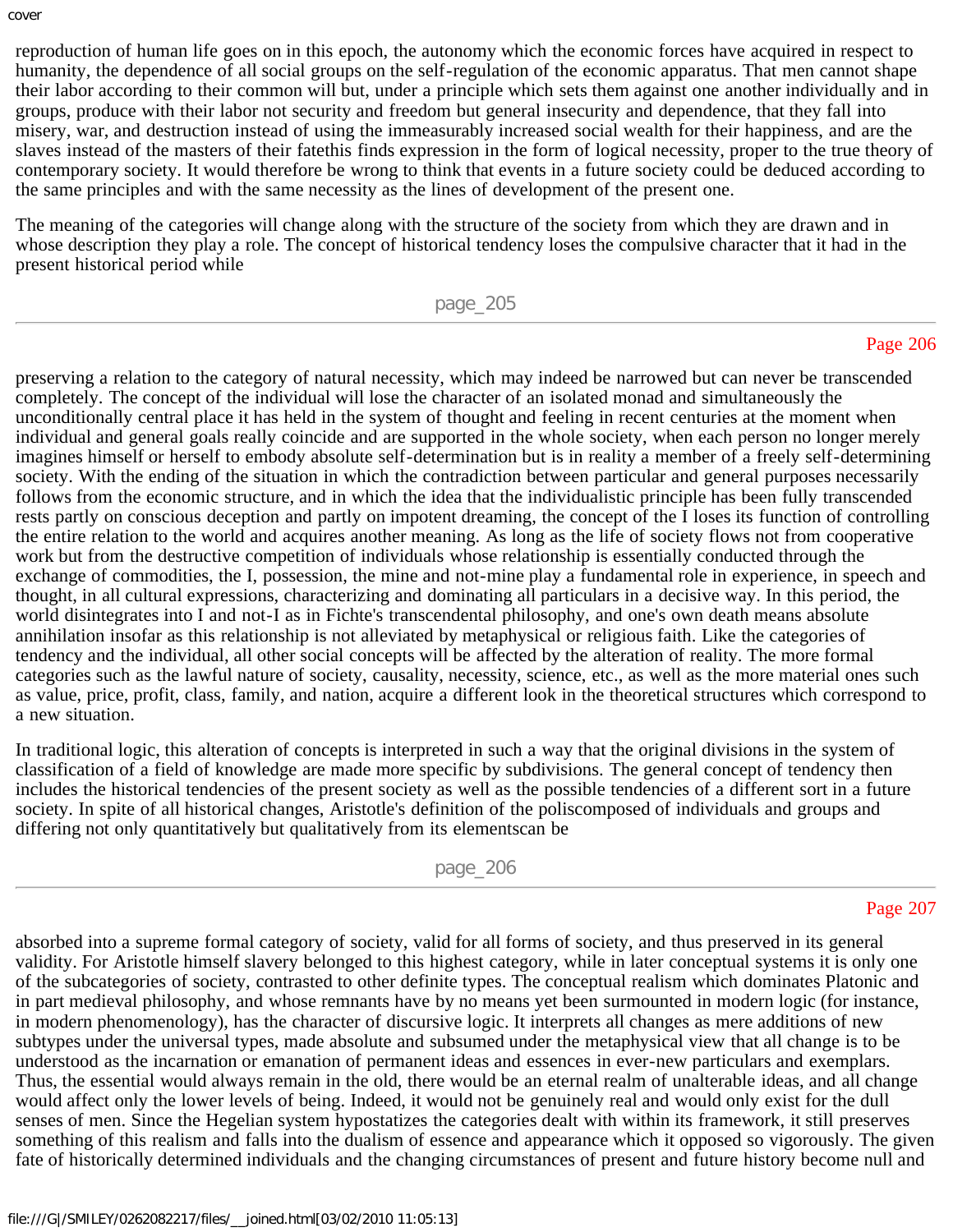reproduction of human life goes on in this epoch, the autonomy which the economic forces have acquired in respect to humanity, the dependence of all social groups on the self-regulation of the economic apparatus. That men cannot shape their labor according to their common will but, under a principle which sets them against one another individually and in groups, produce with their labor not security and freedom but general insecurity and dependence, that they fall into misery, war, and destruction instead of using the immeasurably increased social wealth for their happiness, and are the slaves instead of the masters of their fatethis finds expression in the form of logical necessity, proper to the true theory of contemporary society. It would therefore be wrong to think that events in a future society could be deduced according to the same principles and with the same necessity as the lines of development of the present one.

The meaning of the categories will change along with the structure of the society from which they are drawn and in whose description they play a role. The concept of historical tendency loses the compulsive character that it had in the present historical period while preserving a relation to the category of natural necessity, which may indeed be narrowed but can never be transcended completely. The concept of the individual will lose the character of an isolated monad and simultaneously the unconditionally central place it has held in the system of thought and feeling in recent centuries at the moment when individual and general goals really coincide and are supported in the whole society, when each person no longer merely imagines himself or herself to embody absolute self-determination but is in reality a member of a freely self-determining society. With the ending of the situation in which the contradiction between particular and general purposes necessarily follows from the economic structure, and in which the idea that the individualistic principle has been fully transcended rests partly on conscious deception and partly on impotent dreaming, the concept of the I loses its function of controlling the entire relation to the world and acquires another meaning. As long as the life of society flows not from cooperative work but from the destructive competition of individuals whose relationship is essentially conducted through the exchange of commodities, the I, possession, the mine and not-mine play a fundamental role in experience, in speech and thought, in all cultural expressions, characterizing and dominating all particulars in a decisive way. In this period, the world disintegrates into I and not-I as in Fichte's transcendental philosophy, and one's own death means absolute annihilation insofar as this relationship is not alleviated by metaphysical or religious faith. Like the categories of tendency and the individual, all other social concepts will be affected by the alteration of reality. The more formal categories such as the lawful nature of society, causality, necessity, science, etc., as well as the more material ones such as value, price, profit, class, family, and nation, acquire a different look in the theoretical structures which correspond to a new situation.

In traditional logic, this alteration of concepts is interpreted in such a way that the original divisions in the system of classification of a field of knowledge are made more specific by subdivisions. The general concept of tendency then includes the historical tendencies of the present society as well as the possible tendencies of a different sort in a future society. In spite of all historical changes, Aristotle's definition of the poliscomposed of individuals and groups and differing not only quantitatively but qualitatively from its elementscan be absorbed into a supreme formal category of society, valid for all forms of society, and thus preserved in its general validity. For Aristotle himself slavery belonged to this highest category, while in later conceptual systems it is only one of the subcategories of society, contrasted to other definite types. The conceptual realism which dominates Platonic and in part medieval philosophy, and whose remnants have by no means yet been surmounted in modern logic (for instance, in modern phenomenology), has the character of discursive logic. It interprets all changes as mere additions of new subtypes under the universal types, made absolute and subsumed under the metaphysical view that all change is to be understood as the incarnation or emanation of permanent ideas and essences in ever-new particulars and exemplars. Thus, the essential would always remain in the old, there would be an eternal realm of unalterable ideas, and all change would affect only the lower levels of being. Indeed, it would not be genuinely real and would only exist for the dull senses of men. Since the Hegelian system hypostatizes the categories dealt with within its framework, it still preserves something of this realism and falls into the dualism of essence and appearance which it opposed so vigorously. The given fate of historically determined individuals and the changing circumstances of present and future history become null and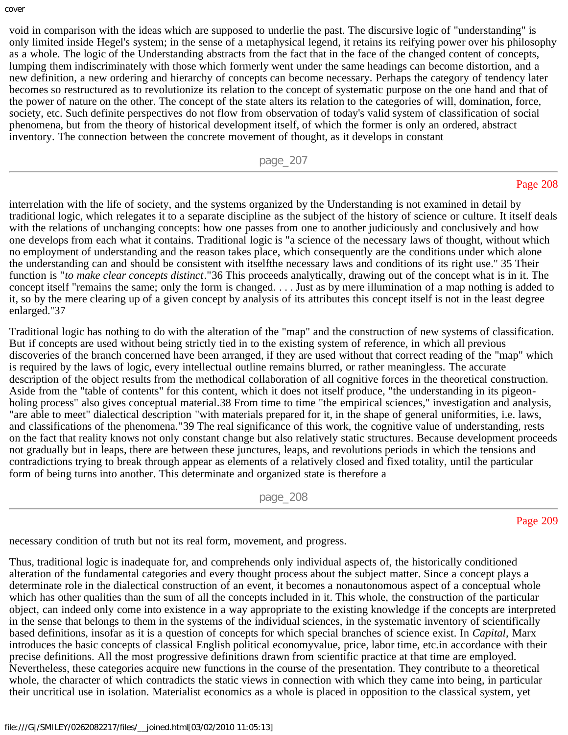void in comparison with the ideas which are supposed to underlie the past. The discursive logic of "understanding" is only limited inside Hegel's system; in the sense of a metaphysical legend, it retains its reifying power over his philosophy as a whole. The logic of the Understanding abstracts from the fact that in the face of the changed content of concepts, lumping them indiscriminately with those which formerly went under the same headings can become distortion, and a new definition, a new ordering and hierarchy of concepts can become necessary. Perhaps the category of tendency later becomes so restructured as to revolutionize its relation to the concept of systematic purpose on the one hand and that of the power of nature on the other. The concept of the state alters its relation to the categories of will, domination, force, society, etc. Such definite perspectives do not flow from observation of today's valid system of classification of social phenomena, but from the theory of historical development itself, of which the former is only an ordered, abstract inventory. The connection between the concrete movement of thought, as it develops in constant interrelation with the life of society, and the systems organized by the Understanding is not examined in detail by traditional logic, which relegates it to a separate discipline as the subject of the history of science or culture. It itself deals with the relations of unchanging concepts: how one passes from one to another judiciously and conclusively and how one develops from each what it contains. Traditional logic is "a science of the necessary laws of thought, without which no employment of understanding and the reason takes place, which consequently are the conditions under which alone the understanding can and should be consistent with itselfthe necessary laws and conditions of its right use." 35 Their function is "*to make clear concepts distinct*."36 This proceeds analytically, drawing out of the concept what is in it. The concept itself "remains the same; only the form is changed. . . . Just as by mere illumination of a map nothing is added to it, so by the mere clearing up of a given concept by analysis of its attributes this concept itself is not in the least degree enlarged."37

Traditional logic has nothing to do with the alteration of the "map" and the construction of new systems of classification. But if concepts are used without being strictly tied in to the existing system of reference, in which all previous discoveries of the branch concerned have been arranged, if they are used without that correct reading of the "map" which is required by the laws of logic, every intellectual outline remains blurred, or rather meaningless. The accurate description of the object results from the methodical collaboration of all cognitive forces in the theoretical construction. Aside from the "table of contents" for this content, which it does not itself produce, "the understanding in its pigeon-holing process" also gives conceptual material.38 From time to time "the empirical sciences," investigation and analysis, "are able to meet" dialectical description "with materials prepared for it, in the shape of general uniformities, i.e. laws, and classifications of the phenomena."39 The real significance of this work, the cognitive value of understanding, rests on the fact that reality knows not only constant change but also relatively static structures. Because development proceeds not gradually but in leaps, there are between these junctures, leaps, and revolutions periods in which the tensions and contradictions trying to break through appear as elements of a relatively closed and fixed totality, until the particular form of being turns into another. This determinate and organized state is therefore a necessary condition of truth but not its real form, movement, and progress.

Thus, traditional logic is inadequate for, and comprehends only individual aspects of, the historically conditioned alteration of the fundamental categories and every thought process about the subject matter. Since a concept plays a determinate role in the dialectical construction of an event, it becomes a nonautonomous aspect of a conceptual whole which has other qualities than the sum of all the concepts included in it. This whole, the construction of the particular object, can indeed only come into existence in a way appropriate to the existing knowledge if the concepts are interpreted in the sense that belongs to them in the systems of the individual sciences, in the systematic inventory of scientifically based definitions, insofar as it is a question of concepts for which special branches of science exist. In *Capital*, Marx introduces the basic concepts of classical English political economyvalue, price, labor time, etc.in accordance with their precise definitions. All the most progressive definitions drawn from scientific practice at that time are employed. Nevertheless, these categories acquire new functions in the course of the presentation. They contribute to a theoretical whole, the character of which contradicts the static views in connection with which they came into being, in particular their uncritical use in isolation. Materialist economics as a whole is placed in opposition to the classical system, yet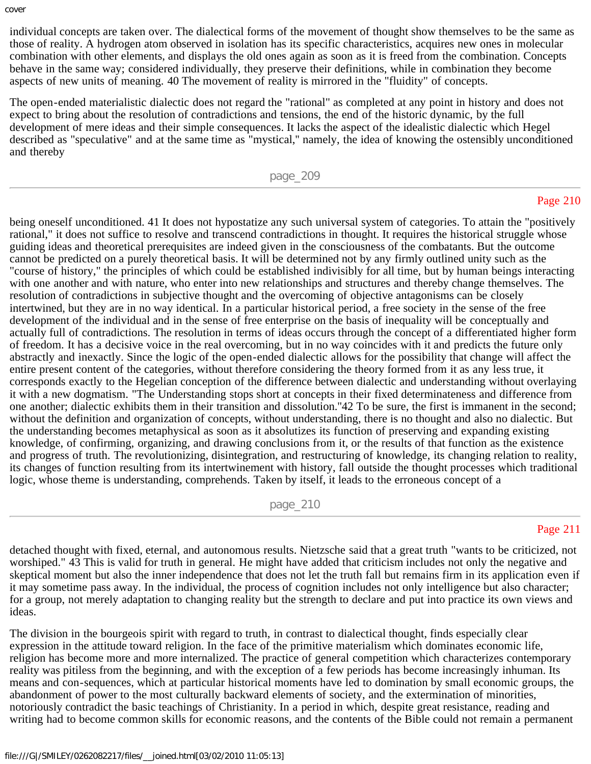individual concepts are taken over. The dialectical forms of the movement of thought show themselves to be the same as those of reality. A hydrogen atom observed in isolation has its specific characteristics, acquires new ones in molecular combination with other elements, and displays the old ones again as soon as it is freed from the combination. Concepts behave in the same way; considered individually, they preserve their definitions, while in combination they become aspects of new units of meaning. 40 The movement of reality is mirrored in the "fluidity" of concepts.

The open-ended materialistic dialectic does not regard the "rational" as completed at any point in history and does not expect to bring about the resolution of contradictions and tensions, the end of the historic dynamic, by the full development of mere ideas and their simple consequences. It lacks the aspect of the idealistic dialectic which Hegel described as "speculative" and at the same time as "mystical," namely, the idea of knowing the ostensibly unconditioned and thereby being oneself unconditioned. 41 It does not hypostatize any such universal system of categories. To attain the "positively rational," it does not suffice to resolve and transcend contradictions in thought. It requires the historical struggle whose guiding ideas and theoretical prerequisites are indeed given in the consciousness of the combatants. But the outcome cannot be predicted on a purely theoretical basis. It will be determined not by any firmly outlined unity such as the "course of history," the principles of which could be established indivisibly for all time, but by human beings interacting with one another and with nature, who enter into new relationships and structures and thereby change themselves. The resolution of contradictions in subjective thought and the overcoming of objective antagonisms can be closely intertwined, but they are in no way identical. In a particular historical period, a free society in the sense of the free development of the individual and in the sense of free enterprise on the basis of inequality will be conceptually and actually full of contradictions. The resolution in terms of ideas occurs through the concept of a differentiated higher form of freedom. It has a decisive voice in the real overcoming, but in no way coincides with it and predicts the future only abstractly and inexactly. Since the logic of the open-ended dialectic allows for the possibility that change will affect the entire present content of the categories, without therefore considering the theory formed from it as any less true, it corresponds exactly to the Hegelian conception of the difference between dialectic and understanding without overlaying it with a new dogmatism. "The Understanding stops short at concepts in their fixed determinateness and difference from one another; dialectic exhibits them in their transition and dissolution."42 To be sure, the first is immanent in the second; without the definition and organization of concepts, without understanding, there is no thought and also no dialectic. But the understanding becomes metaphysical as soon as it absolutizes its function of preserving and expanding existing knowledge, of confirming, organizing, and drawing conclusions from it, or the results of that function as the existence and progress of truth. The revolutionizing, disintegration, and restructuring of knowledge, its changing relation to reality, its changes of function resulting from its intertwinement with history, fall outside the thought processes which traditional logic, whose theme is understanding, comprehends. Taken by itself, it leads to the erroneous concept of a detached thought with fixed, eternal, and autonomous results. Nietzsche said that a great truth "wants to be criticized, not worshiped." 43 This is valid for truth in general. He might have added that criticism includes not only the negative and skeptical moment but also the inner independence that does not let the truth fall but remains firm in its application even if it may sometime pass away. In the individual, the process of cognition includes not only intelligence but also character; for a group, not merely adaptation to changing reality but the strength to declare and put into practice its own views and ideas.

The division in the bourgeois spirit with regard to truth, in contrast to dialectical thought, finds especially clear expression in the attitude toward religion. In the face of the primitive materialism which dominates economic life, religion has become more and more internalized. The practice of general competition which characterizes contemporary reality was pitiless from the beginning, and with the exception of a few periods has become increasingly inhuman. Its means and con-sequences, which at particular historical moments have led to domination by small economic groups, the abandonment of power to the most culturally backward elements of society, and the extermination of minorities, notoriously contradict the basic teachings of Christianity. In a period in which, despite great resistance, reading and writing had to become common skills for economic reasons, and the contents of the Bible could not remain a permanent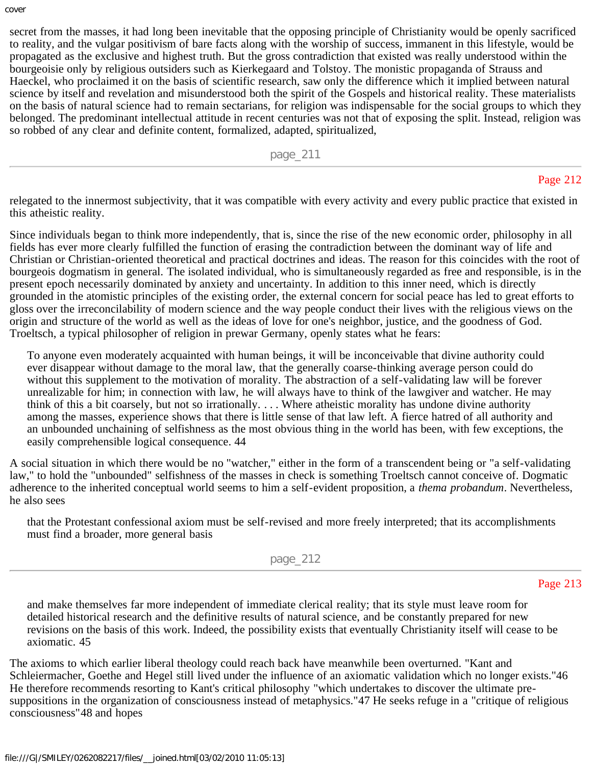secret from the masses, it had long been inevitable that the opposing principle of Christianity would be openly sacrificed to reality, and the vulgar positivism of bare facts along with the worship of success, immanent in this lifestyle, would be propagated as the exclusive and highest truth. But the gross contradiction that existed was really understood within the bourgeoisie only by religious outsiders such as Kierkegaard and Tolstoy. The monistic propaganda of Strauss and Haeckel, who proclaimed it on the basis of scientific research, saw only the difference which it implied between natural science by itself and revelation and misunderstood both the spirit of the Gospels and historical reality. These materialists on the basis of natural science had to remain sectarians, for religion was indispensable for the social groups to which they belonged. The predominant intellectual attitude in recent centuries was not that of exposing the split. Instead, religion was so robbed of any clear and definite content, formalized, adapted, spiritualized, relegated to the innermost subjectivity, that it was compatible with every activity and every public practice that existed in this atheistic reality.

Since individuals began to think more independently, that is, since the rise of the new economic order, philosophy in all fields has ever more clearly fulfilled the function of erasing the contradiction between the dominant way of life and Christian or Christian-oriented theoretical and practical doctrines and ideas. The reason for this coincides with the root of bourgeois dogmatism in general. The isolated individual, who is simultaneously regarded as free and responsible, is in the present epoch necessarily dominated by anxiety and uncertainty. In addition to this inner need, which is directly grounded in the atomistic principles of the existing order, the external concern for social peace has led to great efforts to gloss over the irreconcilability of modern science and the way people conduct their lives with the religious views on the origin and structure of the world as well as the ideas of love for one's neighbor, justice, and the goodness of God. Troeltsch, a typical philosopher of religion in prewar Germany, openly states what he fears:

> To anyone even moderately acquainted with human beings, it will be inconceivable that divine authority could ever disappear without damage to the moral law, that the generally coarse-thinking average person could do without this supplement to the motivation of morality. The abstraction of a self-validating law will be forever unrealizable for him; in connection with law, he will always have to think of the lawgiver and watcher. He may think of this a bit coarsely, but not so irrationally. . . . Where atheistic morality has undone divine authority among the masses, experience shows that there is little sense of that law left. A fierce hatred of all authority and an unbounded unchaining of selfishness as the most obvious thing in the world has been, with few exceptions, the easily comprehensible logical consequence. 44

A social situation in which there would be no "watcher," either in the form of a transcendent being or "a self-validating law," to hold the "unbounded" selfishness of the masses in check is something Troeltsch cannot conceive of. Dogmatic adherence to the inherited conceptual world seems to him a self-evident proposition, a *thema probandum*. Nevertheless, he also sees

> that the Protestant confessional axiom must be self-revised and more freely interpreted; that its accomplishments must find a broader, more general basis and make themselves far more independent of immediate clerical reality; that its style must leave room for detailed historical research and the definitive results of natural science, and be constantly prepared for new revisions on the basis of this work. Indeed, the possibility exists that eventually Christianity itself will cease to be axiomatic. 45

The axioms to which earlier liberal theology could reach back have meanwhile been overturned. "Kant and Schleiermacher, Goethe and Hegel still lived under the influence of an axiomatic validation which no longer exists."46 He therefore recommends resorting to Kant's critical philosophy "which undertakes to discover the ultimate pre-suppositions in the organization of consciousness instead of metaphysics."47 He seeks refuge in a "critique of religious consciousness"48 and hopes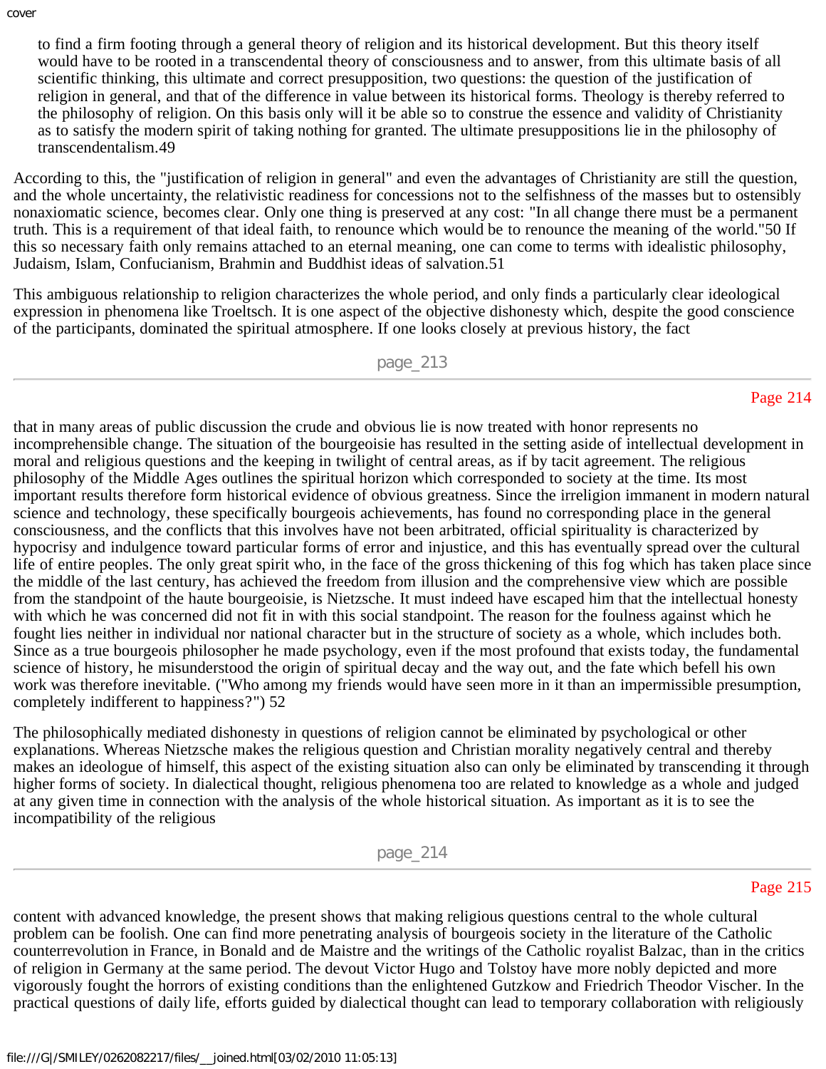to find a firm footing through a general theory of religion and its historical development. But this theory itself would have to be rooted in a transcendental theory of consciousness and to answer, from this ultimate basis of all scientific thinking, this ultimate and correct presupposition, two questions: the question of the justification of religion in general, and that of the difference in value between its historical forms. Theology is thereby referred to the philosophy of religion. On this basis only will it be able so to construe the essence and validity of Christianity as to satisfy the modern spirit of taking nothing for granted. The ultimate presuppositions lie in the philosophy of transcendentalism.49

According to this, the "justification of religion in general" and even the advantages of Christianity are still the question, and the whole uncertainty, the relativistic readiness for concessions not to the selfishness of the masses but to ostensibly nonaxiomatic science, becomes clear. Only one thing is preserved at any cost: "In all change there must be a permanent truth. This is a requirement of that ideal faith, to renounce which would be to renounce the meaning of the world."50 If this so necessary faith only remains attached to an eternal meaning, one can come to terms with idealistic philosophy, Judaism, Islam, Confucianism, Brahmin and Buddhist ideas of salvation.51

This ambiguous relationship to religion characterizes the whole period, and only finds a particularly clear ideological expression in phenomena like Troeltsch. It is one aspect of the objective dishonesty which, despite the good conscience of the participants, dominated the spiritual atmosphere. If one looks closely at previous history, the fact that in many areas of public discussion the crude and obvious lie is now treated with honor represents no incomprehensible change. The situation of the bourgeoisie has resulted in the setting aside of intellectual development in moral and religious questions and the keeping in twilight of central areas, as if by tacit agreement. The religious philosophy of the Middle Ages outlines the spiritual horizon which corresponded to society at the time. Its most important results therefore form historical evidence of obvious greatness. Since the irreligion immanent in modern natural science and technology, these specifically bourgeois achievements, has found no corresponding place in the general consciousness, and the conflicts that this involves have not been arbitrated, official spirituality is characterized by hypocrisy and indulgence toward particular forms of error and injustice, and this has eventually spread over the cultural life of entire peoples. The only great spirit who, in the face of the gross thickening of this fog which has taken place since the middle of the last century, has achieved the freedom from illusion and the comprehensive view which are possible from the standpoint of the haute bourgeoisie, is Nietzsche. It must indeed have escaped him that the intellectual honesty with which he was concerned did not fit in with this social standpoint. The reason for the foulness against which he fought lies neither in individual nor national character but in the structure of society as a whole, which includes both. Since as a true bourgeois philosopher he made psychology, even if the most profound that exists today, the fundamental science of history, he misunderstood the origin of spiritual decay and the way out, and the fate which befell his own work was therefore inevitable. ("Who among my friends would have seen more in it than an impermissible presumption, completely indifferent to happiness?") 52

The philosophically mediated dishonesty in questions of religion cannot be eliminated by psychological or other explanations. Whereas Nietzsche makes the religious question and Christian morality negatively central and thereby makes an ideologue of himself, this aspect of the existing situation also can only be eliminated by transcending it through higher forms of society. In dialectical thought, religious phenomena too are related to knowledge as a whole and judged at any given time in connection with the analysis of the whole historical situation. As important as it is to see the incompatibility of the religious content with advanced knowledge, the present shows that making religious questions central to the whole cultural problem can be foolish. One can find more penetrating analysis of bourgeois society in the literature of the Catholic counterrevolution in France, in Bonald and de Maistre and the writings of the Catholic royalist Balzac, than in the critics of religion in Germany at the same period. The devout Victor Hugo and Tolstoy have more nobly depicted and more vigorously fought the horrors of existing conditions than the enlightened Gutzkow and Friedrich Theodor Vischer. In the practical questions of daily life, efforts guided by dialectical thought can lead to temporary collaboration with religiously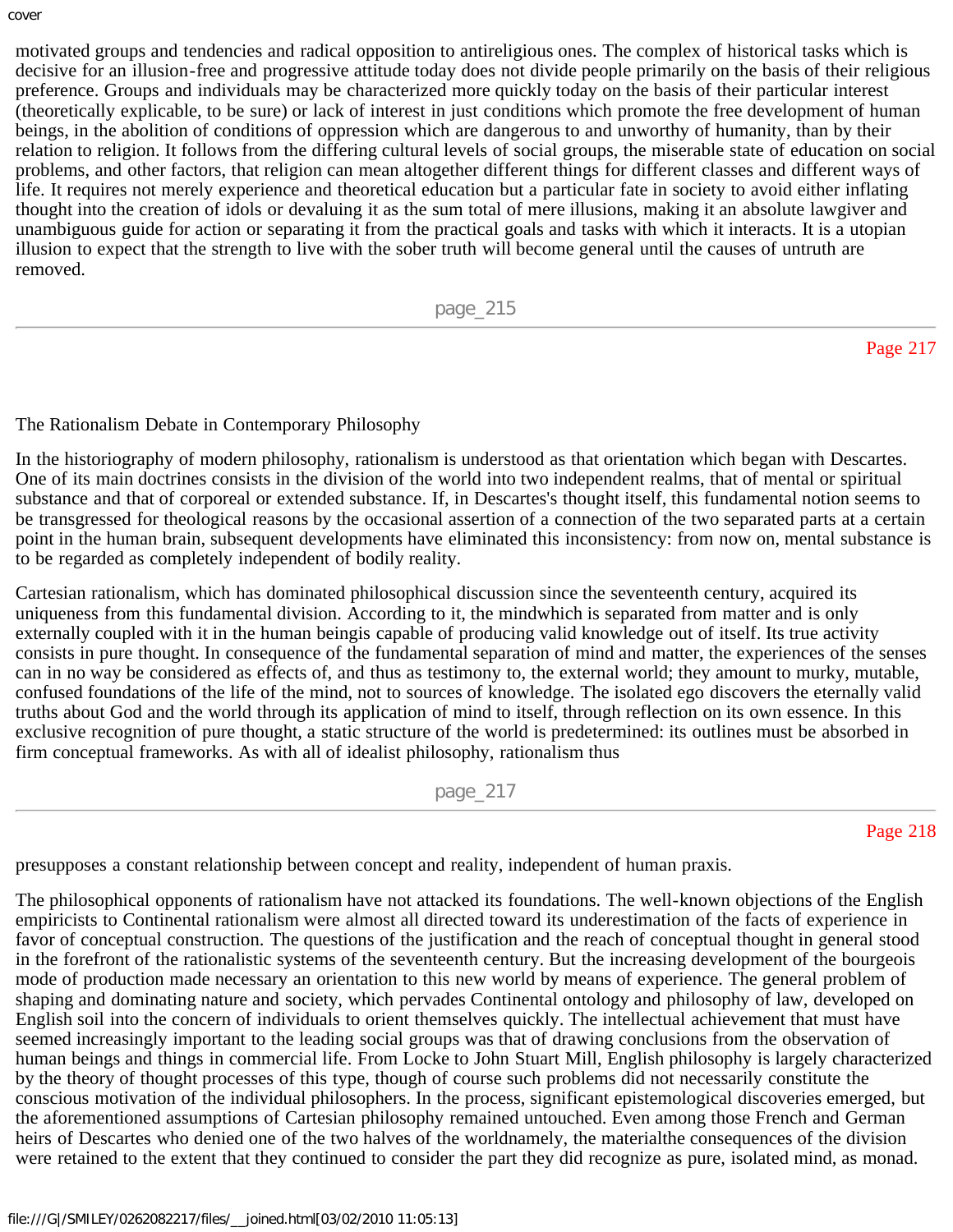motivated groups and tendencies and radical opposition to antireligious ones. The complex of historical tasks which is decisive for an illusion-free and progressive attitude today does not divide people primarily on the basis of their religious preference. Groups and individuals may be characterized more quickly today on the basis of their particular interest (theoretically explicable, to be sure) or lack of interest in just conditions which promote the free development of human beings, in the abolition of conditions of oppression which are dangerous to and unworthy of humanity, than by their relation to religion. It follows from the differing cultural levels of social groups, the miserable state of education on social problems, and other factors, that religion can mean altogether different things for different classes and different ways of life. It requires not merely experience and theoretical education but a particular fate in society to avoid either inflating thought into the creation of idols or devaluing it as the sum total of mere illusions, making it an absolute lawgiver and unambiguous guide for action or separating it from the practical goals and tasks with which it interacts. It is a utopian illusion to expect that the strength to live with the sober truth will become general until the causes of untruth are removed.

# The Rationalism Debate in Contemporary Philosophy

In the historiography of modern philosophy, rationalism is understood as that orientation which began with Descartes. One of its main doctrines consists in the division of the world into two independent realms, that of mental or spiritual substance and that of corporeal or extended substance. If, in Descartes's thought itself, this fundamental notion seems to be transgressed for theological reasons by the occasional assertion of a connection of the two separated parts at a certain point in the human brain, subsequent developments have eliminated this inconsistency: from now on, mental substance is to be regarded as completely independent of bodily reality.

Cartesian rationalism, which has dominated philosophical discussion since the seventeenth century, acquired its uniqueness from this fundamental division. According to it, the mindwhich is separated from matter and is only externally coupled with it in the human beingis capable of producing valid knowledge out of itself. Its true activity consists in pure thought. In consequence of the fundamental separation of mind and matter, the experiences of the senses can in no way be considered as effects of, and thus as testimony to, the external world; they amount to murky, mutable, confused foundations of the life of the mind, not to sources of knowledge. The isolated ego discovers the eternally valid truths about God and the world through its application of mind to itself, through reflection on its own essence. In this exclusive recognition of pure thought, a static structure of the world is predetermined: its outlines must be absorbed in firm conceptual frameworks. As with all of idealist philosophy, rationalism thus presupposes a constant relationship between concept and reality, independent of human praxis.

The philosophical opponents of rationalism have not attacked its foundations. The well-known objections of the English empiricists to Continental rationalism were almost all directed toward its underestimation of the facts of experience in favor of conceptual construction. The questions of the justification and the reach of conceptual thought in general stood in the forefront of the rationalistic systems of the seventeenth century. But the increasing development of the bourgeois mode of production made necessary an orientation to this new world by means of experience. The general problem of shaping and dominating nature and society, which pervades Continental ontology and philosophy of law, developed on English soil into the concern of individuals to orient themselves quickly. The intellectual achievement that must have seemed increasingly important to the leading social groups was that of drawing conclusions from the observation of human beings and things in commercial life. From Locke to John Stuart Mill, English philosophy is largely characterized by the theory of thought processes of this type, though of course such problems did not necessarily constitute the conscious motivation of the individual philosophers. In the process, significant epistemological discoveries emerged, but the aforementioned assumptions of Cartesian philosophy remained untouched. Even among those French and German heirs of Descartes who denied one of the two halves of the worldnamely, the materialthe consequences of the division were retained to the extent that they continued to consider the part they did recognize as pure, isolated mind, as monad.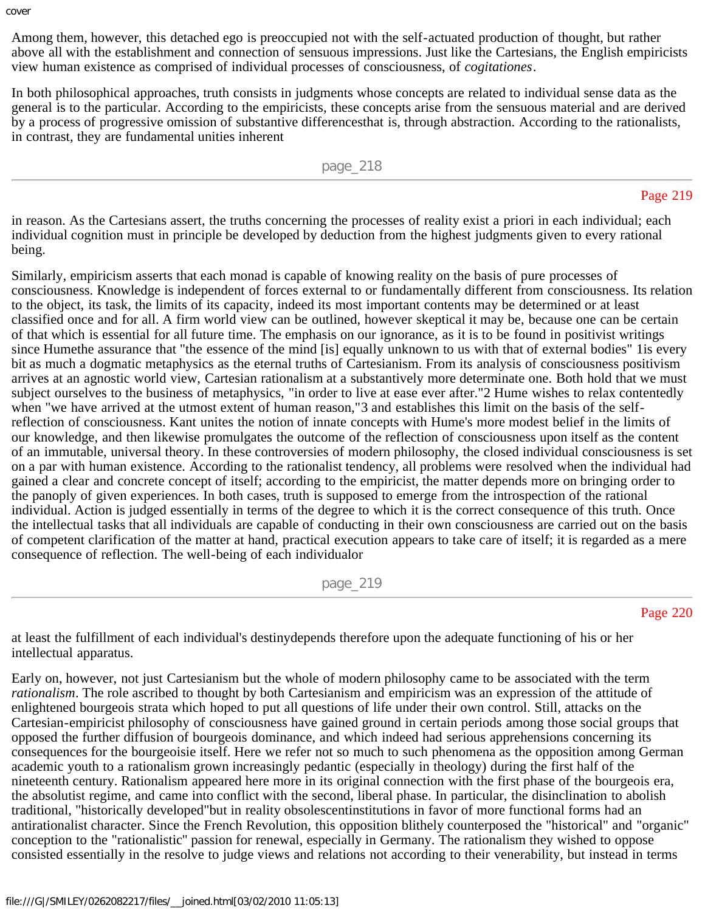Among them, however, this detached ego is preoccupied not with the self-actuated production of thought, but rather above all with the establishment and connection of sensuous impressions. Just like the Cartesians, the English empiricists view human existence as comprised of individual processes of consciousness, of *cogitationes*.

In both philosophical approaches, truth consists in judgments whose concepts are related to individual sense data as the general is to the particular. According to the empiricists, these concepts arise from the sensuous material and are derived by a process of progressive omission of substantive differencesthat is, through abstraction. According to the rationalists, in contrast, they are fundamental unities inherent in reason. As the Cartesians assert, the truths concerning the processes of reality exist a priori in each individual; each individual cognition must in principle be developed by deduction from the highest judgments given to every rational being.

Similarly, empiricism asserts that each monad is capable of knowing reality on the basis of pure processes of consciousness. Knowledge is independent of forces external to or fundamentally different from consciousness. Its relation to the object, its task, the limits of its capacity, indeed its most important contents may be determined or at least classified once and for all. A firm world view can be outlined, however skeptical it may be, because one can be certain of that which is essential for all future time. The emphasis on our ignorance, as it is to be found in positivist writings since Humethe assurance that "the essence of the mind [is] equally unknown to us with that of external bodies" 1is every bit as much a dogmatic metaphysics as the eternal truths of Cartesianism. From its analysis of consciousness positivism arrives at an agnostic world view, Cartesian rationalism at a substantively more determinate one. Both hold that we must subject ourselves to the business of metaphysics, "in order to live at ease ever after."2 Hume wishes to relax contentedly when "we have arrived at the utmost extent of human reason,"3 and establishes this limit on the basis of the self-reflection of consciousness. Kant unites the notion of innate concepts with Hume's more modest belief in the limits of our knowledge, and then likewise promulgates the outcome of the reflection of consciousness upon itself as the content of an immutable, universal theory. In these controversies of modern philosophy, the closed individual consciousness is set on a par with human existence. According to the rationalist tendency, all problems were resolved when the individual had gained a clear and concrete concept of itself; according to the empiricist, the matter depends more on bringing order to the panoply of given experiences. In both cases, truth is supposed to emerge from the introspection of the rational individual. Action is judged essentially in terms of the degree to which it is the correct consequence of this truth. Once the intellectual tasks that all individuals are capable of conducting in their own consciousness are carried out on the basis of competent clarification of the matter at hand, practical execution appears to take care of itself; it is regarded as a mere consequence of reflection. The well-being of each individualor at least the fulfillment of each individual's destinydepends therefore upon the adequate functioning of his or her intellectual apparatus.

Early on, however, not just Cartesianism but the whole of modern philosophy came to be associated with the term *rationalism*. The role ascribed to thought by both Cartesianism and empiricism was an expression of the attitude of enlightened bourgeois strata which hoped to put all questions of life under their own control. Still, attacks on the Cartesian-empiricist philosophy of consciousness have gained ground in certain periods among those social groups that opposed the further diffusion of bourgeois dominance, and which indeed had serious apprehensions concerning its consequences for the bourgeoisie itself. Here we refer not so much to such phenomena as the opposition among German academic youth to a rationalism grown increasingly pedantic (especially in theology) during the first half of the nineteenth century. Rationalism appeared here more in its original connection with the first phase of the bourgeois era, the absolutist regime, and came into conflict with the second, liberal phase. In particular, the disinclination to abolish traditional, "historically developed"but in reality obsolescentinstitutions in favor of more functional forms had an antirationalist character. Since the French Revolution, this opposition blithely counterposed the "historical" and "organic" conception to the "rationalistic" passion for renewal, especially in Germany. The rationalism they wished to oppose consisted essentially in the resolve to judge views and relations not according to their venerability, but instead in terms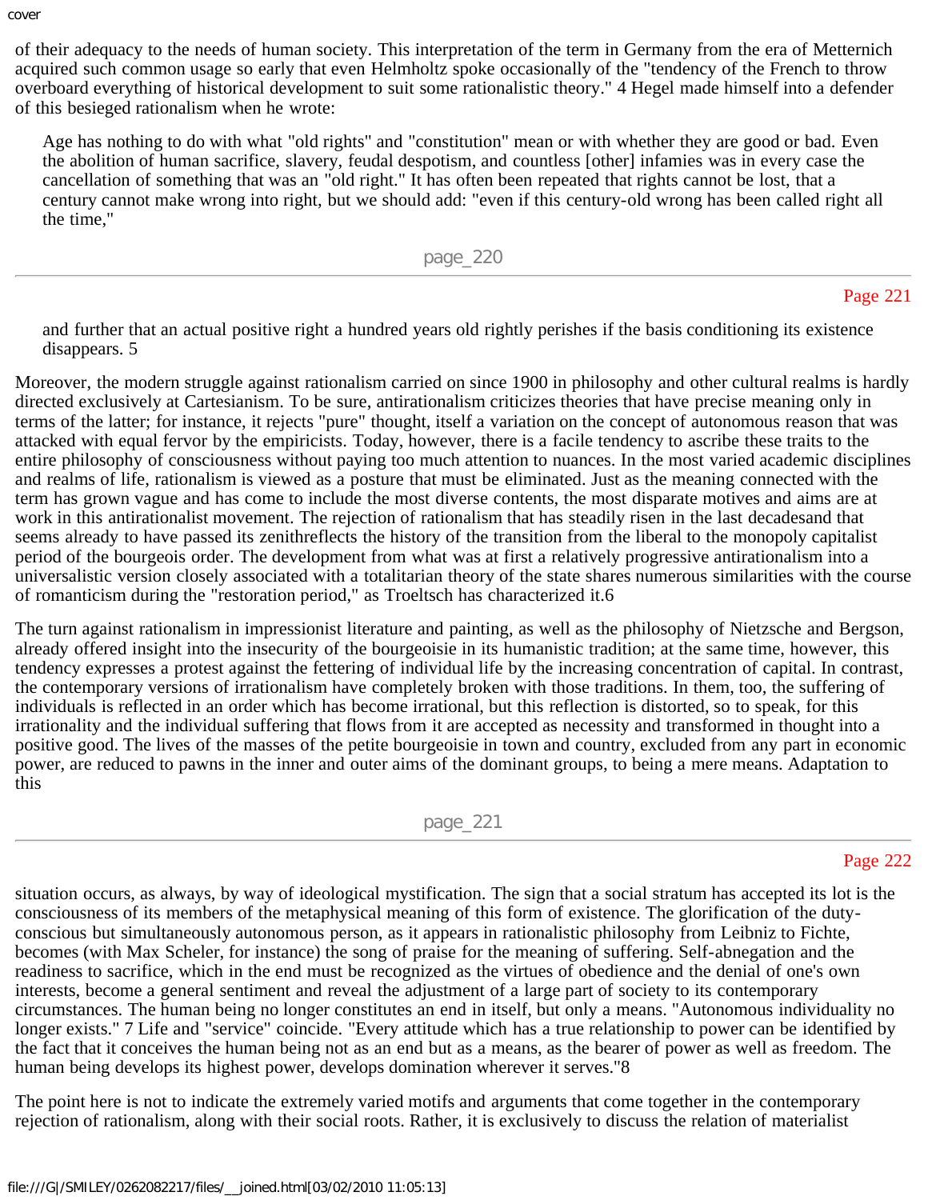of their adequacy to the needs of human society. This interpretation of the term in Germany from the era of Metternich acquired such common usage so early that even Helmholtz spoke occasionally of the "tendency of the French to throw overboard everything of historical development to suit some rationalistic theory." 4 Hegel made himself into a defender of this besieged rationalism when he wrote:

> Age has nothing to do with what "old rights" and "constitution" mean or with whether they are good or bad. Even the abolition of human sacrifice, slavery, feudal despotism, and countless [other] infamies was in every case the cancellation of something that was an "old right." It has often been repeated that rights cannot be lost, that a century cannot make wrong into right, but we should add: "even if this century-old wrong has been called right all the time," and further that an actual positive right a hundred years old rightly perishes if the basis conditioning its existence disappears. 5

Moreover, the modern struggle against rationalism carried on since 1900 in philosophy and other cultural realms is hardly directed exclusively at Cartesianism. To be sure, antirationalism criticizes theories that have precise meaning only in terms of the latter; for instance, it rejects "pure" thought, itself a variation on the concept of autonomous reason that was attacked with equal fervor by the empiricists. Today, however, there is a facile tendency to ascribe these traits to the entire philosophy of consciousness without paying too much attention to nuances. In the most varied academic disciplines and realms of life, rationalism is viewed as a posture that must be eliminated. Just as the meaning connected with the term has grown vague and has come to include the most diverse contents, the most disparate motives and aims are at work in this antirationalist movement. The rejection of rationalism that has steadily risen in the last decadesand that seems already to have passed its zenithreflects the history of the transition from the liberal to the monopoly capitalist period of the bourgeois order. The development from what was at first a relatively progressive antirationalism into a universalistic version closely associated with a totalitarian theory of the state shares numerous similarities with the course of romanticism during the "restoration period," as Troeltsch has characterized it.6

The turn against rationalism in impressionist literature and painting, as well as the philosophy of Nietzsche and Bergson, already offered insight into the insecurity of the bourgeoisie in its humanistic tradition; at the same time, however, this tendency expresses a protest against the fettering of individual life by the increasing concentration of capital. In contrast, the contemporary versions of irrationalism have completely broken with those traditions. In them, too, the suffering of individuals is reflected in an order which has become irrational, but this reflection is distorted, so to speak, for this irrationality and the individual suffering that flows from it are accepted as necessity and transformed in thought into a positive good. The lives of the masses of the petite bourgeoisie in town and country, excluded from any part in economic power, are reduced to pawns in the inner and outer aims of the dominant groups, to being a mere means. Adaptation to this situation occurs, as always, by way of ideological mystification. The sign that a social stratum has accepted its lot is the consciousness of its members of the metaphysical meaning of this form of existence. The glorification of the duty-conscious but simultaneously autonomous person, as it appears in rationalistic philosophy from Leibniz to Fichte, becomes (with Max Scheler, for instance) the song of praise for the meaning of suffering. Self-abnegation and the readiness to sacrifice, which in the end must be recognized as the virtues of obedience and the denial of one's own interests, become a general sentiment and reveal the adjustment of a large part of society to its contemporary circumstances. The human being no longer constitutes an end in itself, but only a means. "Autonomous individuality no longer exists." 7 Life and "service" coincide. "Every attitude which has a true relationship to power can be identified by the fact that it conceives the human being not as an end but as a means, as the bearer of power as well as freedom. The human being develops its highest power, develops domination wherever it serves."8

The point here is not to indicate the extremely varied motifs and arguments that come together in the contemporary rejection of rationalism, along with their social roots. Rather, it is exclusively to discuss the relation of materialist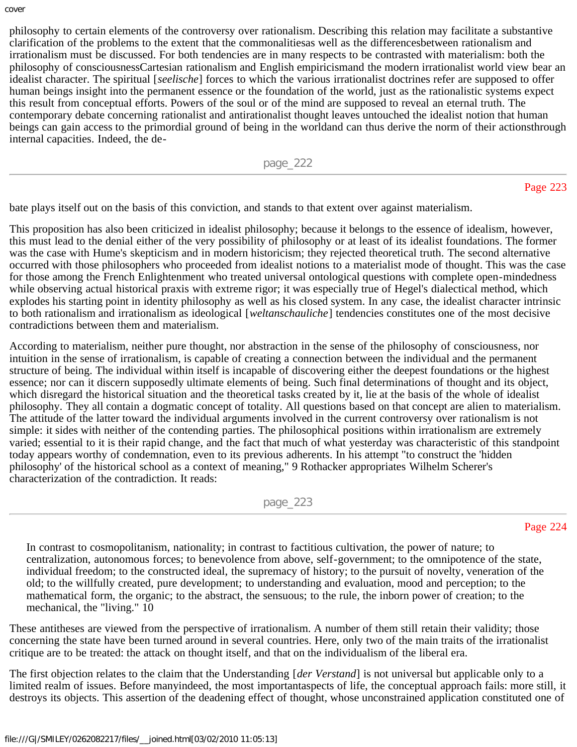philosophy to certain elements of the controversy over rationalism. Describing this relation may facilitate a substantive clarification of the problems to the extent that the commonalitiesas well as the differencesbetween rationalism and irrationalism must be discussed. For both tendencies are in many respects to be contrasted with materialism: both the philosophy of consciousnessCartesian rationalism and English empiricismand the modern irrationalist world view bear an idealist character. The spiritual [*seelische*] forces to which the various irrationalist doctrines refer are supposed to offer human beings insight into the permanent essence or the foundation of the world, just as the rationalistic systems expect this result from conceptual efforts. Powers of the soul or of the mind are supposed to reveal an eternal truth. The contemporary debate concerning rationalist and antirationalist thought leaves untouched the idealist notion that human beings can gain access to the primordial ground of being in the worldand can thus derive the norm of their actionsthrough internal capacities. Indeed, the debate plays itself out on the basis of this conviction, and stands to that extent over against materialism.

This proposition has also been criticized in idealist philosophy; because it belongs to the essence of idealism, however, this must lead to the denial either of the very possibility of philosophy or at least of its idealist foundations. The former was the case with Hume's skepticism and in modern historicism; they rejected theoretical truth. The second alternative occurred with those philosophers who proceeded from idealist notions to a materialist mode of thought. This was the case for those among the French Enlightenment who treated universal ontological questions with complete open-mindedness while observing actual historical praxis with extreme rigor; it was especially true of Hegel's dialectical method, which explodes his starting point in identity philosophy as well as his closed system. In any case, the idealist character intrinsic to both rationalism and irrationalism as ideological [*weltanschauliche*] tendencies constitutes one of the most decisive contradictions between them and materialism.

According to materialism, neither pure thought, nor abstraction in the sense of the philosophy of consciousness, nor intuition in the sense of irrationalism, is capable of creating a connection between the individual and the permanent structure of being. The individual within itself is incapable of discovering either the deepest foundations or the highest essence; nor can it discern supposedly ultimate elements of being. Such final determinations of thought and its object, which disregard the historical situation and the theoretical tasks created by it, lie at the basis of the whole of idealist philosophy. They all contain a dogmatic concept of totality. All questions based on that concept are alien to materialism. The attitude of the latter toward the individual arguments involved in the current controversy over rationalism is not simple: it sides with neither of the contending parties. The philosophical positions within irrationalism are extremely varied; essential to it is their rapid change, and the fact that much of what yesterday was characteristic of this standpoint today appears worthy of condemnation, even to its previous adherents. In his attempt "to construct the 'hidden philosophy' of the historical school as a context of meaning," 9 Rothacker appropriates Wilhelm Scherer's characterization of the contradiction. It reads:

> In contrast to cosmopolitanism, nationality; in contrast to factitious cultivation, the power of nature; to centralization, autonomous forces; to benevolence from above, self-government; to the omnipotence of the state, individual freedom; to the constructed ideal, the supremacy of history; to the pursuit of novelty, veneration of the old; to the willfully created, pure development; to understanding and evaluation, mood and perception; to the mathematical form, the organic; to the abstract, the sensuous; to the rule, the inborn power of creation; to the mechanical, the "living." 10

These antitheses are viewed from the perspective of irrationalism. A number of them still retain their validity; those concerning the state have been turned around in several countries. Here, only two of the main traits of the irrationalist critique are to be treated: the attack on thought itself, and that on the individualism of the liberal era.

The first objection relates to the claim that the Understanding [*der Verstand*] is not universal but applicable only to a limited realm of issues. Before manyindeed, the most importantaspects of life, the conceptual approach fails: more still, it destroys its objects. This assertion of the deadening effect of thought, whose unconstrained application constituted one of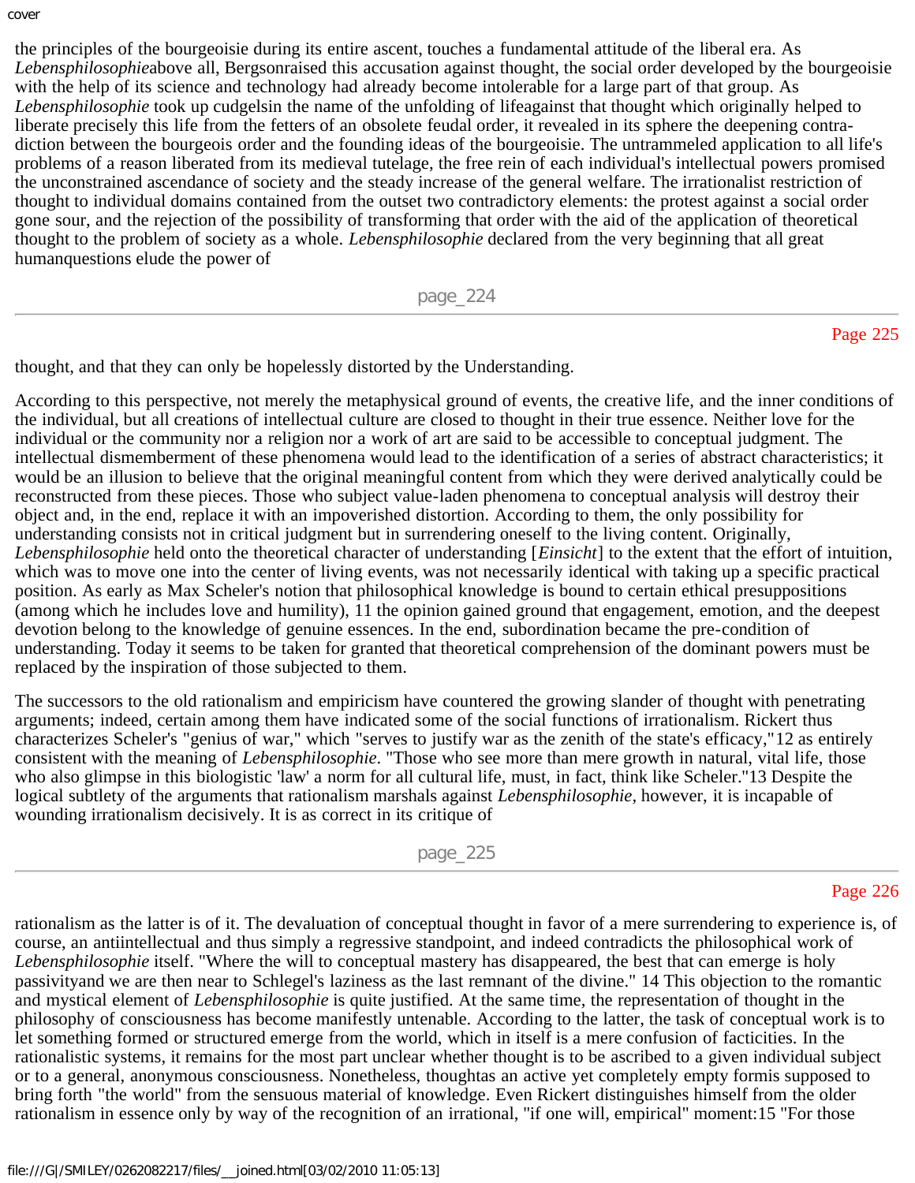the principles of the bourgeoisie during its entire ascent, touches a fundamental attitude of the liberal era. As *Lebensphilosophie*above all, Bergsonraised this accusation against thought, the social order developed by the bourgeoisie with the help of its science and technology had already become intolerable for a large part of that group. As *Lebensphilosophie* took up cudgelsin the name of the unfolding of lifeagainst that thought which originally helped to liberate precisely this life from the fetters of an obsolete feudal order, it revealed in its sphere the deepening contradiction between the bourgeois order and the founding ideas of the bourgeoisie. The untrammeled application to all life's problems of a reason liberated from its medieval tutelage, the free rein of each individual's intellectual powers promised the unconstrained ascendance of society and the steady increase of the general welfare. The irrationalist restriction of thought to individual domains contained from the outset two contradictory elements: the protest against a social order gone sour, and the rejection of the possibility of transforming that order with the aid of the application of theoretical thought to the problem of society as a whole. *Lebensphilosophie* declared from the very beginning that all great humanquestions elude the power of thought, and that they can only be hopelessly distorted by the Understanding.

According to this perspective, not merely the metaphysical ground of events, the creative life, and the inner conditions of the individual, but all creations of intellectual culture are closed to thought in their true essence. Neither love for the individual or the community nor a religion nor a work of art are said to be accessible to conceptual judgment. The intellectual dismemberment of these phenomena would lead to the identification of a series of abstract characteristics; it would be an illusion to believe that the original meaningful content from which they were derived analytically could be reconstructed from these pieces. Those who subject value-laden phenomena to conceptual analysis will destroy their object and, in the end, replace it with an impoverished distortion. According to them, the only possibility for understanding consists not in critical judgment but in surrendering oneself to the living content. Originally, *Lebensphilosophie* held onto the theoretical character of understanding [*Einsicht*] to the extent that the effort of intuition, which was to move one into the center of living events, was not necessarily identical with taking up a specific practical position. As early as Max Scheler's notion that philosophical knowledge is bound to certain ethical presuppositions (among which he includes love and humility), 11 the opinion gained ground that engagement, emotion, and the deepest devotion belong to the knowledge of genuine essences. In the end, subordination became the pre-condition of understanding. Today it seems to be taken for granted that theoretical comprehension of the dominant powers must be replaced by the inspiration of those subjected to them.

The successors to the old rationalism and empiricism have countered the growing slander of thought with penetrating arguments; indeed, certain among them have indicated some of the social functions of irrationalism. Rickert thus characterizes Scheler's "genius of war," which "serves to justify war as the zenith of the state's efficacy,"12 as entirely consistent with the meaning of *Lebensphilosophie*. "Those who see more than mere growth in natural, vital life, those who also glimpse in this biologistic 'law' a norm for all cultural life, must, in fact, think like Scheler."13 Despite the logical subtlety of the arguments that rationalism marshals against *Lebensphilosophie,* however, it is incapable of wounding irrationalism decisively. It is as correct in its critique of rationalism as the latter is of it. The devaluation of conceptual thought in favor of a mere surrendering to experience is, of course, an antiintellectual and thus simply a regressive standpoint, and indeed contradicts the philosophical work of *Lebensphilosophie* itself. "Where the will to conceptual mastery has disappeared, the best that can emerge is holy passivityand we are then near to Schlegel's laziness as the last remnant of the divine." 14 This objection to the romantic and mystical element of *Lebensphilosophie* is quite justified. At the same time, the representation of thought in the philosophy of consciousness has become manifestly untenable. According to the latter, the task of conceptual work is to let something formed or structured emerge from the world, which in itself is a mere confusion of facticities. In the rationalistic systems, it remains for the most part unclear whether thought is to be ascribed to a given individual subject or to a general, anonymous consciousness. Nonetheless, thoughtas an active yet completely empty formis supposed to bring forth "the world" from the sensuous material of knowledge. Even Rickert distinguishes himself from the older rationalism in essence only by way of the recognition of an irrational, "if one will, empirical" moment:15 "For those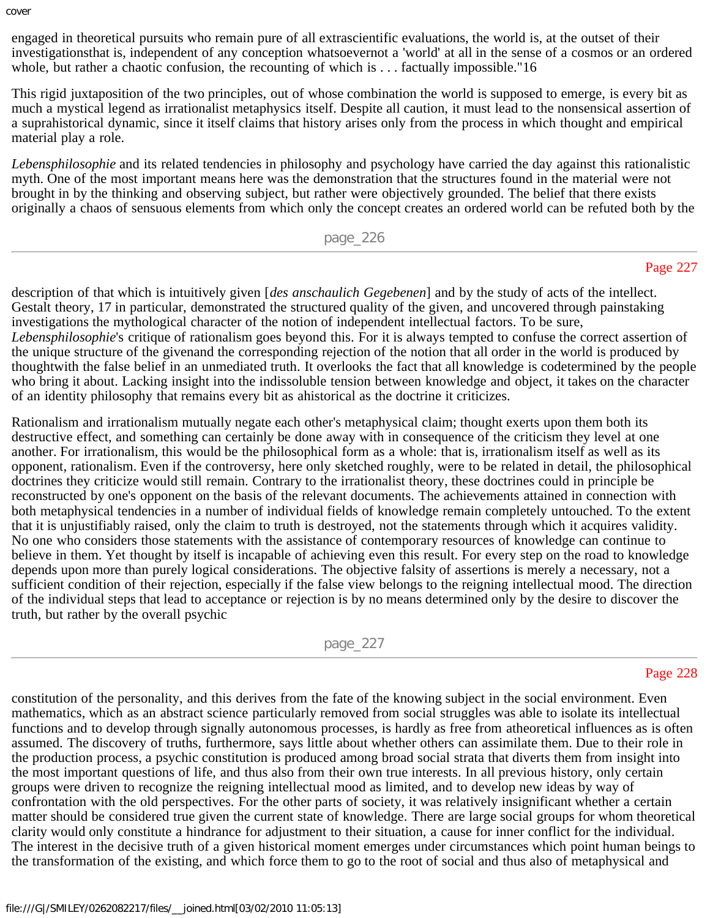engaged in theoretical pursuits who remain pure of all extrascientific evaluations, the world is, at the outset of their investigationsthat is, independent of any conception whatsoevernot a 'world' at all in the sense of a cosmos or an ordered whole, but rather a chaotic confusion, the recounting of which is . . . factually impossible."16

This rigid juxtaposition of the two principles, out of whose combination the world is supposed to emerge, is every bit as much a mystical legend as irrationalist metaphysics itself. Despite all caution, it must lead to the nonsensical assertion of a suprahistorical dynamic, since it itself claims that history arises only from the process in which thought and empirical material play a role.

*Lebensphilosophie* and its related tendencies in philosophy and psychology have carried the day against this rationalistic myth. One of the most important means here was the demonstration that the structures found in the material were not brought in by the thinking and observing subject, but rather were objectively grounded. The belief that there exists originally a chaos of sensuous elements from which only the concept creates an ordered world can be refuted both by the description of that which is intuitively given [*des anschaulich Gegebenen*] and by the study of acts of the intellect. Gestalt theory, 17 in particular, demonstrated the structured quality of the given, and uncovered through painstaking investigations the mythological character of the notion of independent intellectual factors. To be sure, *Lebensphilosophie*'s critique of rationalism goes beyond this. For it is always tempted to confuse the correct assertion of the unique structure of the givenand the corresponding rejection of the notion that all order in the world is produced by thoughtwith the false belief in an unmediated truth. It overlooks the fact that all knowledge is codetermined by the people who bring it about. Lacking insight into the indissoluble tension between knowledge and object, it takes on the character of an identity philosophy that remains every bit as ahistorical as the doctrine it criticizes.

Rationalism and irrationalism mutually negate each other's metaphysical claim; thought exerts upon them both its destructive effect, and something can certainly be done away with in consequence of the criticism they level at one another. For irrationalism, this would be the philosophical form as a whole: that is, irrationalism itself as well as its opponent, rationalism. Even if the controversy, here only sketched roughly, were to be related in detail, the philosophical doctrines they criticize would still remain. Contrary to the irrationalist theory, these doctrines could in principle be reconstructed by one's opponent on the basis of the relevant documents. The achievements attained in connection with both metaphysical tendencies in a number of individual fields of knowledge remain completely untouched. To the extent that it is unjustifiably raised, only the claim to truth is destroyed, not the statements through which it acquires validity. No one who considers those statements with the assistance of contemporary resources of knowledge can continue to believe in them. Yet thought by itself is incapable of achieving even this result. For every step on the road to knowledge depends upon more than purely logical considerations. The objective falsity of assertions is merely a necessary, not a sufficient condition of their rejection, especially if the false view belongs to the reigning intellectual mood. The direction of the individual steps that lead to acceptance or rejection is by no means determined only by the desire to discover the truth, but rather by the overall psychic constitution of the personality, and this derives from the fate of the knowing subject in the social environment. Even mathematics, which as an abstract science particularly removed from social struggles was able to isolate its intellectual functions and to develop through signally autonomous processes, is hardly as free from atheoretical influences as is often assumed. The discovery of truths, furthermore, says little about whether others can assimilate them. Due to their role in the production process, a psychic constitution is produced among broad social strata that diverts them from insight into the most important questions of life, and thus also from their own true interests. In all previous history, only certain groups were driven to recognize the reigning intellectual mood as limited, and to develop new ideas by way of confrontation with the old perspectives. For the other parts of society, it was relatively insignificant whether a certain matter should be considered true given the current state of knowledge. There are large social groups for whom theoretical clarity would only constitute a hindrance for adjustment to their situation, a cause for inner conflict for the individual. The interest in the decisive truth of a given historical moment emerges under circumstances which point human beings to the transformation of the existing, and which force them to go to the root of social and thus also of metaphysical and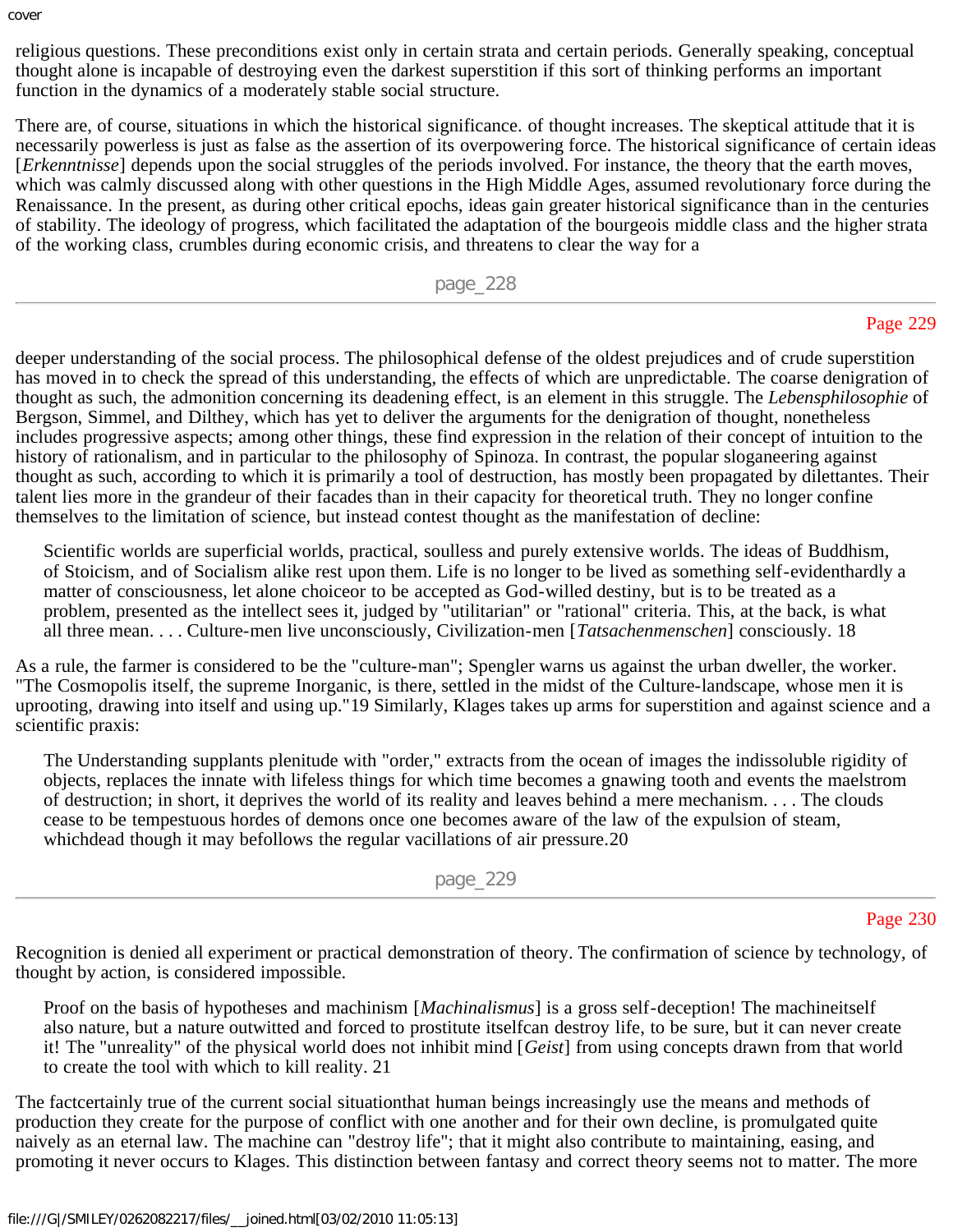religious questions. These preconditions exist only in certain strata and certain periods. Generally speaking, conceptual thought alone is incapable of destroying even the darkest superstition if this sort of thinking performs an important function in the dynamics of a moderately stable social structure.

There are, of course, situations in which the historical significance. of thought increases. The skeptical attitude that it is necessarily powerless is just as false as the assertion of its overpowering force. The historical significance of certain ideas [*Erkenntnisse*] depends upon the social struggles of the periods involved. For instance, the theory that the earth moves, which was calmly discussed along with other questions in the High Middle Ages, assumed revolutionary force during the Renaissance. In the present, as during other critical epochs, ideas gain greater historical significance than in the centuries of stability. The ideology of progress, which facilitated the adaptation of the bourgeois middle class and the higher strata of the working class, crumbles during economic crisis, and threatens to clear the way for a deeper understanding of the social process. The philosophical defense of the oldest prejudices and of crude superstition has moved in to check the spread of this understanding, the effects of which are unpredictable. The coarse denigration of thought as such, the admonition concerning its deadening effect, is an element in this struggle. The *Lebensphilosophie* of Bergson, Simmel, and Dilthey, which has yet to deliver the arguments for the denigration of thought, nonetheless includes progressive aspects; among other things, these find expression in the relation of their concept of intuition to the history of rationalism, and in particular to the philosophy of Spinoza. In contrast, the popular sloganeering against thought as such, according to which it is primarily a tool of destruction, has mostly been propagated by dilettantes. Their talent lies more in the grandeur of their facades than in their capacity for theoretical truth. They no longer confine themselves to the limitation of science, but instead contest thought as the manifestation of decline:

> Scientific worlds are superficial worlds, practical, soulless and purely extensive worlds. The ideas of Buddhism, of Stoicism, and of Socialism alike rest upon them. Life is no longer to be lived as something self-evidenthardly a matter of consciousness, let alone choiceor to be accepted as God-willed destiny, but is to be treated as a problem, presented as the intellect sees it, judged by "utilitarian" or "rational" criteria. This, at the back, is what all three mean. . . . Culture-men live unconsciously, Civilization-men [*Tatsachenmenschen*] consciously. 18

As a rule, the farmer is considered to be the "culture-man"; Spengler warns us against the urban dweller, the worker. "The Cosmopolis itself, the supreme Inorganic, is there, settled in the midst of the Culture-landscape, whose men it is uprooting, drawing into itself and using up."19 Similarly, Klages takes up arms for superstition and against science and a scientific praxis:

> The Understanding supplants plenitude with "order," extracts from the ocean of images the indissoluble rigidity of objects, replaces the innate with lifeless things for which time becomes a gnawing tooth and events the maelstrom of destruction; in short, it deprives the world of its reality and leaves behind a mere mechanism. . . . The clouds cease to be tempestuous hordes of demons once one becomes aware of the law of the expulsion of steam, whichdead though it may befollows the regular vacillations of air pressure.20

Recognition is denied all experiment or practical demonstration of theory. The confirmation of science by technology, of thought by action, is considered impossible.

> Proof on the basis of hypotheses and machinism [*Machinalismus*] is a gross self-deception! The machineitself also nature, but a nature outwitted and forced to prostitute itselfcan destroy life, to be sure, but it can never create it! The "unreality" of the physical world does not inhibit mind [*Geist*] from using concepts drawn from that world to create the tool with which to kill reality. 21

The factcertainly true of the current social situationthat human beings increasingly use the means and methods of production they create for the purpose of conflict with one another and for their own decline, is promulgated quite naively as an eternal law. The machine can "destroy life"; that it might also contribute to maintaining, easing, and promoting it never occurs to Klages. This distinction between fantasy and correct theory seems not to matter. The more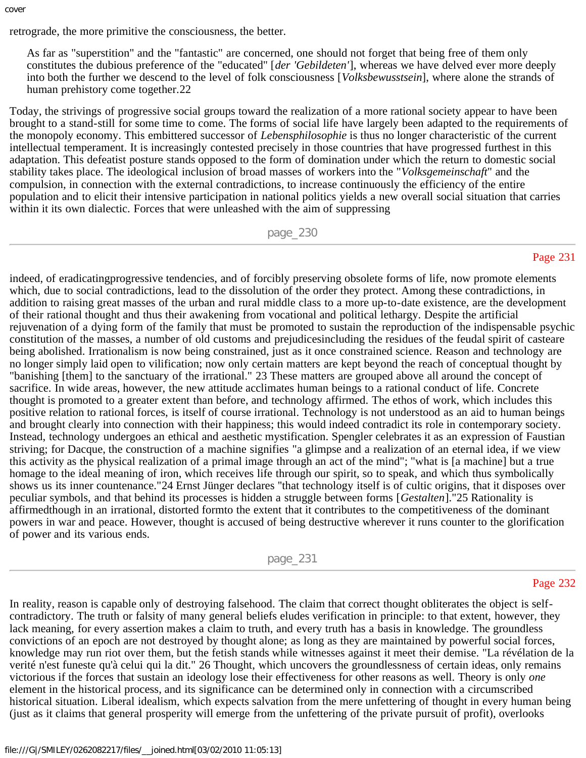retrograde, the more primitive the consciousness, the better.

> As far as "superstition" and the "fantastic" are concerned, one should not forget that being free of them only constitutes the dubious preference of the "educated" [*der 'Gebildeten'*], whereas we have delved ever more deeply into both the further we descend to the level of folk consciousness [*Volksbewusstsein*], where alone the strands of human prehistory come together.22

Today, the strivings of progressive social groups toward the realization of a more rational society appear to have been brought to a stand-still for some time to come. The forms of social life have largely been adapted to the requirements of the monopoly economy. This embittered successor of *Lebensphilosophie* is thus no longer characteristic of the current intellectual temperament. It is increasingly contested precisely in those countries that have progressed furthest in this adaptation. This defeatist posture stands opposed to the form of domination under which the return to domestic social stability takes place. The ideological inclusion of broad masses of workers into the "*Volksgemeinschaft*" and the compulsion, in connection with the external contradictions, to increase continuously the efficiency of the entire population and to elicit their intensive participation in national politics yields a new overall social situation that carries within it its own dialectic. Forces that were unleashed with the aim of suppressing indeed, of eradicatingprogressive tendencies, and of forcibly preserving obsolete forms of life, now promote elements which, due to social contradictions, lead to the dissolution of the order they protect. Among these contradictions, in addition to raising great masses of the urban and rural middle class to a more up-to-date existence, are the development of their rational thought and thus their awakening from vocational and political lethargy. Despite the artificial rejuvenation of a dying form of the family that must be promoted to sustain the reproduction of the indispensable psychic constitution of the masses, a number of old customs and prejudicesincluding the residues of the feudal spirit of casteare being abolished. Irrationalism is now being constrained, just as it once constrained science. Reason and technology are no longer simply laid open to vilification; now only certain matters are kept beyond the reach of conceptual thought by "banishing [them] to the sanctuary of the irrational." 23 These matters are grouped above all around the concept of sacrifice. In wide areas, however, the new attitude acclimates human beings to a rational conduct of life. Concrete thought is promoted to a greater extent than before, and technology affirmed. The ethos of work, which includes this positive relation to rational forces, is itself of course irrational. Technology is not understood as an aid to human beings and brought clearly into connection with their happiness; this would indeed contradict its role in contemporary society. Instead, technology undergoes an ethical and aesthetic mystification. Spengler celebrates it as an expression of Faustian striving; for Dacque, the construction of a machine signifies "a glimpse and a realization of an eternal idea, if we view this activity as the physical realization of a primal image through an act of the mind"; "what is [a machine] but a true homage to the ideal meaning of iron, which receives life through our spirit, so to speak, and which thus symbolically shows us its inner countenance."24 Ernst Jünger declares "that technology itself is of cultic origins, that it disposes over peculiar symbols, and that behind its processes is hidden a struggle between forms [*Gestalten*]."25 Rationality is affirmedthough in an irrational, distorted formto the extent that it contributes to the competitiveness of the dominant powers in war and peace. However, thought is accused of being destructive wherever it runs counter to the glorification of power and its various ends.

In reality, reason is capable only of destroying falsehood. The claim that correct thought obliterates the object is self-contradictory. The truth or falsity of many general beliefs eludes verification in principle: to that extent, however, they lack meaning, for every assertion makes a claim to truth, and every truth has a basis in knowledge. The groundless convictions of an epoch are not destroyed by thought alone; as long as they are maintained by powerful social forces, knowledge may run riot over them, but the fetish stands while witnesses against it meet their demise. "La révélation de la verité n'est funeste qu'à celui qui la dit." 26 Thought, which uncovers the groundlessness of certain ideas, only remains victorious if the forces that sustain an ideology lose their effectiveness for other reasons as well. Theory is only *one* element in the historical process, and its significance can be determined only in connection with a circumscribed historical situation. Liberal idealism, which expects salvation from the mere unfettering of thought in every human being (just as it claims that general prosperity will emerge from the unfettering of the private pursuit of profit), overlooks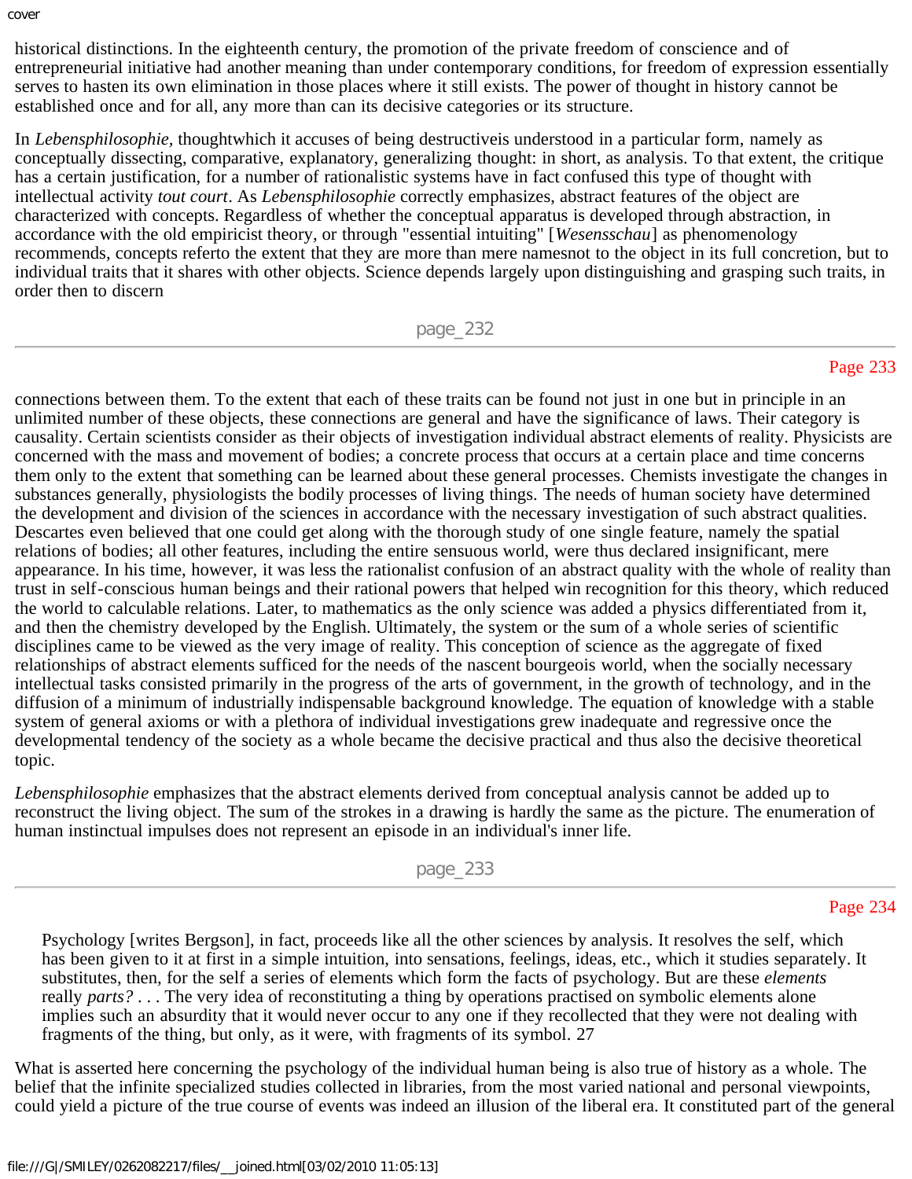historical distinctions. In the eighteenth century, the promotion of the private freedom of conscience and of entrepreneurial initiative had another meaning than under contemporary conditions, for freedom of expression essentially serves to hasten its own elimination in those places where it still exists. The power of thought in history cannot be established once and for all, any more than can its decisive categories or its structure.

In *Lebensphilosophie,* thoughtwhich it accuses of being destructiveis understood in a particular form, namely as conceptually dissecting, comparative, explanatory, generalizing thought: in short, as analysis. To that extent, the critique has a certain justification, for a number of rationalistic systems have in fact confused this type of thought with intellectual activity *tout court*. As *Lebensphilosophie* correctly emphasizes, abstract features of the object are characterized with concepts. Regardless of whether the conceptual apparatus is developed through abstraction, in accordance with the old empiricist theory, or through "essential intuiting" [*Wesensschau*] as phenomenology recommends, concepts referto the extent that they are more than mere namesnot to the object in its full concretion, but to individual traits that it shares with other objects. Science depends largely upon distinguishing and grasping such traits, in order then to discern connections between them. To the extent that each of these traits can be found not just in one but in principle in an unlimited number of these objects, these connections are general and have the significance of laws. Their category is causality. Certain scientists consider as their objects of investigation individual abstract elements of reality. Physicists are concerned with the mass and movement of bodies; a concrete process that occurs at a certain place and time concerns them only to the extent that something can be learned about these general processes. Chemists investigate the changes in substances generally, physiologists the bodily processes of living things. The needs of human society have determined the development and division of the sciences in accordance with the necessary investigation of such abstract qualities. Descartes even believed that one could get along with the thorough study of one single feature, namely the spatial relations of bodies; all other features, including the entire sensuous world, were thus declared insignificant, mere appearance. In his time, however, it was less the rationalist confusion of an abstract quality with the whole of reality than trust in self-conscious human beings and their rational powers that helped win recognition for this theory, which reduced the world to calculable relations. Later, to mathematics as the only science was added a physics differentiated from it, and then the chemistry developed by the English. Ultimately, the system or the sum of a whole series of scientific disciplines came to be viewed as the very image of reality. This conception of science as the aggregate of fixed relationships of abstract elements sufficed for the needs of the nascent bourgeois world, when the socially necessary intellectual tasks consisted primarily in the progress of the arts of government, in the growth of technology, and in the diffusion of a minimum of industrially indispensable background knowledge. The equation of knowledge with a stable system of general axioms or with a plethora of individual investigations grew inadequate and regressive once the developmental tendency of the society as a whole became the decisive practical and thus also the decisive theoretical topic.

*Lebensphilosophie* emphasizes that the abstract elements derived from conceptual analysis cannot be added up to reconstruct the living object. The sum of the strokes in a drawing is hardly the same as the picture. The enumeration of human instinctual impulses does not represent an episode in an individual's inner life.

> Psychology [writes Bergson], in fact, proceeds like all the other sciences by analysis. It resolves the self, which has been given to it at first in a simple intuition, into sensations, feelings, ideas, etc., which it studies separately. It substitutes, then, for the self a series of elements which form the facts of psychology. But are these *elements* really *parts?* . . . The very idea of reconstituting a thing by operations practised on symbolic elements alone implies such an absurdity that it would never occur to any one if they recollected that they were not dealing with fragments of the thing, but only, as it were, with fragments of its symbol. 27

What is asserted here concerning the psychology of the individual human being is also true of history as a whole. The belief that the infinite specialized studies collected in libraries, from the most varied national and personal viewpoints, could yield a picture of the true course of events was indeed an illusion of the liberal era. It constituted part of the general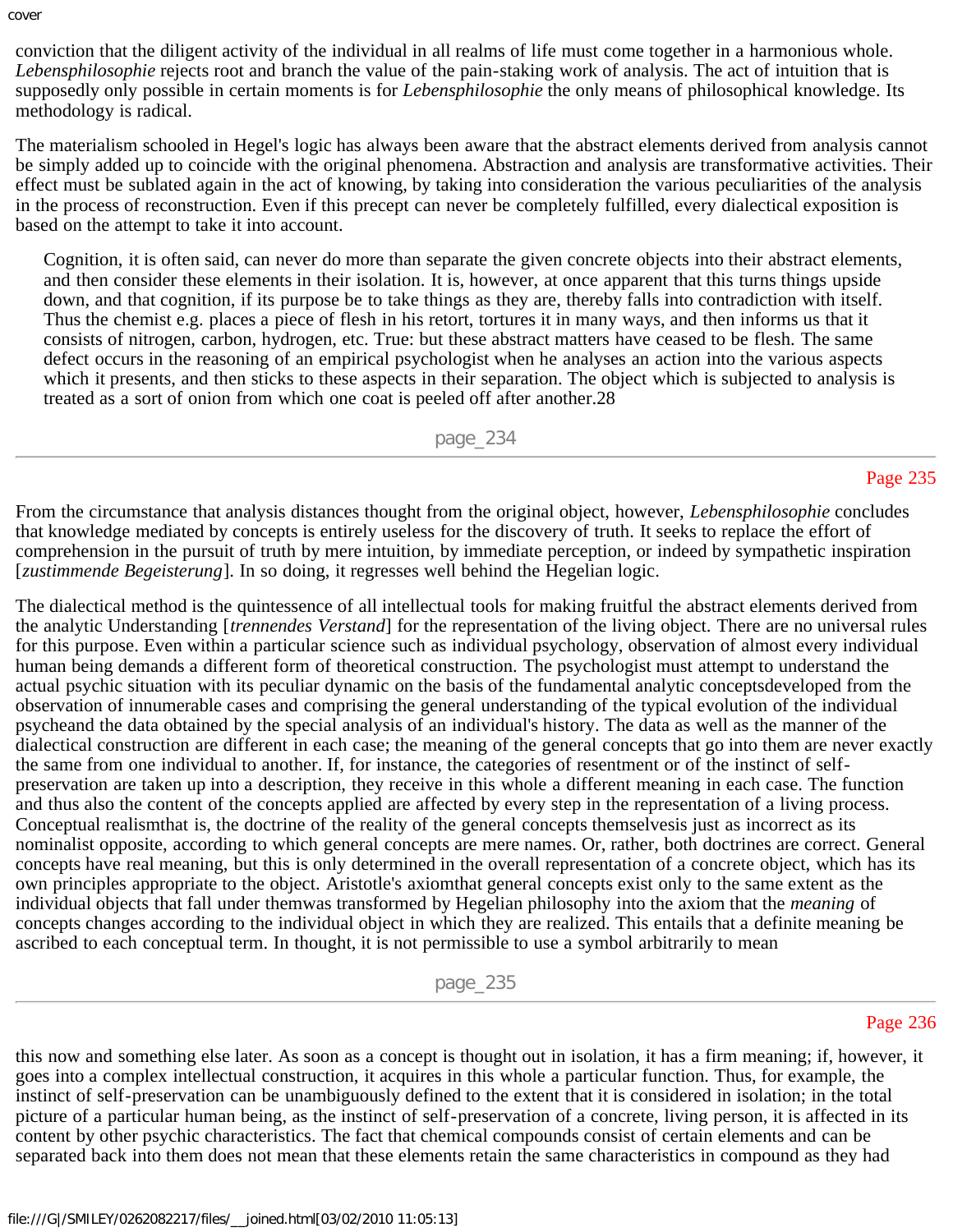conviction that the diligent activity of the individual in all realms of life must come together in a harmonious whole. *Lebensphilosophie* rejects root and branch the value of the pain-staking work of analysis. The act of intuition that is supposedly only possible in certain moments is for *Lebensphilosophie* the only means of philosophical knowledge. Its methodology is radical.

The materialism schooled in Hegel's logic has always been aware that the abstract elements derived from analysis cannot be simply added up to coincide with the original phenomena. Abstraction and analysis are transformative activities. Their effect must be sublated again in the act of knowing, by taking into consideration the various peculiarities of the analysis in the process of reconstruction. Even if this precept can never be completely fulfilled, every dialectical exposition is based on the attempt to take it into account.

> Cognition, it is often said, can never do more than separate the given concrete objects into their abstract elements, and then consider these elements in their isolation. It is, however, at once apparent that this turns things upside down, and that cognition, if its purpose be to take things as they are, thereby falls into contradiction with itself. Thus the chemist e.g. places a piece of flesh in his retort, tortures it in many ways, and then informs us that it consists of nitrogen, carbon, hydrogen, etc. True: but these abstract matters have ceased to be flesh. The same defect occurs in the reasoning of an empirical psychologist when he analyses an action into the various aspects which it presents, and then sticks to these aspects in their separation. The object which is subjected to analysis is treated as a sort of onion from which one coat is peeled off after another.28

From the circumstance that analysis distances thought from the original object, however, *Lebensphilosophie* concludes that knowledge mediated by concepts is entirely useless for the discovery of truth. It seeks to replace the effort of comprehension in the pursuit of truth by mere intuition, by immediate perception, or indeed by sympathetic inspiration [*zustimmende Begeisterung*]. In so doing, it regresses well behind the Hegelian logic.

The dialectical method is the quintessence of all intellectual tools for making fruitful the abstract elements derived from the analytic Understanding [*trennendes Verstand*] for the representation of the living object. There are no universal rules for this purpose. Even within a particular science such as individual psychology, observation of almost every individual human being demands a different form of theoretical construction. The psychologist must attempt to understand the actual psychic situation with its peculiar dynamic on the basis of the fundamental analytic conceptsdeveloped from the observation of innumerable cases and comprising the general understanding of the typical evolution of the individual psycheand the data obtained by the special analysis of an individual's history. The data as well as the manner of the dialectical construction are different in each case; the meaning of the general concepts that go into them are never exactly the same from one individual to another. If, for instance, the categories of resentment or of the instinct of self-preservation are taken up into a description, they receive in this whole a different meaning in each case. The function and thus also the content of the concepts applied are affected by every step in the representation of a living process. Conceptual realismthat is, the doctrine of the reality of the general concepts themselvesis just as incorrect as its nominalist opposite, according to which general concepts are mere names. Or, rather, both doctrines are correct. General concepts have real meaning, but this is only determined in the overall representation of a concrete object, which has its own principles appropriate to the object. Aristotle's axiomthat general concepts exist only to the same extent as the individual objects that fall under themwas transformed by Hegelian philosophy into the axiom that the *meaning* of concepts changes according to the individual object in which they are realized. This entails that a definite meaning be ascribed to each conceptual term. In thought, it is not permissible to use a symbol arbitrarily to mean this now and something else later. As soon as a concept is thought out in isolation, it has a firm meaning; if, however, it goes into a complex intellectual construction, it acquires in this whole a particular function. Thus, for example, the instinct of self-preservation can be unambiguously defined to the extent that it is considered in isolation; in the total picture of a particular human being, as the instinct of self-preservation of a concrete, living person, it is affected in its content by other psychic characteristics. The fact that chemical compounds consist of certain elements and can be separated back into them does not mean that these elements retain the same characteristics in compound as they had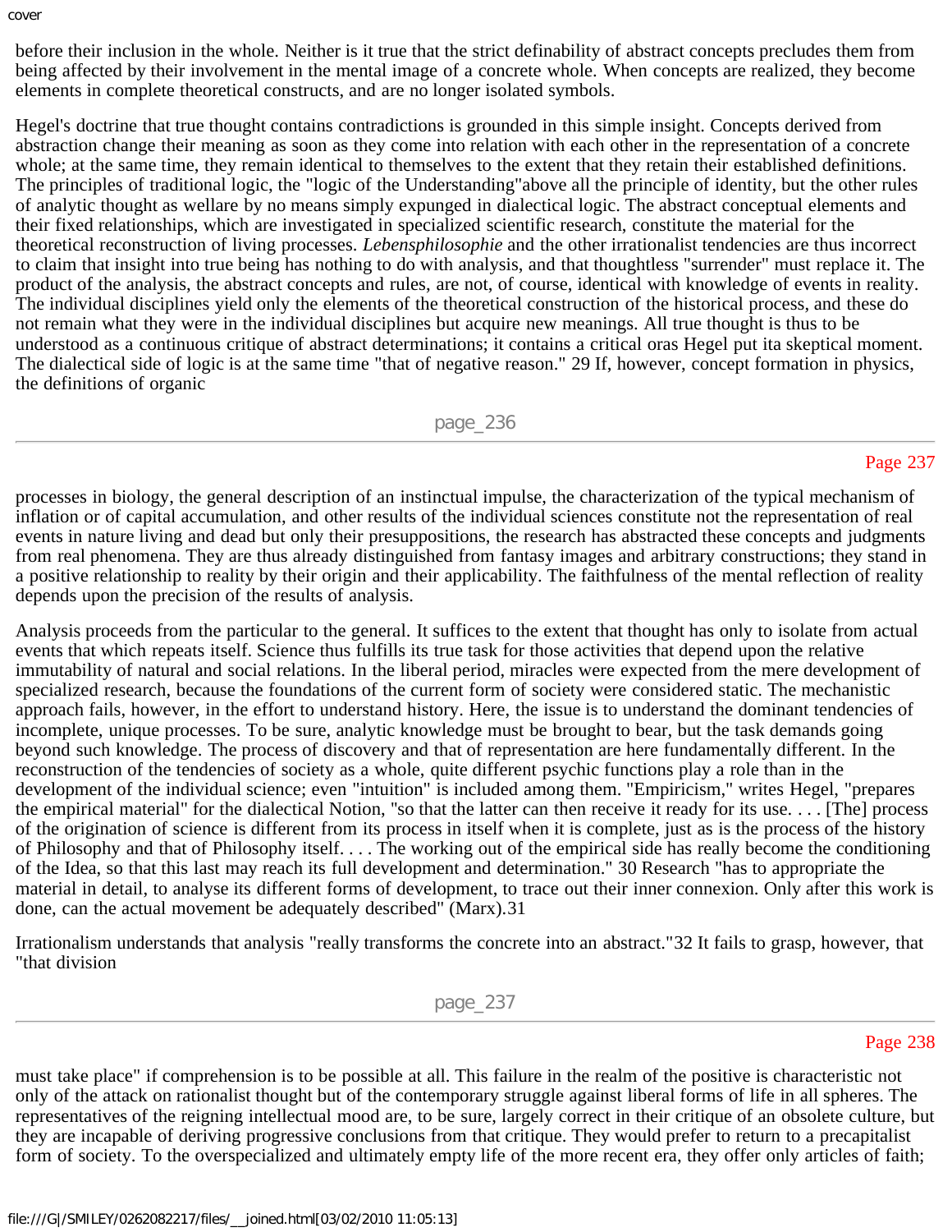before their inclusion in the whole. Neither is it true that the strict definability of abstract concepts precludes them from being affected by their involvement in the mental image of a concrete whole. When concepts are realized, they become elements in complete theoretical constructs, and are no longer isolated symbols.

Hegel's doctrine that true thought contains contradictions is grounded in this simple insight. Concepts derived from abstraction change their meaning as soon as they come into relation with each other in the representation of a concrete whole; at the same time, they remain identical to themselves to the extent that they retain their established definitions. The principles of traditional logic, the "logic of the Understanding"above all the principle of identity, but the other rules of analytic thought as wellare by no means simply expunged in dialectical logic. The abstract conceptual elements and their fixed relationships, which are investigated in specialized scientific research, constitute the material for the theoretical reconstruction of living processes. *Lebensphilosophie* and the other irrationalist tendencies are thus incorrect to claim that insight into true being has nothing to do with analysis, and that thoughtless "surrender" must replace it. The product of the analysis, the abstract concepts and rules, are not, of course, identical with knowledge of events in reality. The individual disciplines yield only the elements of the theoretical construction of the historical process, and these do not remain what they were in the individual disciplines but acquire new meanings. All true thought is thus to be understood as a continuous critique of abstract determinations; it contains a critical oras Hegel put ita skeptical moment. The dialectical side of logic is at the same time "that of negative reason." 29 If, however, concept formation in physics, the definitions of organic processes in biology, the general description of an instinctual impulse, the characterization of the typical mechanism of inflation or of capital accumulation, and other results of the individual sciences constitute not the representation of real events in nature living and dead but only their presuppositions, the research has abstracted these concepts and judgments from real phenomena. They are thus already distinguished from fantasy images and arbitrary constructions; they stand in a positive relationship to reality by their origin and their applicability. The faithfulness of the mental reflection of reality depends upon the precision of the results of analysis.

Analysis proceeds from the particular to the general. It suffices to the extent that thought has only to isolate from actual events that which repeats itself. Science thus fulfills its true task for those activities that depend upon the relative immutability of natural and social relations. In the liberal period, miracles were expected from the mere development of specialized research, because the foundations of the current form of society were considered static. The mechanistic approach fails, however, in the effort to understand history. Here, the issue is to understand the dominant tendencies of incomplete, unique processes. To be sure, analytic knowledge must be brought to bear, but the task demands going beyond such knowledge. The process of discovery and that of representation are here fundamentally different. In the reconstruction of the tendencies of society as a whole, quite different psychic functions play a role than in the development of the individual science; even "intuition" is included among them. "Empiricism," writes Hegel, "prepares the empirical material" for the dialectical Notion, "so that the latter can then receive it ready for its use. . . . [The] process of the origination of science is different from its process in itself when it is complete, just as is the process of the history of Philosophy and that of Philosophy itself. . . . The working out of the empirical side has really become the conditioning of the Idea, so that this last may reach its full development and determination." 30 Research "has to appropriate the material in detail, to analyse its different forms of development, to trace out their inner connexion. Only after this work is done, can the actual movement be adequately described" (Marx).31

Irrationalism understands that analysis "really transforms the concrete into an abstract."32 It fails to grasp, however, that "that division must take place" if comprehension is to be possible at all. This failure in the realm of the positive is characteristic not only of the attack on rationalist thought but of the contemporary struggle against liberal forms of life in all spheres. The representatives of the reigning intellectual mood are, to be sure, largely correct in their critique of an obsolete culture, but they are incapable of deriving progressive conclusions from that critique. They would prefer to return to a precapitalist form of society. To the overspecialized and ultimately empty life of the more recent era, they offer only articles of faith;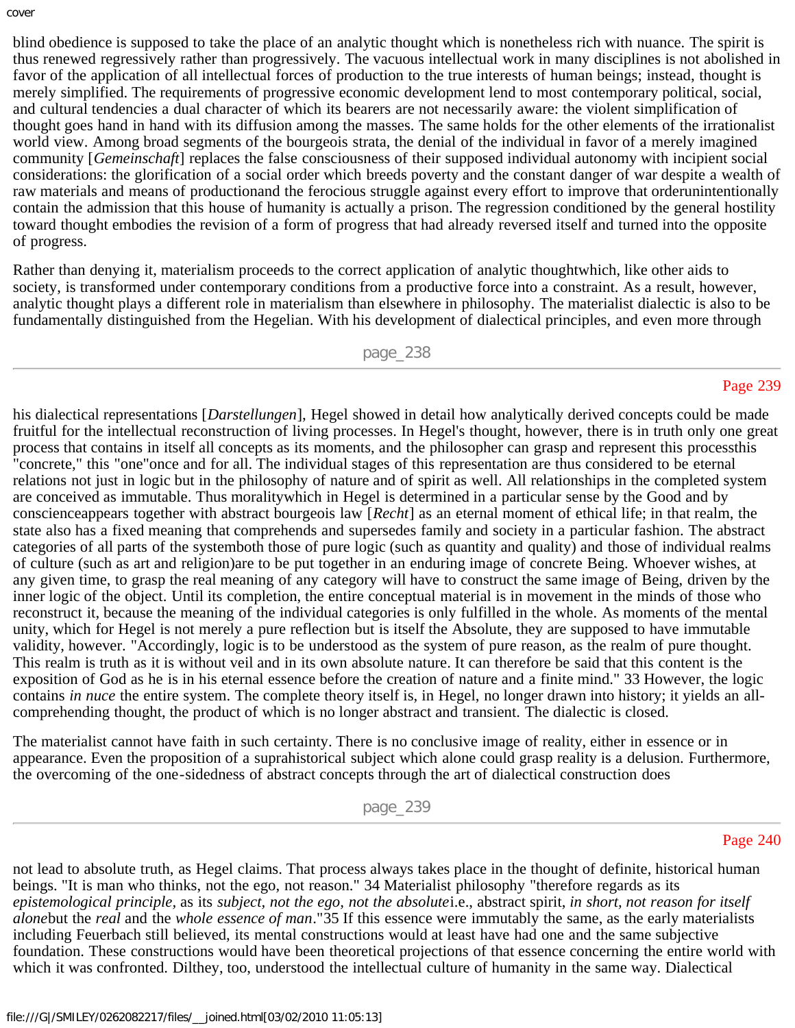blind obedience is supposed to take the place of an analytic thought which is nonetheless rich with nuance. The spirit is thus renewed regressively rather than progressively. The vacuous intellectual work in many disciplines is not abolished in favor of the application of all intellectual forces of production to the true interests of human beings; instead, thought is merely simplified. The requirements of progressive economic development lend to most contemporary political, social, and cultural tendencies a dual character of which its bearers are not necessarily aware: the violent simplification of thought goes hand in hand with its diffusion among the masses. The same holds for the other elements of the irrationalist world view. Among broad segments of the bourgeois strata, the denial of the individual in favor of a merely imagined community [*Gemeinschaft*] replaces the false consciousness of their supposed individual autonomy with incipient social considerations: the glorification of a social order which breeds poverty and the constant danger of war despite a wealth of raw materials and means of productionand the ferocious struggle against every effort to improve that orderunintentionally contain the admission that this house of humanity is actually a prison. The regression conditioned by the general hostility toward thought embodies the revision of a form of progress that had already reversed itself and turned into the opposite of progress.

Rather than denying it, materialism proceeds to the correct application of analytic thoughtwhich, like other aids to society, is transformed under contemporary conditions from a productive force into a constraint. As a result, however, analytic thought plays a different role in materialism than elsewhere in philosophy. The materialist dialectic is also to be fundamentally distinguished from the Hegelian. With his development of dialectical principles, and even more through his dialectical representations [*Darstellungen*], Hegel showed in detail how analytically derived concepts could be made fruitful for the intellectual reconstruction of living processes. In Hegel's thought, however, there is in truth only one great process that contains in itself all concepts as its moments, and the philosopher can grasp and represent this processthis "concrete," this "one"once and for all. The individual stages of this representation are thus considered to be eternal relations not just in logic but in the philosophy of nature and of spirit as well. All relationships in the completed system are conceived as immutable. Thus moralitywhich in Hegel is determined in a particular sense by the Good and by conscienceappears together with abstract bourgeois law [*Recht*] as an eternal moment of ethical life; in that realm, the state also has a fixed meaning that comprehends and supersedes family and society in a particular fashion. The abstract categories of all parts of the systemboth those of pure logic (such as quantity and quality) and those of individual realms of culture (such as art and religion)are to be put together in an enduring image of concrete Being. Whoever wishes, at any given time, to grasp the real meaning of any category will have to construct the same image of Being, driven by the inner logic of the object. Until its completion, the entire conceptual material is in movement in the minds of those who reconstruct it, because the meaning of the individual categories is only fulfilled in the whole. As moments of the mental unity, which for Hegel is not merely a pure reflection but is itself the Absolute, they are supposed to have immutable validity, however. "Accordingly, logic is to be understood as the system of pure reason, as the realm of pure thought. This realm is truth as it is without veil and in its own absolute nature. It can therefore be said that this content is the exposition of God as he is in his eternal essence before the creation of nature and a finite mind." 33 However, the logic contains *in nuce* the entire system. The complete theory itself is, in Hegel, no longer drawn into history; it yields an all-comprehending thought, the product of which is no longer abstract and transient. The dialectic is closed.

The materialist cannot have faith in such certainty. There is no conclusive image of reality, either in essence or in appearance. Even the proposition of a suprahistorical subject which alone could grasp reality is a delusion. Furthermore, the overcoming of the one-sidedness of abstract concepts through the art of dialectical construction does not lead to absolute truth, as Hegel claims. That process always takes place in the thought of definite, historical human beings. "It is man who thinks, not the ego, not reason." 34 Materialist philosophy "therefore regards as its *epistemological principle,* as its *subject, not the ego, not the absolute*i.e., abstract spirit, *in short, not reason for itself alone*but the *real* and the *whole essence of man*."35 If this essence were immutably the same, as the early materialists including Feuerbach still believed, its mental constructions would at least have had one and the same subjective foundation. These constructions would have been theoretical projections of that essence concerning the entire world with which it was confronted. Dilthey, too, understood the intellectual culture of humanity in the same way. Dialectical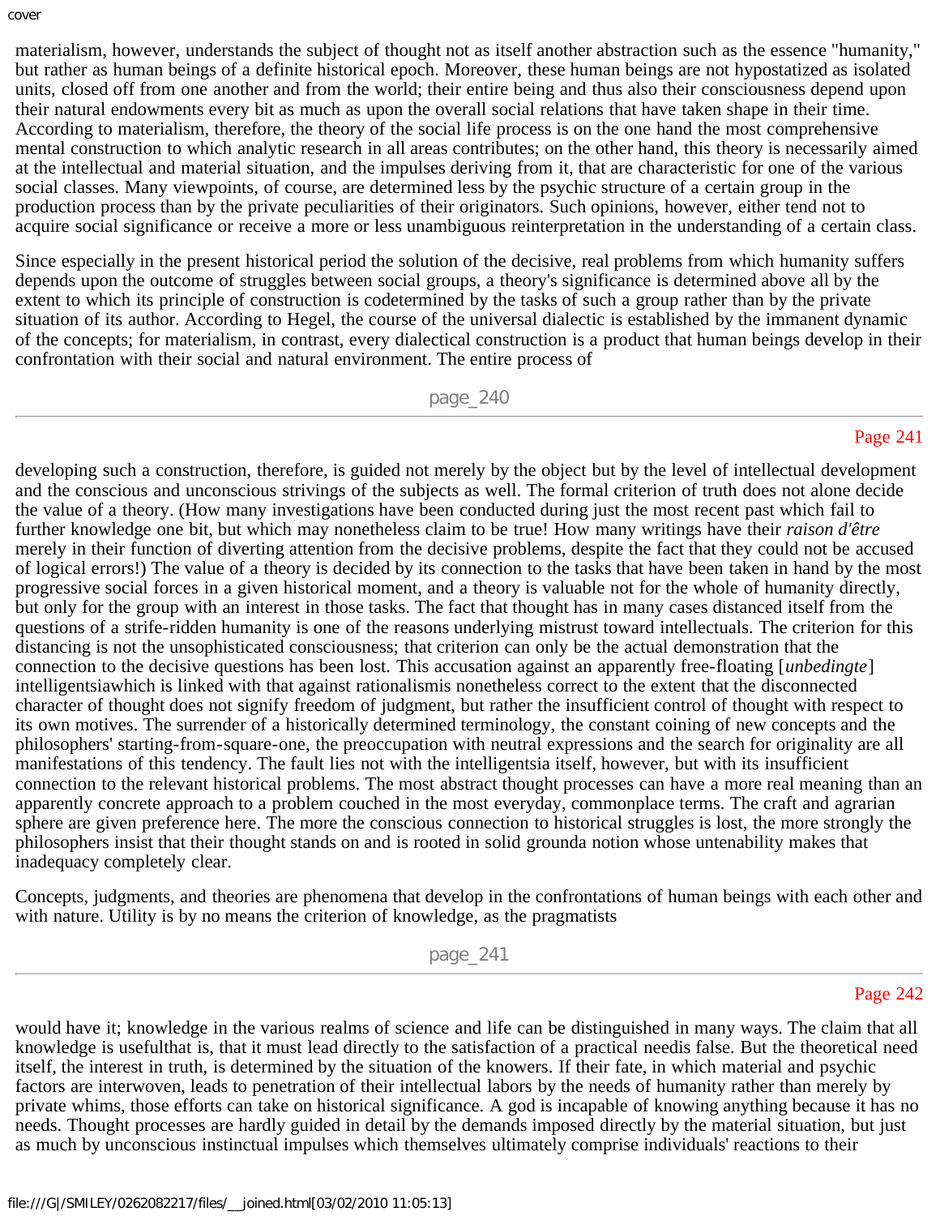materialism, however, understands the subject of thought not as itself another abstraction such as the essence "humanity," but rather as human beings of a definite historical epoch. Moreover, these human beings are not hypostatized as isolated units, closed off from one another and from the world; their entire being and thus also their consciousness depend upon their natural endowments every bit as much as upon the overall social relations that have taken shape in their time. According to materialism, therefore, the theory of the social life process is on the one hand the most comprehensive mental construction to which analytic research in all areas contributes; on the other hand, this theory is necessarily aimed at the intellectual and material situation, and the impulses deriving from it, that are characteristic for one of the various social classes. Many viewpoints, of course, are determined less by the psychic structure of a certain group in the production process than by the private peculiarities of their originators. Such opinions, however, either tend not to acquire social significance or receive a more or less unambiguous reinterpretation in the understanding of a certain class.

Since especially in the present historical period the solution of the decisive, real problems from which humanity suffers depends upon the outcome of struggles between social groups, a theory's significance is determined above all by the extent to which its principle of construction is codetermined by the tasks of such a group rather than by the private situation of its author. According to Hegel, the course of the universal dialectic is established by the immanent dynamic of the concepts; for materialism, in contrast, every dialectical construction is a product that human beings develop in their confrontation with their social and natural environment. The entire process of developing such a construction, therefore, is guided not merely by the object but by the level of intellectual development and the conscious and unconscious strivings of the subjects as well. The formal criterion of truth does not alone decide the value of a theory. (How many investigations have been conducted during just the most recent past which fail to further knowledge one bit, but which may nonetheless claim to be true! How many writings have their *raison d'être* merely in their function of diverting attention from the decisive problems, despite the fact that they could not be accused of logical errors!) The value of a theory is decided by its connection to the tasks that have been taken in hand by the most progressive social forces in a given historical moment, and a theory is valuable not for the whole of humanity directly, but only for the group with an interest in those tasks. The fact that thought has in many cases distanced itself from the questions of a strife-ridden humanity is one of the reasons underlying mistrust toward intellectuals. The criterion for this distancing is not the unsophisticated consciousness; that criterion can only be the actual demonstration that the connection to the decisive questions has been lost. This accusation against an apparently free-floating [*unbedingte*] intelligentsiawhich is linked with that against rationalismis nonetheless correct to the extent that the disconnected character of thought does not signify freedom of judgment, but rather the insufficient control of thought with respect to its own motives. The surrender of a historically determined terminology, the constant coining of new concepts and the philosophers' starting-from-square-one, the preoccupation with neutral expressions and the search for originality are all manifestations of this tendency. The fault lies not with the intelligentsia itself, however, but with its insufficient connection to the relevant historical problems. The most abstract thought processes can have a more real meaning than an apparently concrete approach to a problem couched in the most everyday, commonplace terms. The craft and agrarian sphere are given preference here. The more the conscious connection to historical struggles is lost, the more strongly the philosophers insist that their thought stands on and is rooted in solid grounda notion whose untenability makes that inadequacy completely clear.

Concepts, judgments, and theories are phenomena that develop in the confrontations of human beings with each other and with nature. Utility is by no means the criterion of knowledge, as the pragmatists would have it; knowledge in the various realms of science and life can be distinguished in many ways. The claim that all knowledge is usefulthat is, that it must lead directly to the satisfaction of a practical needis false. But the theoretical need itself, the interest in truth, is determined by the situation of the knowers. If their fate, in which material and psychic factors are interwoven, leads to penetration of their intellectual labors by the needs of humanity rather than merely by private whims, those efforts can take on historical significance. A god is incapable of knowing anything because it has no needs. Thought processes are hardly guided in detail by the demands imposed directly by the material situation, but just as much by unconscious instinctual impulses which themselves ultimately comprise individuals' reactions to their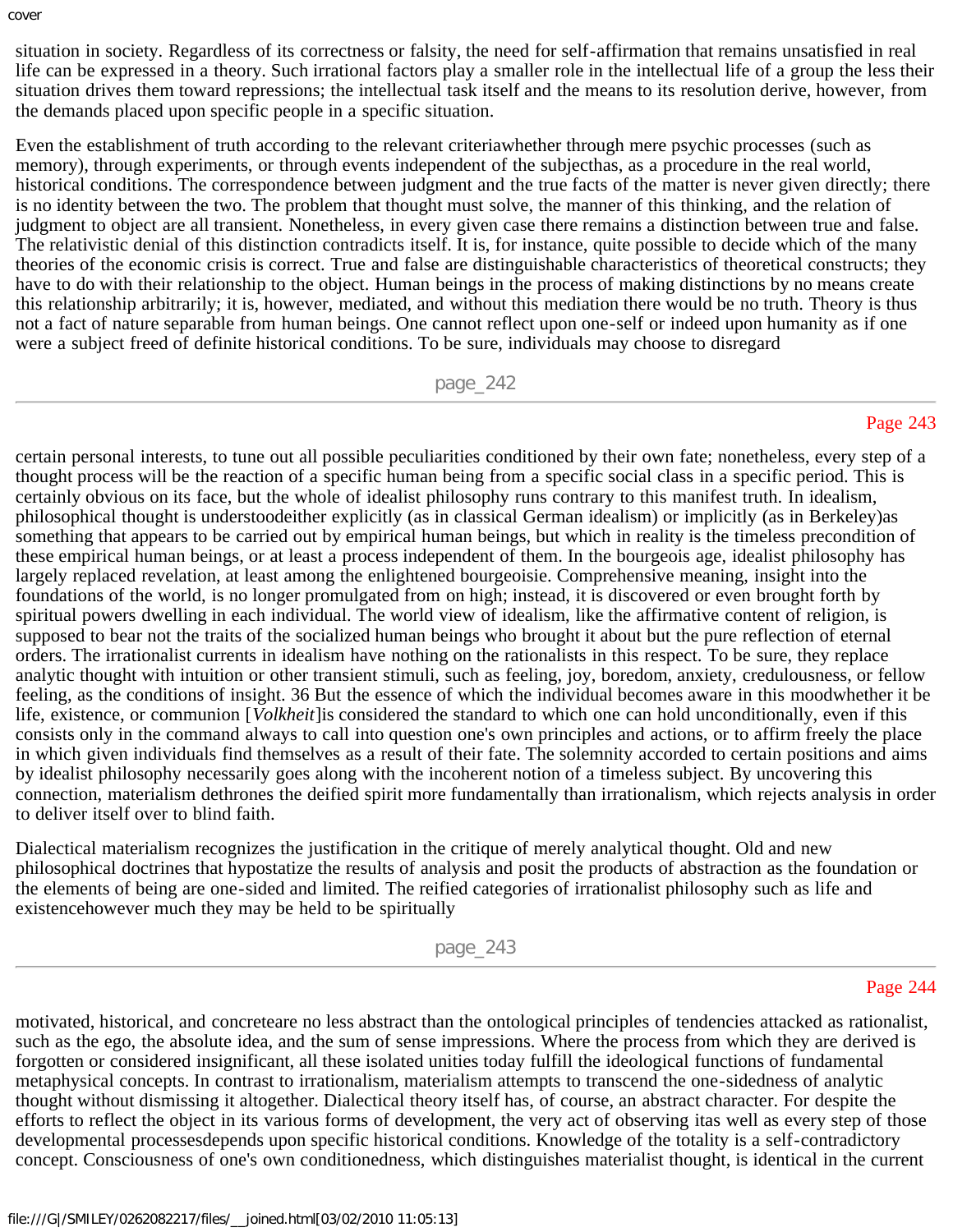situation in society. Regardless of its correctness or falsity, the need for self-affirmation that remains unsatisfied in real life can be expressed in a theory. Such irrational factors play a smaller role in the intellectual life of a group the less their situation drives them toward repressions; the intellectual task itself and the means to its resolution derive, however, from the demands placed upon specific people in a specific situation.

Even the establishment of truth according to the relevant criteriawhether through mere psychic processes (such as memory), through experiments, or through events independent of the subjecthas, as a procedure in the real world, historical conditions. The correspondence between judgment and the true facts of the matter is never given directly; there is no identity between the two. The problem that thought must solve, the manner of this thinking, and the relation of judgment to object are all transient. Nonetheless, in every given case there remains a distinction between true and false. The relativistic denial of this distinction contradicts itself. It is, for instance, quite possible to decide which of the many theories of the economic crisis is correct. True and false are distinguishable characteristics of theoretical constructs; they have to do with their relationship to the object. Human beings in the process of making distinctions by no means create this relationship arbitrarily; it is, however, mediated, and without this mediation there would be no truth. Theory is thus not a fact of nature separable from human beings. One cannot reflect upon one-self or indeed upon humanity as if one were a subject freed of definite historical conditions. To be sure, individuals may choose to disregard certain personal interests, to tune out all possible peculiarities conditioned by their own fate; nonetheless, every step of a thought process will be the reaction of a specific human being from a specific social class in a specific period. This is certainly obvious on its face, but the whole of idealist philosophy runs contrary to this manifest truth. In idealism, philosophical thought is understoodeither explicitly (as in classical German idealism) or implicitly (as in Berkeley)as something that appears to be carried out by empirical human beings, but which in reality is the timeless precondition of these empirical human beings, or at least a process independent of them. In the bourgeois age, idealist philosophy has largely replaced revelation, at least among the enlightened bourgeoisie. Comprehensive meaning, insight into the foundations of the world, is no longer promulgated from on high; instead, it is discovered or even brought forth by spiritual powers dwelling in each individual. The world view of idealism, like the affirmative content of religion, is supposed to bear not the traits of the socialized human beings who brought it about but the pure reflection of eternal orders. The irrationalist currents in idealism have nothing on the rationalists in this respect. To be sure, they replace analytic thought with intuition or other transient stimuli, such as feeling, joy, boredom, anxiety, credulousness, or fellow feeling, as the conditions of insight. 36 But the essence of which the individual becomes aware in this moodwhether it be life, existence, or communion [*Volkheit*]is considered the standard to which one can hold unconditionally, even if this consists only in the command always to call into question one's own principles and actions, or to affirm freely the place in which given individuals find themselves as a result of their fate. The solemnity accorded to certain positions and aims by idealist philosophy necessarily goes along with the incoherent notion of a timeless subject. By uncovering this connection, materialism dethrones the deified spirit more fundamentally than irrationalism, which rejects analysis in order to deliver itself over to blind faith.

Dialectical materialism recognizes the justification in the critique of merely analytical thought. Old and new philosophical doctrines that hypostatize the results of analysis and posit the products of abstraction as the foundation or the elements of being are one-sided and limited. The reified categories of irrationalist philosophy such as life and existencehowever much they may be held to be spiritually motivated, historical, and concreteare no less abstract than the ontological principles of tendencies attacked as rationalist, such as the ego, the absolute idea, and the sum of sense impressions. Where the process from which they are derived is forgotten or considered insignificant, all these isolated unities today fulfill the ideological functions of fundamental metaphysical concepts. In contrast to irrationalism, materialism attempts to transcend the one-sidedness of analytic thought without dismissing it altogether. Dialectical theory itself has, of course, an abstract character. For despite the efforts to reflect the object in its various forms of development, the very act of observing itas well as every step of those developmental processesdepends upon specific historical conditions. Knowledge of the totality is a self-contradictory concept. Consciousness of one's own conditionedness, which distinguishes materialist thought, is identical in the current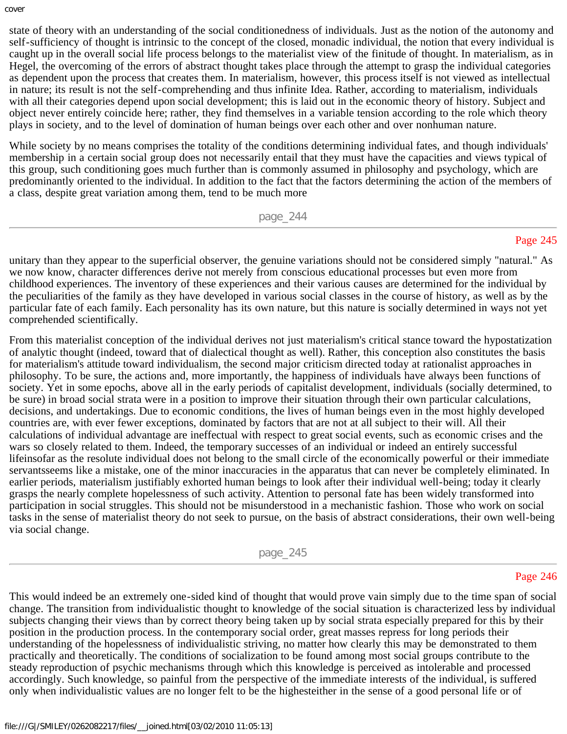state of theory with an understanding of the social conditionedness of individuals. Just as the notion of the autonomy and self-sufficiency of thought is intrinsic to the concept of the closed, monadic individual, the notion that every individual is caught up in the overall social life process belongs to the materialist view of the finitude of thought. In materialism, as in Hegel, the overcoming of the errors of abstract thought takes place through the attempt to grasp the individual categories as dependent upon the process that creates them. In materialism, however, this process itself is not viewed as intellectual in nature; its result is not the self-comprehending and thus infinite Idea. Rather, according to materialism, individuals with all their categories depend upon social development; this is laid out in the economic theory of history. Subject and object never entirely coincide here; rather, they find themselves in a variable tension according to the role which theory plays in society, and to the level of domination of human beings over each other and over nonhuman nature.

While society by no means comprises the totality of the conditions determining individual fates, and though individuals' membership in a certain social group does not necessarily entail that they must have the capacities and views typical of this group, such conditioning goes much further than is commonly assumed in philosophy and psychology, which are predominantly oriented to the individual. In addition to the fact that the factors determining the action of the members of a class, despite great variation among them, tend to be much more unitary than they appear to the superficial observer, the genuine variations should not be considered simply "natural." As we now know, character differences derive not merely from conscious educational processes but even more from childhood experiences. The inventory of these experiences and their various causes are determined for the individual by the peculiarities of the family as they have developed in various social classes in the course of history, as well as by the particular fate of each family. Each personality has its own nature, but this nature is socially determined in ways not yet comprehended scientifically.

From this materialist conception of the individual derives not just materialism's critical stance toward the hypostatization of analytic thought (indeed, toward that of dialectical thought as well). Rather, this conception also constitutes the basis for materialism's attitude toward individualism, the second major criticism directed today at rationalist approaches in philosophy. To be sure, the actions and, more importantly, the happiness of individuals have always been functions of society. Yet in some epochs, above all in the early periods of capitalist development, individuals (socially determined, to be sure) in broad social strata were in a position to improve their situation through their own particular calculations, decisions, and undertakings. Due to economic conditions, the lives of human beings even in the most highly developed countries are, with ever fewer exceptions, dominated by factors that are not at all subject to their will. All their calculations of individual advantage are ineffectual with respect to great social events, such as economic crises and the wars so closely related to them. Indeed, the temporary successes of an individual or indeed an entirely successful lifeinsofar as the resolute individual does not belong to the small circle of the economically powerful or their immediate servantsseems like a mistake, one of the minor inaccuracies in the apparatus that can never be completely eliminated. In earlier periods, materialism justifiably exhorted human beings to look after their individual well-being; today it clearly grasps the nearly complete hopelessness of such activity. Attention to personal fate has been widely transformed into participation in social struggles. This should not be misunderstood in a mechanistic fashion. Those who work on social tasks in the sense of materialist theory do not seek to pursue, on the basis of abstract considerations, their own well-being via social change.

This would indeed be an extremely one-sided kind of thought that would prove vain simply due to the time span of social change. The transition from individualistic thought to knowledge of the social situation is characterized less by individual subjects changing their views than by correct theory being taken up by social strata especially prepared for this by their position in the production process. In the contemporary social order, great masses repress for long periods their understanding of the hopelessness of individualistic striving, no matter how clearly this may be demonstrated to them practically and theoretically. The conditions of socialization to be found among most social groups contribute to the steady reproduction of psychic mechanisms through which this knowledge is perceived as intolerable and processed accordingly. Such knowledge, so painful from the perspective of the immediate interests of the individual, is suffered only when individualistic values are no longer felt to be the highesteither in the sense of a good personal life or of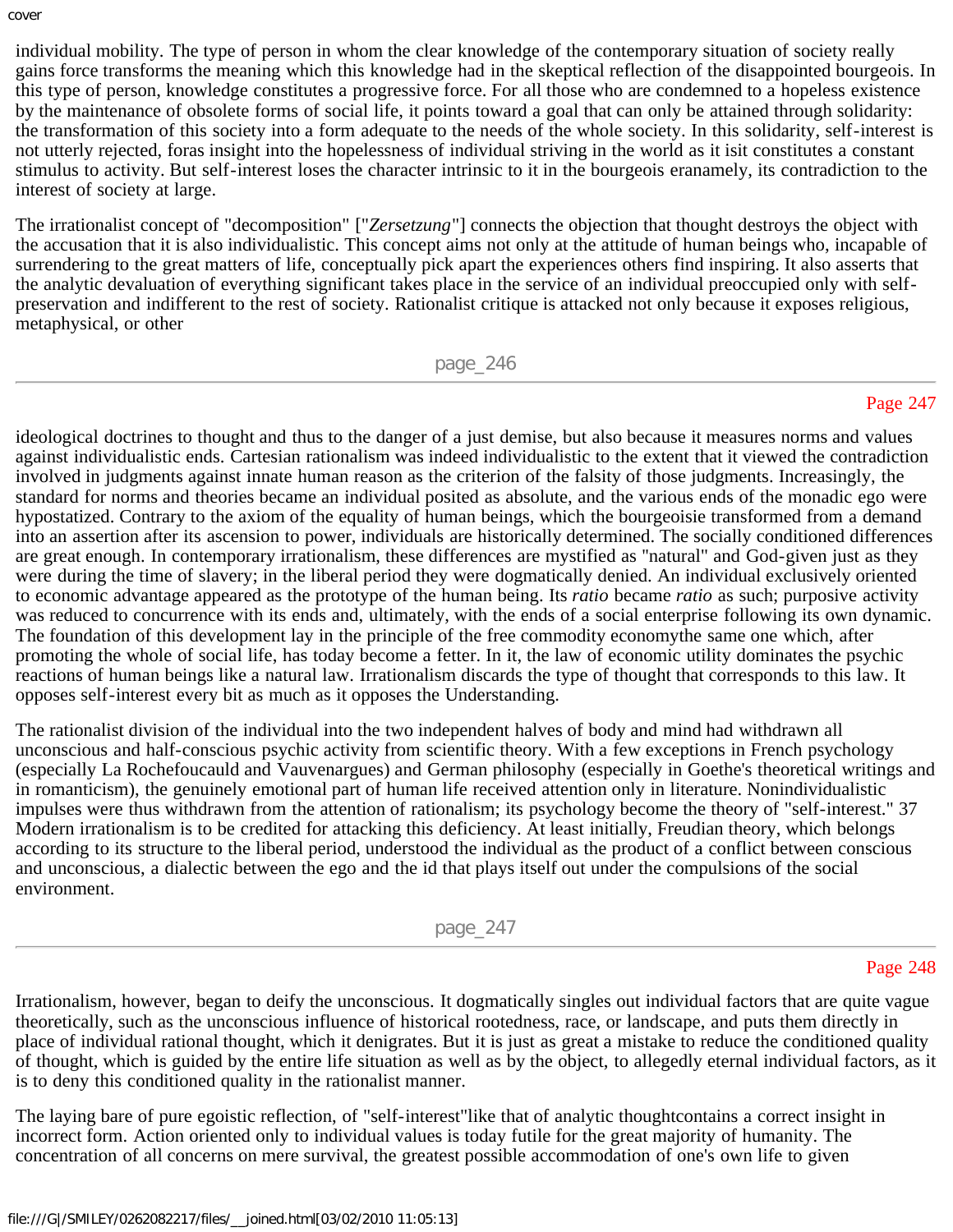individual mobility. The type of person in whom the clear knowledge of the contemporary situation of society really gains force transforms the meaning which this knowledge had in the skeptical reflection of the disappointed bourgeois. In this type of person, knowledge constitutes a progressive force. For all those who are condemned to a hopeless existence by the maintenance of obsolete forms of social life, it points toward a goal that can only be attained through solidarity: the transformation of this society into a form adequate to the needs of the whole society. In this solidarity, self-interest is not utterly rejected, foras insight into the hopelessness of individual striving in the world as it isit constitutes a constant stimulus to activity. But self-interest loses the character intrinsic to it in the bourgeois eranamely, its contradiction to the interest of society at large.

The irrationalist concept of "decomposition" ["*Zersetzung*"] connects the objection that thought destroys the object with the accusation that it is also individualistic. This concept aims not only at the attitude of human beings who, incapable of surrendering to the great matters of life, conceptually pick apart the experiences others find inspiring. It also asserts that the analytic devaluation of everything significant takes place in the service of an individual preoccupied only with self-preservation and indifferent to the rest of society. Rationalist critique is attacked not only because it exposes religious, metaphysical, or other ideological doctrines to thought and thus to the danger of a just demise, but also because it measures norms and values against individualistic ends. Cartesian rationalism was indeed individualistic to the extent that it viewed the contradiction involved in judgments against innate human reason as the criterion of the falsity of those judgments. Increasingly, the standard for norms and theories became an individual posited as absolute, and the various ends of the monadic ego were hypostatized. Contrary to the axiom of the equality of human beings, which the bourgeoisie transformed from a demand into an assertion after its ascension to power, individuals are historically determined. The socially conditioned differences are great enough. In contemporary irrationalism, these differences are mystified as "natural" and God-given just as they were during the time of slavery; in the liberal period they were dogmatically denied. An individual exclusively oriented to economic advantage appeared as the prototype of the human being. Its *ratio* became *ratio* as such; purposive activity was reduced to concurrence with its ends and, ultimately, with the ends of a social enterprise following its own dynamic. The foundation of this development lay in the principle of the free commodity economythe same one which, after promoting the whole of social life, has today become a fetter. In it, the law of economic utility dominates the psychic reactions of human beings like a natural law. Irrationalism discards the type of thought that corresponds to this law. It opposes self-interest every bit as much as it opposes the Understanding.

The rationalist division of the individual into the two independent halves of body and mind had withdrawn all unconscious and half-conscious psychic activity from scientific theory. With a few exceptions in French psychology (especially La Rochefoucauld and Vauvenargues) and German philosophy (especially in Goethe's theoretical writings and in romanticism), the genuinely emotional part of human life received attention only in literature. Nonindividualistic impulses were thus withdrawn from the attention of rationalism; its psychology become the theory of "self-interest." 37 Modern irrationalism is to be credited for attacking this deficiency. At least initially, Freudian theory, which belongs according to its structure to the liberal period, understood the individual as the product of a conflict between conscious and unconscious, a dialectic between the ego and the id that plays itself out under the compulsions of the social environment.

Irrationalism, however, began to deify the unconscious. It dogmatically singles out individual factors that are quite vague theoretically, such as the unconscious influence of historical rootedness, race, or landscape, and puts them directly in place of individual rational thought, which it denigrates. But it is just as great a mistake to reduce the conditioned quality of thought, which is guided by the entire life situation as well as by the object, to allegedly eternal individual factors, as it is to deny this conditioned quality in the rationalist manner.

The laying bare of pure egoistic reflection, of "self-interest"like that of analytic thoughtcontains a correct insight in incorrect form. Action oriented only to individual values is today futile for the great majority of humanity. The concentration of all concerns on mere survival, the greatest possible accommodation of one's own life to given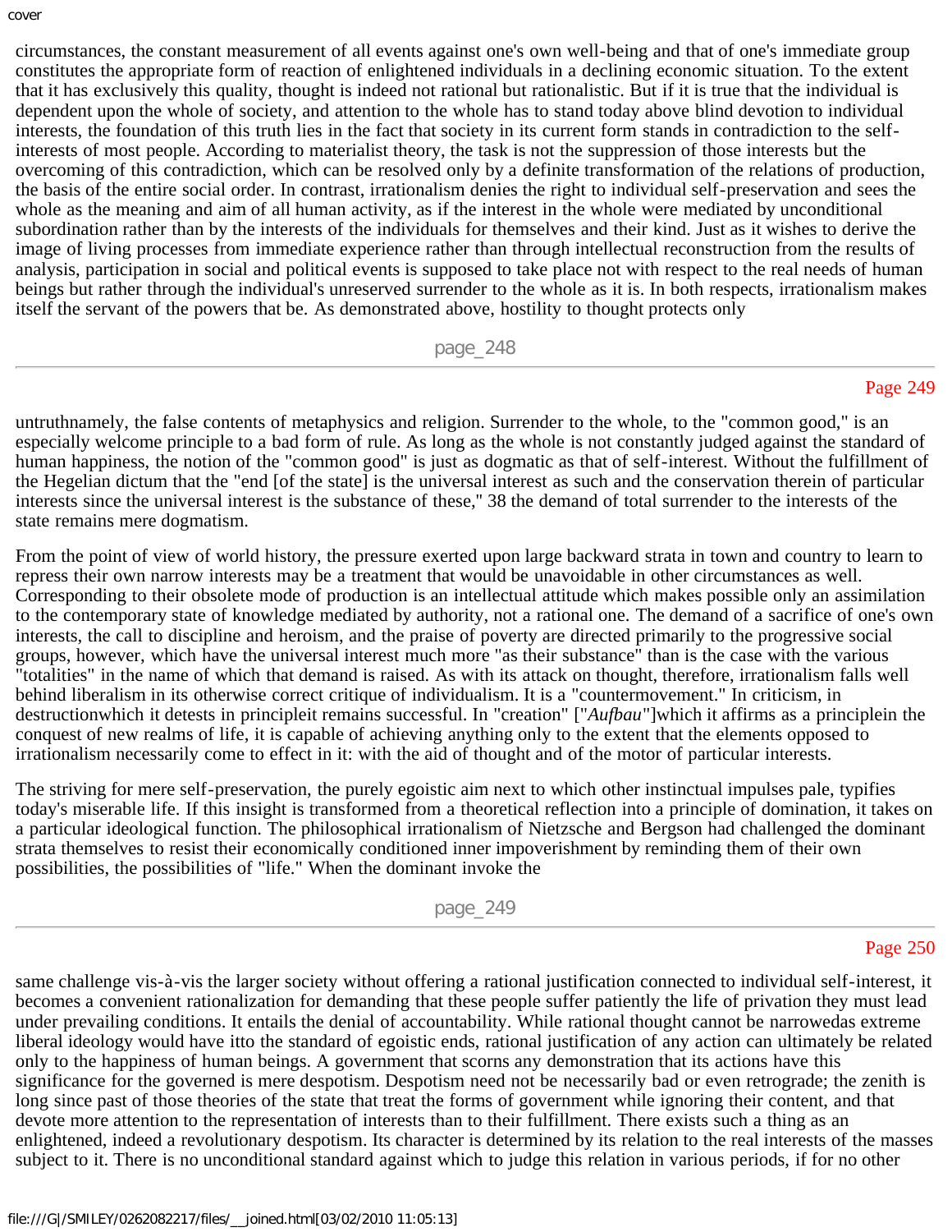circumstances, the constant measurement of all events against one's own well-being and that of one's immediate group constitutes the appropriate form of reaction of enlightened individuals in a declining economic situation. To the extent that it has exclusively this quality, thought is indeed not rational but rationalistic. But if it is true that the individual is dependent upon the whole of society, and attention to the whole has to stand today above blind devotion to individual interests, the foundation of this truth lies in the fact that society in its current form stands in contradiction to the self-interests of most people. According to materialist theory, the task is not the suppression of those interests but the overcoming of this contradiction, which can be resolved only by a definite transformation of the relations of production, the basis of the entire social order. In contrast, irrationalism denies the right to individual self-preservation and sees the whole as the meaning and aim of all human activity, as if the interest in the whole were mediated by unconditional subordination rather than by the interests of the individuals for themselves and their kind. Just as it wishes to derive the image of living processes from immediate experience rather than through intellectual reconstruction from the results of analysis, participation in social and political events is supposed to take place not with respect to the real needs of human beings but rather through the individual's unreserved surrender to the whole as it is. In both respects, irrationalism makes itself the servant of the powers that be. As demonstrated above, hostility to thought protects only untruthnamely, the false contents of metaphysics and religion. Surrender to the whole, to the "common good," is an especially welcome principle to a bad form of rule. As long as the whole is not constantly judged against the standard of human happiness, the notion of the "common good" is just as dogmatic as that of self-interest. Without the fulfillment of the Hegelian dictum that the "end [of the state] is the universal interest as such and the conservation therein of particular interests since the universal interest is the substance of these," 38 the demand of total surrender to the interests of the state remains mere dogmatism.

From the point of view of world history, the pressure exerted upon large backward strata in town and country to learn to repress their own narrow interests may be a treatment that would be unavoidable in other circumstances as well. Corresponding to their obsolete mode of production is an intellectual attitude which makes possible only an assimilation to the contemporary state of knowledge mediated by authority, not a rational one. The demand of a sacrifice of one's own interests, the call to discipline and heroism, and the praise of poverty are directed primarily to the progressive social groups, however, which have the universal interest much more "as their substance" than is the case with the various "totalities" in the name of which that demand is raised. As with its attack on thought, therefore, irrationalism falls well behind liberalism in its otherwise correct critique of individualism. It is a "countermovement." In criticism, in destructionwhich it detests in principleit remains successful. In "creation" ["*Aufbau*"]which it affirms as a principlein the conquest of new realms of life, it is capable of achieving anything only to the extent that the elements opposed to irrationalism necessarily come to effect in it: with the aid of thought and of the motor of particular interests.

The striving for mere self-preservation, the purely egoistic aim next to which other instinctual impulses pale, typifies today's miserable life. If this insight is transformed from a theoretical reflection into a principle of domination, it takes on a particular ideological function. The philosophical irrationalism of Nietzsche and Bergson had challenged the dominant strata themselves to resist their economically conditioned inner impoverishment by reminding them of their own possibilities, the possibilities of "life." When the dominant invoke the same challenge vis-à-vis the larger society without offering a rational justification connected to individual self-interest, it becomes a convenient rationalization for demanding that these people suffer patiently the life of privation they must lead under prevailing conditions. It entails the denial of accountability. While rational thought cannot be narrowedas extreme liberal ideology would have itto the standard of egoistic ends, rational justification of any action can ultimately be related only to the happiness of human beings. A government that scorns any demonstration that its actions have this significance for the governed is mere despotism. Despotism need not be necessarily bad or even retrograde; the zenith is long since past of those theories of the state that treat the forms of government while ignoring their content, and that devote more attention to the representation of interests than to their fulfillment. There exists such a thing as an enlightened, indeed a revolutionary despotism. Its character is determined by its relation to the real interests of the masses subject to it. There is no unconditional standard against which to judge this relation in various periods, if for no other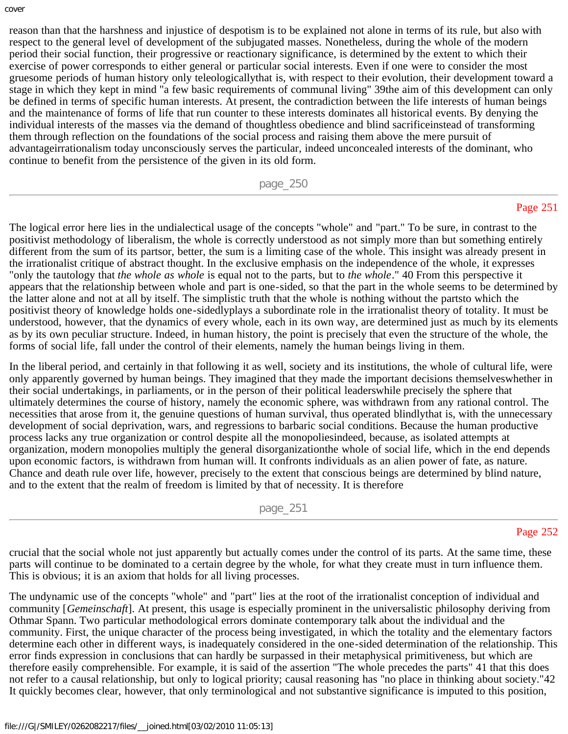reason than that the harshness and injustice of despotism is to be explained not alone in terms of its rule, but also with respect to the general level of development of the subjugated masses. Nonetheless, during the whole of the modern period their social function, their progressive or reactionary significance, is determined by the extent to which their exercise of power corresponds to either general or particular social interests. Even if one were to consider the most gruesome periods of human history only teleologicallythat is, with respect to their evolution, their development toward a stage in which they kept in mind "a few basic requirements of communal living" 39the aim of this development can only be defined in terms of specific human interests. At present, the contradiction between the life interests of human beings and the maintenance of forms of life that run counter to these interests dominates all historical events. By denying the individual interests of the masses via the demand of thoughtless obedience and blind sacrificeinstead of transforming them through reflection on the foundations of the social process and raising them above the mere pursuit of advantageirrationalism today unconsciously serves the particular, indeed unconcealed interests of the dominant, who continue to benefit from the persistence of the given in its old form.

The logical error here lies in the undialectical usage of the concepts "whole" and "part." To be sure, in contrast to the positivist methodology of liberalism, the whole is correctly understood as not simply more than but something entirely different from the sum of its partsor, better, the sum is a limiting case of the whole. This insight was already present in the irrationalist critique of abstract thought. In the exclusive emphasis on the independence of the whole, it expresses "only the tautology that *the whole as whole* is equal not to the parts, but to *the whole*." 40 From this perspective it appears that the relationship between whole and part is one-sided, so that the part in the whole seems to be determined by the latter alone and not at all by itself. The simplistic truth that the whole is nothing without the partsto which the positivist theory of knowledge holds one-sidedlyplays a subordinate role in the irrationalist theory of totality. It must be understood, however, that the dynamics of every whole, each in its own way, are determined just as much by its elements as by its own peculiar structure. Indeed, in human history, the point is precisely that even the structure of the whole, the forms of social life, fall under the control of their elements, namely the human beings living in them.

In the liberal period, and certainly in that following it as well, society and its institutions, the whole of cultural life, were only apparently governed by human beings. They imagined that they made the important decisions themselveswhether in their social undertakings, in parliaments, or in the person of their political leaderswhile precisely the sphere that ultimately determines the course of history, namely the economic sphere, was withdrawn from any rational control. The necessities that arose from it, the genuine questions of human survival, thus operated blindlythat is, with the unnecessary development of social deprivation, wars, and regressions to barbaric social conditions. Because the human productive process lacks any true organization or control despite all the monopoliesindeed, because, as isolated attempts at organization, modern monopolies multiply the general disorganizationthe whole of social life, which in the end depends upon economic factors, is withdrawn from human will. It confronts individuals as an alien power of fate, as nature. Chance and death rule over life, however, precisely to the extent that conscious beings are determined by blind nature, and to the extent that the realm of freedom is limited by that of necessity. It is therefore crucial that the social whole not just apparently but actually comes under the control of its parts. At the same time, these parts will continue to be dominated to a certain degree by the whole, for what they create must in turn influence them. This is obvious; it is an axiom that holds for all living processes.

The undynamic use of the concepts "whole" and "part" lies at the root of the irrationalist conception of individual and community [*Gemeinschaft*]. At present, this usage is especially prominent in the universalistic philosophy deriving from Othmar Spann. Two particular methodological errors dominate contemporary talk about the individual and the community. First, the unique character of the process being investigated, in which the totality and the elementary factors determine each other in different ways, is inadequately considered in the one-sided determination of the relationship. This error finds expression in conclusions that can hardly be surpassed in their metaphysical primitiveness, but which are therefore easily comprehensible. For example, it is said of the assertion "The whole precedes the parts" 41 that this does not refer to a causal relationship, but only to logical priority; causal reasoning has "no place in thinking about society."42 It quickly becomes clear, however, that only terminological and not substantive significance is imputed to this position,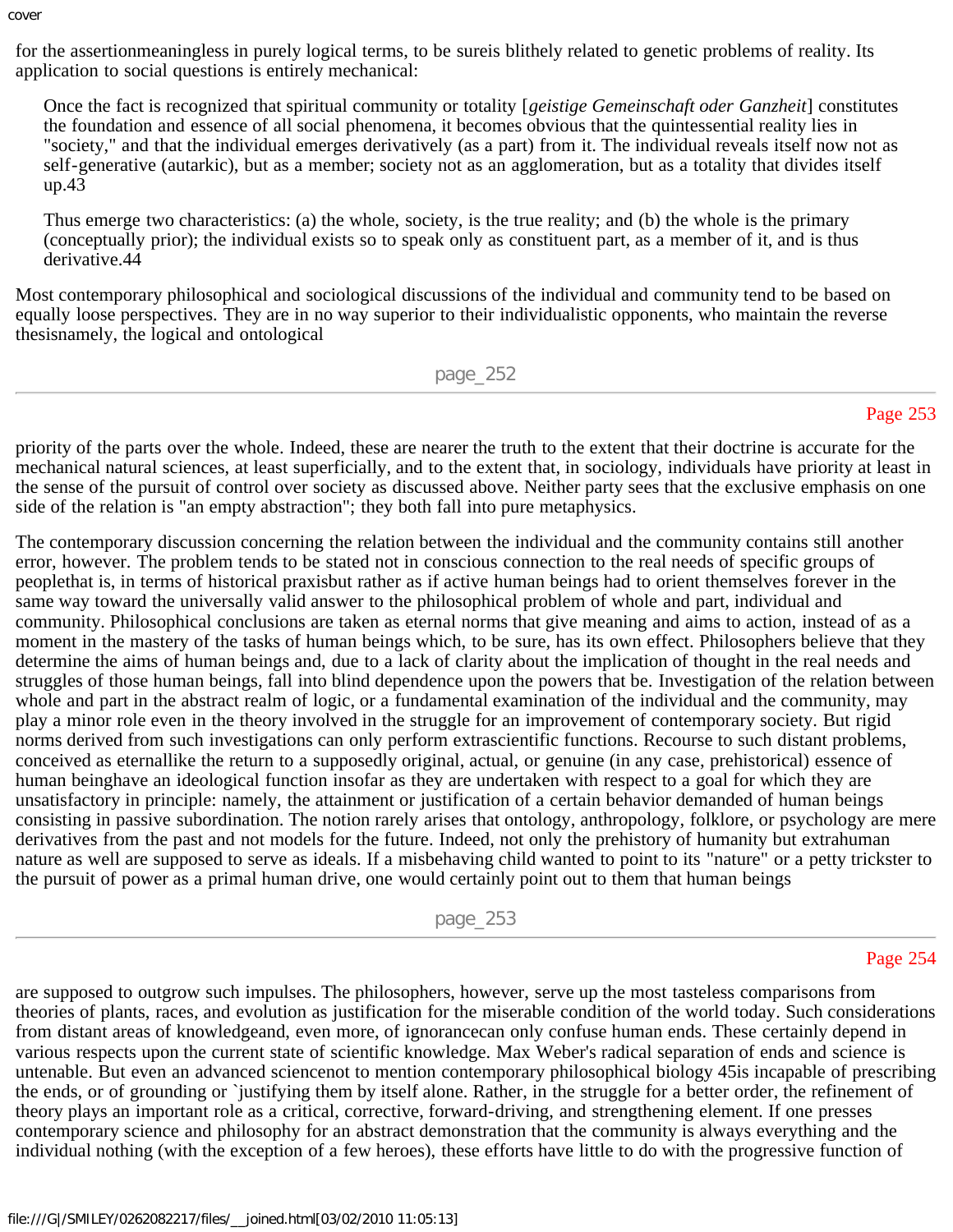for the assertionmeaningless in purely logical terms, to be sureis blithely related to genetic problems of reality. Its application to social questions is entirely mechanical:

> Once the fact is recognized that spiritual community or totality [*geistige Gemeinschaft oder Ganzheit*] constitutes the foundation and essence of all social phenomena, it becomes obvious that the quintessential reality lies in "society," and that the individual emerges derivatively (as a part) from it. The individual reveals itself now not as self-generative (autarkic), but as a member; society not as an agglomeration, but as a totality that divides itself up.43

> Thus emerge two characteristics: (a) the whole, society, is the true reality; and (b) the whole is the primary (conceptually prior); the individual exists so to speak only as constituent part, as a member of it, and is thus derivative.44

Most contemporary philosophical and sociological discussions of the individual and community tend to be based on equally loose perspectives. They are in no way superior to their individualistic opponents, who maintain the reverse thesisnamely, the logical and ontological priority of the parts over the whole. Indeed, these are nearer the truth to the extent that their doctrine is accurate for the mechanical natural sciences, at least superficially, and to the extent that, in sociology, individuals have priority at least in the sense of the pursuit of control over society as discussed above. Neither party sees that the exclusive emphasis on one side of the relation is "an empty abstraction"; they both fall into pure metaphysics.

The contemporary discussion concerning the relation between the individual and the community contains still another error, however. The problem tends to be stated not in conscious connection to the real needs of specific groups of peoplethat is, in terms of historical praxisbut rather as if active human beings had to orient themselves forever in the same way toward the universally valid answer to the philosophical problem of whole and part, individual and community. Philosophical conclusions are taken as eternal norms that give meaning and aims to action, instead of as a moment in the mastery of the tasks of human beings which, to be sure, has its own effect. Philosophers believe that they determine the aims of human beings and, due to a lack of clarity about the implication of thought in the real needs and struggles of those human beings, fall into blind dependence upon the powers that be. Investigation of the relation between whole and part in the abstract realm of logic, or a fundamental examination of the individual and the community, may play a minor role even in the theory involved in the struggle for an improvement of contemporary society. But rigid norms derived from such investigations can only perform extrascientific functions. Recourse to such distant problems, conceived as eternallike the return to a supposedly original, actual, or genuine (in any case, prehistorical) essence of human beinghave an ideological function insofar as they are undertaken with respect to a goal for which they are unsatisfactory in principle: namely, the attainment or justification of a certain behavior demanded of human beings consisting in passive subordination. The notion rarely arises that ontology, anthropology, folklore, or psychology are mere derivatives from the past and not models for the future. Indeed, not only the prehistory of humanity but extrahuman nature as well are supposed to serve as ideals. If a misbehaving child wanted to point to its "nature" or a petty trickster to the pursuit of power as a primal human drive, one would certainly point out to them that human beings are supposed to outgrow such impulses. The philosophers, however, serve up the most tasteless comparisons from theories of plants, races, and evolution as justification for the miserable condition of the world today. Such considerations from distant areas of knowledgeand, even more, of ignorancecan only confuse human ends. These certainly depend in various respects upon the current state of scientific knowledge. Max Weber's radical separation of ends and science is untenable. But even an advanced sciencenot to mention contemporary philosophical biology 45is incapable of prescribing the ends, or of grounding or `justifying them by itself alone. Rather, in the struggle for a better order, the refinement of theory plays an important role as a critical, corrective, forward-driving, and strengthening element. If one presses contemporary science and philosophy for an abstract demonstration that the community is always everything and the individual nothing (with the exception of a few heroes), these efforts have little to do with the progressive function of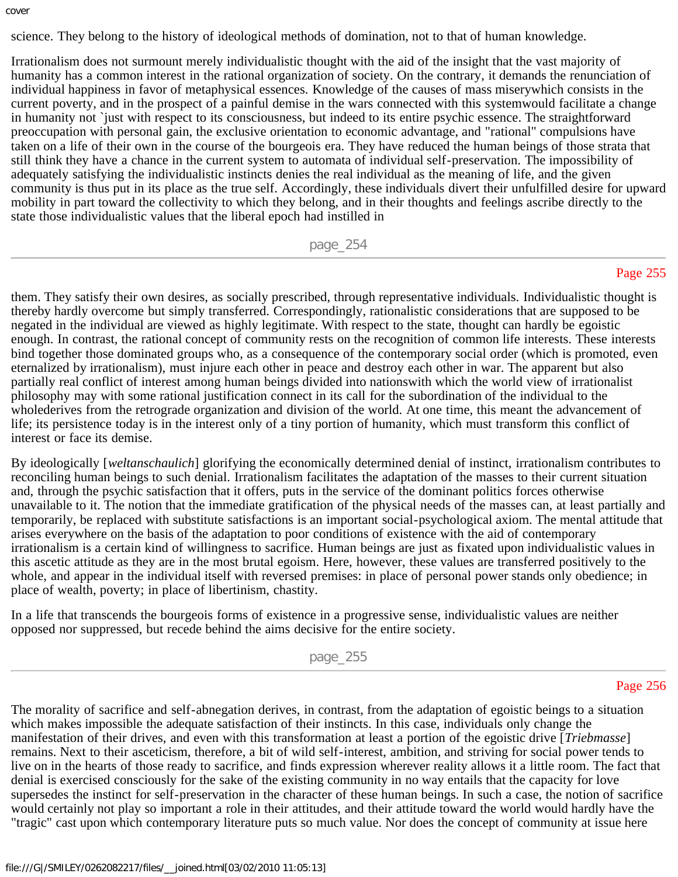science. They belong to the history of ideological methods of domination, not to that of human knowledge.

Irrationalism does not surmount merely individualistic thought with the aid of the insight that the vast majority of humanity has a common interest in the rational organization of society. On the contrary, it demands the renunciation of individual happiness in favor of metaphysical essences. Knowledge of the causes of mass miserywhich consists in the current poverty, and in the prospect of a painful demise in the wars connected with this systemwould facilitate a change in humanity not `just with respect to its consciousness, but indeed to its entire psychic essence. The straightforward preoccupation with personal gain, the exclusive orientation to economic advantage, and "rational" compulsions have taken on a life of their own in the course of the bourgeois era. They have reduced the human beings of those strata that still think they have a chance in the current system to automata of individual self-preservation. The impossibility of adequately satisfying the individualistic instincts denies the real individual as the meaning of life, and the given community is thus put in its place as the true self. Accordingly, these individuals divert their unfulfilled desire for upward mobility in part toward the collectivity to which they belong, and in their thoughts and feelings ascribe directly to the state those individualistic values that the liberal epoch had instilled in them. They satisfy their own desires, as socially prescribed, through representative individuals. Individualistic thought is thereby hardly overcome but simply transferred. Correspondingly, rationalistic considerations that are supposed to be negated in the individual are viewed as highly legitimate. With respect to the state, thought can hardly be egoistic enough. In contrast, the rational concept of community rests on the recognition of common life interests. These interests bind together those dominated groups who, as a consequence of the contemporary social order (which is promoted, even eternalized by irrationalism), must injure each other in peace and destroy each other in war. The apparent but also partially real conflict of interest among human beings divided into nationswith which the world view of irrationalist philosophy may with some rational justification connect in its call for the subordination of the individual to the wholederives from the retrograde organization and division of the world. At one time, this meant the advancement of life; its persistence today is in the interest only of a tiny portion of humanity, which must transform this conflict of interest or face its demise.

By ideologically [*weltanschaulich*] glorifying the economically determined denial of instinct, irrationalism contributes to reconciling human beings to such denial. Irrationalism facilitates the adaptation of the masses to their current situation and, through the psychic satisfaction that it offers, puts in the service of the dominant politics forces otherwise unavailable to it. The notion that the immediate gratification of the physical needs of the masses can, at least partially and temporarily, be replaced with substitute satisfactions is an important social-psychological axiom. The mental attitude that arises everywhere on the basis of the adaptation to poor conditions of existence with the aid of contemporary irrationalism is a certain kind of willingness to sacrifice. Human beings are just as fixated upon individualistic values in this ascetic attitude as they are in the most brutal egoism. Here, however, these values are transferred positively to the whole, and appear in the individual itself with reversed premises: in place of personal power stands only obedience; in place of wealth, poverty; in place of libertinism, chastity.

In a life that transcends the bourgeois forms of existence in a progressive sense, individualistic values are neither opposed nor suppressed, but recede behind the aims decisive for the entire society.

The morality of sacrifice and self-abnegation derives, in contrast, from the adaptation of egoistic beings to a situation which makes impossible the adequate satisfaction of their instincts. In this case, individuals only change the manifestation of their drives, and even with this transformation at least a portion of the egoistic drive [*Triebmasse*] remains. Next to their asceticism, therefore, a bit of wild self-interest, ambition, and striving for social power tends to live on in the hearts of those ready to sacrifice, and finds expression wherever reality allows it a little room. The fact that denial is exercised consciously for the sake of the existing community in no way entails that the capacity for love supersedes the instinct for self-preservation in the character of these human beings. In such a case, the notion of sacrifice would certainly not play so important a role in their attitudes, and their attitude toward the world would hardly have the "tragic" cast upon which contemporary literature puts so much value. Nor does the concept of community at issue here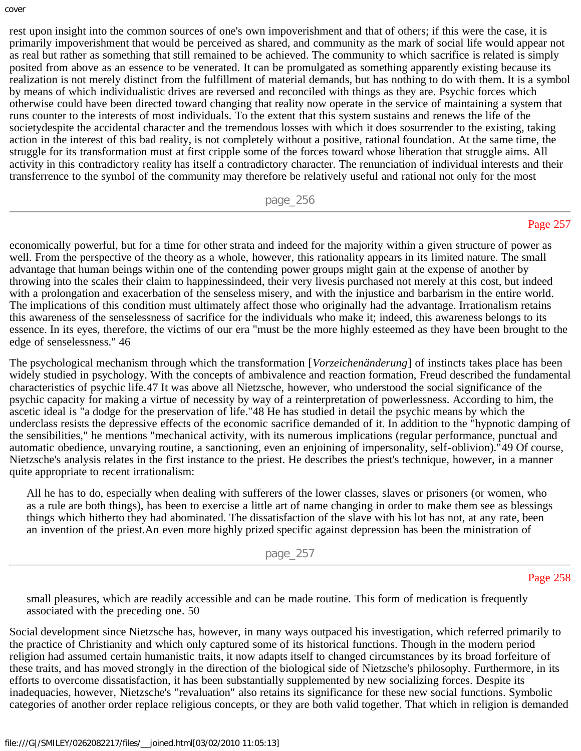rest upon insight into the common sources of one's own impoverishment and that of others; if this were the case, it is primarily impoverishment that would be perceived as shared, and community as the mark of social life would appear not as real but rather as something that still remained to be achieved. The community to which sacrifice is related is simply posited from above as an essence to be venerated. It can be promulgated as something apparently existing because its realization is not merely distinct from the fulfillment of material demands, but has nothing to do with them. It is a symbol by means of which individualistic drives are reversed and reconciled with things as they are. Psychic forces which otherwise could have been directed toward changing that reality now operate in the service of maintaining a system that runs counter to the interests of most individuals. To the extent that this system sustains and renews the life of the societydespite the accidental character and the tremendous losses with which it does sosurrender to the existing, taking action in the interest of this bad reality, is not completely without a positive, rational foundation. At the same time, the struggle for its transformation must at first cripple some of the forces toward whose liberation that struggle aims. All activity in this contradictory reality has itself a contradictory character. The renunciation of individual interests and their transferrence to the symbol of the community may therefore be relatively useful and rational not only for the most economically powerful, but for a time for other strata and indeed for the majority within a given structure of power as well. From the perspective of the theory as a whole, however, this rationality appears in its limited nature. The small advantage that human beings within one of the contending power groups might gain at the expense of another by throwing into the scales their claim to happinessindeed, their very livesis purchased not merely at this cost, but indeed with a prolongation and exacerbation of the senseless misery, and with the injustice and barbarism in the entire world. The implications of this condition must ultimately affect those who originally had the advantage. Irrationalism retains this awareness of the senselessness of sacrifice for the individuals who make it; indeed, this awareness belongs to its essence. In its eyes, therefore, the victims of our era "must be the more highly esteemed as they have been brought to the edge of senselessness." 46

The psychological mechanism through which the transformation [*Vorzeichenänderung*] of instincts takes place has been widely studied in psychology. With the concepts of ambivalence and reaction formation, Freud described the fundamental characteristics of psychic life.47 It was above all Nietzsche, however, who understood the social significance of the psychic capacity for making a virtue of necessity by way of a reinterpretation of powerlessness. According to him, the ascetic ideal is "a dodge for the preservation of life."48 He has studied in detail the psychic means by which the underclass resists the depressive effects of the economic sacrifice demanded of it. In addition to the "hypnotic damping of the sensibilities," he mentions "mechanical activity, with its numerous implications (regular performance, punctual and automatic obedience, unvarying routine, a sanctioning, even an enjoining of impersonality, self-oblivion)."49 Of course, Nietzsche's analysis relates in the first instance to the priest. He describes the priest's technique, however, in a manner quite appropriate to recent irrationalism:

> All he has to do, especially when dealing with sufferers of the lower classes, slaves or prisoners (or women, who as a rule are both things), has been to exercise a little art of name changing in order to make them see as blessings things which hitherto they had abominated. The dissatisfaction of the slave with his lot has not, at any rate, been an invention of the priest.An even more highly prized specific against depression has been the ministration of small pleasures, which are readily accessible and can be made routine. This form of medication is frequently associated with the preceding one. 50

Social development since Nietzsche has, however, in many ways outpaced his investigation, which referred primarily to the practice of Christianity and which only captured some of its historical functions. Though in the modern period religion had assumed certain humanistic traits, it now adapts itself to changed circumstances by its broad forfeiture of these traits, and has moved strongly in the direction of the biological side of Nietzsche's philosophy. Furthermore, in its efforts to overcome dissatisfaction, it has been substantially supplemented by new socializing forces. Despite its inadequacies, however, Nietzsche's "revaluation" also retains its significance for these new social functions. Symbolic categories of another order replace religious concepts, or they are both valid together. That which in religion is demanded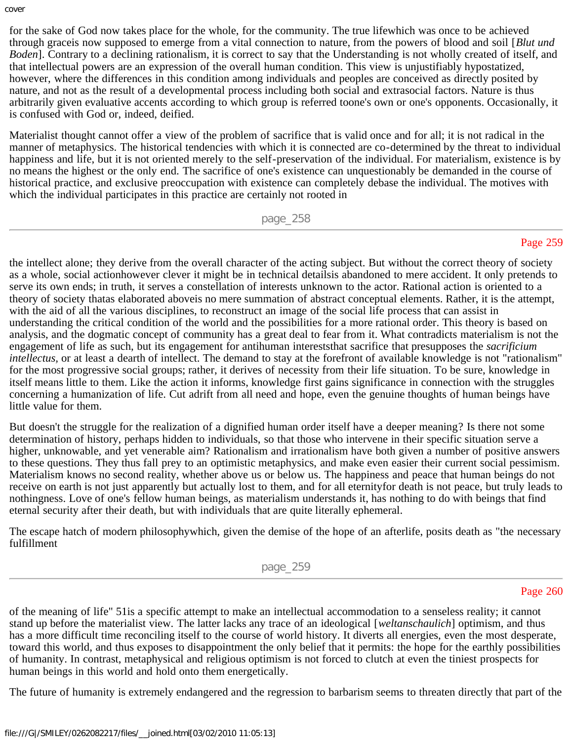for the sake of God now takes place for the whole, for the community. The true lifewhich was once to be achieved through graceis now supposed to emerge from a vital connection to nature, from the powers of blood and soil [*Blut und Boden*]. Contrary to a declining rationalism, it is correct to say that the Understanding is not wholly created of itself, and that intellectual powers are an expression of the overall human condition. This view is unjustifiably hypostatized, however, where the differences in this condition among individuals and peoples are conceived as directly posited by nature, and not as the result of a developmental process including both social and extrasocial factors. Nature is thus arbitrarily given evaluative accents according to which group is referred toone's own or one's opponents. Occasionally, it is confused with God or, indeed, deified.

Materialist thought cannot offer a view of the problem of sacrifice that is valid once and for all; it is not radical in the manner of metaphysics. The historical tendencies with which it is connected are co-determined by the threat to individual happiness and life, but it is not oriented merely to the self-preservation of the individual. For materialism, existence is by no means the highest or the only end. The sacrifice of one's existence can unquestionably be demanded in the course of historical practice, and exclusive preoccupation with existence can completely debase the individual. The motives with which the individual participates in this practice are certainly not rooted in the intellect alone; they derive from the overall character of the acting subject. But without the correct theory of society as a whole, social actionhowever clever it might be in technical detailsis abandoned to mere accident. It only pretends to serve its own ends; in truth, it serves a constellation of interests unknown to the actor. Rational action is oriented to a theory of society thatas elaborated aboveis no mere summation of abstract conceptual elements. Rather, it is the attempt, with the aid of all the various disciplines, to reconstruct an image of the social life process that can assist in understanding the critical condition of the world and the possibilities for a more rational order. This theory is based on analysis, and the dogmatic concept of community has a great deal to fear from it. What contradicts materialism is not the engagement of life as such, but its engagement for antihuman intereststhat sacrifice that presupposes the *sacrificium intellectus,* or at least a dearth of intellect. The demand to stay at the forefront of available knowledge is not "rationalism" for the most progressive social groups; rather, it derives of necessity from their life situation. To be sure, knowledge in itself means little to them. Like the action it informs, knowledge first gains significance in connection with the struggles concerning a humanization of life. Cut adrift from all need and hope, even the genuine thoughts of human beings have little value for them.

But doesn't the struggle for the realization of a dignified human order itself have a deeper meaning? Is there not some determination of history, perhaps hidden to individuals, so that those who intervene in their specific situation serve a higher, unknowable, and yet venerable aim? Rationalism and irrationalism have both given a number of positive answers to these questions. They thus fall prey to an optimistic metaphysics, and make even easier their current social pessimism. Materialism knows no second reality, whether above us or below us. The happiness and peace that human beings do not receive on earth is not just apparently but actually lost to them, and for all eternityfor death is not peace, but truly leads to nothingness. Love of one's fellow human beings, as materialism understands it, has nothing to do with beings that find eternal security after their death, but with individuals that are quite literally ephemeral.

The escape hatch of modern philosophywhich, given the demise of the hope of an afterlife, posits death as "the necessary fulfillment of the meaning of life" 51is a specific attempt to make an intellectual accommodation to a senseless reality; it cannot stand up before the materialist view. The latter lacks any trace of an ideological [*weltanschaulich*] optimism, and thus has a more difficult time reconciling itself to the course of world history. It diverts all energies, even the most desperate, toward this world, and thus exposes to disappointment the only belief that it permits: the hope for the earthly possibilities of humanity. In contrast, metaphysical and religious optimism is not forced to clutch at even the tiniest prospects for human beings in this world and hold onto them energetically.

The future of humanity is extremely endangered and the regression to barbarism seems to threaten directly that part of the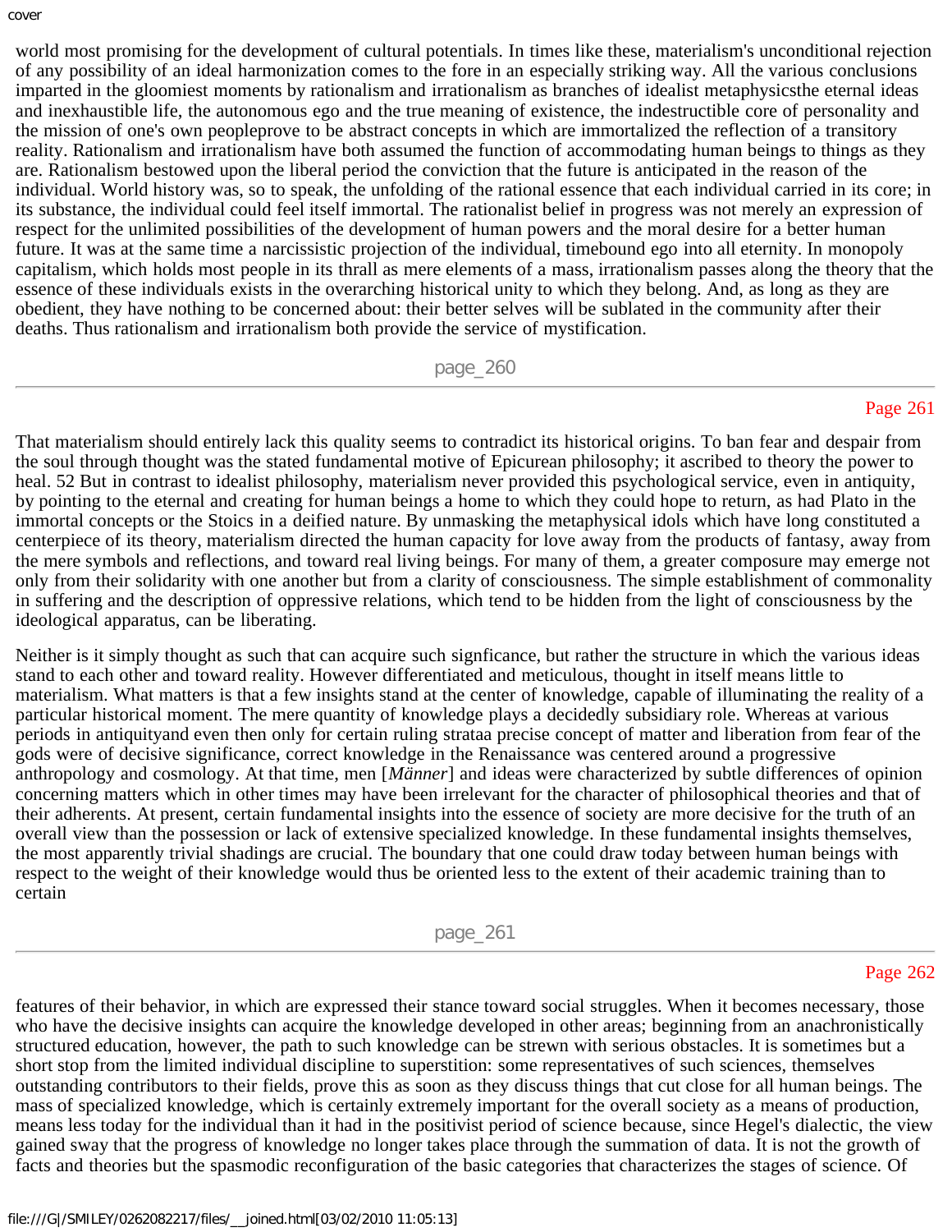world most promising for the development of cultural potentials. In times like these, materialism's unconditional rejection of any possibility of an ideal harmonization comes to the fore in an especially striking way. All the various conclusions imparted in the gloomiest moments by rationalism and irrationalism as branches of idealist metaphysicsthe eternal ideas and inexhaustible life, the autonomous ego and the true meaning of existence, the indestructible core of personality and the mission of one's own peopleprove to be abstract concepts in which are immortalized the reflection of a transitory reality. Rationalism and irrationalism have both assumed the function of accommodating human beings to things as they are. Rationalism bestowed upon the liberal period the conviction that the future is anticipated in the reason of the individual. World history was, so to speak, the unfolding of the rational essence that each individual carried in its core; in its substance, the individual could feel itself immortal. The rationalist belief in progress was not merely an expression of respect for the unlimited possibilities of the development of human powers and the moral desire for a better human future. It was at the same time a narcissistic projection of the individual, timebound ego into all eternity. In monopoly capitalism, which holds most people in its thrall as mere elements of a mass, irrationalism passes along the theory that the essence of these individuals exists in the overarching historical unity to which they belong. And, as long as they are obedient, they have nothing to be concerned about: their better selves will be sublated in the community after their deaths. Thus rationalism and irrationalism both provide the service of mystification.

That materialism should entirely lack this quality seems to contradict its historical origins. To ban fear and despair from the soul through thought was the stated fundamental motive of Epicurean philosophy; it ascribed to theory the power to heal. 52 But in contrast to idealist philosophy, materialism never provided this psychological service, even in antiquity, by pointing to the eternal and creating for human beings a home to which they could hope to return, as had Plato in the immortal concepts or the Stoics in a deified nature. By unmasking the metaphysical idols which have long constituted a centerpiece of its theory, materialism directed the human capacity for love away from the products of fantasy, away from the mere symbols and reflections, and toward real living beings. For many of them, a greater composure may emerge not only from their solidarity with one another but from a clarity of consciousness. The simple establishment of commonality in suffering and the description of oppressive relations, which tend to be hidden from the light of consciousness by the ideological apparatus, can be liberating.

Neither is it simply thought as such that can acquire such signficance, but rather the structure in which the various ideas stand to each other and toward reality. However differentiated and meticulous, thought in itself means little to materialism. What matters is that a few insights stand at the center of knowledge, capable of illuminating the reality of a particular historical moment. The mere quantity of knowledge plays a decidedly subsidiary role. Whereas at various periods in antiquityand even then only for certain ruling strataa precise concept of matter and liberation from fear of the gods were of decisive significance, correct knowledge in the Renaissance was centered around a progressive anthropology and cosmology. At that time, men [*Männer*] and ideas were characterized by subtle differences of opinion concerning matters which in other times may have been irrelevant for the character of philosophical theories and that of their adherents. At present, certain fundamental insights into the essence of society are more decisive for the truth of an overall view than the possession or lack of extensive specialized knowledge. In these fundamental insights themselves, the most apparently trivial shadings are crucial. The boundary that one could draw today between human beings with respect to the weight of their knowledge would thus be oriented less to the extent of their academic training than to certain features of their behavior, in which are expressed their stance toward social struggles. When it becomes necessary, those who have the decisive insights can acquire the knowledge developed in other areas; beginning from an anachronistically structured education, however, the path to such knowledge can be strewn with serious obstacles. It is sometimes but a short stop from the limited individual discipline to superstition: some representatives of such sciences, themselves outstanding contributors to their fields, prove this as soon as they discuss things that cut close for all human beings. The mass of specialized knowledge, which is certainly extremely important for the overall society as a means of production, means less today for the individual than it had in the positivist period of science because, since Hegel's dialectic, the view gained sway that the progress of knowledge no longer takes place through the summation of data. It is not the growth of facts and theories but the spasmodic reconfiguration of the basic categories that characterizes the stages of science. Of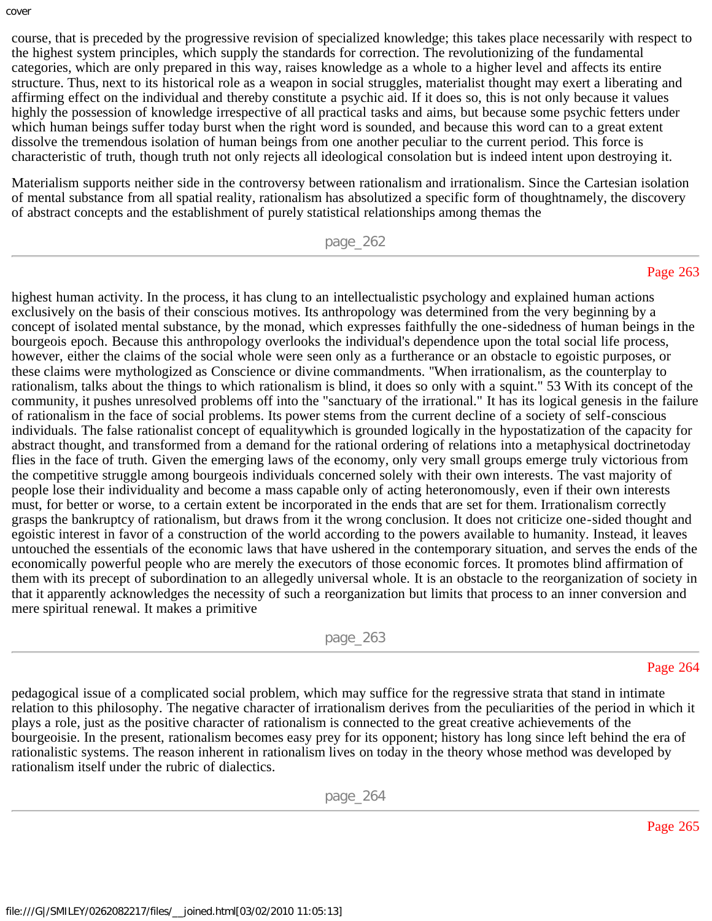course, that is preceded by the progressive revision of specialized knowledge; this takes place necessarily with respect to the highest system principles, which supply the standards for correction. The revolutionizing of the fundamental categories, which are only prepared in this way, raises knowledge as a whole to a higher level and affects its entire structure. Thus, next to its historical role as a weapon in social struggles, materialist thought may exert a liberating and affirming effect on the individual and thereby constitute a psychic aid. If it does so, this is not only because it values highly the possession of knowledge irrespective of all practical tasks and aims, but because some psychic fetters under which human beings suffer today burst when the right word is sounded, and because this word can to a great extent dissolve the tremendous isolation of human beings from one another peculiar to the current period. This force is characteristic of truth, though truth not only rejects all ideological consolation but is indeed intent upon destroying it.

Materialism supports neither side in the controversy between rationalism and irrationalism. Since the Cartesian isolation of mental substance from all spatial reality, rationalism has absolutized a specific form of thoughtnamely, the discovery of abstract concepts and the establishment of purely statistical relationships among themas the highest human activity. In the process, it has clung to an intellectualistic psychology and explained human actions exclusively on the basis of their conscious motives. Its anthropology was determined from the very beginning by a concept of isolated mental substance, by the monad, which expresses faithfully the one-sidedness of human beings in the bourgeois epoch. Because this anthropology overlooks the individual's dependence upon the total social life process, however, either the claims of the social whole were seen only as a furtherance or an obstacle to egoistic purposes, or these claims were mythologized as Conscience or divine commandments. "When irrationalism, as the counterplay to rationalism, talks about the things to which rationalism is blind, it does so only with a squint." 53 With its concept of the community, it pushes unresolved problems off into the "sanctuary of the irrational." It has its logical genesis in the failure of rationalism in the face of social problems. Its power stems from the current decline of a society of self-conscious individuals. The false rationalist concept of equalitywhich is grounded logically in the hypostatization of the capacity for abstract thought, and transformed from a demand for the rational ordering of relations into a metaphysical doctrinetoday flies in the face of truth. Given the emerging laws of the economy, only very small groups emerge truly victorious from the competitive struggle among bourgeois individuals concerned solely with their own interests. The vast majority of people lose their individuality and become a mass capable only of acting heteronomously, even if their own interests must, for better or worse, to a certain extent be incorporated in the ends that are set for them. Irrationalism correctly grasps the bankruptcy of rationalism, but draws from it the wrong conclusion. It does not criticize one-sided thought and egoistic interest in favor of a construction of the world according to the powers available to humanity. Instead, it leaves untouched the essentials of the economic laws that have ushered in the contemporary situation, and serves the ends of the economically powerful people who are merely the executors of those economic forces. It promotes blind affirmation of them with its precept of subordination to an allegedly universal whole. It is an obstacle to the reorganization of society in that it apparently acknowledges the necessity of such a reorganization but limits that process to an inner conversion and mere spiritual renewal. It makes a primitive pedagogical issue of a complicated social problem, which may suffice for the regressive strata that stand in intimate relation to this philosophy. The negative character of irrationalism derives from the peculiarities of the period in which it plays a role, just as the positive character of rationalism is connected to the great creative achievements of the bourgeoisie. In the present, rationalism becomes easy prey for its opponent; history has long since left behind the era of rationalistic systems. The reason inherent in rationalism lives on today in the theory whose method was developed by rationalism itself under the rubric of dialectics.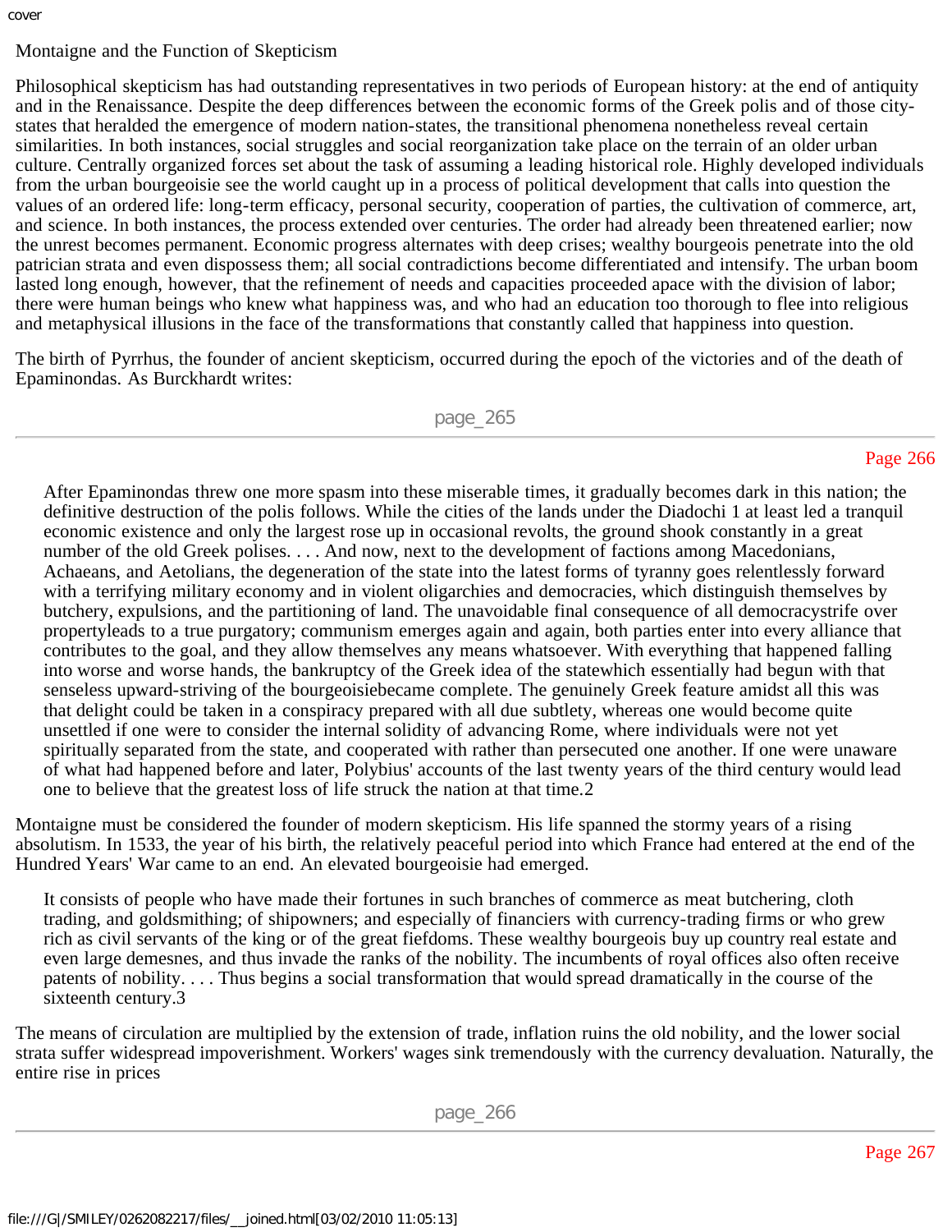# Montaigne and the Function of Skepticism

Philosophical skepticism has had outstanding representatives in two periods of European history: at the end of antiquity and in the Renaissance. Despite the deep differences between the economic forms of the Greek polis and of those city-states that heralded the emergence of modern nation-states, the transitional phenomena nonetheless reveal certain similarities. In both instances, social struggles and social reorganization take place on the terrain of an older urban culture. Centrally organized forces set about the task of assuming a leading historical role. Highly developed individuals from the urban bourgeoisie see the world caught up in a process of political development that calls into question the values of an ordered life: long-term efficacy, personal security, cooperation of parties, the cultivation of commerce, art, and science. In both instances, the process extended over centuries. The order had already been threatened earlier; now the unrest becomes permanent. Economic progress alternates with deep crises; wealthy bourgeois penetrate into the old patrician strata and even dispossess them; all social contradictions become differentiated and intensify. The urban boom lasted long enough, however, that the refinement of needs and capacities proceeded apace with the division of labor; there were human beings who knew what happiness was, and who had an education too thorough to flee into religious and metaphysical illusions in the face of the transformations that constantly called that happiness into question.

The birth of Pyrrhus, the founder of ancient skepticism, occurred during the epoch of the victories and of the death of Epaminondas. As Burckhardt writes:

> After Epaminondas threw one more spasm into these miserable times, it gradually becomes dark in this nation; the definitive destruction of the polis follows. While the cities of the lands under the Diadochi 1 at least led a tranquil economic existence and only the largest rose up in occasional revolts, the ground shook constantly in a great number of the old Greek polises. . . . And now, next to the development of factions among Macedonians, Achaeans, and Aetolians, the degeneration of the state into the latest forms of tyranny goes relentlessly forward with a terrifying military economy and in violent oligarchies and democracies, which distinguish themselves by butchery, expulsions, and the partitioning of land. The unavoidable final consequence of all democracystrife over propertyleads to a true purgatory; communism emerges again and again, both parties enter into every alliance that contributes to the goal, and they allow themselves any means whatsoever. With everything that happened falling into worse and worse hands, the bankruptcy of the Greek idea of the statewhich essentially had begun with that senseless upward-striving of the bourgeoisiebecame complete. The genuinely Greek feature amidst all this was that delight could be taken in a conspiracy prepared with all due subtlety, whereas one would become quite unsettled if one were to consider the internal solidity of advancing Rome, where individuals were not yet spiritually separated from the state, and cooperated with rather than persecuted one another. If one were unaware of what had happened before and later, Polybius' accounts of the last twenty years of the third century would lead one to believe that the greatest loss of life struck the nation at that time.2

Montaigne must be considered the founder of modern skepticism. His life spanned the stormy years of a rising absolutism. In 1533, the year of his birth, the relatively peaceful period into which France had entered at the end of the Hundred Years' War came to an end. An elevated bourgeoisie had emerged.

> It consists of people who have made their fortunes in such branches of commerce as meat butchering, cloth trading, and goldsmithing; of shipowners; and especially of financiers with currency-trading firms or who grew rich as civil servants of the king or of the great fiefdoms. These wealthy bourgeois buy up country real estate and even large demesnes, and thus invade the ranks of the nobility. The incumbents of royal offices also often receive patents of nobility. . . . Thus begins a social transformation that would spread dramatically in the course of the sixteenth century.3

The means of circulation are multiplied by the extension of trade, inflation ruins the old nobility, and the lower social strata suffer widespread impoverishment. Workers' wages sink tremendously with the currency devaluation. Naturally, the entire rise in prices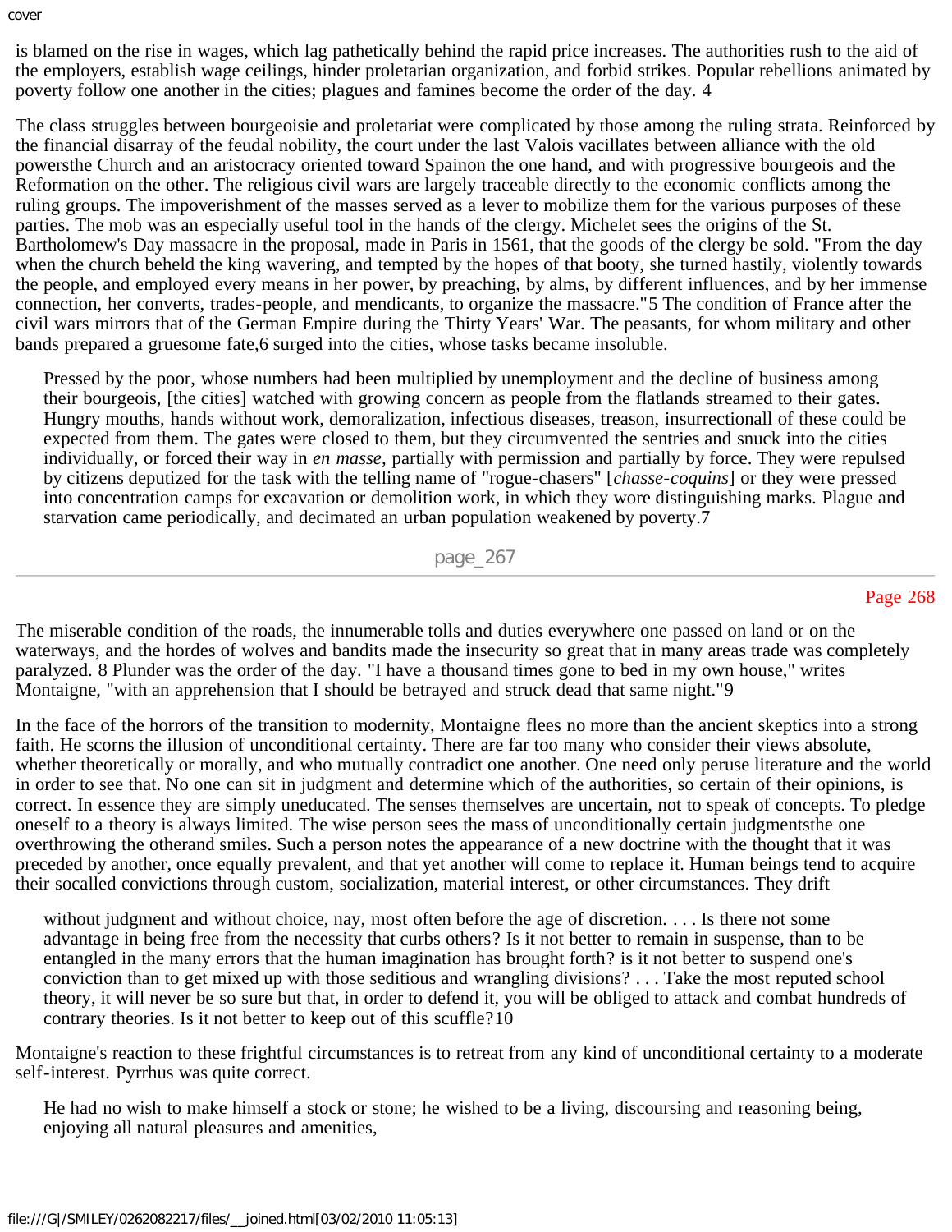is blamed on the rise in wages, which lag pathetically behind the rapid price increases. The authorities rush to the aid of the employers, establish wage ceilings, hinder proletarian organization, and forbid strikes. Popular rebellions animated by poverty follow one another in the cities; plagues and famines become the order of the day. 4

The class struggles between bourgeoisie and proletariat were complicated by those among the ruling strata. Reinforced by the financial disarray of the feudal nobility, the court under the last Valois vacillates between alliance with the old powersthe Church and an aristocracy oriented toward Spainon the one hand, and with progressive bourgeois and the Reformation on the other. The religious civil wars are largely traceable directly to the economic conflicts among the ruling groups. The impoverishment of the masses served as a lever to mobilize them for the various purposes of these parties. The mob was an especially useful tool in the hands of the clergy. Michelet sees the origins of the St. Bartholomew's Day massacre in the proposal, made in Paris in 1561, that the goods of the clergy be sold. "From the day when the church beheld the king wavering, and tempted by the hopes of that booty, she turned hastily, violently towards the people, and employed every means in her power, by preaching, by alms, by different influences, and by her immense connection, her converts, trades-people, and mendicants, to organize the massacre."5 The condition of France after the civil wars mirrors that of the German Empire during the Thirty Years' War. The peasants, for whom military and other bands prepared a gruesome fate,6 surged into the cities, whose tasks became insoluble.

> Pressed by the poor, whose numbers had been multiplied by unemployment and the decline of business among their bourgeois, [the cities] watched with growing concern as people from the flatlands streamed to their gates. Hungry mouths, hands without work, demoralization, infectious diseases, treason, insurrectionall of these could be expected from them. The gates were closed to them, but they circumvented the sentries and snuck into the cities individually, or forced their way in *en masse*, partially with permission and partially by force. They were repulsed by citizens deputized for the task with the telling name of "rogue-chasers" [*chasse-coquins*] or they were pressed into concentration camps for excavation or demolition work, in which they wore distinguishing marks. Plague and starvation came periodically, and decimated an urban population weakened by poverty.7

The miserable condition of the roads, the innumerable tolls and duties everywhere one passed on land or on the waterways, and the hordes of wolves and bandits made the insecurity so great that in many areas trade was completely paralyzed. 8 Plunder was the order of the day. "I have a thousand times gone to bed in my own house," writes Montaigne, "with an apprehension that I should be betrayed and struck dead that same night."9

In the face of the horrors of the transition to modernity, Montaigne flees no more than the ancient skeptics into a strong faith. He scorns the illusion of unconditional certainty. There are far too many who consider their views absolute, whether theoretically or morally, and who mutually contradict one another. One need only peruse literature and the world in order to see that. No one can sit in judgment and determine which of the authorities, so certain of their opinions, is correct. In essence they are simply uneducated. The senses themselves are uncertain, not to speak of concepts. To pledge oneself to a theory is always limited. The wise person sees the mass of unconditionally certain judgmentsthe one overthrowing the otherand smiles. Such a person notes the appearance of a new doctrine with the thought that it was preceded by another, once equally prevalent, and that yet another will come to replace it. Human beings tend to acquire their socalled convictions through custom, socialization, material interest, or other circumstances. They drift

> without judgment and without choice, nay, most often before the age of discretion. . . . Is there not some advantage in being free from the necessity that curbs others? Is it not better to remain in suspense, than to be entangled in the many errors that the human imagination has brought forth? is it not better to suspend one's conviction than to get mixed up with those seditious and wrangling divisions? . . . Take the most reputed school theory, it will never be so sure but that, in order to defend it, you will be obliged to attack and combat hundreds of contrary theories. Is it not better to keep out of this scuffle?10

Montaigne's reaction to these frightful circumstances is to retreat from any kind of unconditional certainty to a moderate self-interest. Pyrrhus was quite correct.

> He had no wish to make himself a stock or stone; he wished to be a living, discoursing and reasoning being, enjoying all natural pleasures and amenities,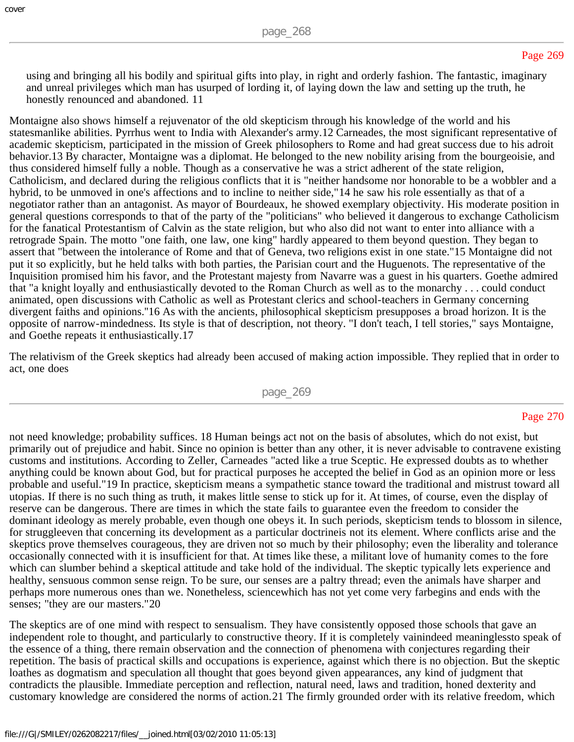using and bringing all his bodily and spiritual gifts into play, in right and orderly fashion. The fantastic, imaginary and unreal privileges which man has usurped of lording it, of laying down the law and setting up the truth, he honestly renounced and abandoned. 11

Montaigne also shows himself a rejuvenator of the old skepticism through his knowledge of the world and his statesmanlike abilities. Pyrrhus went to India with Alexander's army.12 Carneades, the most significant representative of academic skepticism, participated in the mission of Greek philosophers to Rome and had great success due to his adroit behavior.13 By character, Montaigne was a diplomat. He belonged to the new nobility arising from the bourgeoisie, and thus considered himself fully a noble. Though as a conservative he was a strict adherent of the state religion, Catholicism, and declared during the religious conflicts that it is "neither handsome nor honorable to be a wobbler and a hybrid, to be unmoved in one's affections and to incline to neither side,"14 he saw his role essentially as that of a negotiator rather than an antagonist. As mayor of Bourdeaux, he showed exemplary objectivity. His moderate position in general questions corresponds to that of the party of the "politicians" who believed it dangerous to exchange Catholicism for the fanatical Protestantism of Calvin as the state religion, but who also did not want to enter into alliance with a retrograde Spain. The motto "one faith, one law, one king" hardly appeared to them beyond question. They began to assert that "between the intolerance of Rome and that of Geneva, two religions exist in one state."15 Montaigne did not put it so explicitly, but he held talks with both parties, the Parisian court and the Huguenots. The representative of the Inquisition promised him his favor, and the Protestant majesty from Navarre was a guest in his quarters. Goethe admired that "a knight loyally and enthusiastically devoted to the Roman Church as well as to the monarchy . . . could conduct animated, open discussions with Catholic as well as Protestant clerics and school-teachers in Germany concerning divergent faiths and opinions."16 As with the ancients, philosophical skepticism presupposes a broad horizon. It is the opposite of narrow-mindedness. Its style is that of description, not theory. "I don't teach, I tell stories," says Montaigne, and Goethe repeats it enthusiastically.17

The relativism of the Greek skeptics had already been accused of making action impossible. They replied that in order to act, one does not need knowledge; probability suffices. 18 Human beings act not on the basis of absolutes, which do not exist, but primarily out of prejudice and habit. Since no opinion is better than any other, it is never advisable to contravene existing customs and institutions. According to Zeller, Carneades "acted like a true Sceptic. He expressed doubts as to whether anything could be known about God, but for practical purposes he accepted the belief in God as an opinion more or less probable and useful."19 In practice, skepticism means a sympathetic stance toward the traditional and mistrust toward all utopias. If there is no such thing as truth, it makes little sense to stick up for it. At times, of course, even the display of reserve can be dangerous. There are times in which the state fails to guarantee even the freedom to consider the dominant ideology as merely probable, even though one obeys it. In such periods, skepticism tends to blossom in silence, for struggleeven that concerning its development as a particular doctrineis not its element. Where conflicts arise and the skeptics prove themselves courageous, they are driven not so much by their philosophy; even the liberality and tolerance occasionally connected with it is insufficient for that. At times like these, a militant love of humanity comes to the fore which can slumber behind a skeptical attitude and take hold of the individual. The skeptic typically lets experience and healthy, sensuous common sense reign. To be sure, our senses are a paltry thread; even the animals have sharper and perhaps more numerous ones than we. Nonetheless, sciencewhich has not yet come very farbegins and ends with the senses; "they are our masters."20

The skeptics are of one mind with respect to sensualism. They have consistently opposed those schools that gave an independent role to thought, and particularly to constructive theory. If it is completely vainindeed meaninglessto speak of the essence of a thing, there remain observation and the connection of phenomena with conjectures regarding their repetition. The basis of practical skills and occupations is experience, against which there is no objection. But the skeptic loathes as dogmatism and speculation all thought that goes beyond given appearances, any kind of judgment that contradicts the plausible. Immediate perception and reflection, natural need, laws and tradition, honed dexterity and customary knowledge are considered the norms of action.21 The firmly grounded order with its relative freedom, which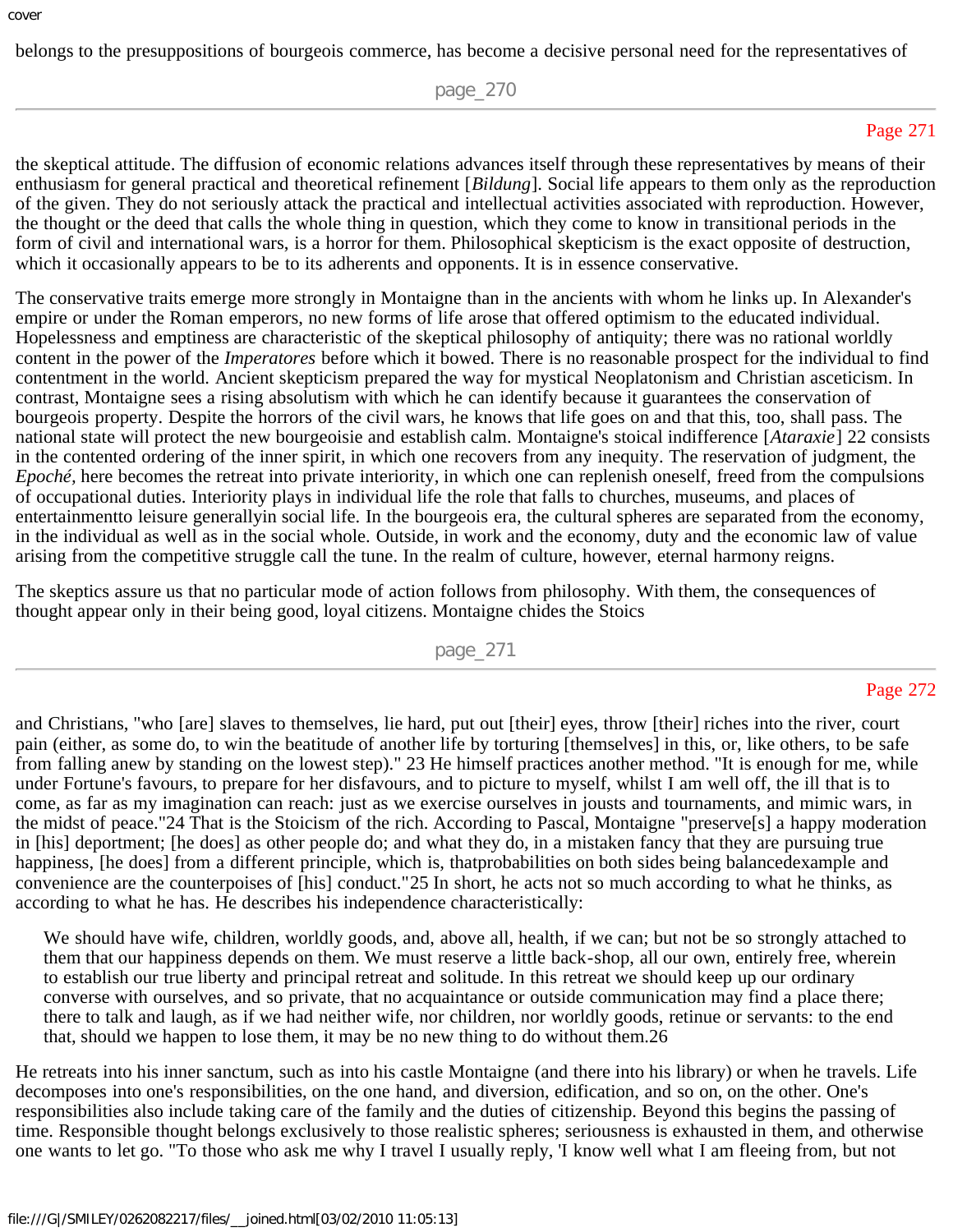belongs to the presuppositions of bourgeois commerce, has become a decisive personal need for the representatives of

the skeptical attitude. The diffusion of economic relations advances itself through these representatives by means of their enthusiasm for general practical and theoretical refinement [*Bildung*]. Social life appears to them only as the reproduction of the given. They do not seriously attack the practical and intellectual activities associated with reproduction. However, the thought or the deed that calls the whole thing in question, which they come to know in transitional periods in the form of civil and international wars, is a horror for them. Philosophical skepticism is the exact opposite of destruction, which it occasionally appears to be to its adherents and opponents. It is in essence conservative.

The conservative traits emerge more strongly in Montaigne than in the ancients with whom he links up. In Alexander's empire or under the Roman emperors, no new forms of life arose that offered optimism to the educated individual. Hopelessness and emptiness are characteristic of the skeptical philosophy of antiquity; there was no rational worldly content in the power of the *Imperatores* before which it bowed. There is no reasonable prospect for the individual to find contentment in the world. Ancient skepticism prepared the way for mystical Neoplatonism and Christian asceticism. In contrast, Montaigne sees a rising absolutism with which he can identify because it guarantees the conservation of bourgeois property. Despite the horrors of the civil wars, he knows that life goes on and that this, too, shall pass. The national state will protect the new bourgeoisie and establish calm. Montaigne's stoical indifference [*Ataraxie*] 22 consists in the contented ordering of the inner spirit, in which one recovers from any inequity. The reservation of judgment, the *Epoché*, here becomes the retreat into private interiority, in which one can replenish oneself, freed from the compulsions of occupational duties. Interiority plays in individual life the role that falls to churches, museums, and places of entertainmentto leisure generallyin social life. In the bourgeois era, the cultural spheres are separated from the economy, in the individual as well as in the social whole. Outside, in work and the economy, duty and the economic law of value arising from the competitive struggle call the tune. In the realm of culture, however, eternal harmony reigns.

The skeptics assure us that no particular mode of action follows from philosophy. With them, the consequences of thought appear only in their being good, loyal citizens. Montaigne chides the Stoics

and Christians, "who [are] slaves to themselves, lie hard, put out [their] eyes, throw [their] riches into the river, court pain (either, as some do, to win the beatitude of another life by torturing [themselves] in this, or, like others, to be safe from falling anew by standing on the lowest step)." 23 He himself practices another method. "It is enough for me, while under Fortune's favours, to prepare for her disfavours, and to picture to myself, whilst I am well off, the ill that is to come, as far as my imagination can reach: just as we exercise ourselves in jousts and tournaments, and mimic wars, in the midst of peace."24 That is the Stoicism of the rich. According to Pascal, Montaigne "preserve[s] a happy moderation in [his] deportment; [he does] as other people do; and what they do, in a mistaken fancy that they are pursuing true happiness, [he does] from a different principle, which is, thatprobabilities on both sides being balancedexample and convenience are the counterpoises of [his] conduct."25 In short, he acts not so much according to what he thinks, as according to what he has. He describes his independence characteristically:

> We should have wife, children, worldly goods, and, above all, health, if we can; but not be so strongly attached to them that our happiness depends on them. We must reserve a little back-shop, all our own, entirely free, wherein to establish our true liberty and principal retreat and solitude. In this retreat we should keep up our ordinary converse with ourselves, and so private, that no acquaintance or outside communication may find a place there; there to talk and laugh, as if we had neither wife, nor children, nor worldly goods, retinue or servants: to the end that, should we happen to lose them, it may be no new thing to do without them.26

He retreats into his inner sanctum, such as into his castle Montaigne (and there into his library) or when he travels. Life decomposes into one's responsibilities, on the one hand, and diversion, edification, and so on, on the other. One's responsibilities also include taking care of the family and the duties of citizenship. Beyond this begins the passing of time. Responsible thought belongs exclusively to those realistic spheres; seriousness is exhausted in them, and otherwise one wants to let go. "To those who ask me why I travel I usually reply, 'I know well what I am fleeing from, but not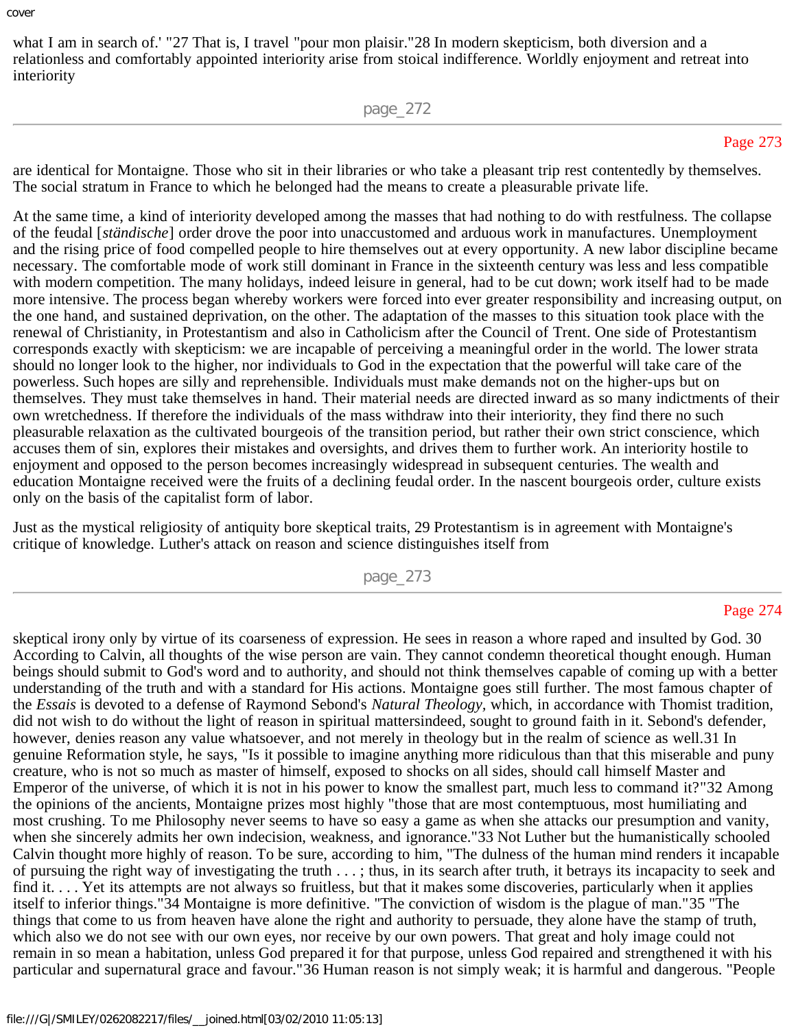what I am in search of.' "27 That is, I travel "pour mon plaisir."28 In modern skepticism, both diversion and a relationless and comfortably appointed interiority arise from stoical indifference. Worldly enjoyment and retreat into interiority

are identical for Montaigne. Those who sit in their libraries or who take a pleasant trip rest contentedly by themselves. The social stratum in France to which he belonged had the means to create a pleasurable private life.

At the same time, a kind of interiority developed among the masses that had nothing to do with restfulness. The collapse of the feudal [*ständische*] order drove the poor into unaccustomed and arduous work in manufactures. Unemployment and the rising price of food compelled people to hire themselves out at every opportunity. A new labor discipline became necessary. The comfortable mode of work still dominant in France in the sixteenth century was less and less compatible with modern competition. The many holidays, indeed leisure in general, had to be cut down; work itself had to be made more intensive. The process began whereby workers were forced into ever greater responsibility and increasing output, on the one hand, and sustained deprivation, on the other. The adaptation of the masses to this situation took place with the renewal of Christianity, in Protestantism and also in Catholicism after the Council of Trent. One side of Protestantism corresponds exactly with skepticism: we are incapable of perceiving a meaningful order in the world. The lower strata should no longer look to the higher, nor individuals to God in the expectation that the powerful will take care of the powerless. Such hopes are silly and reprehensible. Individuals must make demands not on the higher-ups but on themselves. They must take themselves in hand. Their material needs are directed inward as so many indictments of their own wretchedness. If therefore the individuals of the mass withdraw into their interiority, they find there no such pleasurable relaxation as the cultivated bourgeois of the transition period, but rather their own strict conscience, which accuses them of sin, explores their mistakes and oversights, and drives them to further work. An interiority hostile to enjoyment and opposed to the person becomes increasingly widespread in subsequent centuries. The wealth and education Montaigne received were the fruits of a declining feudal order. In the nascent bourgeois order, culture exists only on the basis of the capitalist form of labor.

Just as the mystical religiosity of antiquity bore skeptical traits, 29 Protestantism is in agreement with Montaigne's critique of knowledge. Luther's attack on reason and science distinguishes itself from

skeptical irony only by virtue of its coarseness of expression. He sees in reason a whore raped and insulted by God. 30 According to Calvin, all thoughts of the wise person are vain. They cannot condemn theoretical thought enough. Human beings should submit to God's word and to authority, and should not think themselves capable of coming up with a better understanding of the truth and with a standard for His actions. Montaigne goes still further. The most famous chapter of the *Essais* is devoted to a defense of Raymond Sebond's *Natural Theology*, which, in accordance with Thomist tradition, did not wish to do without the light of reason in spiritual mattersindeed, sought to ground faith in it. Sebond's defender, however, denies reason any value whatsoever, and not merely in theology but in the realm of science as well.31 In genuine Reformation style, he says, "Is it possible to imagine anything more ridiculous than that this miserable and puny creature, who is not so much as master of himself, exposed to shocks on all sides, should call himself Master and Emperor of the universe, of which it is not in his power to know the smallest part, much less to command it?"32 Among the opinions of the ancients, Montaigne prizes most highly "those that are most contemptuous, most humiliating and most crushing. To me Philosophy never seems to have so easy a game as when she attacks our presumption and vanity, when she sincerely admits her own indecision, weakness, and ignorance."33 Not Luther but the humanistically schooled Calvin thought more highly of reason. To be sure, according to him, "The dulness of the human mind renders it incapable of pursuing the right way of investigating the truth . . . ; thus, in its search after truth, it betrays its incapacity to seek and find it. . . . Yet its attempts are not always so fruitless, but that it makes some discoveries, particularly when it applies itself to inferior things."34 Montaigne is more definitive. "The conviction of wisdom is the plague of man."35 "The things that come to us from heaven have alone the right and authority to persuade, they alone have the stamp of truth, which also we do not see with our own eyes, nor receive by our own powers. That great and holy image could not remain in so mean a habitation, unless God prepared it for that purpose, unless God repaired and strengthened it with his particular and supernatural grace and favour."36 Human reason is not simply weak; it is harmful and dangerous. "People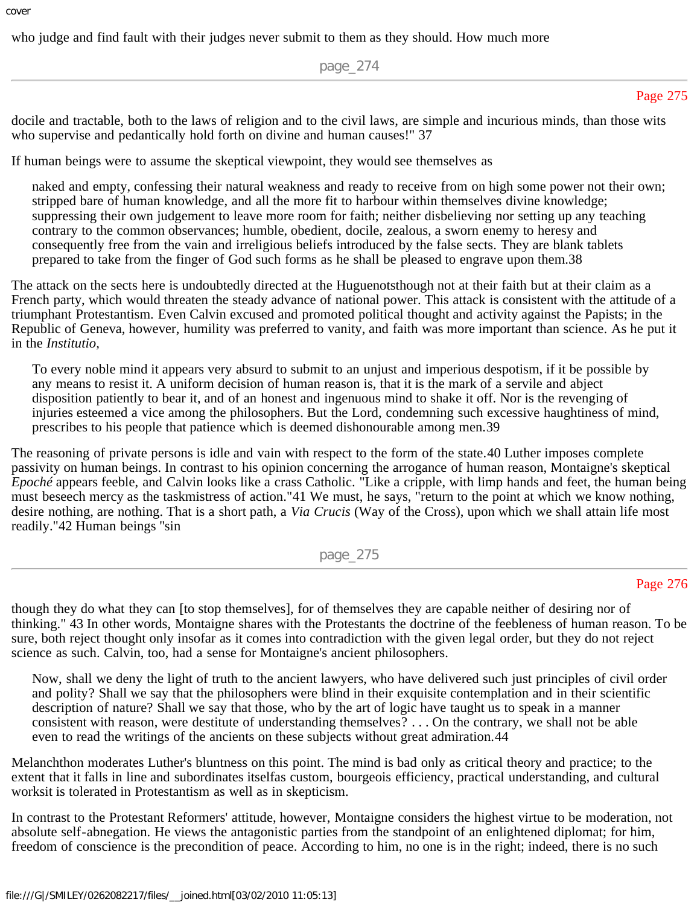who judge and find fault with their judges never submit to them as they should. How much more

docile and tractable, both to the laws of religion and to the civil laws, are simple and incurious minds, than those wits who supervise and pedantically hold forth on divine and human causes!" 37

If human beings were to assume the skeptical viewpoint, they would see themselves as

> naked and empty, confessing their natural weakness and ready to receive from on high some power not their own; stripped bare of human knowledge, and all the more fit to harbour within themselves divine knowledge; suppressing their own judgement to leave more room for faith; neither disbelieving nor setting up any teaching contrary to the common observances; humble, obedient, docile, zealous, a sworn enemy to heresy and consequently free from the vain and irreligious beliefs introduced by the false sects. They are blank tablets prepared to take from the finger of God such forms as he shall be pleased to engrave upon them.38

The attack on the sects here is undoubtedly directed at the Huguenotsthough not at their faith but at their claim as a French party, which would threaten the steady advance of national power. This attack is consistent with the attitude of a triumphant Protestantism. Even Calvin excused and promoted political thought and activity against the Papists; in the Republic of Geneva, however, humility was preferred to vanity, and faith was more important than science. As he put it in the *Institutio*,

> To every noble mind it appears very absurd to submit to an unjust and imperious despotism, if it be possible by any means to resist it. A uniform decision of human reason is, that it is the mark of a servile and abject disposition patiently to bear it, and of an honest and ingenuous mind to shake it off. Nor is the revenging of injuries esteemed a vice among the philosophers. But the Lord, condemning such excessive haughtiness of mind, prescribes to his people that patience which is deemed dishonourable among men.39

The reasoning of private persons is idle and vain with respect to the form of the state.40 Luther imposes complete passivity on human beings. In contrast to his opinion concerning the arrogance of human reason, Montaigne's skeptical *Epoché* appears feeble, and Calvin looks like a crass Catholic. "Like a cripple, with limp hands and feet, the human being must beseech mercy as the taskmistress of action."41 We must, he says, "return to the point at which we know nothing, desire nothing, are nothing. That is a short path, a *Via Crucis* (Way of the Cross), upon which we shall attain life most readily."42 Human beings "sin

though they do what they can [to stop themselves], for of themselves they are capable neither of desiring nor of thinking." 43 In other words, Montaigne shares with the Protestants the doctrine of the feebleness of human reason. To be sure, both reject thought only insofar as it comes into contradiction with the given legal order, but they do not reject science as such. Calvin, too, had a sense for Montaigne's ancient philosophers.

> Now, shall we deny the light of truth to the ancient lawyers, who have delivered such just principles of civil order and polity? Shall we say that the philosophers were blind in their exquisite contemplation and in their scientific description of nature? Shall we say that those, who by the art of logic have taught us to speak in a manner consistent with reason, were destitute of understanding themselves? . . . On the contrary, we shall not be able even to read the writings of the ancients on these subjects without great admiration.44

Melanchthon moderates Luther's bluntness on this point. The mind is bad only as critical theory and practice; to the extent that it falls in line and subordinates itselfas custom, bourgeois efficiency, practical understanding, and cultural workit is tolerated in Protestantism as well as in skepticism.

In contrast to the Protestant Reformers' attitude, however, Montaigne considers the highest virtue to be moderation, not absolute self-abnegation. He views the antagonistic parties from the standpoint of an enlightened diplomat; for him, freedom of conscience is the precondition of peace. According to him, no one is in the right; indeed, there is no such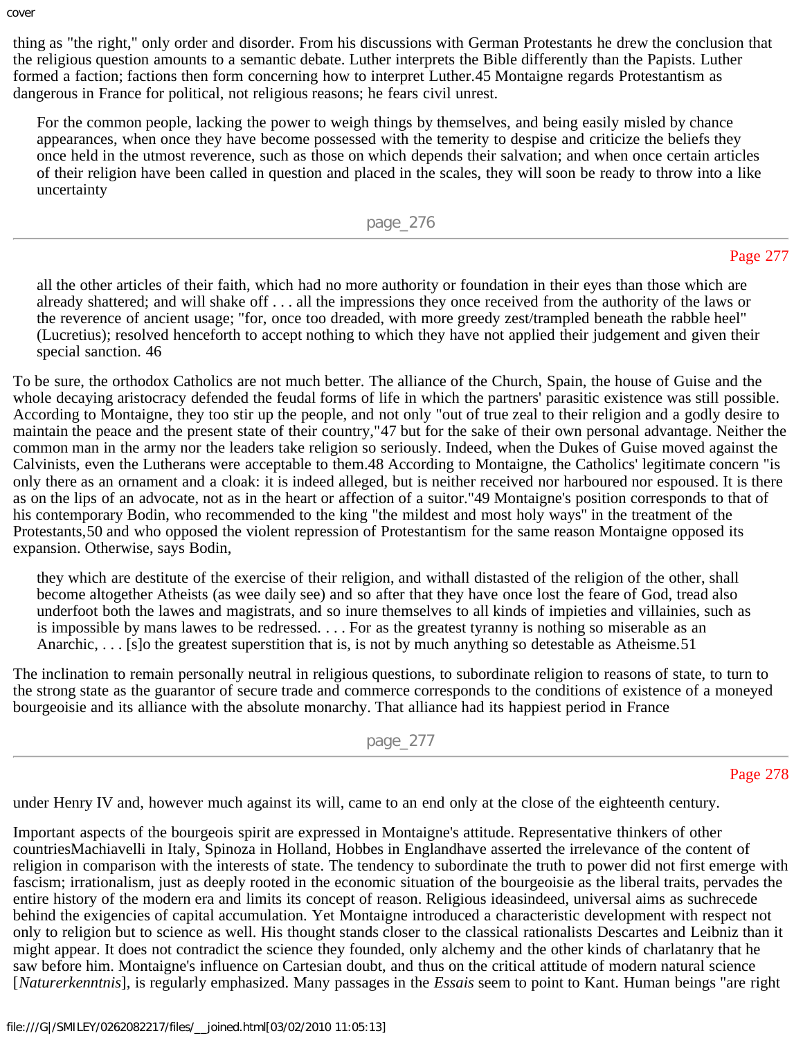thing as "the right," only order and disorder. From his discussions with German Protestants he drew the conclusion that the religious question amounts to a semantic debate. Luther interprets the Bible differently than the Papists. Luther formed a faction; factions then form concerning how to interpret Luther.45 Montaigne regards Protestantism as dangerous in France for political, not religious reasons; he fears civil unrest.

> For the common people, lacking the power to weigh things by themselves, and being easily misled by chance appearances, when once they have become possessed with the temerity to despise and criticize the beliefs they once held in the utmost reverence, such as those on which depends their salvation; and when once certain articles of their religion have been called in question and placed in the scales, they will soon be ready to throw into a like uncertainty all the other articles of their faith, which had no more authority or foundation in their eyes than those which are already shattered; and will shake off . . . all the impressions they once received from the authority of the laws or the reverence of ancient usage; "for, once too dreaded, with more greedy zest/trampled beneath the rabble heel" (Lucretius); resolved henceforth to accept nothing to which they have not applied their judgement and given their special sanction. 46

To be sure, the orthodox Catholics are not much better. The alliance of the Church, Spain, the house of Guise and the whole decaying aristocracy defended the feudal forms of life in which the partners' parasitic existence was still possible. According to Montaigne, they too stir up the people, and not only "out of true zeal to their religion and a godly desire to maintain the peace and the present state of their country,"47 but for the sake of their own personal advantage. Neither the common man in the army nor the leaders take religion so seriously. Indeed, when the Dukes of Guise moved against the Calvinists, even the Lutherans were acceptable to them.48 According to Montaigne, the Catholics' legitimate concern "is only there as an ornament and a cloak: it is indeed alleged, but is neither received nor harboured nor espoused. It is there as on the lips of an advocate, not as in the heart or affection of a suitor."49 Montaigne's position corresponds to that of his contemporary Bodin, who recommended to the king "the mildest and most holy ways" in the treatment of the Protestants,50 and who opposed the violent repression of Protestantism for the same reason Montaigne opposed its expansion. Otherwise, says Bodin,

> they which are destitute of the exercise of their religion, and withall distasted of the religion of the other, shall become altogether Atheists (as wee daily see) and so after that they have once lost the feare of God, tread also underfoot both the lawes and magistrats, and so inure themselves to all kinds of impieties and villainies, such as is impossible by mans lawes to be redressed. . . . For as the greatest tyranny is nothing so miserable as an Anarchic, . . . [s]o the greatest superstition that is, is not by much anything so detestable as Atheisme.51

The inclination to remain personally neutral in religious questions, to subordinate religion to reasons of state, to turn to the strong state as the guarantor of secure trade and commerce corresponds to the conditions of existence of a moneyed bourgeoisie and its alliance with the absolute monarchy. That alliance had its happiest period in France under Henry IV and, however much against its will, came to an end only at the close of the eighteenth century.

Important aspects of the bourgeois spirit are expressed in Montaigne's attitude. Representative thinkers of other countriesMachiavelli in Italy, Spinoza in Holland, Hobbes in Englandhave asserted the irrelevance of the content of religion in comparison with the interests of state. The tendency to subordinate the truth to power did not first emerge with fascism; irrationalism, just as deeply rooted in the economic situation of the bourgeoisie as the liberal traits, pervades the entire history of the modern era and limits its concept of reason. Religious ideasindeed, universal aims as suchrecede behind the exigencies of capital accumulation. Yet Montaigne introduced a characteristic development with respect not only to religion but to science as well. His thought stands closer to the classical rationalists Descartes and Leibniz than it might appear. It does not contradict the science they founded, only alchemy and the other kinds of charlatanry that he saw before him. Montaigne's influence on Cartesian doubt, and thus on the critical attitude of modern natural science [*Naturerkenntnis*], is regularly emphasized. Many passages in the *Essais* seem to point to Kant. Human beings "are right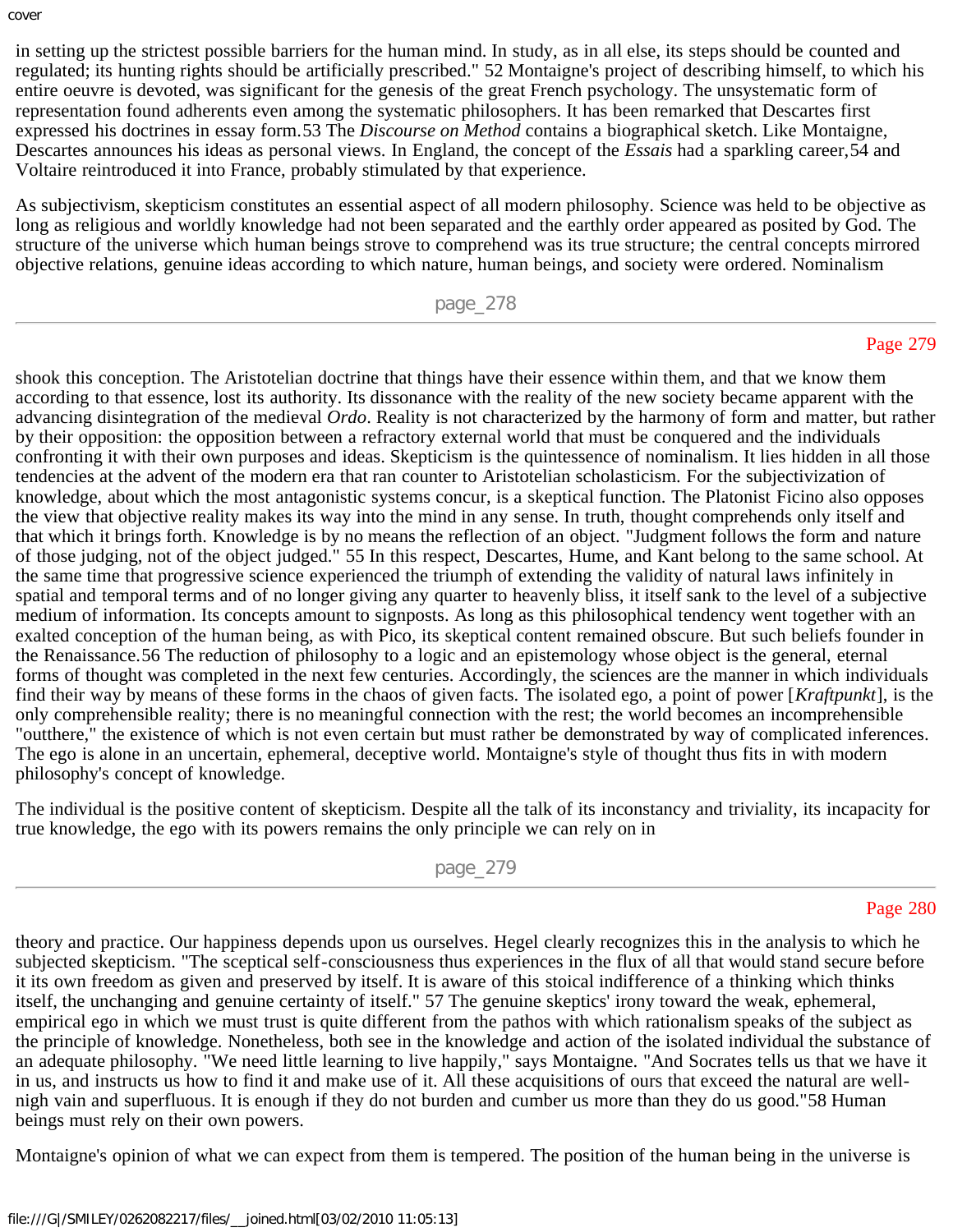in setting up the strictest possible barriers for the human mind. In study, as in all else, its steps should be counted and regulated; its hunting rights should be artificially prescribed." 52 Montaigne's project of describing himself, to which his entire oeuvre is devoted, was significant for the genesis of the great French psychology. The unsystematic form of representation found adherents even among the systematic philosophers. It has been remarked that Descartes first expressed his doctrines in essay form.53 The *Discourse on Method* contains a biographical sketch. Like Montaigne, Descartes announces his ideas as personal views. In England, the concept of the *Essais* had a sparkling career,54 and Voltaire reintroduced it into France, probably stimulated by that experience.

As subjectivism, skepticism constitutes an essential aspect of all modern philosophy. Science was held to be objective as long as religious and worldly knowledge had not been separated and the earthly order appeared as posited by God. The structure of the universe which human beings strove to comprehend was its true structure; the central concepts mirrored objective relations, genuine ideas according to which nature, human beings, and society were ordered. Nominalism shook this conception. The Aristotelian doctrine that things have their essence within them, and that we know them according to that essence, lost its authority. Its dissonance with the reality of the new society became apparent with the advancing disintegration of the medieval *Ordo*. Reality is not characterized by the harmony of form and matter, but rather by their opposition: the opposition between a refractory external world that must be conquered and the individuals confronting it with their own purposes and ideas. Skepticism is the quintessence of nominalism. It lies hidden in all those tendencies at the advent of the modern era that ran counter to Aristotelian scholasticism. For the subjectivization of knowledge, about which the most antagonistic systems concur, is a skeptical function. The Platonist Ficino also opposes the view that objective reality makes its way into the mind in any sense. In truth, thought comprehends only itself and that which it brings forth. Knowledge is by no means the reflection of an object. "Judgment follows the form and nature of those judging, not of the object judged." 55 In this respect, Descartes, Hume, and Kant belong to the same school. At the same time that progressive science experienced the triumph of extending the validity of natural laws infinitely in spatial and temporal terms and of no longer giving any quarter to heavenly bliss, it itself sank to the level of a subjective medium of information. Its concepts amount to signposts. As long as this philosophical tendency went together with an exalted conception of the human being, as with Pico, its skeptical content remained obscure. But such beliefs founder in the Renaissance.56 The reduction of philosophy to a logic and an epistemology whose object is the general, eternal forms of thought was completed in the next few centuries. Accordingly, the sciences are the manner in which individuals find their way by means of these forms in the chaos of given facts. The isolated ego, a point of power [*Kraftpunkt*], is the only comprehensible reality; there is no meaningful connection with the rest; the world becomes an incomprehensible "outthere," the existence of which is not even certain but must rather be demonstrated by way of complicated inferences. The ego is alone in an uncertain, ephemeral, deceptive world. Montaigne's style of thought thus fits in with modern philosophy's concept of knowledge.

The individual is the positive content of skepticism. Despite all the talk of its inconstancy and triviality, its incapacity for true knowledge, the ego with its powers remains the only principle we can rely on in theory and practice. Our happiness depends upon us ourselves. Hegel clearly recognizes this in the analysis to which he subjected skepticism. "The sceptical self-consciousness thus experiences in the flux of all that would stand secure before it its own freedom as given and preserved by itself. It is aware of this stoical indifference of a thinking which thinks itself, the unchanging and genuine certainty of itself." 57 The genuine skeptics' irony toward the weak, ephemeral, empirical ego in which we must trust is quite different from the pathos with which rationalism speaks of the subject as the principle of knowledge. Nonetheless, both see in the knowledge and action of the isolated individual the substance of an adequate philosophy. "We need little learning to live happily," says Montaigne. "And Socrates tells us that we have it in us, and instructs us how to find it and make use of it. All these acquisitions of ours that exceed the natural are well-nigh vain and superfluous. It is enough if they do not burden and cumber us more than they do us good."58 Human beings must rely on their own powers.

Montaigne's opinion of what we can expect from them is tempered. The position of the human being in the universe is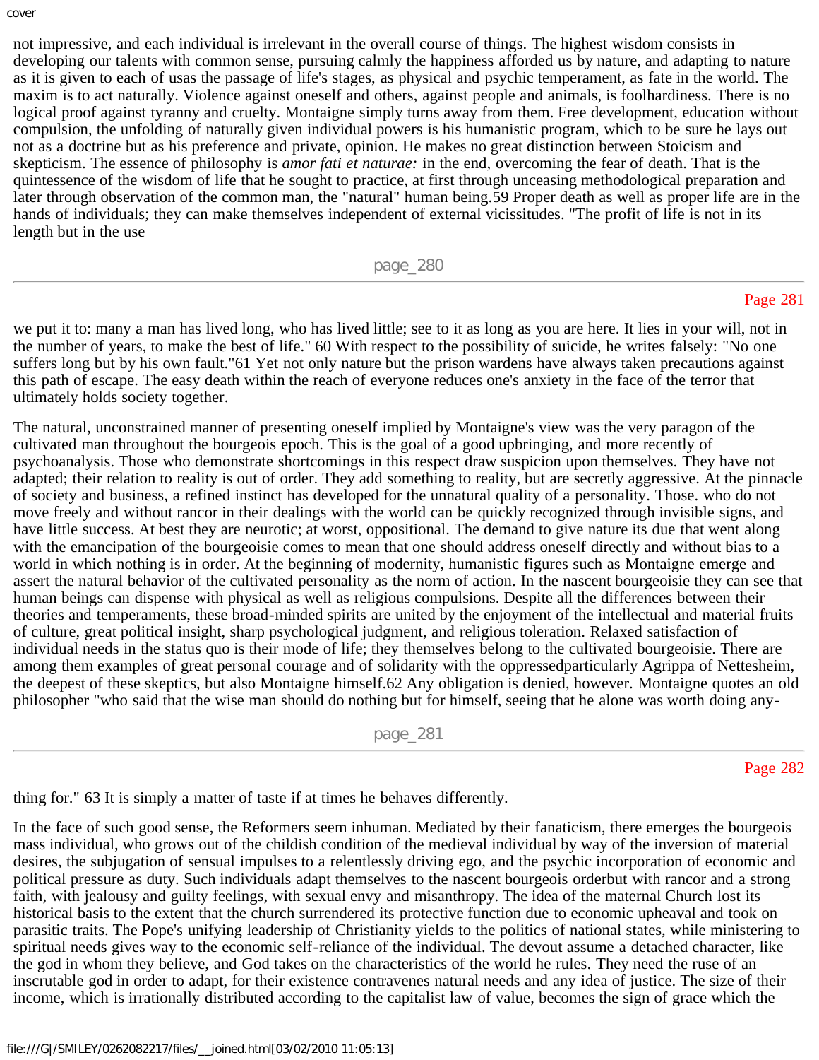not impressive, and each individual is irrelevant in the overall course of things. The highest wisdom consists in developing our talents with common sense, pursuing calmly the happiness afforded us by nature, and adapting to nature as it is given to each of usas the passage of life's stages, as physical and psychic temperament, as fate in the world. The maxim is to act naturally. Violence against oneself and others, against people and animals, is foolhardiness. There is no logical proof against tyranny and cruelty. Montaigne simply turns away from them. Free development, education without compulsion, the unfolding of naturally given individual powers is his humanistic program, which to be sure he lays out not as a doctrine but as his preference and private, opinion. He makes no great distinction between Stoicism and skepticism. The essence of philosophy is *amor fati et naturae:* in the end, overcoming the fear of death. That is the quintessence of the wisdom of life that he sought to practice, at first through unceasing methodological preparation and later through observation of the common man, the "natural" human being.59 Proper death as well as proper life are in the hands of individuals; they can make themselves independent of external vicissitudes. "The profit of life is not in its length but in the use

we put it to: many a man has lived long, who has lived little; see to it as long as you are here. It lies in your will, not in the number of years, to make the best of life." 60 With respect to the possibility of suicide, he writes falsely: "No one suffers long but by his own fault."61 Yet not only nature but the prison wardens have always taken precautions against this path of escape. The easy death within the reach of everyone reduces one's anxiety in the face of the terror that ultimately holds society together.

The natural, unconstrained manner of presenting oneself implied by Montaigne's view was the very paragon of the cultivated man throughout the bourgeois epoch. This is the goal of a good upbringing, and more recently of psychoanalysis. Those who demonstrate shortcomings in this respect draw suspicion upon themselves. They have not adapted; their relation to reality is out of order. They add something to reality, but are secretly aggressive. At the pinnacle of society and business, a refined instinct has developed for the unnatural quality of a personality. Those. who do not move freely and without rancor in their dealings with the world can be quickly recognized through invisible signs, and have little success. At best they are neurotic; at worst, oppositional. The demand to give nature its due that went along with the emancipation of the bourgeoisie comes to mean that one should address oneself directly and without bias to a world in which nothing is in order. At the beginning of modernity, humanistic figures such as Montaigne emerge and assert the natural behavior of the cultivated personality as the norm of action. In the nascent bourgeoisie they can see that human beings can dispense with physical as well as religious compulsions. Despite all the differences between their theories and temperaments, these broad-minded spirits are united by the enjoyment of the intellectual and material fruits of culture, great political insight, sharp psychological judgment, and religious toleration. Relaxed satisfaction of individual needs in the status quo is their mode of life; they themselves belong to the cultivated bourgeoisie. There are among them examples of great personal courage and of solidarity with the oppressedparticularly Agrippa of Nettesheim, the deepest of these skeptics, but also Montaigne himself.62 Any obligation is denied, however. Montaigne quotes an old philosopher "who said that the wise man should do nothing but for himself, seeing that he alone was worth doing anything for." 63 It is simply a matter of taste if at times he behaves differently.

In the face of such good sense, the Reformers seem inhuman. Mediated by their fanaticism, there emerges the bourgeois mass individual, who grows out of the childish condition of the medieval individual by way of the inversion of material desires, the subjugation of sensual impulses to a relentlessly driving ego, and the psychic incorporation of economic and political pressure as duty. Such individuals adapt themselves to the nascent bourgeois orderbut with rancor and a strong faith, with jealousy and guilty feelings, with sexual envy and misanthropy. The idea of the maternal Church lost its historical basis to the extent that the church surrendered its protective function due to economic upheaval and took on parasitic traits. The Pope's unifying leadership of Christianity yields to the politics of national states, while ministering to spiritual needs gives way to the economic self-reliance of the individual. The devout assume a detached character, like the god in whom they believe, and God takes on the characteristics of the world he rules. They need the ruse of an inscrutable god in order to adapt, for their existence contravenes natural needs and any idea of justice. The size of their income, which is irrationally distributed according to the capitalist law of value, becomes the sign of grace which the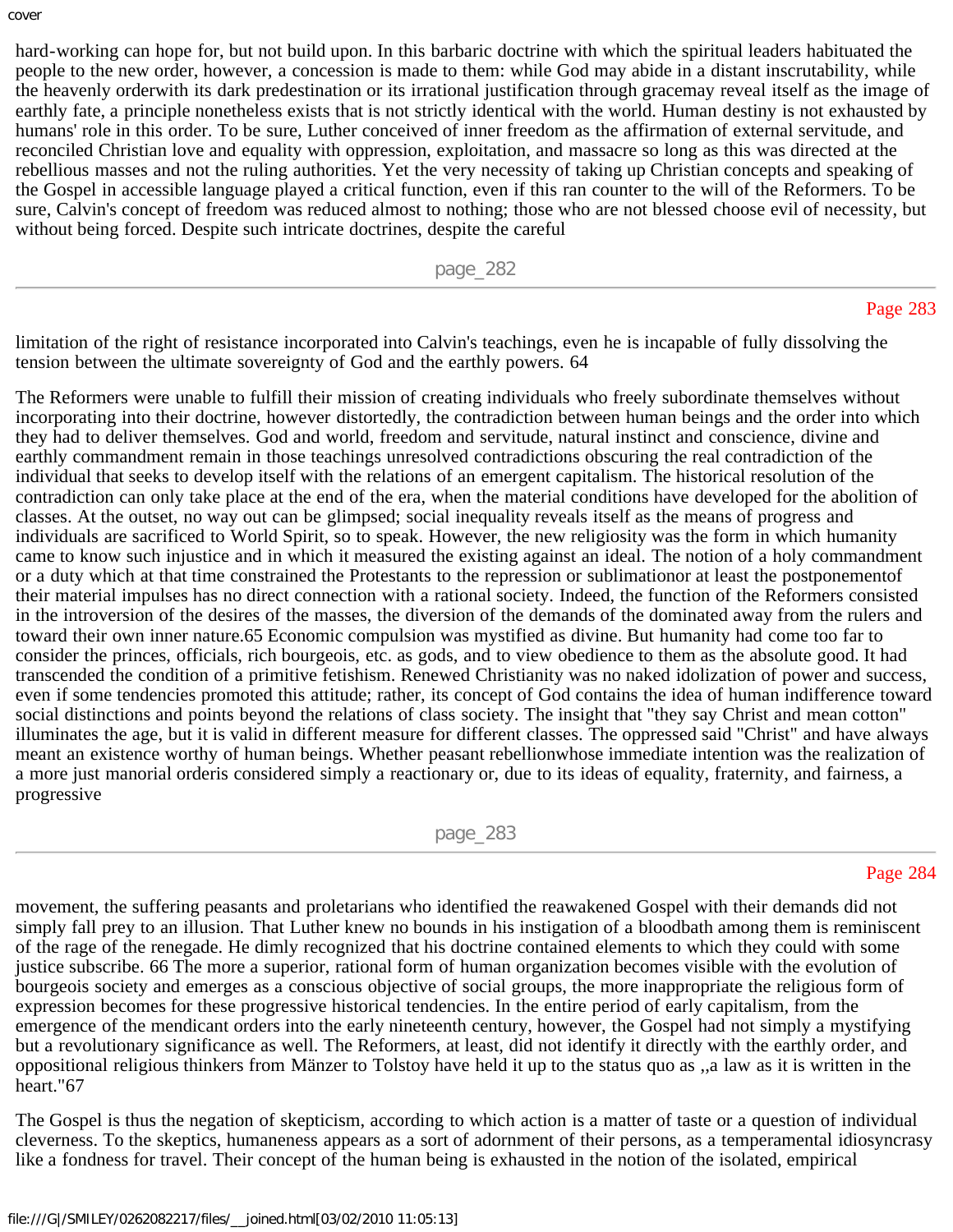hard-working can hope for, but not build upon. In this barbaric doctrine with which the spiritual leaders habituated the people to the new order, however, a concession is made to them: while God may abide in a distant inscrutability, while the heavenly orderwith its dark predestination or its irrational justification through gracemay reveal itself as the image of earthly fate, a principle nonetheless exists that is not strictly identical with the world. Human destiny is not exhausted by humans' role in this order. To be sure, Luther conceived of inner freedom as the affirmation of external servitude, and reconciled Christian love and equality with oppression, exploitation, and massacre so long as this was directed at the rebellious masses and not the ruling authorities. Yet the very necessity of taking up Christian concepts and speaking of the Gospel in accessible language played a critical function, even if this ran counter to the will of the Reformers. To be sure, Calvin's concept of freedom was reduced almost to nothing; those who are not blessed choose evil of necessity, but without being forced. Despite such intricate doctrines, despite the careful limitation of the right of resistance incorporated into Calvin's teachings, even he is incapable of fully dissolving the tension between the ultimate sovereignty of God and the earthly powers. 64

The Reformers were unable to fulfill their mission of creating individuals who freely subordinate themselves without incorporating into their doctrine, however distortedly, the contradiction between human beings and the order into which they had to deliver themselves. God and world, freedom and servitude, natural instinct and conscience, divine and earthly commandment remain in those teachings unresolved contradictions obscuring the real contradiction of the individual that seeks to develop itself with the relations of an emergent capitalism. The historical resolution of the contradiction can only take place at the end of the era, when the material conditions have developed for the abolition of classes. At the outset, no way out can be glimpsed; social inequality reveals itself as the means of progress and individuals are sacrificed to World Spirit, so to speak. However, the new religiosity was the form in which humanity came to know such injustice and in which it measured the existing against an ideal. The notion of a holy commandment or a duty which at that time constrained the Protestants to the repression or sublimationor at least the postponementof their material impulses has no direct connection with a rational society. Indeed, the function of the Reformers consisted in the introversion of the desires of the masses, the diversion of the demands of the dominated away from the rulers and toward their own inner nature.65 Economic compulsion was mystified as divine. But humanity had come too far to consider the princes, officials, rich bourgeois, etc. as gods, and to view obedience to them as the absolute good. It had transcended the condition of a primitive fetishism. Renewed Christianity was no naked idolization of power and success, even if some tendencies promoted this attitude; rather, its concept of God contains the idea of human indifference toward social distinctions and points beyond the relations of class society. The insight that "they say Christ and mean cotton" illuminates the age, but it is valid in different measure for different classes. The oppressed said "Christ" and have always meant an existence worthy of human beings. Whether peasant rebellionwhose immediate intention was the realization of a more just manorial orderis considered simply a reactionary or, due to its ideas of equality, fraternity, and fairness, a progressive movement, the suffering peasants and proletarians who identified the reawakened Gospel with their demands did not simply fall prey to an illusion. That Luther knew no bounds in his instigation of a bloodbath among them is reminiscent of the rage of the renegade. He dimly recognized that his doctrine contained elements to which they could with some justice subscribe. 66 The more a superior, rational form of human organization becomes visible with the evolution of bourgeois society and emerges as a conscious objective of social groups, the more inappropriate the religious form of expression becomes for these progressive historical tendencies. In the entire period of early capitalism, from the emergence of the mendicant orders into the early nineteenth century, however, the Gospel had not simply a mystifying but a revolutionary significance as well. The Reformers, at least, did not identify it directly with the earthly order, and oppositional religious thinkers from Mänzer to Tolstoy have held it up to the status quo as ,,a law as it is written in the heart."67

The Gospel is thus the negation of skepticism, according to which action is a matter of taste or a question of individual cleverness. To the skeptics, humaneness appears as a sort of adornment of their persons, as a temperamental idiosyncrasy like a fondness for travel. Their concept of the human being is exhausted in the notion of the isolated, empirical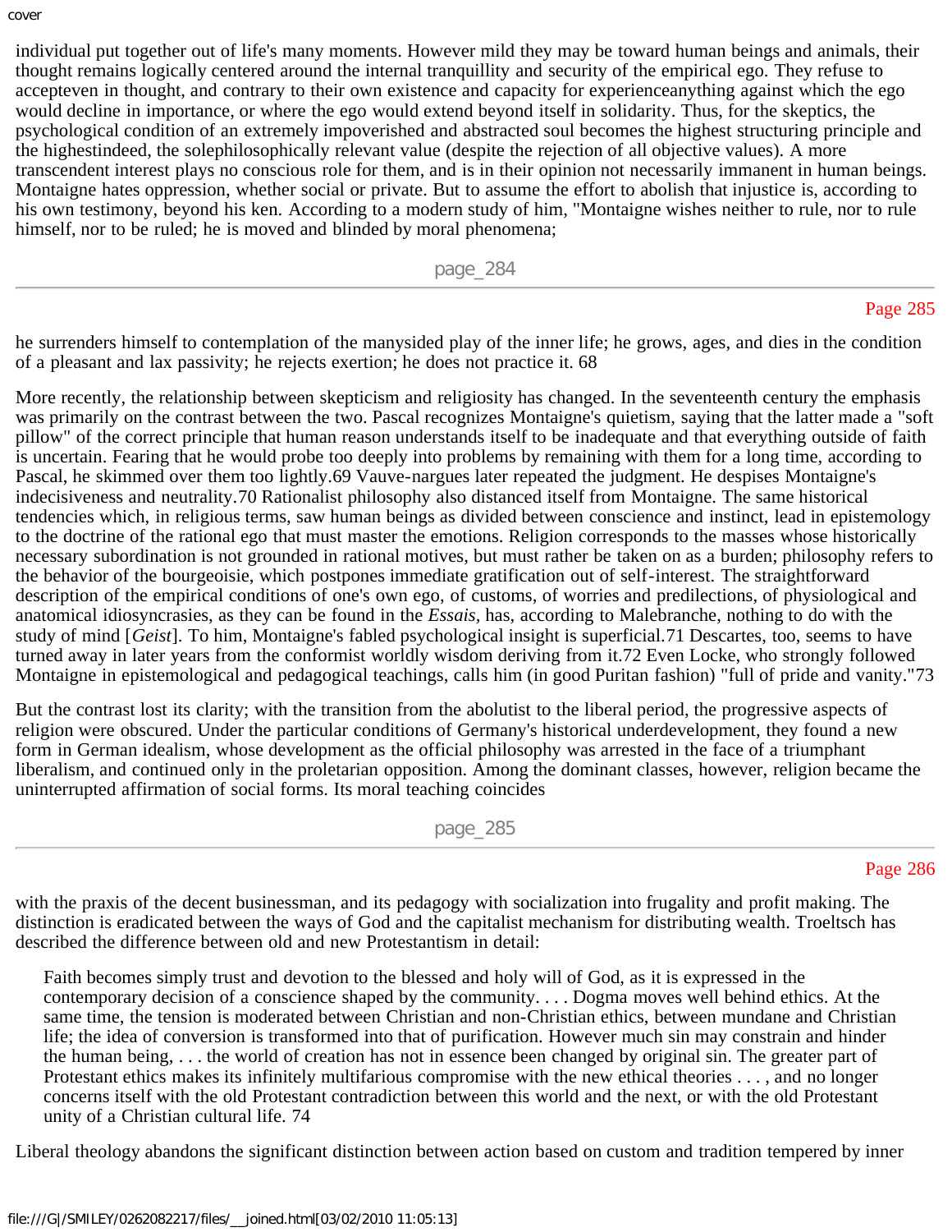individual put together out of life's many moments. However mild they may be toward human beings and animals, their thought remains logically centered around the internal tranquillity and security of the empirical ego. They refuse to accepteven in thought, and contrary to their own existence and capacity for experienceanything against which the ego would decline in importance, or where the ego would extend beyond itself in solidarity. Thus, for the skeptics, the psychological condition of an extremely impoverished and abstracted soul becomes the highest structuring principle and the highestindeed, the solephilosophically relevant value (despite the rejection of all objective values). A more transcendent interest plays no conscious role for them, and is in their opinion not necessarily immanent in human beings. Montaigne hates oppression, whether social or private. But to assume the effort to abolish that injustice is, according to his own testimony, beyond his ken. According to a modern study of him, "Montaigne wishes neither to rule, nor to rule himself, nor to be ruled; he is moved and blinded by moral phenomena; he surrenders himself to contemplation of the manysided play of the inner life; he grows, ages, and dies in the condition of a pleasant and lax passivity; he rejects exertion; he does not practice it. 68

More recently, the relationship between skepticism and religiosity has changed. In the seventeenth century the emphasis was primarily on the contrast between the two. Pascal recognizes Montaigne's quietism, saying that the latter made a "soft pillow" of the correct principle that human reason understands itself to be inadequate and that everything outside of faith is uncertain. Fearing that he would probe too deeply into problems by remaining with them for a long time, according to Pascal, he skimmed over them too lightly.69 Vauve-nargues later repeated the judgment. He despises Montaigne's indecisiveness and neutrality.70 Rationalist philosophy also distanced itself from Montaigne. The same historical tendencies which, in religious terms, saw human beings as divided between conscience and instinct, lead in epistemology to the doctrine of the rational ego that must master the emotions. Religion corresponds to the masses whose historically necessary subordination is not grounded in rational motives, but must rather be taken on as a burden; philosophy refers to the behavior of the bourgeoisie, which postpones immediate gratification out of self-interest. The straightforward description of the empirical conditions of one's own ego, of customs, of worries and predilections, of physiological and anatomical idiosyncrasies, as they can be found in the *Essais*, has, according to Malebranche, nothing to do with the study of mind [*Geist*]. To him, Montaigne's fabled psychological insight is superficial.71 Descartes, too, seems to have turned away in later years from the conformist worldly wisdom deriving from it.72 Even Locke, who strongly followed Montaigne in epistemological and pedagogical teachings, calls him (in good Puritan fashion) "full of pride and vanity."73

But the contrast lost its clarity; with the transition from the abolutist to the liberal period, the progressive aspects of religion were obscured. Under the particular conditions of Germany's historical underdevelopment, they found a new form in German idealism, whose development as the official philosophy was arrested in the face of a triumphant liberalism, and continued only in the proletarian opposition. Among the dominant classes, however, religion became the uninterrupted affirmation of social forms. Its moral teaching coincides with the praxis of the decent businessman, and its pedagogy with socialization into frugality and profit making. The distinction is eradicated between the ways of God and the capitalist mechanism for distributing wealth. Troeltsch has described the difference between old and new Protestantism in detail:

> Faith becomes simply trust and devotion to the blessed and holy will of God, as it is expressed in the contemporary decision of a conscience shaped by the community. . . . Dogma moves well behind ethics. At the same time, the tension is moderated between Christian and non-Christian ethics, between mundane and Christian life; the idea of conversion is transformed into that of purification. However much sin may constrain and hinder the human being, . . . the world of creation has not in essence been changed by original sin. The greater part of Protestant ethics makes its infinitely multifarious compromise with the new ethical theories . . . , and no longer concerns itself with the old Protestant contradiction between this world and the next, or with the old Protestant unity of a Christian cultural life. 74

Liberal theology abandons the significant distinction between action based on custom and tradition tempered by inner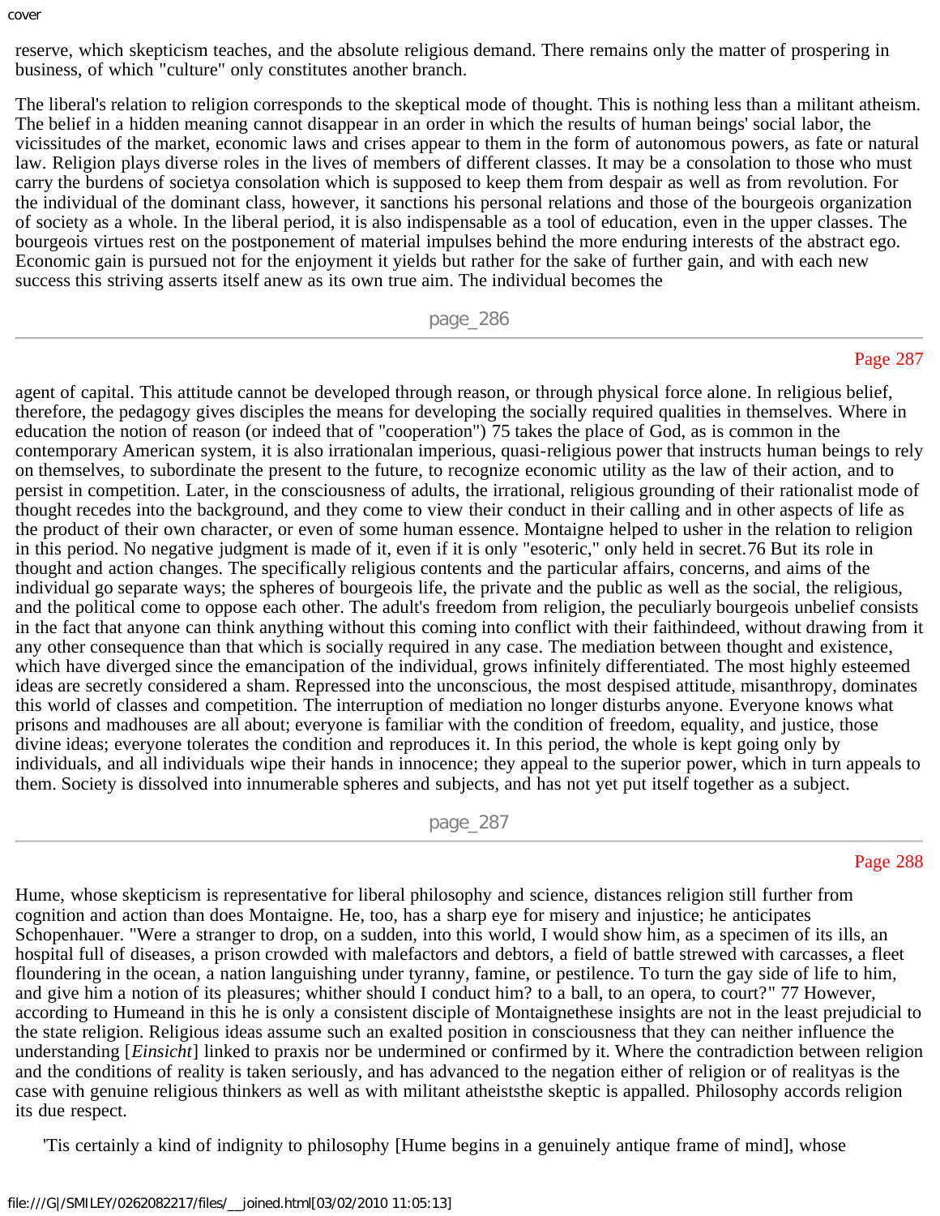reserve, which skepticism teaches, and the absolute religious demand. There remains only the matter of prospering in business, of which "culture" only constitutes another branch.

The liberal's relation to religion corresponds to the skeptical mode of thought. This is nothing less than a militant atheism. The belief in a hidden meaning cannot disappear in an order in which the results of human beings' social labor, the vicissitudes of the market, economic laws and crises appear to them in the form of autonomous powers, as fate or natural law. Religion plays diverse roles in the lives of members of different classes. It may be a consolation to those who must carry the burdens of societya consolation which is supposed to keep them from despair as well as from revolution. For the individual of the dominant class, however, it sanctions his personal relations and those of the bourgeois organization of society as a whole. In the liberal period, it is also indispensable as a tool of education, even in the upper classes. The bourgeois virtues rest on the postponement of material impulses behind the more enduring interests of the abstract ego. Economic gain is pursued not for the enjoyment it yields but rather for the sake of further gain, and with each new success this striving asserts itself anew as its own true aim. The individual becomes the agent of capital. This attitude cannot be developed through reason, or through physical force alone. In religious belief, therefore, the pedagogy gives disciples the means for developing the socially required qualities in themselves. Where in education the notion of reason (or indeed that of "cooperation") 75 takes the place of God, as is common in the contemporary American system, it is also irrationalan imperious, quasi-religious power that instructs human beings to rely on themselves, to subordinate the present to the future, to recognize economic utility as the law of their action, and to persist in competition. Later, in the consciousness of adults, the irrational, religious grounding of their rationalist mode of thought recedes into the background, and they come to view their conduct in their calling and in other aspects of life as the product of their own character, or even of some human essence. Montaigne helped to usher in the relation to religion in this period. No negative judgment is made of it, even if it is only "esoteric," only held in secret.76 But its role in thought and action changes. The specifically religious contents and the particular affairs, concerns, and aims of the individual go separate ways; the spheres of bourgeois life, the private and the public as well as the social, the religious, and the political come to oppose each other. The adult's freedom from religion, the peculiarly bourgeois unbelief consists in the fact that anyone can think anything without this coming into conflict with their faithindeed, without drawing from it any other consequence than that which is socially required in any case. The mediation between thought and existence, which have diverged since the emancipation of the individual, grows infinitely differentiated. The most highly esteemed ideas are secretly considered a sham. Repressed into the unconscious, the most despised attitude, misanthropy, dominates this world of classes and competition. The interruption of mediation no longer disturbs anyone. Everyone knows what prisons and madhouses are all about; everyone is familiar with the condition of freedom, equality, and justice, those divine ideas; everyone tolerates the condition and reproduces it. In this period, the whole is kept going only by individuals, and all individuals wipe their hands in innocence; they appeal to the superior power, which in turn appeals to them. Society is dissolved into innumerable spheres and subjects, and has not yet put itself together as a subject.

Hume, whose skepticism is representative for liberal philosophy and science, distances religion still further from cognition and action than does Montaigne. He, too, has a sharp eye for misery and injustice; he anticipates Schopenhauer. "Were a stranger to drop, on a sudden, into this world, I would show him, as a specimen of its ills, an hospital full of diseases, a prison crowded with malefactors and debtors, a field of battle strewed with carcasses, a fleet floundering in the ocean, a nation languishing under tyranny, famine, or pestilence. To turn the gay side of life to him, and give him a notion of its pleasures; whither should I conduct him? to a ball, to an opera, to court?" 77 However, according to Humeand in this he is only a consistent disciple of Montaignethese insights are not in the least prejudicial to the state religion. Religious ideas assume such an exalted position in consciousness that they can neither influence the understanding [*Einsicht*] linked to praxis nor be undermined or confirmed by it. Where the contradiction between religion and the conditions of reality is taken seriously, and has advanced to the negation either of religion or of realityas is the case with genuine religious thinkers as well as with militant atheiststhe skeptic is appalled. Philosophy accords religion its due respect.

'Tis certainly a kind of indignity to philosophy [Hume begins in a genuinely antique frame of mind], whose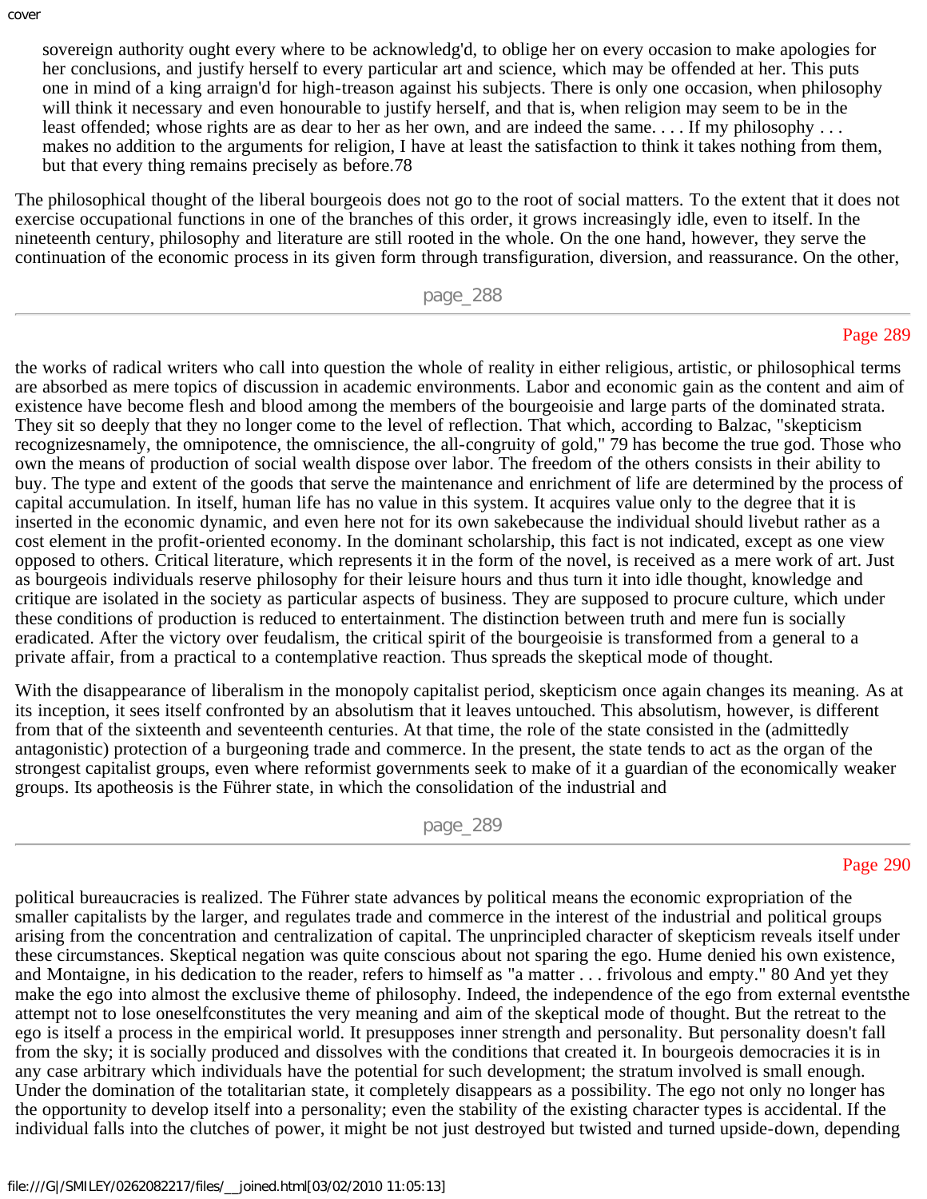sovereign authority ought every where to be acknowledg'd, to oblige her on every occasion to make apologies for her conclusions, and justify herself to every particular art and science, which may be offended at her. This puts one in mind of a king arraign'd for high-treason against his subjects. There is only one occasion, when philosophy will think it necessary and even honourable to justify herself, and that is, when religion may seem to be in the least offended; whose rights are as dear to her as her own, and are indeed the same. . . . If my philosophy . . . makes no addition to the arguments for religion, I have at least the satisfaction to think it takes nothing from them, but that every thing remains precisely as before.[78]

The philosophical thought of the liberal bourgeois does not go to the root of social matters. To the extent that it does not exercise occupational functions in one of the branches of this order, it grows increasingly idle, even to itself. In the nineteenth century, philosophy and literature are still rooted in the whole. On the one hand, however, they serve the continuation of the economic process in its given form through transfiguration, diversion, and reassurance. On the other, the works of radical writers who call into question the whole of reality in either religious, artistic, or philosophical terms are absorbed as mere topics of discussion in academic environments. Labor and economic gain as the content and aim of existence have become flesh and blood among the members of the bourgeoisie and large parts of the dominated strata. They sit so deeply that they no longer come to the level of reflection. That which, according to Balzac, "skepticism recognizesnamely, the omnipotence, the omniscience, the all-congruity of gold," [79] has become the true god. Those who own the means of production of social wealth dispose over labor. The freedom of the others consists in their ability to buy. The type and extent of the goods that serve the maintenance and enrichment of life are determined by the process of capital accumulation. In itself, human life has no value in this system. It acquires value only to the degree that it is inserted in the economic dynamic, and even here not for its own sakebecause the individual should livebut rather as a cost element in the profit-oriented economy. In the dominant scholarship, this fact is not indicated, except as one view opposed to others. Critical literature, which represents it in the form of the novel, is received as a mere work of art. Just as bourgeois individuals reserve philosophy for their leisure hours and thus turn it into idle thought, knowledge and critique are isolated in the society as particular aspects of business. They are supposed to procure culture, which under these conditions of production is reduced to entertainment. The distinction between truth and mere fun is socially eradicated. After the victory over feudalism, the critical spirit of the bourgeoisie is transformed from a general to a private affair, from a practical to a contemplative reaction. Thus spreads the skeptical mode of thought.

With the disappearance of liberalism in the monopoly capitalist period, skepticism once again changes its meaning. As at its inception, it sees itself confronted by an absolutism that it leaves untouched. This absolutism, however, is different from that of the sixteenth and seventeenth centuries. At that time, the role of the state consisted in the (admittedly antagonistic) protection of a burgeoning trade and commerce. In the present, the state tends to act as the organ of the strongest capitalist groups, even where reformist governments seek to make of it a guardian of the economically weaker groups. Its apotheosis is the Führer state, in which the consolidation of the industrial and political bureaucracies is realized. The Führer state advances by political means the economic expropriation of the smaller capitalists by the larger, and regulates trade and commerce in the interest of the industrial and political groups arising from the concentration and centralization of capital. The unprincipled character of skepticism reveals itself under these circumstances. Skeptical negation was quite conscious about not sparing the ego. Hume denied his own existence, and Montaigne, in his dedication to the reader, refers to himself as "a matter . . . frivolous and empty." [80] And yet they make the ego into almost the exclusive theme of philosophy. Indeed, the independence of the ego from external eventsthe attempt not to lose oneselfconstitutes the very meaning and aim of the skeptical mode of thought. But the retreat to the ego is itself a process in the empirical world. It presupposes inner strength and personality. But personality doesn't fall from the sky; it is socially produced and dissolves with the conditions that created it. In bourgeois democracies it is in any case arbitrary which individuals have the potential for such development; the stratum involved is small enough. Under the domination of the totalitarian state, it completely disappears as a possibility. The ego not only no longer has the opportunity to develop itself into a personality; even the stability of the existing character types is accidental. If the individual falls into the clutches of power, it might be not just destroyed but twisted and turned upside-down, depending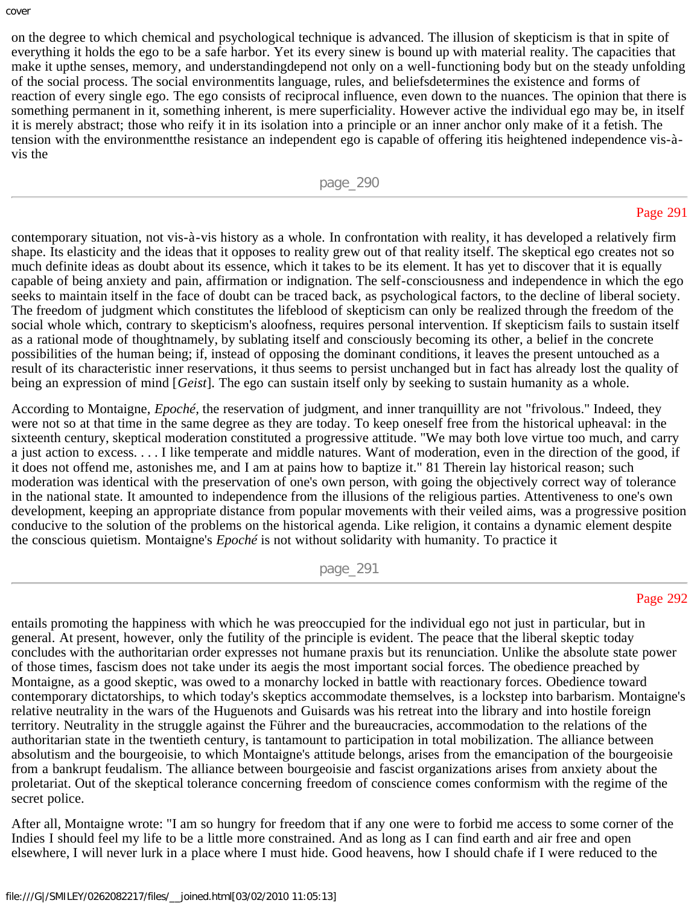on the degree to which chemical and psychological technique is advanced. The illusion of skepticism is that in spite of everything it holds the ego to be a safe harbor. Yet its every sinew is bound up with material reality. The capacities that make it upthe senses, memory, and understandingdepend not only on a well-functioning body but on the steady unfolding of the social process. The social environmentits language, rules, and beliefsdetermines the existence and forms of reaction of every single ego. The ego consists of reciprocal influence, even down to the nuances. The opinion that there is something permanent in it, something inherent, is mere superficiality. However active the individual ego may be, in itself it is merely abstract; those who reify it in its isolation into a principle or an inner anchor only make of it a fetish. The tension with the environmentthe resistance an independent ego is capable of offering itis heightened independence vis-à-vis the contemporary situation, not vis-à-vis history as a whole. In confrontation with reality, it has developed a relatively firm shape. Its elasticity and the ideas that it opposes to reality grew out of that reality itself. The skeptical ego creates not so much definite ideas as doubt about its essence, which it takes to be its element. It has yet to discover that it is equally capable of being anxiety and pain, affirmation or indignation. The self-consciousness and independence in which the ego seeks to maintain itself in the face of doubt can be traced back, as psychological factors, to the decline of liberal society. The freedom of judgment which constitutes the lifeblood of skepticism can only be realized through the freedom of the social whole which, contrary to skepticism's aloofness, requires personal intervention. If skepticism fails to sustain itself as a rational mode of thoughtnamely, by sublating itself and consciously becoming its other, a belief in the concrete possibilities of the human being; if, instead of opposing the dominant conditions, it leaves the present untouched as a result of its characteristic inner reservations, it thus seems to persist unchanged but in fact has already lost the quality of being an expression of mind [*Geist*]. The ego can sustain itself only by seeking to sustain humanity as a whole.

According to Montaigne, *Epoché*, the reservation of judgment, and inner tranquillity are not "frivolous." Indeed, they were not so at that time in the same degree as they are today. To keep oneself free from the historical upheaval: in the sixteenth century, skeptical moderation constituted a progressive attitude. "We may both love virtue too much, and carry a just action to excess. . . . I like temperate and middle natures. Want of moderation, even in the direction of the good, if it does not offend me, astonishes me, and I am at pains how to baptize it." 81 Therein lay historical reason; such moderation was identical with the preservation of one's own person, with going the objectively correct way of tolerance in the national state. It amounted to independence from the illusions of the religious parties. Attentiveness to one's own development, keeping an appropriate distance from popular movements with their veiled aims, was a progressive position conducive to the solution of the problems on the historical agenda. Like religion, it contains a dynamic element despite the conscious quietism. Montaigne's *Epoché* is not without solidarity with humanity. To practice it entails promoting the happiness with which he was preoccupied for the individual ego not just in particular, but in general. At present, however, only the futility of the principle is evident. The peace that the liberal skeptic today concludes with the authoritarian order expresses not humane praxis but its renunciation. Unlike the absolute state power of those times, fascism does not take under its aegis the most important social forces. The obedience preached by Montaigne, as a good skeptic, was owed to a monarchy locked in battle with reactionary forces. Obedience toward contemporary dictatorships, to which today's skeptics accommodate themselves, is a lockstep into barbarism. Montaigne's relative neutrality in the wars of the Huguenots and Guisards was his retreat into the library and into hostile foreign territory. Neutrality in the struggle against the Führer and the bureaucracies, accommodation to the relations of the authoritarian state in the twentieth century, is tantamount to participation in total mobilization. The alliance between absolutism and the bourgeoisie, to which Montaigne's attitude belongs, arises from the emancipation of the bourgeoisie from a bankrupt feudalism. The alliance between bourgeoisie and fascist organizations arises from anxiety about the proletariat. Out of the skeptical tolerance concerning freedom of conscience comes conformism with the regime of the secret police.

After all, Montaigne wrote: "I am so hungry for freedom that if any one were to forbid me access to some corner of the Indies I should feel my life to be a little more constrained. And as long as I can find earth and air free and open elsewhere, I will never lurk in a place where I must hide. Good heavens, how I should chafe if I were reduced to the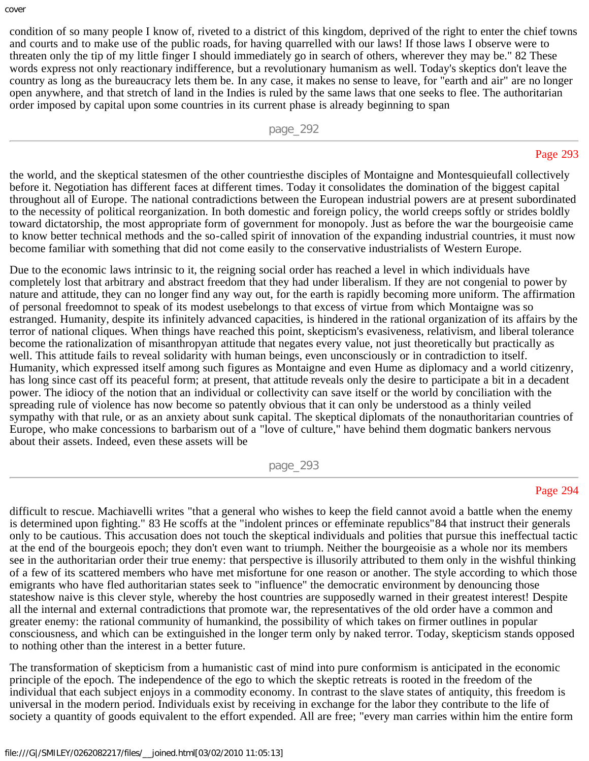condition of so many people I know of, riveted to a district of this kingdom, deprived of the right to enter the chief towns and courts and to make use of the public roads, for having quarrelled with our laws! If those laws I observe were to threaten only the tip of my little finger I should immediately go in search of others, wherever they may be." 82 These words express not only reactionary indifference, but a revolutionary humanism as well. Today's skeptics don't leave the country as long as the bureaucracy lets them be. In any case, it makes no sense to leave, for "earth and air" are no longer open anywhere, and that stretch of land in the Indies is ruled by the same laws that one seeks to flee. The authoritarian order imposed by capital upon some countries in its current phase is already beginning to span

the world, and the skeptical statesmen of the other countriesthe disciples of Montaigne and Montesquieufall collectively before it. Negotiation has different faces at different times. Today it consolidates the domination of the biggest capital throughout all of Europe. The national contradictions between the European industrial powers are at present subordinated to the necessity of political reorganization. In both domestic and foreign policy, the world creeps softly or strides boldly toward dictatorship, the most appropriate form of government for monopoly. Just as before the war the bourgeoisie came to know better technical methods and the so-called spirit of innovation of the expanding industrial countries, it must now become familiar with something that did not come easily to the conservative industrialists of Western Europe.

Due to the economic laws intrinsic to it, the reigning social order has reached a level in which individuals have completely lost that arbitrary and abstract freedom that they had under liberalism. If they are not congenial to power by nature and attitude, they can no longer find any way out, for the earth is rapidly becoming more uniform. The affirmation of personal freedomnot to speak of its modest usebelongs to that excess of virtue from which Montaigne was so estranged. Humanity, despite its infinitely advanced capacities, is hindered in the rational organization of its affairs by the terror of national cliques. When things have reached this point, skepticism's evasiveness, relativism, and liberal tolerance become the rationalization of misanthropyan attitude that negates every value, not just theoretically but practically as well. This attitude fails to reveal solidarity with human beings, even unconsciously or in contradiction to itself. Humanity, which expressed itself among such figures as Montaigne and even Hume as diplomacy and a world citizenry, has long since cast off its peaceful form; at present, that attitude reveals only the desire to participate a bit in a decadent power. The idiocy of the notion that an individual or collectivity can save itself or the world by conciliation with the spreading rule of violence has now become so patently obvious that it can only be understood as a thinly veiled sympathy with that rule, or as an anxiety about sunk capital. The skeptical diplomats of the nonauthoritarian countries of Europe, who make concessions to barbarism out of a "love of culture," have behind them dogmatic bankers nervous about their assets. Indeed, even these assets will be

difficult to rescue. Machiavelli writes "that a general who wishes to keep the field cannot avoid a battle when the enemy is determined upon fighting." 83 He scoffs at the "indolent princes or effeminate republics"84 that instruct their generals only to be cautious. This accusation does not touch the skeptical individuals and polities that pursue this ineffectual tactic at the end of the bourgeois epoch; they don't even want to triumph. Neither the bourgeoisie as a whole nor its members see in the authoritarian order their true enemy: that perspective is illusorily attributed to them only in the wishful thinking of a few of its scattered members who have met misfortune for one reason or another. The style according to which those emigrants who have fled authoritarian states seek to "influence" the democratic environment by denouncing those stateshow naive is this clever style, whereby the host countries are supposedly warned in their greatest interest! Despite all the internal and external contradictions that promote war, the representatives of the old order have a common and greater enemy: the rational community of humankind, the possibility of which takes on firmer outlines in popular consciousness, and which can be extinguished in the longer term only by naked terror. Today, skepticism stands opposed to nothing other than the interest in a better future.

The transformation of skepticism from a humanistic cast of mind into pure conformism is anticipated in the economic principle of the epoch. The independence of the ego to which the skeptic retreats is rooted in the freedom of the individual that each subject enjoys in a commodity economy. In contrast to the slave states of antiquity, this freedom is universal in the modern period. Individuals exist by receiving in exchange for the labor they contribute to the life of society a quantity of goods equivalent to the effort expended. All are free; "every man carries within him the entire form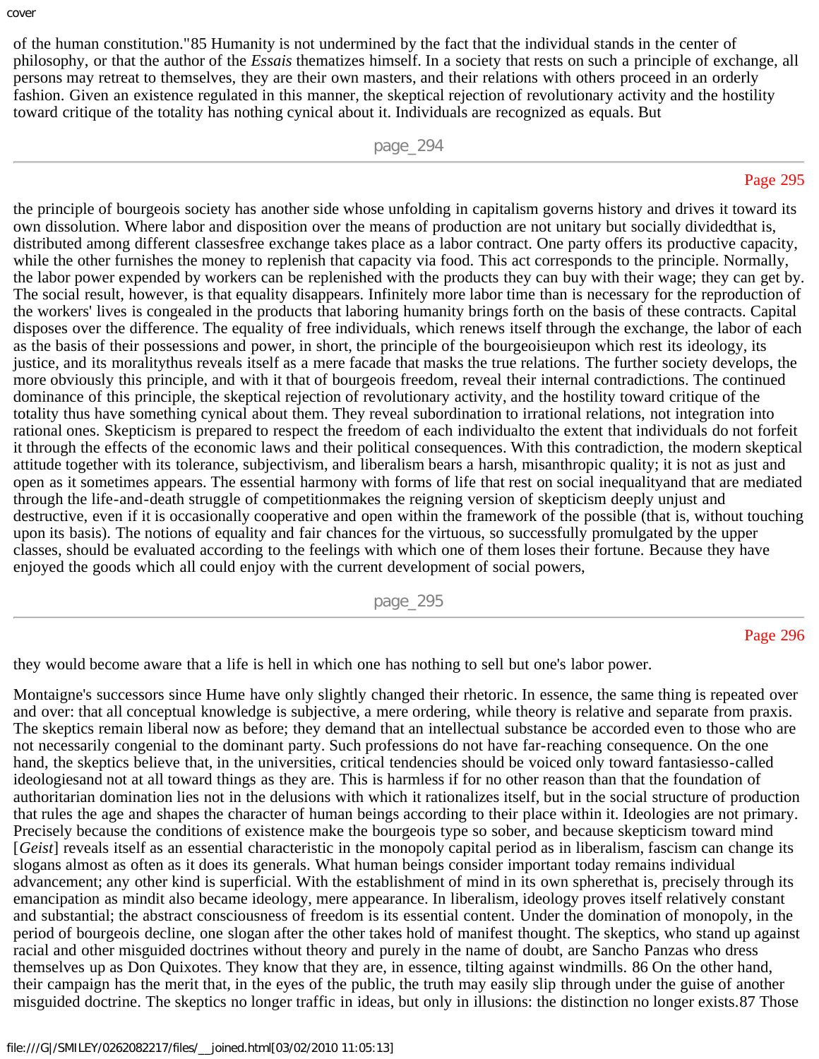of the human constitution."85 Humanity is not undermined by the fact that the individual stands in the center of philosophy, or that the author of the *Essais* thematizes himself. In a society that rests on such a principle of exchange, all persons may retreat to themselves, they are their own masters, and their relations with others proceed in an orderly fashion. Given an existence regulated in this manner, the skeptical rejection of revolutionary activity and the hostility toward critique of the totality has nothing cynical about it. Individuals are recognized as equals. But

the principle of bourgeois society has another side whose unfolding in capitalism governs history and drives it toward its own dissolution. Where labor and disposition over the means of production are not unitary but socially dividedthat is, distributed among different classesfree exchange takes place as a labor contract. One party offers its productive capacity, while the other furnishes the money to replenish that capacity via food. This act corresponds to the principle. Normally, the labor power expended by workers can be replenished with the products they can buy with their wage; they can get by. The social result, however, is that equality disappears. Infinitely more labor time than is necessary for the reproduction of the workers' lives is congealed in the products that laboring humanity brings forth on the basis of these contracts. Capital disposes over the difference. The equality of free individuals, which renews itself through the exchange, the labor of each as the basis of their possessions and power, in short, the principle of the bourgeoisieupon which rest its ideology, its justice, and its moralitythus reveals itself as a mere facade that masks the true relations. The further society develops, the more obviously this principle, and with it that of bourgeois freedom, reveal their internal contradictions. The continued dominance of this principle, the skeptical rejection of revolutionary activity, and the hostility toward critique of the totality thus have something cynical about them. They reveal subordination to irrational relations, not integration into rational ones. Skepticism is prepared to respect the freedom of each individualto the extent that individuals do not forfeit it through the effects of the economic laws and their political consequences. With this contradiction, the modern skeptical attitude together with its tolerance, subjectivism, and liberalism bears a harsh, misanthropic quality; it is not as just and open as it sometimes appears. The essential harmony with forms of life that rest on social inequalityand that are mediated through the life-and-death struggle of competitionmakes the reigning version of skepticism deeply unjust and destructive, even if it is occasionally cooperative and open within the framework of the possible (that is, without touching upon its basis). The notions of equality and fair chances for the virtuous, so successfully promulgated by the upper classes, should be evaluated according to the feelings with which one of them loses their fortune. Because they have enjoyed the goods which all could enjoy with the current development of social powers,

they would become aware that a life is hell in which one has nothing to sell but one's labor power.

Montaigne's successors since Hume have only slightly changed their rhetoric. In essence, the same thing is repeated over and over: that all conceptual knowledge is subjective, a mere ordering, while theory is relative and separate from praxis. The skeptics remain liberal now as before; they demand that an intellectual substance be accorded even to those who are not necessarily congenial to the dominant party. Such professions do not have far-reaching consequence. On the one hand, the skeptics believe that, in the universities, critical tendencies should be voiced only toward fantasiesso-called ideologiesand not at all toward things as they are. This is harmless if for no other reason than that the foundation of authoritarian domination lies not in the delusions with which it rationalizes itself, but in the social structure of production that rules the age and shapes the character of human beings according to their place within it. Ideologies are not primary. Precisely because the conditions of existence make the bourgeois type so sober, and because skepticism toward mind [*Geist*] reveals itself as an essential characteristic in the monopoly capital period as in liberalism, fascism can change its slogans almost as often as it does its generals. What human beings consider important today remains individual advancement; any other kind is superficial. With the establishment of mind in its own spherethat is, precisely through its emancipation as mindit also became ideology, mere appearance. In liberalism, ideology proves itself relatively constant and substantial; the abstract consciousness of freedom is its essential content. Under the domination of monopoly, in the period of bourgeois decline, one slogan after the other takes hold of manifest thought. The skeptics, who stand up against racial and other misguided doctrines without theory and purely in the name of doubt, are Sancho Panzas who dress themselves up as Don Quixotes. They know that they are, in essence, tilting against windmills. 86 On the other hand, their campaign has the merit that, in the eyes of the public, the truth may easily slip through under the guise of another misguided doctrine. The skeptics no longer traffic in ideas, but only in illusions: the distinction no longer exists.87 Those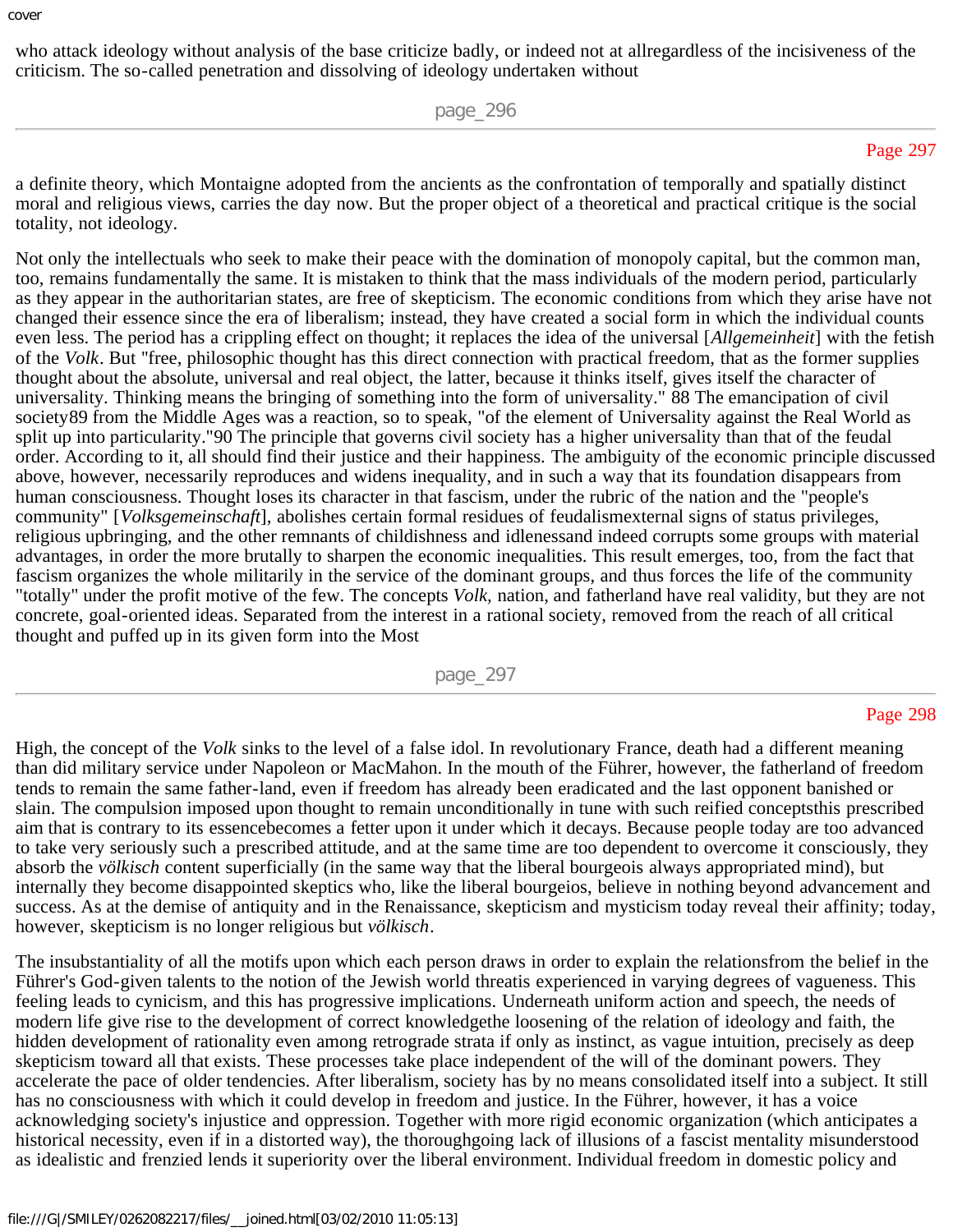who attack ideology without analysis of the base criticize badly, or indeed not at allregardless of the incisiveness of the criticism. The so-called penetration and dissolving of ideology undertaken without

a definite theory, which Montaigne adopted from the ancients as the confrontation of temporally and spatially distinct moral and religious views, carries the day now. But the proper object of a theoretical and practical critique is the social totality, not ideology.

Not only the intellectuals who seek to make their peace with the domination of monopoly capital, but the common man, too, remains fundamentally the same. It is mistaken to think that the mass individuals of the modern period, particularly as they appear in the authoritarian states, are free of skepticism. The economic conditions from which they arise have not changed their essence since the era of liberalism; instead, they have created a social form in which the individual counts even less. The period has a crippling effect on thought; it replaces the idea of the universal [*Allgemeinheit*] with the fetish of the *Volk*. But "free, philosophic thought has this direct connection with practical freedom, that as the former supplies thought about the absolute, universal and real object, the latter, because it thinks itself, gives itself the character of universality. Thinking means the bringing of something into the form of universality." 88 The emancipation of civil society89 from the Middle Ages was a reaction, so to speak, "of the element of Universality against the Real World as split up into particularity."90 The principle that governs civil society has a higher universality than that of the feudal order. According to it, all should find their justice and their happiness. The ambiguity of the economic principle discussed above, however, necessarily reproduces and widens inequality, and in such a way that its foundation disappears from human consciousness. Thought loses its character in that fascism, under the rubric of the nation and the "people's community" [*Volksgemeinschaft*], abolishes certain formal residues of feudalismexternal signs of status privileges, religious upbringing, and the other remnants of childishness and idlenessand indeed corrupts some groups with material advantages, in order the more brutally to sharpen the economic inequalities. This result emerges, too, from the fact that fascism organizes the whole militarily in the service of the dominant groups, and thus forces the life of the community "totally" under the profit motive of the few. The concepts *Volk,* nation, and fatherland have real validity, but they are not concrete, goal-oriented ideas. Separated from the interest in a rational society, removed from the reach of all critical thought and puffed up in its given form into the Most

High, the concept of the *Volk* sinks to the level of a false idol. In revolutionary France, death had a different meaning than did military service under Napoleon or MacMahon. In the mouth of the Führer, however, the fatherland of freedom tends to remain the same father-land, even if freedom has already been eradicated and the last opponent banished or slain. The compulsion imposed upon thought to remain unconditionally in tune with such reified conceptsthis prescribed aim that is contrary to its essencebecomes a fetter upon it under which it decays. Because people today are too advanced to take very seriously such a prescribed attitude, and at the same time are too dependent to overcome it consciously, they absorb the *völkisch* content superficially (in the same way that the liberal bourgeois always appropriated mind), but internally they become disappointed skeptics who, like the liberal bourgeios, believe in nothing beyond advancement and success. As at the demise of antiquity and in the Renaissance, skepticism and mysticism today reveal their affinity; today, however, skepticism is no longer religious but *völkisch*.

The insubstantiality of all the motifs upon which each person draws in order to explain the relationsfrom the belief in the Führer's God-given talents to the notion of the Jewish world threatis experienced in varying degrees of vagueness. This feeling leads to cynicism, and this has progressive implications. Underneath uniform action and speech, the needs of modern life give rise to the development of correct knowledgethe loosening of the relation of ideology and faith, the hidden development of rationality even among retrograde strata if only as instinct, as vague intuition, precisely as deep skepticism toward all that exists. These processes take place independent of the will of the dominant powers. They accelerate the pace of older tendencies. After liberalism, society has by no means consolidated itself into a subject. It still has no consciousness with which it could develop in freedom and justice. In the Führer, however, it has a voice acknowledging society's injustice and oppression. Together with more rigid economic organization (which anticipates a historical necessity, even if in a distorted way), the thoroughgoing lack of illusions of a fascist mentality misunderstood as idealistic and frenzied lends it superiority over the liberal environment. Individual freedom in domestic policy and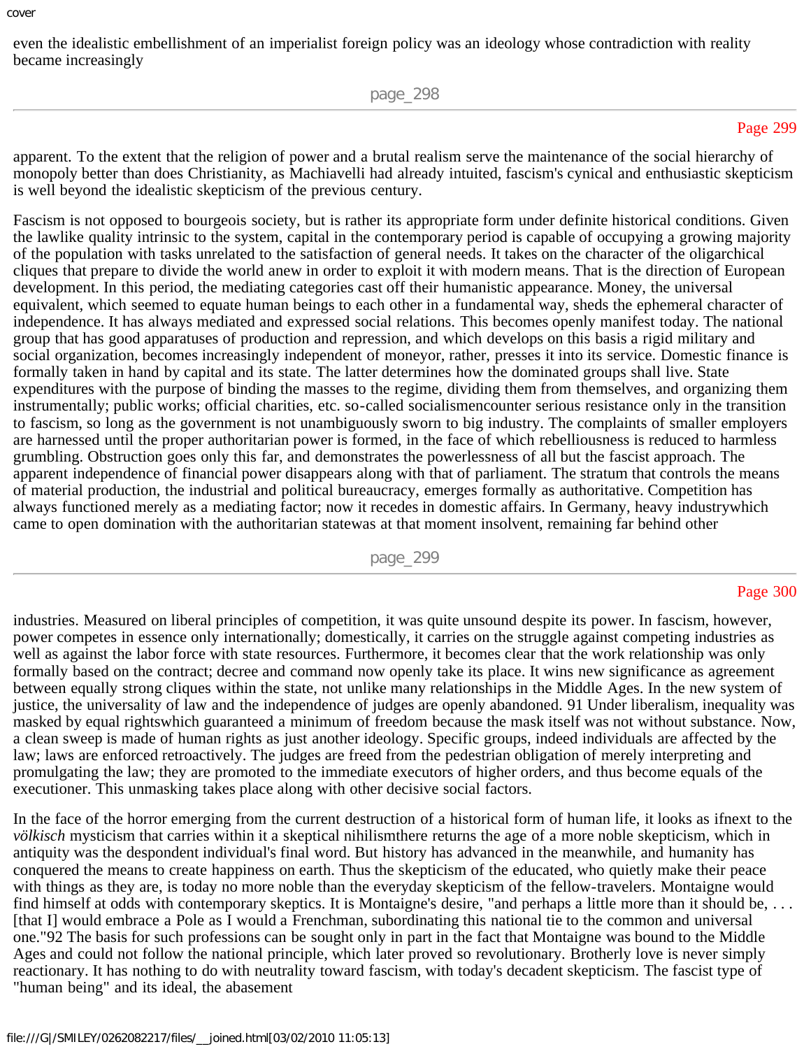even the idealistic embellishment of an imperialist foreign policy was an ideology whose contradiction with reality became increasingly

apparent. To the extent that the religion of power and a brutal realism serve the maintenance of the social hierarchy of monopoly better than does Christianity, as Machiavelli had already intuited, fascism's cynical and enthusiastic skepticism is well beyond the idealistic skepticism of the previous century.

Fascism is not opposed to bourgeois society, but is rather its appropriate form under definite historical conditions. Given the lawlike quality intrinsic to the system, capital in the contemporary period is capable of occupying a growing majority of the population with tasks unrelated to the satisfaction of general needs. It takes on the character of the oligarchical cliques that prepare to divide the world anew in order to exploit it with modern means. That is the direction of European development. In this period, the mediating categories cast off their humanistic appearance. Money, the universal equivalent, which seemed to equate human beings to each other in a fundamental way, sheds the ephemeral character of independence. It has always mediated and expressed social relations. This becomes openly manifest today. The national group that has good apparatuses of production and repression, and which develops on this basis a rigid military and social organization, becomes increasingly independent of moneyor, rather, presses it into its service. Domestic finance is formally taken in hand by capital and its state. The latter determines how the dominated groups shall live. State expenditures with the purpose of binding the masses to the regime, dividing them from themselves, and organizing them instrumentally; public works; official charities, etc. so-called socialismencounter serious resistance only in the transition to fascism, so long as the government is not unambiguously sworn to big industry. The complaints of smaller employers are harnessed until the proper authoritarian power is formed, in the face of which rebelliousness is reduced to harmless grumbling. Obstruction goes only this far, and demonstrates the powerlessness of all but the fascist approach. The apparent independence of financial power disappears along with that of parliament. The stratum that controls the means of material production, the industrial and political bureaucracy, emerges formally as authoritative. Competition has always functioned merely as a mediating factor; now it recedes in domestic affairs. In Germany, heavy industrywhich came to open domination with the authoritarian statewas at that moment insolvent, remaining far behind other

industries. Measured on liberal principles of competition, it was quite unsound despite its power. In fascism, however, power competes in essence only internationally; domestically, it carries on the struggle against competing industries as well as against the labor force with state resources. Furthermore, it becomes clear that the work relationship was only formally based on the contract; decree and command now openly take its place. It wins new significance as agreement between equally strong cliques within the state, not unlike many relationships in the Middle Ages. In the new system of justice, the universality of law and the independence of judges are openly abandoned. 91 Under liberalism, inequality was masked by equal rightswhich guaranteed a minimum of freedom because the mask itself was not without substance. Now, a clean sweep is made of human rights as just another ideology. Specific groups, indeed individuals are affected by the law; laws are enforced retroactively. The judges are freed from the pedestrian obligation of merely interpreting and promulgating the law; they are promoted to the immediate executors of higher orders, and thus become equals of the executioner. This unmasking takes place along with other decisive social factors.

In the face of the horror emerging from the current destruction of a historical form of human life, it looks as ifnext to the *völkisch* mysticism that carries within it a skeptical nihilismthere returns the age of a more noble skepticism, which in antiquity was the despondent individual's final word. But history has advanced in the meanwhile, and humanity has conquered the means to create happiness on earth. Thus the skepticism of the educated, who quietly make their peace with things as they are, is today no more noble than the everyday skepticism of the fellow-travelers. Montaigne would find himself at odds with contemporary skeptics. It is Montaigne's desire, "and perhaps a little more than it should be, . . . [that I] would embrace a Pole as I would a Frenchman, subordinating this national tie to the common and universal one."92 The basis for such professions can be sought only in part in the fact that Montaigne was bound to the Middle Ages and could not follow the national principle, which later proved so revolutionary. Brotherly love is never simply reactionary. It has nothing to do with neutrality toward fascism, with today's decadent skepticism. The fascist type of "human being" and its ideal, the abasement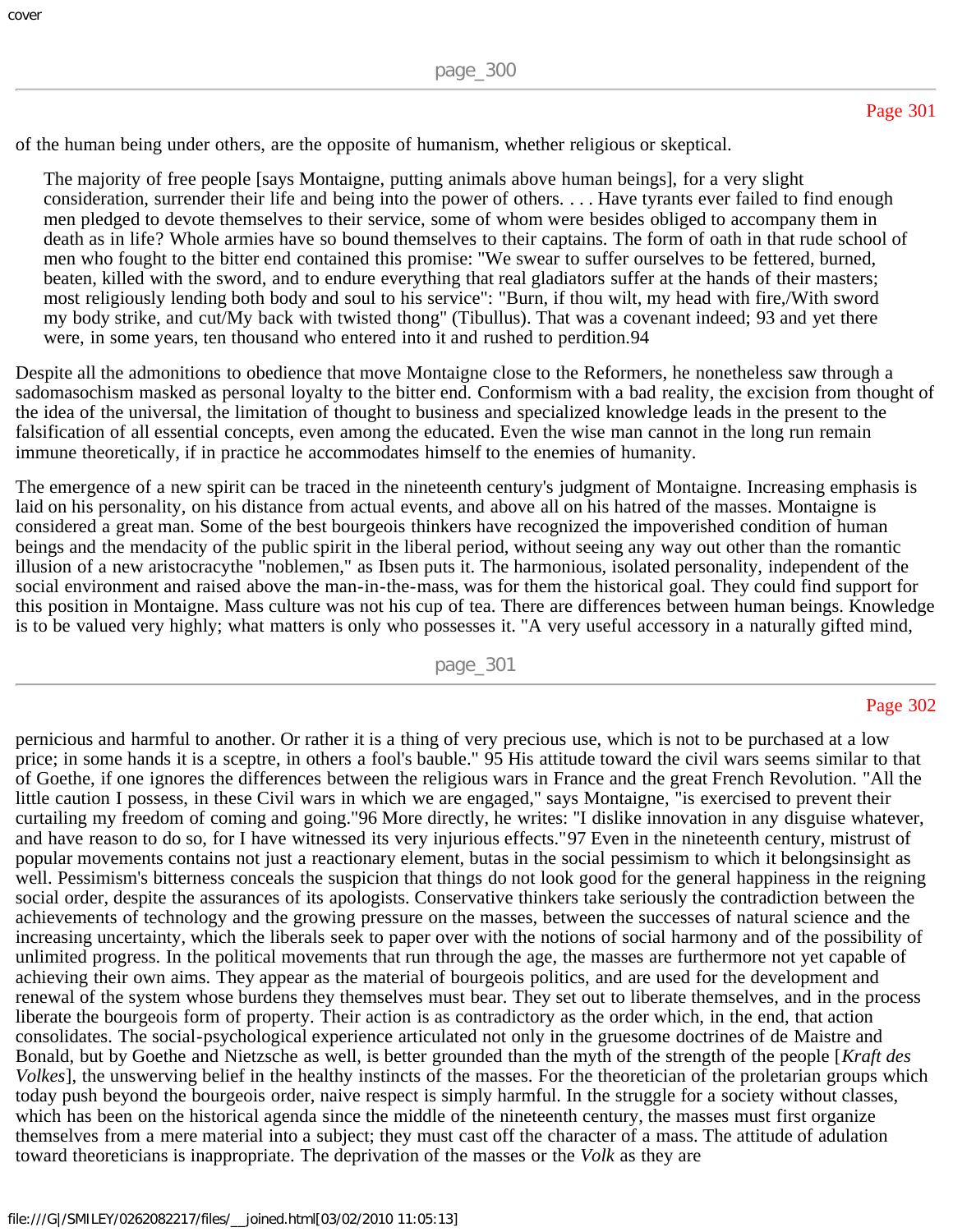of the human being under others, are the opposite of humanism, whether religious or skeptical.

> The majority of free people [says Montaigne, putting animals above human beings], for a very slight consideration, surrender their life and being into the power of others. . . . Have tyrants ever failed to find enough men pledged to devote themselves to their service, some of whom were besides obliged to accompany them in death as in life? Whole armies have so bound themselves to their captains. The form of oath in that rude school of men who fought to the bitter end contained this promise: "We swear to suffer ourselves to be fettered, burned, beaten, killed with the sword, and to endure everything that real gladiators suffer at the hands of their masters; most religiously lending both body and soul to his service": "Burn, if thou wilt, my head with fire,/With sword my body strike, and cut/My back with twisted thong" (Tibullus). That was a covenant indeed; 93 and yet there were, in some years, ten thousand who entered into it and rushed to perdition.94

Despite all the admonitions to obedience that move Montaigne close to the Reformers, he nonetheless saw through a sadomasochism masked as personal loyalty to the bitter end. Conformism with a bad reality, the excision from thought of the idea of the universal, the limitation of thought to business and specialized knowledge leads in the present to the falsification of all essential concepts, even among the educated. Even the wise man cannot in the long run remain immune theoretically, if in practice he accommodates himself to the enemies of humanity.

The emergence of a new spirit can be traced in the nineteenth century's judgment of Montaigne. Increasing emphasis is laid on his personality, on his distance from actual events, and above all on his hatred of the masses. Montaigne is considered a great man. Some of the best bourgeois thinkers have recognized the impoverished condition of human beings and the mendacity of the public spirit in the liberal period, without seeing any way out other than the romantic illusion of a new aristocracythe "noblemen," as Ibsen puts it. The harmonious, isolated personality, independent of the social environment and raised above the man-in-the-mass, was for them the historical goal. They could find support for this position in Montaigne. Mass culture was not his cup of tea. There are differences between human beings. Knowledge is to be valued very highly; what matters is only who possesses it. "A very useful accessory in a naturally gifted mind, pernicious and harmful to another. Or rather it is a thing of very precious use, which is not to be purchased at a low price; in some hands it is a sceptre, in others a fool's bauble." 95 His attitude toward the civil wars seems similar to that of Goethe, if one ignores the differences between the religious wars in France and the great French Revolution. "All the little caution I possess, in these Civil wars in which we are engaged," says Montaigne, "is exercised to prevent their curtailing my freedom of coming and going."96 More directly, he writes: "I dislike innovation in any disguise whatever, and have reason to do so, for I have witnessed its very injurious effects."97 Even in the nineteenth century, mistrust of popular movements contains not just a reactionary element, butas in the social pessimism to which it belongsinsight as well. Pessimism's bitterness conceals the suspicion that things do not look good for the general happiness in the reigning social order, despite the assurances of its apologists. Conservative thinkers take seriously the contradiction between the achievements of technology and the growing pressure on the masses, between the successes of natural science and the increasing uncertainty, which the liberals seek to paper over with the notions of social harmony and of the possibility of unlimited progress. In the political movements that run through the age, the masses are furthermore not yet capable of achieving their own aims. They appear as the material of bourgeois politics, and are used for the development and renewal of the system whose burdens they themselves must bear. They set out to liberate themselves, and in the process liberate the bourgeois form of property. Their action is as contradictory as the order which, in the end, that action consolidates. The social-psychological experience articulated not only in the gruesome doctrines of de Maistre and Bonald, but by Goethe and Nietzsche as well, is better grounded than the myth of the strength of the people [*Kraft des Volkes*], the unswerving belief in the healthy instincts of the masses. For the theoretician of the proletarian groups which today push beyond the bourgeois order, naive respect is simply harmful. In the struggle for a society without classes, which has been on the historical agenda since the middle of the nineteenth century, the masses must first organize themselves from a mere material into a subject; they must cast off the character of a mass. The attitude of adulation toward theoreticians is inappropriate. The deprivation of the masses or the *Volk* as they are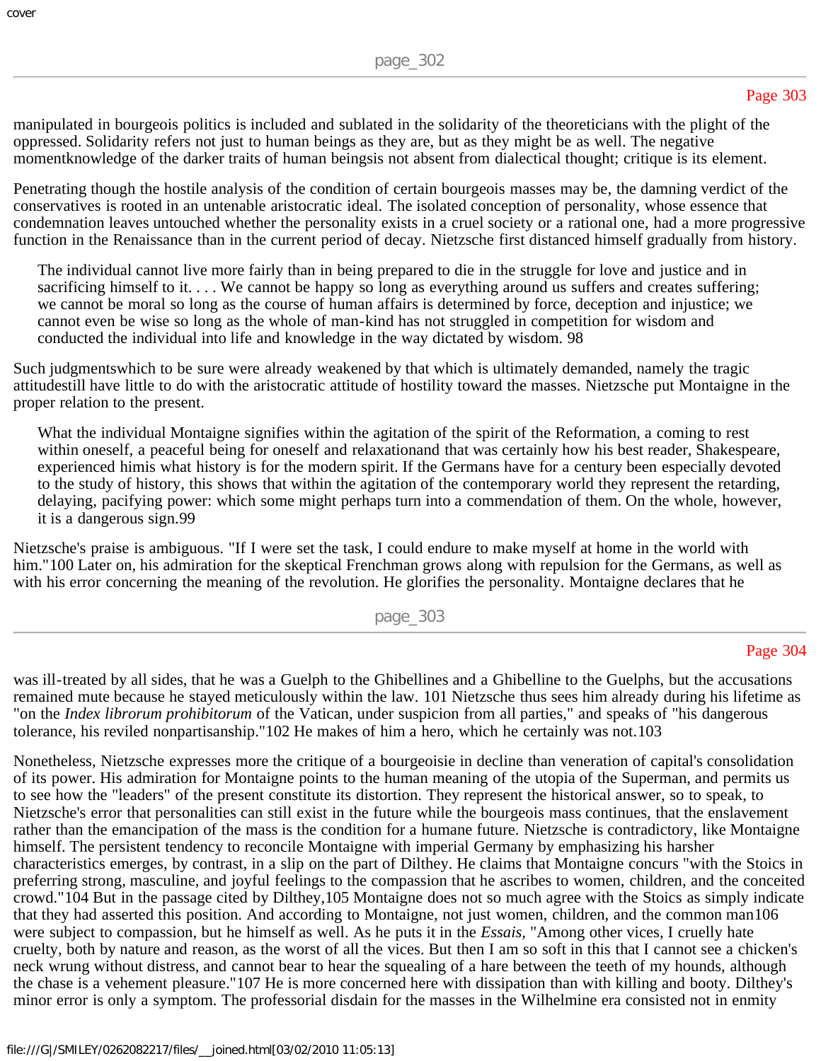manipulated in bourgeois politics is included and sublated in the solidarity of the theoreticians with the plight of the oppressed. Solidarity refers not just to human beings as they are, but as they might be as well. The negative momentknowledge of the darker traits of human beingsis not absent from dialectical thought; critique is its element.

Penetrating though the hostile analysis of the condition of certain bourgeois masses may be, the damning verdict of the conservatives is rooted in an untenable aristocratic ideal. The isolated conception of personality, whose essence that condemnation leaves untouched whether the personality exists in a cruel society or a rational one, had a more progressive function in the Renaissance than in the current period of decay. Nietzsche first distanced himself gradually from history.

> The individual cannot live more fairly than in being prepared to die in the struggle for love and justice and in sacrificing himself to it. . . . We cannot be happy so long as everything around us suffers and creates suffering; we cannot be moral so long as the course of human affairs is determined by force, deception and injustice; we cannot even be wise so long as the whole of man-kind has not struggled in competition for wisdom and conducted the individual into life and knowledge in the way dictated by wisdom. 98

Such judgmentswhich to be sure were already weakened by that which is ultimately demanded, namely the tragic attitudestill have little to do with the aristocratic attitude of hostility toward the masses. Nietzsche put Montaigne in the proper relation to the present.

> What the individual Montaigne signifies within the agitation of the spirit of the Reformation, a coming to rest within oneself, a peaceful being for oneself and relaxationand that was certainly how his best reader, Shakespeare, experienced himis what history is for the modern spirit. If the Germans have for a century been especially devoted to the study of history, this shows that within the agitation of the contemporary world they represent the retarding, delaying, pacifying power: which some might perhaps turn into a commendation of them. On the whole, however, it is a dangerous sign.99

Nietzsche's praise is ambiguous. "If I were set the task, I could endure to make myself at home in the world with him."100 Later on, his admiration for the skeptical Frenchman grows along with repulsion for the Germans, as well as with his error concerning the meaning of the revolution. He glorifies the personality. Montaigne declares that he was ill-treated by all sides, that he was a Guelph to the Ghibellines and a Ghibelline to the Guelphs, but the accusations remained mute because he stayed meticulously within the law. 101 Nietzsche thus sees him already during his lifetime as "on the *Index librorum prohibitorum* of the Vatican, under suspicion from all parties," and speaks of "his dangerous tolerance, his reviled nonpartisanship."102 He makes of him a hero, which he certainly was not.103

Nonetheless, Nietzsche expresses more the critique of a bourgeoisie in decline than veneration of capital's consolidation of its power. His admiration for Montaigne points to the human meaning of the utopia of the Superman, and permits us to see how the "leaders" of the present constitute its distortion. They represent the historical answer, so to speak, to Nietzsche's error that personalities can still exist in the future while the bourgeois mass continues, that the enslavement rather than the emancipation of the mass is the condition for a humane future. Nietzsche is contradictory, like Montaigne himself. The persistent tendency to reconcile Montaigne with imperial Germany by emphasizing his harsher characteristics emerges, by contrast, in a slip on the part of Dilthey. He claims that Montaigne concurs "with the Stoics in preferring strong, masculine, and joyful feelings to the compassion that he ascribes to women, children, and the conceited crowd."104 But in the passage cited by Dilthey,105 Montaigne does not so much agree with the Stoics as simply indicate that they had asserted this position. And according to Montaigne, not just women, children, and the common man106 were subject to compassion, but he himself as well. As he puts it in the *Essais,* "Among other vices, I cruelly hate cruelty, both by nature and reason, as the worst of all the vices. But then I am so soft in this that I cannot see a chicken's neck wrung without distress, and cannot bear to hear the squealing of a hare between the teeth of my hounds, although the chase is a vehement pleasure."107 He is more concerned here with dissipation than with killing and booty. Dilthey's minor error is only a symptom. The professorial disdain for the masses in the Wilhelmine era consisted not in enmity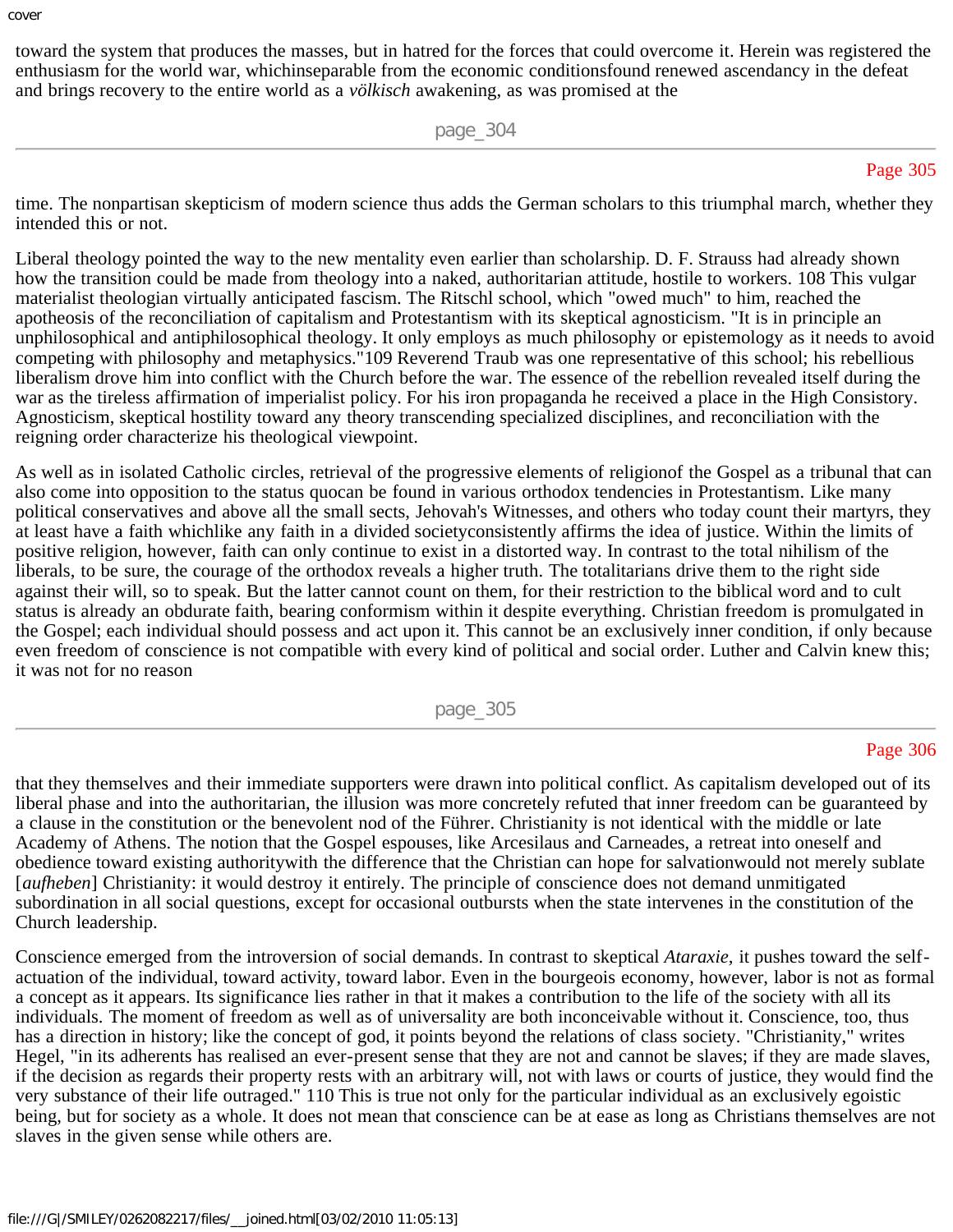toward the system that produces the masses, but in hatred for the forces that could overcome it. Herein was registered the enthusiasm for the world war, whichinseparable from the economic conditionsfound renewed ascendancy in the defeat and brings recovery to the entire world as a *völkisch* awakening, as was promised at the

time. The nonpartisan skepticism of modern science thus adds the German scholars to this triumphal march, whether they intended this or not.

Liberal theology pointed the way to the new mentality even earlier than scholarship. D. F. Strauss had already shown how the transition could be made from theology into a naked, authoritarian attitude, hostile to workers. 108 This vulgar materialist theologian virtually anticipated fascism. The Ritschl school, which "owed much" to him, reached the apotheosis of the reconciliation of capitalism and Protestantism with its skeptical agnosticism. "It is in principle an unphilosophical and antiphilosophical theology. It only employs as much philosophy or epistemology as it needs to avoid competing with philosophy and metaphysics."109 Reverend Traub was one representative of this school; his rebellious liberalism drove him into conflict with the Church before the war. The essence of the rebellion revealed itself during the war as the tireless affirmation of imperialist policy. For his iron propaganda he received a place in the High Consistory. Agnosticism, skeptical hostility toward any theory transcending specialized disciplines, and reconciliation with the reigning order characterize his theological viewpoint.

As well as in isolated Catholic circles, retrieval of the progressive elements of religionof the Gospel as a tribunal that can also come into opposition to the status quocan be found in various orthodox tendencies in Protestantism. Like many political conservatives and above all the small sects, Jehovah's Witnesses, and others who today count their martyrs, they at least have a faith whichlike any faith in a divided societyconsistently affirms the idea of justice. Within the limits of positive religion, however, faith can only continue to exist in a distorted way. In contrast to the total nihilism of the liberals, to be sure, the courage of the orthodox reveals a higher truth. The totalitarians drive them to the right side against their will, so to speak. But the latter cannot count on them, for their restriction to the biblical word and to cult status is already an obdurate faith, bearing conformism within it despite everything. Christian freedom is promulgated in the Gospel; each individual should possess and act upon it. This cannot be an exclusively inner condition, if only because even freedom of conscience is not compatible with every kind of political and social order. Luther and Calvin knew this; it was not for no reason

that they themselves and their immediate supporters were drawn into political conflict. As capitalism developed out of its liberal phase and into the authoritarian, the illusion was more concretely refuted that inner freedom can be guaranteed by a clause in the constitution or the benevolent nod of the Führer. Christianity is not identical with the middle or late Academy of Athens. The notion that the Gospel espouses, like Arcesilaus and Carneades, a retreat into oneself and obedience toward existing authoritywith the difference that the Christian can hope for salvationwould not merely sublate [*aufheben*] Christianity: it would destroy it entirely. The principle of conscience does not demand unmitigated subordination in all social questions, except for occasional outbursts when the state intervenes in the constitution of the Church leadership.

Conscience emerged from the introversion of social demands. In contrast to skeptical *Ataraxie*, it pushes toward the self-actuation of the individual, toward activity, toward labor. Even in the bourgeois economy, however, labor is not as formal a concept as it appears. Its significance lies rather in that it makes a contribution to the life of the society with all its individuals. The moment of freedom as well as of universality are both inconceivable without it. Conscience, too, thus has a direction in history; like the concept of god, it points beyond the relations of class society. "Christianity," writes Hegel, "in its adherents has realised an ever-present sense that they are not and cannot be slaves; if they are made slaves, if the decision as regards their property rests with an arbitrary will, not with laws or courts of justice, they would find the very substance of their life outraged." 110 This is true not only for the particular individual as an exclusively egoistic being, but for society as a whole. It does not mean that conscience can be at ease as long as Christians themselves are not slaves in the given sense while others are.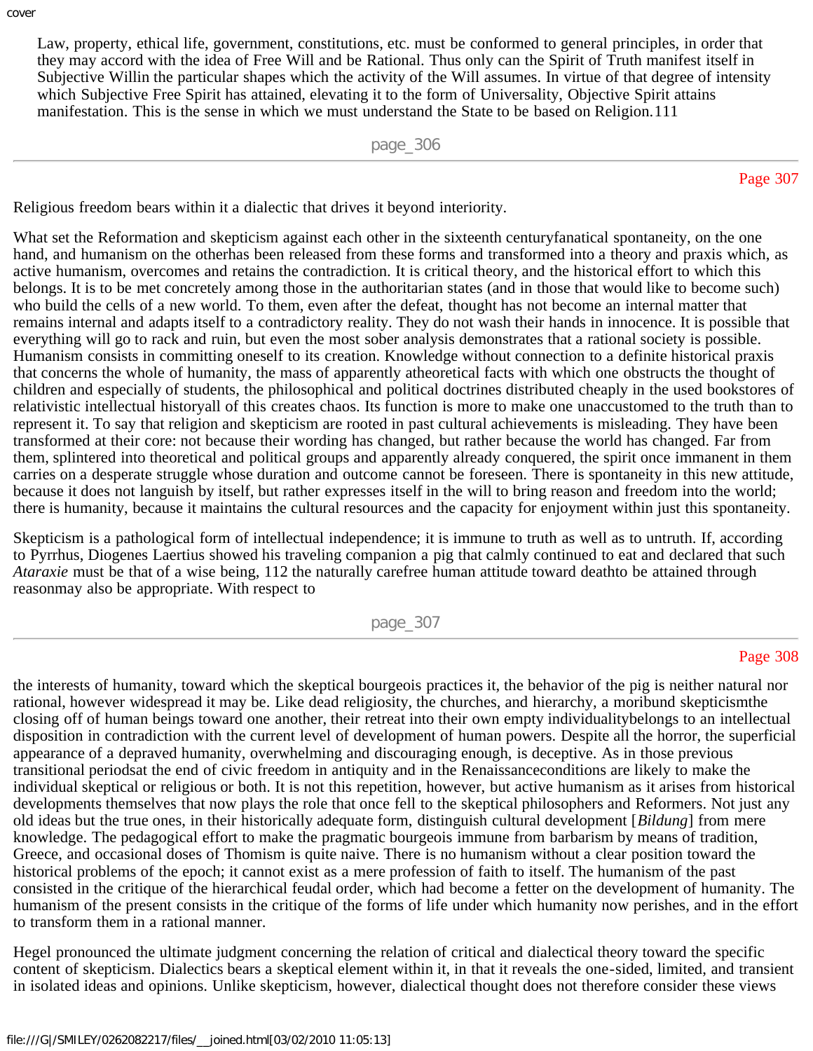Law, property, ethical life, government, constitutions, etc. must be conformed to general principles, in order that they may accord with the idea of Free Will and be Rational. Thus only can the Spirit of Truth manifest itself in Subjective Willin the particular shapes which the activity of the Will assumes. In virtue of that degree of intensity which Subjective Free Spirit has attained, elevating it to the form of Universality, Objective Spirit attains manifestation. This is the sense in which we must understand the State to be based on Religion.111

Religious freedom bears within it a dialectic that drives it beyond interiority.

What set the Reformation and skepticism against each other in the sixteenth centuryfanatical spontaneity, on the one hand, and humanism on the otherhas been released from these forms and transformed into a theory and praxis which, as active humanism, overcomes and retains the contradiction. It is critical theory, and the historical effort to which this belongs. It is to be met concretely among those in the authoritarian states (and in those that would like to become such) who build the cells of a new world. To them, even after the defeat, thought has not become an internal matter that remains internal and adapts itself to a contradictory reality. They do not wash their hands in innocence. It is possible that everything will go to rack and ruin, but even the most sober analysis demonstrates that a rational society is possible. Humanism consists in committing oneself to its creation. Knowledge without connection to a definite historical praxis that concerns the whole of humanity, the mass of apparently atheoretical facts with which one obstructs the thought of children and especially of students, the philosophical and political doctrines distributed cheaply in the used bookstores of relativistic intellectual historyall of this creates chaos. Its function is more to make one unaccustomed to the truth than to represent it. To say that religion and skepticism are rooted in past cultural achievements is misleading. They have been transformed at their core: not because their wording has changed, but rather because the world has changed. Far from them, splintered into theoretical and political groups and apparently already conquered, the spirit once immanent in them carries on a desperate struggle whose duration and outcome cannot be foreseen. There is spontaneity in this new attitude, because it does not languish by itself, but rather expresses itself in the will to bring reason and freedom into the world; there is humanity, because it maintains the cultural resources and the capacity for enjoyment within just this spontaneity.

Skepticism is a pathological form of intellectual independence; it is immune to truth as well as to untruth. If, according to Pyrrhus, Diogenes Laertius showed his traveling companion a pig that calmly continued to eat and declared that such *Ataraxie* must be that of a wise being, 112 the naturally carefree human attitude toward deathto be attained through reasonmay also be appropriate. With respect to the interests of humanity, toward which the skeptical bourgeois practices it, the behavior of the pig is neither natural nor rational, however widespread it may be. Like dead religiosity, the churches, and hierarchy, a moribund skepticismthe closing off of human beings toward one another, their retreat into their own empty individualitybelongs to an intellectual disposition in contradiction with the current level of development of human powers. Despite all the horror, the superficial appearance of a depraved humanity, overwhelming and discouraging enough, is deceptive. As in those previous transitional periodsat the end of civic freedom in antiquity and in the Renaissanceconditions are likely to make the individual skeptical or religious or both. It is not this repetition, however, but active humanism as it arises from historical developments themselves that now plays the role that once fell to the skeptical philosophers and Reformers. Not just any old ideas but the true ones, in their historically adequate form, distinguish cultural development [*Bildung*] from mere knowledge. The pedagogical effort to make the pragmatic bourgeois immune from barbarism by means of tradition, Greece, and occasional doses of Thomism is quite naive. There is no humanism without a clear position toward the historical problems of the epoch; it cannot exist as a mere profession of faith to itself. The humanism of the past consisted in the critique of the hierarchical feudal order, which had become a fetter on the development of humanity. The humanism of the present consists in the critique of the forms of life under which humanity now perishes, and in the effort to transform them in a rational manner.

Hegel pronounced the ultimate judgment concerning the relation of critical and dialectical theory toward the specific content of skepticism. Dialectics bears a skeptical element within it, in that it reveals the one-sided, limited, and transient in isolated ideas and opinions. Unlike skepticism, however, dialectical thought does not therefore consider these views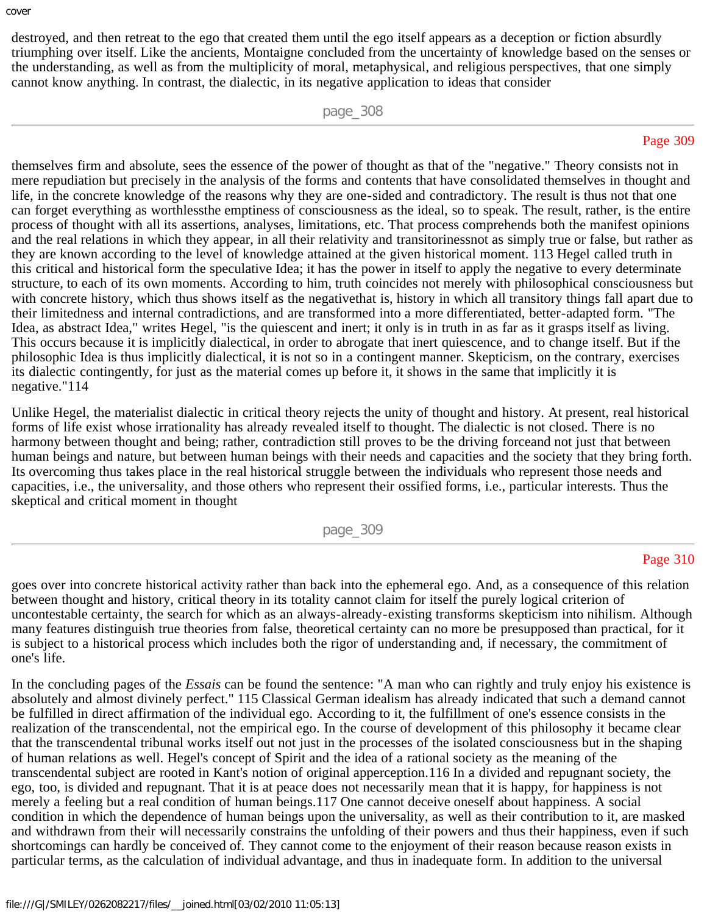destroyed, and then retreat to the ego that created them until the ego itself appears as a deception or fiction absurdly triumphing over itself. Like the ancients, Montaigne concluded from the uncertainty of knowledge based on the senses or the understanding, as well as from the multiplicity of moral, metaphysical, and religious perspectives, that one simply cannot know anything. In contrast, the dialectic, in its negative application to ideas that consider

themselves firm and absolute, sees the essence of the power of thought as that of the "negative." Theory consists not in mere repudiation but precisely in the analysis of the forms and contents that have consolidated themselves in thought and life, in the concrete knowledge of the reasons why they are one-sided and contradictory. The result is thus not that one can forget everything as worthlessthe emptiness of consciousness as the ideal, so to speak. The result, rather, is the entire process of thought with all its assertions, analyses, limitations, etc. That process comprehends both the manifest opinions and the real relations in which they appear, in all their relativity and transitorinessnot as simply true or false, but rather as they are known according to the level of knowledge attained at the given historical moment. 113 Hegel called truth in this critical and historical form the speculative Idea; it has the power in itself to apply the negative to every determinate structure, to each of its own moments. According to him, truth coincides not merely with philosophical consciousness but with concrete history, which thus shows itself as the negativethat is, history in which all transitory things fall apart due to their limitedness and internal contradictions, and are transformed into a more differentiated, better-adapted form. "The Idea, as abstract Idea," writes Hegel, "is the quiescent and inert; it only is in truth in as far as it grasps itself as living. This occurs because it is implicitly dialectical, in order to abrogate that inert quiescence, and to change itself. But if the philosophic Idea is thus implicitly dialectical, it is not so in a contingent manner. Skepticism, on the contrary, exercises its dialectic contingently, for just as the material comes up before it, it shows in the same that implicitly it is negative."114

Unlike Hegel, the materialist dialectic in critical theory rejects the unity of thought and history. At present, real historical forms of life exist whose irrationality has already revealed itself to thought. The dialectic is not closed. There is no harmony between thought and being; rather, contradiction still proves to be the driving forceand not just that between human beings and nature, but between human beings with their needs and capacities and the society that they bring forth. Its overcoming thus takes place in the real historical struggle between the individuals who represent those needs and capacities, i.e., the universality, and those others who represent their ossified forms, i.e., particular interests. Thus the skeptical and critical moment in thought

goes over into concrete historical activity rather than back into the ephemeral ego. And, as a consequence of this relation between thought and history, critical theory in its totality cannot claim for itself the purely logical criterion of uncontestable certainty, the search for which as an always-already-existing transforms skepticism into nihilism. Although many features distinguish true theories from false, theoretical certainty can no more be presupposed than practical, for it is subject to a historical process which includes both the rigor of understanding and, if necessary, the commitment of one's life.

In the concluding pages of the *Essais* can be found the sentence: "A man who can rightly and truly enjoy his existence is absolutely and almost divinely perfect." 115 Classical German idealism has already indicated that such a demand cannot be fulfilled in direct affirmation of the individual ego. According to it, the fulfillment of one's essence consists in the realization of the transcendental, not the empirical ego. In the course of development of this philosophy it became clear that the transcendental tribunal works itself out not just in the processes of the isolated consciousness but in the shaping of human relations as well. Hegel's concept of Spirit and the idea of a rational society as the meaning of the transcendental subject are rooted in Kant's notion of original apperception.116 In a divided and repugnant society, the ego, too, is divided and repugnant. That it is at peace does not necessarily mean that it is happy, for happiness is not merely a feeling but a real condition of human beings.117 One cannot deceive oneself about happiness. A social condition in which the dependence of human beings upon the universality, as well as their contribution to it, are masked and withdrawn from their will necessarily constrains the unfolding of their powers and thus their happiness, even if such shortcomings can hardly be conceived of. They cannot come to the enjoyment of their reason because reason exists in particular terms, as the calculation of individual advantage, and thus in inadequate form. In addition to the universal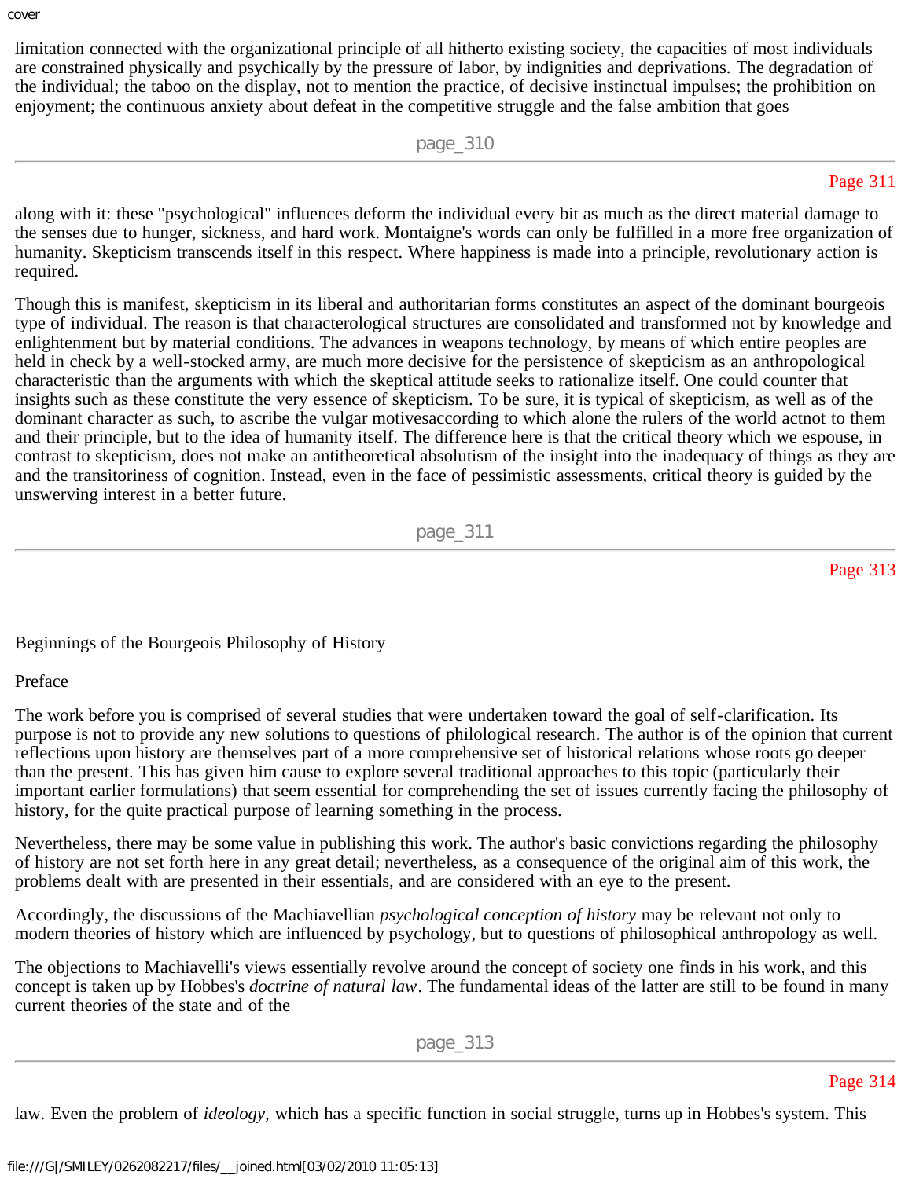limitation connected with the organizational principle of all hitherto existing society, the capacities of most individuals are constrained physically and psychically by the pressure of labor, by indignities and deprivations. The degradation of the individual; the taboo on the display, not to mention the practice, of decisive instinctual impulses; the prohibition on enjoyment; the continuous anxiety about defeat in the competitive struggle and the false ambition that goes along with it: these "psychological" influences deform the individual every bit as much as the direct material damage to the senses due to hunger, sickness, and hard work. Montaigne's words can only be fulfilled in a more free organization of humanity. Skepticism transcends itself in this respect. Where happiness is made into a principle, revolutionary action is required.

Though this is manifest, skepticism in its liberal and authoritarian forms constitutes an aspect of the dominant bourgeois type of individual. The reason is that characterological structures are consolidated and transformed not by knowledge and enlightenment but by material conditions. The advances in weapons technology, by means of which entire peoples are held in check by a well-stocked army, are much more decisive for the persistence of skepticism as an anthropological characteristic than the arguments with which the skeptical attitude seeks to rationalize itself. One could counter that insights such as these constitute the very essence of skepticism. To be sure, it is typical of skepticism, as well as of the dominant character as such, to ascribe the vulgar motivesaccording to which alone the rulers of the world actnot to them and their principle, but to the idea of humanity itself. The difference here is that the critical theory which we espouse, in contrast to skepticism, does not make an antitheoretical absolutism of the insight into the inadequacy of things as they are and the transitoriness of cognition. Instead, even in the face of pessimistic assessments, critical theory is guided by the unswerving interest in a better future.

# Beginnings of the Bourgeois Philosophy of History

## Preface

The work before you is comprised of several studies that were undertaken toward the goal of self-clarification. Its purpose is not to provide any new solutions to questions of philological research. The author is of the opinion that current reflections upon history are themselves part of a more comprehensive set of historical relations whose roots go deeper than the present. This has given him cause to explore several traditional approaches to this topic (particularly their important earlier formulations) that seem essential for comprehending the set of issues currently facing the philosophy of history, for the quite practical purpose of learning something in the process.

Nevertheless, there may be some value in publishing this work. The author's basic convictions regarding the philosophy of history are not set forth here in any great detail; nevertheless, as a consequence of the original aim of this work, the problems dealt with are presented in their essentials, and are considered with an eye to the present.

Accordingly, the discussions of the Machiavellian *psychological conception of history* may be relevant not only to modern theories of history which are influenced by psychology, but to questions of philosophical anthropology as well.

The objections to Machiavelli's views essentially revolve around the concept of society one finds in his work, and this concept is taken up by Hobbes's *doctrine of natural law*. The fundamental ideas of the latter are still to be found in many current theories of the state and of the law. Even the problem of *ideology,* which has a specific function in social struggle, turns up in Hobbes's system. This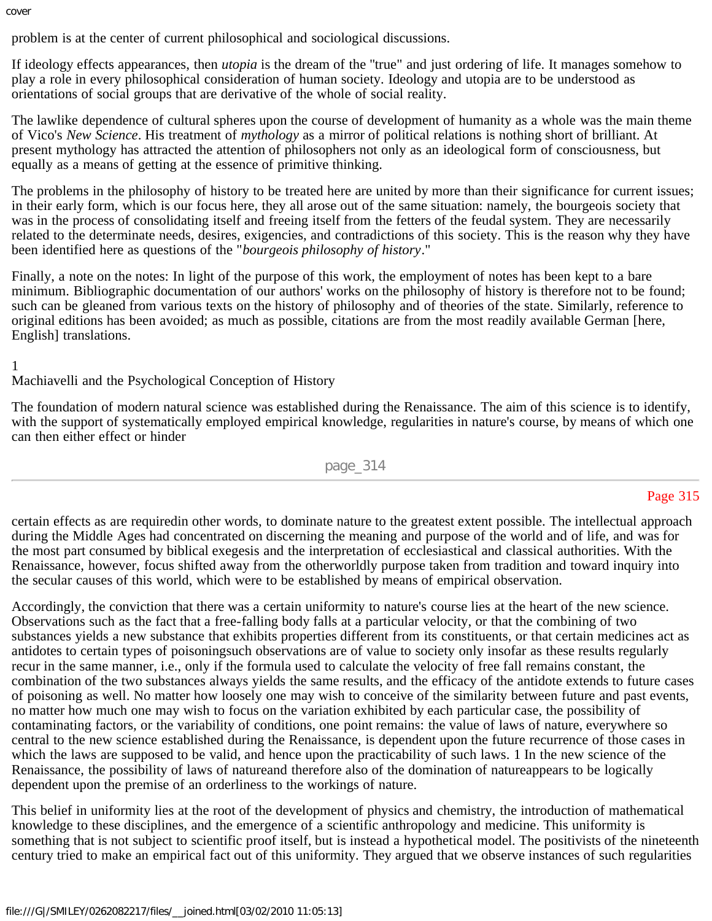problem is at the center of current philosophical and sociological discussions.

If ideology effects appearances, then *utopia* is the dream of the "true" and just ordering of life. It manages somehow to play a role in every philosophical consideration of human society. Ideology and utopia are to be understood as orientations of social groups that are derivative of the whole of social reality.

The lawlike dependence of cultural spheres upon the course of development of humanity as a whole was the main theme of Vico's *New Science*. His treatment of *mythology* as a mirror of political relations is nothing short of brilliant. At present mythology has attracted the attention of philosophers not only as an ideological form of consciousness, but equally as a means of getting at the essence of primitive thinking.

The problems in the philosophy of history to be treated here are united by more than their significance for current issues; in their early form, which is our focus here, they all arose out of the same situation: namely, the bourgeois society that was in the process of consolidating itself and freeing itself from the fetters of the feudal system. They are necessarily related to the determinate needs, desires, exigencies, and contradictions of this society. This is the reason why they have been identified here as questions of the "*bourgeois philosophy of history*."

Finally, a note on the notes: In light of the purpose of this work, the employment of notes has been kept to a bare minimum. Bibliographic documentation of our authors' works on the philosophy of history is therefore not to be found; such can be gleaned from various texts on the history of philosophy and of theories of the state. Similarly, reference to original editions has been avoided; as much as possible, citations are from the most readily available German [here, English] translations.

# 1
# Machiavelli and the Psychological Conception of History

The foundation of modern natural science was established during the Renaissance. The aim of this science is to identify, with the support of systematically employed empirical knowledge, regularities in nature's course, by means of which one can then either effect or hinder certain effects as are requiredin other words, to dominate nature to the greatest extent possible. The intellectual approach during the Middle Ages had concentrated on discerning the meaning and purpose of the world and of life, and was for the most part consumed by biblical exegesis and the interpretation of ecclesiastical and classical authorities. With the Renaissance, however, focus shifted away from the otherworldly purpose taken from tradition and toward inquiry into the secular causes of this world, which were to be established by means of empirical observation.

Accordingly, the conviction that there was a certain uniformity to nature's course lies at the heart of the new science. Observations such as the fact that a free-falling body falls at a particular velocity, or that the combining of two substances yields a new substance that exhibits properties different from its constituents, or that certain medicines act as antidotes to certain types of poisoningsuch observations are of value to society only insofar as these results regularly recur in the same manner, i.e., only if the formula used to calculate the velocity of free fall remains constant, the combination of the two substances always yields the same results, and the efficacy of the antidote extends to future cases of poisoning as well. No matter how loosely one may wish to conceive of the similarity between future and past events, no matter how much one may wish to focus on the variation exhibited by each particular case, the possibility of contaminating factors, or the variability of conditions, one point remains: the value of laws of nature, everywhere so central to the new science established during the Renaissance, is dependent upon the future recurrence of those cases in which the laws are supposed to be valid, and hence upon the practicability of such laws. [1] In the new science of the Renaissance, the possibility of laws of natureand therefore also of the domination of natureappears to be logically dependent upon the premise of an orderliness to the workings of nature.

This belief in uniformity lies at the root of the development of physics and chemistry, the introduction of mathematical knowledge to these disciplines, and the emergence of a scientific anthropology and medicine. This uniformity is something that is not subject to scientific proof itself, but is instead a hypothetical model. The positivists of the nineteenth century tried to make an empirical fact out of this uniformity. They argued that we observe instances of such regularities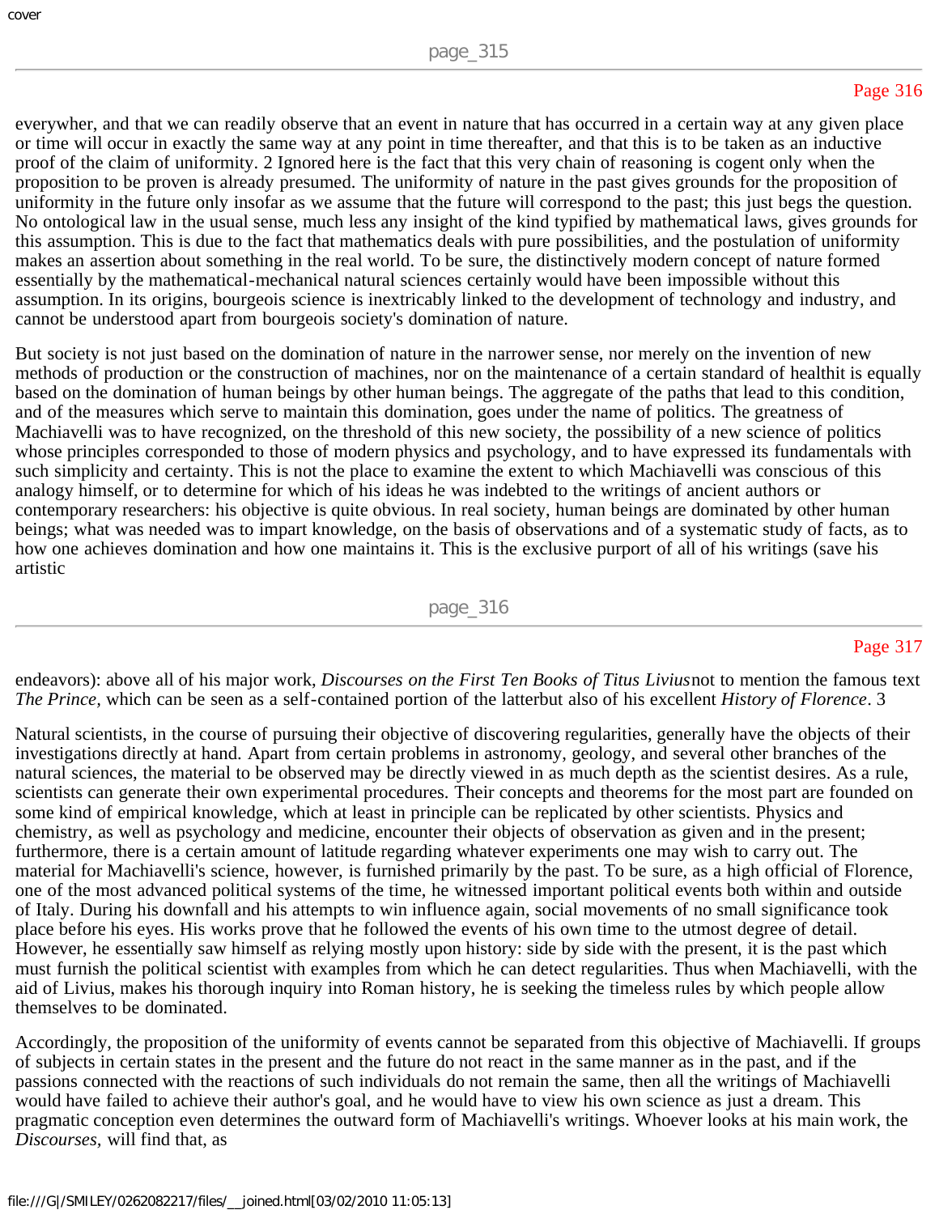everywher, and that we can readily observe that an event in nature that has occurred in a certain way at any given place or time will occur in exactly the same way at any point in time thereafter, and that this is to be taken as an inductive proof of the claim of uniformity. 2 Ignored here is the fact that this very chain of reasoning is cogent only when the proposition to be proven is already presumed. The uniformity of nature in the past gives grounds for the proposition of uniformity in the future only insofar as we assume that the future will correspond to the past; this just begs the question. No ontological law in the usual sense, much less any insight of the kind typified by mathematical laws, gives grounds for this assumption. This is due to the fact that mathematics deals with pure possibilities, and the postulation of uniformity makes an assertion about something in the real world. To be sure, the distinctively modern concept of nature formed essentially by the mathematical-mechanical natural sciences certainly would have been impossible without this assumption. In its origins, bourgeois science is inextricably linked to the development of technology and industry, and cannot be understood apart from bourgeois society's domination of nature.

But society is not just based on the domination of nature in the narrower sense, nor merely on the invention of new methods of production or the construction of machines, nor on the maintenance of a certain standard of healthit is equally based on the domination of human beings by other human beings. The aggregate of the paths that lead to this condition, and of the measures which serve to maintain this domination, goes under the name of politics. The greatness of Machiavelli was to have recognized, on the threshold of this new society, the possibility of a new science of politics whose principles corresponded to those of modern physics and psychology, and to have expressed its fundamentals with such simplicity and certainty. This is not the place to examine the extent to which Machiavelli was conscious of this analogy himself, or to determine for which of his ideas he was indebted to the writings of ancient authors or contemporary researchers: his objective is quite obvious. In real society, human beings are dominated by other human beings; what was needed was to impart knowledge, on the basis of observations and of a systematic study of facts, as to how one achieves domination and how one maintains it. This is the exclusive purport of all of his writings (save his artistic endeavors): above all of his major work, *Discourses on the First Ten Books of Titus Livius*not to mention the famous text *The Prince,* which can be seen as a self-contained portion of the latterbut also of his excellent *History of Florence*. 3

Natural scientists, in the course of pursuing their objective of discovering regularities, generally have the objects of their investigations directly at hand. Apart from certain problems in astronomy, geology, and several other branches of the natural sciences, the material to be observed may be directly viewed in as much depth as the scientist desires. As a rule, scientists can generate their own experimental procedures. Their concepts and theorems for the most part are founded on some kind of empirical knowledge, which at least in principle can be replicated by other scientists. Physics and chemistry, as well as psychology and medicine, encounter their objects of observation as given and in the present; furthermore, there is a certain amount of latitude regarding whatever experiments one may wish to carry out. The material for Machiavelli's science, however, is furnished primarily by the past. To be sure, as a high official of Florence, one of the most advanced political systems of the time, he witnessed important political events both within and outside of Italy. During his downfall and his attempts to win influence again, social movements of no small significance took place before his eyes. His works prove that he followed the events of his own time to the utmost degree of detail. However, he essentially saw himself as relying mostly upon history: side by side with the present, it is the past which must furnish the political scientist with examples from which he can detect regularities. Thus when Machiavelli, with the aid of Livius, makes his thorough inquiry into Roman history, he is seeking the timeless rules by which people allow themselves to be dominated.

Accordingly, the proposition of the uniformity of events cannot be separated from this objective of Machiavelli. If groups of subjects in certain states in the present and the future do not react in the same manner as in the past, and if the passions connected with the reactions of such individuals do not remain the same, then all the writings of Machiavelli would have failed to achieve their author's goal, and he would have to view his own science as just a dream. This pragmatic conception even determines the outward form of Machiavelli's writings. Whoever looks at his main work, the *Discourses*, will find that, as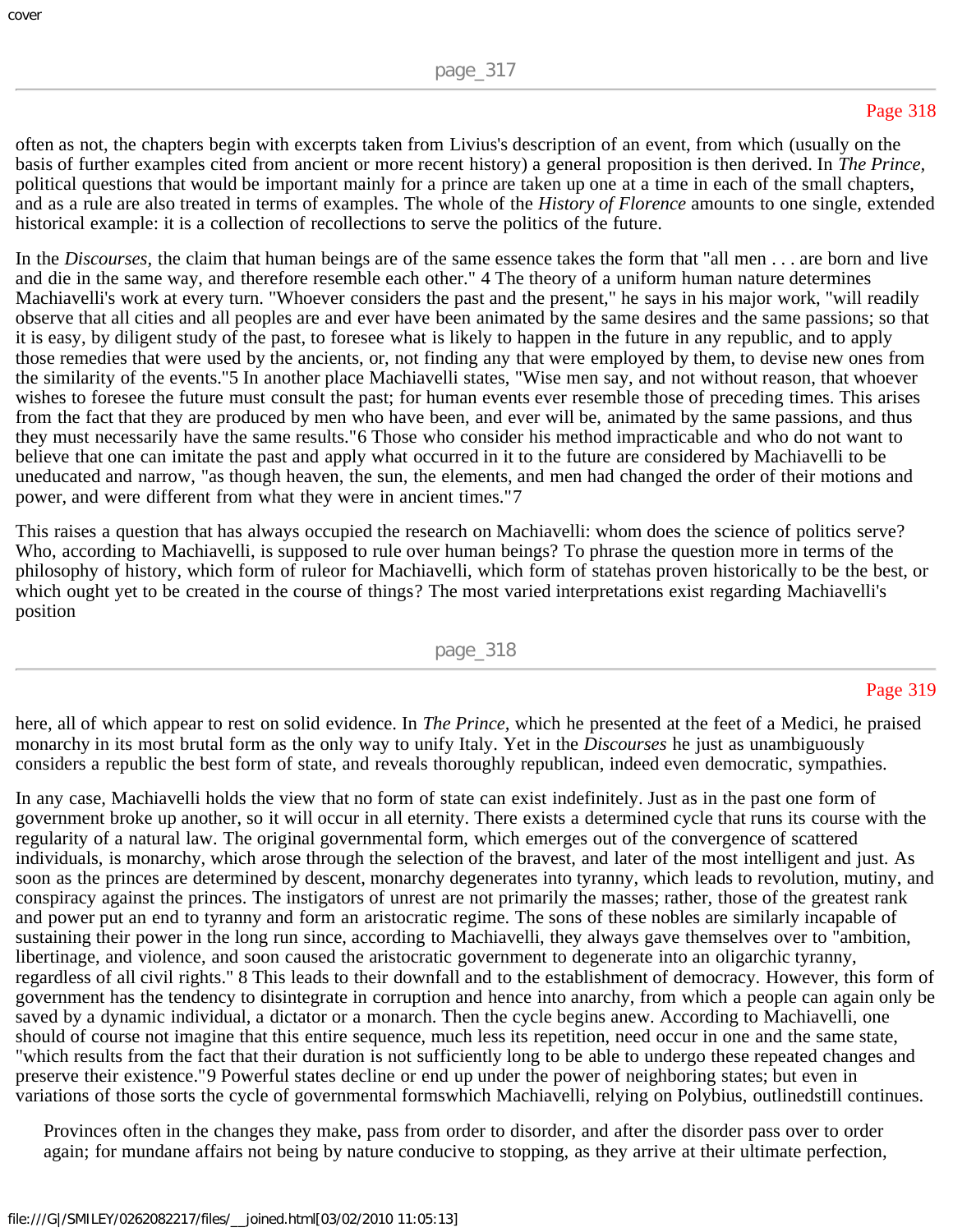often as not, the chapters begin with excerpts taken from Livius's description of an event, from which (usually on the basis of further examples cited from ancient or more recent history) a general proposition is then derived. In *The Prince*, political questions that would be important mainly for a prince are taken up one at a time in each of the small chapters, and as a rule are also treated in terms of examples. The whole of the *History of Florence* amounts to one single, extended historical example: it is a collection of recollections to serve the politics of the future.

In the *Discourses*, the claim that human beings are of the same essence takes the form that "all men . . . are born and live and die in the same way, and therefore resemble each other." 4 The theory of a uniform human nature determines Machiavelli's work at every turn. "Whoever considers the past and the present," he says in his major work, "will readily observe that all cities and all peoples are and ever have been animated by the same desires and the same passions; so that it is easy, by diligent study of the past, to foresee what is likely to happen in the future in any republic, and to apply those remedies that were used by the ancients, or, not finding any that were employed by them, to devise new ones from the similarity of the events."5 In another place Machiavelli states, "Wise men say, and not without reason, that whoever wishes to foresee the future must consult the past; for human events ever resemble those of preceding times. This arises from the fact that they are produced by men who have been, and ever will be, animated by the same passions, and thus they must necessarily have the same results."6 Those who consider his method impracticable and who do not want to believe that one can imitate the past and apply what occurred in it to the future are considered by Machiavelli to be uneducated and narrow, "as though heaven, the sun, the elements, and men had changed the order of their motions and power, and were different from what they were in ancient times."7

This raises a question that has always occupied the research on Machiavelli: whom does the science of politics serve? Who, according to Machiavelli, is supposed to rule over human beings? To phrase the question more in terms of the philosophy of history, which form of ruleor for Machiavelli, which form of statehas proven historically to be the best, or which ought yet to be created in the course of things? The most varied interpretations exist regarding Machiavelli's position here, all of which appear to rest on solid evidence. In *The Prince*, which he presented at the feet of a Medici, he praised monarchy in its most brutal form as the only way to unify Italy. Yet in the *Discourses* he just as unambiguously considers a republic the best form of state, and reveals thoroughly republican, indeed even democratic, sympathies.

In any case, Machiavelli holds the view that no form of state can exist indefinitely. Just as in the past one form of government broke up another, so it will occur in all eternity. There exists a determined cycle that runs its course with the regularity of a natural law. The original governmental form, which emerges out of the convergence of scattered individuals, is monarchy, which arose through the selection of the bravest, and later of the most intelligent and just. As soon as the princes are determined by descent, monarchy degenerates into tyranny, which leads to revolution, mutiny, and conspiracy against the princes. The instigators of unrest are not primarily the masses; rather, those of the greatest rank and power put an end to tyranny and form an aristocratic regime. The sons of these nobles are similarly incapable of sustaining their power in the long run since, according to Machiavelli, they always gave themselves over to "ambition, libertinage, and violence, and soon caused the aristocratic government to degenerate into an oligarchic tyranny, regardless of all civil rights." 8 This leads to their downfall and to the establishment of democracy. However, this form of government has the tendency to disintegrate in corruption and hence into anarchy, from which a people can again only be saved by a dynamic individual, a dictator or a monarch. Then the cycle begins anew. According to Machiavelli, one should of course not imagine that this entire sequence, much less its repetition, need occur in one and the same state, "which results from the fact that their duration is not sufficiently long to be able to undergo these repeated changes and preserve their existence."9 Powerful states decline or end up under the power of neighboring states; but even in variations of those sorts the cycle of governmental formswhich Machiavelli, relying on Polybius, outlinedstill continues.

> Provinces often in the changes they make, pass from order to disorder, and after the disorder pass over to order again; for mundane affairs not being by nature conducive to stopping, as they arrive at their ultimate perfection,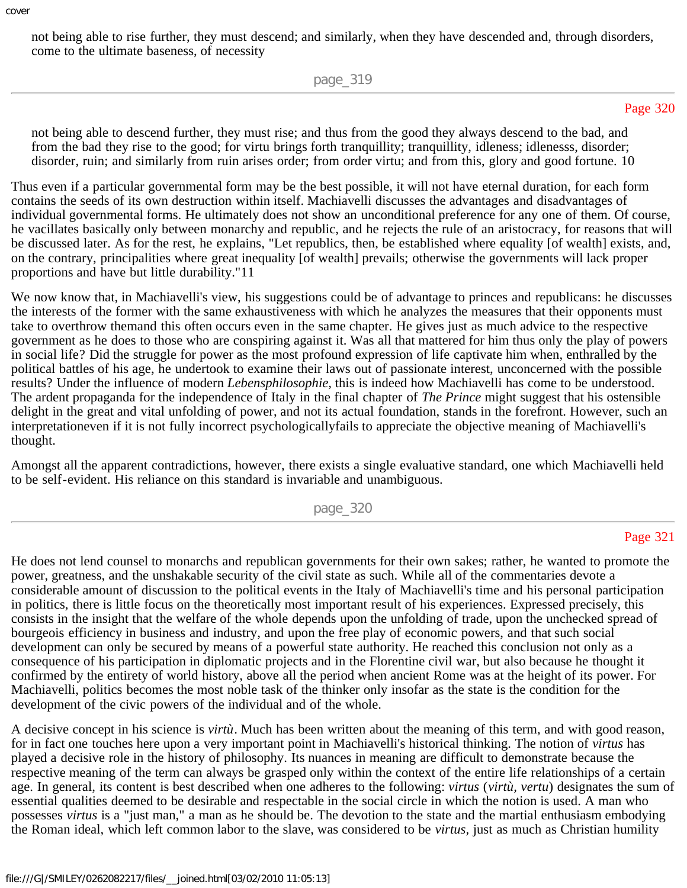not being able to rise further, they must descend; and similarly, when they have descended and, through disorders, come to the ultimate baseness, of necessity

not being able to descend further, they must rise; and thus from the good they always descend to the bad, and from the bad they rise to the good; for virtu brings forth tranquillity; tranquillity, idleness; idlenesss, disorder; disorder, ruin; and similarly from ruin arises order; from order virtu; and from this, glory and good fortune. 10

Thus even if a particular governmental form may be the best possible, it will not have eternal duration, for each form contains the seeds of its own destruction within itself. Machiavelli discusses the advantages and disadvantages of individual governmental forms. He ultimately does not show an unconditional preference for any one of them. Of course, he vacillates basically only between monarchy and republic, and he rejects the rule of an aristocracy, for reasons that will be discussed later. As for the rest, he explains, "Let republics, then, be established where equality [of wealth] exists, and, on the contrary, principalities where great inequality [of wealth] prevails; otherwise the governments will lack proper proportions and have but little durability."11

We now know that, in Machiavelli's view, his suggestions could be of advantage to princes and republicans: he discusses the interests of the former with the same exhaustiveness with which he analyzes the measures that their opponents must take to overthrow themand this often occurs even in the same chapter. He gives just as much advice to the respective government as he does to those who are conspiring against it. Was all that mattered for him thus only the play of powers in social life? Did the struggle for power as the most profound expression of life captivate him when, enthralled by the political battles of his age, he undertook to examine their laws out of passionate interest, unconcerned with the possible results? Under the influence of modern *Lebensphilosophie,* this is indeed how Machiavelli has come to be understood. The ardent propaganda for the independence of Italy in the final chapter of *The Prince* might suggest that his ostensible delight in the great and vital unfolding of power, and not its actual foundation, stands in the forefront. However, such an interpretationeven if it is not fully incorrect psychologicallyfails to appreciate the objective meaning of Machiavelli's thought.

Amongst all the apparent contradictions, however, there exists a single evaluative standard, one which Machiavelli held to be self-evident. His reliance on this standard is invariable and unambiguous.

He does not lend counsel to monarchs and republican governments for their own sakes; rather, he wanted to promote the power, greatness, and the unshakable security of the civil state as such. While all of the commentaries devote a considerable amount of discussion to the political events in the Italy of Machiavelli's time and his personal participation in politics, there is little focus on the theoretically most important result of his experiences. Expressed precisely, this consists in the insight that the welfare of the whole depends upon the unfolding of trade, upon the unchecked spread of bourgeois efficiency in business and industry, and upon the free play of economic powers, and that such social development can only be secured by means of a powerful state authority. He reached this conclusion not only as a consequence of his participation in diplomatic projects and in the Florentine civil war, but also because he thought it confirmed by the entirety of world history, above all the period when ancient Rome was at the height of its power. For Machiavelli, politics becomes the most noble task of the thinker only insofar as the state is the condition for the development of the civic powers of the individual and of the whole.

A decisive concept in his science is *virtù*. Much has been written about the meaning of this term, and with good reason, for in fact one touches here upon a very important point in Machiavelli's historical thinking. The notion of *virtus* has played a decisive role in the history of philosophy. Its nuances in meaning are difficult to demonstrate because the respective meaning of the term can always be grasped only within the context of the entire life relationships of a certain age. In general, its content is best described when one adheres to the following: *virtus* (*virtù, vertu*) designates the sum of essential qualities deemed to be desirable and respectable in the social circle in which the notion is used. A man who possesses *virtus* is a "just man," a man as he should be. The devotion to the state and the martial enthusiasm embodying the Roman ideal, which left common labor to the slave, was considered to be *virtus,* just as much as Christian humility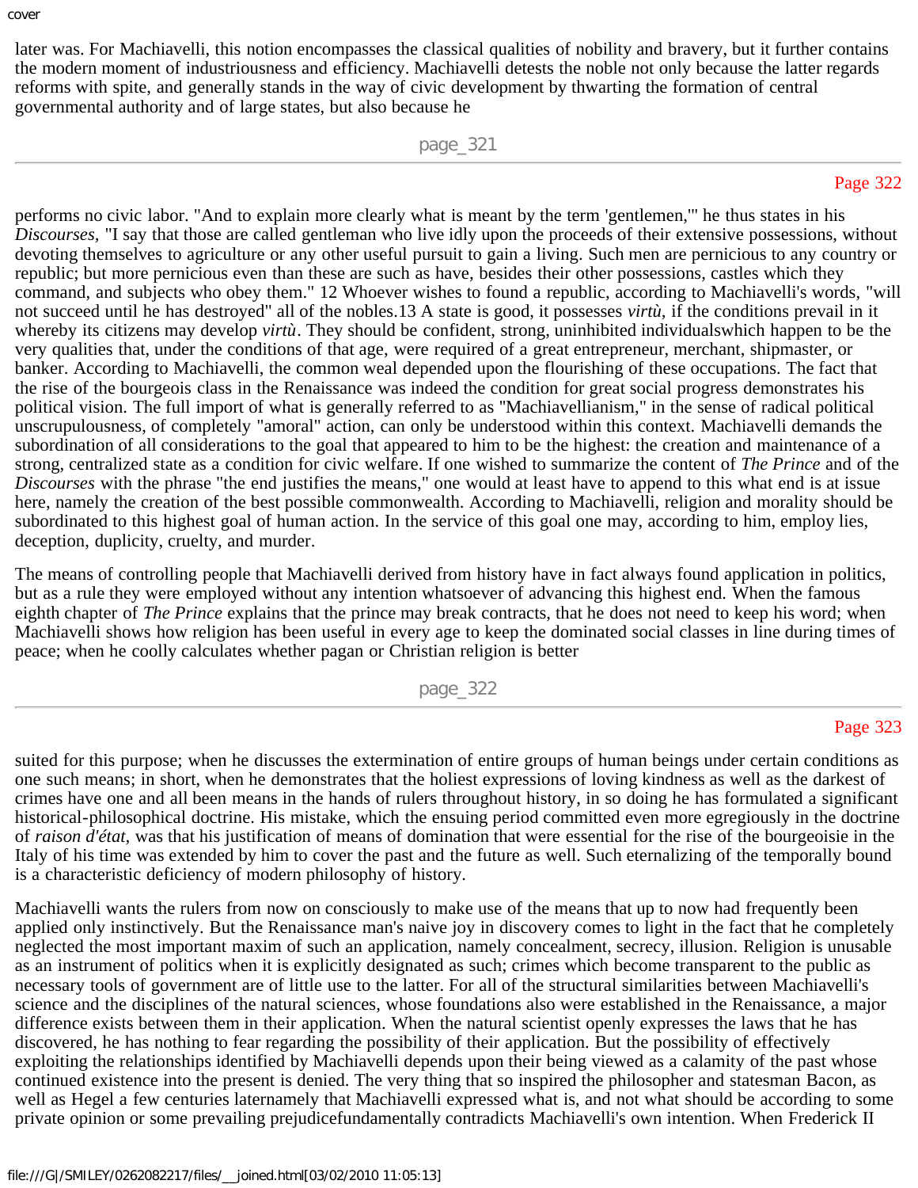later was. For Machiavelli, this notion encompasses the classical qualities of nobility and bravery, but it further contains the modern moment of industriousness and efficiency. Machiavelli detests the noble not only because the latter regards reforms with spite, and generally stands in the way of civic development by thwarting the formation of central governmental authority and of large states, but also because he performs no civic labor. "And to explain more clearly what is meant by the term 'gentlemen,'" he thus states in his *Discourses*, "I say that those are called gentleman who live idly upon the proceeds of their extensive possessions, without devoting themselves to agriculture or any other useful pursuit to gain a living. Such men are pernicious to any country or republic; but more pernicious even than these are such as have, besides their other possessions, castles which they command, and subjects who obey them." 12 Whoever wishes to found a republic, according to Machiavelli's words, "will not succeed until he has destroyed" all of the nobles.13 A state is good, it possesses *virtù,* if the conditions prevail in it whereby its citizens may develop *virtù*. They should be confident, strong, uninhibited individualswhich happen to be the very qualities that, under the conditions of that age, were required of a great entrepreneur, merchant, shipmaster, or banker. According to Machiavelli, the common weal depended upon the flourishing of these occupations. The fact that the rise of the bourgeois class in the Renaissance was indeed the condition for great social progress demonstrates his political vision. The full import of what is generally referred to as "Machiavellianism," in the sense of radical political unscrupulousness, of completely "amoral" action, can only be understood within this context. Machiavelli demands the subordination of all considerations to the goal that appeared to him to be the highest: the creation and maintenance of a strong, centralized state as a condition for civic welfare. If one wished to summarize the content of *The Prince* and of the *Discourses* with the phrase "the end justifies the means," one would at least have to append to this what end is at issue here, namely the creation of the best possible commonwealth. According to Machiavelli, religion and morality should be subordinated to this highest goal of human action. In the service of this goal one may, according to him, employ lies, deception, duplicity, cruelty, and murder.

The means of controlling people that Machiavelli derived from history have in fact always found application in politics, but as a rule they were employed without any intention whatsoever of advancing this highest end. When the famous eighth chapter of *The Prince* explains that the prince may break contracts, that he does not need to keep his word; when Machiavelli shows how religion has been useful in every age to keep the dominated social classes in line during times of peace; when he coolly calculates whether pagan or Christian religion is better suited for this purpose; when he discusses the extermination of entire groups of human beings under certain conditions as one such means; in short, when he demonstrates that the holiest expressions of loving kindness as well as the darkest of crimes have one and all been means in the hands of rulers throughout history, in so doing he has formulated a significant historical-philosophical doctrine. His mistake, which the ensuing period committed even more egregiously in the doctrine of *raison d'état,* was that his justification of means of domination that were essential for the rise of the bourgeoisie in the Italy of his time was extended by him to cover the past and the future as well. Such eternalizing of the temporally bound is a characteristic deficiency of modern philosophy of history.

Machiavelli wants the rulers from now on consciously to make use of the means that up to now had frequently been applied only instinctively. But the Renaissance man's naive joy in discovery comes to light in the fact that he completely neglected the most important maxim of such an application, namely concealment, secrecy, illusion. Religion is unusable as an instrument of politics when it is explicitly designated as such; crimes which become transparent to the public as necessary tools of government are of little use to the latter. For all of the structural similarities between Machiavelli's science and the disciplines of the natural sciences, whose foundations also were established in the Renaissance, a major difference exists between them in their application. When the natural scientist openly expresses the laws that he has discovered, he has nothing to fear regarding the possibility of their application. But the possibility of effectively exploiting the relationships identified by Machiavelli depends upon their being viewed as a calamity of the past whose continued existence into the present is denied. The very thing that so inspired the philosopher and statesman Bacon, as well as Hegel a few centuries laternamely that Machiavelli expressed what is, and not what should be according to some private opinion or some prevailing prejudicefundamentally contradicts Machiavelli's own intention. When Frederick II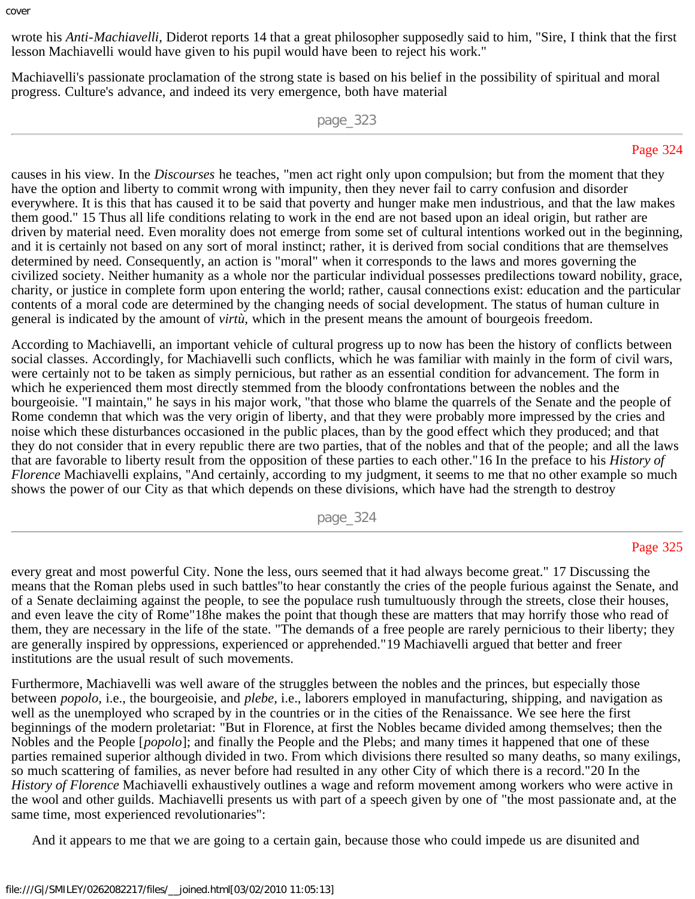wrote his *Anti-Machiavelli,* Diderot reports 14 that a great philosopher supposedly said to him, "Sire, I think that the first lesson Machiavelli would have given to his pupil would have been to reject his work."

Machiavelli's passionate proclamation of the strong state is based on his belief in the possibility of spiritual and moral progress. Culture's advance, and indeed its very emergence, both have material causes in his view. In the *Discourses* he teaches, "men act right only upon compulsion; but from the moment that they have the option and liberty to commit wrong with impunity, then they never fail to carry confusion and disorder everywhere. It is this that has caused it to be said that poverty and hunger make men industrious, and that the law makes them good." 15 Thus all life conditions relating to work in the end are not based upon an ideal origin, but rather are driven by material need. Even morality does not emerge from some set of cultural intentions worked out in the beginning, and it is certainly not based on any sort of moral instinct; rather, it is derived from social conditions that are themselves determined by need. Consequently, an action is "moral" when it corresponds to the laws and mores governing the civilized society. Neither humanity as a whole nor the particular individual possesses predilections toward nobility, grace, charity, or justice in complete form upon entering the world; rather, causal connections exist: education and the particular contents of a moral code are determined by the changing needs of social development. The status of human culture in general is indicated by the amount of *virtù,* which in the present means the amount of bourgeois freedom.

According to Machiavelli, an important vehicle of cultural progress up to now has been the history of conflicts between social classes. Accordingly, for Machiavelli such conflicts, which he was familiar with mainly in the form of civil wars, were certainly not to be taken as simply pernicious, but rather as an essential condition for advancement. The form in which he experienced them most directly stemmed from the bloody confrontations between the nobles and the bourgeoisie. "I maintain," he says in his major work, "that those who blame the quarrels of the Senate and the people of Rome condemn that which was the very origin of liberty, and that they were probably more impressed by the cries and noise which these disturbances occasioned in the public places, than by the good effect which they produced; and that they do not consider that in every republic there are two parties, that of the nobles and that of the people; and all the laws that are favorable to liberty result from the opposition of these parties to each other."16 In the preface to his *History of Florence* Machiavelli explains, "And certainly, according to my judgment, it seems to me that no other example so much shows the power of our City as that which depends on these divisions, which have had the strength to destroy every great and most powerful City. None the less, ours seemed that it had always become great." 17 Discussing the means that the Roman plebs used in such battles"to hear constantly the cries of the people furious against the Senate, and of a Senate declaiming against the people, to see the populace rush tumultuously through the streets, close their houses, and even leave the city of Rome"18he makes the point that though these are matters that may horrify those who read of them, they are necessary in the life of the state. "The demands of a free people are rarely pernicious to their liberty; they are generally inspired by oppressions, experienced or apprehended."19 Machiavelli argued that better and freer institutions are the usual result of such movements.

Furthermore, Machiavelli was well aware of the struggles between the nobles and the princes, but especially those between *popolo,* i.e., the bourgeoisie, and *plebe,* i.e., laborers employed in manufacturing, shipping, and navigation as well as the unemployed who scraped by in the countries or in the cities of the Renaissance. We see here the first beginnings of the modern proletariat: "But in Florence, at first the Nobles became divided among themselves; then the Nobles and the People [*popolo*]; and finally the People and the Plebs; and many times it happened that one of these parties remained superior although divided in two. From which divisions there resulted so many deaths, so many exilings, so much scattering of families, as never before had resulted in any other City of which there is a record."20 In the *History of Florence* Machiavelli exhaustively outlines a wage and reform movement among workers who were active in the wool and other guilds. Machiavelli presents us with part of a speech given by one of "the most passionate and, at the same time, most experienced revolutionaries":

> And it appears to me that we are going to a certain gain, because those who could impede us are disunited and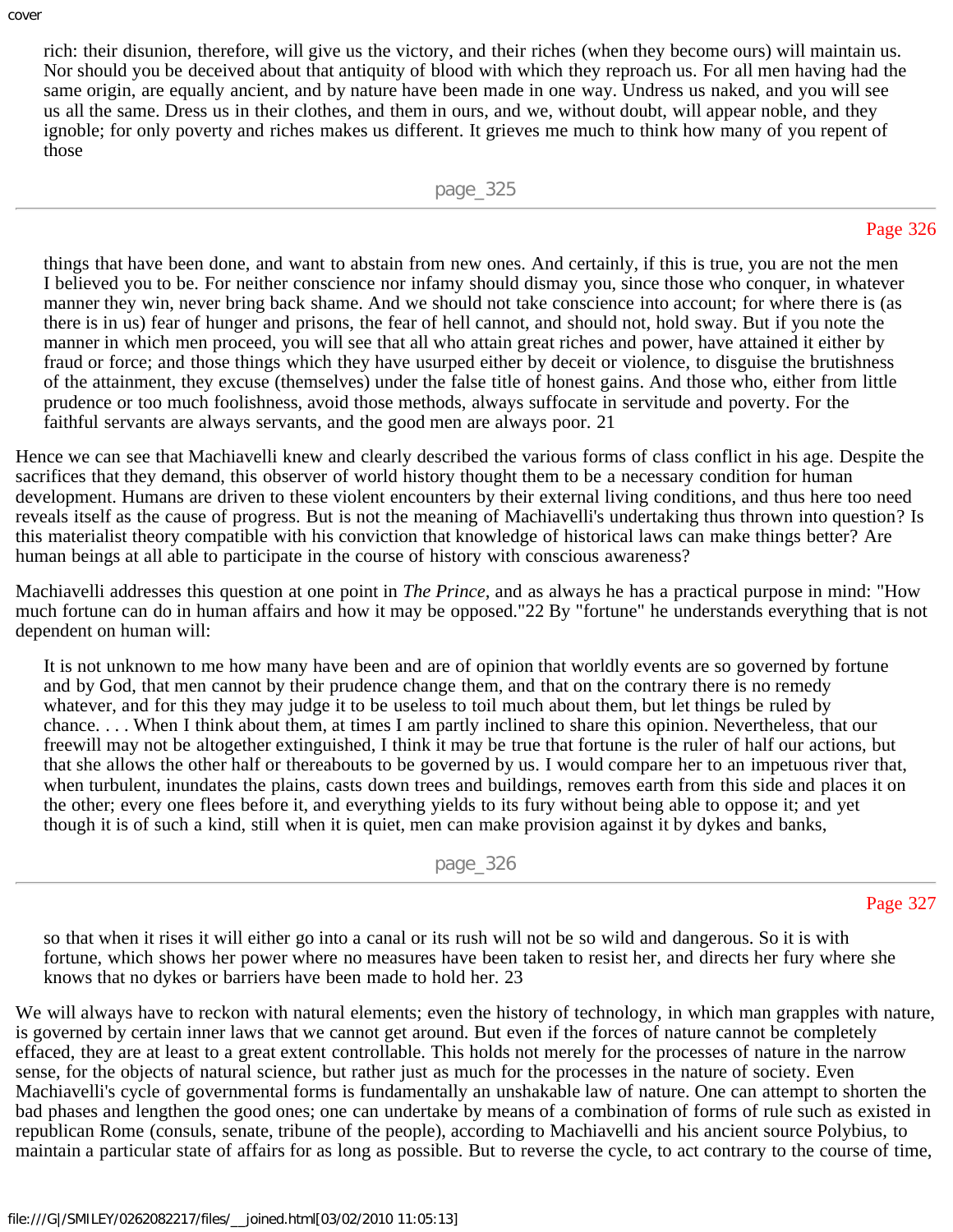rich: their disunion, therefore, will give us the victory, and their riches (when they become ours) will maintain us. Nor should you be deceived about that antiquity of blood with which they reproach us. For all men having had the same origin, are equally ancient, and by nature have been made in one way. Undress us naked, and you will see us all the same. Dress us in their clothes, and them in ours, and we, without doubt, will appear noble, and they ignoble; for only poverty and riches makes us different. It grieves me much to think how many of you repent of those

> things that have been done, and want to abstain from new ones. And certainly, if this is true, you are not the men I believed you to be. For neither conscience nor infamy should dismay you, since those who conquer, in whatever manner they win, never bring back shame. And we should not take conscience into account; for where there is (as there is in us) fear of hunger and prisons, the fear of hell cannot, and should not, hold sway. But if you note the manner in which men proceed, you will see that all who attain great riches and power, have attained it either by fraud or force; and those things which they have usurped either by deceit or violence, to disguise the brutishness of the attainment, they excuse (themselves) under the false title of honest gains. And those who, either from little prudence or too much foolishness, avoid those methods, always suffocate in servitude and poverty. For the faithful servants are always servants, and the good men are always poor. 21

Hence we can see that Machiavelli knew and clearly described the various forms of class conflict in his age. Despite the sacrifices that they demand, this observer of world history thought them to be a necessary condition for human development. Humans are driven to these violent encounters by their external living conditions, and thus here too need reveals itself as the cause of progress. But is not the meaning of Machiavelli's undertaking thus thrown into question? Is this materialist theory compatible with his conviction that knowledge of historical laws can make things better? Are human beings at all able to participate in the course of history with conscious awareness?

Machiavelli addresses this question at one point in *The Prince*, and as always he has a practical purpose in mind: "How much fortune can do in human affairs and how it may be opposed."22 By "fortune" he understands everything that is not dependent on human will:

> It is not unknown to me how many have been and are of opinion that worldly events are so governed by fortune and by God, that men cannot by their prudence change them, and that on the contrary there is no remedy whatever, and for this they may judge it to be useless to toil much about them, but let things be ruled by chance. . . . When I think about them, at times I am partly inclined to share this opinion. Nevertheless, that our freewill may not be altogether extinguished, I think it may be true that fortune is the ruler of half our actions, but that she allows the other half or thereabouts to be governed by us. I would compare her to an impetuous river that, when turbulent, inundates the plains, casts down trees and buildings, removes earth from this side and places it on the other; every one flees before it, and everything yields to its fury without being able to oppose it; and yet though it is of such a kind, still when it is quiet, men can make provision against it by dykes and banks, so that when it rises it will either go into a canal or its rush will not be so wild and dangerous. So it is with fortune, which shows her power where no measures have been taken to resist her, and directs her fury where she knows that no dykes or barriers have been made to hold her. 23

We will always have to reckon with natural elements; even the history of technology, in which man grapples with nature, is governed by certain inner laws that we cannot get around. But even if the forces of nature cannot be completely effaced, they are at least to a great extent controllable. This holds not merely for the processes of nature in the narrow sense, for the objects of natural science, but rather just as much for the processes in the nature of society. Even Machiavelli's cycle of governmental forms is fundamentally an unshakable law of nature. One can attempt to shorten the bad phases and lengthen the good ones; one can undertake by means of a combination of forms of rule such as existed in republican Rome (consuls, senate, tribune of the people), according to Machiavelli and his ancient source Polybius, to maintain a particular state of affairs for as long as possible. But to reverse the cycle, to act contrary to the course of time,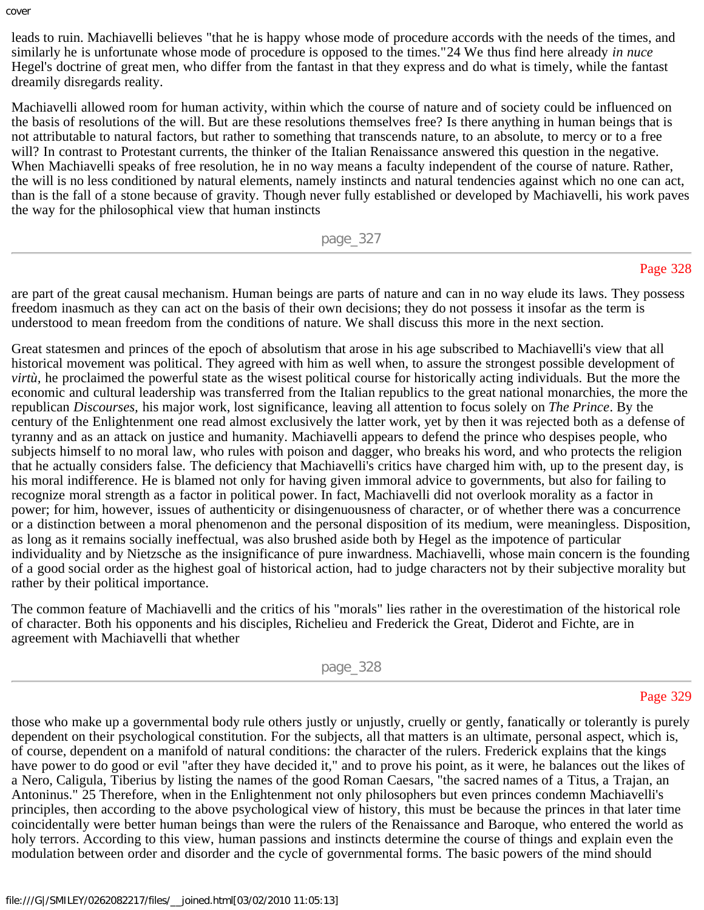leads to ruin. Machiavelli believes "that he is happy whose mode of procedure accords with the needs of the times, and similarly he is unfortunate whose mode of procedure is opposed to the times."24 We thus find here already *in nuce* Hegel's doctrine of great men, who differ from the fantast in that they express and do what is timely, while the fantast dreamily disregards reality.

Machiavelli allowed room for human activity, within which the course of nature and of society could be influenced on the basis of resolutions of the will. But are these resolutions themselves free? Is there anything in human beings that is not attributable to natural factors, but rather to something that transcends nature, to an absolute, to mercy or to a free will? In contrast to Protestant currents, the thinker of the Italian Renaissance answered this question in the negative. When Machiavelli speaks of free resolution, he in no way means a faculty independent of the course of nature. Rather, the will is no less conditioned by natural elements, namely instincts and natural tendencies against which no one can act, than is the fall of a stone because of gravity. Though never fully established or developed by Machiavelli, his work paves the way for the philosophical view that human instincts are part of the great causal mechanism. Human beings are parts of nature and can in no way elude its laws. They possess freedom inasmuch as they can act on the basis of their own decisions; they do not possess it insofar as the term is understood to mean freedom from the conditions of nature. We shall discuss this more in the next section.

Great statesmen and princes of the epoch of absolutism that arose in his age subscribed to Machiavelli's view that all historical movement was political. They agreed with him as well when, to assure the strongest possible development of *virtù,* he proclaimed the powerful state as the wisest political course for historically acting individuals. But the more the economic and cultural leadership was transferred from the Italian republics to the great national monarchies, the more the republican *Discourses,* his major work, lost significance, leaving all attention to focus solely on *The Prince*. By the century of the Enlightenment one read almost exclusively the latter work, yet by then it was rejected both as a defense of tyranny and as an attack on justice and humanity. Machiavelli appears to defend the prince who despises people, who subjects himself to no moral law, who rules with poison and dagger, who breaks his word, and who protects the religion that he actually considers false. The deficiency that Machiavelli's critics have charged him with, up to the present day, is his moral indifference. He is blamed not only for having given immoral advice to governments, but also for failing to recognize moral strength as a factor in political power. In fact, Machiavelli did not overlook morality as a factor in power; for him, however, issues of authenticity or disingenuousness of character, or of whether there was a concurrence or a distinction between a moral phenomenon and the personal disposition of its medium, were meaningless. Disposition, as long as it remains socially ineffectual, was also brushed aside both by Hegel as the impotence of particular individuality and by Nietzsche as the insignificance of pure inwardness. Machiavelli, whose main concern is the founding of a good social order as the highest goal of historical action, had to judge characters not by their subjective morality but rather by their political importance.

The common feature of Machiavelli and the critics of his "morals" lies rather in the overestimation of the historical role of character. Both his opponents and his disciples, Richelieu and Frederick the Great, Diderot and Fichte, are in agreement with Machiavelli that whether those who make up a governmental body rule others justly or unjustly, cruelly or gently, fanatically or tolerantly is purely dependent on their psychological constitution. For the subjects, all that matters is an ultimate, personal aspect, which is, of course, dependent on a manifold of natural conditions: the character of the rulers. Frederick explains that the kings have power to do good or evil "after they have decided it," and to prove his point, as it were, he balances out the likes of a Nero, Caligula, Tiberius by listing the names of the good Roman Caesars, "the sacred names of a Titus, a Trajan, an Antoninus." 25 Therefore, when in the Enlightenment not only philosophers but even princes condemn Machiavelli's principles, then according to the above psychological view of history, this must be because the princes in that later time coincidentally were better human beings than were the rulers of the Renaissance and Baroque, who entered the world as holy terrors. According to this view, human passions and instincts determine the course of things and explain even the modulation between order and disorder and the cycle of governmental forms. The basic powers of the mind should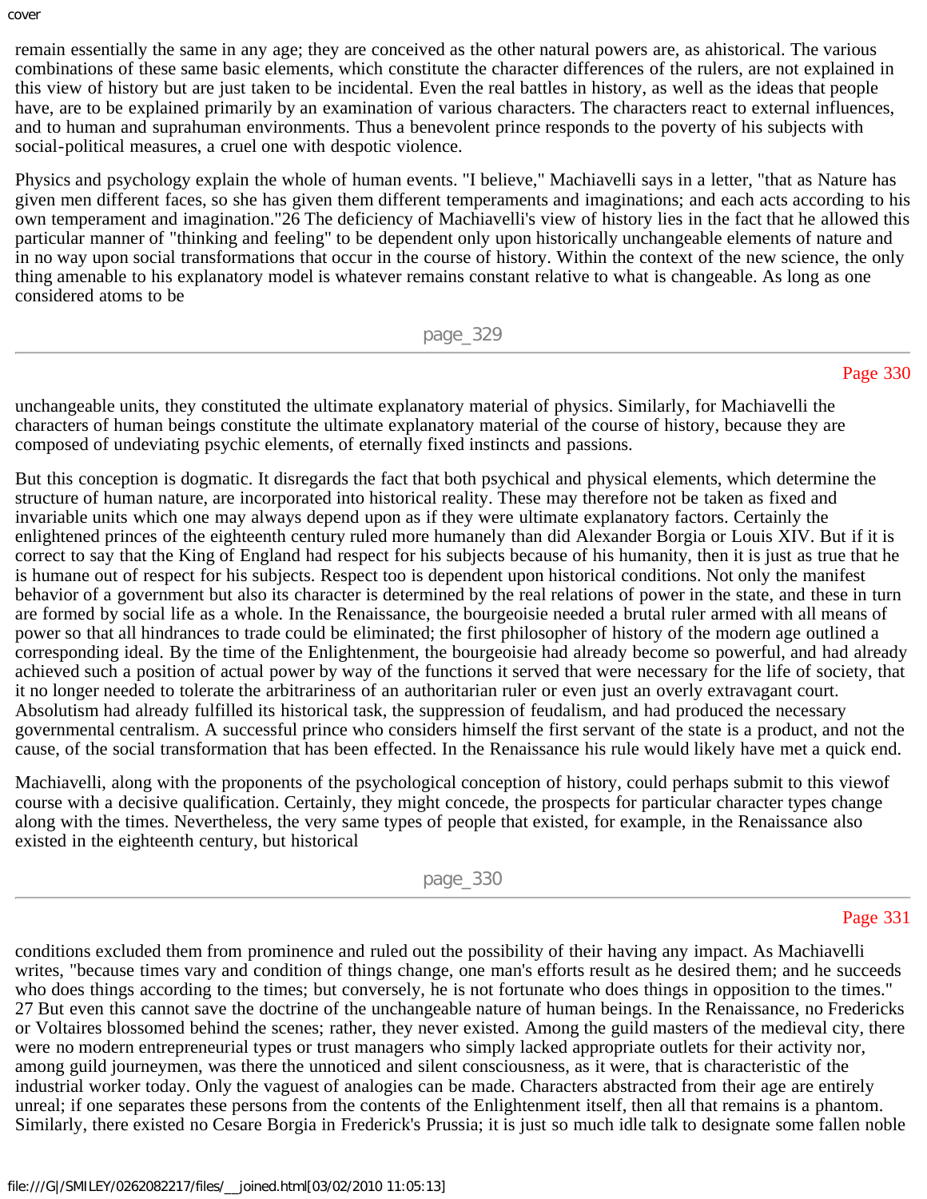remain essentially the same in any age; they are conceived as the other natural powers are, as ahistorical. The various combinations of these same basic elements, which constitute the character differences of the rulers, are not explained in this view of history but are just taken to be incidental. Even the real battles in history, as well as the ideas that people have, are to be explained primarily by an examination of various characters. The characters react to external influences, and to human and suprahuman environments. Thus a benevolent prince responds to the poverty of his subjects with social-political measures, a cruel one with despotic violence.

Physics and psychology explain the whole of human events. "I believe," Machiavelli says in a letter, "that as Nature has given men different faces, so she has given them different temperaments and imaginations; and each acts according to his own temperament and imagination."26 The deficiency of Machiavelli's view of history lies in the fact that he allowed this particular manner of "thinking and feeling" to be dependent only upon historically unchangeable elements of nature and in no way upon social transformations that occur in the course of history. Within the context of the new science, the only thing amenable to his explanatory model is whatever remains constant relative to what is changeable. As long as one considered atoms to be unchangeable units, they constituted the ultimate explanatory material of physics. Similarly, for Machiavelli the characters of human beings constitute the ultimate explanatory material of the course of history, because they are composed of undeviating psychic elements, of eternally fixed instincts and passions.

But this conception is dogmatic. It disregards the fact that both psychical and physical elements, which determine the structure of human nature, are incorporated into historical reality. These may therefore not be taken as fixed and invariable units which one may always depend upon as if they were ultimate explanatory factors. Certainly the enlightened princes of the eighteenth century ruled more humanely than did Alexander Borgia or Louis XIV. But if it is correct to say that the King of England had respect for his subjects because of his humanity, then it is just as true that he is humane out of respect for his subjects. Respect too is dependent upon historical conditions. Not only the manifest behavior of a government but also its character is determined by the real relations of power in the state, and these in turn are formed by social life as a whole. In the Renaissance, the bourgeoisie needed a brutal ruler armed with all means of power so that all hindrances to trade could be eliminated; the first philosopher of history of the modern age outlined a corresponding ideal. By the time of the Enlightenment, the bourgeoisie had already become so powerful, and had already achieved such a position of actual power by way of the functions it served that were necessary for the life of society, that it no longer needed to tolerate the arbitrariness of an authoritarian ruler or even just an overly extravagant court. Absolutism had already fulfilled its historical task, the suppression of feudalism, and had produced the necessary governmental centralism. A successful prince who considers himself the first servant of the state is a product, and not the cause, of the social transformation that has been effected. In the Renaissance his rule would likely have met a quick end.

Machiavelli, along with the proponents of the psychological conception of history, could perhaps submit to this viewof course with a decisive qualification. Certainly, they might concede, the prospects for particular character types change along with the times. Nevertheless, the very same types of people that existed, for example, in the Renaissance also existed in the eighteenth century, but historical conditions excluded them from prominence and ruled out the possibility of their having any impact. As Machiavelli writes, "because times vary and condition of things change, one man's efforts result as he desired them; and he succeeds who does things according to the times; but conversely, he is not fortunate who does things in opposition to the times." 27 But even this cannot save the doctrine of the unchangeable nature of human beings. In the Renaissance, no Fredericks or Voltaires blossomed behind the scenes; rather, they never existed. Among the guild masters of the medieval city, there were no modern entrepreneurial types or trust managers who simply lacked appropriate outlets for their activity nor, among guild journeymen, was there the unnoticed and silent consciousness, as it were, that is characteristic of the industrial worker today. Only the vaguest of analogies can be made. Characters abstracted from their age are entirely unreal; if one separates these persons from the contents of the Enlightenment itself, then all that remains is a phantom. Similarly, there existed no Cesare Borgia in Frederick's Prussia; it is just so much idle talk to designate some fallen noble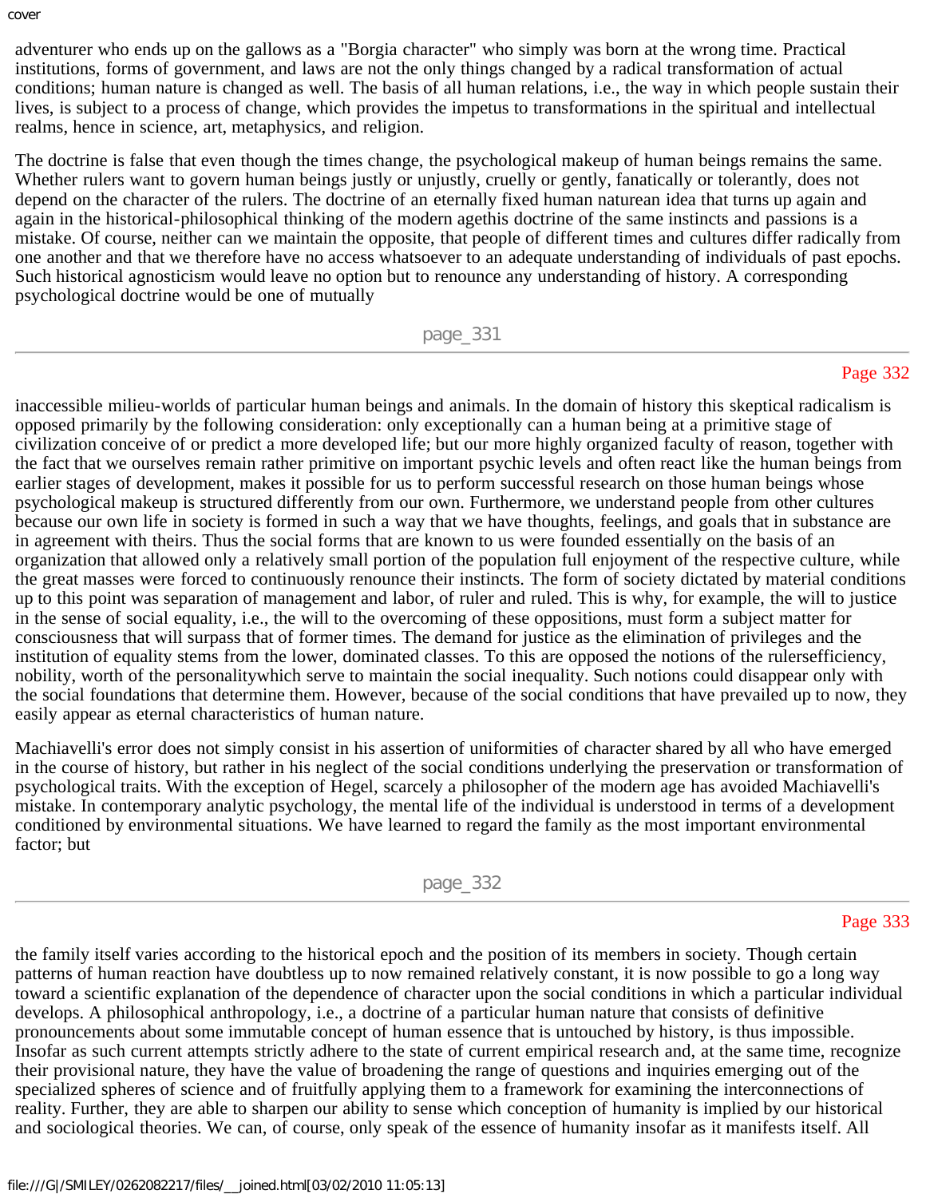adventurer who ends up on the gallows as a "Borgia character" who simply was born at the wrong time. Practical institutions, forms of government, and laws are not the only things changed by a radical transformation of actual conditions; human nature is changed as well. The basis of all human relations, i.e., the way in which people sustain their lives, is subject to a process of change, which provides the impetus to transformations in the spiritual and intellectual realms, hence in science, art, metaphysics, and religion.

The doctrine is false that even though the times change, the psychological makeup of human beings remains the same. Whether rulers want to govern human beings justly or unjustly, cruelly or gently, fanatically or tolerantly, does not depend on the character of the rulers. The doctrine of an eternally fixed human naturean idea that turns up again and again in the historical-philosophical thinking of the modern agethis doctrine of the same instincts and passions is a mistake. Of course, neither can we maintain the opposite, that people of different times and cultures differ radically from one another and that we therefore have no access whatsoever to an adequate understanding of individuals of past epochs. Such historical agnosticism would leave no option but to renounce any understanding of history. A corresponding psychological doctrine would be one of mutually inaccessible milieu-worlds of particular human beings and animals. In the domain of history this skeptical radicalism is opposed primarily by the following consideration: only exceptionally can a human being at a primitive stage of civilization conceive of or predict a more developed life; but our more highly organized faculty of reason, together with the fact that we ourselves remain rather primitive on important psychic levels and often react like the human beings from earlier stages of development, makes it possible for us to perform successful research on those human beings whose psychological makeup is structured differently from our own. Furthermore, we understand people from other cultures because our own life in society is formed in such a way that we have thoughts, feelings, and goals that in substance are in agreement with theirs. Thus the social forms that are known to us were founded essentially on the basis of an organization that allowed only a relatively small portion of the population full enjoyment of the respective culture, while the great masses were forced to continuously renounce their instincts. The form of society dictated by material conditions up to this point was separation of management and labor, of ruler and ruled. This is why, for example, the will to justice in the sense of social equality, i.e., the will to the overcoming of these oppositions, must form a subject matter for consciousness that will surpass that of former times. The demand for justice as the elimination of privileges and the institution of equality stems from the lower, dominated classes. To this are opposed the notions of the rulersefficiency, nobility, worth of the personalitywhich serve to maintain the social inequality. Such notions could disappear only with the social foundations that determine them. However, because of the social conditions that have prevailed up to now, they easily appear as eternal characteristics of human nature.

Machiavelli's error does not simply consist in his assertion of uniformities of character shared by all who have emerged in the course of history, but rather in his neglect of the social conditions underlying the preservation or transformation of psychological traits. With the exception of Hegel, scarcely a philosopher of the modern age has avoided Machiavelli's mistake. In contemporary analytic psychology, the mental life of the individual is understood in terms of a development conditioned by environmental situations. We have learned to regard the family as the most important environmental factor; but the family itself varies according to the historical epoch and the position of its members in society. Though certain patterns of human reaction have doubtless up to now remained relatively constant, it is now possible to go a long way toward a scientific explanation of the dependence of character upon the social conditions in which a particular individual develops. A philosophical anthropology, i.e., a doctrine of a particular human nature that consists of definitive pronouncements about some immutable concept of human essence that is untouched by history, is thus impossible. Insofar as such current attempts strictly adhere to the state of current empirical research and, at the same time, recognize their provisional nature, they have the value of broadening the range of questions and inquiries emerging out of the specialized spheres of science and of fruitfully applying them to a framework for examining the interconnections of reality. Further, they are able to sharpen our ability to sense which conception of humanity is implied by our historical and sociological theories. We can, of course, only speak of the essence of humanity insofar as it manifests itself. All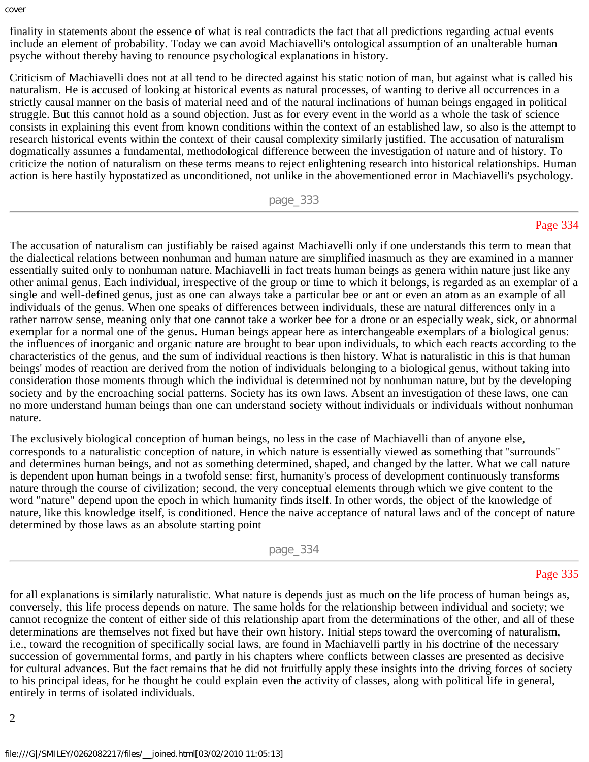finality in statements about the essence of what is real contradicts the fact that all predictions regarding actual events include an element of probability. Today we can avoid Machiavelli's ontological assumption of an unalterable human psyche without thereby having to renounce psychological explanations in history.

Criticism of Machiavelli does not at all tend to be directed against his static notion of man, but against what is called his naturalism. He is accused of looking at historical events as natural processes, of wanting to derive all occurrences in a strictly causal manner on the basis of material need and of the natural inclinations of human beings engaged in political struggle. But this cannot hold as a sound objection. Just as for every event in the world as a whole the task of science consists in explaining this event from known conditions within the context of an established law, so also is the attempt to research historical events within the context of their causal complexity similarly justified. The accusation of naturalism dogmatically assumes a fundamental, methodological difference between the investigation of nature and of history. To criticize the notion of naturalism on these terms means to reject enlightening research into historical relationships. Human action is here hastily hypostatized as unconditioned, not unlike in the abovementioned error in Machiavelli's psychology.

The accusation of naturalism can justifiably be raised against Machiavelli only if one understands this term to mean that the dialectical relations between nonhuman and human nature are simplified inasmuch as they are examined in a manner essentially suited only to nonhuman nature. Machiavelli in fact treats human beings as genera within nature just like any other animal genus. Each individual, irrespective of the group or time to which it belongs, is regarded as an exemplar of a single and well-defined genus, just as one can always take a particular bee or ant or even an atom as an example of all individuals of the genus. When one speaks of differences between individuals, these are natural differences only in a rather narrow sense, meaning only that one cannot take a worker bee for a drone or an especially weak, sick, or abnormal exemplar for a normal one of the genus. Human beings appear here as interchangeable exemplars of a biological genus: the influences of inorganic and organic nature are brought to bear upon individuals, to which each reacts according to the characteristics of the genus, and the sum of individual reactions is then history. What is naturalistic in this is that human beings' modes of reaction are derived from the notion of individuals belonging to a biological genus, without taking into consideration those moments through which the individual is determined not by nonhuman nature, but by the developing society and by the encroaching social patterns. Society has its own laws. Absent an investigation of these laws, one can no more understand human beings than one can understand society without individuals or individuals without nonhuman nature.

The exclusively biological conception of human beings, no less in the case of Machiavelli than of anyone else, corresponds to a naturalistic conception of nature, in which nature is essentially viewed as something that "surrounds" and determines human beings, and not as something determined, shaped, and changed by the latter. What we call nature is dependent upon human beings in a twofold sense: first, humanity's process of development continuously transforms nature through the course of civilization; second, the very conceptual elements through which we give content to the word "nature" depend upon the epoch in which humanity finds itself. In other words, the object of the knowledge of nature, like this knowledge itself, is conditioned. Hence the naive acceptance of natural laws and of the concept of nature determined by those laws as an absolute starting point for all explanations is similarly naturalistic. What nature is depends just as much on the life process of human beings as, conversely, this life process depends on nature. The same holds for the relationship between individual and society; we cannot recognize the content of either side of this relationship apart from the determinations of the other, and all of these determinations are themselves not fixed but have their own history. Initial steps toward the overcoming of naturalism, i.e., toward the recognition of specifically social laws, are found in Machiavelli partly in his doctrine of the necessary succession of governmental forms, and partly in his chapters where conflicts between classes are presented as decisive for cultural advances. But the fact remains that he did not fruitfully apply these insights into the driving forces of society to his principal ideas, for he thought he could explain even the activity of classes, along with political life in general, entirely in terms of isolated individuals.

2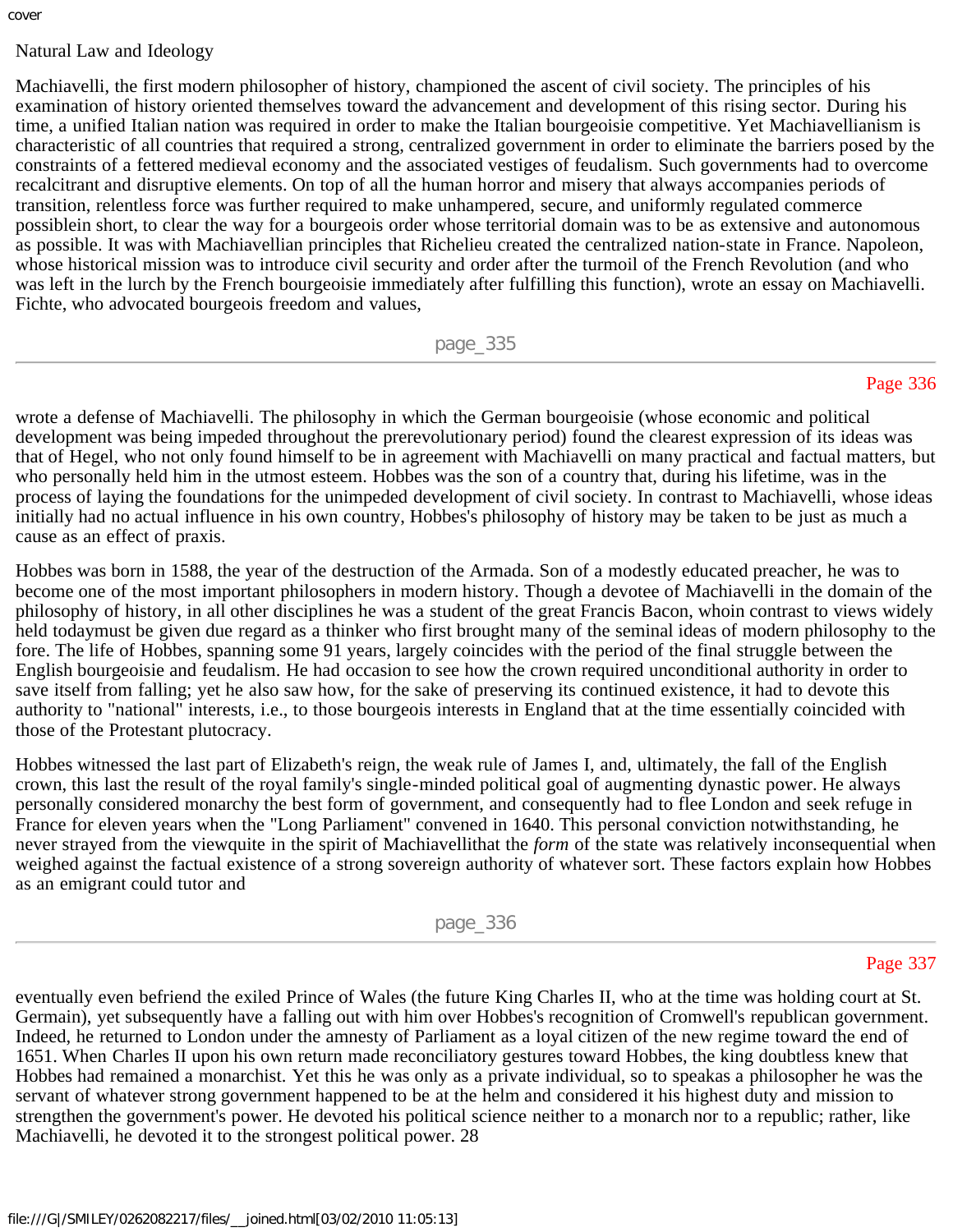Natural Law and Ideology

Machiavelli, the first modern philosopher of history, championed the ascent of civil society. The principles of his examination of history oriented themselves toward the advancement and development of this rising sector. During his time, a unified Italian nation was required in order to make the Italian bourgeoisie competitive. Yet Machiavellianism is characteristic of all countries that required a strong, centralized government in order to eliminate the barriers posed by the constraints of a fettered medieval economy and the associated vestiges of feudalism. Such governments had to overcome recalcitrant and disruptive elements. On top of all the human horror and misery that always accompanies periods of transition, relentless force was further required to make unhampered, secure, and uniformly regulated commerce possiblein short, to clear the way for a bourgeois order whose territorial domain was to be as extensive and autonomous as possible. It was with Machiavellian principles that Richelieu created the centralized nation-state in France. Napoleon, whose historical mission was to introduce civil security and order after the turmoil of the French Revolution (and who was left in the lurch by the French bourgeoisie immediately after fulfilling this function), wrote an essay on Machiavelli. Fichte, who advocated bourgeois freedom and values, wrote a defense of Machiavelli. The philosophy in which the German bourgeoisie (whose economic and political development was being impeded throughout the prerevolutionary period) found the clearest expression of its ideas was that of Hegel, who not only found himself to be in agreement with Machiavelli on many practical and factual matters, but who personally held him in the utmost esteem. Hobbes was the son of a country that, during his lifetime, was in the process of laying the foundations for the unimpeded development of civil society. In contrast to Machiavelli, whose ideas initially had no actual influence in his own country, Hobbes's philosophy of history may be taken to be just as much a cause as an effect of praxis.

Hobbes was born in 1588, the year of the destruction of the Armada. Son of a modestly educated preacher, he was to become one of the most important philosophers in modern history. Though a devotee of Machiavelli in the domain of the philosophy of history, in all other disciplines he was a student of the great Francis Bacon, whoin contrast to views widely held todaymust be given due regard as a thinker who first brought many of the seminal ideas of modern philosophy to the fore. The life of Hobbes, spanning some 91 years, largely coincides with the period of the final struggle between the English bourgeoisie and feudalism. He had occasion to see how the crown required unconditional authority in order to save itself from falling; yet he also saw how, for the sake of preserving its continued existence, it had to devote this authority to "national" interests, i.e., to those bourgeois interests in England that at the time essentially coincided with those of the Protestant plutocracy.

Hobbes witnessed the last part of Elizabeth's reign, the weak rule of James I, and, ultimately, the fall of the English crown, this last the result of the royal family's single-minded political goal of augmenting dynastic power. He always personally considered monarchy the best form of government, and consequently had to flee London and seek refuge in France for eleven years when the "Long Parliament" convened in 1640. This personal conviction notwithstanding, he never strayed from the viewquite in the spirit of Machiavellithat the *form* of the state was relatively inconsequential when weighed against the factual existence of a strong sovereign authority of whatever sort. These factors explain how Hobbes as an emigrant could tutor and eventually even befriend the exiled Prince of Wales (the future King Charles II, who at the time was holding court at St. Germain), yet subsequently have a falling out with him over Hobbes's recognition of Cromwell's republican government. Indeed, he returned to London under the amnesty of Parliament as a loyal citizen of the new regime toward the end of 1651. When Charles II upon his own return made reconciliatory gestures toward Hobbes, the king doubtless knew that Hobbes had remained a monarchist. Yet this he was only as a private individual, so to speakas a philosopher he was the servant of whatever strong government happened to be at the helm and considered it his highest duty and mission to strengthen the government's power. He devoted his political science neither to a monarch nor to a republic; rather, like Machiavelli, he devoted it to the strongest political power. 28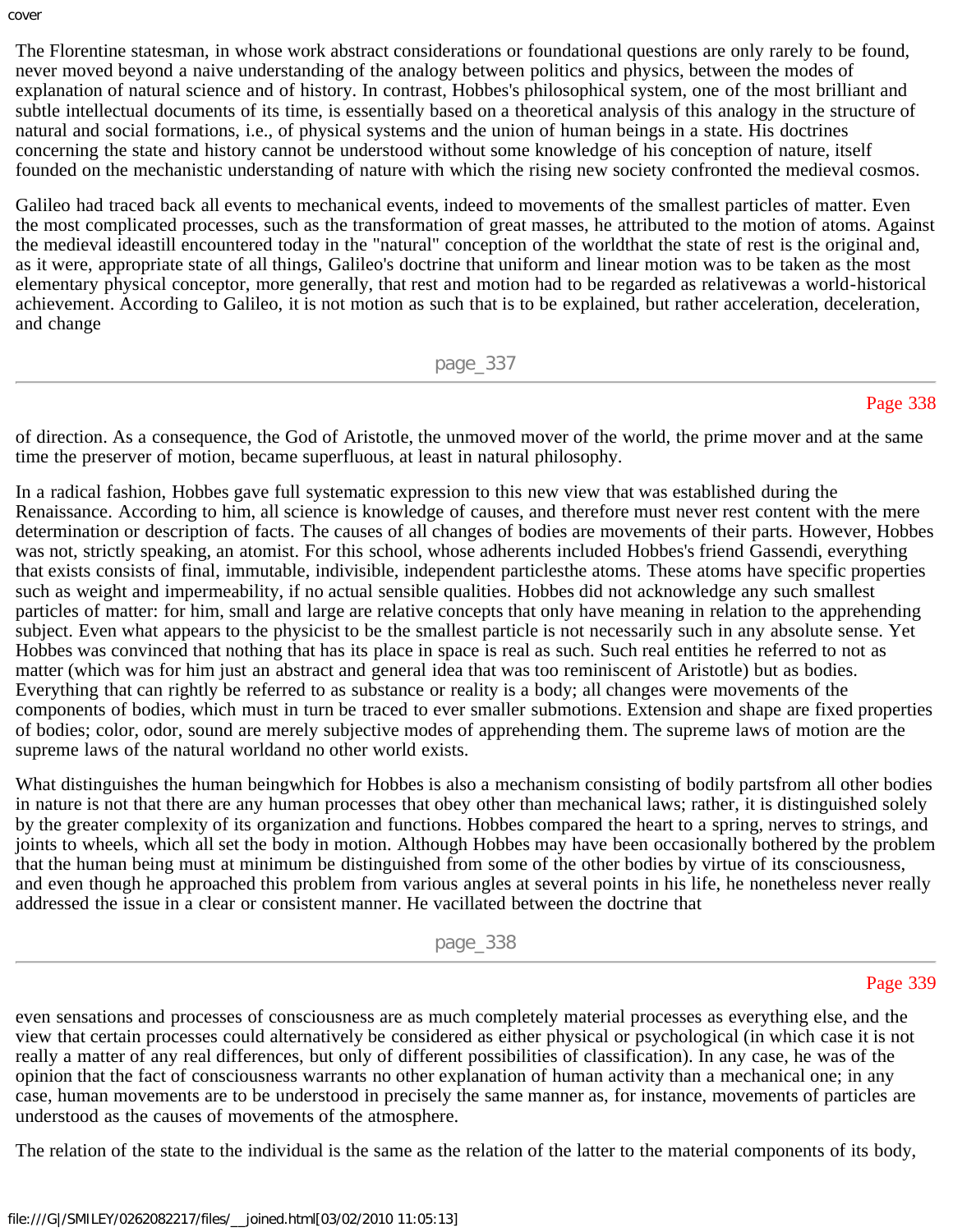The Florentine statesman, in whose work abstract considerations or foundational questions are only rarely to be found, never moved beyond a naive understanding of the analogy between politics and physics, between the modes of explanation of natural science and of history. In contrast, Hobbes's philosophical system, one of the most brilliant and subtle intellectual documents of its time, is essentially based on a theoretical analysis of this analogy in the structure of natural and social formations, i.e., of physical systems and the union of human beings in a state. His doctrines concerning the state and history cannot be understood without some knowledge of his conception of nature, itself founded on the mechanistic understanding of nature with which the rising new society confronted the medieval cosmos.

Galileo had traced back all events to mechanical events, indeed to movements of the smallest particles of matter. Even the most complicated processes, such as the transformation of great masses, he attributed to the motion of atoms. Against the medieval ideastill encountered today in the "natural" conception of the worldthat the state of rest is the original and, as it were, appropriate state of all things, Galileo's doctrine that uniform and linear motion was to be taken as the most elementary physical conceptor, more generally, that rest and motion had to be regarded as relativewas a world-historical achievement. According to Galileo, it is not motion as such that is to be explained, but rather acceleration, deceleration, and change of direction. As a consequence, the God of Aristotle, the unmoved mover of the world, the prime mover and at the same time the preserver of motion, became superfluous, at least in natural philosophy.

In a radical fashion, Hobbes gave full systematic expression to this new view that was established during the Renaissance. According to him, all science is knowledge of causes, and therefore must never rest content with the mere determination or description of facts. The causes of all changes of bodies are movements of their parts. However, Hobbes was not, strictly speaking, an atomist. For this school, whose adherents included Hobbes's friend Gassendi, everything that exists consists of final, immutable, indivisible, independent particlesthe atoms. These atoms have specific properties such as weight and impermeability, if no actual sensible qualities. Hobbes did not acknowledge any such smallest particles of matter: for him, small and large are relative concepts that only have meaning in relation to the apprehending subject. Even what appears to the physicist to be the smallest particle is not necessarily such in any absolute sense. Yet Hobbes was convinced that nothing that has its place in space is real as such. Such real entities he referred to not as matter (which was for him just an abstract and general idea that was too reminiscent of Aristotle) but as bodies. Everything that can rightly be referred to as substance or reality is a body; all changes were movements of the components of bodies, which must in turn be traced to ever smaller submotions. Extension and shape are fixed properties of bodies; color, odor, sound are merely subjective modes of apprehending them. The supreme laws of motion are the supreme laws of the natural worldand no other world exists.

What distinguishes the human beingwhich for Hobbes is also a mechanism consisting of bodily partsfrom all other bodies in nature is not that there are any human processes that obey other than mechanical laws; rather, it is distinguished solely by the greater complexity of its organization and functions. Hobbes compared the heart to a spring, nerves to strings, and joints to wheels, which all set the body in motion. Although Hobbes may have been occasionally bothered by the problem that the human being must at minimum be distinguished from some of the other bodies by virtue of its consciousness, and even though he approached this problem from various angles at several points in his life, he nonetheless never really addressed the issue in a clear or consistent manner. He vacillated between the doctrine that even sensations and processes of consciousness are as much completely material processes as everything else, and the view that certain processes could alternatively be considered as either physical or psychological (in which case it is not really a matter of any real differences, but only of different possibilities of classification). In any case, he was of the opinion that the fact of consciousness warrants no other explanation of human activity than a mechanical one; in any case, human movements are to be understood in precisely the same manner as, for instance, movements of particles are understood as the causes of movements of the atmosphere.

The relation of the state to the individual is the same as the relation of the latter to the material components of its body,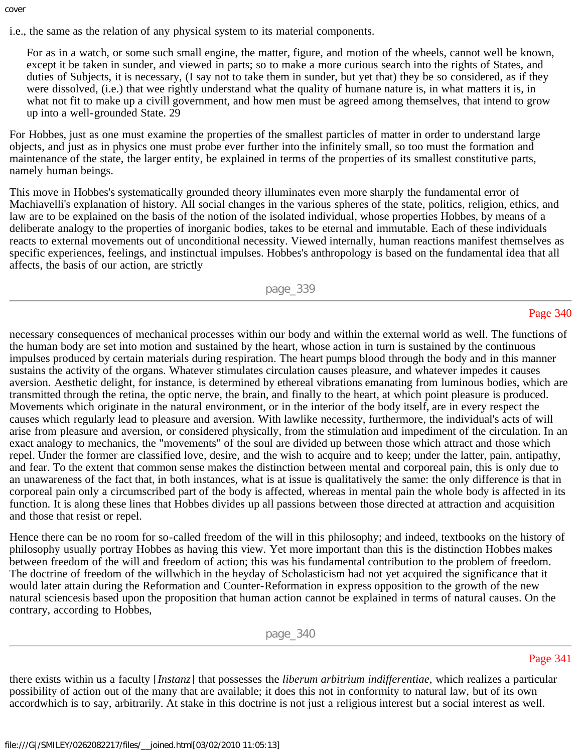i.e., the same as the relation of any physical system to its material components.

> For as in a watch, or some such small engine, the matter, figure, and motion of the wheels, cannot well be known, except it be taken in sunder, and viewed in parts; so to make a more curious search into the rights of States, and duties of Subjects, it is necessary, (I say not to take them in sunder, but yet that) they be so considered, as if they were dissolved, (i.e.) that wee rightly understand what the quality of humane nature is, in what matters it is, in what not fit to make up a civill government, and how men must be agreed among themselves, that intend to grow up into a well-grounded State. 29

For Hobbes, just as one must examine the properties of the smallest particles of matter in order to understand large objects, and just as in physics one must probe ever further into the infinitely small, so too must the formation and maintenance of the state, the larger entity, be explained in terms of the properties of its smallest constitutive parts, namely human beings.

This move in Hobbes's systematically grounded theory illuminates even more sharply the fundamental error of Machiavelli's explanation of history. All social changes in the various spheres of the state, politics, religion, ethics, and law are to be explained on the basis of the notion of the isolated individual, whose properties Hobbes, by means of a deliberate analogy to the properties of inorganic bodies, takes to be eternal and immutable. Each of these individuals reacts to external movements out of unconditional necessity. Viewed internally, human reactions manifest themselves as specific experiences, feelings, and instinctual impulses. Hobbes's anthropology is based on the fundamental idea that all affects, the basis of our action, are strictly necessary consequences of mechanical processes within our body and within the external world as well. The functions of the human body are set into motion and sustained by the heart, whose action in turn is sustained by the continuous impulses produced by certain materials during respiration. The heart pumps blood through the body and in this manner sustains the activity of the organs. Whatever stimulates circulation causes pleasure, and whatever impedes it causes aversion. Aesthetic delight, for instance, is determined by ethereal vibrations emanating from luminous bodies, which are transmitted through the retina, the optic nerve, the brain, and finally to the heart, at which point pleasure is produced. Movements which originate in the natural environment, or in the interior of the body itself, are in every respect the causes which regularly lead to pleasure and aversion. With lawlike necessity, furthermore, the individual's acts of will arise from pleasure and aversion, or considered physically, from the stimulation and impediment of the circulation. In an exact analogy to mechanics, the "movements" of the soul are divided up between those which attract and those which repel. Under the former are classified love, desire, and the wish to acquire and to keep; under the latter, pain, antipathy, and fear. To the extent that common sense makes the distinction between mental and corporeal pain, this is only due to an unawareness of the fact that, in both instances, what is at issue is qualitatively the same: the only difference is that in corporeal pain only a circumscribed part of the body is affected, whereas in mental pain the whole body is affected in its function. It is along these lines that Hobbes divides up all passions between those directed at attraction and acquisition and those that resist or repel.

Hence there can be no room for so-called freedom of the will in this philosophy; and indeed, textbooks on the history of philosophy usually portray Hobbes as having this view. Yet more important than this is the distinction Hobbes makes between freedom of the will and freedom of action; this was his fundamental contribution to the problem of freedom. The doctrine of freedom of the willwhich in the heyday of Scholasticism had not yet acquired the significance that it would later attain during the Reformation and Counter-Reformation in express opposition to the growth of the new natural sciencesis based upon the proposition that human action cannot be explained in terms of natural causes. On the contrary, according to Hobbes, there exists within us a faculty [*Instanz*] that possesses the *liberum arbitrium indifferentiae*, which realizes a particular possibility of action out of the many that are available; it does this not in conformity to natural law, but of its own accordwhich is to say, arbitrarily. At stake in this doctrine is not just a religious interest but a social interest as well.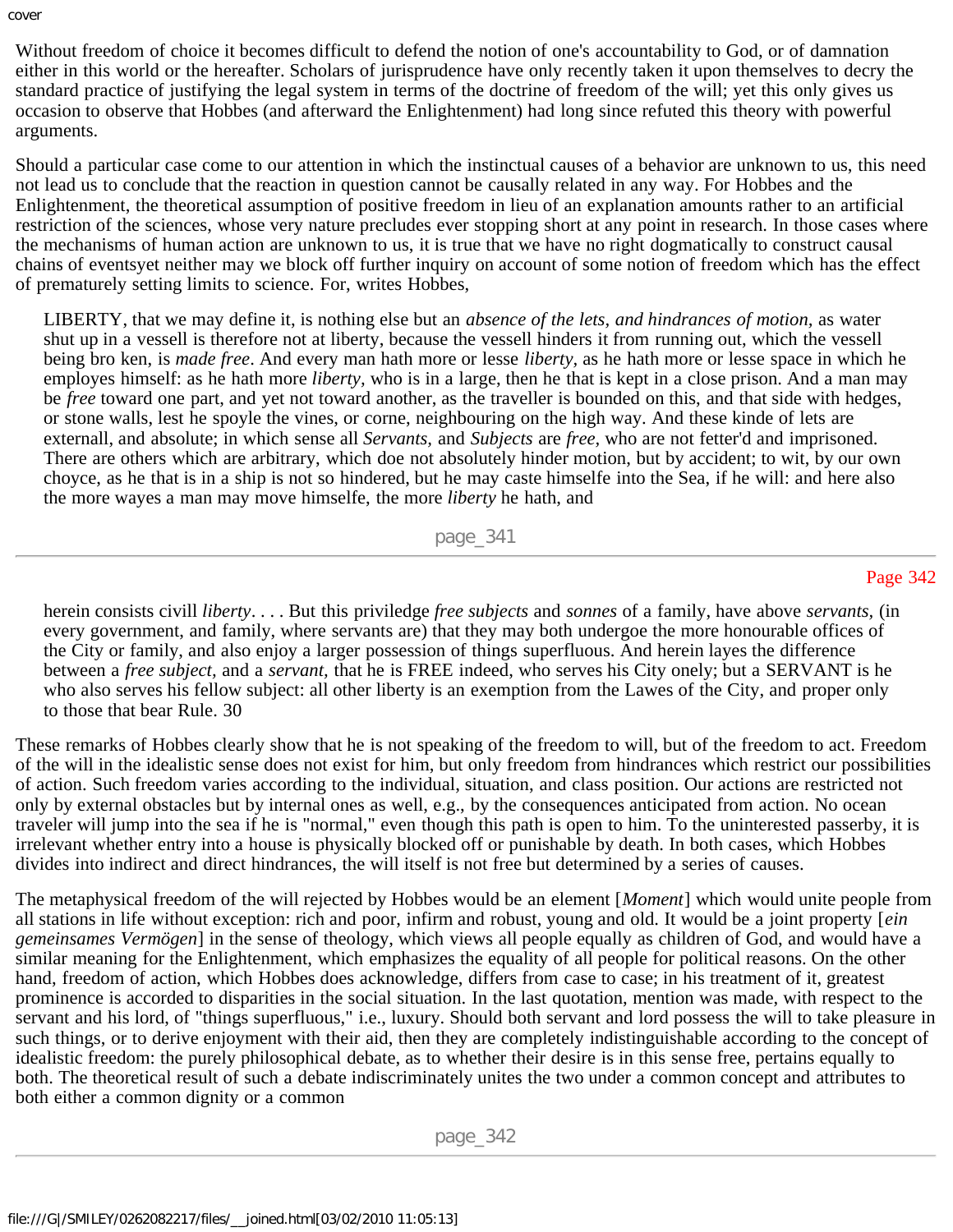Without freedom of choice it becomes difficult to defend the notion of one's accountability to God, or of damnation either in this world or the hereafter. Scholars of jurisprudence have only recently taken it upon themselves to decry the standard practice of justifying the legal system in terms of the doctrine of freedom of the will; yet this only gives us occasion to observe that Hobbes (and afterward the Enlightenment) had long since refuted this theory with powerful arguments.

Should a particular case come to our attention in which the instinctual causes of a behavior are unknown to us, this need not lead us to conclude that the reaction in question cannot be causally related in any way. For Hobbes and the Enlightenment, the theoretical assumption of positive freedom in lieu of an explanation amounts rather to an artificial restriction of the sciences, whose very nature precludes ever stopping short at any point in research. In those cases where the mechanisms of human action are unknown to us, it is true that we have no right dogmatically to construct causal chains of eventsyet neither may we block off further inquiry on account of some notion of freedom which has the effect of prematurely setting limits to science. For, writes Hobbes,

> LIBERTY, that we may define it, is nothing else but an *absence of the lets, and hindrances of motion*, as water shut up in a vessell is therefore not at liberty, because the vessell hinders it from running out, which the vessell being bro ken, is *made free*. And every man hath more or lesse *liberty*, as he hath more or lesse space in which he employes himself: as he hath more *liberty*, who is in a large, then he that is kept in a close prison. And a man may be *free* toward one part, and yet not toward another, as the traveller is bounded on this, and that side with hedges, or stone walls, lest he spoyle the vines, or corne, neighbouring on the high way. And these kinde of lets are externall, and absolute; in which sense all *Servants*, and *Subjects* are *free*, who are not fetter'd and imprisoned. There are others which are arbitrary, which doe not absolutely hinder motion, but by accident; to wit, by our own choyce, as he that is in a ship is not so hindered, but he may caste himselfe into the Sea, if he will: and here also the more wayes a man may move himselfe, the more *liberty* he hath, and herein consists civill *liberty*. . . . But this priviledge *free subjects* and *sonnes* of a family, have above *servants*, (in every government, and family, where servants are) that they may both undergoe the more honourable offices of the City or family, and also enjoy a larger possession of things superfluous. And herein layes the difference between a *free subject*, and a *servant*, that he is FREE indeed, who serves his City onely; but a SERVANT is he who also serves his fellow subject: all other liberty is an exemption from the Lawes of the City, and proper only to those that bear Rule. 30

These remarks of Hobbes clearly show that he is not speaking of the freedom to will, but of the freedom to act. Freedom of the will in the idealistic sense does not exist for him, but only freedom from hindrances which restrict our possibilities of action. Such freedom varies according to the individual, situation, and class position. Our actions are restricted not only by external obstacles but by internal ones as well, e.g., by the consequences anticipated from action. No ocean traveler will jump into the sea if he is "normal," even though this path is open to him. To the uninterested passerby, it is irrelevant whether entry into a house is physically blocked off or punishable by death. In both cases, which Hobbes divides into indirect and direct hindrances, the will itself is not free but determined by a series of causes.

The metaphysical freedom of the will rejected by Hobbes would be an element [*Moment*] which would unite people from all stations in life without exception: rich and poor, infirm and robust, young and old. It would be a joint property [*ein gemeinsames Vermögen*] in the sense of theology, which views all people equally as children of God, and would have a similar meaning for the Enlightenment, which emphasizes the equality of all people for political reasons. On the other hand, freedom of action, which Hobbes does acknowledge, differs from case to case; in his treatment of it, greatest prominence is accorded to disparities in the social situation. In the last quotation, mention was made, with respect to the servant and his lord, of "things superfluous," i.e., luxury. Should both servant and lord possess the will to take pleasure in such things, or to derive enjoyment with their aid, then they are completely indistinguishable according to the concept of idealistic freedom: the purely philosophical debate, as to whether their desire is in this sense free, pertains equally to both. The theoretical result of such a debate indiscriminately unites the two under a common concept and attributes to both either a common dignity or a common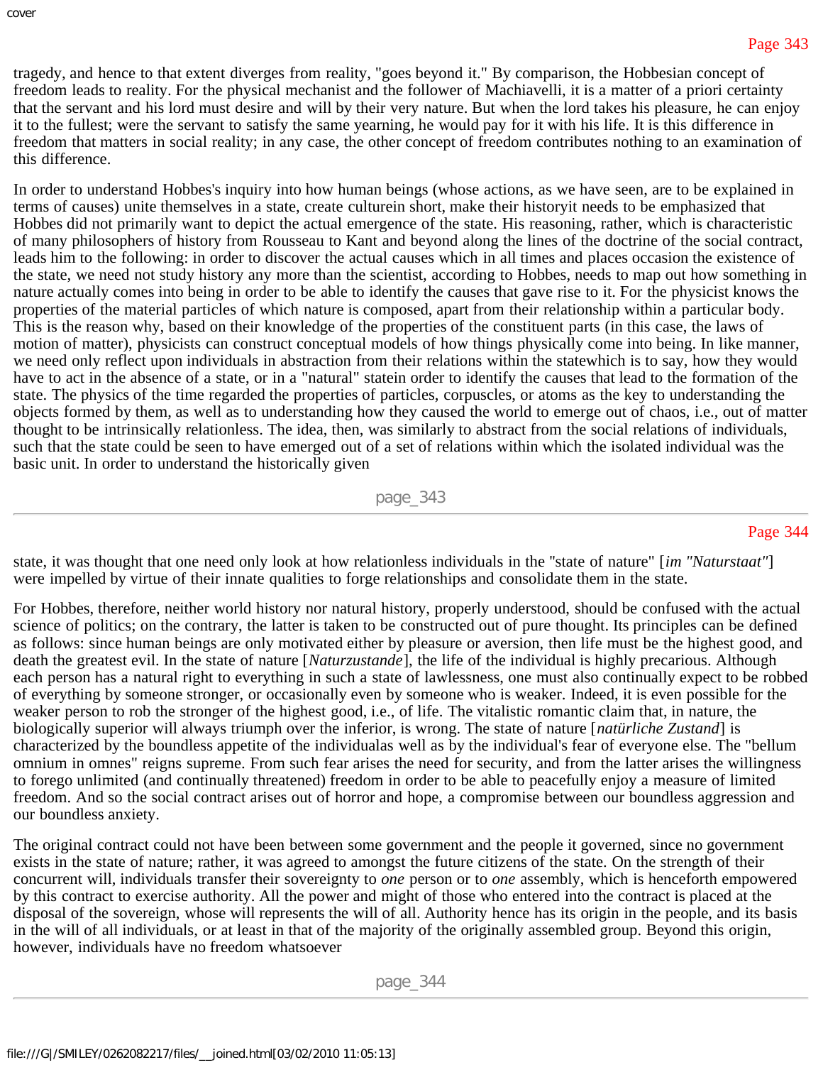tragedy, and hence to that extent diverges from reality, "goes beyond it." By comparison, the Hobbesian concept of freedom leads to reality. For the physical mechanist and the follower of Machiavelli, it is a matter of a priori certainty that the servant and his lord must desire and will by their very nature. But when the lord takes his pleasure, he can enjoy it to the fullest; were the servant to satisfy the same yearning, he would pay for it with his life. It is this difference in freedom that matters in social reality; in any case, the other concept of freedom contributes nothing to an examination of this difference.

In order to understand Hobbes's inquiry into how human beings (whose actions, as we have seen, are to be explained in terms of causes) unite themselves in a state, create culturein short, make their historyit needs to be emphasized that Hobbes did not primarily want to depict the actual emergence of the state. His reasoning, rather, which is characteristic of many philosophers of history from Rousseau to Kant and beyond along the lines of the doctrine of the social contract, leads him to the following: in order to discover the actual causes which in all times and places occasion the existence of the state, we need not study history any more than the scientist, according to Hobbes, needs to map out how something in nature actually comes into being in order to be able to identify the causes that gave rise to it. For the physicist knows the properties of the material particles of which nature is composed, apart from their relationship within a particular body. This is the reason why, based on their knowledge of the properties of the constituent parts (in this case, the laws of motion of matter), physicists can construct conceptual models of how things physically come into being. In like manner, we need only reflect upon individuals in abstraction from their relations within the statewhich is to say, how they would have to act in the absence of a state, or in a "natural" statein order to identify the causes that lead to the formation of the state. The physics of the time regarded the properties of particles, corpuscles, or atoms as the key to understanding the objects formed by them, as well as to understanding how they caused the world to emerge out of chaos, i.e., out of matter thought to be intrinsically relationless. The idea, then, was similarly to abstract from the social relations of individuals, such that the state could be seen to have emerged out of a set of relations within which the isolated individual was the basic unit. In order to understand the historically given state, it was thought that one need only look at how relationless individuals in the "state of nature" [*im "Naturstaat"*] were impelled by virtue of their innate qualities to forge relationships and consolidate them in the state.

For Hobbes, therefore, neither world history nor natural history, properly understood, should be confused with the actual science of politics; on the contrary, the latter is taken to be constructed out of pure thought. Its principles can be defined as follows: since human beings are only motivated either by pleasure or aversion, then life must be the highest good, and death the greatest evil. In the state of nature [*Naturzustande*], the life of the individual is highly precarious. Although each person has a natural right to everything in such a state of lawlessness, one must also continually expect to be robbed of everything by someone stronger, or occasionally even by someone who is weaker. Indeed, it is even possible for the weaker person to rob the stronger of the highest good, i.e., of life. The vitalistic romantic claim that, in nature, the biologically superior will always triumph over the inferior, is wrong. The state of nature [*natürliche Zustand*] is characterized by the boundless appetite of the individualas well as by the individual's fear of everyone else. The "bellum omnium in omnes" reigns supreme. From such fear arises the need for security, and from the latter arises the willingness to forego unlimited (and continually threatened) freedom in order to be able to peacefully enjoy a measure of limited freedom. And so the social contract arises out of horror and hope, a compromise between our boundless aggression and our boundless anxiety.

The original contract could not have been between some government and the people it governed, since no government exists in the state of nature; rather, it was agreed to amongst the future citizens of the state. On the strength of their concurrent will, individuals transfer their sovereignty to *one* person or to *one* assembly, which is henceforth empowered by this contract to exercise authority. All the power and might of those who entered into the contract is placed at the disposal of the sovereign, whose will represents the will of all. Authority hence has its origin in the people, and its basis in the will of all individuals, or at least in that of the majority of the originally assembled group. Beyond this origin, however, individuals have no freedom whatsoever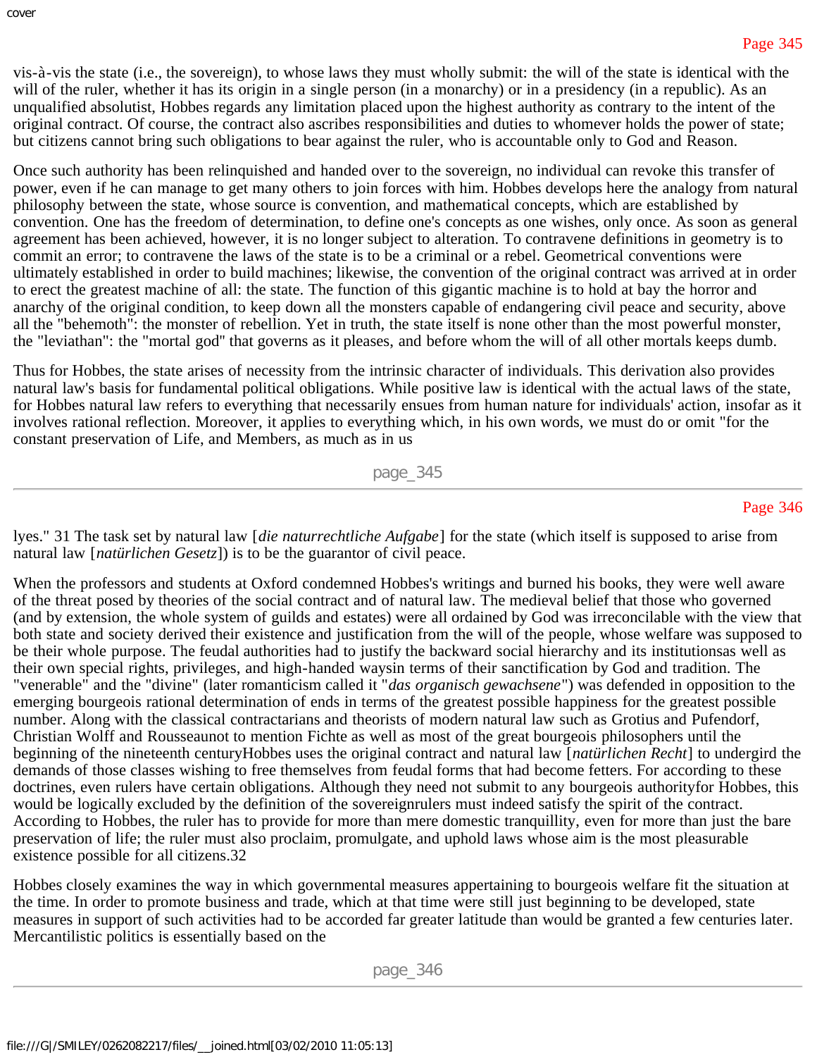vis-à-vis the state (i.e., the sovereign), to whose laws they must wholly submit: the will of the state is identical with the will of the ruler, whether it has its origin in a single person (in a monarchy) or in a presidency (in a republic). As an unqualified absolutist, Hobbes regards any limitation placed upon the highest authority as contrary to the intent of the original contract. Of course, the contract also ascribes responsibilities and duties to whomever holds the power of state; but citizens cannot bring such obligations to bear against the ruler, who is accountable only to God and Reason.

Once such authority has been relinquished and handed over to the sovereign, no individual can revoke this transfer of power, even if he can manage to get many others to join forces with him. Hobbes develops here the analogy from natural philosophy between the state, whose source is convention, and mathematical concepts, which are established by convention. One has the freedom of determination, to define one's concepts as one wishes, only once. As soon as general agreement has been achieved, however, it is no longer subject to alteration. To contravene definitions in geometry is to commit an error; to contravene the laws of the state is to be a criminal or a rebel. Geometrical conventions were ultimately established in order to build machines; likewise, the convention of the original contract was arrived at in order to erect the greatest machine of all: the state. The function of this gigantic machine is to hold at bay the horror and anarchy of the original condition, to keep down all the monsters capable of endangering civil peace and security, above all the "behemoth": the monster of rebellion. Yet in truth, the state itself is none other than the most powerful monster, the "leviathan": the "mortal god" that governs as it pleases, and before whom the will of all other mortals keeps dumb.

Thus for Hobbes, the state arises of necessity from the intrinsic character of individuals. This derivation also provides natural law's basis for fundamental political obligations. While positive law is identical with the actual laws of the state, for Hobbes natural law refers to everything that necessarily ensues from human nature for individuals' action, insofar as it involves rational reflection. Moreover, it applies to everything which, in his own words, we must do or omit "for the constant preservation of Life, and Members, as much as in us lyes." 31 The task set by natural law [*die naturrechtliche Aufgabe*] for the state (which itself is supposed to arise from natural law [*natürlichen Gesetz*]) is to be the guarantor of civil peace.

When the professors and students at Oxford condemned Hobbes's writings and burned his books, they were well aware of the threat posed by theories of the social contract and of natural law. The medieval belief that those who governed (and by extension, the whole system of guilds and estates) were all ordained by God was irreconcilable with the view that both state and society derived their existence and justification from the will of the people, whose welfare was supposed to be their whole purpose. The feudal authorities had to justify the backward social hierarchy and its institutionsas well as their own special rights, privileges, and high-handed waysin terms of their sanctification by God and tradition. The "venerable" and the "divine" (later romanticism called it "*das organisch gewachsene*") was defended in opposition to the emerging bourgeois rational determination of ends in terms of the greatest possible happiness for the greatest possible number. Along with the classical contractarians and theorists of modern natural law such as Grotius and Pufendorf, Christian Wolff and Rousseaunot to mention Fichte as well as most of the great bourgeois philosophers until the beginning of the nineteenth centuryHobbes uses the original contract and natural law [*natürlichen Recht*] to undergird the demands of those classes wishing to free themselves from feudal forms that had become fetters. For according to these doctrines, even rulers have certain obligations. Although they need not submit to any bourgeois authorityfor Hobbes, this would be logically excluded by the definition of the sovereignrulers must indeed satisfy the spirit of the contract. According to Hobbes, the ruler has to provide for more than mere domestic tranquillity, even for more than just the bare preservation of life; the ruler must also proclaim, promulgate, and uphold laws whose aim is the most pleasurable existence possible for all citizens.32

Hobbes closely examines the way in which governmental measures appertaining to bourgeois welfare fit the situation at the time. In order to promote business and trade, which at that time were still just beginning to be developed, state measures in support of such activities had to be accorded far greater latitude than would be granted a few centuries later. Mercantilistic politics is essentially based on the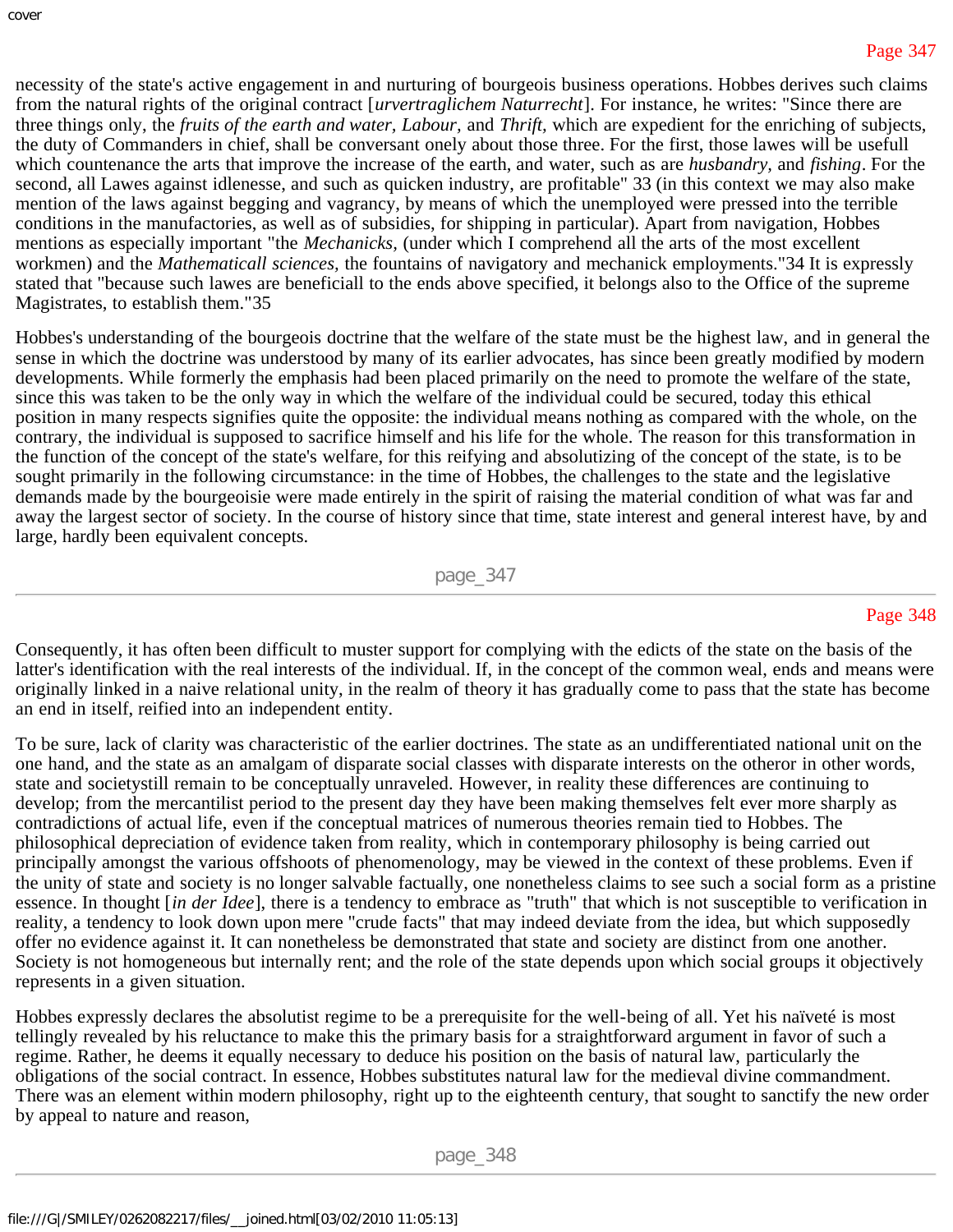necessity of the state's active engagement in and nurturing of bourgeois business operations. Hobbes derives such claims from the natural rights of the original contract [*urvertraglichem Naturrecht*]. For instance, he writes: "Since there are three things only, the *fruits of the earth and water, Labour,* and *Thrift,* which are expedient for the enriching of subjects, the duty of Commanders in chief, shall be conversant onely about those three. For the first, those lawes will be usefull which countenance the arts that improve the increase of the earth, and water, such as are *husbandry,* and *fishing*. For the second, all Lawes against idlenesse, and such as quicken industry, are profitable" 33 (in this context we may also make mention of the laws against begging and vagrancy, by means of which the unemployed were pressed into the terrible conditions in the manufactories, as well as of subsidies, for shipping in particular). Apart from navigation, Hobbes mentions as especially important "the *Mechanicks,* (under which I comprehend all the arts of the most excellent workmen) and the *Mathematicall sciences,* the fountains of navigatory and mechanick employments."34 It is expressly stated that "because such lawes are beneficiall to the ends above specified, it belongs also to the Office of the supreme Magistrates, to establish them."35

Hobbes's understanding of the bourgeois doctrine that the welfare of the state must be the highest law, and in general the sense in which the doctrine was understood by many of its earlier advocates, has since been greatly modified by modern developments. While formerly the emphasis had been placed primarily on the need to promote the welfare of the state, since this was taken to be the only way in which the welfare of the individual could be secured, today this ethical position in many respects signifies quite the opposite: the individual means nothing as compared with the whole, on the contrary, the individual is supposed to sacrifice himself and his life for the whole. The reason for this transformation in the function of the concept of the state's welfare, for this reifying and absolutizing of the concept of the state, is to be sought primarily in the following circumstance: in the time of Hobbes, the challenges to the state and the legislative demands made by the bourgeoisie were made entirely in the spirit of raising the material condition of what was far and away the largest sector of society. In the course of history since that time, state interest and general interest have, by and large, hardly been equivalent concepts.

Consequently, it has often been difficult to muster support for complying with the edicts of the state on the basis of the latter's identification with the real interests of the individual. If, in the concept of the common weal, ends and means were originally linked in a naive relational unity, in the realm of theory it has gradually come to pass that the state has become an end in itself, reified into an independent entity.

To be sure, lack of clarity was characteristic of the earlier doctrines. The state as an undifferentiated national unit on the one hand, and the state as an amalgam of disparate social classes with disparate interests on the otheror in other words, state and societystill remain to be conceptually unraveled. However, in reality these differences are continuing to develop; from the mercantilist period to the present day they have been making themselves felt ever more sharply as contradictions of actual life, even if the conceptual matrices of numerous theories remain tied to Hobbes. The philosophical depreciation of evidence taken from reality, which in contemporary philosophy is being carried out principally amongst the various offshoots of phenomenology, may be viewed in the context of these problems. Even if the unity of state and society is no longer salvable factually, one nonetheless claims to see such a social form as a pristine essence. In thought [*in der Idee*], there is a tendency to embrace as "truth" that which is not susceptible to verification in reality, a tendency to look down upon mere "crude facts" that may indeed deviate from the idea, but which supposedly offer no evidence against it. It can nonetheless be demonstrated that state and society are distinct from one another. Society is not homogeneous but internally rent; and the role of the state depends upon which social groups it objectively represents in a given situation.

Hobbes expressly declares the absolutist regime to be a prerequisite for the well-being of all. Yet his naïveté is most tellingly revealed by his reluctance to make this the primary basis for a straightforward argument in favor of such a regime. Rather, he deems it equally necessary to deduce his position on the basis of natural law, particularly the obligations of the social contract. In essence, Hobbes substitutes natural law for the medieval divine commandment. There was an element within modern philosophy, right up to the eighteenth century, that sought to sanctify the new order by appeal to nature and reason,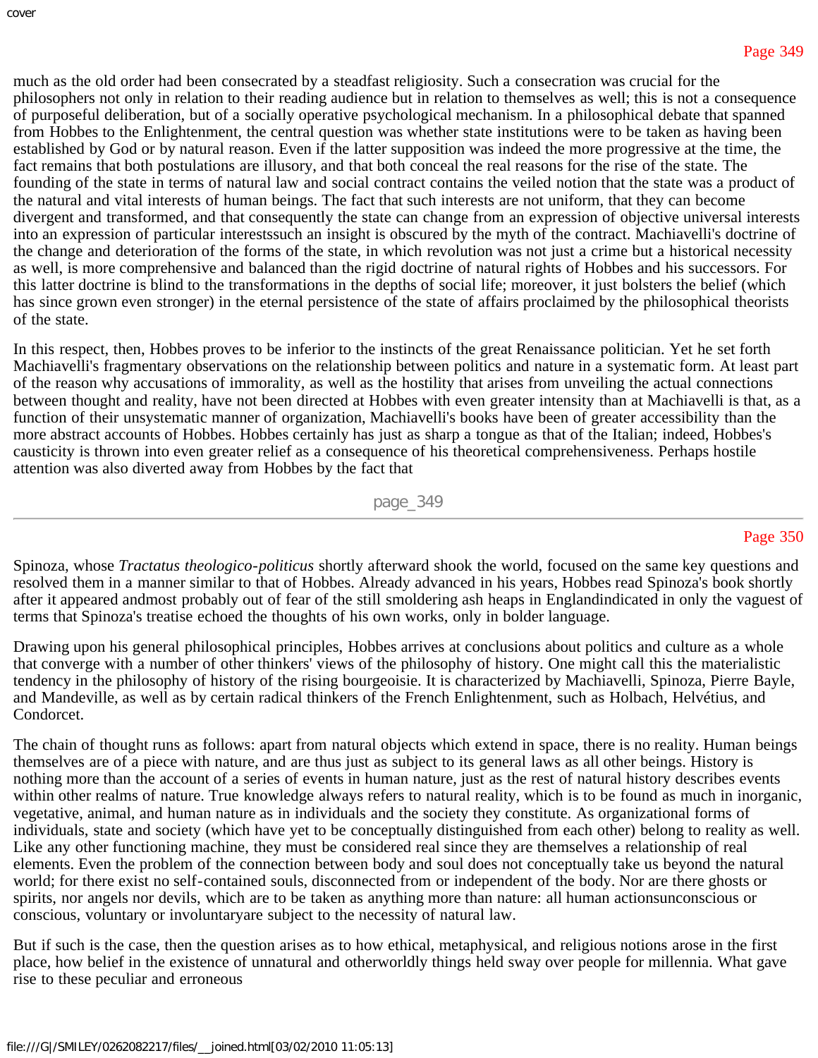much as the old order had been consecrated by a steadfast religiosity. Such a consecration was crucial for the philosophers not only in relation to their reading audience but in relation to themselves as well; this is not a consequence of purposeful deliberation, but of a socially operative psychological mechanism. In a philosophical debate that spanned from Hobbes to the Enlightenment, the central question was whether state institutions were to be taken as having been established by God or by natural reason. Even if the latter supposition was indeed the more progressive at the time, the fact remains that both postulations are illusory, and that both conceal the real reasons for the rise of the state. The founding of the state in terms of natural law and social contract contains the veiled notion that the state was a product of the natural and vital interests of human beings. The fact that such interests are not uniform, that they can become divergent and transformed, and that consequently the state can change from an expression of objective universal interests into an expression of particular interestssuch an insight is obscured by the myth of the contract. Machiavelli's doctrine of the change and deterioration of the forms of the state, in which revolution was not just a crime but a historical necessity as well, is more comprehensive and balanced than the rigid doctrine of natural rights of Hobbes and his successors. For this latter doctrine is blind to the transformations in the depths of social life; moreover, it just bolsters the belief (which has since grown even stronger) in the eternal persistence of the state of affairs proclaimed by the philosophical theorists of the state.

In this respect, then, Hobbes proves to be inferior to the instincts of the great Renaissance politician. Yet he set forth Machiavelli's fragmentary observations on the relationship between politics and nature in a systematic form. At least part of the reason why accusations of immorality, as well as the hostility that arises from unveiling the actual connections between thought and reality, have not been directed at Hobbes with even greater intensity than at Machiavelli is that, as a function of their unsystematic manner of organization, Machiavelli's books have been of greater accessibility than the more abstract accounts of Hobbes. Hobbes certainly has just as sharp a tongue as that of the Italian; indeed, Hobbes's causticity is thrown into even greater relief as a consequence of his theoretical comprehensiveness. Perhaps hostile attention was also diverted away from Hobbes by the fact that Spinoza, whose *Tractatus theologico-politicus* shortly afterward shook the world, focused on the same key questions and resolved them in a manner similar to that of Hobbes. Already advanced in his years, Hobbes read Spinoza's book shortly after it appeared andmost probably out of fear of the still smoldering ash heaps in Englandindicated in only the vaguest of terms that Spinoza's treatise echoed the thoughts of his own works, only in bolder language.

Drawing upon his general philosophical principles, Hobbes arrives at conclusions about politics and culture as a whole that converge with a number of other thinkers' views of the philosophy of history. One might call this the materialistic tendency in the philosophy of history of the rising bourgeoisie. It is characterized by Machiavelli, Spinoza, Pierre Bayle, and Mandeville, as well as by certain radical thinkers of the French Enlightenment, such as Holbach, Helvétius, and Condorcet.

The chain of thought runs as follows: apart from natural objects which extend in space, there is no reality. Human beings themselves are of a piece with nature, and are thus just as subject to its general laws as all other beings. History is nothing more than the account of a series of events in human nature, just as the rest of natural history describes events within other realms of nature. True knowledge always refers to natural reality, which is to be found as much in inorganic, vegetative, animal, and human nature as in individuals and the society they constitute. As organizational forms of individuals, state and society (which have yet to be conceptually distinguished from each other) belong to reality as well. Like any other functioning machine, they must be considered real since they are themselves a relationship of real elements. Even the problem of the connection between body and soul does not conceptually take us beyond the natural world; for there exist no self-contained souls, disconnected from or independent of the body. Nor are there ghosts or spirits, nor angels nor devils, which are to be taken as anything more than nature: all human actionsunconscious or conscious, voluntary or involuntaryare subject to the necessity of natural law.

But if such is the case, then the question arises as to how ethical, metaphysical, and religious notions arose in the first place, how belief in the existence of unnatural and otherworldly things held sway over people for millennia. What gave rise to these peculiar and erroneous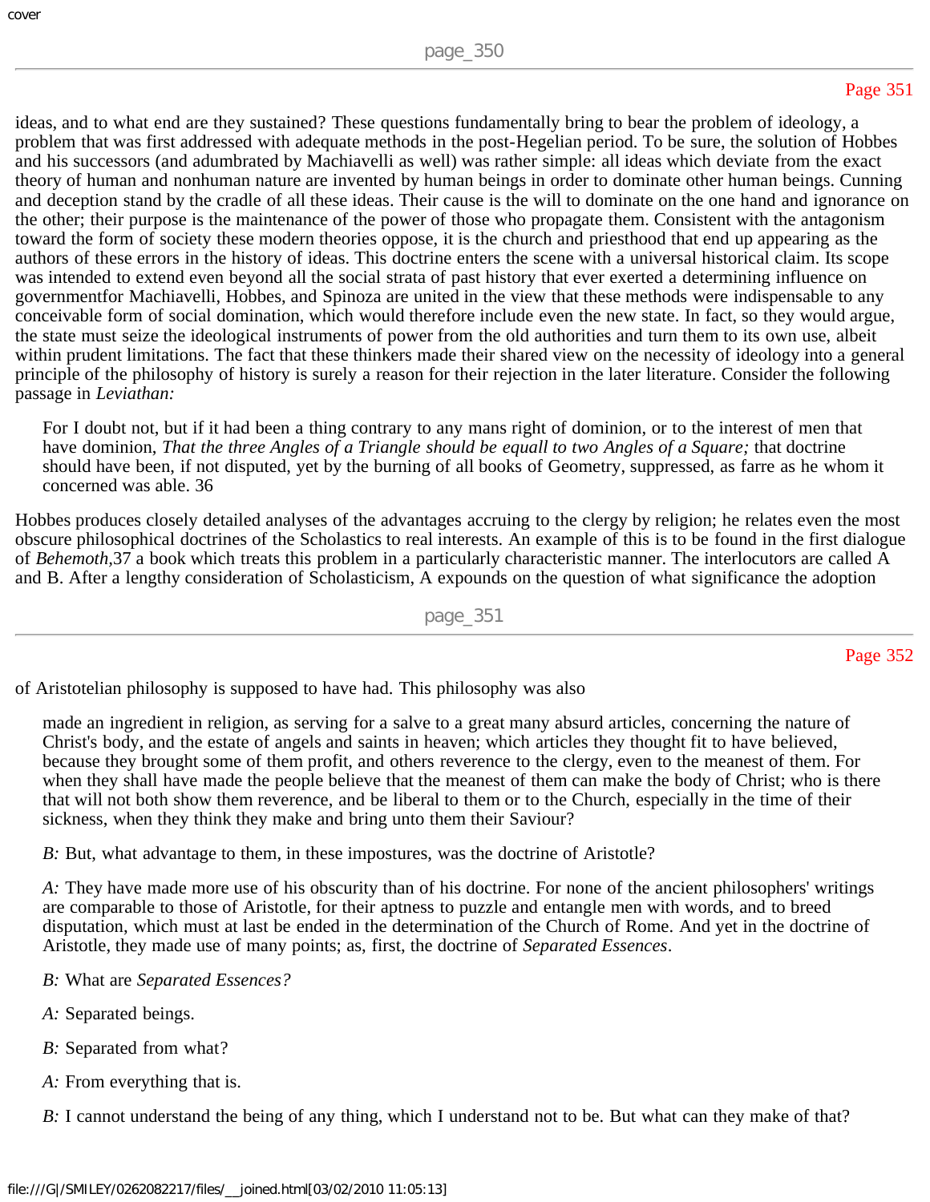ideas, and to what end are they sustained? These questions fundamentally bring to bear the problem of ideology, a problem that was first addressed with adequate methods in the post-Hegelian period. To be sure, the solution of Hobbes and his successors (and adumbrated by Machiavelli as well) was rather simple: all ideas which deviate from the exact theory of human and nonhuman nature are invented by human beings in order to dominate other human beings. Cunning and deception stand by the cradle of all these ideas. Their cause is the will to dominate on the one hand and ignorance on the other; their purpose is the maintenance of the power of those who propagate them. Consistent with the antagonism toward the form of society these modern theories oppose, it is the church and priesthood that end up appearing as the authors of these errors in the history of ideas. This doctrine enters the scene with a universal historical claim. Its scope was intended to extend even beyond all the social strata of past history that ever exerted a determining influence on governmentfor Machiavelli, Hobbes, and Spinoza are united in the view that these methods were indispensable to any conceivable form of social domination, which would therefore include even the new state. In fact, so they would argue, the state must seize the ideological instruments of power from the old authorities and turn them to its own use, albeit within prudent limitations. The fact that these thinkers made their shared view on the necessity of ideology into a general principle of the philosophy of history is surely a reason for their rejection in the later literature. Consider the following passage in *Leviathan:*

> For I doubt not, but if it had been a thing contrary to any mans right of dominion, or to the interest of men that have dominion, *That the three Angles of a Triangle should be equall to two Angles of a Square;* that doctrine should have been, if not disputed, yet by the burning of all books of Geometry, suppressed, as farre as he whom it concerned was able. 36

Hobbes produces closely detailed analyses of the advantages accruing to the clergy by religion; he relates even the most obscure philosophical doctrines of the Scholastics to real interests. An example of this is to be found in the first dialogue of *Behemoth*,37 a book which treats this problem in a particularly characteristic manner. The interlocutors are called A and B. After a lengthy consideration of Scholasticism, A expounds on the question of what significance the adoption of Aristotelian philosophy is supposed to have had. This philosophy was also

> made an ingredient in religion, as serving for a salve to a great many absurd articles, concerning the nature of Christ's body, and the estate of angels and saints in heaven; which articles they thought fit to have believed, because they brought some of them profit, and others reverence to the clergy, even to the meanest of them. For when they shall have made the people believe that the meanest of them can make the body of Christ; who is there that will not both show them reverence, and be liberal to them or to the Church, especially in the time of their sickness, when they think they make and bring unto them their Saviour?
>
> *B:* But, what advantage to them, in these impostures, was the doctrine of Aristotle?
>
> *A:* They have made more use of his obscurity than of his doctrine. For none of the ancient philosophers' writings are comparable to those of Aristotle, for their aptness to puzzle and entangle men with words, and to breed disputation, which must at last be ended in the determination of the Church of Rome. And yet in the doctrine of Aristotle, they made use of many points; as, first, the doctrine of *Separated Essences*.
>
> *B:* What are *Separated Essences?*
>
> *A:* Separated beings.
>
> *B:* Separated from what?
>
> *A:* From everything that is.
>
> *B:* I cannot understand the being of any thing, which I understand not to be. But what can they make of that?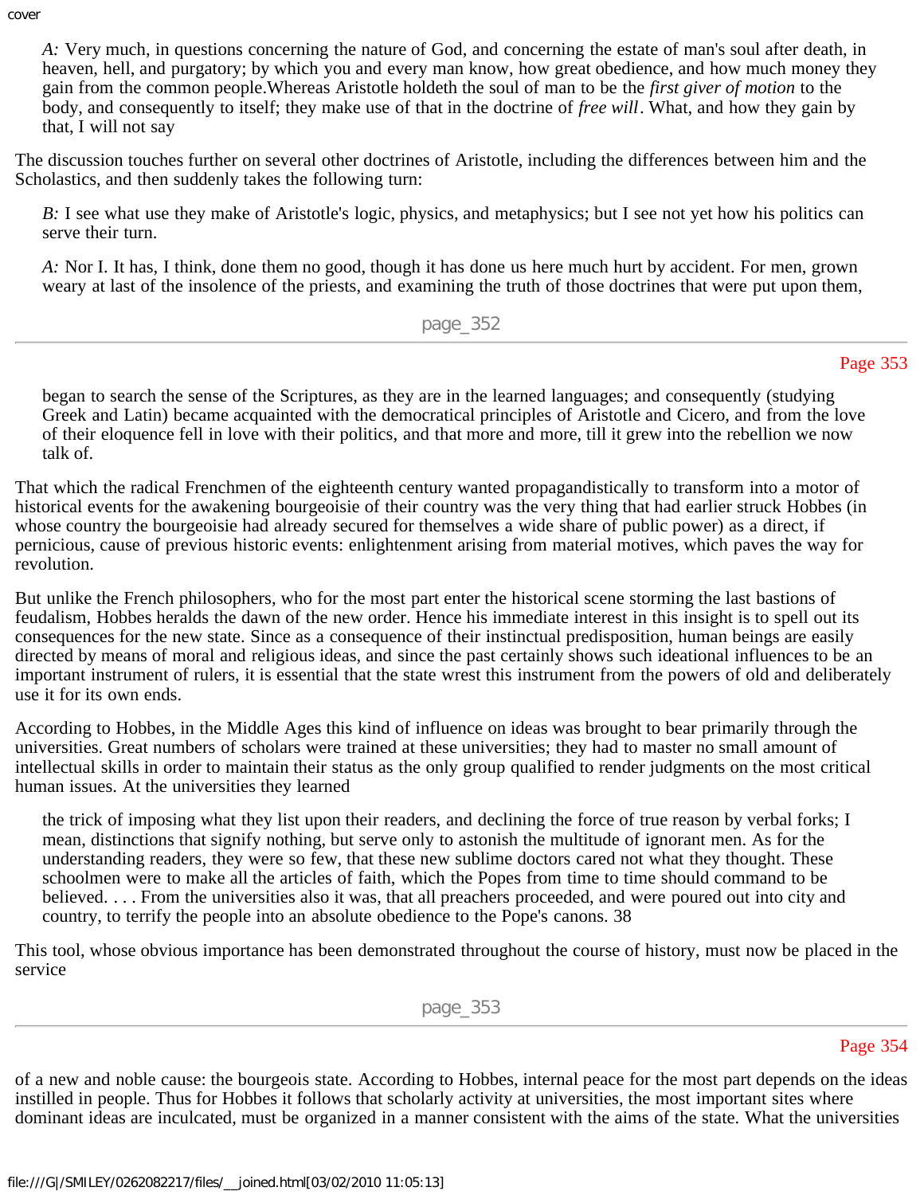*A:* Very much, in questions concerning the nature of God, and concerning the estate of man's soul after death, in heaven, hell, and purgatory; by which you and every man know, how great obedience, and how much money they gain from the common people.Whereas Aristotle holdeth the soul of man to be the *first giver of motion* to the body, and consequently to itself; they make use of that in the doctrine of *free will*. What, and how they gain by that, I will not say

The discussion touches further on several other doctrines of Aristotle, including the differences between him and the Scholastics, and then suddenly takes the following turn:

> *B:* I see what use they make of Aristotle's logic, physics, and metaphysics; but I see not yet how his politics can serve their turn.
>
> *A:* Nor I. It has, I think, done them no good, though it has done us here much hurt by accident. For men, grown weary at last of the insolence of the priests, and examining the truth of those doctrines that were put upon them, began to search the sense of the Scriptures, as they are in the learned languages; and consequently (studying Greek and Latin) became acquainted with the democratical principles of Aristotle and Cicero, and from the love of their eloquence fell in love with their politics, and that more and more, till it grew into the rebellion we now talk of.

That which the radical Frenchmen of the eighteenth century wanted propagandistically to transform into a motor of historical events for the awakening bourgeoisie of their country was the very thing that had earlier struck Hobbes (in whose country the bourgeoisie had already secured for themselves a wide share of public power) as a direct, if pernicious, cause of previous historic events: enlightenment arising from material motives, which paves the way for revolution.

But unlike the French philosophers, who for the most part enter the historical scene storming the last bastions of feudalism, Hobbes heralds the dawn of the new order. Hence his immediate interest in this insight is to spell out its consequences for the new state. Since as a consequence of their instinctual predisposition, human beings are easily directed by means of moral and religious ideas, and since the past certainly shows such ideational influences to be an important instrument of rulers, it is essential that the state wrest this instrument from the powers of old and deliberately use it for its own ends.

According to Hobbes, in the Middle Ages this kind of influence on ideas was brought to bear primarily through the universities. Great numbers of scholars were trained at these universities; they had to master no small amount of intellectual skills in order to maintain their status as the only group qualified to render judgments on the most critical human issues. At the universities they learned

> the trick of imposing what they list upon their readers, and declining the force of true reason by verbal forks; I mean, distinctions that signify nothing, but serve only to astonish the multitude of ignorant men. As for the understanding readers, they were so few, that these new sublime doctors cared not what they thought. These schoolmen were to make all the articles of faith, which the Popes from time to time should command to be believed. . . . From the universities also it was, that all preachers proceeded, and were poured out into city and country, to terrify the people into an absolute obedience to the Pope's canons. 38

This tool, whose obvious importance has been demonstrated throughout the course of history, must now be placed in the service of a new and noble cause: the bourgeois state. According to Hobbes, internal peace for the most part depends on the ideas instilled in people. Thus for Hobbes it follows that scholarly activity at universities, the most important sites where dominant ideas are inculcated, must be organized in a manner consistent with the aims of the state. What the universities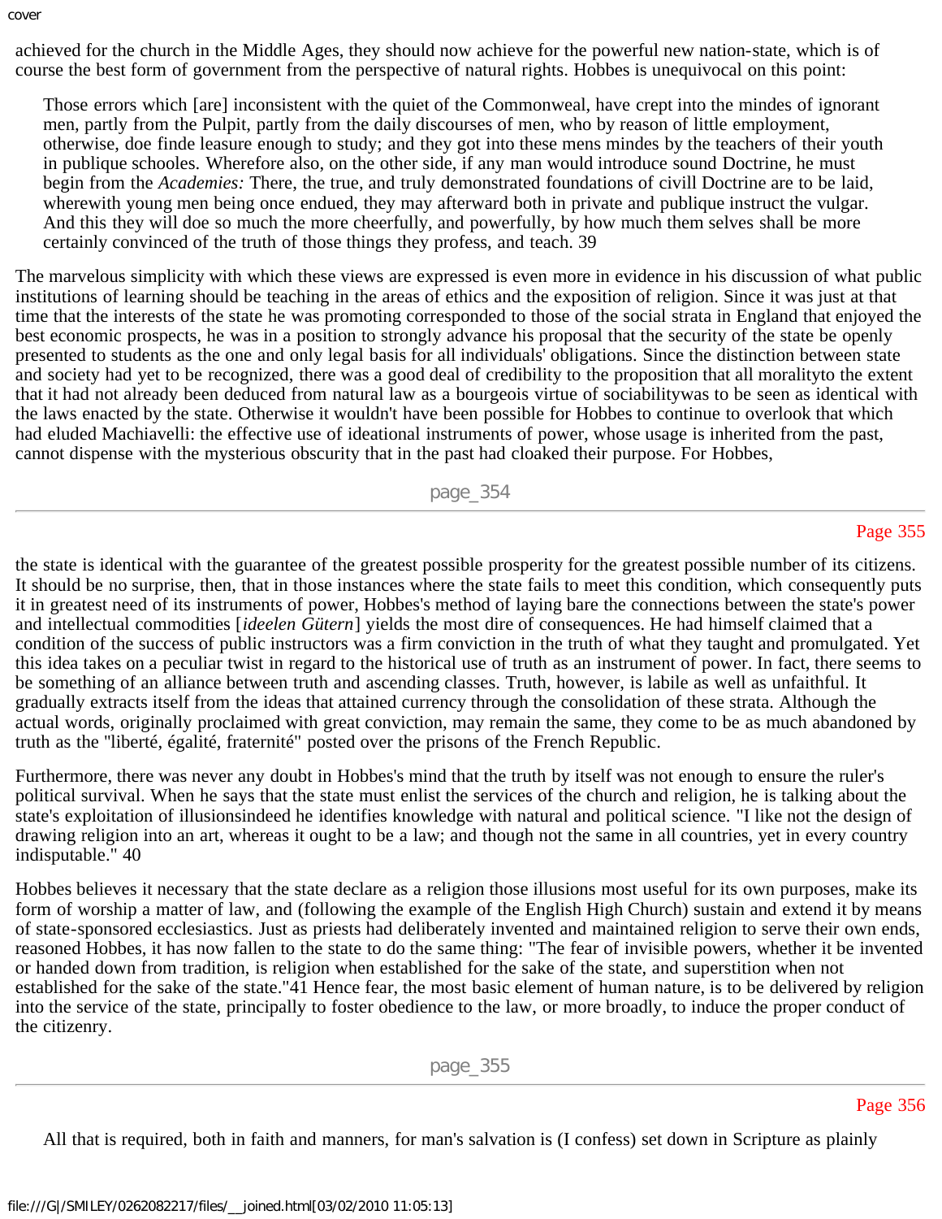achieved for the church in the Middle Ages, they should now achieve for the powerful new nation-state, which is of course the best form of government from the perspective of natural rights. Hobbes is unequivocal on this point:

> Those errors which [are] inconsistent with the quiet of the Commonweal, have crept into the mindes of ignorant men, partly from the Pulpit, partly from the daily discourses of men, who by reason of little employment, otherwise, doe finde leasure enough to study; and they got into these mens mindes by the teachers of their youth in publique schooles. Wherefore also, on the other side, if any man would introduce sound Doctrine, he must begin from the *Academies:* There, the true, and truly demonstrated foundations of civill Doctrine are to be laid, wherewith young men being once endued, they may afterward both in private and publique instruct the vulgar. And this they will doe so much the more cheerfully, and powerfully, by how much them selves shall be more certainly convinced of the truth of those things they profess, and teach. 39

The marvelous simplicity with which these views are expressed is even more in evidence in his discussion of what public institutions of learning should be teaching in the areas of ethics and the exposition of religion. Since it was just at that time that the interests of the state he was promoting corresponded to those of the social strata in England that enjoyed the best economic prospects, he was in a position to strongly advance his proposal that the security of the state be openly presented to students as the one and only legal basis for all individuals' obligations. Since the distinction between state and society had yet to be recognized, there was a good deal of credibility to the proposition that all moralityto the extent that it had not already been deduced from natural law as a bourgeois virtue of sociabilitywas to be seen as identical with the laws enacted by the state. Otherwise it wouldn't have been possible for Hobbes to continue to overlook that which had eluded Machiavelli: the effective use of ideational instruments of power, whose usage is inherited from the past, cannot dispense with the mysterious obscurity that in the past had cloaked their purpose. For Hobbes,

the state is identical with the guarantee of the greatest possible prosperity for the greatest possible number of its citizens. It should be no surprise, then, that in those instances where the state fails to meet this condition, which consequently puts it in greatest need of its instruments of power, Hobbes's method of laying bare the connections between the state's power and intellectual commodities [*ideelen Gütern*] yields the most dire of consequences. He had himself claimed that a condition of the success of public instructors was a firm conviction in the truth of what they taught and promulgated. Yet this idea takes on a peculiar twist in regard to the historical use of truth as an instrument of power. In fact, there seems to be something of an alliance between truth and ascending classes. Truth, however, is labile as well as unfaithful. It gradually extracts itself from the ideas that attained currency through the consolidation of these strata. Although the actual words, originally proclaimed with great conviction, may remain the same, they come to be as much abandoned by truth as the "liberté, égalité, fraternité" posted over the prisons of the French Republic.

Furthermore, there was never any doubt in Hobbes's mind that the truth by itself was not enough to ensure the ruler's political survival. When he says that the state must enlist the services of the church and religion, he is talking about the state's exploitation of illusionsindeed he identifies knowledge with natural and political science. "I like not the design of drawing religion into an art, whereas it ought to be a law; and though not the same in all countries, yet in every country indisputable." 40

Hobbes believes it necessary that the state declare as a religion those illusions most useful for its own purposes, make its form of worship a matter of law, and (following the example of the English High Church) sustain and extend it by means of state-sponsored ecclesiastics. Just as priests had deliberately invented and maintained religion to serve their own ends, reasoned Hobbes, it has now fallen to the state to do the same thing: "The fear of invisible powers, whether it be invented or handed down from tradition, is religion when established for the sake of the state, and superstition when not established for the sake of the state."41 Hence fear, the most basic element of human nature, is to be delivered by religion into the service of the state, principally to foster obedience to the law, or more broadly, to induce the proper conduct of the citizenry.

> All that is required, both in faith and manners, for man's salvation is (I confess) set down in Scripture as plainly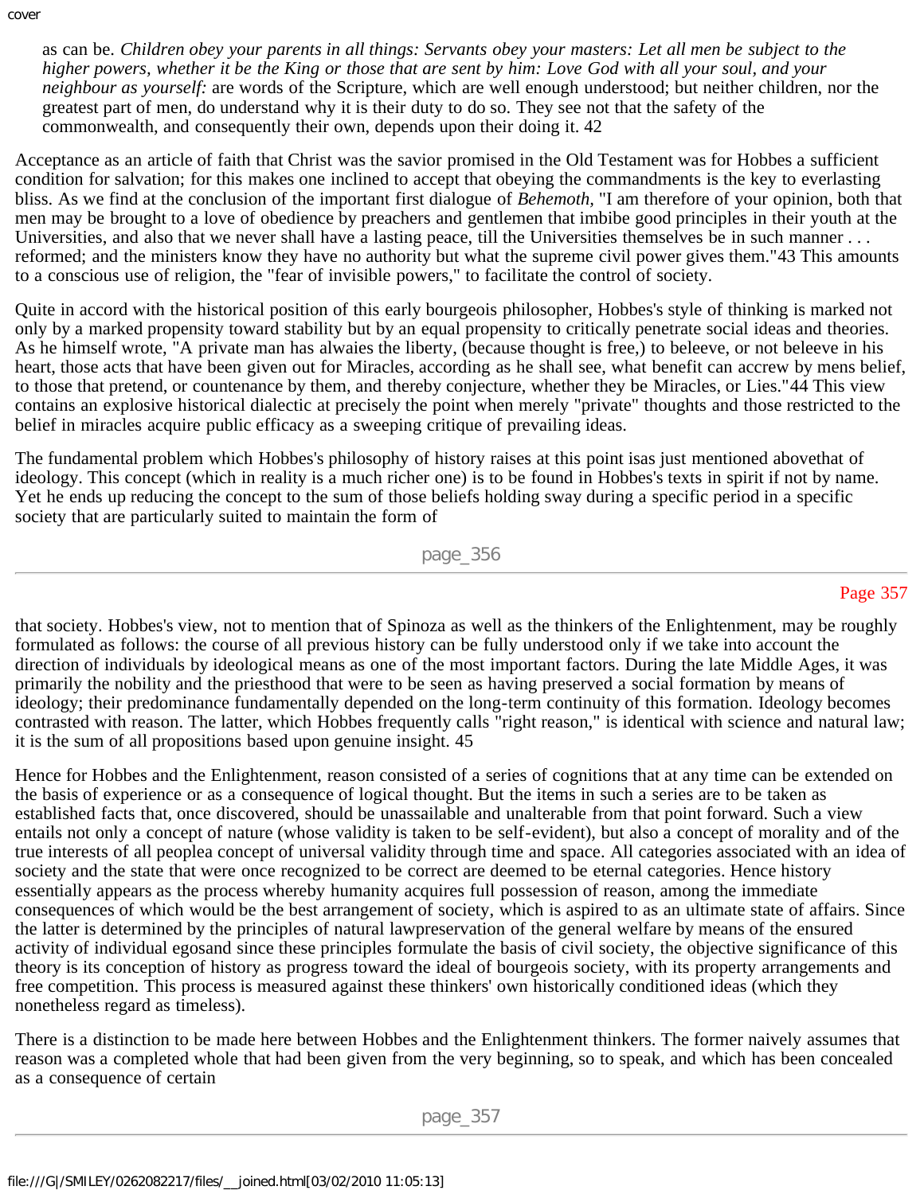as can be. *Children obey your parents in all things: Servants obey your masters: Let all men be subject to the higher powers, whether it be the King or those that are sent by him: Love God with all your soul, and your neighbour as yourself:* are words of the Scripture, which are well enough understood; but neither children, nor the greatest part of men, do understand why it is their duty to do so. They see not that the safety of the commonwealth, and consequently their own, depends upon their doing it. 42

Acceptance as an article of faith that Christ was the savior promised in the Old Testament was for Hobbes a sufficient condition for salvation; for this makes one inclined to accept that obeying the commandments is the key to everlasting bliss. As we find at the conclusion of the important first dialogue of *Behemoth*, "I am therefore of your opinion, both that men may be brought to a love of obedience by preachers and gentlemen that imbibe good principles in their youth at the Universities, and also that we never shall have a lasting peace, till the Universities themselves be in such manner . . . reformed; and the ministers know they have no authority but what the supreme civil power gives them."43 This amounts to a conscious use of religion, the "fear of invisible powers," to facilitate the control of society.

Quite in accord with the historical position of this early bourgeois philosopher, Hobbes's style of thinking is marked not only by a marked propensity toward stability but by an equal propensity to critically penetrate social ideas and theories. As he himself wrote, "A private man has alwaies the liberty, (because thought is free,) to beleeve, or not beleeve in his heart, those acts that have been given out for Miracles, according as he shall see, what benefit can accrew by mens belief, to those that pretend, or countenance by them, and thereby conjecture, whether they be Miracles, or Lies."44 This view contains an explosive historical dialectic at precisely the point when merely "private" thoughts and those restricted to the belief in miracles acquire public efficacy as a sweeping critique of prevailing ideas.

The fundamental problem which Hobbes's philosophy of history raises at this point isas just mentioned abovethat of ideology. This concept (which in reality is a much richer one) is to be found in Hobbes's texts in spirit if not by name. Yet he ends up reducing the concept to the sum of those beliefs holding sway during a specific period in a specific society that are particularly suited to maintain the form of that society. Hobbes's view, not to mention that of Spinoza as well as the thinkers of the Enlightenment, may be roughly formulated as follows: the course of all previous history can be fully understood only if we take into account the direction of individuals by ideological means as one of the most important factors. During the late Middle Ages, it was primarily the nobility and the priesthood that were to be seen as having preserved a social formation by means of ideology; their predominance fundamentally depended on the long-term continuity of this formation. Ideology becomes contrasted with reason. The latter, which Hobbes frequently calls "right reason," is identical with science and natural law; it is the sum of all propositions based upon genuine insight. 45

Hence for Hobbes and the Enlightenment, reason consisted of a series of cognitions that at any time can be extended on the basis of experience or as a consequence of logical thought. But the items in such a series are to be taken as established facts that, once discovered, should be unassailable and unalterable from that point forward. Such a view entails not only a concept of nature (whose validity is taken to be self-evident), but also a concept of morality and of the true interests of all peoplea concept of universal validity through time and space. All categories associated with an idea of society and the state that were once recognized to be correct are deemed to be eternal categories. Hence history essentially appears as the process whereby humanity acquires full possession of reason, among the immediate consequences of which would be the best arrangement of society, which is aspired to as an ultimate state of affairs. Since the latter is determined by the principles of natural lawpreservation of the general welfare by means of the ensured activity of individual egosand since these principles formulate the basis of civil society, the objective significance of this theory is its conception of history as progress toward the ideal of bourgeois society, with its property arrangements and free competition. This process is measured against these thinkers' own historically conditioned ideas (which they nonetheless regard as timeless).

There is a distinction to be made here between Hobbes and the Enlightenment thinkers. The former naively assumes that reason was a completed whole that had been given from the very beginning, so to speak, and which has been concealed as a consequence of certain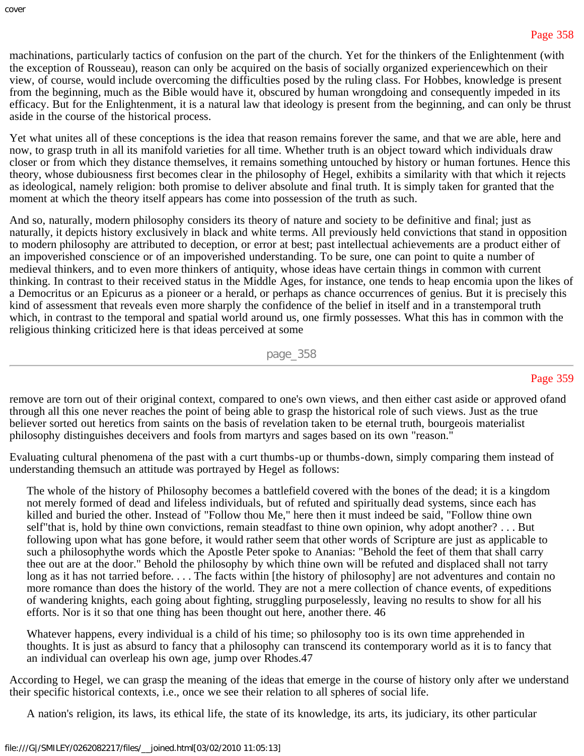machinations, particularly tactics of confusion on the part of the church. Yet for the thinkers of the Enlightenment (with the exception of Rousseau), reason can only be acquired on the basis of socially organized experiencewhich on their view, of course, would include overcoming the difficulties posed by the ruling class. For Hobbes, knowledge is present from the beginning, much as the Bible would have it, obscured by human wrongdoing and consequently impeded in its efficacy. But for the Enlightenment, it is a natural law that ideology is present from the beginning, and can only be thrust aside in the course of the historical process.

Yet what unites all of these conceptions is the idea that reason remains forever the same, and that we are able, here and now, to grasp truth in all its manifold varieties for all time. Whether truth is an object toward which individuals draw closer or from which they distance themselves, it remains something untouched by history or human fortunes. Hence this theory, whose dubiousness first becomes clear in the philosophy of Hegel, exhibits a similarity with that which it rejects as ideological, namely religion: both promise to deliver absolute and final truth. It is simply taken for granted that the moment at which the theory itself appears has come into possession of the truth as such.

And so, naturally, modern philosophy considers its theory of nature and society to be definitive and final; just as naturally, it depicts history exclusively in black and white terms. All previously held convictions that stand in opposition to modern philosophy are attributed to deception, or error at best; past intellectual achievements are a product either of an impoverished conscience or of an impoverished understanding. To be sure, one can point to quite a number of medieval thinkers, and to even more thinkers of antiquity, whose ideas have certain things in common with current thinking. In contrast to their received status in the Middle Ages, for instance, one tends to heap encomia upon the likes of a Democritus or an Epicurus as a pioneer or a herald, or perhaps as chance occurrences of genius. But it is precisely this kind of assessment that reveals even more sharply the confidence of the belief in itself and in a transtemporal truth which, in contrast to the temporal and spatial world around us, one firmly possesses. What this has in common with the religious thinking criticized here is that ideas perceived at some remove are torn out of their original context, compared to one's own views, and then either cast aside or approved ofand through all this one never reaches the point of being able to grasp the historical role of such views. Just as the true believer sorted out heretics from saints on the basis of revelation taken to be eternal truth, bourgeois materialist philosophy distinguishes deceivers and fools from martyrs and sages based on its own "reason."

Evaluating cultural phenomena of the past with a curt thumbs-up or thumbs-down, simply comparing them instead of understanding themsuch an attitude was portrayed by Hegel as follows:

> The whole of the history of Philosophy becomes a battlefield covered with the bones of the dead; it is a kingdom not merely formed of dead and lifeless individuals, but of refuted and spiritually dead systems, since each has killed and buried the other. Instead of "Follow thou Me," here then it must indeed be said, "Follow thine own self"that is, hold by thine own convictions, remain steadfast to thine own opinion, why adopt another? . . . But following upon what has gone before, it would rather seem that other words of Scripture are just as applicable to such a philosophythe words which the Apostle Peter spoke to Ananias: "Behold the feet of them that shall carry thee out are at the door." Behold the philosophy by which thine own will be refuted and displaced shall not tarry long as it has not tarried before. . . . The facts within [the history of philosophy] are not adventures and contain no more romance than does the history of the world. They are not a mere collection of chance events, of expeditions of wandering knights, each going about fighting, struggling purposelessly, leaving no results to show for all his efforts. Nor is it so that one thing has been thought out here, another there. 46

> Whatever happens, every individual is a child of his time; so philosophy too is its own time apprehended in thoughts. It is just as absurd to fancy that a philosophy can transcend its contemporary world as it is to fancy that an individual can overleap his own age, jump over Rhodes.47

According to Hegel, we can grasp the meaning of the ideas that emerge in the course of history only after we understand their specific historical contexts, i.e., once we see their relation to all spheres of social life.

> A nation's religion, its laws, its ethical life, the state of its knowledge, its arts, its judiciary, its other particular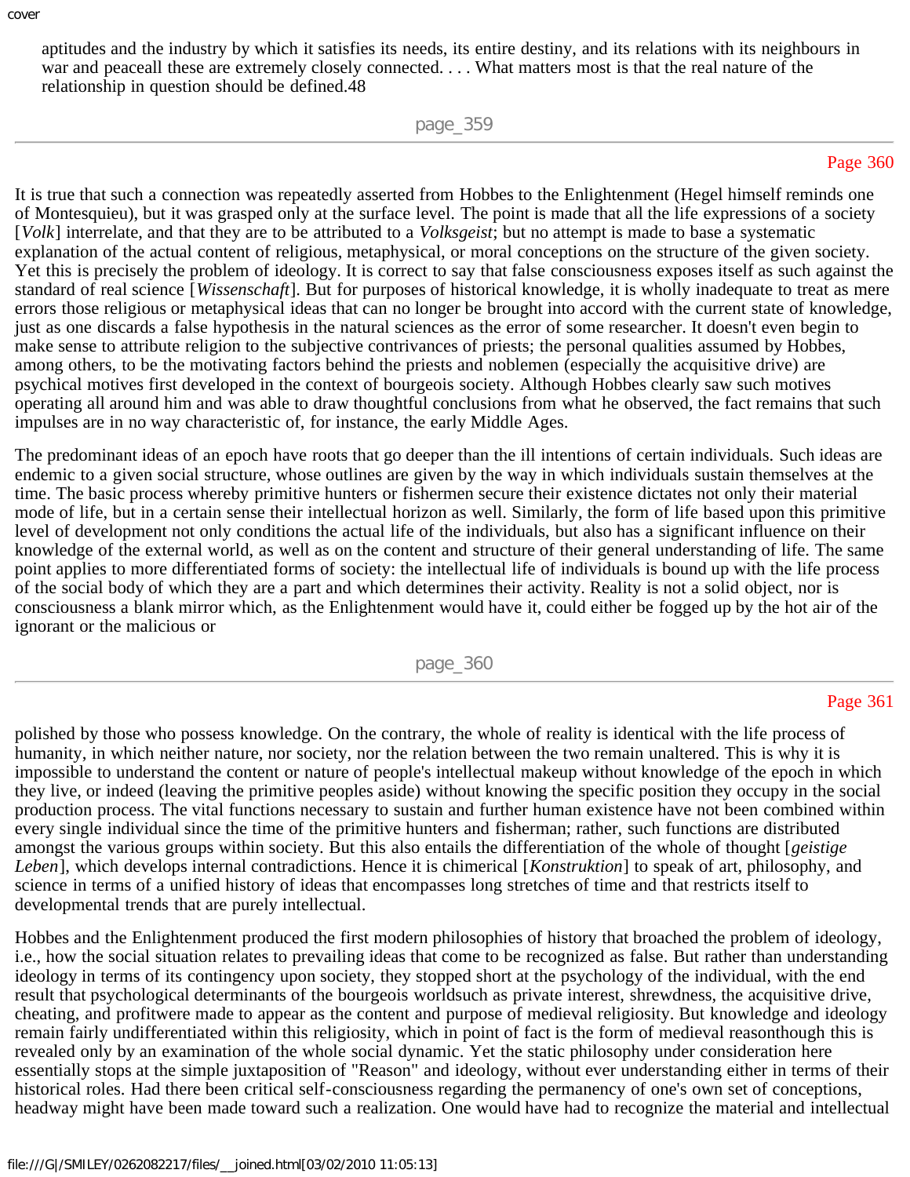aptitudes and the industry by which it satisfies its needs, its entire destiny, and its relations with its neighbours in war and peaceall these are extremely closely connected. . . . What matters most is that the real nature of the relationship in question should be defined.48

It is true that such a connection was repeatedly asserted from Hobbes to the Enlightenment (Hegel himself reminds one of Montesquieu), but it was grasped only at the surface level. The point is made that all the life expressions of a society [*Volk*] interrelate, and that they are to be attributed to a *Volksgeist*; but no attempt is made to base a systematic explanation of the actual content of religious, metaphysical, or moral conceptions on the structure of the given society. Yet this is precisely the problem of ideology. It is correct to say that false consciousness exposes itself as such against the standard of real science [*Wissenschaft*]. But for purposes of historical knowledge, it is wholly inadequate to treat as mere errors those religious or metaphysical ideas that can no longer be brought into accord with the current state of knowledge, just as one discards a false hypothesis in the natural sciences as the error of some researcher. It doesn't even begin to make sense to attribute religion to the subjective contrivances of priests; the personal qualities assumed by Hobbes, among others, to be the motivating factors behind the priests and noblemen (especially the acquisitive drive) are psychical motives first developed in the context of bourgeois society. Although Hobbes clearly saw such motives operating all around him and was able to draw thoughtful conclusions from what he observed, the fact remains that such impulses are in no way characteristic of, for instance, the early Middle Ages.

The predominant ideas of an epoch have roots that go deeper than the ill intentions of certain individuals. Such ideas are endemic to a given social structure, whose outlines are given by the way in which individuals sustain themselves at the time. The basic process whereby primitive hunters or fishermen secure their existence dictates not only their material mode of life, but in a certain sense their intellectual horizon as well. Similarly, the form of life based upon this primitive level of development not only conditions the actual life of the individuals, but also has a significant influence on their knowledge of the external world, as well as on the content and structure of their general understanding of life. The same point applies to more differentiated forms of society: the intellectual life of individuals is bound up with the life process of the social body of which they are a part and which determines their activity. Reality is not a solid object, nor is consciousness a blank mirror which, as the Enlightenment would have it, could either be fogged up by the hot air of the ignorant or the malicious or polished by those who possess knowledge. On the contrary, the whole of reality is identical with the life process of humanity, in which neither nature, nor society, nor the relation between the two remain unaltered. This is why it is impossible to understand the content or nature of people's intellectual makeup without knowledge of the epoch in which they live, or indeed (leaving the primitive peoples aside) without knowing the specific position they occupy in the social production process. The vital functions necessary to sustain and further human existence have not been combined within every single individual since the time of the primitive hunters and fisherman; rather, such functions are distributed amongst the various groups within society. But this also entails the differentiation of the whole of thought [*geistige Leben*], which develops internal contradictions. Hence it is chimerical [*Konstruktion*] to speak of art, philosophy, and science in terms of a unified history of ideas that encompasses long stretches of time and that restricts itself to developmental trends that are purely intellectual.

Hobbes and the Enlightenment produced the first modern philosophies of history that broached the problem of ideology, i.e., how the social situation relates to prevailing ideas that come to be recognized as false. But rather than understanding ideology in terms of its contingency upon society, they stopped short at the psychology of the individual, with the end result that psychological determinants of the bourgeois worldsuch as private interest, shrewdness, the acquisitive drive, cheating, and profitwere made to appear as the content and purpose of medieval religiosity. But knowledge and ideology remain fairly undifferentiated within this religiosity, which in point of fact is the form of medieval reasonthough this is revealed only by an examination of the whole social dynamic. Yet the static philosophy under consideration here essentially stops at the simple juxtaposition of "Reason" and ideology, without ever understanding either in terms of their historical roles. Had there been critical self-consciousness regarding the permanency of one's own set of conceptions, headway might have been made toward such a realization. One would have had to recognize the material and intellectual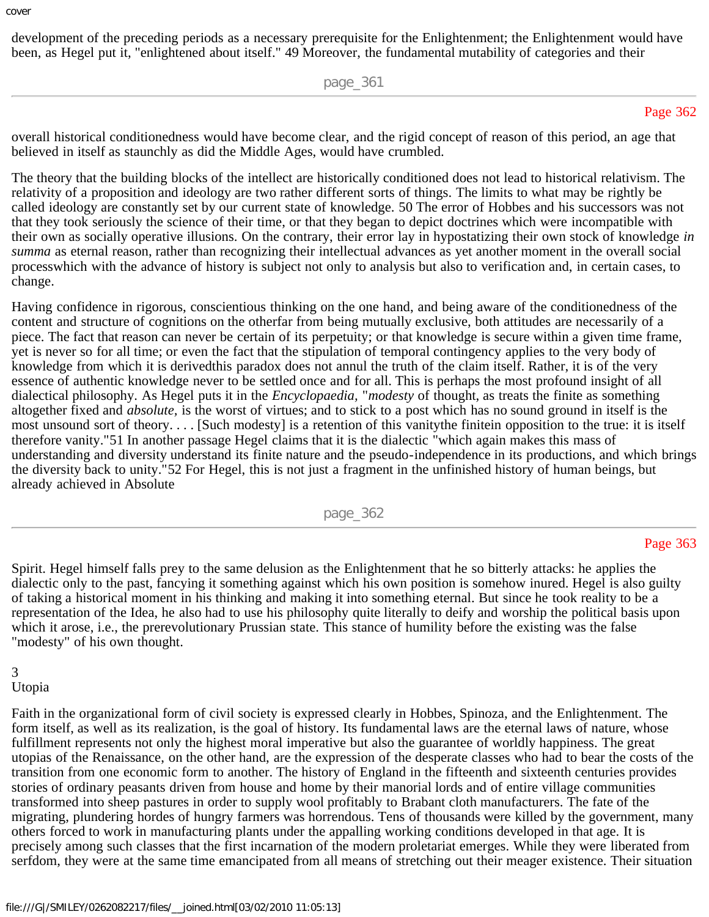development of the preceding periods as a necessary prerequisite for the Enlightenment; the Enlightenment would have been, as Hegel put it, "enlightened about itself." 49 Moreover, the fundamental mutability of categories and their overall historical conditionedness would have become clear, and the rigid concept of reason of this period, an age that believed in itself as staunchly as did the Middle Ages, would have crumbled.

The theory that the building blocks of the intellect are historically conditioned does not lead to historical relativism. The relativity of a proposition and ideology are two rather different sorts of things. The limits to what may be rightly be called ideology are constantly set by our current state of knowledge. 50 The error of Hobbes and his successors was not that they took seriously the science of their time, or that they began to depict doctrines which were incompatible with their own as socially operative illusions. On the contrary, their error lay in hypostatizing their own stock of knowledge *in summa* as eternal reason, rather than recognizing their intellectual advances as yet another moment in the overall social processwhich with the advance of history is subject not only to analysis but also to verification and, in certain cases, to change.

Having confidence in rigorous, conscientious thinking on the one hand, and being aware of the conditionedness of the content and structure of cognitions on the otherfar from being mutually exclusive, both attitudes are necessarily of a piece. The fact that reason can never be certain of its perpetuity; or that knowledge is secure within a given time frame, yet is never so for all time; or even the fact that the stipulation of temporal contingency applies to the very body of knowledge from which it is derivedthis paradox does not annul the truth of the claim itself. Rather, it is of the very essence of authentic knowledge never to be settled once and for all. This is perhaps the most profound insight of all dialectical philosophy. As Hegel puts it in the *Encyclopaedia,* "*modesty* of thought, as treats the finite as something altogether fixed and *absolute,* is the worst of virtues; and to stick to a post which has no sound ground in itself is the most unsound sort of theory. . . . [Such modesty] is a retention of this vanitythe finitein opposition to the true: it is itself therefore vanity."51 In another passage Hegel claims that it is the dialectic "which again makes this mass of understanding and diversity understand its finite nature and the pseudo-independence in its productions, and which brings the diversity back to unity."52 For Hegel, this is not just a fragment in the unfinished history of human beings, but already achieved in Absolute Spirit. Hegel himself falls prey to the same delusion as the Enlightenment that he so bitterly attacks: he applies the dialectic only to the past, fancying it something against which his own position is somehow inured. Hegel is also guilty of taking a historical moment in his thinking and making it into something eternal. But since he took reality to be a representation of the Idea, he also had to use his philosophy quite literally to deify and worship the political basis upon which it arose, i.e., the prerevolutionary Prussian state. This stance of humility before the existing was the false "modesty" of his own thought.

## 3
## Utopia

Faith in the organizational form of civil society is expressed clearly in Hobbes, Spinoza, and the Enlightenment. The form itself, as well as its realization, is the goal of history. Its fundamental laws are the eternal laws of nature, whose fulfillment represents not only the highest moral imperative but also the guarantee of worldly happiness. The great utopias of the Renaissance, on the other hand, are the expression of the desperate classes who had to bear the costs of the transition from one economic form to another. The history of England in the fifteenth and sixteenth centuries provides stories of ordinary peasants driven from house and home by their manorial lords and of entire village communities transformed into sheep pastures in order to supply wool profitably to Brabant cloth manufacturers. The fate of the migrating, plundering hordes of hungry farmers was horrendous. Tens of thousands were killed by the government, many others forced to work in manufacturing plants under the appalling working conditions developed in that age. It is precisely among such classes that the first incarnation of the modern proletariat emerges. While they were liberated from serfdom, they were at the same time emancipated from all means of stretching out their meager existence. Their situation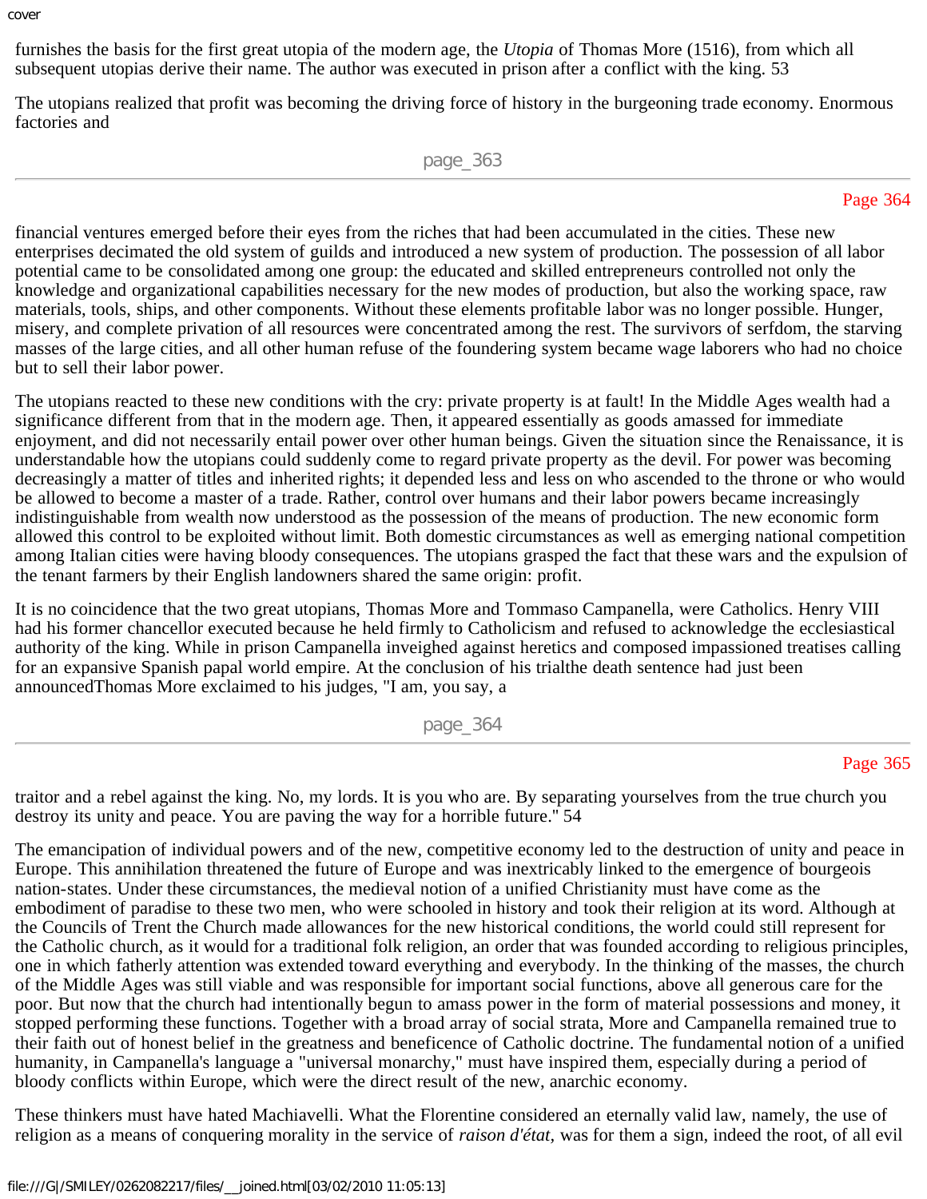furnishes the basis for the first great utopia of the modern age, the *Utopia* of Thomas More (1516), from which all subsequent utopias derive their name. The author was executed in prison after a conflict with the king. 53

The utopians realized that profit was becoming the driving force of history in the burgeoning trade economy. Enormous factories and financial ventures emerged before their eyes from the riches that had been accumulated in the cities. These new enterprises decimated the old system of guilds and introduced a new system of production. The possession of all labor potential came to be consolidated among one group: the educated and skilled entrepreneurs controlled not only the knowledge and organizational capabilities necessary for the new modes of production, but also the working space, raw materials, tools, ships, and other components. Without these elements profitable labor was no longer possible. Hunger, misery, and complete privation of all resources were concentrated among the rest. The survivors of serfdom, the starving masses of the large cities, and all other human refuse of the foundering system became wage laborers who had no choice but to sell their labor power.

The utopians reacted to these new conditions with the cry: private property is at fault! In the Middle Ages wealth had a significance different from that in the modern age. Then, it appeared essentially as goods amassed for immediate enjoyment, and did not necessarily entail power over other human beings. Given the situation since the Renaissance, it is understandable how the utopians could suddenly come to regard private property as the devil. For power was becoming decreasingly a matter of titles and inherited rights; it depended less and less on who ascended to the throne or who would be allowed to become a master of a trade. Rather, control over humans and their labor powers became increasingly indistinguishable from wealth now understood as the possession of the means of production. The new economic form allowed this control to be exploited without limit. Both domestic circumstances as well as emerging national competition among Italian cities were having bloody consequences. The utopians grasped the fact that these wars and the expulsion of the tenant farmers by their English landowners shared the same origin: profit.

It is no coincidence that the two great utopians, Thomas More and Tommaso Campanella, were Catholics. Henry VIII had his former chancellor executed because he held firmly to Catholicism and refused to acknowledge the ecclesiastical authority of the king. While in prison Campanella inveighed against heretics and composed impassioned treatises calling for an expansive Spanish papal world empire. At the conclusion of his trialthe death sentence had just been announcedThomas More exclaimed to his judges, "I am, you say, a traitor and a rebel against the king. No, my lords. It is you who are. By separating yourselves from the true church you destroy its unity and peace. You are paving the way for a horrible future." 54

The emancipation of individual powers and of the new, competitive economy led to the destruction of unity and peace in Europe. This annihilation threatened the future of Europe and was inextricably linked to the emergence of bourgeois nation-states. Under these circumstances, the medieval notion of a unified Christianity must have come as the embodiment of paradise to these two men, who were schooled in history and took their religion at its word. Although at the Councils of Trent the Church made allowances for the new historical conditions, the world could still represent for the Catholic church, as it would for a traditional folk religion, an order that was founded according to religious principles, one in which fatherly attention was extended toward everything and everybody. In the thinking of the masses, the church of the Middle Ages was still viable and was responsible for important social functions, above all generous care for the poor. But now that the church had intentionally begun to amass power in the form of material possessions and money, it stopped performing these functions. Together with a broad array of social strata, More and Campanella remained true to their faith out of honest belief in the greatness and beneficence of Catholic doctrine. The fundamental notion of a unified humanity, in Campanella's language a "universal monarchy," must have inspired them, especially during a period of bloody conflicts within Europe, which were the direct result of the new, anarchic economy.

These thinkers must have hated Machiavelli. What the Florentine considered an eternally valid law, namely, the use of religion as a means of conquering morality in the service of *raison d'état,* was for them a sign, indeed the root, of all evil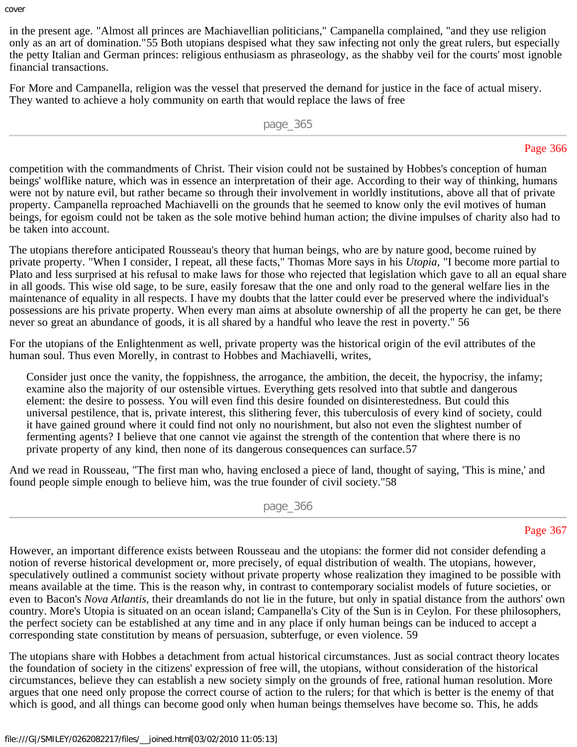in the present age. "Almost all princes are Machiavellian politicians," Campanella complained, "and they use religion only as an art of domination."55 Both utopians despised what they saw infecting not only the great rulers, but especially the petty Italian and German princes: religious enthusiasm as phraseology, as the shabby veil for the courts' most ignoble financial transactions.

For More and Campanella, religion was the vessel that preserved the demand for justice in the face of actual misery. They wanted to achieve a holy community on earth that would replace the laws of free competition with the commandments of Christ. Their vision could not be sustained by Hobbes's conception of human beings' wolflike nature, which was in essence an interpretation of their age. According to their way of thinking, humans were not by nature evil, but rather became so through their involvement in worldly institutions, above all that of private property. Campanella reproached Machiavelli on the grounds that he seemed to know only the evil motives of human beings, for egoism could not be taken as the sole motive behind human action; the divine impulses of charity also had to be taken into account.

The utopians therefore anticipated Rousseau's theory that human beings, who are by nature good, become ruined by private property. "When I consider, I repeat, all these facts," Thomas More says in his *Utopia*, "I become more partial to Plato and less surprised at his refusal to make laws for those who rejected that legislation which gave to all an equal share in all goods. This wise old sage, to be sure, easily foresaw that the one and only road to the general welfare lies in the maintenance of equality in all respects. I have my doubts that the latter could ever be preserved where the individual's possessions are his private property. When every man aims at absolute ownership of all the property he can get, be there never so great an abundance of goods, it is all shared by a handful who leave the rest in poverty." 56

For the utopians of the Enlightenment as well, private property was the historical origin of the evil attributes of the human soul. Thus even Morelly, in contrast to Hobbes and Machiavelli, writes,

> Consider just once the vanity, the foppishness, the arrogance, the ambition, the deceit, the hypocrisy, the infamy; examine also the majority of our ostensible virtues. Everything gets resolved into that subtle and dangerous element: the desire to possess. You will even find this desire founded on disinterestedness. But could this universal pestilence, that is, private interest, this slithering fever, this tuberculosis of every kind of society, could it have gained ground where it could find not only no nourishment, but also not even the slightest number of fermenting agents? I believe that one cannot vie against the strength of the contention that where there is no private property of any kind, then none of its dangerous consequences can surface.57

And we read in Rousseau, "The first man who, having enclosed a piece of land, thought of saying, 'This is mine,' and found people simple enough to believe him, was the true founder of civil society."58

However, an important difference exists between Rousseau and the utopians: the former did not consider defending a notion of reverse historical development or, more precisely, of equal distribution of wealth. The utopians, however, speculatively outlined a communist society without private property whose realization they imagined to be possible with means available at the time. This is the reason why, in contrast to contemporary socialist models of future societies, or even to Bacon's *Nova Atlantis*, their dreamlands do not lie in the future, but only in spatial distance from the authors' own country. More's Utopia is situated on an ocean island; Campanella's City of the Sun is in Ceylon. For these philosophers, the perfect society can be established at any time and in any place if only human beings can be induced to accept a corresponding state constitution by means of persuasion, subterfuge, or even violence. 59

The utopians share with Hobbes a detachment from actual historical circumstances. Just as social contract theory locates the foundation of society in the citizens' expression of free will, the utopians, without consideration of the historical circumstances, believe they can establish a new society simply on the grounds of free, rational human resolution. More argues that one need only propose the correct course of action to the rulers; for that which is better is the enemy of that which is good, and all things can become good only when human beings themselves have become so. This, he adds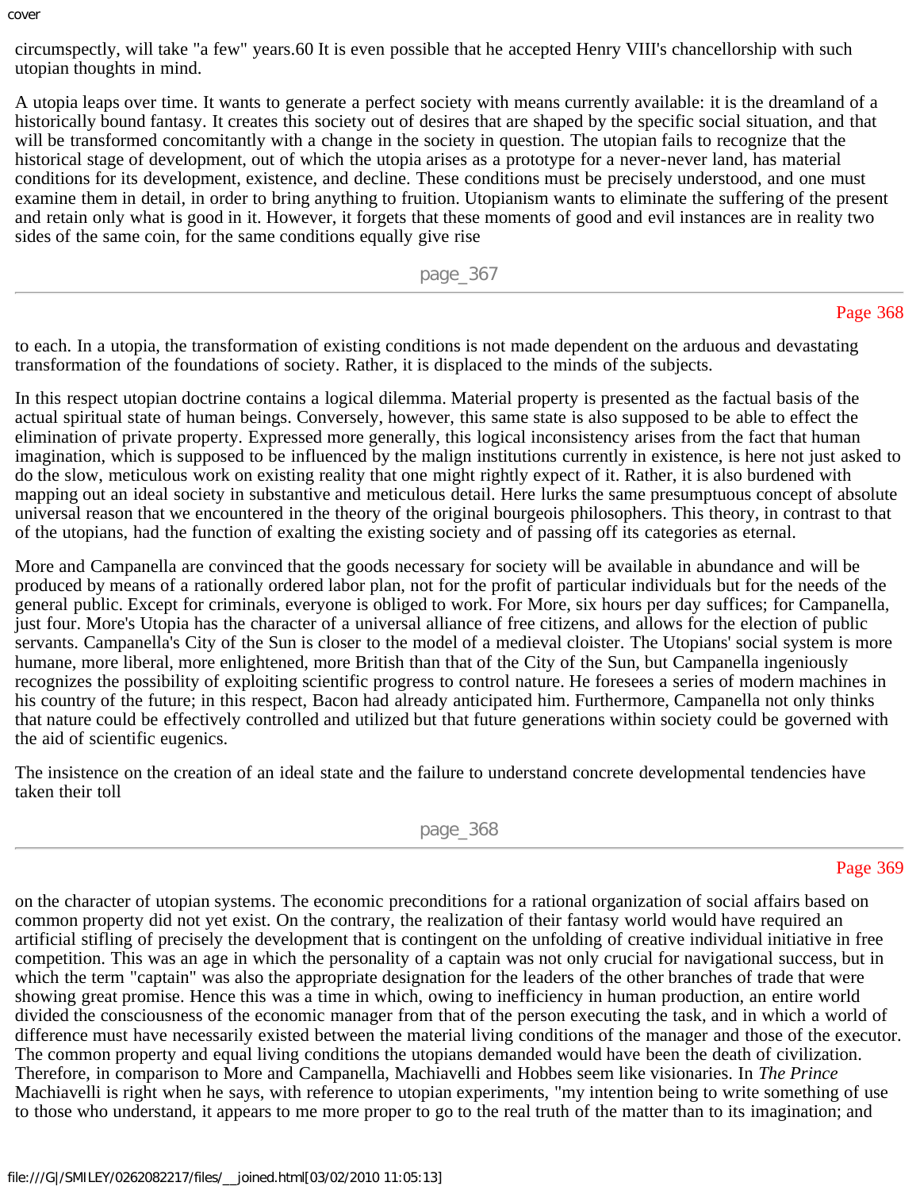circumspectly, will take "a few" years.60 It is even possible that he accepted Henry VIII's chancellorship with such utopian thoughts in mind.

A utopia leaps over time. It wants to generate a perfect society with means currently available: it is the dreamland of a historically bound fantasy. It creates this society out of desires that are shaped by the specific social situation, and that will be transformed concomitantly with a change in the society in question. The utopian fails to recognize that the historical stage of development, out of which the utopia arises as a prototype for a never-never land, has material conditions for its development, existence, and decline. These conditions must be precisely understood, and one must examine them in detail, in order to bring anything to fruition. Utopianism wants to eliminate the suffering of the present and retain only what is good in it. However, it forgets that these moments of good and evil instances are in reality two sides of the same coin, for the same conditions equally give rise to each. In a utopia, the transformation of existing conditions is not made dependent on the arduous and devastating transformation of the foundations of society. Rather, it is displaced to the minds of the subjects.

In this respect utopian doctrine contains a logical dilemma. Material property is presented as the factual basis of the actual spiritual state of human beings. Conversely, however, this same state is also supposed to be able to effect the elimination of private property. Expressed more generally, this logical inconsistency arises from the fact that human imagination, which is supposed to be influenced by the malign institutions currently in existence, is here not just asked to do the slow, meticulous work on existing reality that one might rightly expect of it. Rather, it is also burdened with mapping out an ideal society in substantive and meticulous detail. Here lurks the same presumptuous concept of absolute universal reason that we encountered in the theory of the original bourgeois philosophers. This theory, in contrast to that of the utopians, had the function of exalting the existing society and of passing off its categories as eternal.

More and Campanella are convinced that the goods necessary for society will be available in abundance and will be produced by means of a rationally ordered labor plan, not for the profit of particular individuals but for the needs of the general public. Except for criminals, everyone is obliged to work. For More, six hours per day suffices; for Campanella, just four. More's Utopia has the character of a universal alliance of free citizens, and allows for the election of public servants. Campanella's City of the Sun is closer to the model of a medieval cloister. The Utopians' social system is more humane, more liberal, more enlightened, more British than that of the City of the Sun, but Campanella ingeniously recognizes the possibility of exploiting scientific progress to control nature. He foresees a series of modern machines in his country of the future; in this respect, Bacon had already anticipated him. Furthermore, Campanella not only thinks that nature could be effectively controlled and utilized but that future generations within society could be governed with the aid of scientific eugenics.

The insistence on the creation of an ideal state and the failure to understand concrete developmental tendencies have taken their toll on the character of utopian systems. The economic preconditions for a rational organization of social affairs based on common property did not yet exist. On the contrary, the realization of their fantasy world would have required an artificial stifling of precisely the development that is contingent on the unfolding of creative individual initiative in free competition. This was an age in which the personality of a captain was not only crucial for navigational success, but in which the term "captain" was also the appropriate designation for the leaders of the other branches of trade that were showing great promise. Hence this was a time in which, owing to inefficiency in human production, an entire world divided the consciousness of the economic manager from that of the person executing the task, and in which a world of difference must have necessarily existed between the material living conditions of the manager and those of the executor. The common property and equal living conditions the utopians demanded would have been the death of civilization. Therefore, in comparison to More and Campanella, Machiavelli and Hobbes seem like visionaries. In *The Prince* Machiavelli is right when he says, with reference to utopian experiments, "my intention being to write something of use to those who understand, it appears to me more proper to go to the real truth of the matter than to its imagination; and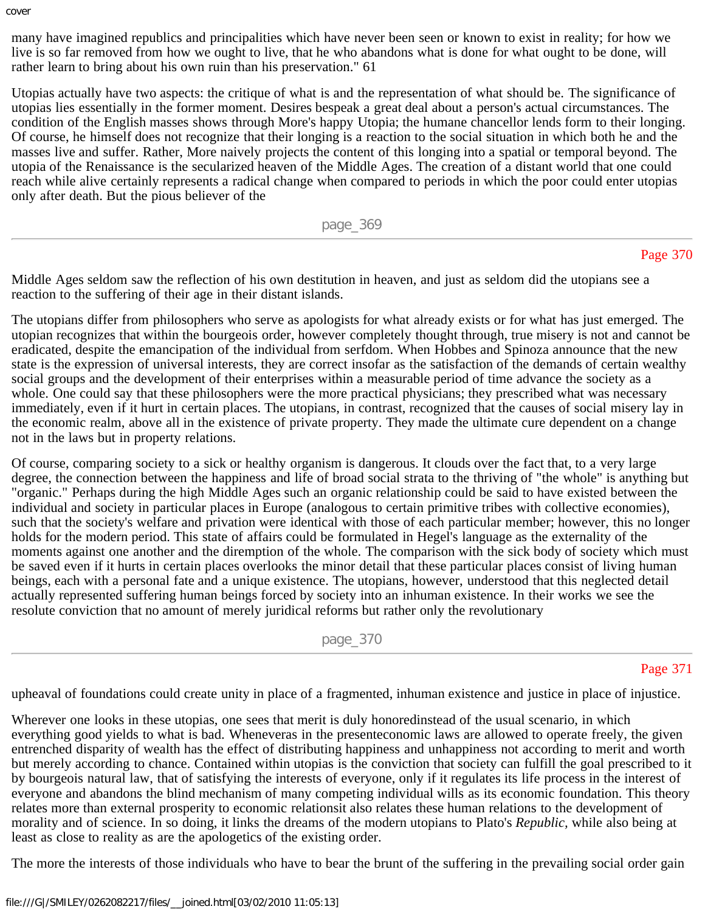many have imagined republics and principalities which have never been seen or known to exist in reality; for how we live is so far removed from how we ought to live, that he who abandons what is done for what ought to be done, will rather learn to bring about his own ruin than his preservation." 61

Utopias actually have two aspects: the critique of what is and the representation of what should be. The significance of utopias lies essentially in the former moment. Desires bespeak a great deal about a person's actual circumstances. The condition of the English masses shows through More's happy Utopia; the humane chancellor lends form to their longing. Of course, he himself does not recognize that their longing is a reaction to the social situation in which both he and the masses live and suffer. Rather, More naively projects the content of this longing into a spatial or temporal beyond. The utopia of the Renaissance is the secularized heaven of the Middle Ages. The creation of a distant world that one could reach while alive certainly represents a radical change when compared to periods in which the poor could enter utopias only after death. But the pious believer of the Middle Ages seldom saw the reflection of his own destitution in heaven, and just as seldom did the utopians see a reaction to the suffering of their age in their distant islands.

The utopians differ from philosophers who serve as apologists for what already exists or for what has just emerged. The utopian recognizes that within the bourgeois order, however completely thought through, true misery is not and cannot be eradicated, despite the emancipation of the individual from serfdom. When Hobbes and Spinoza announce that the new state is the expression of universal interests, they are correct insofar as the satisfaction of the demands of certain wealthy social groups and the development of their enterprises within a measurable period of time advance the society as a whole. One could say that these philosophers were the more practical physicians; they prescribed what was necessary immediately, even if it hurt in certain places. The utopians, in contrast, recognized that the causes of social misery lay in the economic realm, above all in the existence of private property. They made the ultimate cure dependent on a change not in the laws but in property relations.

Of course, comparing society to a sick or healthy organism is dangerous. It clouds over the fact that, to a very large degree, the connection between the happiness and life of broad social strata to the thriving of "the whole" is anything but "organic." Perhaps during the high Middle Ages such an organic relationship could be said to have existed between the individual and society in particular places in Europe (analogous to certain primitive tribes with collective economies), such that the society's welfare and privation were identical with those of each particular member; however, this no longer holds for the modern period. This state of affairs could be formulated in Hegel's language as the externality of the moments against one another and the diremption of the whole. The comparison with the sick body of society which must be saved even if it hurts in certain places overlooks the minor detail that these particular places consist of living human beings, each with a personal fate and a unique existence. The utopians, however, understood that this neglected detail actually represented suffering human beings forced by society into an inhuman existence. In their works we see the resolute conviction that no amount of merely juridical reforms but rather only the revolutionary upheaval of foundations could create unity in place of a fragmented, inhuman existence and justice in place of injustice.

Wherever one looks in these utopias, one sees that merit is duly honoredinstead of the usual scenario, in which everything good yields to what is bad. Wheneveras in the presenteconomic laws are allowed to operate freely, the given entrenched disparity of wealth has the effect of distributing happiness and unhappiness not according to merit and worth but merely according to chance. Contained within utopias is the conviction that society can fulfill the goal prescribed to it by bourgeois natural law, that of satisfying the interests of everyone, only if it regulates its life process in the interest of everyone and abandons the blind mechanism of many competing individual wills as its economic foundation. This theory relates more than external prosperity to economic relationsit also relates these human relations to the development of morality and of science. In so doing, it links the dreams of the modern utopians to Plato's *Republic,* while also being at least as close to reality as are the apologetics of the existing order.

The more the interests of those individuals who have to bear the brunt of the suffering in the prevailing social order gain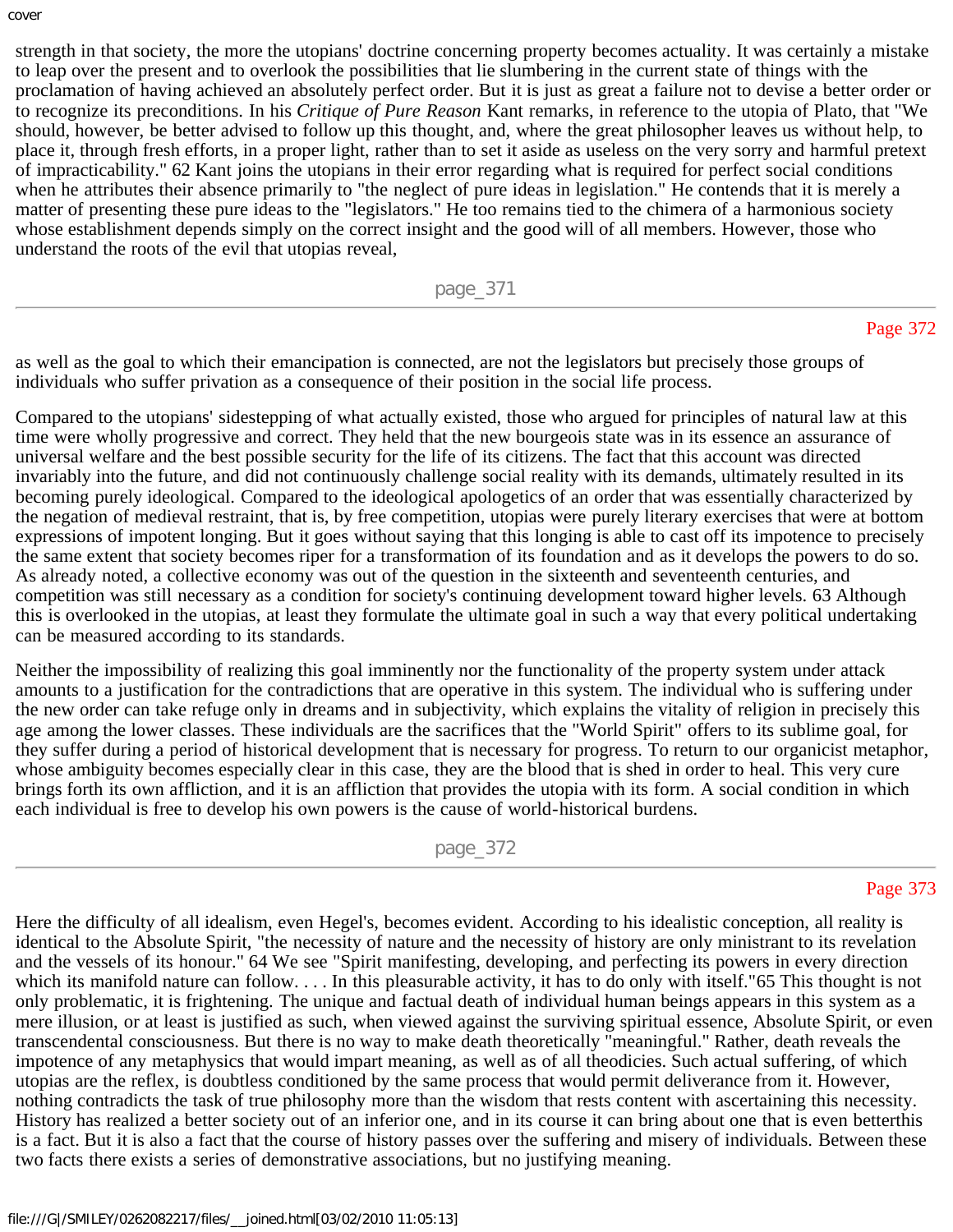strength in that society, the more the utopians' doctrine concerning property becomes actuality. It was certainly a mistake to leap over the present and to overlook the possibilities that lie slumbering in the current state of things with the proclamation of having achieved an absolutely perfect order. But it is just as great a failure not to devise a better order or to recognize its preconditions. In his *Critique of Pure Reason* Kant remarks, in reference to the utopia of Plato, that "We should, however, be better advised to follow up this thought, and, where the great philosopher leaves us without help, to place it, through fresh efforts, in a proper light, rather than to set it aside as useless on the very sorry and harmful pretext of impracticability." 62 Kant joins the utopians in their error regarding what is required for perfect social conditions when he attributes their absence primarily to "the neglect of pure ideas in legislation." He contends that it is merely a matter of presenting these pure ideas to the "legislators." He too remains tied to the chimera of a harmonious society whose establishment depends simply on the correct insight and the good will of all members. However, those who understand the roots of the evil that utopias reveal, as well as the goal to which their emancipation is connected, are not the legislators but precisely those groups of individuals who suffer privation as a consequence of their position in the social life process.

Compared to the utopians' sidestepping of what actually existed, those who argued for principles of natural law at this time were wholly progressive and correct. They held that the new bourgeois state was in its essence an assurance of universal welfare and the best possible security for the life of its citizens. The fact that this account was directed invariably into the future, and did not continuously challenge social reality with its demands, ultimately resulted in its becoming purely ideological. Compared to the ideological apologetics of an order that was essentially characterized by the negation of medieval restraint, that is, by free competition, utopias were purely literary exercises that were at bottom expressions of impotent longing. But it goes without saying that this longing is able to cast off its impotence to precisely the same extent that society becomes riper for a transformation of its foundation and as it develops the powers to do so. As already noted, a collective economy was out of the question in the sixteenth and seventeenth centuries, and competition was still necessary as a condition for society's continuing development toward higher levels. 63 Although this is overlooked in the utopias, at least they formulate the ultimate goal in such a way that every political undertaking can be measured according to its standards.

Neither the impossibility of realizing this goal imminently nor the functionality of the property system under attack amounts to a justification for the contradictions that are operative in this system. The individual who is suffering under the new order can take refuge only in dreams and in subjectivity, which explains the vitality of religion in precisely this age among the lower classes. These individuals are the sacrifices that the "World Spirit" offers to its sublime goal, for they suffer during a period of historical development that is necessary for progress. To return to our organicist metaphor, whose ambiguity becomes especially clear in this case, they are the blood that is shed in order to heal. This very cure brings forth its own affliction, and it is an affliction that provides the utopia with its form. A social condition in which each individual is free to develop his own powers is the cause of world-historical burdens.

Here the difficulty of all idealism, even Hegel's, becomes evident. According to his idealistic conception, all reality is identical to the Absolute Spirit, "the necessity of nature and the necessity of history are only ministrant to its revelation and the vessels of its honour." 64 We see "Spirit manifesting, developing, and perfecting its powers in every direction which its manifold nature can follow. . . . In this pleasurable activity, it has to do only with itself."65 This thought is not only problematic, it is frightening. The unique and factual death of individual human beings appears in this system as a mere illusion, or at least is justified as such, when viewed against the surviving spiritual essence, Absolute Spirit, or even transcendental consciousness. But there is no way to make death theoretically "meaningful." Rather, death reveals the impotence of any metaphysics that would impart meaning, as well as of all theodicies. Such actual suffering, of which utopias are the reflex, is doubtless conditioned by the same process that would permit deliverance from it. However, nothing contradicts the task of true philosophy more than the wisdom that rests content with ascertaining this necessity. History has realized a better society out of an inferior one, and in its course it can bring about one that is even betterthis is a fact. But it is also a fact that the course of history passes over the suffering and misery of individuals. Between these two facts there exists a series of demonstrative associations, but no justifying meaning.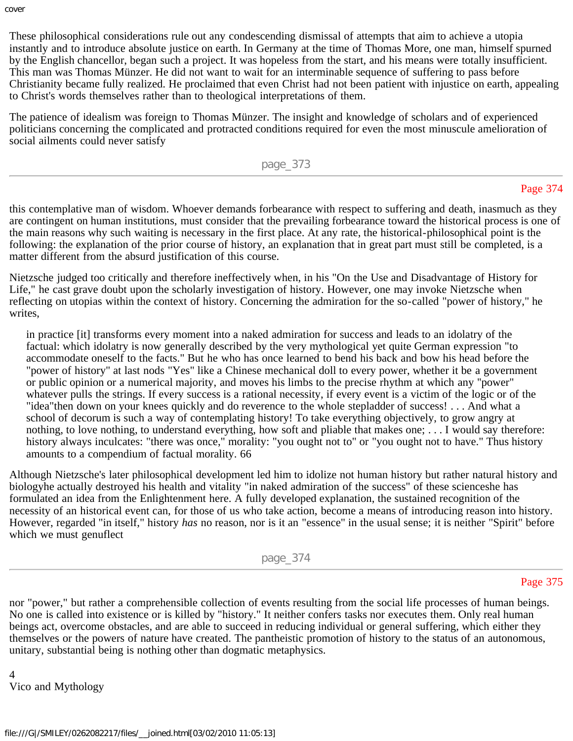These philosophical considerations rule out any condescending dismissal of attempts that aim to achieve a utopia instantly and to introduce absolute justice on earth. In Germany at the time of Thomas More, one man, himself spurned by the English chancellor, began such a project. It was hopeless from the start, and his means were totally insufficient. This man was Thomas Münzer. He did not want to wait for an interminable sequence of suffering to pass before Christianity became fully realized. He proclaimed that even Christ had not been patient with injustice on earth, appealing to Christ's words themselves rather than to theological interpretations of them.

The patience of idealism was foreign to Thomas Münzer. The insight and knowledge of scholars and of experienced politicians concerning the complicated and protracted conditions required for even the most minuscule amelioration of social ailments could never satisfy this contemplative man of wisdom. Whoever demands forbearance with respect to suffering and death, inasmuch as they are contingent on human institutions, must consider that the prevailing forbearance toward the historical process is one of the main reasons why such waiting is necessary in the first place. At any rate, the historical-philosophical point is the following: the explanation of the prior course of history, an explanation that in great part must still be completed, is a matter different from the absurd justification of this course.

Nietzsche judged too critically and therefore ineffectively when, in his "On the Use and Disadvantage of History for Life," he cast grave doubt upon the scholarly investigation of history. However, one may invoke Nietzsche when reflecting on utopias within the context of history. Concerning the admiration for the so-called "power of history," he writes,

> in practice [it] transforms every moment into a naked admiration for success and leads to an idolatry of the factual: which idolatry is now generally described by the very mythological yet quite German expression "to accommodate oneself to the facts." But he who has once learned to bend his back and bow his head before the "power of history" at last nods "Yes" like a Chinese mechanical doll to every power, whether it be a government or public opinion or a numerical majority, and moves his limbs to the precise rhythm at which any "power" whatever pulls the strings. If every success is a rational necessity, if every event is a victim of the logic or of the "idea"then down on your knees quickly and do reverence to the whole stepladder of success! . . . And what a school of decorum is such a way of contemplating history! To take everything objectively, to grow angry at nothing, to love nothing, to understand everything, how soft and pliable that makes one; . . . I would say therefore: history always inculcates: "there was once," morality: "you ought not to" or "you ought not to have." Thus history amounts to a compendium of factual morality. 66

Although Nietzsche's later philosophical development led him to idolize not human history but rather natural history and biologyhe actually destroyed his health and vitality "in naked admiration of the success" of these scienceshe has formulated an idea from the Enlightenment here. A fully developed explanation, the sustained recognition of the necessity of an historical event can, for those of us who take action, become a means of introducing reason into history. However, regarded "in itself," history *has* no reason, nor is it an "essence" in the usual sense; it is neither "Spirit" before which we must genuflect nor "power," but rather a comprehensible collection of events resulting from the social life processes of human beings. No one is called into existence or is killed by "history." It neither confers tasks nor executes them. Only real human beings act, overcome obstacles, and are able to succeed in reducing individual or general suffering, which either they themselves or the powers of nature have created. The pantheistic promotion of history to the status of an autonomous, unitary, substantial being is nothing other than dogmatic metaphysics.

# 4
# Vico and Mythology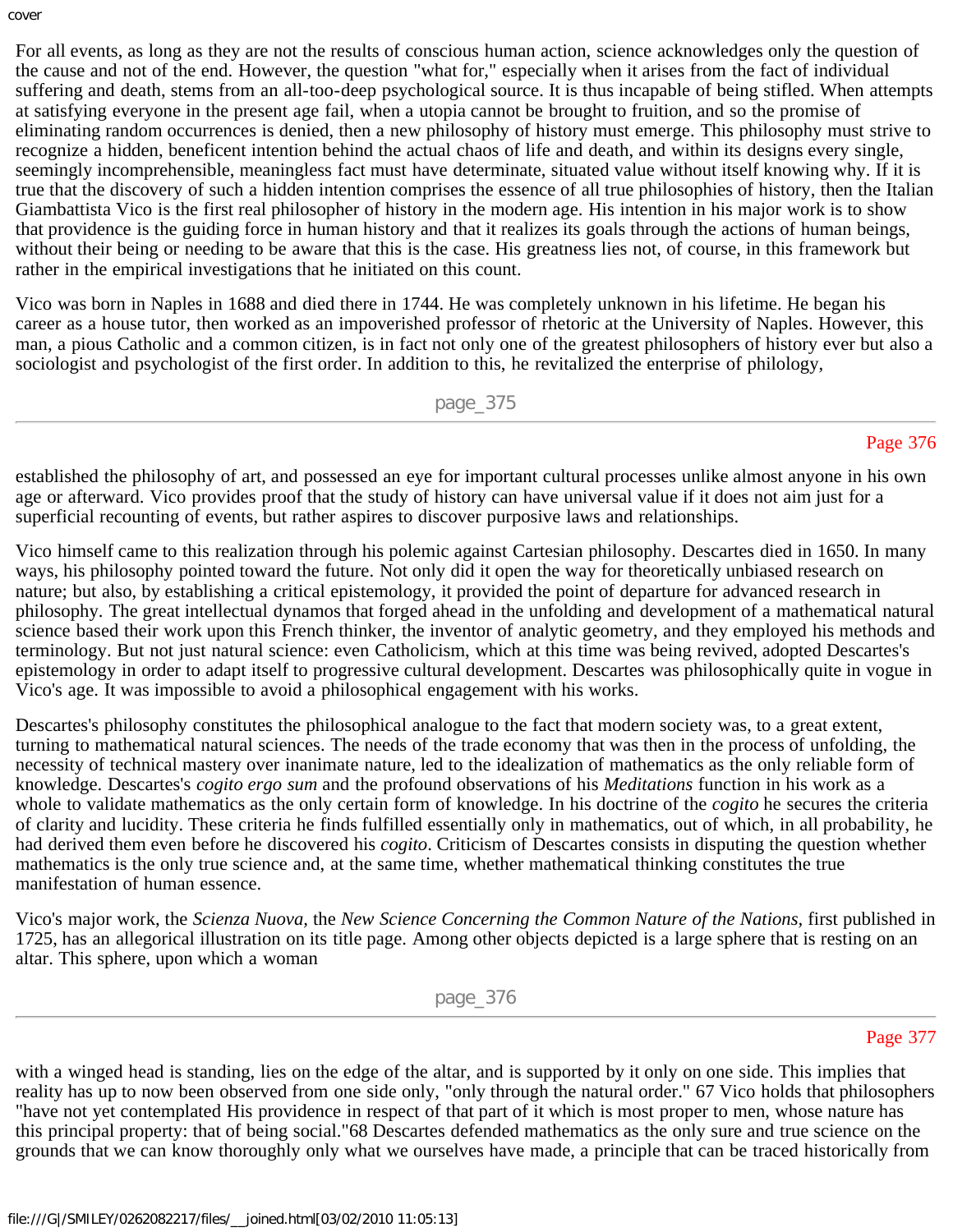For all events, as long as they are not the results of conscious human action, science acknowledges only the question of the cause and not of the end. However, the question "what for," especially when it arises from the fact of individual suffering and death, stems from an all-too-deep psychological source. It is thus incapable of being stifled. When attempts at satisfying everyone in the present age fail, when a utopia cannot be brought to fruition, and so the promise of eliminating random occurrences is denied, then a new philosophy of history must emerge. This philosophy must strive to recognize a hidden, beneficent intention behind the actual chaos of life and death, and within its designs every single, seemingly incomprehensible, meaningless fact must have determinate, situated value without itself knowing why. If it is true that the discovery of such a hidden intention comprises the essence of all true philosophies of history, then the Italian Giambattista Vico is the first real philosopher of history in the modern age. His intention in his major work is to show that providence is the guiding force in human history and that it realizes its goals through the actions of human beings, without their being or needing to be aware that this is the case. His greatness lies not, of course, in this framework but rather in the empirical investigations that he initiated on this count.

Vico was born in Naples in 1688 and died there in 1744. He was completely unknown in his lifetime. He began his career as a house tutor, then worked as an impoverished professor of rhetoric at the University of Naples. However, this man, a pious Catholic and a common citizen, is in fact not only one of the greatest philosophers of history ever but also a sociologist and psychologist of the first order. In addition to this, he revitalized the enterprise of philology, established the philosophy of art, and possessed an eye for important cultural processes unlike almost anyone in his own age or afterward. Vico provides proof that the study of history can have universal value if it does not aim just for a superficial recounting of events, but rather aspires to discover purposive laws and relationships.

Vico himself came to this realization through his polemic against Cartesian philosophy. Descartes died in 1650. In many ways, his philosophy pointed toward the future. Not only did it open the way for theoretically unbiased research on nature; but also, by establishing a critical epistemology, it provided the point of departure for advanced research in philosophy. The great intellectual dynamos that forged ahead in the unfolding and development of a mathematical natural science based their work upon this French thinker, the inventor of analytic geometry, and they employed his methods and terminology. But not just natural science: even Catholicism, which at this time was being revived, adopted Descartes's epistemology in order to adapt itself to progressive cultural development. Descartes was philosophically quite in vogue in Vico's age. It was impossible to avoid a philosophical engagement with his works.

Descartes's philosophy constitutes the philosophical analogue to the fact that modern society was, to a great extent, turning to mathematical natural sciences. The needs of the trade economy that was then in the process of unfolding, the necessity of technical mastery over inanimate nature, led to the idealization of mathematics as the only reliable form of knowledge. Descartes's *cogito ergo sum* and the profound observations of his *Meditations* function in his work as a whole to validate mathematics as the only certain form of knowledge. In his doctrine of the *cogito* he secures the criteria of clarity and lucidity. These criteria he finds fulfilled essentially only in mathematics, out of which, in all probability, he had derived them even before he discovered his *cogito*. Criticism of Descartes consists in disputing the question whether mathematics is the only true science and, at the same time, whether mathematical thinking constitutes the true manifestation of human essence.

Vico's major work, the *Scienza Nuova*, the *New Science Concerning the Common Nature of the Nations*, first published in 1725, has an allegorical illustration on its title page. Among other objects depicted is a large sphere that is resting on an altar. This sphere, upon which a woman with a winged head is standing, lies on the edge of the altar, and is supported by it only on one side. This implies that reality has up to now been observed from one side only, "only through the natural order." 67 Vico holds that philosophers "have not yet contemplated His providence in respect of that part of it which is most proper to men, whose nature has this principal property: that of being social."68 Descartes defended mathematics as the only sure and true science on the grounds that we can know thoroughly only what we ourselves have made, a principle that can be traced historically from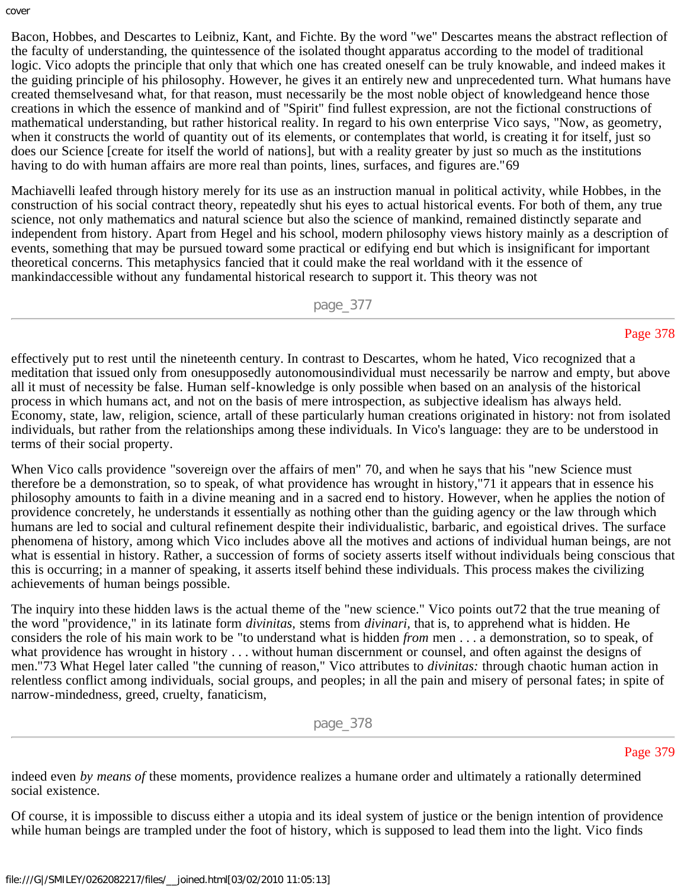Bacon, Hobbes, and Descartes to Leibniz, Kant, and Fichte. By the word "we" Descartes means the abstract reflection of the faculty of understanding, the quintessence of the isolated thought apparatus according to the model of traditional logic. Vico adopts the principle that only that which one has created oneself can be truly knowable, and indeed makes it the guiding principle of his philosophy. However, he gives it an entirely new and unprecedented turn. What humans have created themselvesand what, for that reason, must necessarily be the most noble object of knowledgeand hence those creations in which the essence of mankind and of "Spirit" find fullest expression, are not the fictional constructions of mathematical understanding, but rather historical reality. In regard to his own enterprise Vico says, "Now, as geometry, when it constructs the world of quantity out of its elements, or contemplates that world, is creating it for itself, just so does our Science [create for itself the world of nations], but with a reality greater by just so much as the institutions having to do with human affairs are more real than points, lines, surfaces, and figures are."69

Machiavelli leafed through history merely for its use as an instruction manual in political activity, while Hobbes, in the construction of his social contract theory, repeatedly shut his eyes to actual historical events. For both of them, any true science, not only mathematics and natural science but also the science of mankind, remained distinctly separate and independent from history. Apart from Hegel and his school, modern philosophy views history mainly as a description of events, something that may be pursued toward some practical or edifying end but which is insignificant for important theoretical concerns. This metaphysics fancied that it could make the real worldand with it the essence of mankindaccessible without any fundamental historical research to support it. This theory was not effectively put to rest until the nineteenth century. In contrast to Descartes, whom he hated, Vico recognized that a meditation that issued only from onesupposedly autonomousindividual must necessarily be narrow and empty, but above all it must of necessity be false. Human self-knowledge is only possible when based on an analysis of the historical process in which humans act, and not on the basis of mere introspection, as subjective idealism has always held. Economy, state, law, religion, science, artall of these particularly human creations originated in history: not from isolated individuals, but rather from the relationships among these individuals. In Vico's language: they are to be understood in terms of their social property.

When Vico calls providence "sovereign over the affairs of men" 70, and when he says that his "new Science must therefore be a demonstration, so to speak, of what providence has wrought in history,"71 it appears that in essence his philosophy amounts to faith in a divine meaning and in a sacred end to history. However, when he applies the notion of providence concretely, he understands it essentially as nothing other than the guiding agency or the law through which humans are led to social and cultural refinement despite their individualistic, barbaric, and egoistical drives. The surface phenomena of history, among which Vico includes above all the motives and actions of individual human beings, are not what is essential in history. Rather, a succession of forms of society asserts itself without individuals being conscious that this is occurring; in a manner of speaking, it asserts itself behind these individuals. This process makes the civilizing achievements of human beings possible.

The inquiry into these hidden laws is the actual theme of the "new science." Vico points out72 that the true meaning of the word "providence," in its latinate form *divinitas,* stems from *divinari,* that is, to apprehend what is hidden. He considers the role of his main work to be "to understand what is hidden *from* men . . . a demonstration, so to speak, of what providence has wrought in history . . . without human discernment or counsel, and often against the designs of men."73 What Hegel later called "the cunning of reason," Vico attributes to *divinitas:* through chaotic human action in relentless conflict among individuals, social groups, and peoples; in all the pain and misery of personal fates; in spite of narrow-mindedness, greed, cruelty, fanaticism, indeed even *by means of* these moments, providence realizes a humane order and ultimately a rationally determined social existence.

Of course, it is impossible to discuss either a utopia and its ideal system of justice or the benign intention of providence while human beings are trampled under the foot of history, which is supposed to lead them into the light. Vico finds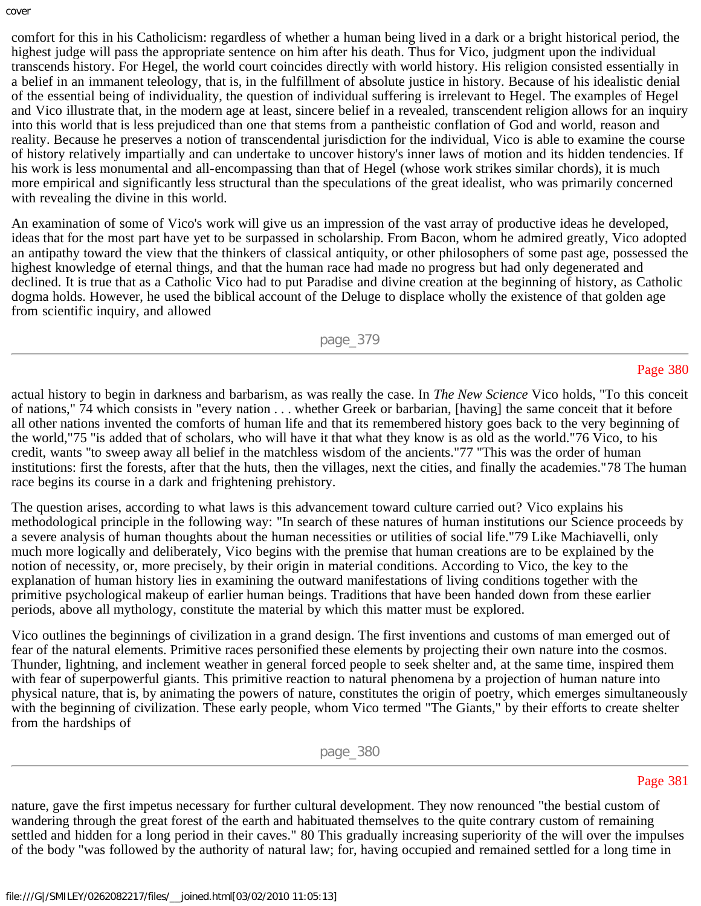comfort for this in his Catholicism: regardless of whether a human being lived in a dark or a bright historical period, the highest judge will pass the appropriate sentence on him after his death. Thus for Vico, judgment upon the individual transcends history. For Hegel, the world court coincides directly with world history. His religion consisted essentially in a belief in an immanent teleology, that is, in the fulfillment of absolute justice in history. Because of his idealistic denial of the essential being of individuality, the question of individual suffering is irrelevant to Hegel. The examples of Hegel and Vico illustrate that, in the modern age at least, sincere belief in a revealed, transcendent religion allows for an inquiry into this world that is less prejudiced than one that stems from a pantheistic conflation of God and world, reason and reality. Because he preserves a notion of transcendental jurisdiction for the individual, Vico is able to examine the course of history relatively impartially and can undertake to uncover history's inner laws of motion and its hidden tendencies. If his work is less monumental and all-encompassing than that of Hegel (whose work strikes similar chords), it is much more empirical and significantly less structural than the speculations of the great idealist, who was primarily concerned with revealing the divine in this world.

An examination of some of Vico's work will give us an impression of the vast array of productive ideas he developed, ideas that for the most part have yet to be surpassed in scholarship. From Bacon, whom he admired greatly, Vico adopted an antipathy toward the view that the thinkers of classical antiquity, or other philosophers of some past age, possessed the highest knowledge of eternal things, and that the human race had made no progress but had only degenerated and declined. It is true that as a Catholic Vico had to put Paradise and divine creation at the beginning of history, as Catholic dogma holds. However, he used the biblical account of the Deluge to displace wholly the existence of that golden age from scientific inquiry, and allowed

actual history to begin in darkness and barbarism, as was really the case. In *The New Science* Vico holds, "To this conceit of nations," 74 which consists in "every nation . . . whether Greek or barbarian, [having] the same conceit that it before all other nations invented the comforts of human life and that its remembered history goes back to the very beginning of the world,"75 "is added that of scholars, who will have it that what they know is as old as the world."76 Vico, to his credit, wants "to sweep away all belief in the matchless wisdom of the ancients."77 "This was the order of human institutions: first the forests, after that the huts, then the villages, next the cities, and finally the academies."78 The human race begins its course in a dark and frightening prehistory.

The question arises, according to what laws is this advancement toward culture carried out? Vico explains his methodological principle in the following way: "In search of these natures of human institutions our Science proceeds by a severe analysis of human thoughts about the human necessities or utilities of social life."79 Like Machiavelli, only much more logically and deliberately, Vico begins with the premise that human creations are to be explained by the notion of necessity, or, more precisely, by their origin in material conditions. According to Vico, the key to the explanation of human history lies in examining the outward manifestations of living conditions together with the primitive psychological makeup of earlier human beings. Traditions that have been handed down from these earlier periods, above all mythology, constitute the material by which this matter must be explored.

Vico outlines the beginnings of civilization in a grand design. The first inventions and customs of man emerged out of fear of the natural elements. Primitive races personified these elements by projecting their own nature into the cosmos. Thunder, lightning, and inclement weather in general forced people to seek shelter and, at the same time, inspired them with fear of superpowerful giants. This primitive reaction to natural phenomena by a projection of human nature into physical nature, that is, by animating the powers of nature, constitutes the origin of poetry, which emerges simultaneously with the beginning of civilization. These early people, whom Vico termed "The Giants," by their efforts to create shelter from the hardships of

nature, gave the first impetus necessary for further cultural development. They now renounced "the bestial custom of wandering through the great forest of the earth and habituated themselves to the quite contrary custom of remaining settled and hidden for a long period in their caves." 80 This gradually increasing superiority of the will over the impulses of the body "was followed by the authority of natural law; for, having occupied and remained settled for a long time in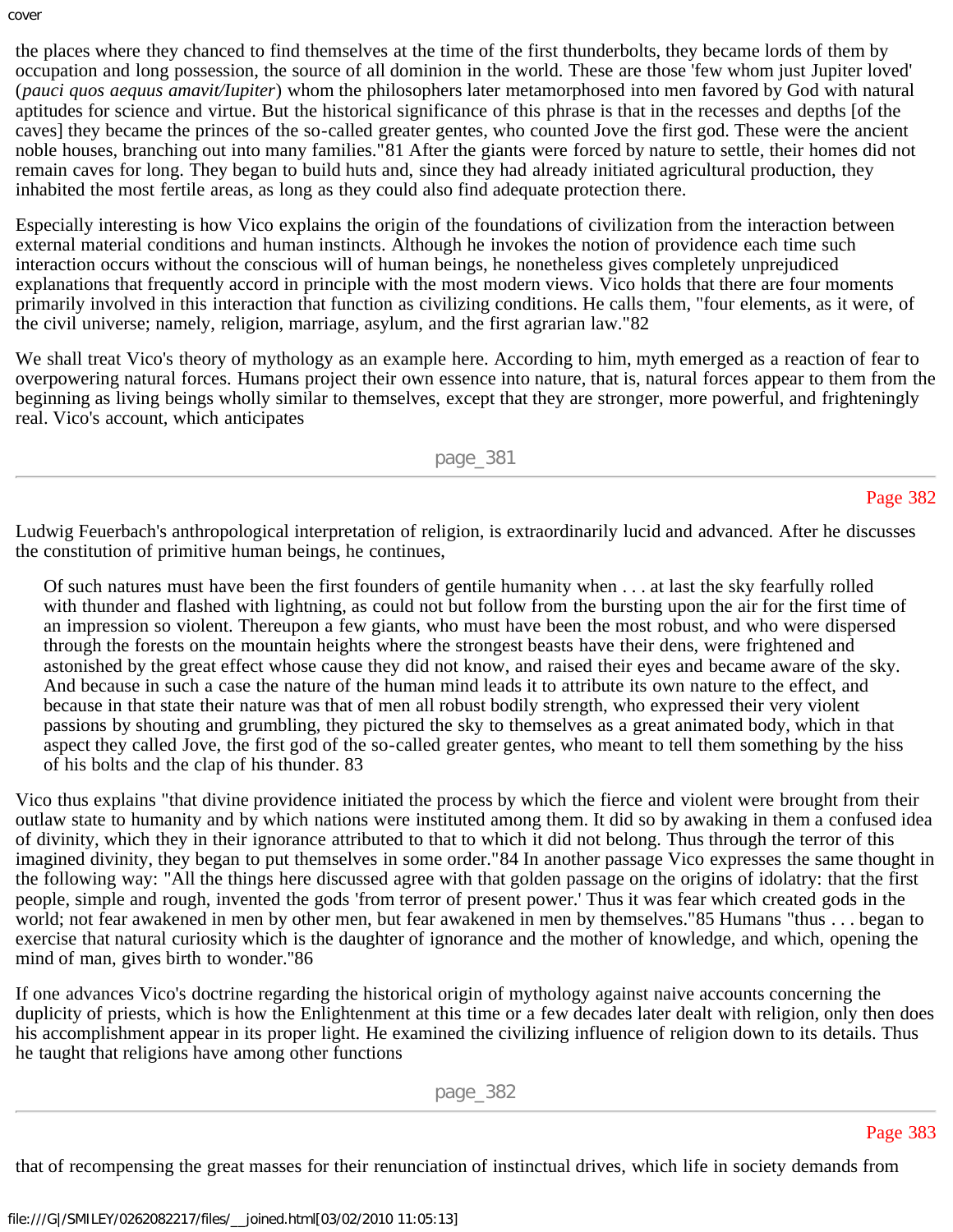the places where they chanced to find themselves at the time of the first thunderbolts, they became lords of them by occupation and long possession, the source of all dominion in the world. These are those 'few whom just Jupiter loved' (*pauci quos aequus amavit/Iupiter*) whom the philosophers later metamorphosed into men favored by God with natural aptitudes for science and virtue. But the historical significance of this phrase is that in the recesses and depths [of the caves] they became the princes of the so-called greater gentes, who counted Jove the first god. These were the ancient noble houses, branching out into many families."81 After the giants were forced by nature to settle, their homes did not remain caves for long. They began to build huts and, since they had already initiated agricultural production, they inhabited the most fertile areas, as long as they could also find adequate protection there.

Especially interesting is how Vico explains the origin of the foundations of civilization from the interaction between external material conditions and human instincts. Although he invokes the notion of providence each time such interaction occurs without the conscious will of human beings, he nonetheless gives completely unprejudiced explanations that frequently accord in principle with the most modern views. Vico holds that there are four moments primarily involved in this interaction that function as civilizing conditions. He calls them, "four elements, as it were, of the civil universe; namely, religion, marriage, asylum, and the first agrarian law."82

We shall treat Vico's theory of mythology as an example here. According to him, myth emerged as a reaction of fear to overpowering natural forces. Humans project their own essence into nature, that is, natural forces appear to them from the beginning as living beings wholly similar to themselves, except that they are stronger, more powerful, and frighteningly real. Vico's account, which anticipates Ludwig Feuerbach's anthropological interpretation of religion, is extraordinarily lucid and advanced. After he discusses the constitution of primitive human beings, he continues,

> Of such natures must have been the first founders of gentile humanity when . . . at last the sky fearfully rolled with thunder and flashed with lightning, as could not but follow from the bursting upon the air for the first time of an impression so violent. Thereupon a few giants, who must have been the most robust, and who were dispersed through the forests on the mountain heights where the strongest beasts have their dens, were frightened and astonished by the great effect whose cause they did not know, and raised their eyes and became aware of the sky. And because in such a case the nature of the human mind leads it to attribute its own nature to the effect, and because in that state their nature was that of men all robust bodily strength, who expressed their very violent passions by shouting and grumbling, they pictured the sky to themselves as a great animated body, which in that aspect they called Jove, the first god of the so-called greater gentes, who meant to tell them something by the hiss of his bolts and the clap of his thunder. 83

Vico thus explains "that divine providence initiated the process by which the fierce and violent were brought from their outlaw state to humanity and by which nations were instituted among them. It did so by awaking in them a confused idea of divinity, which they in their ignorance attributed to that to which it did not belong. Thus through the terror of this imagined divinity, they began to put themselves in some order."84 In another passage Vico expresses the same thought in the following way: "All the things here discussed agree with that golden passage on the origins of idolatry: that the first people, simple and rough, invented the gods 'from terror of present power.' Thus it was fear which created gods in the world; not fear awakened in men by other men, but fear awakened in men by themselves."85 Humans "thus . . . began to exercise that natural curiosity which is the daughter of ignorance and the mother of knowledge, and which, opening the mind of man, gives birth to wonder."86

If one advances Vico's doctrine regarding the historical origin of mythology against naive accounts concerning the duplicity of priests, which is how the Enlightenment at this time or a few decades later dealt with religion, only then does his accomplishment appear in its proper light. He examined the civilizing influence of religion down to its details. Thus he taught that religions have among other functions that of recompensing the great masses for their renunciation of instinctual drives, which life in society demands from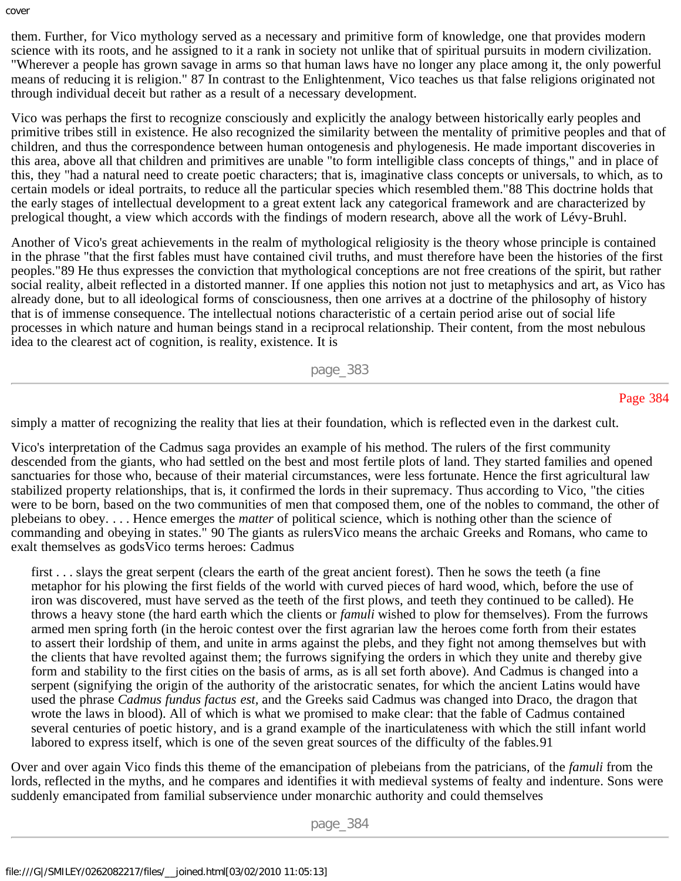them. Further, for Vico mythology served as a necessary and primitive form of knowledge, one that provides modern science with its roots, and he assigned to it a rank in society not unlike that of spiritual pursuits in modern civilization. "Wherever a people has grown savage in arms so that human laws have no longer any place among it, the only powerful means of reducing it is religion." 87 In contrast to the Enlightenment, Vico teaches us that false religions originated not through individual deceit but rather as a result of a necessary development.

Vico was perhaps the first to recognize consciously and explicitly the analogy between historically early peoples and primitive tribes still in existence. He also recognized the similarity between the mentality of primitive peoples and that of children, and thus the correspondence between human ontogenesis and phylogenesis. He made important discoveries in this area, above all that children and primitives are unable "to form intelligible class concepts of things," and in place of this, they "had a natural need to create poetic characters; that is, imaginative class concepts or universals, to which, as to certain models or ideal portraits, to reduce all the particular species which resembled them."88 This doctrine holds that the early stages of intellectual development to a great extent lack any categorical framework and are characterized by prelogical thought, a view which accords with the findings of modern research, above all the work of Lévy-Bruhl.

Another of Vico's great achievements in the realm of mythological religiosity is the theory whose principle is contained in the phrase "that the first fables must have contained civil truths, and must therefore have been the histories of the first peoples."89 He thus expresses the conviction that mythological conceptions are not free creations of the spirit, but rather social reality, albeit reflected in a distorted manner. If one applies this notion not just to metaphysics and art, as Vico has already done, but to all ideological forms of consciousness, then one arrives at a doctrine of the philosophy of history that is of immense consequence. The intellectual notions characteristic of a certain period arise out of social life processes in which nature and human beings stand in a reciprocal relationship. Their content, from the most nebulous idea to the clearest act of cognition, is reality, existence. It is simply a matter of recognizing the reality that lies at their foundation, which is reflected even in the darkest cult.

Vico's interpretation of the Cadmus saga provides an example of his method. The rulers of the first community descended from the giants, who had settled on the best and most fertile plots of land. They started families and opened sanctuaries for those who, because of their material circumstances, were less fortunate. Hence the first agricultural law stabilized property relationships, that is, it confirmed the lords in their supremacy. Thus according to Vico, "the cities were to be born, based on the two communities of men that composed them, one of the nobles to command, the other of plebeians to obey. . . . Hence emerges the *matter* of political science, which is nothing other than the science of commanding and obeying in states." 90 The giants as rulersVico means the archaic Greeks and Romans, who came to exalt themselves as godsVico terms heroes: Cadmus

> first . . . slays the great serpent (clears the earth of the great ancient forest). Then he sows the teeth (a fine metaphor for his plowing the first fields of the world with curved pieces of hard wood, which, before the use of iron was discovered, must have served as the teeth of the first plows, and teeth they continued to be called). He throws a heavy stone (the hard earth which the clients or *famuli* wished to plow for themselves). From the furrows armed men spring forth (in the heroic contest over the first agrarian law the heroes come forth from their estates to assert their lordship of them, and unite in arms against the plebs, and they fight not among themselves but with the clients that have revolted against them; the furrows signifying the orders in which they unite and thereby give form and stability to the first cities on the basis of arms, as is all set forth above). And Cadmus is changed into a serpent (signifying the origin of the authority of the aristocratic senates, for which the ancient Latins would have used the phrase *Cadmus fundus factus est,* and the Greeks said Cadmus was changed into Draco, the dragon that wrote the laws in blood). All of which is what we promised to make clear: that the fable of Cadmus contained several centuries of poetic history, and is a grand example of the inarticulateness with which the still infant world labored to express itself, which is one of the seven great sources of the difficulty of the fables.91

Over and over again Vico finds this theme of the emancipation of plebeians from the patricians, of the *famuli* from the lords, reflected in the myths, and he compares and identifies it with medieval systems of fealty and indenture. Sons were suddenly emancipated from familial subservience under monarchic authority and could themselves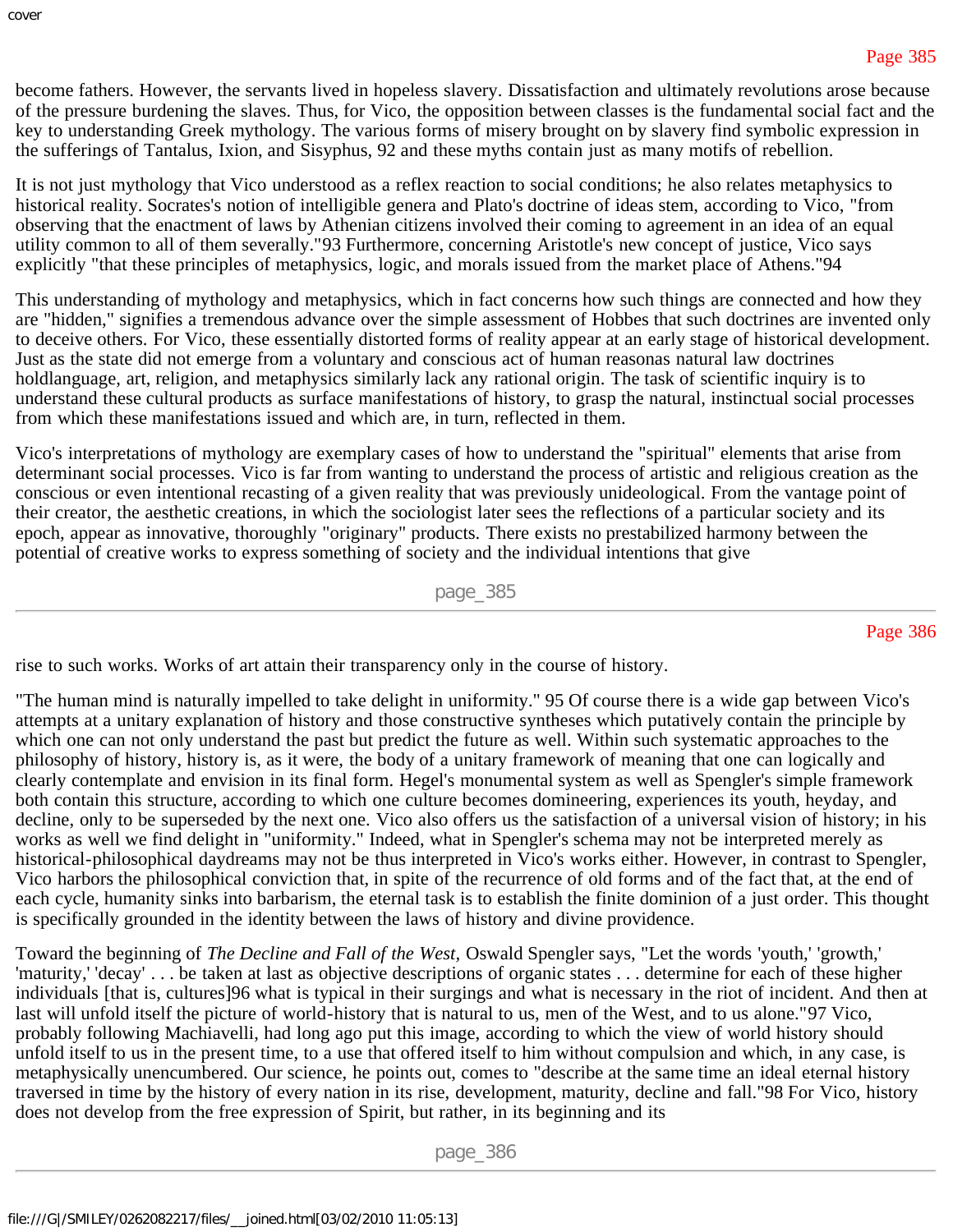become fathers. However, the servants lived in hopeless slavery. Dissatisfaction and ultimately revolutions arose because of the pressure burdening the slaves. Thus, for Vico, the opposition between classes is the fundamental social fact and the key to understanding Greek mythology. The various forms of misery brought on by slavery find symbolic expression in the sufferings of Tantalus, Ixion, and Sisyphus, [92] and these myths contain just as many motifs of rebellion.

It is not just mythology that Vico understood as a reflex reaction to social conditions; he also relates metaphysics to historical reality. Socrates's notion of intelligible genera and Plato's doctrine of ideas stem, according to Vico, "from observing that the enactment of laws by Athenian citizens involved their coming to agreement in an idea of an equal utility common to all of them severally."[93] Furthermore, concerning Aristotle's new concept of justice, Vico says explicitly "that these principles of metaphysics, logic, and morals issued from the market place of Athens."[94]

This understanding of mythology and metaphysics, which in fact concerns how such things are connected and how they are "hidden," signifies a tremendous advance over the simple assessment of Hobbes that such doctrines are invented only to deceive others. For Vico, these essentially distorted forms of reality appear at an early stage of historical development. Just as the state did not emerge from a voluntary and conscious act of human reasonas natural law doctrines holdlanguage, art, religion, and metaphysics similarly lack any rational origin. The task of scientific inquiry is to understand these cultural products as surface manifestations of history, to grasp the natural, instinctual social processes from which these manifestations issued and which are, in turn, reflected in them.

Vico's interpretations of mythology are exemplary cases of how to understand the "spiritual" elements that arise from determinant social processes. Vico is far from wanting to understand the process of artistic and religious creation as the conscious or even intentional recasting of a given reality that was previously unideological. From the vantage point of their creator, the aesthetic creations, in which the sociologist later sees the reflections of a particular society and its epoch, appear as innovative, thoroughly "originary" products. There exists no prestabilized harmony between the potential of creative works to express something of society and the individual intentions that give rise to such works. Works of art attain their transparency only in the course of history.

"The human mind is naturally impelled to take delight in uniformity." [95] Of course there is a wide gap between Vico's attempts at a unitary explanation of history and those constructive syntheses which putatively contain the principle by which one can not only understand the past but predict the future as well. Within such systematic approaches to the philosophy of history, history is, as it were, the body of a unitary framework of meaning that one can logically and clearly contemplate and envision in its final form. Hegel's monumental system as well as Spengler's simple framework both contain this structure, according to which one culture becomes domineering, experiences its youth, heyday, and decline, only to be superseded by the next one. Vico also offers us the satisfaction of a universal vision of history; in his works as well we find delight in "uniformity." Indeed, what in Spengler's schema may not be interpreted merely as historical-philosophical daydreams may not be thus interpreted in Vico's works either. However, in contrast to Spengler, Vico harbors the philosophical conviction that, in spite of the recurrence of old forms and of the fact that, at the end of each cycle, humanity sinks into barbarism, the eternal task is to establish the finite dominion of a just order. This thought is specifically grounded in the identity between the laws of history and divine providence.

Toward the beginning of *The Decline and Fall of the West,* Oswald Spengler says, "Let the words 'youth,' 'growth,' 'maturity,' 'decay' . . . be taken at last as objective descriptions of organic states . . . determine for each of these higher individuals [that is, cultures][96] what is typical in their surgings and what is necessary in the riot of incident. And then at last will unfold itself the picture of world-history that is natural to us, men of the West, and to us alone."[97] Vico, probably following Machiavelli, had long ago put this image, according to which the view of world history should unfold itself to us in the present time, to a use that offered itself to him without compulsion and which, in any case, is metaphysically unencumbered. Our science, he points out, comes to "describe at the same time an ideal eternal history traversed in time by the history of every nation in its rise, development, maturity, decline and fall."[98] For Vico, history does not develop from the free expression of Spirit, but rather, in its beginning and its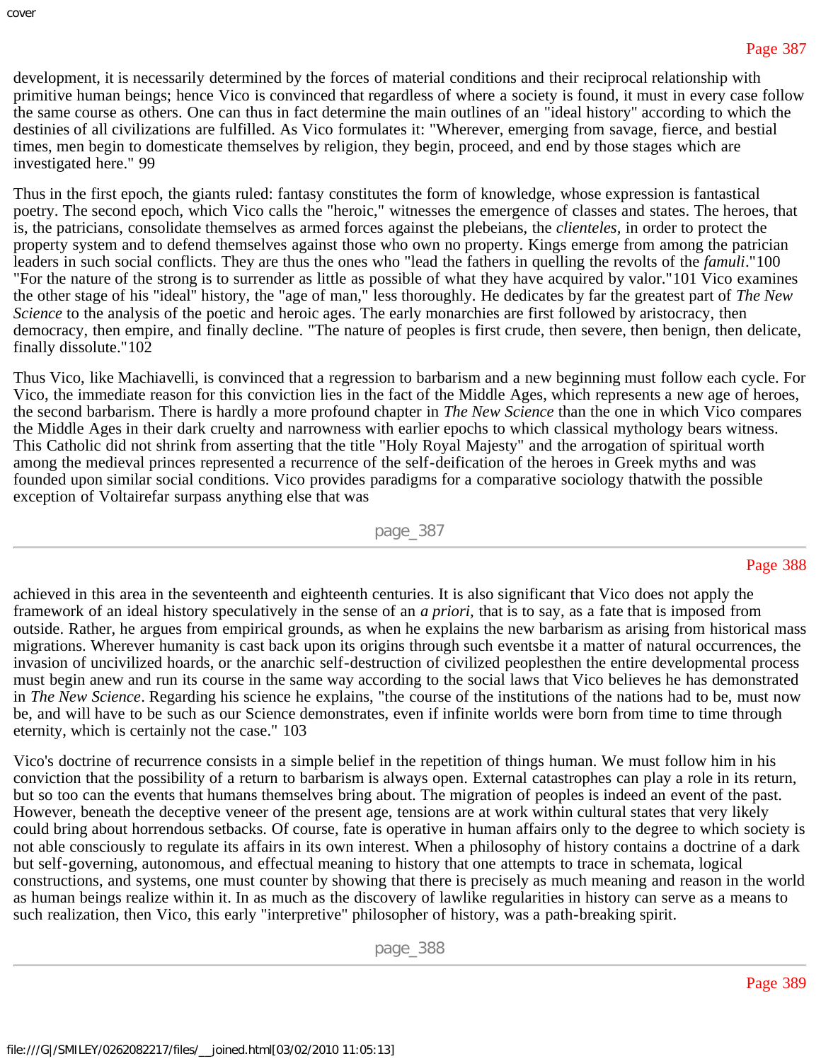development, it is necessarily determined by the forces of material conditions and their reciprocal relationship with primitive human beings; hence Vico is convinced that regardless of where a society is found, it must in every case follow the same course as others. One can thus in fact determine the main outlines of an "ideal history" according to which the destinies of all civilizations are fulfilled. As Vico formulates it: "Wherever, emerging from savage, fierce, and bestial times, men begin to domesticate themselves by religion, they begin, proceed, and end by those stages which are investigated here." 99

Thus in the first epoch, the giants ruled: fantasy constitutes the form of knowledge, whose expression is fantastical poetry. The second epoch, which Vico calls the "heroic," witnesses the emergence of classes and states. The heroes, that is, the patricians, consolidate themselves as armed forces against the plebeians, the *clienteles*, in order to protect the property system and to defend themselves against those who own no property. Kings emerge from among the patrician leaders in such social conflicts. They are thus the ones who "lead the fathers in quelling the revolts of the *famuli*."100 "For the nature of the strong is to surrender as little as possible of what they have acquired by valor."101 Vico examines the other stage of his "ideal" history, the "age of man," less thoroughly. He dedicates by far the greatest part of *The New Science* to the analysis of the poetic and heroic ages. The early monarchies are first followed by aristocracy, then democracy, then empire, and finally decline. "The nature of peoples is first crude, then severe, then benign, then delicate, finally dissolute."102

Thus Vico, like Machiavelli, is convinced that a regression to barbarism and a new beginning must follow each cycle. For Vico, the immediate reason for this conviction lies in the fact of the Middle Ages, which represents a new age of heroes, the second barbarism. There is hardly a more profound chapter in *The New Science* than the one in which Vico compares the Middle Ages in their dark cruelty and narrowness with earlier epochs to which classical mythology bears witness. This Catholic did not shrink from asserting that the title "Holy Royal Majesty" and the arrogation of spiritual worth among the medieval princes represented a recurrence of the self-deification of the heroes in Greek myths and was founded upon similar social conditions. Vico provides paradigms for a comparative sociology thatwith the possible exception of Voltairefar surpass anything else that was achieved in this area in the seventeenth and eighteenth centuries. It is also significant that Vico does not apply the framework of an ideal history speculatively in the sense of an *a priori*, that is to say, as a fate that is imposed from outside. Rather, he argues from empirical grounds, as when he explains the new barbarism as arising from historical mass migrations. Wherever humanity is cast back upon its origins through such eventsbe it a matter of natural occurrences, the invasion of uncivilized hoards, or the anarchic self-destruction of civilized peoplesthen the entire developmental process must begin anew and run its course in the same way according to the social laws that Vico believes he has demonstrated in *The New Science*. Regarding his science he explains, "the course of the institutions of the nations had to be, must now be, and will have to be such as our Science demonstrates, even if infinite worlds were born from time to time through eternity, which is certainly not the case." 103

Vico's doctrine of recurrence consists in a simple belief in the repetition of things human. We must follow him in his conviction that the possibility of a return to barbarism is always open. External catastrophes can play a role in its return, but so too can the events that humans themselves bring about. The migration of peoples is indeed an event of the past. However, beneath the deceptive veneer of the present age, tensions are at work within cultural states that very likely could bring about horrendous setbacks. Of course, fate is operative in human affairs only to the degree to which society is not able consciously to regulate its affairs in its own interest. When a philosophy of history contains a doctrine of a dark but self-governing, autonomous, and effectual meaning to history that one attempts to trace in schemata, logical constructions, and systems, one must counter by showing that there is precisely as much meaning and reason in the world as human beings realize within it. In as much as the discovery of lawlike regularities in history can serve as a means to such realization, then Vico, this early "interpretive" philosopher of history, was a path-breaking spirit.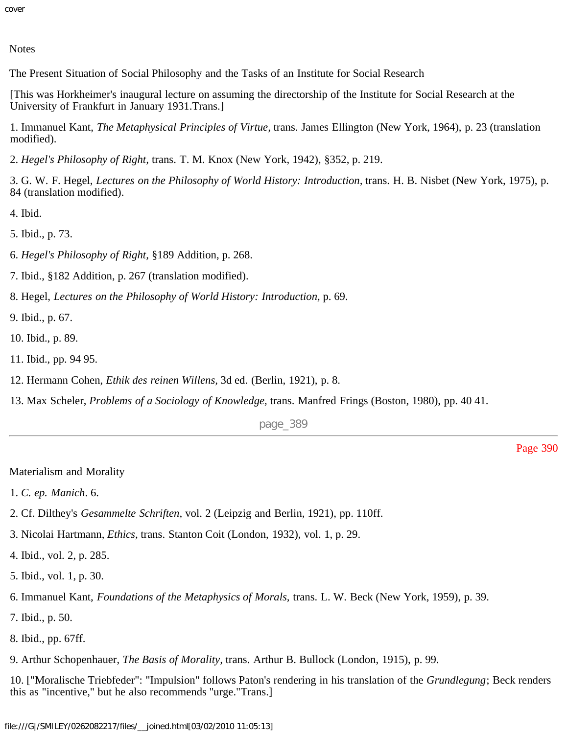## Notes

### The Present Situation of Social Philosophy and the Tasks of an Institute for Social Research

[This was Horkheimer's inaugural lecture on assuming the directorship of the Institute for Social Research at the University of Frankfurt in January 1931.Trans.]

1. Immanuel Kant, *The Metaphysical Principles of Virtue,* trans. James Ellington (New York, 1964), p. 23 (translation modified).

2. *Hegel's Philosophy of Right,* trans. T. M. Knox (New York, 1942), §352, p. 219.

3. G. W. F. Hegel, *Lectures on the Philosophy of World History: Introduction,* trans. H. B. Nisbet (New York, 1975), p. 84 (translation modified).

4. Ibid.

5. Ibid., p. 73.

6. *Hegel's Philosophy of Right,* §189 Addition, p. 268.

7. Ibid., §182 Addition, p. 267 (translation modified).

8. Hegel, *Lectures on the Philosophy of World History: Introduction,* p. 69.

9. Ibid., p. 67.

10. Ibid., p. 89.

11. Ibid., pp. 94 95.

12. Hermann Cohen, *Ethik des reinen Willens,* 3d ed. (Berlin, 1921), p. 8.

13. Max Scheler, *Problems of a Sociology of Knowledge,* trans. Manfred Frings (Boston, 1980), pp. 40 41.

### Materialism and Morality

1. *C. ep. Manich*. 6.

2. Cf. Dilthey's *Gesammelte Schriften,* vol. 2 (Leipzig and Berlin, 1921), pp. 110ff.

3. Nicolai Hartmann, *Ethics,* trans. Stanton Coit (London, 1932), vol. 1, p. 29.

4. Ibid., vol. 2, p. 285.

5. Ibid., vol. 1, p. 30.

6. Immanuel Kant, *Foundations of the Metaphysics of Morals,* trans. L. W. Beck (New York, 1959), p. 39.

7. Ibid., p. 50.

8. Ibid., pp. 67ff.

9. Arthur Schopenhauer, *The Basis of Morality,* trans. Arthur B. Bullock (London, 1915), p. 99.

10. ["Moralische Triebfeder": "Impulsion" follows Paton's rendering in his translation of the *Grundlegung*; Beck renders this as "incentive," but he also recommends "urge."Trans.]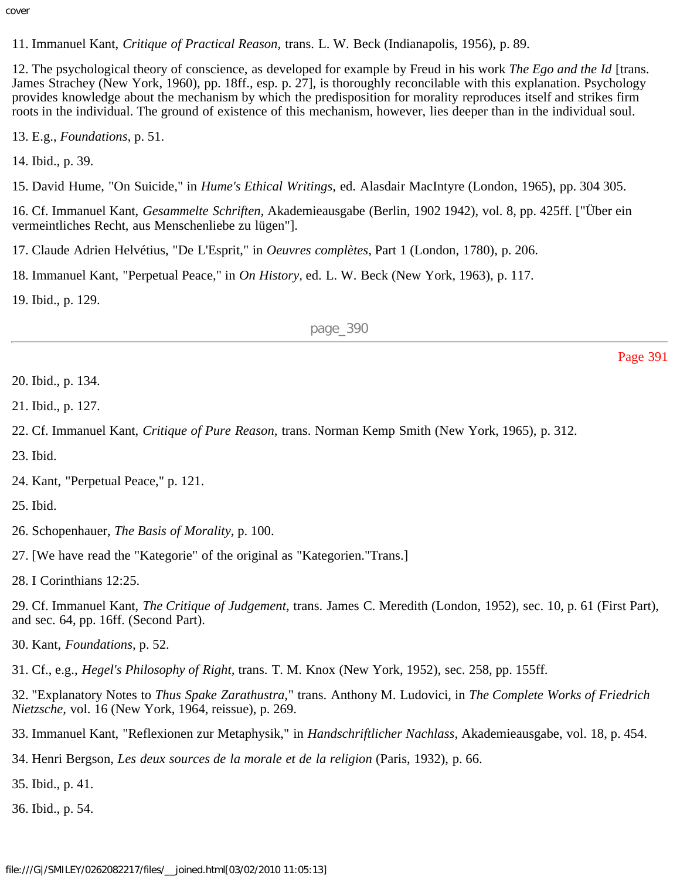11. Immanuel Kant, *Critique of Practical Reason,* trans. L. W. Beck (Indianapolis, 1956), p. 89.

12. The psychological theory of conscience, as developed for example by Freud in his work *The Ego and the Id* [trans. James Strachey (New York, 1960), pp. 18ff., esp. p. 27], is thoroughly reconcilable with this explanation. Psychology provides knowledge about the mechanism by which the predisposition for morality reproduces itself and strikes firm roots in the individual. The ground of existence of this mechanism, however, lies deeper than in the individual soul.

13. E.g., *Foundations,* p. 51.

14. Ibid., p. 39.

15. David Hume, "On Suicide," in *Hume's Ethical Writings,* ed. Alasdair MacIntyre (London, 1965), pp. 304 305.

16. Cf. Immanuel Kant, *Gesammelte Schriften,* Akademieausgabe (Berlin, 1902 1942), vol. 8, pp. 425ff. ["Über ein vermeintliches Recht, aus Menschenliebe zu lügen"].

17. Claude Adrien Helvétius, "De L'Esprit," in *Oeuvres complètes,* Part 1 (London, 1780), p. 206.

18. Immanuel Kant, "Perpetual Peace," in *On History,* ed. L. W. Beck (New York, 1963), p. 117.

19. Ibid., p. 129.

20. Ibid., p. 134.

21. Ibid., p. 127.

22. Cf. Immanuel Kant, *Critique of Pure Reason,* trans. Norman Kemp Smith (New York, 1965), p. 312.

23. Ibid.

24. Kant, "Perpetual Peace," p. 121.

25. Ibid.

26. Schopenhauer, *The Basis of Morality,* p. 100.

27. [We have read the "Kategorie" of the original as "Kategorien."Trans.]

28. I Corinthians 12:25.

29. Cf. Immanuel Kant, *The Critique of Judgement,* trans. James C. Meredith (London, 1952), sec. 10, p. 61 (First Part), and sec. 64, pp. 16ff. (Second Part).

30. Kant, *Foundations,* p. 52.

31. Cf., e.g., *Hegel's Philosophy of Right,* trans. T. M. Knox (New York, 1952), sec. 258, pp. 155ff.

32. "Explanatory Notes to *Thus Spake Zarathustra,*" trans. Anthony M. Ludovici, in *The Complete Works of Friedrich Nietzsche,* vol. 16 (New York, 1964, reissue), p. 269.

33. Immanuel Kant, "Reflexionen zur Metaphysik," in *Handschriftlicher Nachlass,* Akademieausgabe, vol. 18, p. 454.

34. Henri Bergson, *Les deux sources de la morale et de la religion* (Paris, 1932), p. 66.

35. Ibid., p. 41.

36. Ibid., p. 54.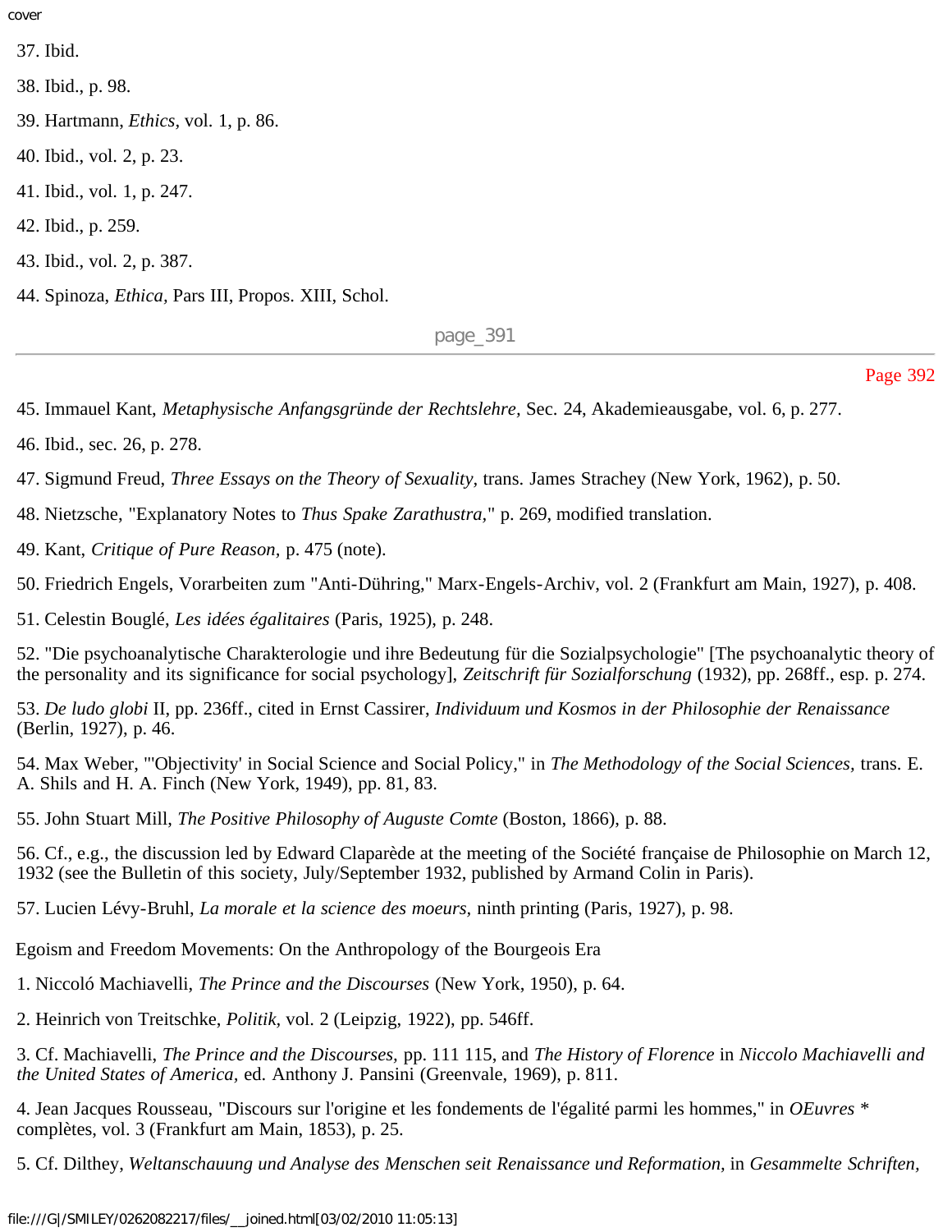37. Ibid.

38. Ibid., p. 98.

39. Hartmann, *Ethics*, vol. 1, p. 86.

40. Ibid., vol. 2, p. 23.

41. Ibid., vol. 1, p. 247.

42. Ibid., p. 259.

43. Ibid., vol. 2, p. 387.

44. Spinoza, *Ethica*, Pars III, Propos. XIII, Schol.

45. Immauel Kant, *Metaphysische Anfangsgründe der Rechtslehre*, Sec. 24, Akademieausgabe, vol. 6, p. 277.

46. Ibid., sec. 26, p. 278.

47. Sigmund Freud, *Three Essays on the Theory of Sexuality*, trans. James Strachey (New York, 1962), p. 50.

48. Nietzsche, "Explanatory Notes to *Thus Spake Zarathustra*," p. 269, modified translation.

49. Kant, *Critique of Pure Reason*, p. 475 (note).

50. Friedrich Engels, Vorarbeiten zum "Anti-Dühring," Marx-Engels-Archiv, vol. 2 (Frankfurt am Main, 1927), p. 408.

51. Celestin Bouglé, *Les idées égalitaires* (Paris, 1925), p. 248.

52. "Die psychoanalytische Charakterologie und ihre Bedeutung für die Sozialpsychologie" [The psychoanalytic theory of the personality and its significance for social psychology], *Zeitschrift für Sozialforschung* (1932), pp. 268ff., esp. p. 274.

53. *De ludo globi* II, pp. 236ff., cited in Ernst Cassirer, *Individuum und Kosmos in der Philosophie der Renaissance* (Berlin, 1927), p. 46.

54. Max Weber, "'Objectivity' in Social Science and Social Policy," in *The Methodology of the Social Sciences*, trans. E. A. Shils and H. A. Finch (New York, 1949), pp. 81, 83.

55. John Stuart Mill, *The Positive Philosophy of Auguste Comte* (Boston, 1866), p. 88.

56. Cf., e.g., the discussion led by Edward Claparède at the meeting of the Société française de Philosophie on March 12, 1932 (see the Bulletin of this society, July/September 1932, published by Armand Colin in Paris).

57. Lucien Lévy-Bruhl, *La morale et la science des moeurs*, ninth printing (Paris, 1927), p. 98.

Egoism and Freedom Movements: On the Anthropology of the Bourgeois Era

1. Niccoló Machiavelli, *The Prince and the Discourses* (New York, 1950), p. 64.

2. Heinrich von Treitschke, *Politik*, vol. 2 (Leipzig, 1922), pp. 546ff.

3. Cf. Machiavelli, *The Prince and the Discourses*, pp. 111 115, and *The History of Florence* in *Niccolo Machiavelli and the United States of America*, ed. Anthony J. Pansini (Greenvale, 1969), p. 811.

4. Jean Jacques Rousseau, "Discours sur l'origine et les fondements de l'égalité parmi les hommes," in *OEuvres* * complètes, vol. 3 (Frankfurt am Main, 1853), p. 25.

5. Cf. Dilthey, *Weltanschauung und Analyse des Menschen seit Renaissance und Reformation*, in *Gesammelte Schriften*,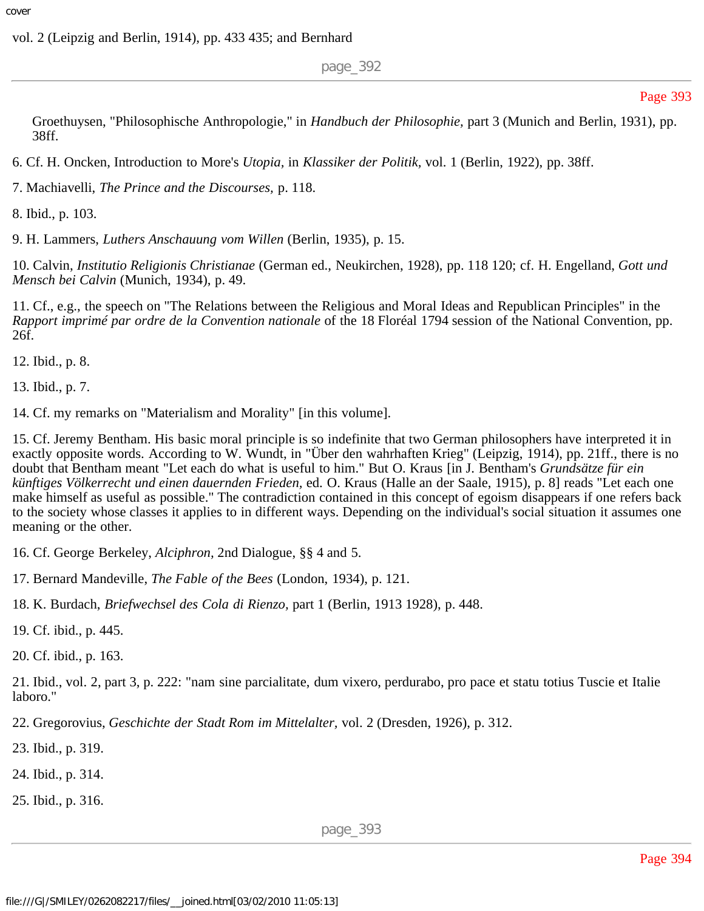vol. 2 (Leipzig and Berlin, 1914), pp. 433 435; and Bernhard

Groethuysen, "Philosophische Anthropologie," in *Handbuch der Philosophie*, part 3 (Munich and Berlin, 1931), pp. 38ff.

6. Cf. H. Oncken, Introduction to More's *Utopia*, in *Klassiker der Politik*, vol. 1 (Berlin, 1922), pp. 38ff.

7. Machiavelli, *The Prince and the Discourses*, p. 118.

8. Ibid., p. 103.

9. H. Lammers, *Luthers Anschauung vom Willen* (Berlin, 1935), p. 15.

10. Calvin, *Institutio Religionis Christianae* (German ed., Neukirchen, 1928), pp. 118 120; cf. H. Engelland, *Gott und Mensch bei Calvin* (Munich, 1934), p. 49.

11. Cf., e.g., the speech on "The Relations between the Religious and Moral Ideas and Republican Principles" in the *Rapport imprimé par ordre de la Convention nationale* of the 18 Floréal 1794 session of the National Convention, pp. 26f.

12. Ibid., p. 8.

13. Ibid., p. 7.

14. Cf. my remarks on "Materialism and Morality" [in this volume].

15. Cf. Jeremy Bentham. His basic moral principle is so indefinite that two German philosophers have interpreted it in exactly opposite words. According to W. Wundt, in "Über den wahrhaften Krieg" (Leipzig, 1914), pp. 21ff., there is no doubt that Bentham meant "Let each do what is useful to him." But O. Kraus [in J. Bentham's *Grundsätze für ein künftiges Völkerrecht und einen dauernden Frieden*, ed. O. Kraus (Halle an der Saale, 1915), p. 8] reads "Let each one make himself as useful as possible." The contradiction contained in this concept of egoism disappears if one refers back to the society whose classes it applies to in different ways. Depending on the individual's social situation it assumes one meaning or the other.

16. Cf. George Berkeley, *Alciphron*, 2nd Dialogue, §§ 4 and 5.

17. Bernard Mandeville, *The Fable of the Bees* (London, 1934), p. 121.

18. K. Burdach, *Briefwechsel des Cola di Rienzo*, part 1 (Berlin, 1913 1928), p. 448.

19. Cf. ibid., p. 445.

20. Cf. ibid., p. 163.

21. Ibid., vol. 2, part 3, p. 222: "nam sine parcialitate, dum vixero, perdurabo, pro pace et statu totius Tuscie et Italie laboro."

22. Gregorovius, *Geschichte der Stadt Rom im Mittelalter*, vol. 2 (Dresden, 1926), p. 312.

23. Ibid., p. 319.

24. Ibid., p. 314.

25. Ibid., p. 316.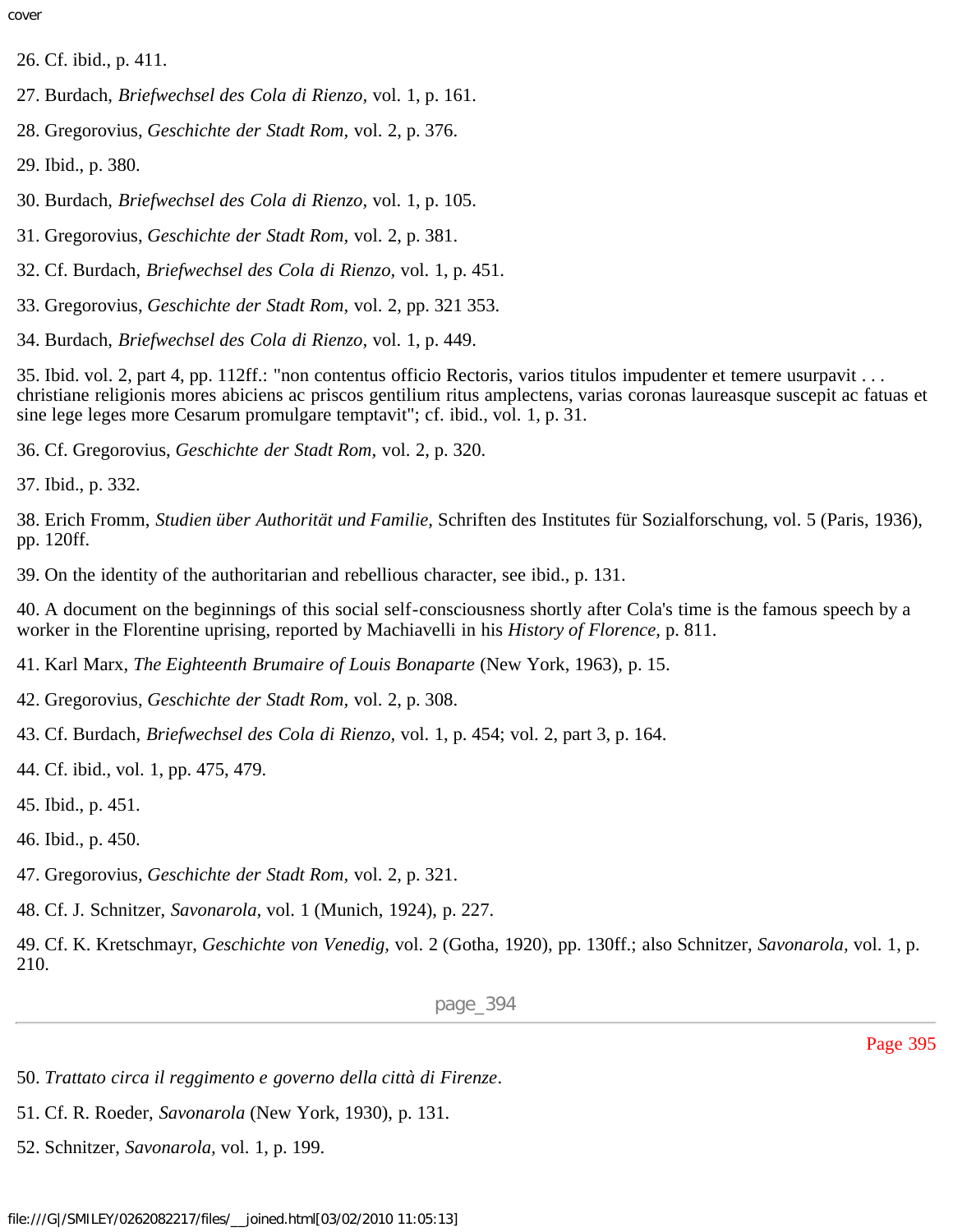26. Cf. ibid., p. 411.

27. Burdach, *Briefwechsel des Cola di Rienzo,* vol. 1, p. 161.

28. Gregorovius, *Geschichte der Stadt Rom,* vol. 2, p. 376.

29. Ibid., p. 380.

30. Burdach, *Briefwechsel des Cola di Rienzo,* vol. 1, p. 105.

31. Gregorovius, *Geschichte der Stadt Rom,* vol. 2, p. 381.

32. Cf. Burdach, *Briefwechsel des Cola di Rienzo,* vol. 1, p. 451.

33. Gregorovius, *Geschichte der Stadt Rom,* vol. 2, pp. 321 353.

34. Burdach, *Briefwechsel des Cola di Rienzo,* vol. 1, p. 449.

35. Ibid. vol. 2, part 4, pp. 112ff.: "non contentus officio Rectoris, varios titulos impudenter et temere usurpavit . . . christiane religionis mores abiciens ac priscos gentilium ritus amplectens, varias coronas laureasque suscepit ac fatuas et sine lege leges more Cesarum promulgare temptavit"; cf. ibid., vol. 1, p. 31.

36. Cf. Gregorovius, *Geschichte der Stadt Rom,* vol. 2, p. 320.

37. Ibid., p. 332.

38. Erich Fromm, *Studien über Authorität und Familie,* Schriften des Institutes für Sozialforschung, vol. 5 (Paris, 1936), pp. 120ff.

39. On the identity of the authoritarian and rebellious character, see ibid., p. 131.

40. A document on the beginnings of this social self-consciousness shortly after Cola's time is the famous speech by a worker in the Florentine uprising, reported by Machiavelli in his *History of Florence,* p. 811.

41. Karl Marx, *The Eighteenth Brumaire of Louis Bonaparte* (New York, 1963), p. 15.

42. Gregorovius, *Geschichte der Stadt Rom,* vol. 2, p. 308.

43. Cf. Burdach, *Briefwechsel des Cola di Rienzo,* vol. 1, p. 454; vol. 2, part 3, p. 164.

44. Cf. ibid., vol. 1, pp. 475, 479.

45. Ibid., p. 451.

46. Ibid., p. 450.

47. Gregorovius, *Geschichte der Stadt Rom,* vol. 2, p. 321.

48. Cf. J. Schnitzer, *Savonarola,* vol. 1 (Munich, 1924), p. 227.

49. Cf. K. Kretschmayr, *Geschichte von Venedig,* vol. 2 (Gotha, 1920), pp. 130ff.; also Schnitzer, *Savonarola,* vol. 1, p. 210.

50. *Trattato circa il reggimento e governo della città di Firenze*.

51. Cf. R. Roeder, *Savonarola* (New York, 1930), p. 131.

52. Schnitzer, *Savonarola,* vol. 1, p. 199.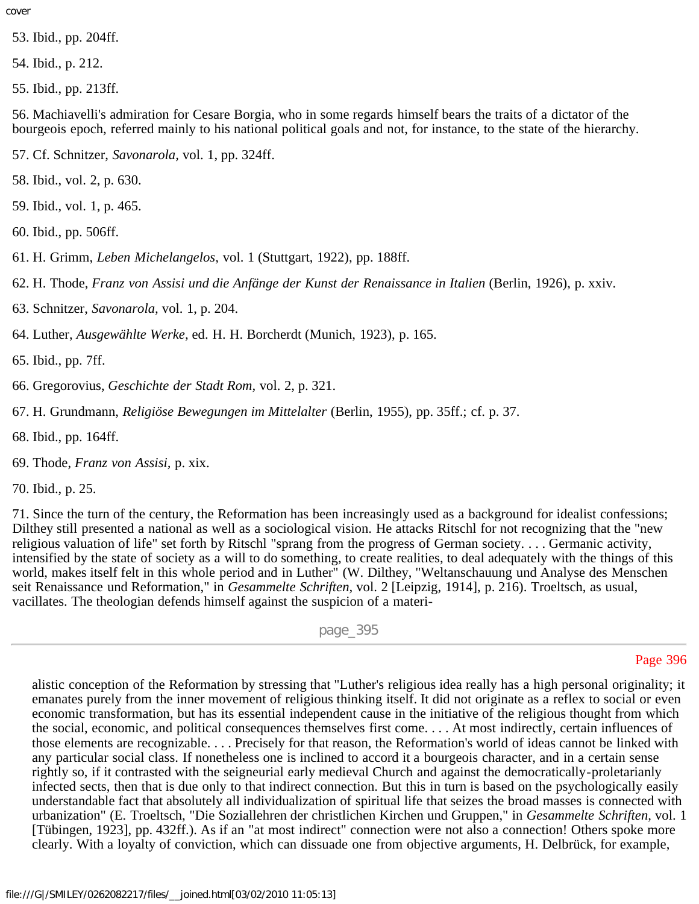53. Ibid., pp. 204ff.

54. Ibid., p. 212.

55. Ibid., pp. 213ff.

56. Machiavelli's admiration for Cesare Borgia, who in some regards himself bears the traits of a dictator of the bourgeois epoch, referred mainly to his national political goals and not, for instance, to the state of the hierarchy.

57. Cf. Schnitzer, *Savonarola,* vol. 1, pp. 324ff.

58. Ibid., vol. 2, p. 630.

59. Ibid., vol. 1, p. 465.

60. Ibid., pp. 506ff.

61. H. Grimm, *Leben Michelangelos,* vol. 1 (Stuttgart, 1922), pp. 188ff.

62. H. Thode, *Franz von Assisi und die Anfänge der Kunst der Renaissance in Italien* (Berlin, 1926), p. xxiv.

63. Schnitzer, *Savonarola,* vol. 1, p. 204.

64. Luther, *Ausgewählte Werke,* ed. H. H. Borcherdt (Munich, 1923), p. 165.

65. Ibid., pp. 7ff.

66. Gregorovius, *Geschichte der Stadt Rom,* vol. 2, p. 321.

67. H. Grundmann, *Religiöse Bewegungen im Mittelalter* (Berlin, 1955), pp. 35ff.; cf. p. 37.

68. Ibid., pp. 164ff.

69. Thode, *Franz von Assisi,* p. xix.

70. Ibid., p. 25.

71. Since the turn of the century, the Reformation has been increasingly used as a background for idealist confessions; Dilthey still presented a national as well as a sociological vision. He attacks Ritschl for not recognizing that the "new religious valuation of life" set forth by Ritschl "sprang from the progress of German society. . . . Germanic activity, intensified by the state of society as a will to do something, to create realities, to deal adequately with the things of this world, makes itself felt in this whole period and in Luther" (W. Dilthey, "Weltanschauung und Analyse des Menschen seit Renaissance und Reformation," in *Gesammelte Schriften,* vol. 2 [Leipzig, 1914], p. 216). Troeltsch, as usual, vacillates. The theologian defends himself against the suspicion of a materialistic conception of the Reformation by stressing that "Luther's religious idea really has a high personal originality; it emanates purely from the inner movement of religious thinking itself. It did not originate as a reflex to social or even economic transformation, but has its essential independent cause in the initiative of the religious thought from which the social, economic, and political consequences themselves first come. . . . At most indirectly, certain influences of those elements are recognizable. . . . Precisely for that reason, the Reformation's world of ideas cannot be linked with any particular social class. If nonetheless one is inclined to accord it a bourgeois character, and in a certain sense rightly so, if it contrasted with the seigneurial early medieval Church and against the democratically-proletarianly infected sects, then that is due only to that indirect connection. But this in turn is based on the psychologically easily understandable fact that absolutely all individualization of spiritual life that seizes the broad masses is connected with urbanization" (E. Troeltsch, "Die Soziallehren der christlichen Kirchen und Gruppen," in *Gesammelte Schriften,* vol. 1 [Tübingen, 1923], pp. 432ff.). As if an "at most indirect" connection were not also a connection! Others spoke more clearly. With a loyalty of conviction, which can dissuade one from objective arguments, H. Delbrück, for example,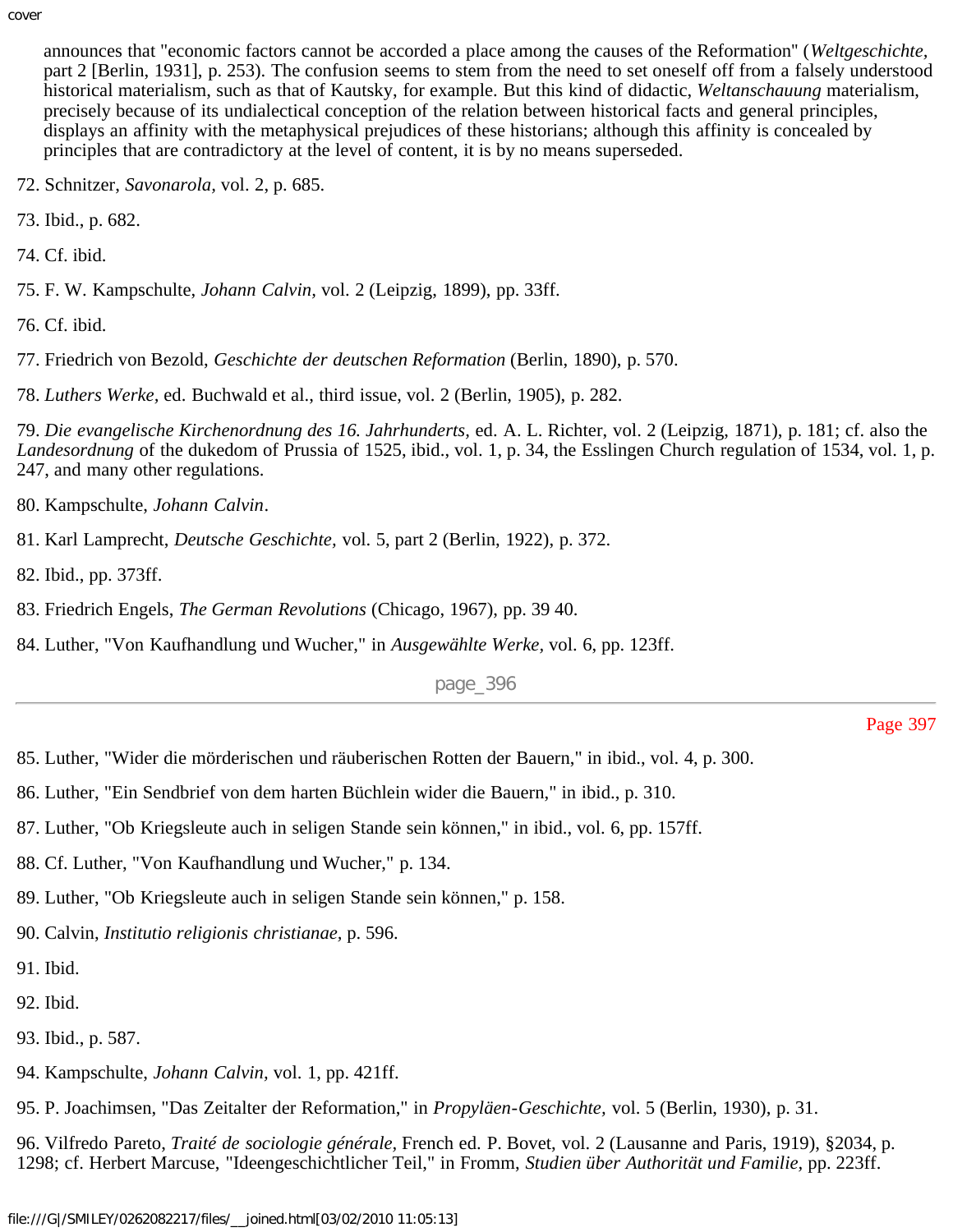announces that "economic factors cannot be accorded a place among the causes of the Reformation" (*Weltgeschichte,* part 2 [Berlin, 1931], p. 253). The confusion seems to stem from the need to set oneself off from a falsely understood historical materialism, such as that of Kautsky, for example. But this kind of didactic, *Weltanschauung* materialism, precisely because of its undialectical conception of the relation between historical facts and general principles, displays an affinity with the metaphysical prejudices of these historians; although this affinity is concealed by principles that are contradictory at the level of content, it is by no means superseded.

72. Schnitzer, *Savonarola,* vol. 2, p. 685.

73. Ibid., p. 682.

74. Cf. ibid.

75. F. W. Kampschulte, *Johann Calvin,* vol. 2 (Leipzig, 1899), pp. 33ff.

76. Cf. ibid.

77. Friedrich von Bezold, *Geschichte der deutschen Reformation* (Berlin, 1890), p. 570.

78. *Luthers Werke,* ed. Buchwald et al., third issue, vol. 2 (Berlin, 1905), p. 282.

79. *Die evangelische Kirchenordnung des 16. Jahrhunderts,* ed. A. L. Richter, vol. 2 (Leipzig, 1871), p. 181; cf. also the *Landesordnung* of the dukedom of Prussia of 1525, ibid., vol. 1, p. 34, the Esslingen Church regulation of 1534, vol. 1, p. 247, and many other regulations.

80. Kampschulte, *Johann Calvin*.

81. Karl Lamprecht, *Deutsche Geschichte,* vol. 5, part 2 (Berlin, 1922), p. 372.

82. Ibid., pp. 373ff.

83. Friedrich Engels, *The German Revolutions* (Chicago, 1967), pp. 39 40.

84. Luther, "Von Kaufhandlung und Wucher," in *Ausgewählte Werke,* vol. 6, pp. 123ff.

85. Luther, "Wider die mörderischen und räuberischen Rotten der Bauern," in ibid., vol. 4, p. 300.

86. Luther, "Ein Sendbrief von dem harten Büchlein wider die Bauern," in ibid., p. 310.

87. Luther, "Ob Kriegsleute auch in seligen Stande sein können," in ibid., vol. 6, pp. 157ff.

88. Cf. Luther, "Von Kaufhandlung und Wucher," p. 134.

89. Luther, "Ob Kriegsleute auch in seligen Stande sein können," p. 158.

90. Calvin, *Institutio religionis christianae,* p. 596.

91. Ibid.

92. Ibid.

93. Ibid., p. 587.

94. Kampschulte, *Johann Calvin,* vol. 1, pp. 421ff.

95. P. Joachimsen, "Das Zeitalter der Reformation," in *Propyläen-Geschichte,* vol. 5 (Berlin, 1930), p. 31.

96. Vilfredo Pareto, *Traité de sociologie générale,* French ed. P. Bovet, vol. 2 (Lausanne and Paris, 1919), §2034, p. 1298; cf. Herbert Marcuse, "Ideengeschichtlicher Teil," in Fromm, *Studien über Authorität und Familie,* pp. 223ff.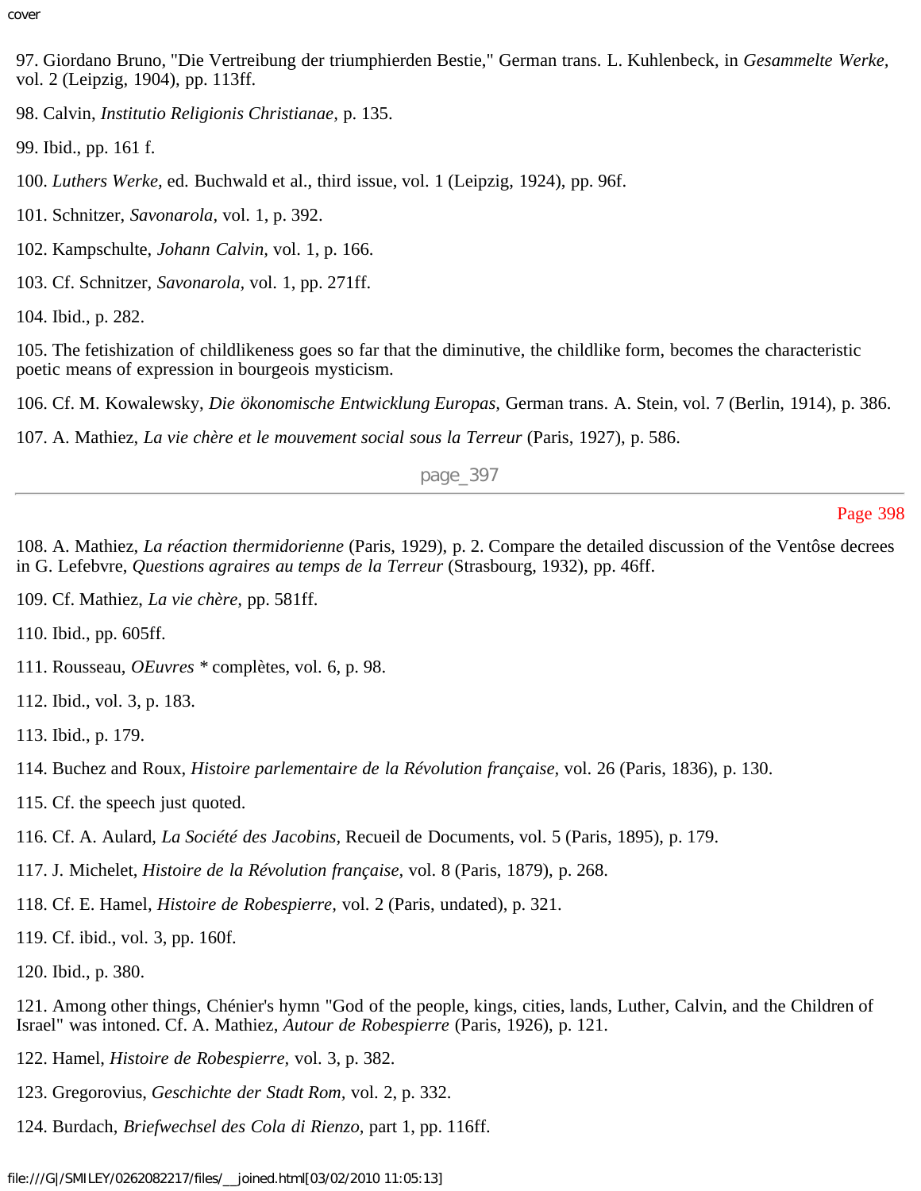97. Giordano Bruno, "Die Vertreibung der triumphierden Bestie," German trans. L. Kuhlenbeck, in *Gesammelte Werke*, vol. 2 (Leipzig, 1904), pp. 113ff.

98. Calvin, *Institutio Religionis Christianae*, p. 135.

99. Ibid., pp. 161 f.

100. *Luthers Werke*, ed. Buchwald et al., third issue, vol. 1 (Leipzig, 1924), pp. 96f.

101. Schnitzer, *Savonarola*, vol. 1, p. 392.

102. Kampschulte, *Johann Calvin*, vol. 1, p. 166.

103. Cf. Schnitzer, *Savonarola*, vol. 1, pp. 271ff.

104. Ibid., p. 282.

105. The fetishization of childlikeness goes so far that the diminutive, the childlike form, becomes the characteristic poetic means of expression in bourgeois mysticism.

106. Cf. M. Kowalewsky, *Die ökonomische Entwicklung Europas*, German trans. A. Stein, vol. 7 (Berlin, 1914), p. 386.

107. A. Mathiez, *La vie chère et le mouvement social sous la Terreur* (Paris, 1927), p. 586.

108. A. Mathiez, *La réaction thermidorienne* (Paris, 1929), p. 2. Compare the detailed discussion of the Ventôse decrees in G. Lefebvre, *Questions agraires au temps de la Terreur* (Strasbourg, 1932), pp. 46ff.

109. Cf. Mathiez, *La vie chère*, pp. 581ff.

110. Ibid., pp. 605ff.

111. Rousseau, *OEuvres* * complètes, vol. 6, p. 98.

112. Ibid., vol. 3, p. 183.

113. Ibid., p. 179.

114. Buchez and Roux, *Histoire parlementaire de la Révolution française*, vol. 26 (Paris, 1836), p. 130.

115. Cf. the speech just quoted.

116. Cf. A. Aulard, *La Société des Jacobins*, Recueil de Documents, vol. 5 (Paris, 1895), p. 179.

117. J. Michelet, *Histoire de la Révolution française*, vol. 8 (Paris, 1879), p. 268.

118. Cf. E. Hamel, *Histoire de Robespierre*, vol. 2 (Paris, undated), p. 321.

119. Cf. ibid., vol. 3, pp. 160f.

120. Ibid., p. 380.

121. Among other things, Chénier's hymn "God of the people, kings, cities, lands, Luther, Calvin, and the Children of Israel" was intoned. Cf. A. Mathiez, *Autour de Robespierre* (Paris, 1926), p. 121.

122. Hamel, *Histoire de Robespierre*, vol. 3, p. 382.

123. Gregorovius, *Geschichte der Stadt Rom*, vol. 2, p. 332.

124. Burdach, *Briefwechsel des Cola di Rienzo*, part 1, pp. 116ff.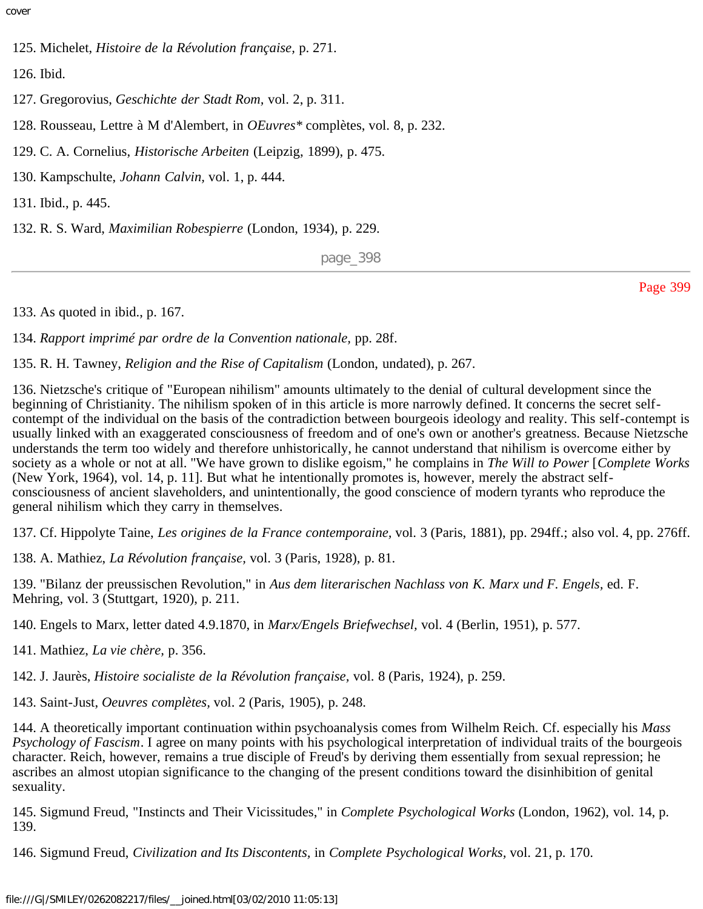125. Michelet, *Histoire de la Révolution française*, p. 271.

126. Ibid.

127. Gregorovius, *Geschichte der Stadt Rom*, vol. 2, p. 311.

128. Rousseau, Lettre à M d'Alembert, in *OEuvres** complètes, vol. 8, p. 232.

129. C. A. Cornelius, *Historische Arbeiten* (Leipzig, 1899), p. 475.

130. Kampschulte, *Johann Calvin*, vol. 1, p. 444.

131. Ibid., p. 445.

132. R. S. Ward, *Maximilian Robespierre* (London, 1934), p. 229.

133. As quoted in ibid., p. 167.

134. *Rapport imprimé par ordre de la Convention nationale*, pp. 28f.

135. R. H. Tawney, *Religion and the Rise of Capitalism* (London, undated), p. 267.

136. Nietzsche's critique of "European nihilism" amounts ultimately to the denial of cultural development since the beginning of Christianity. The nihilism spoken of in this article is more narrowly defined. It concerns the secret self-contempt of the individual on the basis of the contradiction between bourgeois ideology and reality. This self-contempt is usually linked with an exaggerated consciousness of freedom and of one's own or another's greatness. Because Nietzsche understands the term too widely and therefore unhistorically, he cannot understand that nihilism is overcome either by society as a whole or not at all. "We have grown to dislike egoism," he complains in *The Will to Power* [*Complete Works* (New York, 1964), vol. 14, p. 11]. But what he intentionally promotes is, however, merely the abstract self-consciousness of ancient slaveholders, and unintentionally, the good conscience of modern tyrants who reproduce the general nihilism which they carry in themselves.

137. Cf. Hippolyte Taine, *Les origines de la France contemporaine*, vol. 3 (Paris, 1881), pp. 294ff.; also vol. 4, pp. 276ff.

138. A. Mathiez, *La Révolution française*, vol. 3 (Paris, 1928), p. 81.

139. "Bilanz der preussischen Revolution," in *Aus dem literarischen Nachlass von K. Marx und F. Engels*, ed. F. Mehring, vol. 3 (Stuttgart, 1920), p. 211.

140. Engels to Marx, letter dated 4.9.1870, in *Marx/Engels Briefwechsel*, vol. 4 (Berlin, 1951), p. 577.

141. Mathiez, *La vie chère*, p. 356.

142. J. Jaurès, *Histoire socialiste de la Révolution française*, vol. 8 (Paris, 1924), p. 259.

143. Saint-Just, *Oeuvres complètes*, vol. 2 (Paris, 1905), p. 248.

144. A theoretically important continuation within psychoanalysis comes from Wilhelm Reich. Cf. especially his *Mass Psychology of Fascism*. I agree on many points with his psychological interpretation of individual traits of the bourgeois character. Reich, however, remains a true disciple of Freud's by deriving them essentially from sexual repression; he ascribes an almost utopian significance to the changing of the present conditions toward the disinhibition of genital sexuality.

145. Sigmund Freud, "Instincts and Their Vicissitudes," in *Complete Psychological Works* (London, 1962), vol. 14, p. 139.

146. Sigmund Freud, *Civilization and Its Discontents*, in *Complete Psychological Works*, vol. 21, p. 170.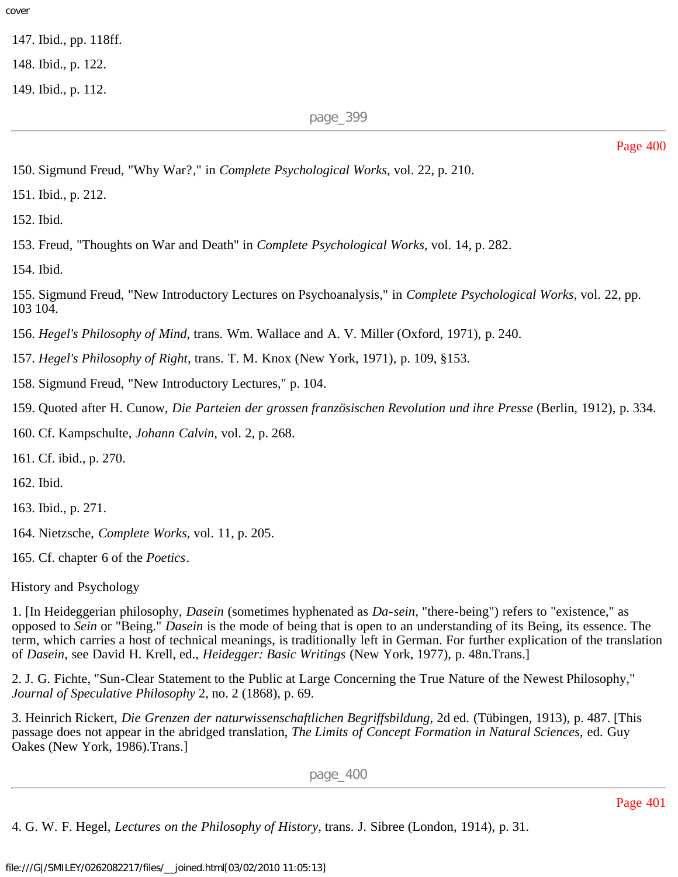147. Ibid., pp. 118ff.

148. Ibid., p. 122.

149. Ibid., p. 112.

150. Sigmund Freud, "Why War?," in *Complete Psychological Works,* vol. 22, p. 210.

151. Ibid., p. 212.

152. Ibid.

153. Freud, "Thoughts on War and Death" in *Complete Psychological Works,* vol. 14, p. 282.

154. Ibid.

155. Sigmund Freud, "New Introductory Lectures on Psychoanalysis," in *Complete Psychological Works,* vol. 22, pp. 103 104.

156. *Hegel's Philosophy of Mind,* trans. Wm. Wallace and A. V. Miller (Oxford, 1971), p. 240.

157. *Hegel's Philosophy of Right,* trans. T. M. Knox (New York, 1971), p. 109, §153.

158. Sigmund Freud, "New Introductory Lectures," p. 104.

159. Quoted after H. Cunow, *Die Parteien der grossen französischen Revolution und ihre Presse* (Berlin, 1912), p. 334.

160. Cf. Kampschulte, *Johann Calvin,* vol. 2, p. 268.

161. Cf. ibid., p. 270.

162. Ibid.

163. Ibid., p. 271.

164. Nietzsche, *Complete Works,* vol. 11, p. 205.

165. Cf. chapter 6 of the *Poetics*.

History and Psychology

1. [In Heideggerian philosophy, *Dasein* (sometimes hyphenated as *Da-sein,* "there-being") refers to "existence," as opposed to *Sein* or "Being." *Dasein* is the mode of being that is open to an understanding of its Being, its essence. The term, which carries a host of technical meanings, is traditionally left in German. For further explication of the translation of *Dasein,* see David H. Krell, ed., *Heidegger: Basic Writings* (New York, 1977), p. 48n.Trans.]

2. J. G. Fichte, "Sun-Clear Statement to the Public at Large Concerning the True Nature of the Newest Philosophy," *Journal of Speculative Philosophy* 2, no. 2 (1868), p. 69.

3. Heinrich Rickert, *Die Grenzen der naturwissenschaftlichen Begriffsbildung,* 2d ed. (Tübingen, 1913), p. 487. [This passage does not appear in the abridged translation, *The Limits of Concept Formation in Natural Sciences,* ed. Guy Oakes (New York, 1986).Trans.]

4. G. W. F. Hegel, *Lectures on the Philosophy of History,* trans. J. Sibree (London, 1914), p. 31.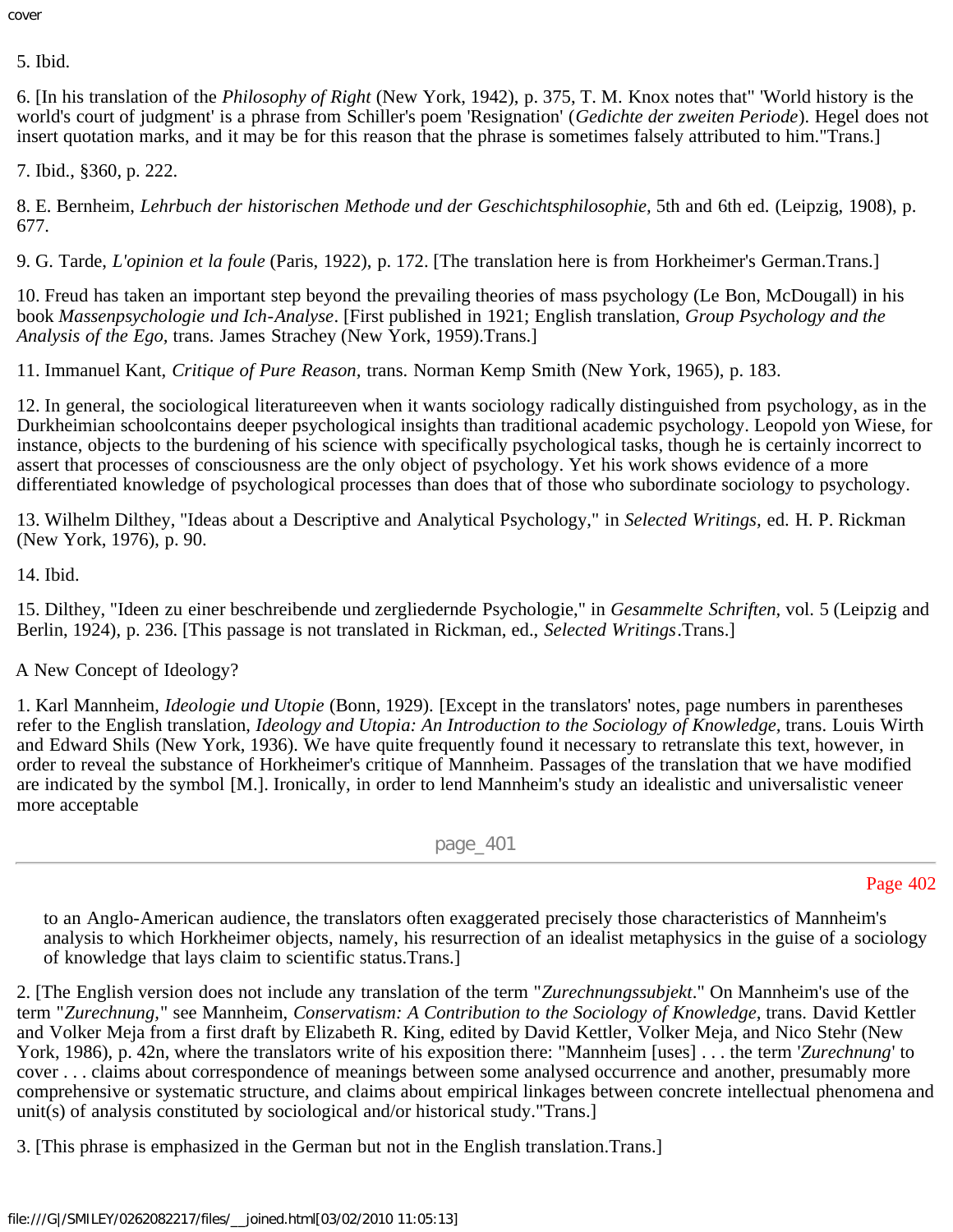5. Ibid.

6. [In his translation of the *Philosophy of Right* (New York, 1942), p. 375, T. M. Knox notes that" 'World history is the world's court of judgment' is a phrase from Schiller's poem 'Resignation' (*Gedichte der zweiten Periode*). Hegel does not insert quotation marks, and it may be for this reason that the phrase is sometimes falsely attributed to him."Trans.]

7. Ibid., §360, p. 222.

8. E. Bernheim, *Lehrbuch der historischen Methode und der Geschichtsphilosophie,* 5th and 6th ed. (Leipzig, 1908), p. 677.

9. G. Tarde, *L'opinion et la foule* (Paris, 1922), p. 172. [The translation here is from Horkheimer's German.Trans.]

10. Freud has taken an important step beyond the prevailing theories of mass psychology (Le Bon, McDougall) in his book *Massenpsychologie und Ich-Analyse*. [First published in 1921; English translation, *Group Psychology and the Analysis of the Ego,* trans. James Strachey (New York, 1959).Trans.]

11. Immanuel Kant, *Critique of Pure Reason,* trans. Norman Kemp Smith (New York, 1965), p. 183.

12. In general, the sociological literatureeven when it wants sociology radically distinguished from psychology, as in the Durkheimian schoolcontains deeper psychological insights than traditional academic psychology. Leopold yon Wiese, for instance, objects to the burdening of his science with specifically psychological tasks, though he is certainly incorrect to assert that processes of consciousness are the only object of psychology. Yet his work shows evidence of a more differentiated knowledge of psychological processes than does that of those who subordinate sociology to psychology.

13. Wilhelm Dilthey, "Ideas about a Descriptive and Analytical Psychology," in *Selected Writings,* ed. H. P. Rickman (New York, 1976), p. 90.

14. Ibid.

15. Dilthey, "Ideen zu einer beschreibende und zergliedernde Psychologie," in *Gesammelte Schriften,* vol. 5 (Leipzig and Berlin, 1924), p. 236. [This passage is not translated in Rickman, ed., *Selected Writings*.Trans.]

A New Concept of Ideology?

1. Karl Mannheim, *Ideologie und Utopie* (Bonn, 1929). [Except in the translators' notes, page numbers in parentheses refer to the English translation, *Ideology and Utopia: An Introduction to the Sociology of Knowledge,* trans. Louis Wirth and Edward Shils (New York, 1936). We have quite frequently found it necessary to retranslate this text, however, in order to reveal the substance of Horkheimer's critique of Mannheim. Passages of the translation that we have modified are indicated by the symbol [M.]. Ironically, in order to lend Mannheim's study an idealistic and universalistic veneer more acceptable to an Anglo-American audience, the translators often exaggerated precisely those characteristics of Mannheim's analysis to which Horkheimer objects, namely, his resurrection of an idealist metaphysics in the guise of a sociology of knowledge that lays claim to scientific status.Trans.]

2. [The English version does not include any translation of the term "*Zurechnungssubjekt*." On Mannheim's use of the term "*Zurechnung,*" see Mannheim, *Conservatism: A Contribution to the Sociology of Knowledge,* trans. David Kettler and Volker Meja from a first draft by Elizabeth R. King, edited by David Kettler, Volker Meja, and Nico Stehr (New York, 1986), p. 42n, where the translators write of his exposition there: "Mannheim [uses] . . . the term '*Zurechnung*' to cover . . . claims about correspondence of meanings between some analysed occurrence and another, presumably more comprehensive or systematic structure, and claims about empirical linkages between concrete intellectual phenomena and unit(s) of analysis constituted by sociological and/or historical study."Trans.]

3. [This phrase is emphasized in the German but not in the English translation.Trans.]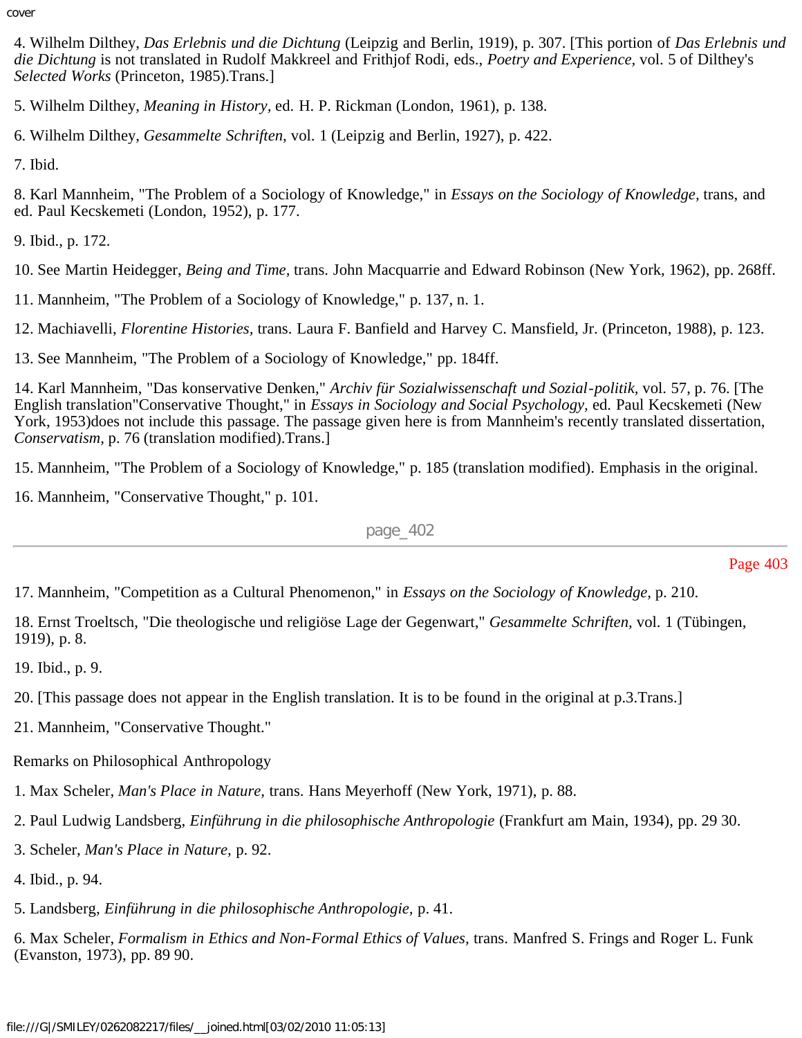4. Wilhelm Dilthey, *Das Erlebnis und die Dichtung* (Leipzig and Berlin, 1919), p. 307. [This portion of *Das Erlebnis und die Dichtung* is not translated in Rudolf Makkreel and Frithjof Rodi, eds., *Poetry and Experience,* vol. 5 of Dilthey's *Selected Works* (Princeton, 1985).Trans.]

5. Wilhelm Dilthey, *Meaning in History,* ed. H. P. Rickman (London, 1961), p. 138.

6. Wilhelm Dilthey, *Gesammelte Schriften,* vol. 1 (Leipzig and Berlin, 1927), p. 422.

7. Ibid.

8. Karl Mannheim, "The Problem of a Sociology of Knowledge," in *Essays on the Sociology of Knowledge,* trans, and ed. Paul Kecskemeti (London, 1952), p. 177.

9. Ibid., p. 172.

10. See Martin Heidegger, *Being and Time,* trans. John Macquarrie and Edward Robinson (New York, 1962), pp. 268ff.

11. Mannheim, "The Problem of a Sociology of Knowledge," p. 137, n. 1.

12. Machiavelli, *Florentine Histories,* trans. Laura F. Banfield and Harvey C. Mansfield, Jr. (Princeton, 1988), p. 123.

13. See Mannheim, "The Problem of a Sociology of Knowledge," pp. 184ff.

14. Karl Mannheim, "Das konservative Denken," *Archiv für Sozialwissenschaft und Sozial-politik,* vol. 57, p. 76. [The English translation"Conservative Thought," in *Essays in Sociology and Social Psychology,* ed. Paul Kecskemeti (New York, 1953)does not include this passage. The passage given here is from Mannheim's recently translated dissertation, *Conservatism,* p. 76 (translation modified).Trans.]

15. Mannheim, "The Problem of a Sociology of Knowledge," p. 185 (translation modified). Emphasis in the original.

16. Mannheim, "Conservative Thought," p. 101.

17. Mannheim, "Competition as a Cultural Phenomenon," in *Essays on the Sociology of Knowledge,* p. 210.

18. Ernst Troeltsch, "Die theologische und religiöse Lage der Gegenwart," *Gesammelte Schriften,* vol. 1 (Tübingen, 1919), p. 8.

19. Ibid., p. 9.

20. [This passage does not appear in the English translation. It is to be found in the original at p.3.Trans.]

21. Mannheim, "Conservative Thought."

Remarks on Philosophical Anthropology

1. Max Scheler, *Man's Place in Nature,* trans. Hans Meyerhoff (New York, 1971), p. 88.

2. Paul Ludwig Landsberg, *Einführung in die philosophische Anthropologie* (Frankfurt am Main, 1934), pp. 29 30.

3. Scheler, *Man's Place in Nature,* p. 92.

4. Ibid., p. 94.

5. Landsberg, *Einführung in die philosophische Anthropologie,* p. 41.

6. Max Scheler, *Formalism in Ethics and Non-Formal Ethics of Values,* trans. Manfred S. Frings and Roger L. Funk (Evanston, 1973), pp. 89 90.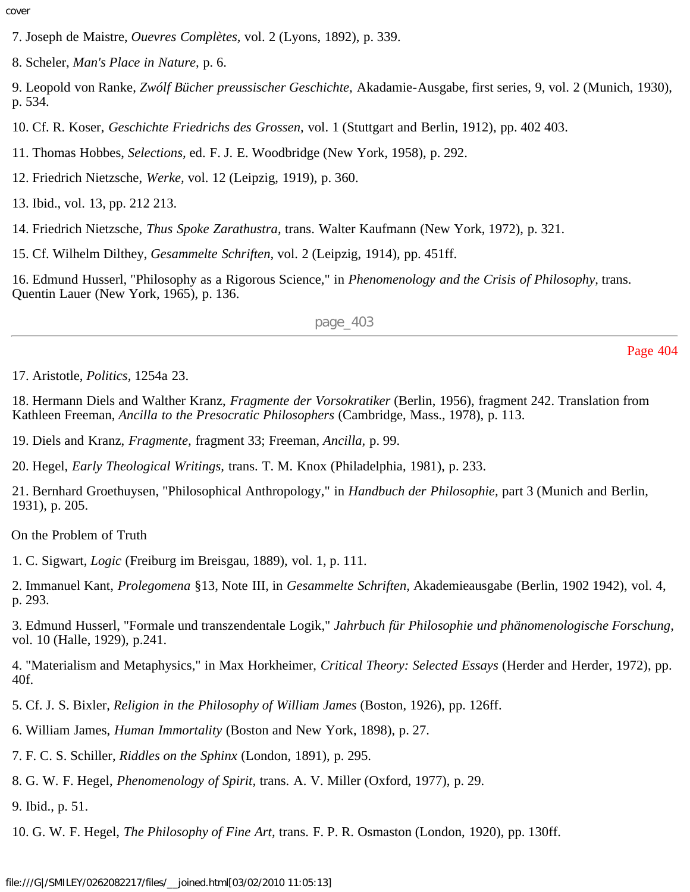7. Joseph de Maistre, *Ouevres Complètes,* vol. 2 (Lyons, 1892), p. 339.

8. Scheler, *Man's Place in Nature,* p. 6.

9. Leopold von Ranke, *Zwólf Bücher preussischer Geschichte,* Akadamie-Ausgabe, first series, 9, vol. 2 (Munich, 1930), p. 534.

10. Cf. R. Koser, *Geschichte Friedrichs des Grossen,* vol. 1 (Stuttgart and Berlin, 1912), pp. 402 403.

11. Thomas Hobbes, *Selections,* ed. F. J. E. Woodbridge (New York, 1958), p. 292.

12. Friedrich Nietzsche, *Werke,* vol. 12 (Leipzig, 1919), p. 360.

13. Ibid., vol. 13, pp. 212 213.

14. Friedrich Nietzsche, *Thus Spoke Zarathustra,* trans. Walter Kaufmann (New York, 1972), p. 321.

15. Cf. Wilhelm Dilthey, *Gesammelte Schriften,* vol. 2 (Leipzig, 1914), pp. 451ff.

16. Edmund Husserl, "Philosophy as a Rigorous Science," in *Phenomenology and the Crisis of Philosophy,* trans. Quentin Lauer (New York, 1965), p. 136.

17. Aristotle, *Politics,* 1254a 23.

18. Hermann Diels and Walther Kranz, *Fragmente der Vorsokratiker* (Berlin, 1956), fragment 242. Translation from Kathleen Freeman, *Ancilla to the Presocratic Philosophers* (Cambridge, Mass., 1978), p. 113.

19. Diels and Kranz, *Fragmente,* fragment 33; Freeman, *Ancilla,* p. 99.

20. Hegel, *Early Theological Writings,* trans. T. M. Knox (Philadelphia, 1981), p. 233.

21. Bernhard Groethuysen, "Philosophical Anthropology," in *Handbuch der Philosophie,* part 3 (Munich and Berlin, 1931), p. 205.

On the Problem of Truth

1. C. Sigwart, *Logic* (Freiburg im Breisgau, 1889), vol. 1, p. 111.

2. Immanuel Kant, *Prolegomena* §13, Note III, in *Gesammelte Schriften,* Akademieausgabe (Berlin, 1902 1942), vol. 4, p. 293.

3. Edmund Husserl, "Formale und transzendentale Logik," *Jahrbuch für Philosophie und phänomenologische Forschung,* vol. 10 (Halle, 1929), p.241.

4. "Materialism and Metaphysics," in Max Horkheimer, *Critical Theory: Selected Essays* (Herder and Herder, 1972), pp. 40f.

5. Cf. J. S. Bixler, *Religion in the Philosophy of William James* (Boston, 1926), pp. 126ff.

6. William James, *Human Immortality* (Boston and New York, 1898), p. 27.

7. F. C. S. Schiller, *Riddles on the Sphinx* (London, 1891), p. 295.

8. G. W. F. Hegel, *Phenomenology of Spirit,* trans. A. V. Miller (Oxford, 1977), p. 29.

9. Ibid., p. 51.

10. G. W. F. Hegel, *The Philosophy of Fine Art,* trans. F. P. R. Osmaston (London, 1920), pp. 130ff.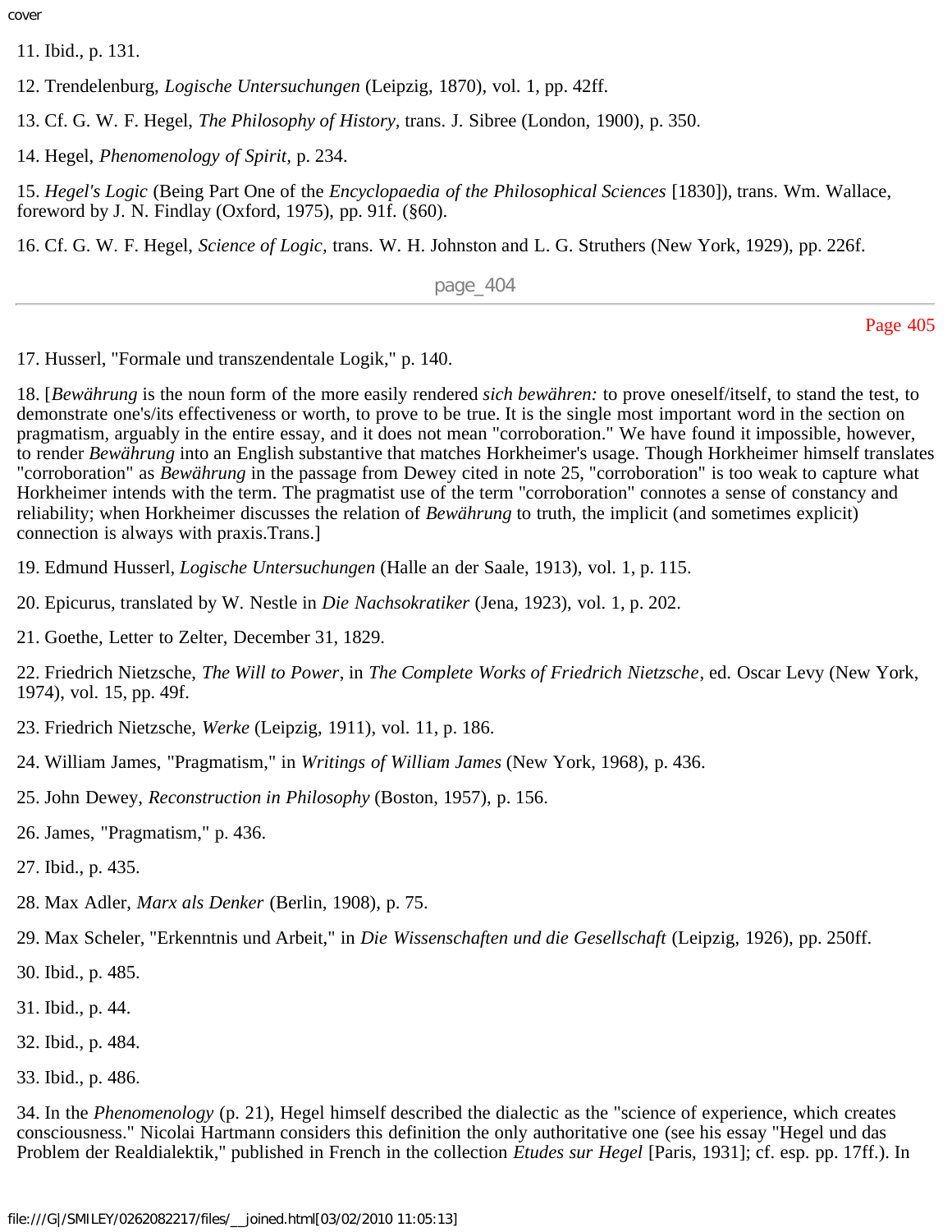11. Ibid., p. 131.

12. Trendelenburg, *Logische Untersuchungen* (Leipzig, 1870), vol. 1, pp. 42ff.

13. Cf. G. W. F. Hegel, *The Philosophy of History,* trans. J. Sibree (London, 1900), p. 350.

14. Hegel, *Phenomenology of Spirit,* p. 234.

15. *Hegel's Logic* (Being Part One of the *Encyclopaedia of the Philosophical Sciences* [1830]), trans. Wm. Wallace, foreword by J. N. Findlay (Oxford, 1975), pp. 91f. (§60).

16. Cf. G. W. F. Hegel, *Science of Logic,* trans. W. H. Johnston and L. G. Struthers (New York, 1929), pp. 226f.

17. Husserl, "Formale und transzendentale Logik," p. 140.

18. [*Bewährung* is the noun form of the more easily rendered *sich bewähren:* to prove oneself/itself, to stand the test, to demonstrate one's/its effectiveness or worth, to prove to be true. It is the single most important word in the section on pragmatism, arguably in the entire essay, and it does not mean "corroboration." We have found it impossible, however, to render *Bewährung* into an English substantive that matches Horkheimer's usage. Though Horkheimer himself translates "corroboration" as *Bewährung* in the passage from Dewey cited in note 25, "corroboration" is too weak to capture what Horkheimer intends with the term. The pragmatist use of the term "corroboration" connotes a sense of constancy and reliability; when Horkheimer discusses the relation of *Bewährung* to truth, the implicit (and sometimes explicit) connection is always with praxis.Trans.]

19. Edmund Husserl, *Logische Untersuchungen* (Halle an der Saale, 1913), vol. 1, p. 115.

20. Epicurus, translated by W. Nestle in *Die Nachsokratiker* (Jena, 1923), vol. 1, p. 202.

21. Goethe, Letter to Zelter, December 31, 1829.

22. Friedrich Nietzsche, *The Will to Power*, in *The Complete Works of Friedrich Nietzsche*, ed. Oscar Levy (New York, 1974), vol. 15, pp. 49f.

23. Friedrich Nietzsche, *Werke* (Leipzig, 1911), vol. 11, p. 186.

24. William James, "Pragmatism," in *Writings of William James* (New York, 1968), p. 436.

25. John Dewey, *Reconstruction in Philosophy* (Boston, 1957), p. 156.

26. James, "Pragmatism," p. 436.

27. Ibid., p. 435.

28. Max Adler, *Marx als Denker* (Berlin, 1908), p. 75.

29. Max Scheler, "Erkenntnis und Arbeit," in *Die Wissenschaften und die Gesellschaft* (Leipzig, 1926), pp. 250ff.

30. Ibid., p. 485.

31. Ibid., p. 44.

32. Ibid., p. 484.

33. Ibid., p. 486.

34. In the *Phenomenology* (p. 21), Hegel himself described the dialectic as the "science of experience, which creates consciousness." Nicolai Hartmann considers this definition the only authoritative one (see his essay "Hegel und das Problem der Realdialektik," published in French in the collection *Etudes sur Hegel* [Paris, 1931]; cf. esp. pp. 17ff.). In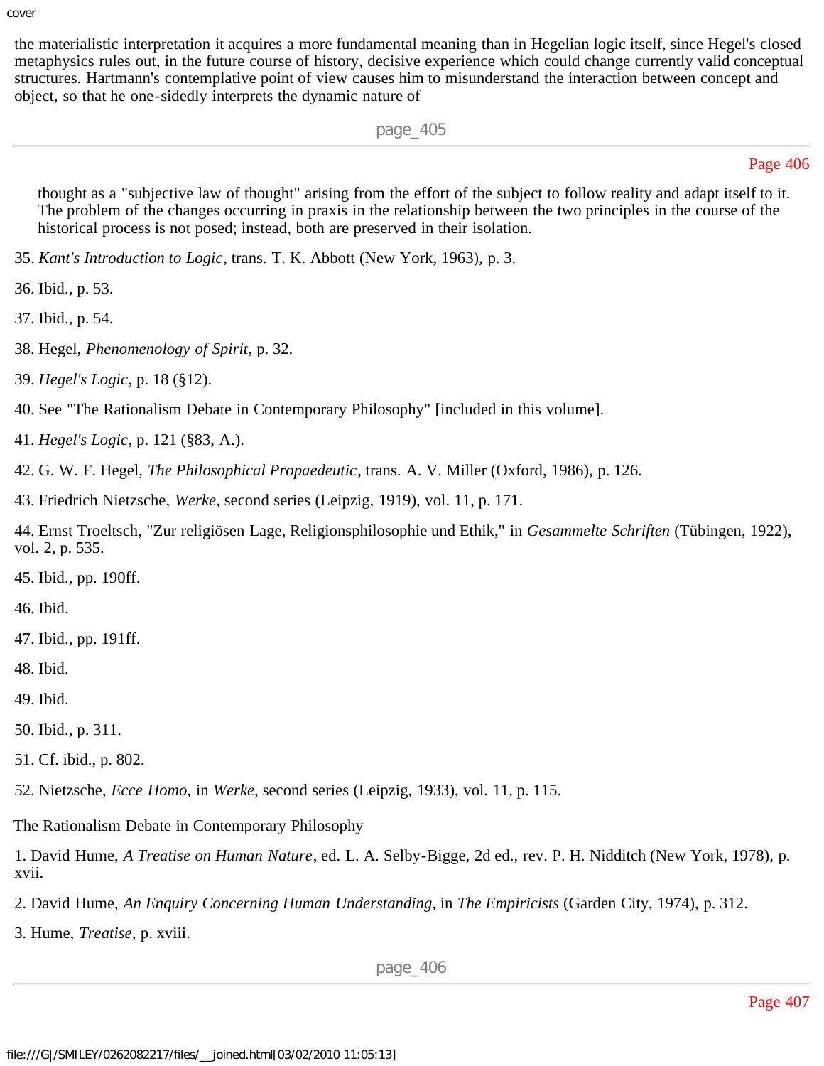the materialistic interpretation it acquires a more fundamental meaning than in Hegelian logic itself, since Hegel's closed metaphysics rules out, in the future course of history, decisive experience which could change currently valid conceptual structures. Hartmann's contemplative point of view causes him to misunderstand the interaction between concept and object, so that he one-sidedly interprets the dynamic nature of thought as a "subjective law of thought" arising from the effort of the subject to follow reality and adapt itself to it. The problem of the changes occurring in praxis in the relationship between the two principles in the course of the historical process is not posed; instead, both are preserved in their isolation.

35. *Kant's Introduction to Logic*, trans. T. K. Abbott (New York, 1963), p. 3.

36. Ibid., p. 53.

37. Ibid., p. 54.

38. Hegel, *Phenomenology of Spirit*, p. 32.

39. *Hegel's Logic*, p. 18 (§12).

40. See "The Rationalism Debate in Contemporary Philosophy" [included in this volume].

41. *Hegel's Logic*, p. 121 (§83, A.).

42. G. W. F. Hegel, *The Philosophical Propaedeutic*, trans. A. V. Miller (Oxford, 1986), p. 126.

43. Friedrich Nietzsche, *Werke*, second series (Leipzig, 1919), vol. 11, p. 171.

44. Ernst Troeltsch, "Zur religiösen Lage, Religionsphilosophie und Ethik," in *Gesammelte Schriften* (Tübingen, 1922), vol. 2, p. 535.

45. Ibid., pp. 190ff.

46. Ibid.

47. Ibid., pp. 191ff.

48. Ibid.

49. Ibid.

50. Ibid., p. 311.

51. Cf. ibid., p. 802.

52. Nietzsche, *Ecce Homo*, in *Werke*, second series (Leipzig, 1933), vol. 11, p. 115.

The Rationalism Debate in Contemporary Philosophy

1. David Hume, *A Treatise on Human Nature*, ed. L. A. Selby-Bigge, 2d ed., rev. P. H. Nidditch (New York, 1978), p. xvii.

2. David Hume, *An Enquiry Concerning Human Understanding*, in *The Empiricists* (Garden City, 1974), p. 312.

3. Hume, *Treatise*, p. xviii.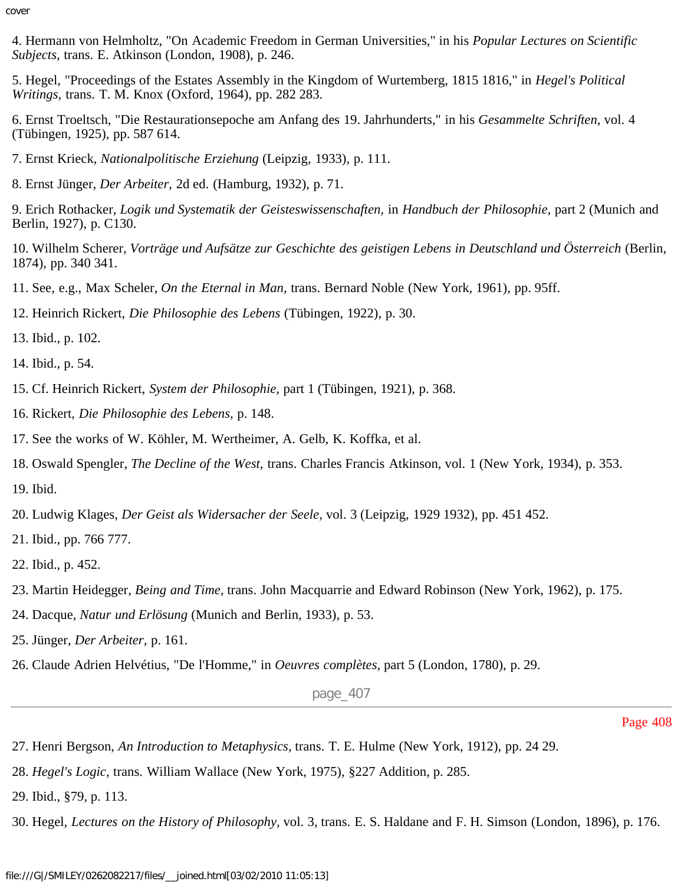4. Hermann von Helmholtz, "On Academic Freedom in German Universities," in his *Popular Lectures on Scientific Subjects,* trans. E. Atkinson (London, 1908), p. 246.

5. Hegel, "Proceedings of the Estates Assembly in the Kingdom of Wurtemberg, 1815 1816," in *Hegel's Political Writings,* trans. T. M. Knox (Oxford, 1964), pp. 282 283.

6. Ernst Troeltsch, "Die Restaurationsepoche am Anfang des 19. Jahrhunderts," in his *Gesammelte Schriften,* vol. 4 (Tübingen, 1925), pp. 587 614.

7. Ernst Krieck, *Nationalpolitische Erziehung* (Leipzig, 1933), p. 111.

8. Ernst Jünger, *Der Arbeiter,* 2d ed. (Hamburg, 1932), p. 71.

9. Erich Rothacker, *Logik und Systematik der Geisteswissenschaften,* in *Handbuch der Philosophie,* part 2 (Munich and Berlin, 1927), p. C130.

10. Wilhelm Scherer, *Vorträge und Aufsätze zur Geschichte des geistigen Lebens in Deutschland und Österreich* (Berlin, 1874), pp. 340 341.

11. See, e.g., Max Scheler, *On the Eternal in Man,* trans. Bernard Noble (New York, 1961), pp. 95ff.

12. Heinrich Rickert, *Die Philosophie des Lebens* (Tübingen, 1922), p. 30.

13. Ibid., p. 102.

14. Ibid., p. 54.

15. Cf. Heinrich Rickert, *System der Philosophie,* part 1 (Tübingen, 1921), p. 368.

16. Rickert, *Die Philosophie des Lebens,* p. 148.

17. See the works of W. Köhler, M. Wertheimer, A. Gelb, K. Koffka, et al.

18. Oswald Spengler, *The Decline of the West,* trans. Charles Francis Atkinson, vol. 1 (New York, 1934), p. 353.

19. Ibid.

20. Ludwig Klages, *Der Geist als Widersacher der Seele,* vol. 3 (Leipzig, 1929 1932), pp. 451 452.

21. Ibid., pp. 766 777.

22. Ibid., p. 452.

23. Martin Heidegger, *Being and Time,* trans. John Macquarrie and Edward Robinson (New York, 1962), p. 175.

24. Dacque, *Natur und Erlösung* (Munich and Berlin, 1933), p. 53.

25. Jünger, *Der Arbeiter,* p. 161.

26. Claude Adrien Helvétius, "De l'Homme," in *Oeuvres complètes,* part 5 (London, 1780), p. 29.

27. Henri Bergson, *An Introduction to Metaphysics,* trans. T. E. Hulme (New York, 1912), pp. 24 29.

28. *Hegel's Logic,* trans. William Wallace (New York, 1975), §227 Addition, p. 285.

29. Ibid., §79, p. 113.

30. Hegel, *Lectures on the History of Philosophy,* vol. 3, trans. E. S. Haldane and F. H. Simson (London, 1896), p. 176.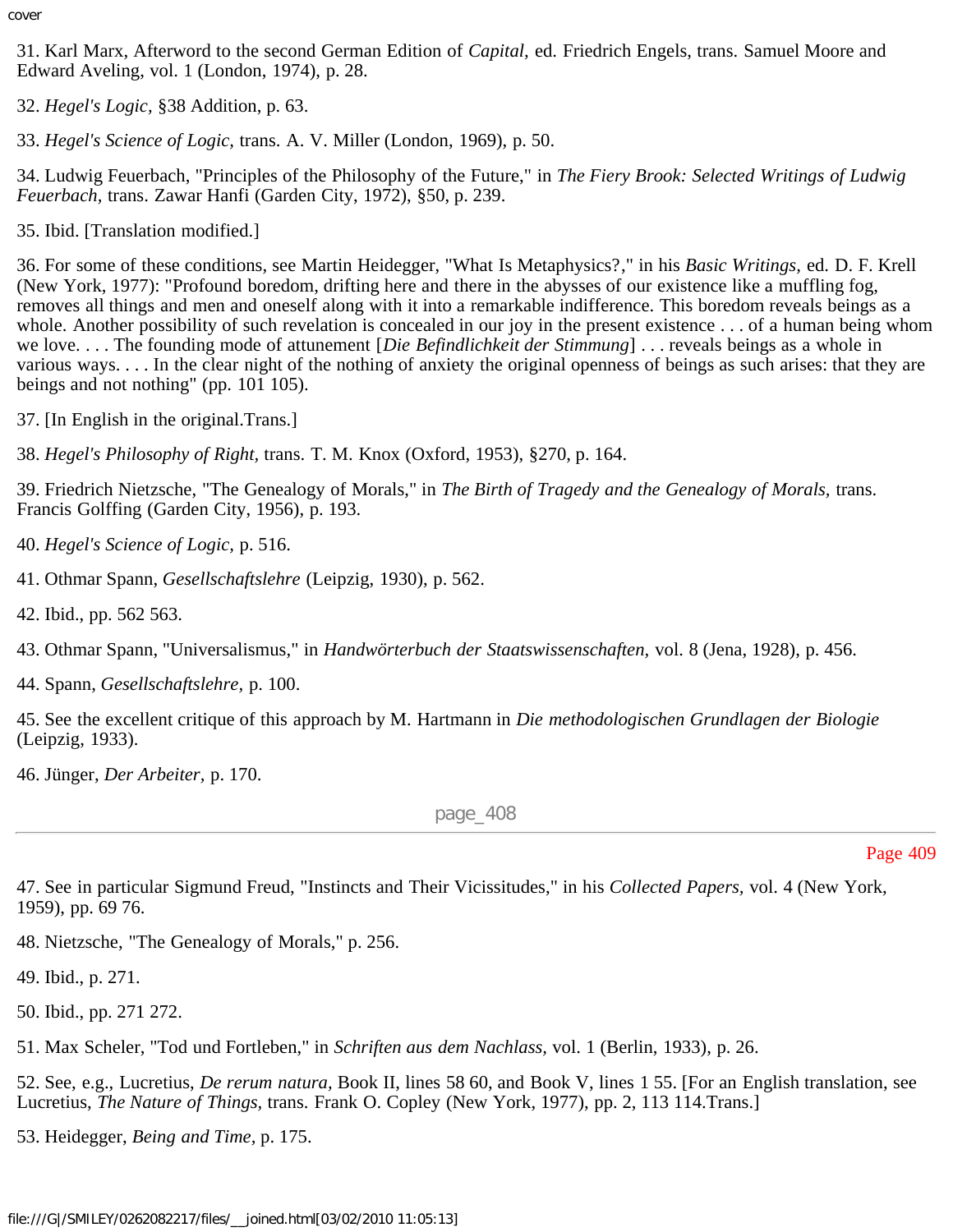31. Karl Marx, Afterword to the second German Edition of *Capital,* ed. Friedrich Engels, trans. Samuel Moore and Edward Aveling, vol. 1 (London, 1974), p. 28.

32. *Hegel's Logic,* §38 Addition, p. 63.

33. *Hegel's Science of Logic,* trans. A. V. Miller (London, 1969), p. 50.

34. Ludwig Feuerbach, "Principles of the Philosophy of the Future," in *The Fiery Brook: Selected Writings of Ludwig Feuerbach,* trans. Zawar Hanfi (Garden City, 1972), §50, p. 239.

35. Ibid. [Translation modified.]

36. For some of these conditions, see Martin Heidegger, "What Is Metaphysics?," in his *Basic Writings,* ed. D. F. Krell (New York, 1977): "Profound boredom, drifting here and there in the abysses of our existence like a muffling fog, removes all things and men and oneself along with it into a remarkable indifference. This boredom reveals beings as a whole. Another possibility of such revelation is concealed in our joy in the present existence . . . of a human being whom we love. . . . The founding mode of attunement [*Die Befindlichkeit der Stimmung*] . . . reveals beings as a whole in various ways. . . . In the clear night of the nothing of anxiety the original openness of beings as such arises: that they are beings and not nothing" (pp. 101 105).

37. [In English in the original.Trans.]

38. *Hegel's Philosophy of Right,* trans. T. M. Knox (Oxford, 1953), §270, p. 164.

39. Friedrich Nietzsche, "The Genealogy of Morals," in *The Birth of Tragedy and the Genealogy of Morals,* trans. Francis Golffing (Garden City, 1956), p. 193.

40. *Hegel's Science of Logic*, p. 516.

41. Othmar Spann, *Gesellschaftslehre* (Leipzig, 1930), p. 562.

42. Ibid., pp. 562 563.

43. Othmar Spann, "Universalismus," in *Handwörterbuch der Staatswissenschaften,* vol. 8 (Jena, 1928), p. 456.

44. Spann, *Gesellschaftslehre,* p. 100.

45. See the excellent critique of this approach by M. Hartmann in *Die methodologischen Grundlagen der Biologie* (Leipzig, 1933).

46. Jünger, *Der Arbeiter,* p. 170.

47. See in particular Sigmund Freud, "Instincts and Their Vicissitudes," in his *Collected Papers,* vol. 4 (New York, 1959), pp. 69 76.

48. Nietzsche, "The Genealogy of Morals," p. 256.

49. Ibid., p. 271.

50. Ibid., pp. 271 272.

51. Max Scheler, "Tod und Fortleben," in *Schriften aus dem Nachlass,* vol. 1 (Berlin, 1933), p. 26.

52. See, e.g., Lucretius, *De rerum natura,* Book II, lines 58 60, and Book V, lines 1 55. [For an English translation, see Lucretius, *The Nature of Things,* trans. Frank O. Copley (New York, 1977), pp. 2, 113 114.Trans.]

53. Heidegger, *Being and Time,* p. 175.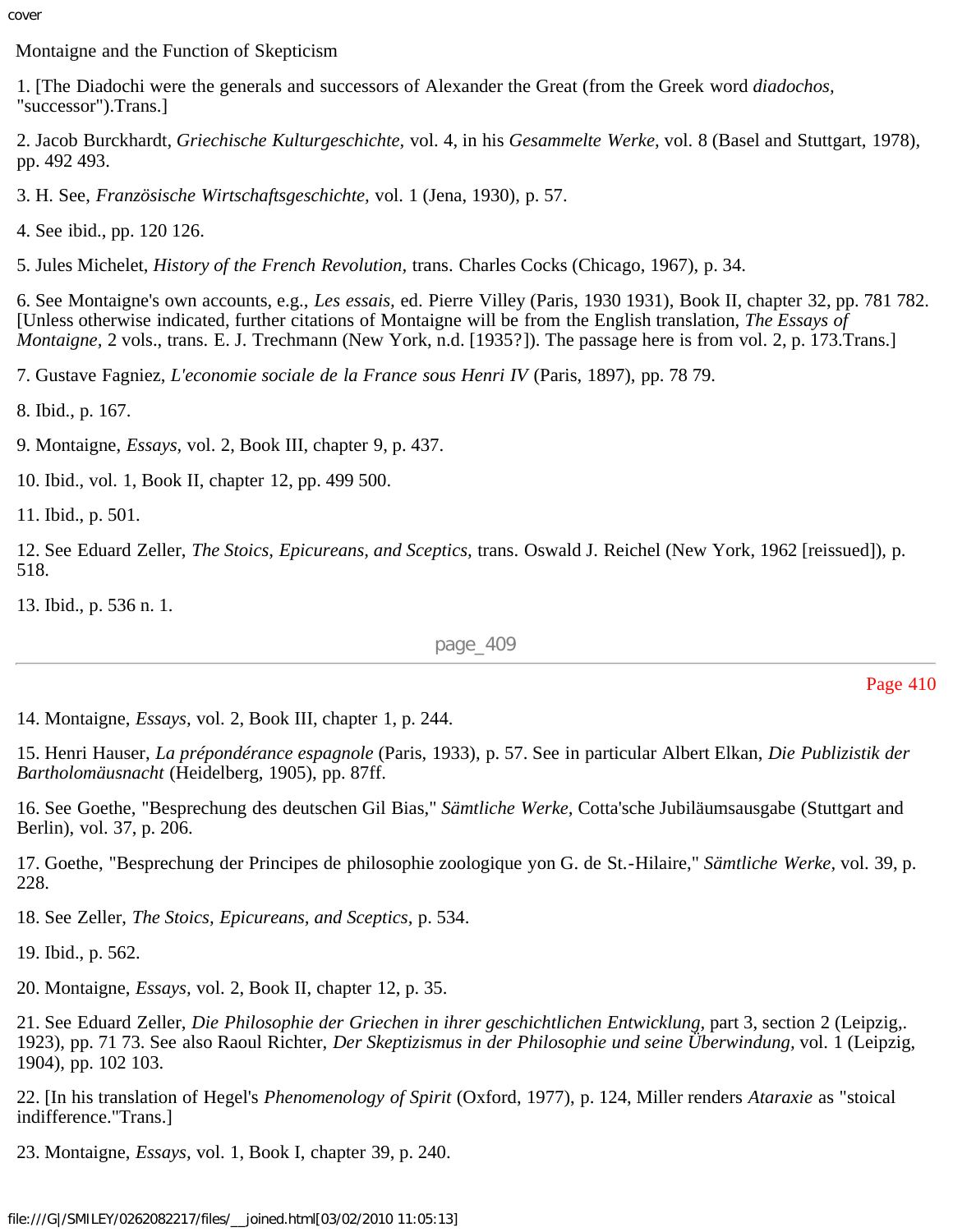Montaigne and the Function of Skepticism

1. [The Diadochi were the generals and successors of Alexander the Great (from the Greek word *diadochos*, "successor").Trans.]

2. Jacob Burckhardt, *Griechische Kulturgeschichte*, vol. 4, in his *Gesammelte Werke*, vol. 8 (Basel and Stuttgart, 1978), pp. 492 493.

3. H. See, *Französische Wirtschaftsgeschichte*, vol. 1 (Jena, 1930), p. 57.

4. See ibid., pp. 120 126.

5. Jules Michelet, *History of the French Revolution*, trans. Charles Cocks (Chicago, 1967), p. 34.

6. See Montaigne's own accounts, e.g., *Les essais*, ed. Pierre Villey (Paris, 1930 1931), Book II, chapter 32, pp. 781 782. [Unless otherwise indicated, further citations of Montaigne will be from the English translation, *The Essays of Montaigne*, 2 vols., trans. E. J. Trechmann (New York, n.d. [1935?]). The passage here is from vol. 2, p. 173.Trans.]

7. Gustave Fagniez, *L'economie sociale de la France sous Henri IV* (Paris, 1897), pp. 78 79.

8. Ibid., p. 167.

9. Montaigne, *Essays*, vol. 2, Book III, chapter 9, p. 437.

10. Ibid., vol. 1, Book II, chapter 12, pp. 499 500.

11. Ibid., p. 501.

12. See Eduard Zeller, *The Stoics, Epicureans, and Sceptics*, trans. Oswald J. Reichel (New York, 1962 [reissued]), p. 518.

13. Ibid., p. 536 n. 1.

14. Montaigne, *Essays*, vol. 2, Book III, chapter 1, p. 244.

15. Henri Hauser, *La prépondérance espagnole* (Paris, 1933), p. 57. See in particular Albert Elkan, *Die Publizistik der Bartholomäusnacht* (Heidelberg, 1905), pp. 87ff.

16. See Goethe, "Besprechung des deutschen Gil Bias," *Sämtliche Werke*, Cotta'sche Jubiläumsausgabe (Stuttgart and Berlin), vol. 37, p. 206.

17. Goethe, "Besprechung der Principes de philosophie zoologique von G. de St.-Hilaire," *Sämtliche Werke*, vol. 39, p. 228.

18. See Zeller, *The Stoics, Epicureans, and Sceptics*, p. 534.

19. Ibid., p. 562.

20. Montaigne, *Essays*, vol. 2, Book II, chapter 12, p. 35.

21. See Eduard Zeller, *Die Philosophie der Griechen in ihrer geschichtlichen Entwicklung*, part 3, section 2 (Leipzig,. 1923), pp. 71 73. See also Raoul Richter, *Der Skeptizismus in der Philosophie und seine Überwindung*, vol. 1 (Leipzig, 1904), pp. 102 103.

22. [In his translation of Hegel's *Phenomenology of Spirit* (Oxford, 1977), p. 124, Miller renders *Ataraxie* as "stoical indifference."Trans.]

23. Montaigne, *Essays*, vol. 1, Book I, chapter 39, p. 240.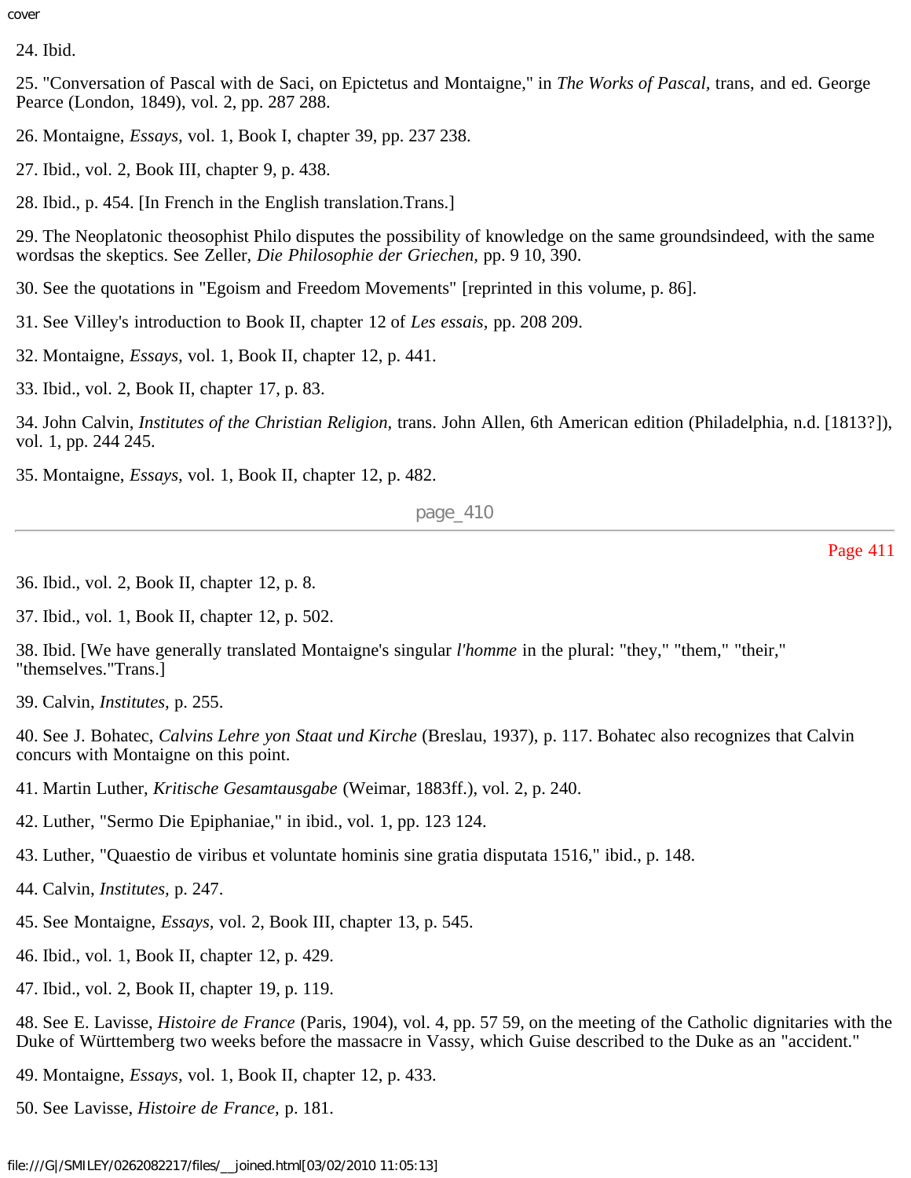24. Ibid.

25. "Conversation of Pascal with de Saci, on Epictetus and Montaigne," in *The Works of Pascal,* trans, and ed. George Pearce (London, 1849), vol. 2, pp. 287 288.

26. Montaigne, *Essays,* vol. 1, Book I, chapter 39, pp. 237 238.

27. Ibid., vol. 2, Book III, chapter 9, p. 438.

28. Ibid., p. 454. [In French in the English translation.Trans.]

29. The Neoplatonic theosophist Philo disputes the possibility of knowledge on the same groundsindeed, with the same wordsas the skeptics. See Zeller, *Die Philosophie der Griechen,* pp. 9 10, 390.

30. See the quotations in "Egoism and Freedom Movements" [reprinted in this volume, p. 86].

31. See Villey's introduction to Book II, chapter 12 of *Les essais,* pp. 208 209.

32. Montaigne, *Essays,* vol. 1, Book II, chapter 12, p. 441.

33. Ibid., vol. 2, Book II, chapter 17, p. 83.

34. John Calvin, *Institutes of the Christian Religion,* trans. John Allen, 6th American edition (Philadelphia, n.d. [1813?]), vol. 1, pp. 244 245.

35. Montaigne, *Essays,* vol. 1, Book II, chapter 12, p. 482.

36. Ibid., vol. 2, Book II, chapter 12, p. 8.

37. Ibid., vol. 1, Book II, chapter 12, p. 502.

38. Ibid. [We have generally translated Montaigne's singular *l'homme* in the plural: "they," "them," "their," "themselves."Trans.]

39. Calvin, *Institutes,* p. 255.

40. See J. Bohatec, *Calvins Lehre yon Staat und Kirche* (Breslau, 1937), p. 117. Bohatec also recognizes that Calvin concurs with Montaigne on this point.

41. Martin Luther, *Kritische Gesamtausgabe* (Weimar, 1883ff.), vol. 2, p. 240.

42. Luther, "Sermo Die Epiphaniae," in ibid., vol. 1, pp. 123 124.

43. Luther, "Quaestio de viribus et voluntate hominis sine gratia disputata 1516," ibid., p. 148.

44. Calvin, *Institutes,* p. 247.

45. See Montaigne, *Essays,* vol. 2, Book III, chapter 13, p. 545.

46. Ibid., vol. 1, Book II, chapter 12, p. 429.

47. Ibid., vol. 2, Book II, chapter 19, p. 119.

48. See E. Lavisse, *Histoire de France* (Paris, 1904), vol. 4, pp. 57 59, on the meeting of the Catholic dignitaries with the Duke of Württemberg two weeks before the massacre in Vassy, which Guise described to the Duke as an "accident."

49. Montaigne, *Essays,* vol. 1, Book II, chapter 12, p. 433.

50. See Lavisse, *Histoire de France,* p. 181.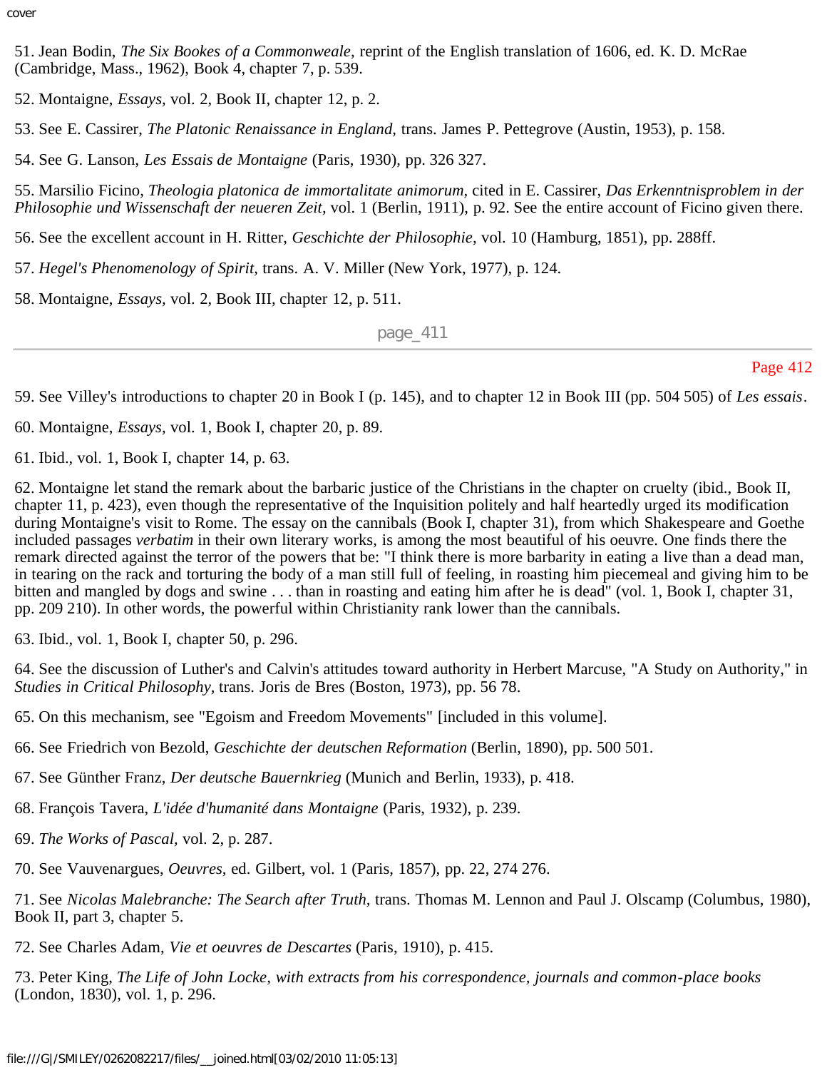51. Jean Bodin, *The Six Bookes of a Commonweale,* reprint of the English translation of 1606, ed. K. D. McRae (Cambridge, Mass., 1962), Book 4, chapter 7, p. 539.

52. Montaigne, *Essays,* vol. 2, Book II, chapter 12, p. 2.

53. See E. Cassirer, *The Platonic Renaissance in England,* trans. James P. Pettegrove (Austin, 1953), p. 158.

54. See G. Lanson, *Les Essais de Montaigne* (Paris, 1930), pp. 326 327.

55. Marsilio Ficino, *Theologia platonica de immortalitate animorum,* cited in E. Cassirer, *Das Erkenntnisproblem in der Philosophie und Wissenschaft der neueren Zeit,* vol. 1 (Berlin, 1911), p. 92. See the entire account of Ficino given there.

56. See the excellent account in H. Ritter, *Geschichte der Philosophie,* vol. 10 (Hamburg, 1851), pp. 288ff.

57. *Hegel's Phenomenology of Spirit,* trans. A. V. Miller (New York, 1977), p. 124.

58. Montaigne, *Essays,* vol. 2, Book III, chapter 12, p. 511.

59. See Villey's introductions to chapter 20 in Book I (p. 145), and to chapter 12 in Book III (pp. 504 505) of *Les essais*.

60. Montaigne, *Essays,* vol. 1, Book I, chapter 20, p. 89.

61. Ibid., vol. 1, Book I, chapter 14, p. 63.

62. Montaigne let stand the remark about the barbaric justice of the Christians in the chapter on cruelty (ibid., Book II, chapter 11, p. 423), even though the representative of the Inquisition politely and half heartedly urged its modification during Montaigne's visit to Rome. The essay on the cannibals (Book I, chapter 31), from which Shakespeare and Goethe included passages *verbatim* in their own literary works, is among the most beautiful of his oeuvre. One finds there the remark directed against the terror of the powers that be: "I think there is more barbarity in eating a live than a dead man, in tearing on the rack and torturing the body of a man still full of feeling, in roasting him piecemeal and giving him to be bitten and mangled by dogs and swine . . . than in roasting and eating him after he is dead" (vol. 1, Book I, chapter 31, pp. 209 210). In other words, the powerful within Christianity rank lower than the cannibals.

63. Ibid., vol. 1, Book I, chapter 50, p. 296.

64. See the discussion of Luther's and Calvin's attitudes toward authority in Herbert Marcuse, "A Study on Authority," in *Studies in Critical Philosophy*, trans. Joris de Bres (Boston, 1973), pp. 56 78.

65. On this mechanism, see "Egoism and Freedom Movements" [included in this volume].

66. See Friedrich von Bezold, *Geschichte der deutschen Reformation* (Berlin, 1890), pp. 500 501.

67. See Günther Franz, *Der deutsche Bauernkrieg* (Munich and Berlin, 1933), p. 418.

68. François Tavera, *L'idée d'humanité dans Montaigne* (Paris, 1932), p. 239.

69. *The Works of Pascal,* vol. 2, p. 287.

70. See Vauvenargues, *Oeuvres,* ed. Gilbert, vol. 1 (Paris, 1857), pp. 22, 274 276.

71. See *Nicolas Malebranche: The Search after Truth*, trans. Thomas M. Lennon and Paul J. Olscamp (Columbus, 1980), Book II, part 3, chapter 5.

72. See Charles Adam, *Vie et oeuvres de Descartes* (Paris, 1910), p. 415.

73. Peter King, *The Life of John Locke, with extracts from his correspondence, journals and common-place books* (London, 1830), vol. 1, p. 296.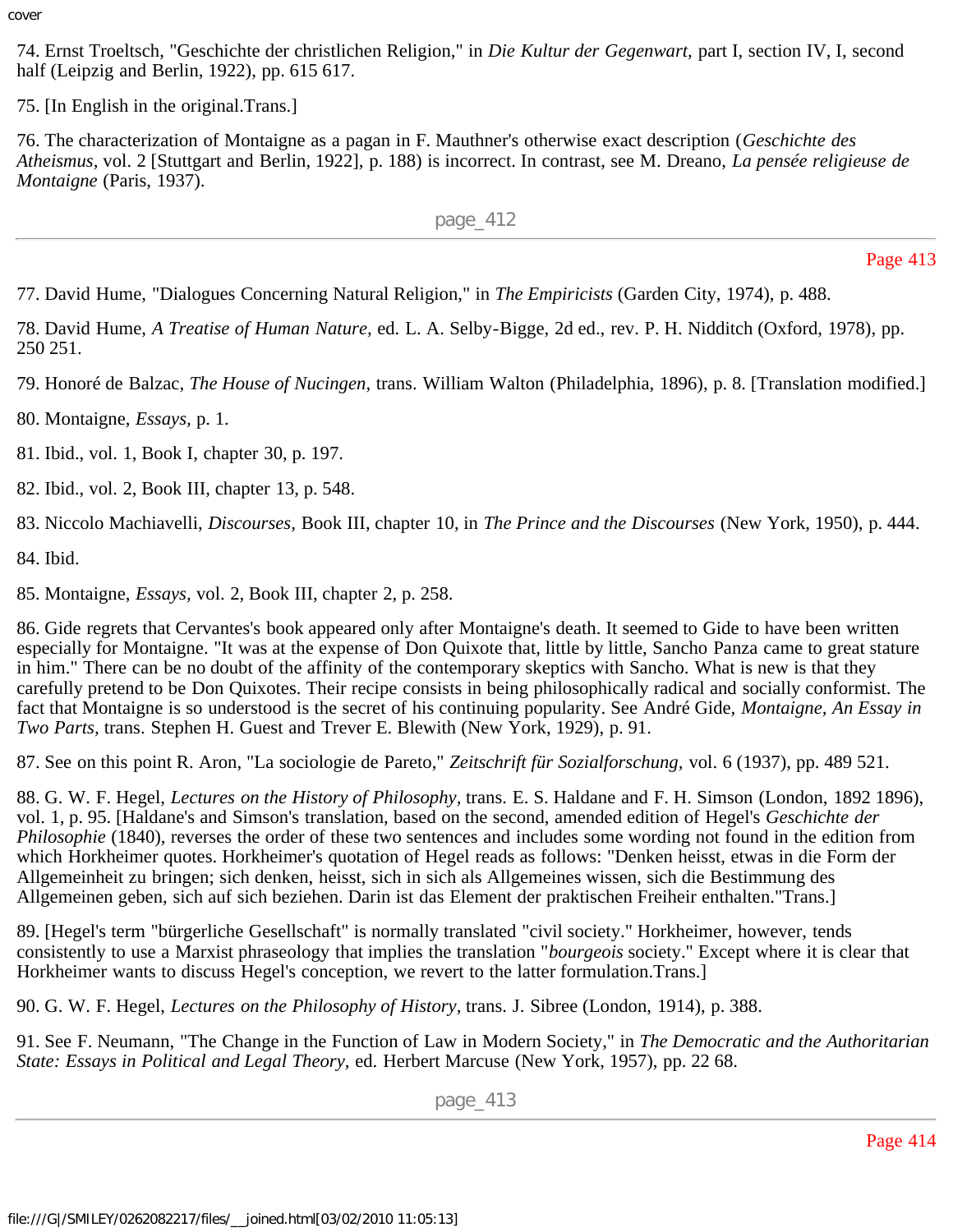74. Ernst Troeltsch, "Geschichte der christlichen Religion," in *Die Kultur der Gegenwart,* part I, section IV, I, second half (Leipzig and Berlin, 1922), pp. 615 617.

75. [In English in the original.Trans.]

76. The characterization of Montaigne as a pagan in F. Mauthner's otherwise exact description (*Geschichte des Atheismus,* vol. 2 [Stuttgart and Berlin, 1922], p. 188) is incorrect. In contrast, see M. Dreano, *La pensée religieuse de Montaigne* (Paris, 1937).

77. David Hume, "Dialogues Concerning Natural Religion," in *The Empiricists* (Garden City, 1974), p. 488.

78. David Hume, *A Treatise of Human Nature,* ed. L. A. Selby-Bigge, 2d ed., rev. P. H. Nidditch (Oxford, 1978), pp. 250 251.

79. Honoré de Balzac, *The House of Nucingen,* trans. William Walton (Philadelphia, 1896), p. 8. [Translation modified.]

80. Montaigne, *Essays,* p. 1.

81. Ibid., vol. 1, Book I, chapter 30, p. 197.

82. Ibid., vol. 2, Book III, chapter 13, p. 548.

83. Niccolo Machiavelli, *Discourses,* Book III, chapter 10, in *The Prince and the Discourses* (New York, 1950), p. 444.

84. Ibid.

85. Montaigne, *Essays,* vol. 2, Book III, chapter 2, p. 258.

86. Gide regrets that Cervantes's book appeared only after Montaigne's death. It seemed to Gide to have been written especially for Montaigne. "It was at the expense of Don Quixote that, little by little, Sancho Panza came to great stature in him." There can be no doubt of the affinity of the contemporary skeptics with Sancho. What is new is that they carefully pretend to be Don Quixotes. Their recipe consists in being philosophically radical and socially conformist. The fact that Montaigne is so understood is the secret of his continuing popularity. See André Gide, *Montaigne, An Essay in Two Parts,* trans. Stephen H. Guest and Trever E. Blewith (New York, 1929), p. 91.

87. See on this point R. Aron, "La sociologie de Pareto," *Zeitschrift für Sozialforschung,* vol. 6 (1937), pp. 489 521.

88. G. W. F. Hegel, *Lectures on the History of Philosophy,* trans. E. S. Haldane and F. H. Simson (London, 1892 1896), vol. 1, p. 95. [Haldane's and Simson's translation, based on the second, amended edition of Hegel's *Geschichte der Philosophie* (1840), reverses the order of these two sentences and includes some wording not found in the edition from which Horkheimer quotes. Horkheimer's quotation of Hegel reads as follows: "Denken heisst, etwas in die Form der Allgemeinheit zu bringen; sich denken, heisst, sich in sich als Allgemeines wissen, sich die Bestimmung des Allgemeinen geben, sich auf sich beziehen. Darin ist das Element der praktischen Freiheir enthalten."Trans.]

89. [Hegel's term "bürgerliche Gesellschaft" is normally translated "civil society." Horkheimer, however, tends consistently to use a Marxist phraseology that implies the translation "*bourgeois* society." Except where it is clear that Horkheimer wants to discuss Hegel's conception, we revert to the latter formulation.Trans.]

90. G. W. F. Hegel, *Lectures on the Philosophy of History,* trans. J. Sibree (London, 1914), p. 388.

91. See F. Neumann, "The Change in the Function of Law in Modern Society," in *The Democratic and the Authoritarian State: Essays in Political and Legal Theory,* ed. Herbert Marcuse (New York, 1957), pp. 22 68.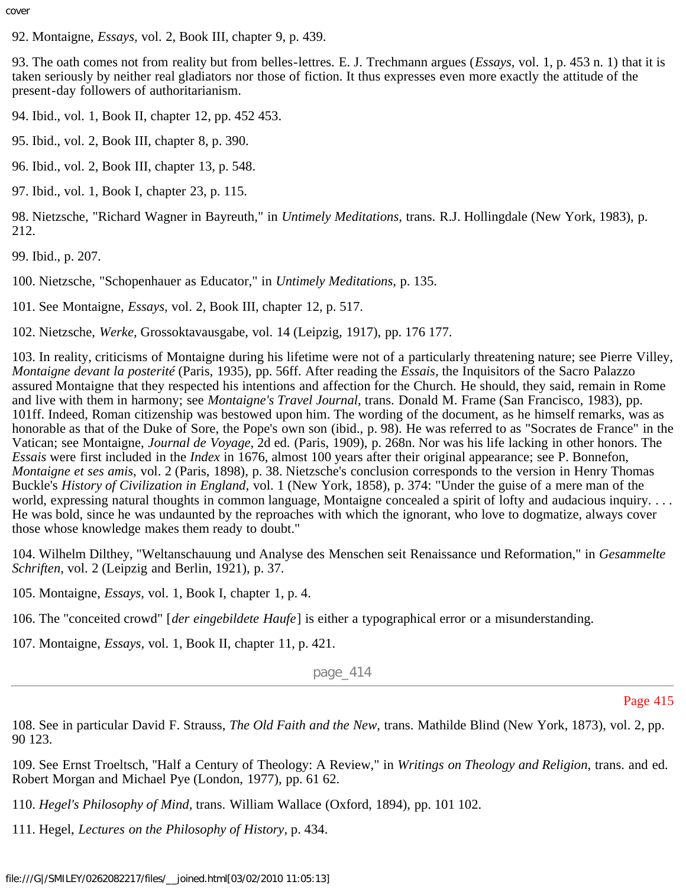92. Montaigne, *Essays,* vol. 2, Book III, chapter 9, p. 439.

93. The oath comes not from reality but from belles-lettres. E. J. Trechmann argues (*Essays,* vol. 1, p. 453 n. 1) that it is taken seriously by neither real gladiators nor those of fiction. It thus expresses even more exactly the attitude of the present-day followers of authoritarianism.

94. Ibid., vol. 1, Book II, chapter 12, pp. 452 453.

95. Ibid., vol. 2, Book III, chapter 8, p. 390.

96. Ibid., vol. 2, Book III, chapter 13, p. 548.

97. Ibid., vol. 1, Book I, chapter 23, p. 115.

98. Nietzsche, "Richard Wagner in Bayreuth," in *Untimely Meditations,* trans. R.J. Hollingdale (New York, 1983), p. 212.

99. Ibid., p. 207.

100. Nietzsche, "Schopenhauer as Educator," in *Untimely Meditations,* p. 135.

101. See Montaigne, *Essays,* vol. 2, Book III, chapter 12, p. 517.

102. Nietzsche, *Werke,* Grossoktavausgabe, vol. 14 (Leipzig, 1917), pp. 176 177.

103. In reality, criticisms of Montaigne during his lifetime were not of a particularly threatening nature; see Pierre Villey, *Montaigne devant la posterité* (Paris, 1935), pp. 56ff. After reading the *Essais,* the Inquisitors of the Sacro Palazzo assured Montaigne that they respected his intentions and affection for the Church. He should, they said, remain in Rome and live with them in harmony; see *Montaigne's Travel Journal,* trans. Donald M. Frame (San Francisco, 1983), pp. 101ff. Indeed, Roman citizenship was bestowed upon him. The wording of the document, as he himself remarks, was as honorable as that of the Duke of Sore, the Pope's own son (ibid., p. 98). He was referred to as "Socrates de France" in the Vatican; see Montaigne, *Journal de Voyage,* 2d ed. (Paris, 1909), p. 268n. Nor was his life lacking in other honors. The *Essais* were first included in the *Index* in 1676, almost 100 years after their original appearance; see P. Bonnefon, *Montaigne et ses amis,* vol. 2 (Paris, 1898), p. 38. Nietzsche's conclusion corresponds to the version in Henry Thomas Buckle's *History of Civilization in England,* vol. 1 (New York, 1858), p. 374: "Under the guise of a mere man of the world, expressing natural thoughts in common language, Montaigne concealed a spirit of lofty and audacious inquiry. . . . He was bold, since he was undaunted by the reproaches with which the ignorant, who love to dogmatize, always cover those whose knowledge makes them ready to doubt."

104. Wilhelm Dilthey, "Weltanschauung und Analyse des Menschen seit Renaissance und Reformation," in *Gesammelte Schriften,* vol. 2 (Leipzig and Berlin, 1921), p. 37.

105. Montaigne, *Essays,* vol. 1, Book I, chapter 1, p. 4.

106. The "conceited crowd" [*der eingebildete Haufe*] is either a typographical error or a misunderstanding.

107. Montaigne, *Essays,* vol. 1, Book II, chapter 11, p. 421.

108. See in particular David F. Strauss, *The Old Faith and the New,* trans. Mathilde Blind (New York, 1873), vol. 2, pp. 90 123.

109. See Ernst Troeltsch, "Half a Century of Theology: A Review," in *Writings on Theology and Religion,* trans. and ed. Robert Morgan and Michael Pye (London, 1977), pp. 61 62.

110. *Hegel's Philosophy of Mind,* trans. William Wallace (Oxford, 1894), pp. 101 102.

111. Hegel, *Lectures on the Philosophy of History,* p. 434.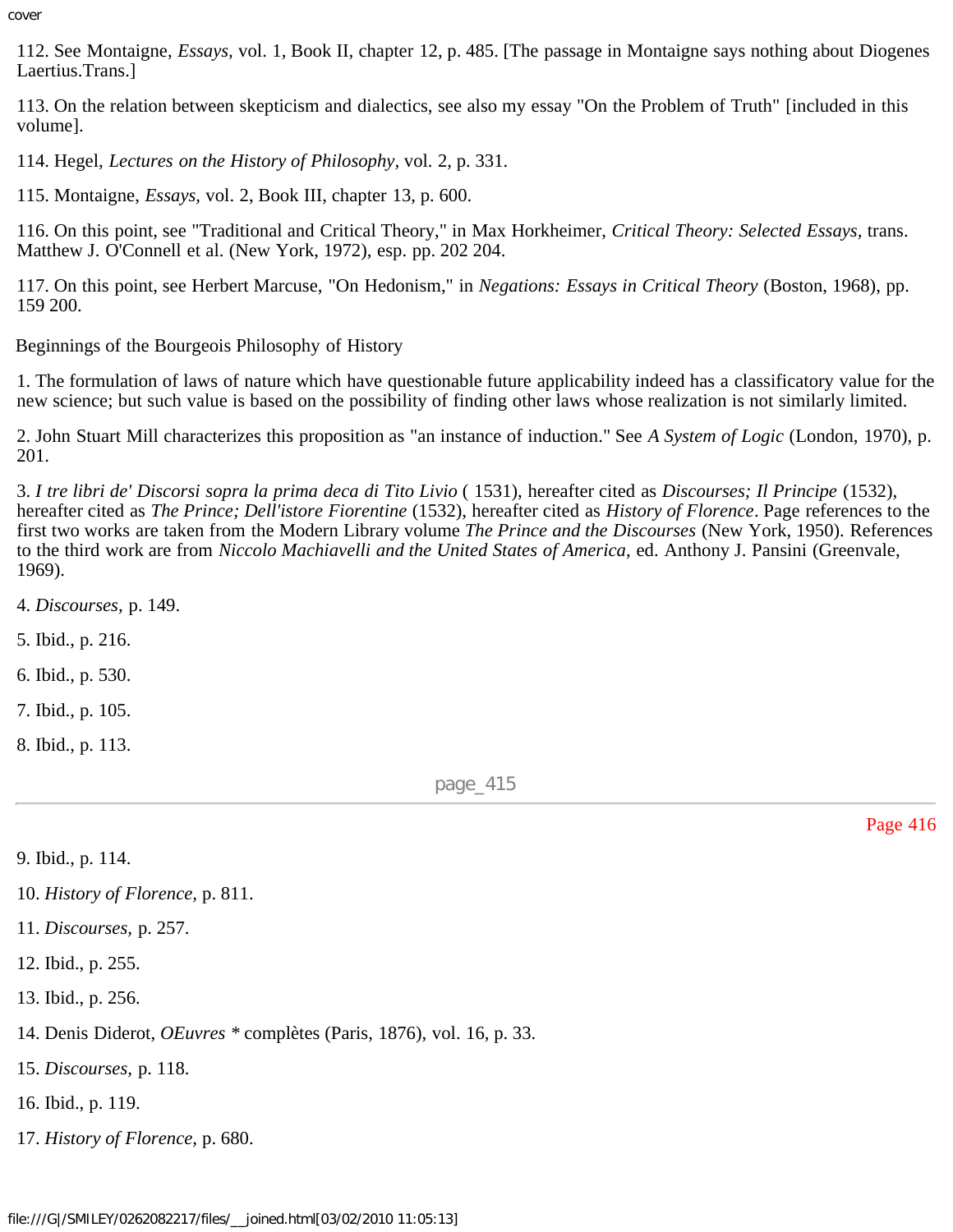112. See Montaigne, *Essays,* vol. 1, Book II, chapter 12, p. 485. [The passage in Montaigne says nothing about Diogenes Laertius.Trans.]

113. On the relation between skepticism and dialectics, see also my essay "On the Problem of Truth" [included in this volume].

114. Hegel, *Lectures on the History of Philosophy,* vol. 2, p. 331.

115. Montaigne, *Essays,* vol. 2, Book III, chapter 13, p. 600.

116. On this point, see "Traditional and Critical Theory," in Max Horkheimer, *Critical Theory: Selected Essays,* trans. Matthew J. O'Connell et al. (New York, 1972), esp. pp. 202 204.

117. On this point, see Herbert Marcuse, "On Hedonism," in *Negations: Essays in Critical Theory* (Boston, 1968), pp. 159 200.

## Beginnings of the Bourgeois Philosophy of History

1. The formulation of laws of nature which have questionable future applicability indeed has a classificatory value for the new science; but such value is based on the possibility of finding other laws whose realization is not similarly limited.

2. John Stuart Mill characterizes this proposition as "an instance of induction." See *A System of Logic* (London, 1970), p. 201.

3. *I tre libri de' Discorsi sopra la prima deca di Tito Livio* ( 1531), hereafter cited as *Discourses; Il Principe* (1532), hereafter cited as *The Prince; Dell'istore Fiorentine* (1532), hereafter cited as *History of Florence*. Page references to the first two works are taken from the Modern Library volume *The Prince and the Discourses* (New York, 1950). References to the third work are from *Niccolo Machiavelli and the United States of America,* ed. Anthony J. Pansini (Greenvale, 1969).

4. *Discourses,* p. 149.

5. Ibid., p. 216.

6. Ibid., p. 530.

7. Ibid., p. 105.

8. Ibid., p. 113.

9. Ibid., p. 114.

10. *History of Florence,* p. 811.

11. *Discourses,* p. 257.

12. Ibid., p. 255.

13. Ibid., p. 256.

14. Denis Diderot, *OEuvres* * complètes (Paris, 1876), vol. 16, p. 33.

15. *Discourses,* p. 118.

16. Ibid., p. 119.

17. *History of Florence,* p. 680.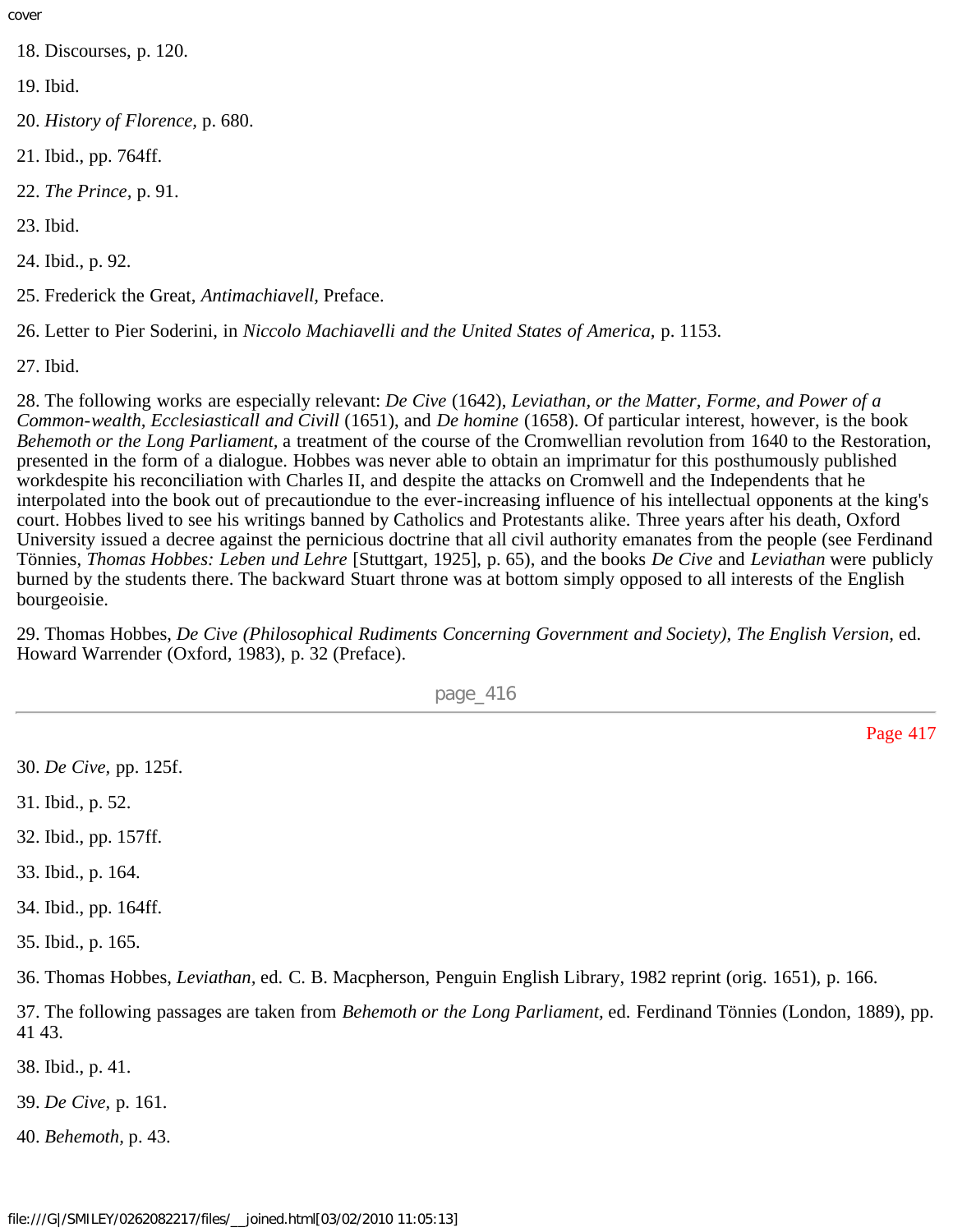18. Discourses, p. 120.

19. Ibid.

20. *History of Florence,* p. 680.

21. Ibid., pp. 764ff.

22. *The Prince,* p. 91.

23. Ibid.

24. Ibid., p. 92.

25. Frederick the Great, *Antimachiavell,* Preface.

26. Letter to Pier Soderini, in *Niccolo Machiavelli and the United States of America,* p. 1153.

27. Ibid.

28. The following works are especially relevant: *De Cive* (1642), *Leviathan, or the Matter, Forme, and Power of a Common-wealth, Ecclesiasticall and Civill* (1651), and *De homine* (1658). Of particular interest, however, is the book *Behemoth or the Long Parliament,* a treatment of the course of the Cromwellian revolution from 1640 to the Restoration, presented in the form of a dialogue. Hobbes was never able to obtain an imprimatur for this posthumously published workdespite his reconciliation with Charles II, and despite the attacks on Cromwell and the Independents that he interpolated into the book out of precautiondue to the ever-increasing influence of his intellectual opponents at the king's court. Hobbes lived to see his writings banned by Catholics and Protestants alike. Three years after his death, Oxford University issued a decree against the pernicious doctrine that all civil authority emanates from the people (see Ferdinand Tönnies, *Thomas Hobbes: Leben und Lehre* [Stuttgart, 1925], p. 65), and the books *De Cive* and *Leviathan* were publicly burned by the students there. The backward Stuart throne was at bottom simply opposed to all interests of the English bourgeoisie.

29. Thomas Hobbes, *De Cive (Philosophical Rudiments Concerning Government and Society), The English Version,* ed. Howard Warrender (Oxford, 1983), p. 32 (Preface).

30. *De Cive,* pp. 125f.

31. Ibid., p. 52.

32. Ibid., pp. 157ff.

33. Ibid., p. 164.

34. Ibid., pp. 164ff.

35. Ibid., p. 165.

36. Thomas Hobbes, *Leviathan,* ed. C. B. Macpherson, Penguin English Library, 1982 reprint (orig. 1651), p. 166.

37. The following passages are taken from *Behemoth or the Long Parliament,* ed. Ferdinand Tönnies (London, 1889), pp. 41 43.

38. Ibid., p. 41.

39. *De Cive,* p. 161.

40. *Behemoth,* p. 43.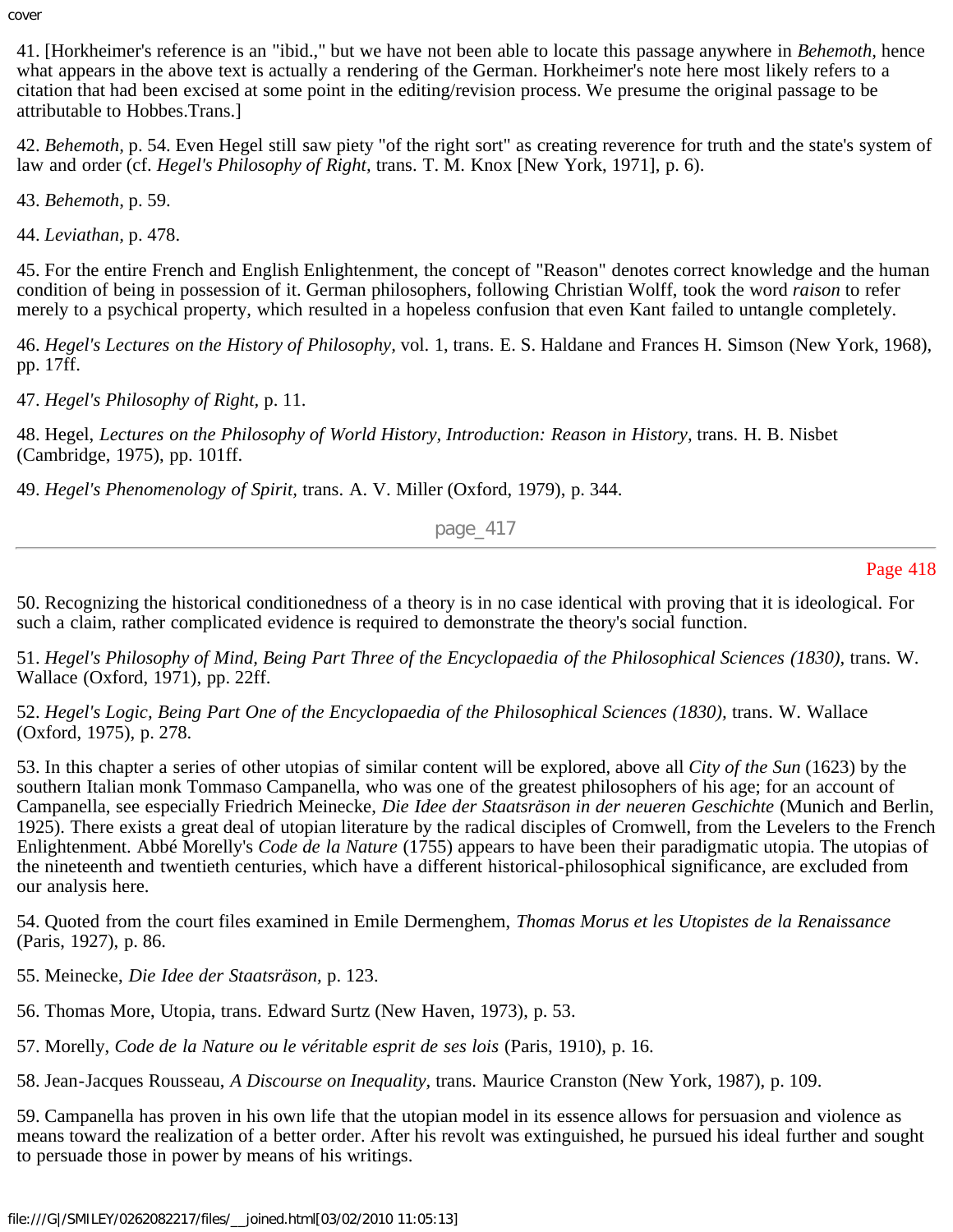41. [Horkheimer's reference is an "ibid.," but we have not been able to locate this passage anywhere in *Behemoth,* hence what appears in the above text is actually a rendering of the German. Horkheimer's note here most likely refers to a citation that had been excised at some point in the editing/revision process. We presume the original passage to be attributable to Hobbes.Trans.]

42. *Behemoth,* p. 54. Even Hegel still saw piety "of the right sort" as creating reverence for truth and the state's system of law and order (cf. *Hegel's Philosophy of Right,* trans. T. M. Knox [New York, 1971], p. 6).

43. *Behemoth,* p. 59.

44. *Leviathan,* p. 478.

45. For the entire French and English Enlightenment, the concept of "Reason" denotes correct knowledge and the human condition of being in possession of it. German philosophers, following Christian Wolff, took the word *raison* to refer merely to a psychical property, which resulted in a hopeless confusion that even Kant failed to untangle completely.

46. *Hegel's Lectures on the History of Philosophy,* vol. 1, trans. E. S. Haldane and Frances H. Simson (New York, 1968), pp. 17ff.

47. *Hegel's Philosophy of Right,* p. 11.

48. Hegel, *Lectures on the Philosophy of World History, Introduction: Reason in History,* trans. H. B. Nisbet (Cambridge, 1975), pp. 101ff.

49. *Hegel's Phenomenology of Spirit,* trans. A. V. Miller (Oxford, 1979), p. 344.

50. Recognizing the historical conditionedness of a theory is in no case identical with proving that it is ideological. For such a claim, rather complicated evidence is required to demonstrate the theory's social function.

51. *Hegel's Philosophy of Mind, Being Part Three of the Encyclopaedia of the Philosophical Sciences (1830),* trans. W. Wallace (Oxford, 1971), pp. 22ff.

52. *Hegel's Logic, Being Part One of the Encyclopaedia of the Philosophical Sciences (1830),* trans. W. Wallace (Oxford, 1975), p. 278.

53. In this chapter a series of other utopias of similar content will be explored, above all *City of the Sun* (1623) by the southern Italian monk Tommaso Campanella, who was one of the greatest philosophers of his age; for an account of Campanella, see especially Friedrich Meinecke, *Die Idee der Staatsräson in der neueren Geschichte* (Munich and Berlin, 1925). There exists a great deal of utopian literature by the radical disciples of Cromwell, from the Levelers to the French Enlightenment. Abbé Morelly's *Code de la Nature* (1755) appears to have been their paradigmatic utopia. The utopias of the nineteenth and twentieth centuries, which have a different historical-philosophical significance, are excluded from our analysis here.

54. Quoted from the court files examined in Emile Dermenghem, *Thomas Morus et les Utopistes de la Renaissance* (Paris, 1927), p. 86.

55. Meinecke, *Die Idee der Staatsräson,* p. 123.

56. Thomas More, Utopia, trans. Edward Surtz (New Haven, 1973), p. 53.

57. Morelly, *Code de la Nature ou le véritable esprit de ses lois* (Paris, 1910), p. 16.

58. Jean-Jacques Rousseau, *A Discourse on Inequality,* trans. Maurice Cranston (New York, 1987), p. 109.

59. Campanella has proven in his own life that the utopian model in its essence allows for persuasion and violence as means toward the realization of a better order. After his revolt was extinguished, he pursued his ideal further and sought to persuade those in power by means of his writings.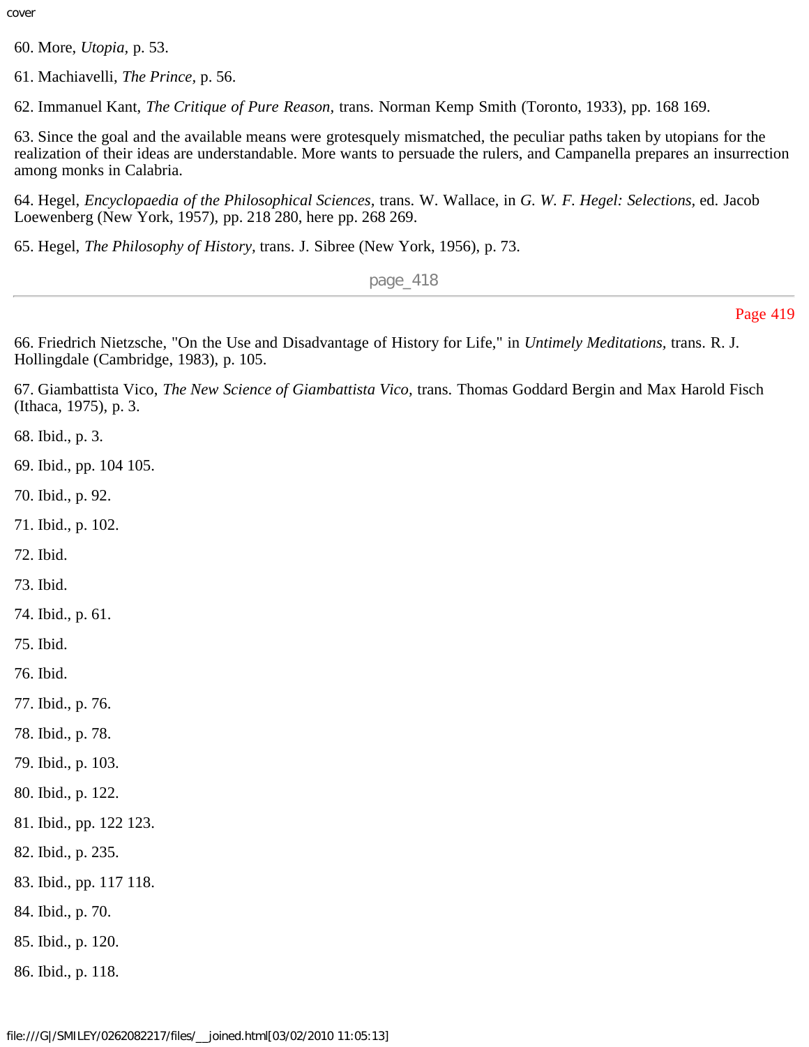60. More, *Utopia,* p. 53.

61. Machiavelli, *The Prince,* p. 56.

62. Immanuel Kant, *The Critique of Pure Reason,* trans. Norman Kemp Smith (Toronto, 1933), pp. 168 169.

63. Since the goal and the available means were grotesquely mismatched, the peculiar paths taken by utopians for the realization of their ideas are understandable. More wants to persuade the rulers, and Campanella prepares an insurrection among monks in Calabria.

64. Hegel, *Encyclopaedia of the Philosophical Sciences,* trans. W. Wallace, in *G. W. F. Hegel: Selections,* ed. Jacob Loewenberg (New York, 1957), pp. 218 280, here pp. 268 269.

65. Hegel, *The Philosophy of History,* trans. J. Sibree (New York, 1956), p. 73.

66. Friedrich Nietzsche, "On the Use and Disadvantage of History for Life," in *Untimely Meditations,* trans. R. J. Hollingdale (Cambridge, 1983), p. 105.

67. Giambattista Vico, *The New Science of Giambattista Vico,* trans. Thomas Goddard Bergin and Max Harold Fisch (Ithaca, 1975), p. 3.

68. Ibid., p. 3.

69. Ibid., pp. 104 105.

70. Ibid., p. 92.

71. Ibid., p. 102.

72. Ibid.

73. Ibid.

74. Ibid., p. 61.

75. Ibid.

76. Ibid.

77. Ibid., p. 76.

78. Ibid., p. 78.

79. Ibid., p. 103.

80. Ibid., p. 122.

81. Ibid., pp. 122 123.

82. Ibid., p. 235.

83. Ibid., pp. 117 118.

84. Ibid., p. 70.

85. Ibid., p. 120.

86. Ibid., p. 118.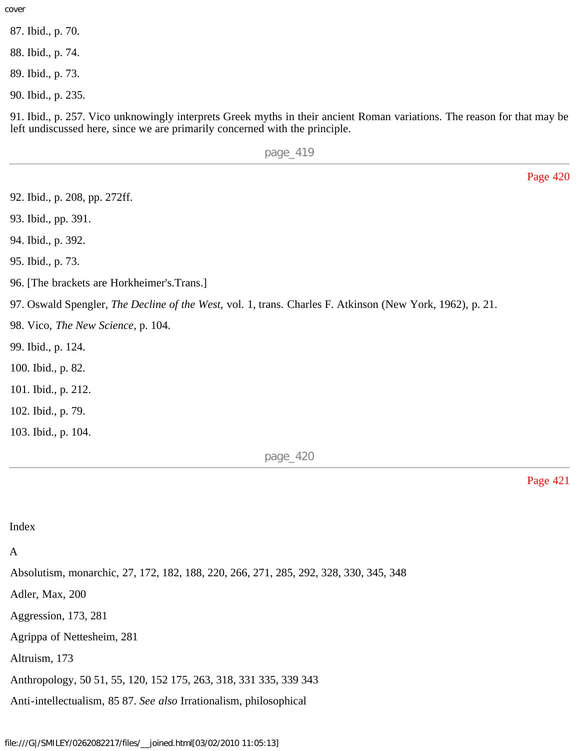87. Ibid., p. 70.

88. Ibid., p. 74.

89. Ibid., p. 73.

90. Ibid., p. 235.

91. Ibid., p. 257. Vico unknowingly interprets Greek myths in their ancient Roman variations. The reason for that may be left undiscussed here, since we are primarily concerned with the principle.

92. Ibid., p. 208, pp. 272ff.

93. Ibid., pp. 391.

94. Ibid., p. 392.

95. Ibid., p. 73.

96. [The brackets are Horkheimer's.Trans.]

97. Oswald Spengler, *The Decline of the West,* vol. 1, trans. Charles F. Atkinson (New York, 1962), p. 21.

98. Vico, *The New Science,* p. 104.

99. Ibid., p. 124.

100. Ibid., p. 82.

101. Ibid., p. 212.

102. Ibid., p. 79.

103. Ibid., p. 104.

# Index

A

Absolutism, monarchic, 27, 172, 182, 188, 220, 266, 271, 285, 292, 328, 330, 345, 348

Adler, Max, 200

Aggression, 173, 281

Agrippa of Nettesheim, 281

Altruism, 173

Anthropology, 50 51, 55, 120, 152 175, 263, 318, 331 335, 339 343

Anti-intellectualism, 85 87. *See also* Irrationalism, philosophical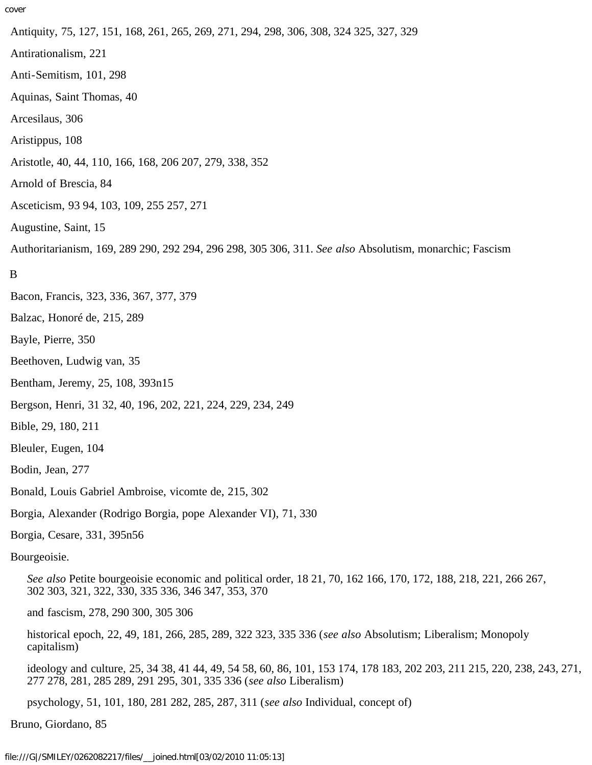Antiquity, 75, 127, 151, 168, 261, 265, 269, 271, 294, 298, 306, 308, 324 325, 327, 329

Antirationalism, 221

Anti-Semitism, 101, 298

Aquinas, Saint Thomas, 40

Arcesilaus, 306

Aristippus, 108

Aristotle, 40, 44, 110, 166, 168, 206 207, 279, 338, 352

Arnold of Brescia, 84

Asceticism, 93 94, 103, 109, 255 257, 271

Augustine, Saint, 15

Authoritarianism, 169, 289 290, 292 294, 296 298, 305 306, 311. *See also* Absolutism, monarchic; Fascism

B

Bacon, Francis, 323, 336, 367, 377, 379

Balzac, Honoré de, 215, 289

Bayle, Pierre, 350

Beethoven, Ludwig van, 35

Bentham, Jeremy, 25, 108, 393n15

Bergson, Henri, 31 32, 40, 196, 202, 221, 224, 229, 234, 249

Bible, 29, 180, 211

Bleuler, Eugen, 104

Bodin, Jean, 277

Bonald, Louis Gabriel Ambroise, vicomte de, 215, 302

Borgia, Alexander (Rodrigo Borgia, pope Alexander VI), 71, 330

Borgia, Cesare, 331, 395n56

Bourgeoisie.

*See also* Petite bourgeoisie economic and political order, 18 21, 70, 162 166, 170, 172, 188, 218, 221, 266 267, 302 303, 321, 322, 330, 335 336, 346 347, 353, 370

and fascism, 278, 290 300, 305 306

historical epoch, 22, 49, 181, 266, 285, 289, 322 323, 335 336 (*see also* Absolutism; Liberalism; Monopoly capitalism)

ideology and culture, 25, 34 38, 41 44, 49, 54 58, 60, 86, 101, 153 174, 178 183, 202 203, 211 215, 220, 238, 243, 271, 277 278, 281, 285 289, 291 295, 301, 335 336 (*see also* Liberalism)

psychology, 51, 101, 180, 281 282, 285, 287, 311 (*see also* Individual, concept of)

Bruno, Giordano, 85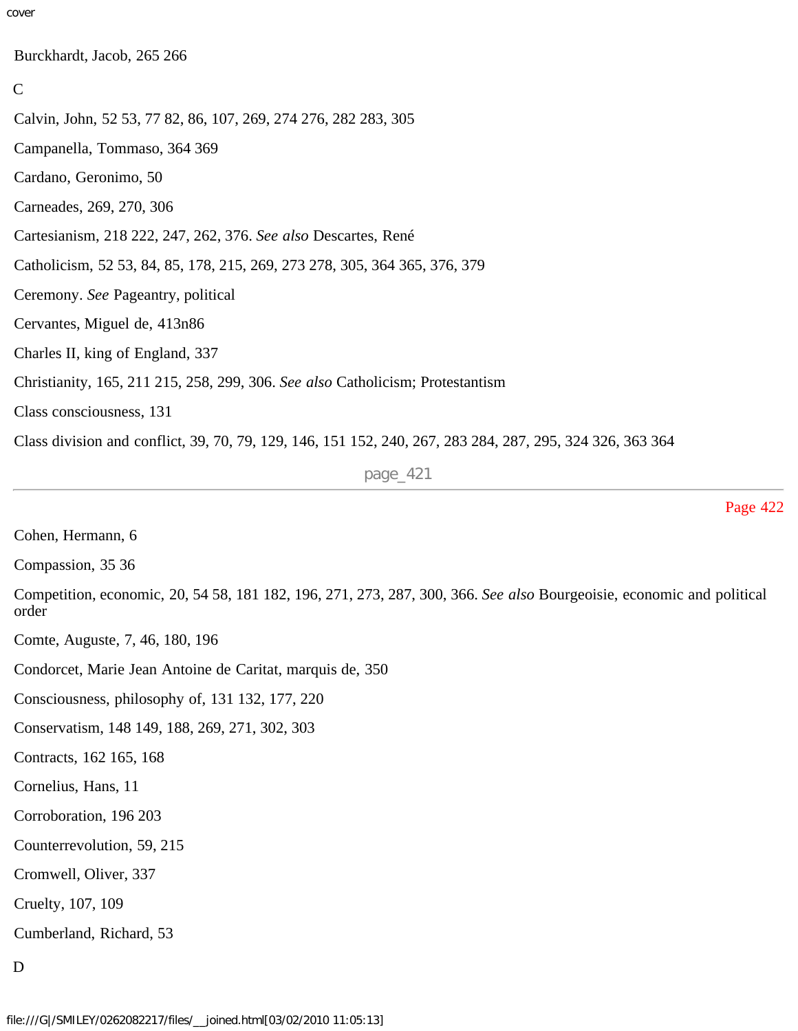Burckhardt, Jacob, 265 266

C

Calvin, John, 52 53, 77 82, 86, 107, 269, 274 276, 282 283, 305

Campanella, Tommaso, 364 369

Cardano, Geronimo, 50

Carneades, 269, 270, 306

Cartesianism, 218 222, 247, 262, 376. *See also* Descartes, René

Catholicism, 52 53, 84, 85, 178, 215, 269, 273 278, 305, 364 365, 376, 379

Ceremony. *See* Pageantry, political

Cervantes, Miguel de, 413n86

Charles II, king of England, 337

Christianity, 165, 211 215, 258, 299, 306. *See also* Catholicism; Protestantism

Class consciousness, 131

Class division and conflict, 39, 70, 79, 129, 146, 151 152, 240, 267, 283 284, 287, 295, 324 326, 363 364

Cohen, Hermann, 6

Compassion, 35 36

Competition, economic, 20, 54 58, 181 182, 196, 271, 273, 287, 300, 366. *See also* Bourgeoisie, economic and political order

Comte, Auguste, 7, 46, 180, 196

Condorcet, Marie Jean Antoine de Caritat, marquis de, 350

Consciousness, philosophy of, 131 132, 177, 220

Conservatism, 148 149, 188, 269, 271, 302, 303

Contracts, 162 165, 168

Cornelius, Hans, 11

Corroboration, 196 203

Counterrevolution, 59, 215

Cromwell, Oliver, 337

Cruelty, 107, 109

Cumberland, Richard, 53

D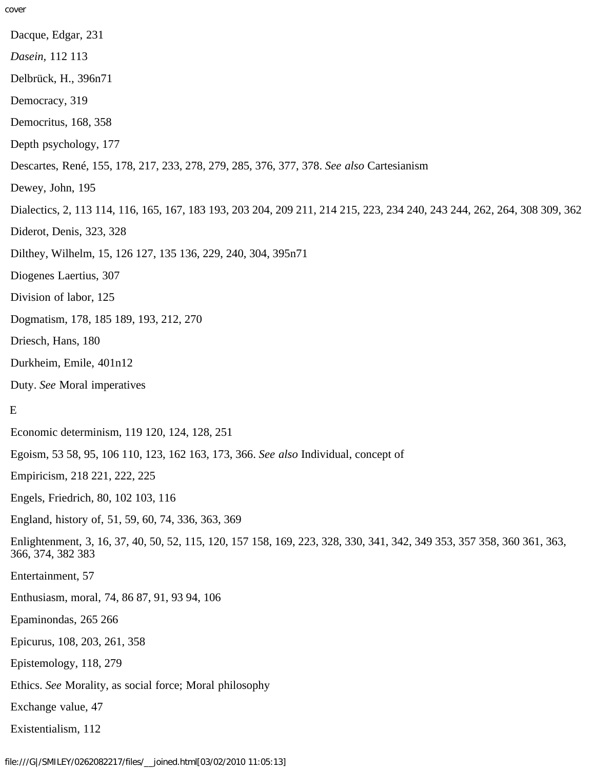Dacque, Edgar, 231

*Dasein*, 112 113

Delbrück, H., 396n71

Democracy, 319

Democritus, 168, 358

Depth psychology, 177

Descartes, René, 155, 178, 217, 233, 278, 279, 285, 376, 377, 378. *See also* Cartesianism

Dewey, John, 195

Dialectics, 2, 113 114, 116, 165, 167, 183 193, 203 204, 209 211, 214 215, 223, 234 240, 243 244, 262, 264, 308 309, 362

Diderot, Denis, 323, 328

Dilthey, Wilhelm, 15, 126 127, 135 136, 229, 240, 304, 395n71

Diogenes Laertius, 307

Division of labor, 125

Dogmatism, 178, 185 189, 193, 212, 270

Driesch, Hans, 180

Durkheim, Emile, 401n12

Duty. *See* Moral imperatives

E

Economic determinism, 119 120, 124, 128, 251

Egoism, 53 58, 95, 106 110, 123, 162 163, 173, 366. *See also* Individual, concept of

Empiricism, 218 221, 222, 225

Engels, Friedrich, 80, 102 103, 116

England, history of, 51, 59, 60, 74, 336, 363, 369

Enlightenment, 3, 16, 37, 40, 50, 52, 115, 120, 157 158, 169, 223, 328, 330, 341, 342, 349 353, 357 358, 360 361, 363, 366, 374, 382 383

Entertainment, 57

Enthusiasm, moral, 74, 86 87, 91, 93 94, 106

Epaminondas, 265 266

Epicurus, 108, 203, 261, 358

Epistemology, 118, 279

Ethics. *See* Morality, as social force; Moral philosophy

Exchange value, 47

Existentialism, 112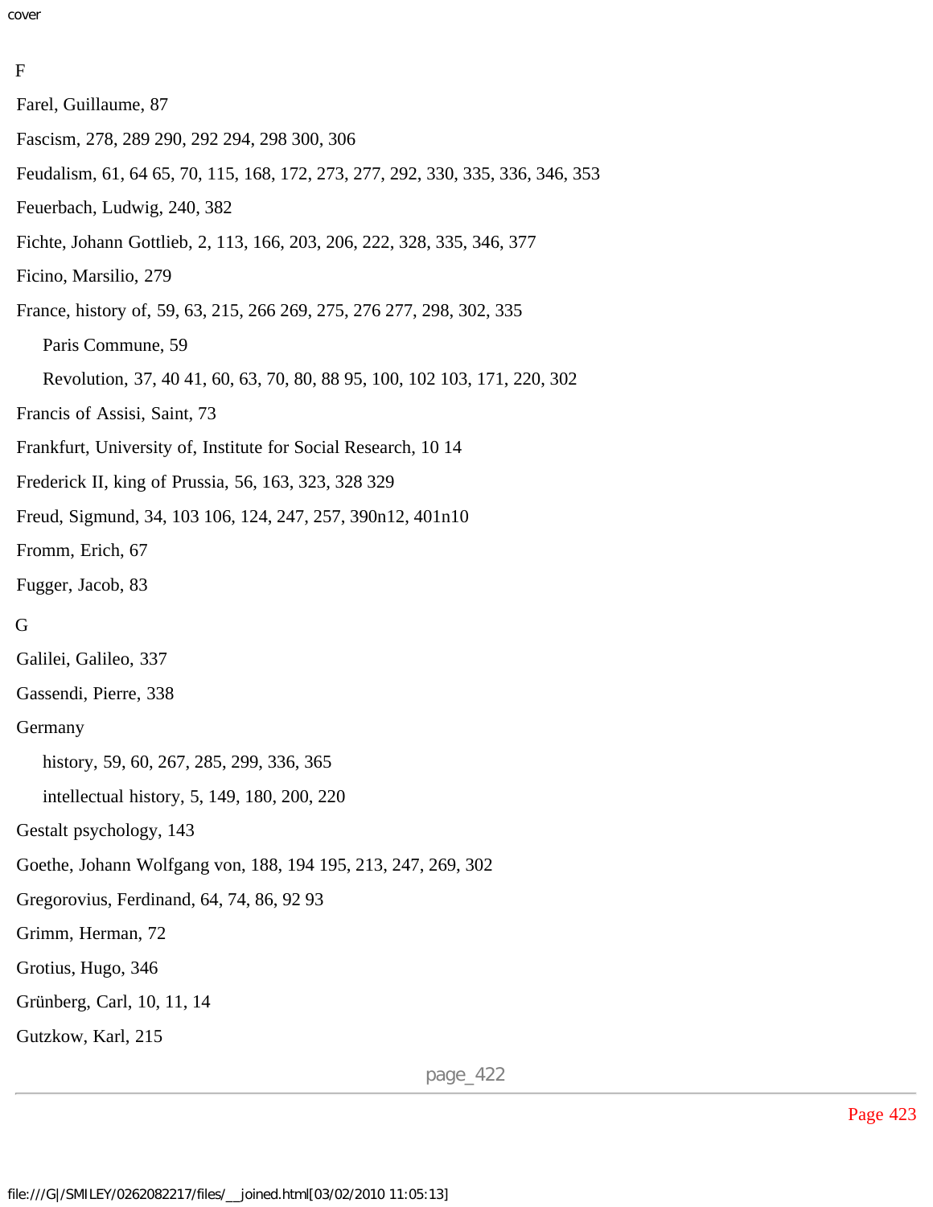F

Farel, Guillaume, 87

Fascism, 278, 289 290, 292 294, 298 300, 306

Feudalism, 61, 64 65, 70, 115, 168, 172, 273, 277, 292, 330, 335, 336, 346, 353

Feuerbach, Ludwig, 240, 382

Fichte, Johann Gottlieb, 2, 113, 166, 203, 206, 222, 328, 335, 346, 377

Ficino, Marsilio, 279

France, history of, 59, 63, 215, 266 269, 275, 276 277, 298, 302, 335

- Paris Commune, 59
- Revolution, 37, 40 41, 60, 63, 70, 80, 88 95, 100, 102 103, 171, 220, 302

Francis of Assisi, Saint, 73

Frankfurt, University of, Institute for Social Research, 10 14

Frederick II, king of Prussia, 56, 163, 323, 328 329

Freud, Sigmund, 34, 103 106, 124, 247, 257, 390n12, 401n10

Fromm, Erich, 67

Fugger, Jacob, 83

G

Galilei, Galileo, 337

Gassendi, Pierre, 338

Germany

- history, 59, 60, 267, 285, 299, 336, 365
- intellectual history, 5, 149, 180, 200, 220

Gestalt psychology, 143

Goethe, Johann Wolfgang von, 188, 194 195, 213, 247, 269, 302

Gregorovius, Ferdinand, 64, 74, 86, 92 93

Grimm, Herman, 72

Grotius, Hugo, 346

Grünberg, Carl, 10, 11, 14

Gutzkow, Karl, 215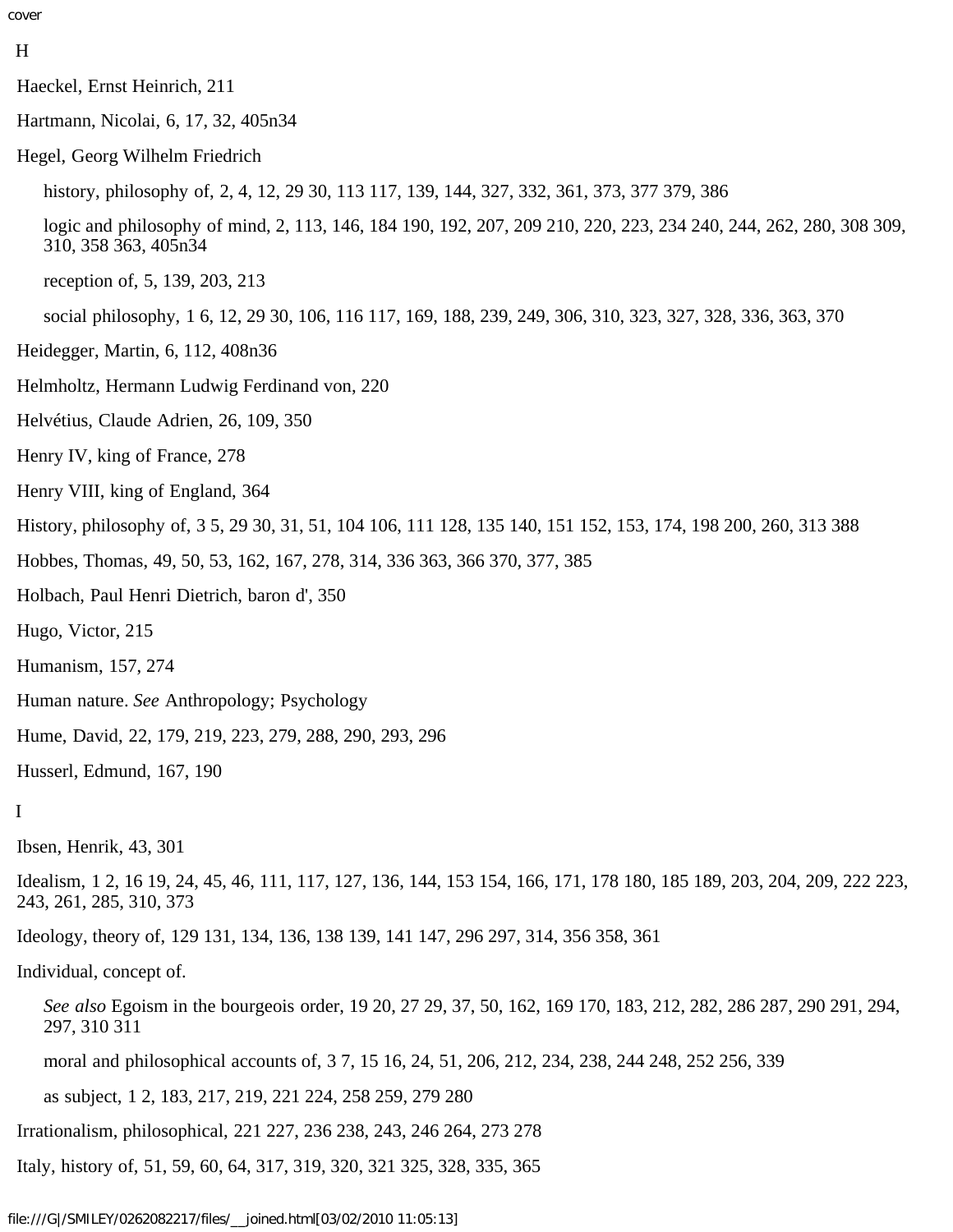H

Haeckel, Ernst Heinrich, 211

Hartmann, Nicolai, 6, 17, 32, 405n34

Hegel, Georg Wilhelm Friedrich

- history, philosophy of, 2, 4, 12, 29 30, 113 117, 139, 144, 327, 332, 361, 373, 377 379, 386
- logic and philosophy of mind, 2, 113, 146, 184 190, 192, 207, 209 210, 220, 223, 234 240, 244, 262, 280, 308 309, 310, 358 363, 405n34
- reception of, 5, 139, 203, 213
- social philosophy, 1 6, 12, 29 30, 106, 116 117, 169, 188, 239, 249, 306, 310, 323, 327, 328, 336, 363, 370

Heidegger, Martin, 6, 112, 408n36

Helmholtz, Hermann Ludwig Ferdinand von, 220

Helvétius, Claude Adrien, 26, 109, 350

Henry IV, king of France, 278

Henry VIII, king of England, 364

History, philosophy of, 3 5, 29 30, 31, 51, 104 106, 111 128, 135 140, 151 152, 153, 174, 198 200, 260, 313 388

Hobbes, Thomas, 49, 50, 53, 162, 167, 278, 314, 336 363, 366 370, 377, 385

Holbach, Paul Henri Dietrich, baron d', 350

Hugo, Victor, 215

Humanism, 157, 274

Human nature. *See* Anthropology; Psychology

Hume, David, 22, 179, 219, 223, 279, 288, 290, 293, 296

Husserl, Edmund, 167, 190

I

Ibsen, Henrik, 43, 301

Idealism, 1 2, 16 19, 24, 45, 46, 111, 117, 127, 136, 144, 153 154, 166, 171, 178 180, 185 189, 203, 204, 209, 222 223, 243, 261, 285, 310, 373

Ideology, theory of, 129 131, 134, 136, 138 139, 141 147, 296 297, 314, 356 358, 361

Individual, concept of.

- *See also* Egoism in the bourgeois order, 19 20, 27 29, 37, 50, 162, 169 170, 183, 212, 282, 286 287, 290 291, 294, 297, 310 311
- moral and philosophical accounts of, 3 7, 15 16, 24, 51, 206, 212, 234, 238, 244 248, 252 256, 339
- as subject, 1 2, 183, 217, 219, 221 224, 258 259, 279 280

Irrationalism, philosophical, 221 227, 236 238, 243, 246 264, 273 278

Italy, history of, 51, 59, 60, 64, 317, 319, 320, 321 325, 328, 335, 365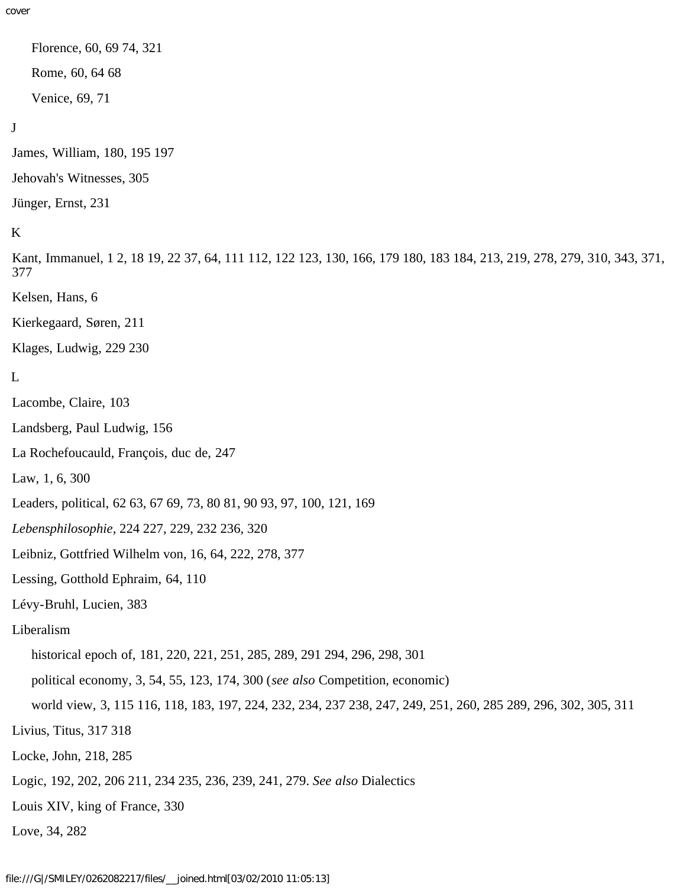Florence, 60, 69 74, 321

Rome, 60, 64 68

Venice, 69, 71

J

James, William, 180, 195 197

Jehovah's Witnesses, 305

Jünger, Ernst, 231

K

Kant, Immanuel, 1 2, 18 19, 22 37, 64, 111 112, 122 123, 130, 166, 179 180, 183 184, 213, 219, 278, 279, 310, 343, 371, 377

Kelsen, Hans, 6

Kierkegaard, Søren, 211

Klages, Ludwig, 229 230

L

Lacombe, Claire, 103

Landsberg, Paul Ludwig, 156

La Rochefoucauld, François, duc de, 247

Law, 1, 6, 300

Leaders, political, 62 63, 67 69, 73, 80 81, 90 93, 97, 100, 121, 169

*Lebensphilosophie*, 224 227, 229, 232 236, 320

Leibniz, Gottfried Wilhelm von, 16, 64, 222, 278, 377

Lessing, Gotthold Ephraim, 64, 110

Lévy-Bruhl, Lucien, 383

Liberalism

historical epoch of, 181, 220, 221, 251, 285, 289, 291 294, 296, 298, 301

political economy, 3, 54, 55, 123, 174, 300 (*see also* Competition, economic)

world view, 3, 115 116, 118, 183, 197, 224, 232, 234, 237 238, 247, 249, 251, 260, 285 289, 296, 302, 305, 311

Livius, Titus, 317 318

Locke, John, 218, 285

Logic, 192, 202, 206 211, 234 235, 236, 239, 241, 279. *See also* Dialectics

Louis XIV, king of France, 330

Love, 34, 282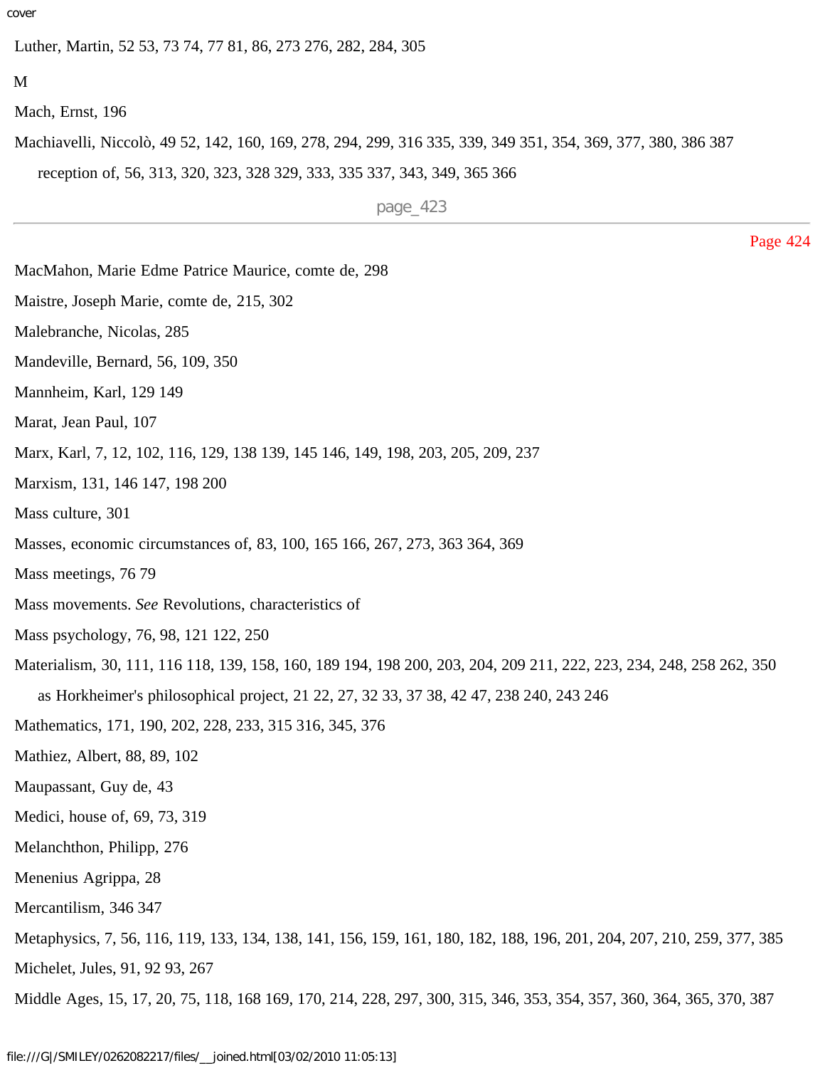Luther, Martin, 52 53, 73 74, 77 81, 86, 273 276, 282, 284, 305

M

Mach, Ernst, 196

Machiavelli, Niccolò, 49 52, 142, 160, 169, 278, 294, 299, 316 335, 339, 349 351, 354, 369, 377, 380, 386 387

  reception of, 56, 313, 320, 323, 328 329, 333, 335 337, 343, 349, 365 366

MacMahon, Marie Edme Patrice Maurice, comte de, 298

Maistre, Joseph Marie, comte de, 215, 302

Malebranche, Nicolas, 285

Mandeville, Bernard, 56, 109, 350

Mannheim, Karl, 129 149

Marat, Jean Paul, 107

Marx, Karl, 7, 12, 102, 116, 129, 138 139, 145 146, 149, 198, 203, 205, 209, 237

Marxism, 131, 146 147, 198 200

Mass culture, 301

Masses, economic circumstances of, 83, 100, 165 166, 267, 273, 363 364, 369

Mass meetings, 76 79

Mass movements. *See* Revolutions, characteristics of

Mass psychology, 76, 98, 121 122, 250

Materialism, 30, 111, 116 118, 139, 158, 160, 189 194, 198 200, 203, 204, 209 211, 222, 223, 234, 248, 258 262, 350

  as Horkheimer's philosophical project, 21 22, 27, 32 33, 37 38, 42 47, 238 240, 243 246

Mathematics, 171, 190, 202, 228, 233, 315 316, 345, 376

Mathiez, Albert, 88, 89, 102

Maupassant, Guy de, 43

Medici, house of, 69, 73, 319

Melanchthon, Philipp, 276

Menenius Agrippa, 28

Mercantilism, 346 347

Metaphysics, 7, 56, 116, 119, 133, 134, 138, 141, 156, 159, 161, 180, 182, 188, 196, 201, 204, 207, 210, 259, 377, 385

Michelet, Jules, 91, 92 93, 267

Middle Ages, 15, 17, 20, 75, 118, 168 169, 170, 214, 228, 297, 300, 315, 346, 353, 354, 357, 360, 364, 365, 370, 387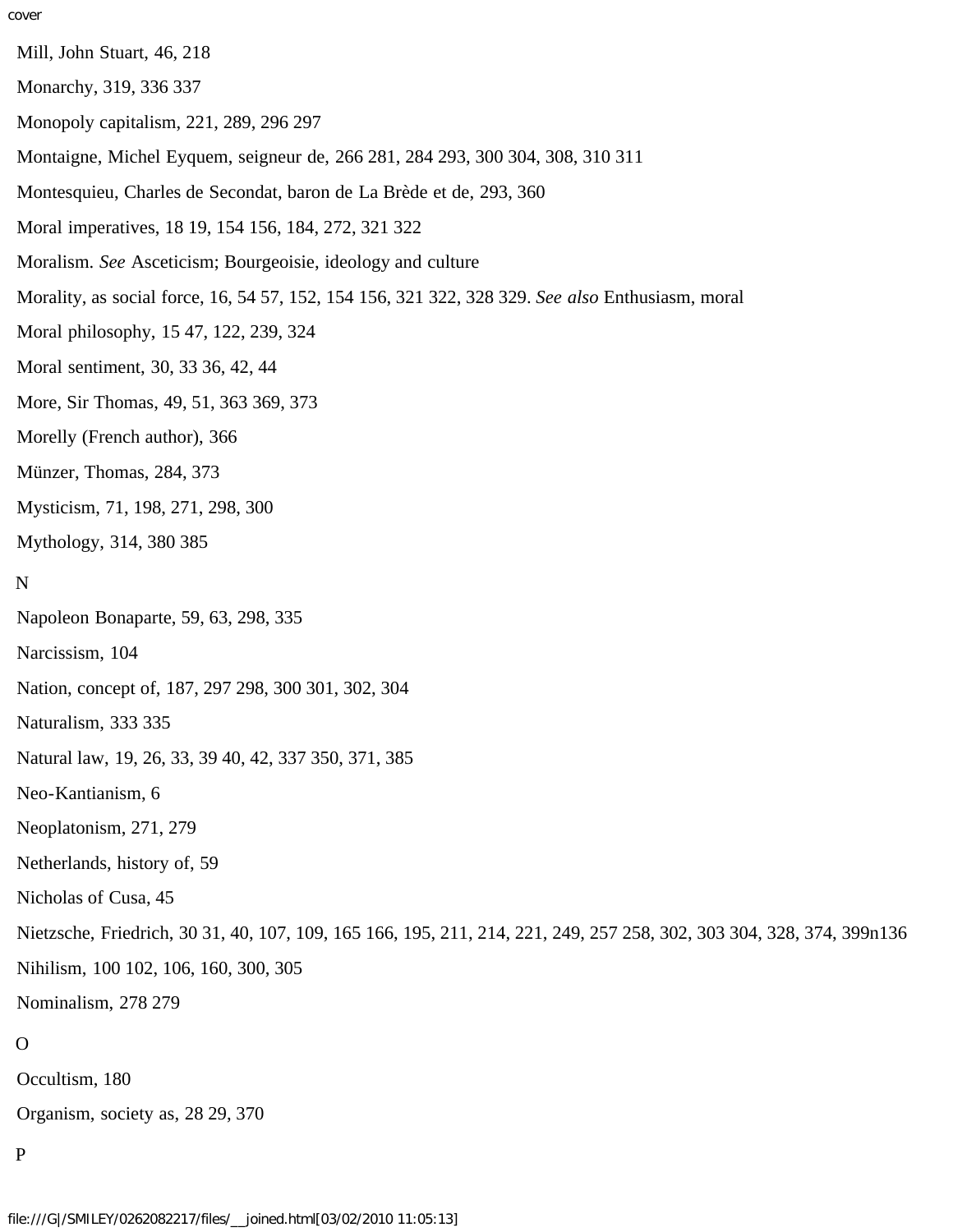Mill, John Stuart, 46, 218

Monarchy, 319, 336 337

Monopoly capitalism, 221, 289, 296 297

Montaigne, Michel Eyquem, seigneur de, 266 281, 284 293, 300 304, 308, 310 311

Montesquieu, Charles de Secondat, baron de La Brède et de, 293, 360

Moral imperatives, 18 19, 154 156, 184, 272, 321 322

Moralism. *See* Asceticism; Bourgeoisie, ideology and culture

Morality, as social force, 16, 54 57, 152, 154 156, 321 322, 328 329. *See also* Enthusiasm, moral

Moral philosophy, 15 47, 122, 239, 324

Moral sentiment, 30, 33 36, 42, 44

More, Sir Thomas, 49, 51, 363 369, 373

Morelly (French author), 366

Münzer, Thomas, 284, 373

Mysticism, 71, 198, 271, 298, 300

Mythology, 314, 380 385

N

Napoleon Bonaparte, 59, 63, 298, 335

Narcissism, 104

Nation, concept of, 187, 297 298, 300 301, 302, 304

Naturalism, 333 335

Natural law, 19, 26, 33, 39 40, 42, 337 350, 371, 385

Neo-Kantianism, 6

Neoplatonism, 271, 279

Netherlands, history of, 59

Nicholas of Cusa, 45

Nietzsche, Friedrich, 30 31, 40, 107, 109, 165 166, 195, 211, 214, 221, 249, 257 258, 302, 303 304, 328, 374, 399n136

Nihilism, 100 102, 106, 160, 300, 305

Nominalism, 278 279

O

Occultism, 180

Organism, society as, 28 29, 370

P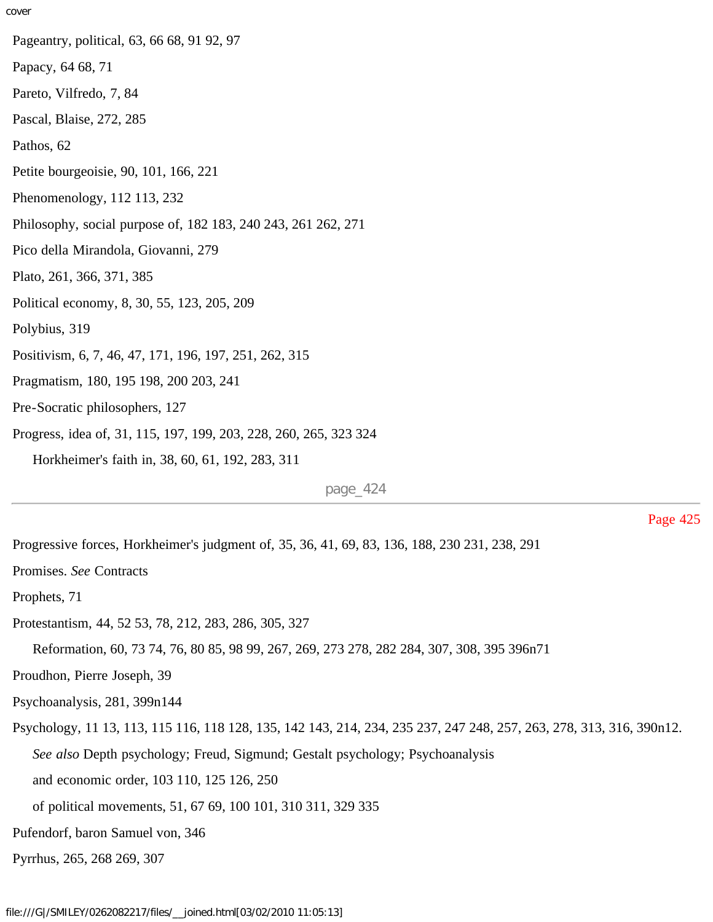Pageantry, political, 63, 66 68, 91 92, 97

Papacy, 64 68, 71

Pareto, Vilfredo, 7, 84

Pascal, Blaise, 272, 285

Pathos, 62

Petite bourgeoisie, 90, 101, 166, 221

Phenomenology, 112 113, 232

Philosophy, social purpose of, 182 183, 240 243, 261 262, 271

Pico della Mirandola, Giovanni, 279

Plato, 261, 366, 371, 385

Political economy, 8, 30, 55, 123, 205, 209

Polybius, 319

Positivism, 6, 7, 46, 47, 171, 196, 197, 251, 262, 315

Pragmatism, 180, 195 198, 200 203, 241

Pre-Socratic philosophers, 127

Progress, idea of, 31, 115, 197, 199, 203, 228, 260, 265, 323 324

    Horkheimer's faith in, 38, 60, 61, 192, 283, 311

Progressive forces, Horkheimer's judgment of, 35, 36, 41, 69, 83, 136, 188, 230 231, 238, 291

Promises. *See* Contracts

Prophets, 71

Protestantism, 44, 52 53, 78, 212, 283, 286, 305, 327

    Reformation, 60, 73 74, 76, 80 85, 98 99, 267, 269, 273 278, 282 284, 307, 308, 395 396n71

Proudhon, Pierre Joseph, 39

Psychoanalysis, 281, 399n144

Psychology, 11 13, 113, 115 116, 118 128, 135, 142 143, 214, 234, 235 237, 247 248, 257, 263, 278, 313, 316, 390n12.

    *See also* Depth psychology; Freud, Sigmund; Gestalt psychology; Psychoanalysis

    and economic order, 103 110, 125 126, 250

    of political movements, 51, 67 69, 100 101, 310 311, 329 335

Pufendorf, baron Samuel von, 346

Pyrrhus, 265, 268 269, 307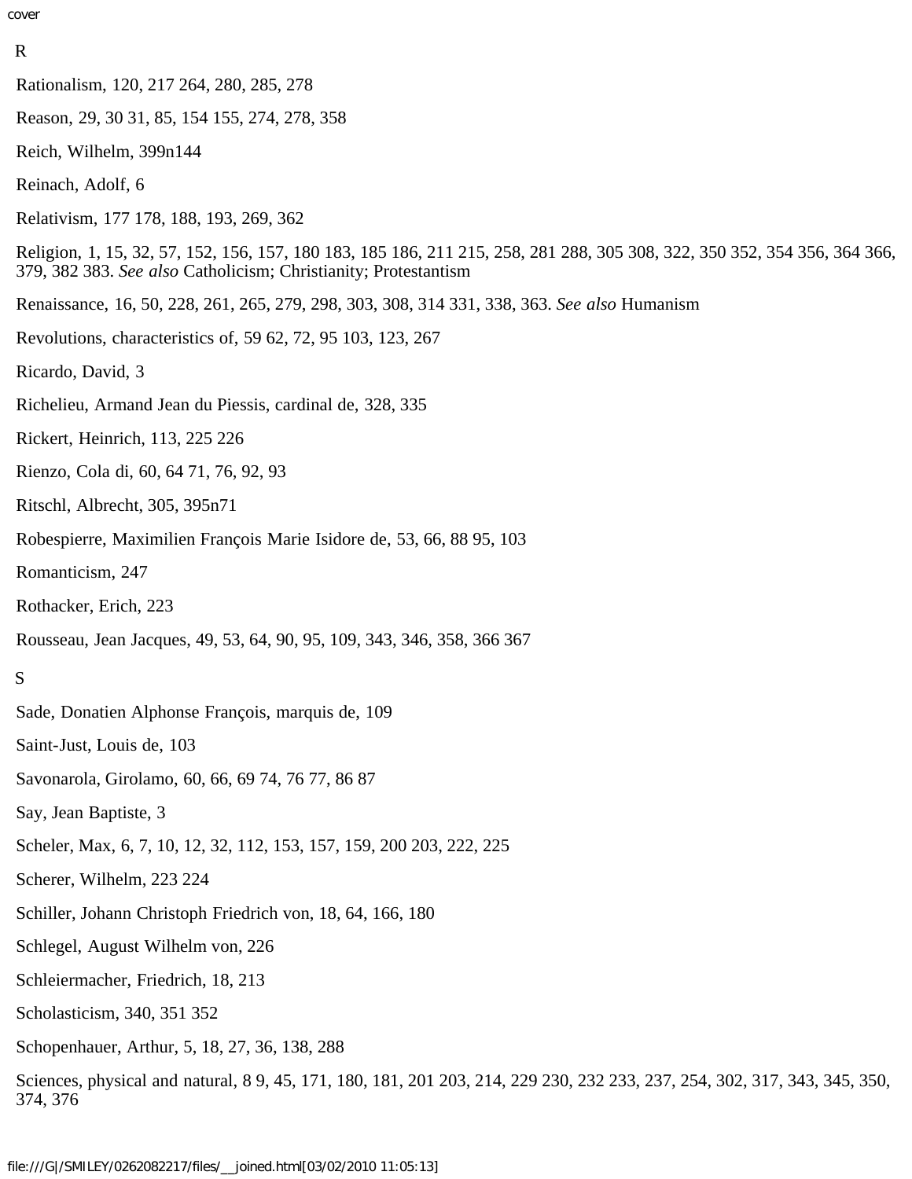R

Rationalism, 120, 217 264, 280, 285, 278

Reason, 29, 30 31, 85, 154 155, 274, 278, 358

Reich, Wilhelm, 399n144

Reinach, Adolf, 6

Relativism, 177 178, 188, 193, 269, 362

Religion, 1, 15, 32, 57, 152, 156, 157, 180 183, 185 186, 211 215, 258, 281 288, 305 308, 322, 350 352, 354 356, 364 366, 379, 382 383. *See also* Catholicism; Christianity; Protestantism

Renaissance, 16, 50, 228, 261, 265, 279, 298, 303, 308, 314 331, 338, 363. *See also* Humanism

Revolutions, characteristics of, 59 62, 72, 95 103, 123, 267

Ricardo, David, 3

Richelieu, Armand Jean du Piessis, cardinal de, 328, 335

Rickert, Heinrich, 113, 225 226

Rienzo, Cola di, 60, 64 71, 76, 92, 93

Ritschl, Albrecht, 305, 395n71

Robespierre, Maximilien François Marie Isidore de, 53, 66, 88 95, 103

Romanticism, 247

Rothacker, Erich, 223

Rousseau, Jean Jacques, 49, 53, 64, 90, 95, 109, 343, 346, 358, 366 367

S

Sade, Donatien Alphonse François, marquis de, 109

Saint-Just, Louis de, 103

Savonarola, Girolamo, 60, 66, 69 74, 76 77, 86 87

Say, Jean Baptiste, 3

Scheler, Max, 6, 7, 10, 12, 32, 112, 153, 157, 159, 200 203, 222, 225

Scherer, Wilhelm, 223 224

Schiller, Johann Christoph Friedrich von, 18, 64, 166, 180

Schlegel, August Wilhelm von, 226

Schleiermacher, Friedrich, 18, 213

Scholasticism, 340, 351 352

Schopenhauer, Arthur, 5, 18, 27, 36, 138, 288

Sciences, physical and natural, 8 9, 45, 171, 180, 181, 201 203, 214, 229 230, 232 233, 237, 254, 302, 317, 343, 345, 350, 374, 376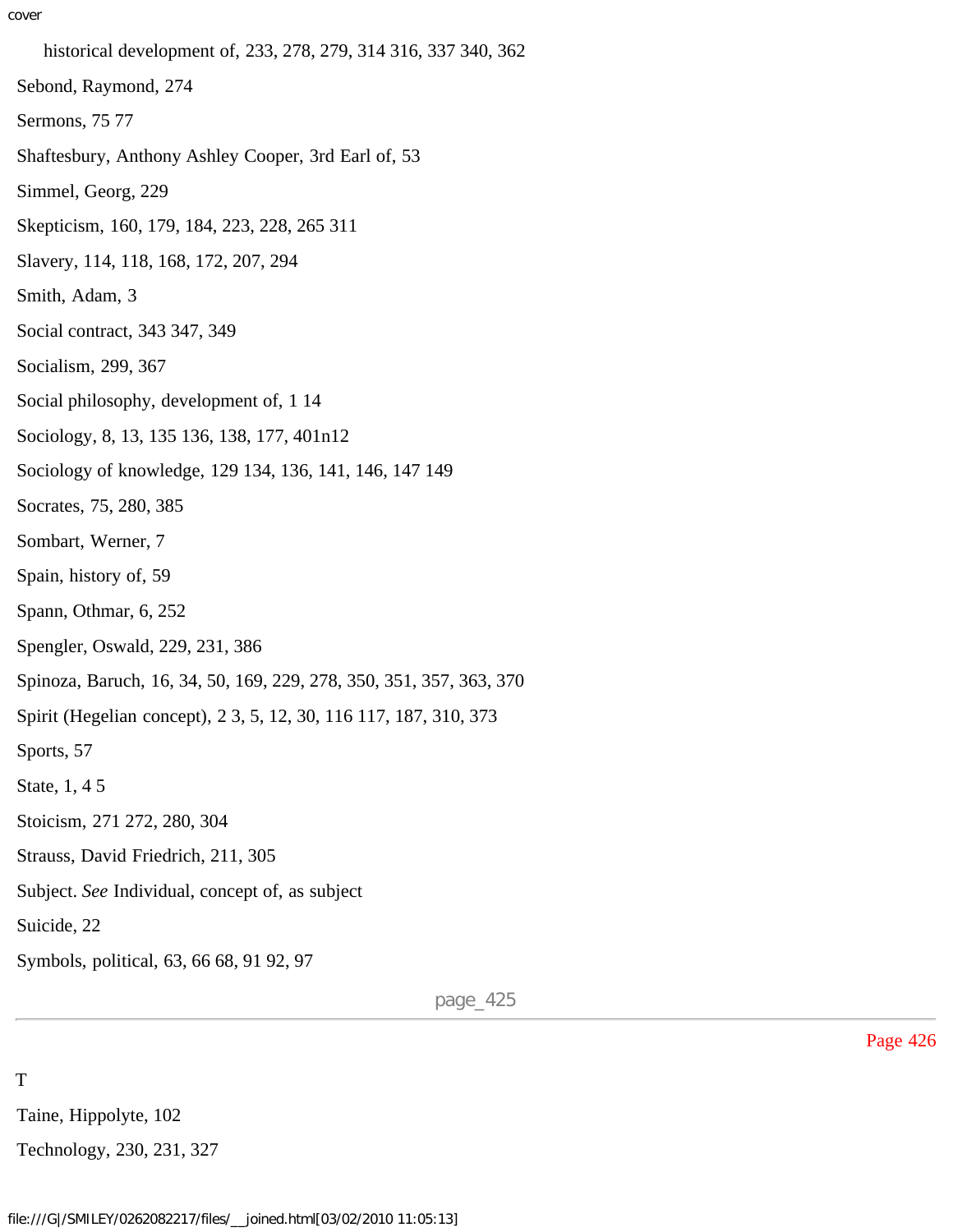historical development of, 233, 278, 279, 314 316, 337 340, 362

Sebond, Raymond, 274

Sermons, 75 77

Shaftesbury, Anthony Ashley Cooper, 3rd Earl of, 53

Simmel, Georg, 229

Skepticism, 160, 179, 184, 223, 228, 265 311

Slavery, 114, 118, 168, 172, 207, 294

Smith, Adam, 3

Social contract, 343 347, 349

Socialism, 299, 367

Social philosophy, development of, 1 14

Sociology, 8, 13, 135 136, 138, 177, 401n12

Sociology of knowledge, 129 134, 136, 141, 146, 147 149

Socrates, 75, 280, 385

Sombart, Werner, 7

Spain, history of, 59

Spann, Othmar, 6, 252

Spengler, Oswald, 229, 231, 386

Spinoza, Baruch, 16, 34, 50, 169, 229, 278, 350, 351, 357, 363, 370

Spirit (Hegelian concept), 2 3, 5, 12, 30, 116 117, 187, 310, 373

Sports, 57

State, 1, 4 5

Stoicism, 271 272, 280, 304

Strauss, David Friedrich, 211, 305

Subject. *See* Individual, concept of, as subject

Suicide, 22

Symbols, political, 63, 66 68, 91 92, 97

T

Taine, Hippolyte, 102

Technology, 230, 231, 327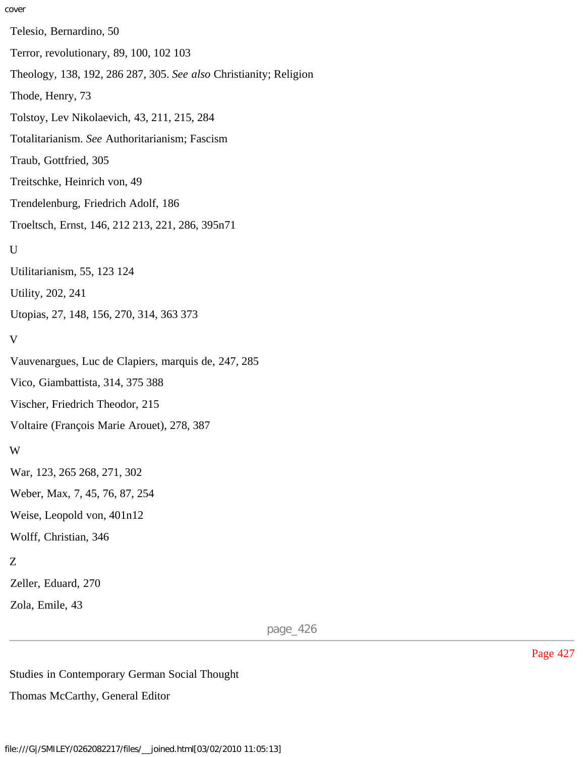Telesio, Bernardino, 50

Terror, revolutionary, 89, 100, 102 103

Theology, 138, 192, 286 287, 305. *See also* Christianity; Religion

Thode, Henry, 73

Tolstoy, Lev Nikolaevich, 43, 211, 215, 284

Totalitarianism. *See* Authoritarianism; Fascism

Traub, Gottfried, 305

Treitschke, Heinrich von, 49

Trendelenburg, Friedrich Adolf, 186

Troeltsch, Ernst, 146, 212 213, 221, 286, 395n71

U

Utilitarianism, 55, 123 124

Utility, 202, 241

Utopias, 27, 148, 156, 270, 314, 363 373

V

Vauvenargues, Luc de Clapiers, marquis de, 247, 285

Vico, Giambattista, 314, 375 388

Vischer, Friedrich Theodor, 215

Voltaire (François Marie Arouet), 278, 387

W

War, 123, 265 268, 271, 302

Weber, Max, 7, 45, 76, 87, 254

Weise, Leopold von, 401n12

Wolff, Christian, 346

Z

Zeller, Eduard, 270

Zola, Emile, 43

---

Studies in Contemporary German Social Thought

Thomas McCarthy, General Editor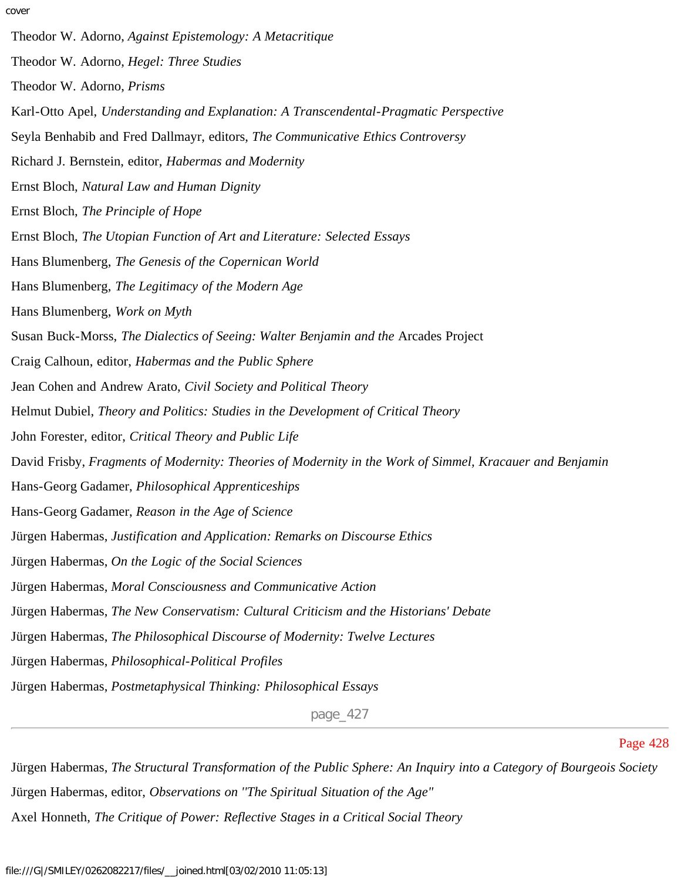Theodor W. Adorno, *Against Epistemology: A Metacritique*

Theodor W. Adorno, *Hegel: Three Studies*

Theodor W. Adorno, *Prisms*

Karl-Otto Apel, *Understanding and Explanation: A Transcendental-Pragmatic Perspective*

Seyla Benhabib and Fred Dallmayr, editors, *The Communicative Ethics Controversy*

Richard J. Bernstein, editor, *Habermas and Modernity*

Ernst Bloch, *Natural Law and Human Dignity*

Ernst Bloch, *The Principle of Hope*

Ernst Bloch, *The Utopian Function of Art and Literature: Selected Essays*

Hans Blumenberg, *The Genesis of the Copernican World*

Hans Blumenberg, *The Legitimacy of the Modern Age*

Hans Blumenberg, *Work on Myth*

Susan Buck-Morss, *The Dialectics of Seeing: Walter Benjamin and the* Arcades Project

Craig Calhoun, editor, *Habermas and the Public Sphere*

Jean Cohen and Andrew Arato, *Civil Society and Political Theory*

Helmut Dubiel, *Theory and Politics: Studies in the Development of Critical Theory*

John Forester, editor, *Critical Theory and Public Life*

David Frisby, *Fragments of Modernity: Theories of Modernity in the Work of Simmel, Kracauer and Benjamin*

Hans-Georg Gadamer, *Philosophical Apprenticeships*

Hans-Georg Gadamer, *Reason in the Age of Science*

Jürgen Habermas, *Justification and Application: Remarks on Discourse Ethics*

Jürgen Habermas, *On the Logic of the Social Sciences*

Jürgen Habermas, *Moral Consciousness and Communicative Action*

Jürgen Habermas, *The New Conservatism: Cultural Criticism and the Historians' Debate*

Jürgen Habermas, *The Philosophical Discourse of Modernity: Twelve Lectures*

Jürgen Habermas, *Philosophical-Political Profiles*

Jürgen Habermas, *Postmetaphysical Thinking: Philosophical Essays*

Jürgen Habermas, *The Structural Transformation of the Public Sphere: An Inquiry into a Category of Bourgeois Society*

Jürgen Habermas, editor, *Observations on "The Spiritual Situation of the Age"*

Axel Honneth, *The Critique of Power: Reflective Stages in a Critical Social Theory*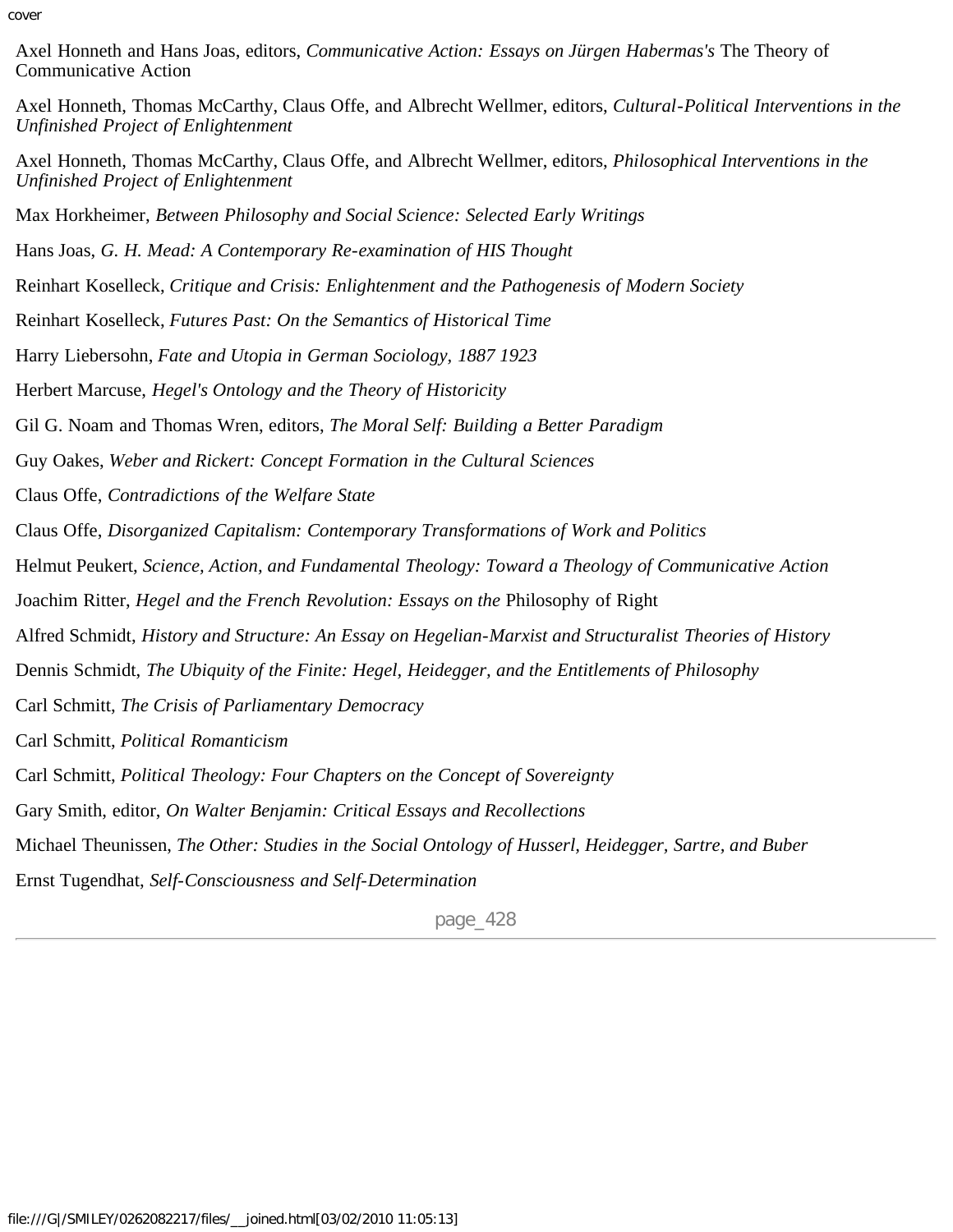Axel Honneth and Hans Joas, editors, *Communicative Action: Essays on Jürgen Habermas's* The Theory of Communicative Action

Axel Honneth, Thomas McCarthy, Claus Offe, and Albrecht Wellmer, editors, *Cultural-Political Interventions in the Unfinished Project of Enlightenment*

Axel Honneth, Thomas McCarthy, Claus Offe, and Albrecht Wellmer, editors, *Philosophical Interventions in the Unfinished Project of Enlightenment*

Max Horkheimer, *Between Philosophy and Social Science: Selected Early Writings*

Hans Joas, *G. H. Mead: A Contemporary Re-examination of HIS Thought*

Reinhart Koselleck, *Critique and Crisis: Enlightenment and the Pathogenesis of Modern Society*

Reinhart Koselleck, *Futures Past: On the Semantics of Historical Time*

Harry Liebersohn, *Fate and Utopia in German Sociology, 1887 1923*

Herbert Marcuse, *Hegel's Ontology and the Theory of Historicity*

Gil G. Noam and Thomas Wren, editors, *The Moral Self: Building a Better Paradigm*

Guy Oakes, *Weber and Rickert: Concept Formation in the Cultural Sciences*

Claus Offe, *Contradictions of the Welfare State*

Claus Offe, *Disorganized Capitalism: Contemporary Transformations of Work and Politics*

Helmut Peukert, *Science, Action, and Fundamental Theology: Toward a Theology of Communicative Action*

Joachim Ritter, *Hegel and the French Revolution: Essays on the* Philosophy of Right

Alfred Schmidt, *History and Structure: An Essay on Hegelian-Marxist and Structuralist Theories of History*

Dennis Schmidt, *The Ubiquity of the Finite: Hegel, Heidegger, and the Entitlements of Philosophy*

Carl Schmitt, *The Crisis of Parliamentary Democracy*

Carl Schmitt, *Political Romanticism*

Carl Schmitt, *Political Theology: Four Chapters on the Concept of Sovereignty*

Gary Smith, editor, *On Walter Benjamin: Critical Essays and Recollections*

Michael Theunissen, *The Other: Studies in the Social Ontology of Husserl, Heidegger, Sartre, and Buber*

Ernst Tugendhat, *Self-Consciousness and Self-Determination*